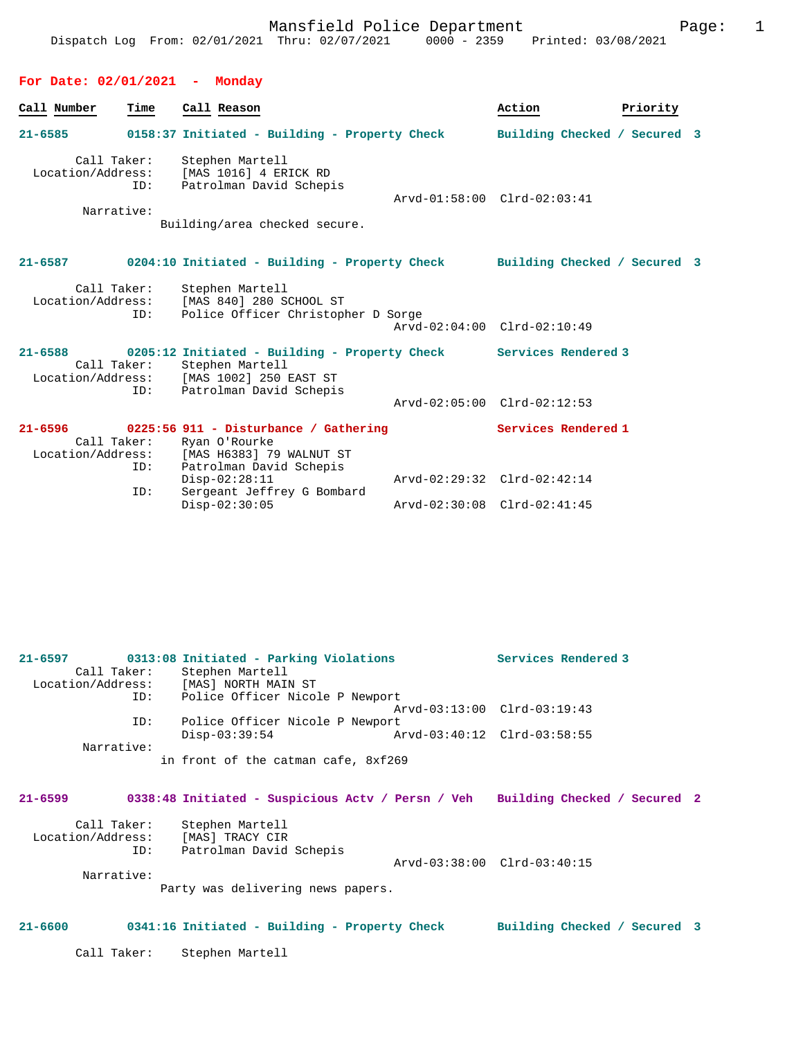Dispatch Log From: 02/01/2021 Thru: 02/07/2021 0000 - 2359 Printed: 03/08/2021

## For Date: 02/01/2021 - Monday

| Call Number | Time | Call Reason | Action | Priority |
|---|---|---|---|---|

**21-6585** 0158:37 Initiated - Building - Property Check — Building Checked / Secured 3

Call Taker: Stephen Martell
Location/Address: [MAS 1016] 4 ERICK RD
ID: Patrolman David Schepis
Arvd-01:58:00 Clrd-02:03:41
Narrative:
Building/area checked secure.

**21-6587** 0204:10 Initiated - Building - Property Check — Building Checked / Secured 3

Call Taker: Stephen Martell
Location/Address: [MAS 840] 280 SCHOOL ST
ID: Police Officer Christopher D Sorge
Arvd-02:04:00 Clrd-02:10:49

**21-6588** 0205:12 Initiated - Building - Property Check — Services Rendered 3

Call Taker: Stephen Martell
Location/Address: [MAS 1002] 250 EAST ST
ID: Patrolman David Schepis
Arvd-02:05:00 Clrd-02:12:53

**21-6596** 0225:56 911 - Disturbance / Gathering — Services Rendered 1

Call Taker: Ryan O'Rourke
Location/Address: [MAS H6383] 79 WALNUT ST
ID: Patrolman David Schepis
Disp-02:28:11 Arvd-02:29:32 Clrd-02:42:14
ID: Sergeant Jeffrey G Bombard
Disp-02:30:05 Arvd-02:30:08 Clrd-02:41:45

**21-6597** 0313:08 Initiated - Parking Violations — Services Rendered 3

Call Taker: Stephen Martell
Location/Address: [MAS] NORTH MAIN ST
ID: Police Officer Nicole P Newport
Arvd-03:13:00 Clrd-03:19:43
ID: Police Officer Nicole P Newport
Disp-03:39:54 Arvd-03:40:12 Clrd-03:58:55
Narrative:
in front of the catman cafe, 8xf269

**21-6599** 0338:48 Initiated - Suspicious Actv / Persn / Veh — Building Checked / Secured 2

Call Taker: Stephen Martell
Location/Address: [MAS] TRACY CIR
ID: Patrolman David Schepis
Arvd-03:38:00 Clrd-03:40:15
Narrative:
Party was delivering news papers.

**21-6600** 0341:16 Initiated - Building - Property Check — Building Checked / Secured 3

Call Taker: Stephen Martell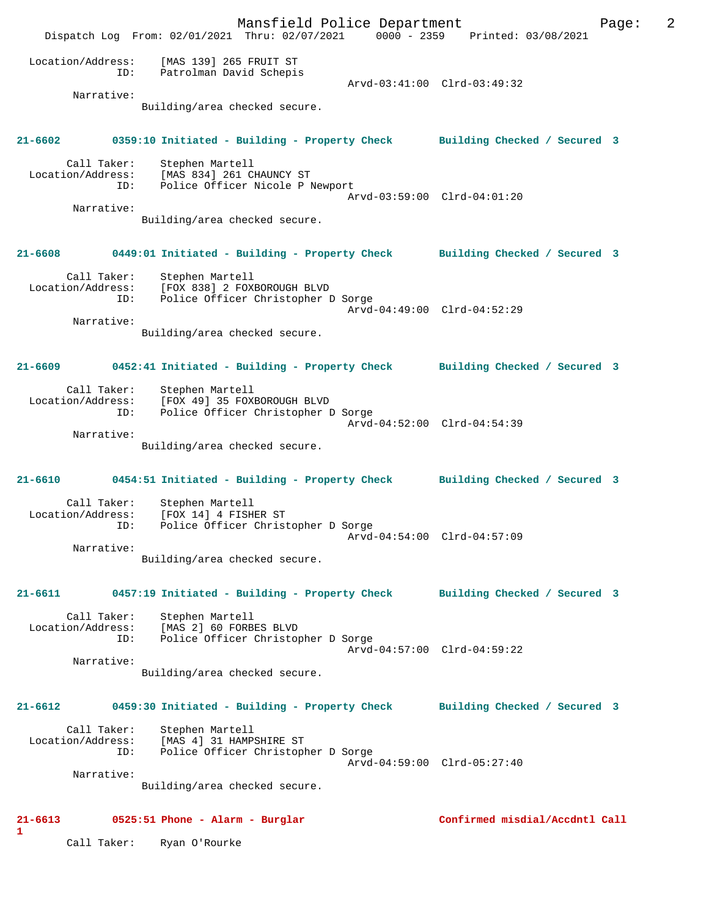Location/Address: [MAS 139] 265 FRUIT ST
ID: Patrolman David Schepis
Arvd-03:41:00 Clrd-03:49:32
Narrative:
Building/area checked secure.

**21-6602 0359:10 Initiated - Building - Property Check Building Checked / Secured 3**

Call Taker: Stephen Martell
Location/Address: [MAS 834] 261 CHAUNCY ST
ID: Police Officer Nicole P Newport
Arvd-03:59:00 Clrd-04:01:20
Narrative:
Building/area checked secure.

**21-6608 0449:01 Initiated - Building - Property Check Building Checked / Secured 3**

Call Taker: Stephen Martell
Location/Address: [FOX 838] 2 FOXBOROUGH BLVD
ID: Police Officer Christopher D Sorge
Arvd-04:49:00 Clrd-04:52:29
Narrative:
Building/area checked secure.

**21-6609 0452:41 Initiated - Building - Property Check Building Checked / Secured 3**

Call Taker: Stephen Martell
Location/Address: [FOX 49] 35 FOXBOROUGH BLVD
ID: Police Officer Christopher D Sorge
Arvd-04:52:00 Clrd-04:54:39
Narrative:
Building/area checked secure.

**21-6610 0454:51 Initiated - Building - Property Check Building Checked / Secured 3**

Call Taker: Stephen Martell
Location/Address: [FOX 14] 4 FISHER ST
ID: Police Officer Christopher D Sorge
Arvd-04:54:00 Clrd-04:57:09
Narrative:
Building/area checked secure.

**21-6611 0457:19 Initiated - Building - Property Check Building Checked / Secured 3**

Call Taker: Stephen Martell
Location/Address: [MAS 2] 60 FORBES BLVD
ID: Police Officer Christopher D Sorge
Arvd-04:57:00 Clrd-04:59:22
Narrative:
Building/area checked secure.

**21-6612 0459:30 Initiated - Building - Property Check Building Checked / Secured 3**

Call Taker: Stephen Martell
Location/Address: [MAS 4] 31 HAMPSHIRE ST
ID: Police Officer Christopher D Sorge
Arvd-04:59:00 Clrd-05:27:40
Narrative:
Building/area checked secure.

**21-6613 0525:51 Phone - Alarm - Burglar Confirmed misdial/Accdntl Call 1**

Call Taker: Ryan O'Rourke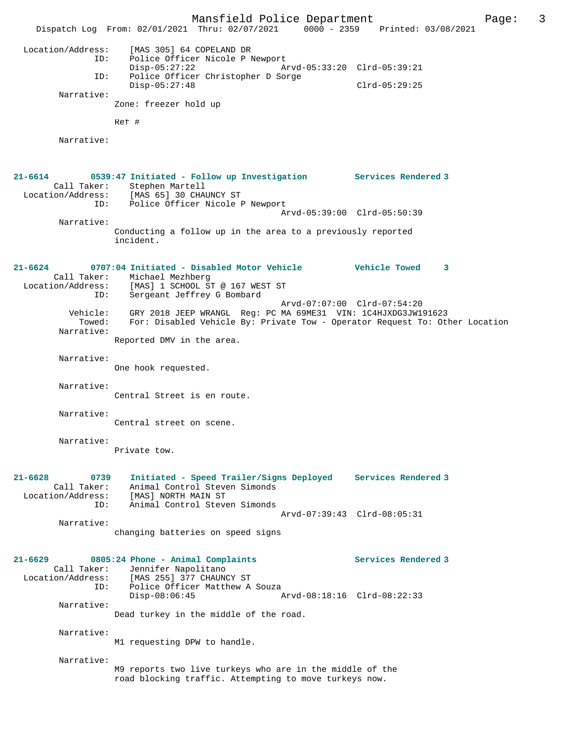Location/Address: [MAS 305] 64 COPELAND DR
ID: Police Officer Nicole P Newport
Disp-05:27:22 Arvd-05:33:20 Clrd-05:39:21
ID: Police Officer Christopher D Sorge
Disp-05:27:48 Clrd-05:29:25
Narrative:
Zone: freezer hold up

Ref #

Narrative:

**21-6614 0539:47 Initiated - Follow up Investigation Services Rendered 3**
Call Taker: Stephen Martell
Location/Address: [MAS 65] 30 CHAUNCY ST
ID: Police Officer Nicole P Newport
Arvd-05:39:00 Clrd-05:50:39
Narrative:
Conducting a follow up in the area to a previously reported incident.

**21-6624 0707:04 Initiated - Disabled Motor Vehicle Vehicle Towed 3**
Call Taker: Michael Mezhberg
Location/Address: [MAS] 1 SCHOOL ST @ 167 WEST ST
ID: Sergeant Jeffrey G Bombard
Arvd-07:07:00 Clrd-07:54:20
Vehicle: GRY 2018 JEEP WRANGL Reg: PC MA 69ME31 VIN: 1C4HJXDG3JW191623
Towed: For: Disabled Vehicle By: Private Tow - Operator Request To: Other Location
Narrative:
Reported DMV in the area.

Narrative:
One hook requested.

Narrative:
Central Street is en route.

Narrative:
Central street on scene.

Narrative:
Private tow.

**21-6628 0739 Initiated - Speed Trailer/Signs Deployed Services Rendered 3**
Call Taker: Animal Control Steven Simonds
Location/Address: [MAS] NORTH MAIN ST
ID: Animal Control Steven Simonds
Arvd-07:39:43 Clrd-08:05:31
Narrative:
changing batteries on speed signs

**21-6629 0805:24 Phone - Animal Complaints Services Rendered 3**
Call Taker: Jennifer Napolitano
Location/Address: [MAS 255] 377 CHAUNCY ST
ID: Police Officer Matthew A Souza
Disp-08:06:45 Arvd-08:18:16 Clrd-08:22:33
Narrative:
Dead turkey in the middle of the road.

Narrative:
M1 requesting DPW to handle.

Narrative:
M9 reports two live turkeys who are in the middle of the road blocking traffic. Attempting to move turkeys now.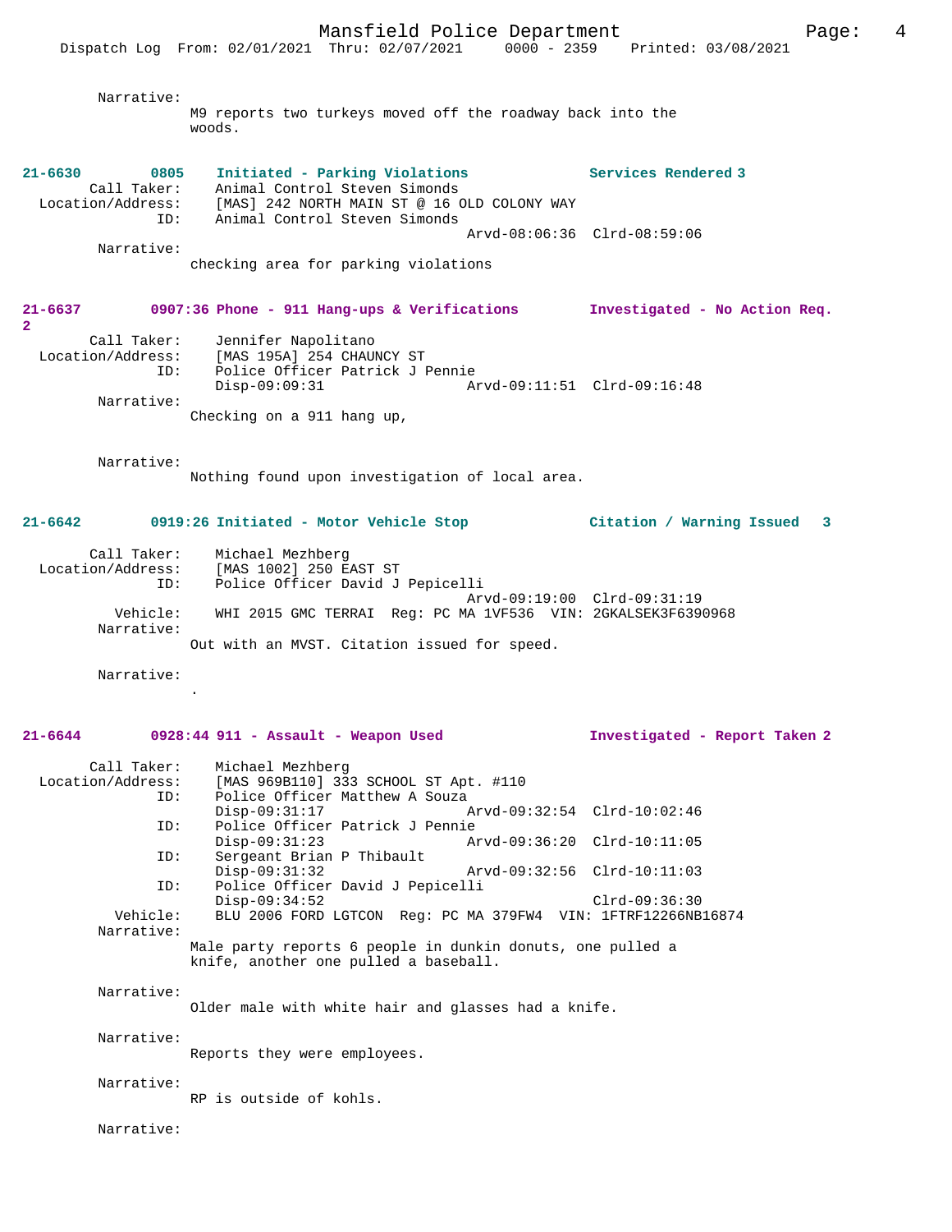Narrative:
M9 reports two turkeys moved off the roadway back into the woods.

**21-6630 0805 Initiated - Parking Violations** — Services Rendered 3

Call Taker: Animal Control Steven Simonds
Location/Address: [MAS] 242 NORTH MAIN ST @ 16 OLD COLONY WAY
ID: Animal Control Steven Simonds
Arvd-08:06:36 Clrd-08:59:06

Narrative:
checking area for parking violations

**21-6637 0907:36 Phone - 911 Hang-ups & Verifications** — Investigated - No Action Req. 2

Call Taker: Jennifer Napolitano
Location/Address: [MAS 195A] 254 CHAUNCY ST
ID: Police Officer Patrick J Pennie
Disp-09:09:31 Arvd-09:11:51 Clrd-09:16:48

Narrative:
Checking on a 911 hang up,

Narrative:
Nothing found upon investigation of local area.

**21-6642 0919:26 Initiated - Motor Vehicle Stop** — Citation / Warning Issued 3

Call Taker: Michael Mezhberg
Location/Address: [MAS 1002] 250 EAST ST
ID: Police Officer David J Pepicelli
Arvd-09:19:00 Clrd-09:31:19
Vehicle: WHI 2015 GMC TERRAI Reg: PC MA 1VF536 VIN: 2GKALSEK3F6390968

Narrative:
Out with an MVST. Citation issued for speed.

Narrative:
.

**21-6644 0928:44 911 - Assault - Weapon Used** — Investigated - Report Taken 2

Call Taker: Michael Mezhberg
Location/Address: [MAS 969B110] 333 SCHOOL ST Apt. #110
ID: Police Officer Matthew A Souza
Disp-09:31:17 Arvd-09:32:54 Clrd-10:02:46
ID: Police Officer Patrick J Pennie
Disp-09:31:23 Arvd-09:36:20 Clrd-10:11:05
ID: Sergeant Brian P Thibault
Disp-09:31:32 Arvd-09:32:56 Clrd-10:11:03
ID: Police Officer David J Pepicelli
Disp-09:34:52 Clrd-09:36:30
Vehicle: BLU 2006 FORD LGTCON Reg: PC MA 379FW4 VIN: 1FTRF12266NB16874

Narrative:
Male party reports 6 people in dunkin donuts, one pulled a knife, another one pulled a baseball.

Narrative:
Older male with white hair and glasses had a knife.

Narrative:
Reports they were employees.

Narrative:
RP is outside of kohls.

Narrative: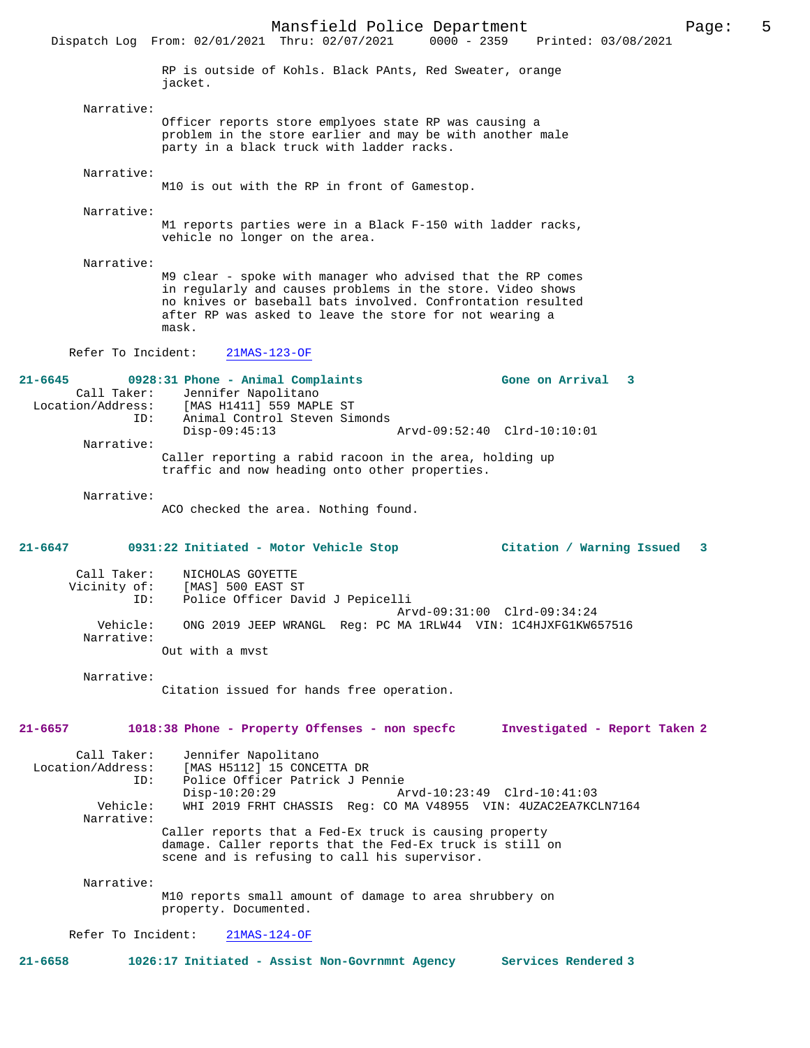RP is outside of Kohls. Black PAnts, Red Sweater, orange jacket.

Narrative:
Officer reports store emplyoes state RP was causing a problem in the store earlier and may be with another male party in a black truck with ladder racks.

Narrative:
M10 is out with the RP in front of Gamestop.

Narrative:
M1 reports parties were in a Black F-150 with ladder racks, vehicle no longer on the area.

Narrative:
M9 clear - spoke with manager who advised that the RP comes in regularly and causes problems in the store. Video shows no knives or baseball bats involved. Confrontation resulted after RP was asked to leave the store for not wearing a mask.

Refer To Incident: 21MAS-123-OF

**21-6645 0928:31 Phone - Animal Complaints — Gone on Arrival 3**

Call Taker: Jennifer Napolitano
Location/Address: [MAS H1411] 559 MAPLE ST
ID: Animal Control Steven Simonds
Disp-09:45:13 Arvd-09:52:40 Clrd-10:10:01

Narrative:
Caller reporting a rabid racoon in the area, holding up traffic and now heading onto other properties.

Narrative:
ACO checked the area. Nothing found.

**21-6647 0931:22 Initiated - Motor Vehicle Stop — Citation / Warning Issued 3**

Call Taker: NICHOLAS GOYETTE
Vicinity of: [MAS] 500 EAST ST
ID: Police Officer David J Pepicelli
Arvd-09:31:00 Clrd-09:34:24
Vehicle: ONG 2019 JEEP WRANGL Reg: PC MA 1RLW44 VIN: 1C4HJXFG1KW657516

Narrative:
Out with a mvst

Narrative:
Citation issued for hands free operation.

**21-6657 1018:38 Phone - Property Offenses - non specfc — Investigated - Report Taken 2**

Call Taker: Jennifer Napolitano
Location/Address: [MAS H5112] 15 CONCETTA DR
ID: Police Officer Patrick J Pennie
Disp-10:20:29 Arvd-10:23:49 Clrd-10:41:03
Vehicle: WHI 2019 FRHT CHASSIS Reg: CO MA V48955 VIN: 4UZAC2EA7KCLN7164

Narrative:
Caller reports that a Fed-Ex truck is causing property damage. Caller reports that the Fed-Ex truck is still on scene and is refusing to call his supervisor.

Narrative:
M10 reports small amount of damage to area shrubbery on property. Documented.

Refer To Incident: 21MAS-124-OF

**21-6658 1026:17 Initiated - Assist Non-Govrnmnt Agency — Services Rendered 3**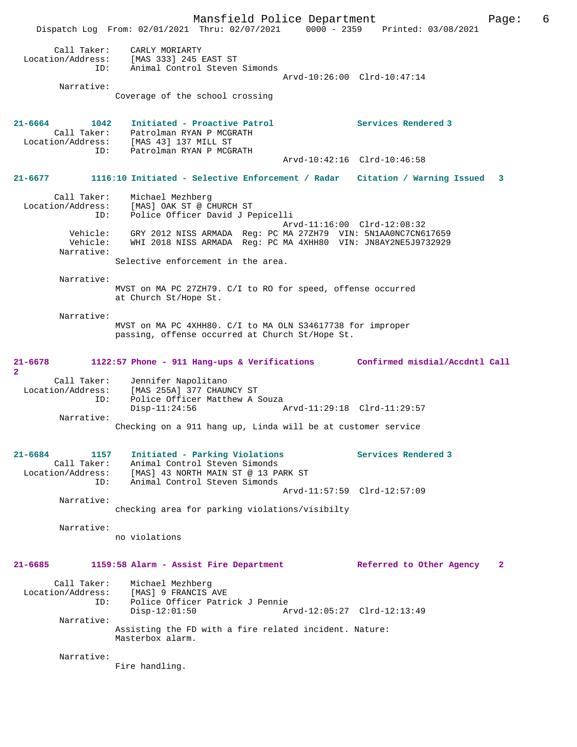Call Taker: CARLY MORIARTY
Location/Address: [MAS 333] 245 EAST ST
ID: Animal Control Steven Simonds
Arvd-10:26:00 Clrd-10:47:14
Narrative:
Coverage of the school crossing

**21-6664 1042 Initiated - Proactive Patrol Services Rendered 3**
Call Taker: Patrolman RYAN P MCGRATH
Location/Address: [MAS 43] 137 MILL ST
ID: Patrolman RYAN P MCGRATH
Arvd-10:42:16 Clrd-10:46:58

**21-6677 1116:10 Initiated - Selective Enforcement / Radar Citation / Warning Issued 3**
Call Taker: Michael Mezhberg
Location/Address: [MAS] OAK ST @ CHURCH ST
ID: Police Officer David J Pepicelli
Arvd-11:16:00 Clrd-12:08:32
Vehicle: GRY 2012 NISS ARMADA Reg: PC MA 27ZH79 VIN: 5N1AA0NC7CN617659
Vehicle: WHI 2018 NISS ARMADA Reg: PC MA 4XHH80 VIN: JN8AY2NE5J9732929
Narrative:
Selective enforcement in the area.

Narrative:
MVST on MA PC 27ZH79. C/I to RO for speed, offense occurred at Church St/Hope St.

Narrative:
MVST on MA PC 4XHH80. C/I to MA OLN S34617738 for improper passing, offense occurred at Church St/Hope St.

**21-6678 1122:57 Phone - 911 Hang-ups & Verifications Confirmed misdial/Accdntl Call 2**
Call Taker: Jennifer Napolitano
Location/Address: [MAS 255A] 377 CHAUNCY ST
ID: Police Officer Matthew A Souza
Disp-11:24:56 Arvd-11:29:18 Clrd-11:29:57
Narrative:
Checking on a 911 hang up, Linda will be at customer service

**21-6684 1157 Initiated - Parking Violations Services Rendered 3**
Call Taker: Animal Control Steven Simonds
Location/Address: [MAS] 43 NORTH MAIN ST @ 13 PARK ST
ID: Animal Control Steven Simonds
Arvd-11:57:59 Clrd-12:57:09
Narrative:
checking area for parking violations/visibilty

Narrative:
no violations

**21-6685 1159:58 Alarm - Assist Fire Department Referred to Other Agency 2**
Call Taker: Michael Mezhberg
Location/Address: [MAS] 9 FRANCIS AVE
ID: Police Officer Patrick J Pennie
Disp-12:01:50 Arvd-12:05:27 Clrd-12:13:49
Narrative:
Assisting the FD with a fire related incident. Nature: Masterbox alarm.

Narrative:
Fire handling.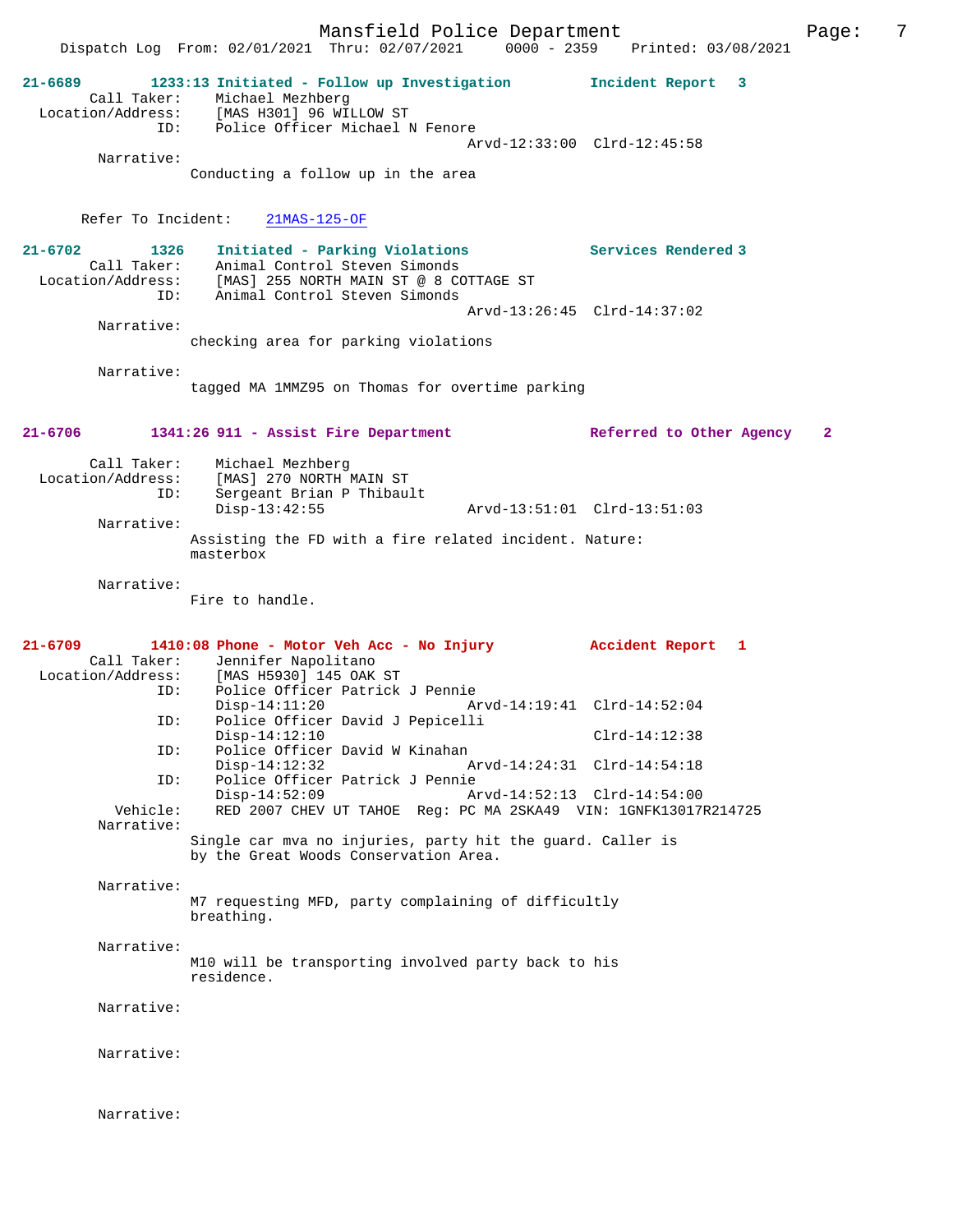**21-6689** 1233:13 Initiated - Follow up Investigation — Incident Report 3

```
        Call Taker:    Michael Mezhberg
  Location/Address:    [MAS H301] 96 WILLOW ST
                ID:    Police Officer Michael N Fenore
                                              Arvd-12:33:00  Clrd-12:45:58
         Narrative:
                Conducting a follow up in the area
```

Refer To Incident: 21MAS-125-OF

**21-6702** 1326 Initiated - Parking Violations — Services Rendered 3

```
        Call Taker:    Animal Control Steven Simonds
  Location/Address:    [MAS] 255 NORTH MAIN ST @ 8 COTTAGE ST
                ID:    Animal Control Steven Simonds
                                              Arvd-13:26:45  Clrd-14:37:02
         Narrative:
                checking area for parking violations

         Narrative:
                tagged MA 1MMZ95 on Thomas for overtime parking
```

**21-6706** 1341:26 911 - Assist Fire Department — Referred to Other Agency 2

```
        Call Taker:    Michael Mezhberg
  Location/Address:    [MAS] 270 NORTH MAIN ST
                ID:    Sergeant Brian P Thibault
                       Disp-13:42:55          Arvd-13:51:01  Clrd-13:51:03
         Narrative:
                Assisting the FD with a fire related incident. Nature:
                masterbox

         Narrative:
                Fire to handle.
```

**21-6709** 1410:08 Phone - Motor Veh Acc - No Injury — Accident Report 1

```
        Call Taker:    Jennifer Napolitano
  Location/Address:    [MAS H5930] 145 OAK ST
                ID:    Police Officer Patrick J Pennie
                       Disp-14:11:20          Arvd-14:19:41  Clrd-14:52:04
                ID:    Police Officer David J Pepicelli
                       Disp-14:12:10                         Clrd-14:12:38
                ID:    Police Officer David W Kinahan
                       Disp-14:12:32          Arvd-14:24:31  Clrd-14:54:18
                ID:    Police Officer Patrick J Pennie
                       Disp-14:52:09          Arvd-14:52:13  Clrd-14:54:00
           Vehicle:    RED 2007 CHEV UT TAHOE  Reg: PC MA 2SKA49  VIN: 1GNFK13017R214725
         Narrative:
                Single car mva no injuries, party hit the guard. Caller is
                by the Great Woods Conservation Area.

         Narrative:
                M7 requesting MFD, party complaining of difficultly
                breathing.

         Narrative:
                M10 will be transporting involved party back to his
                residence.

         Narrative:

         Narrative:

         Narrative:
```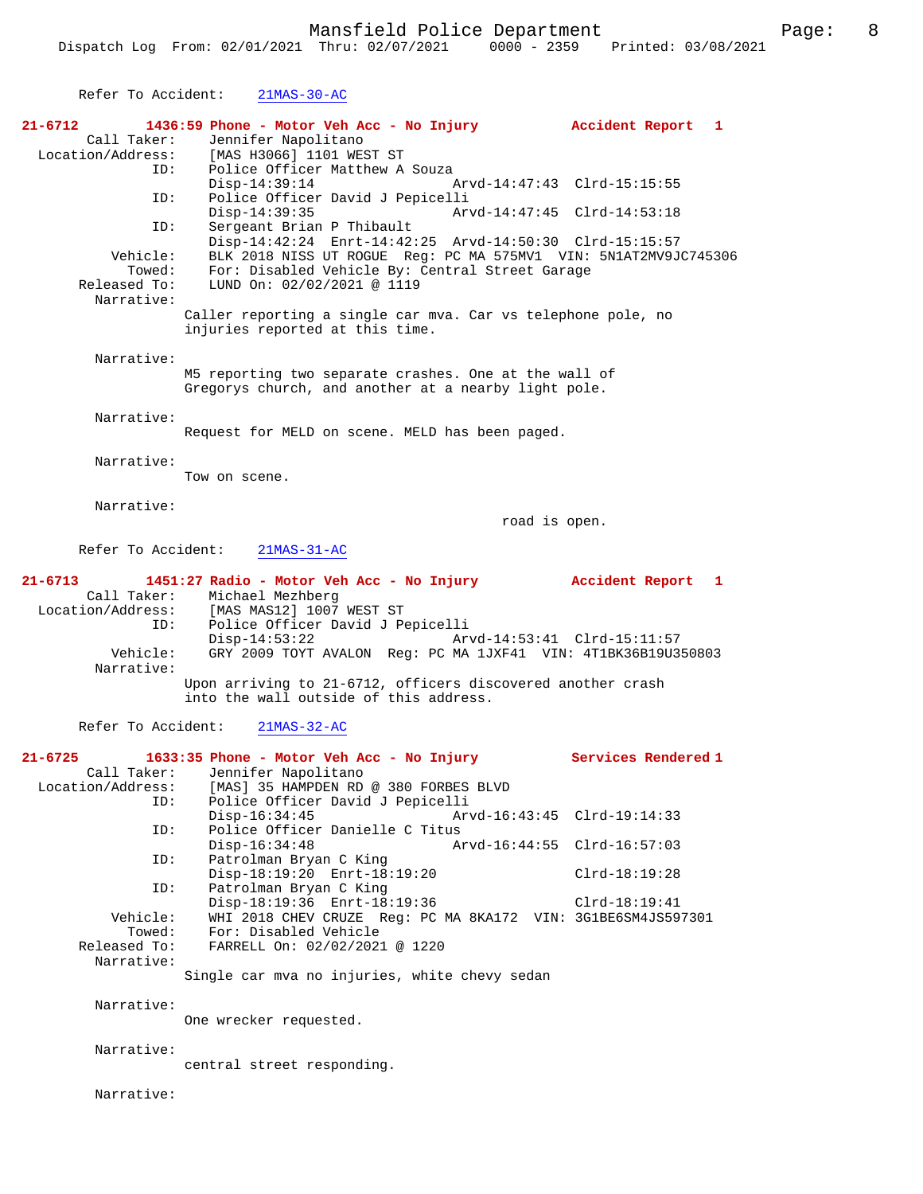Refer To Accident: 21MAS-30-AC

**21-6712 1436:59 Phone - Motor Veh Acc - No Injury Accident Report 1**

```
        Call Taker:     Jennifer Napolitano
  Location/Address:     [MAS H3066] 1101 WEST ST
                ID:     Police Officer Matthew A Souza
                        Disp-14:39:14                Arvd-14:47:43  Clrd-15:15:55
                ID:     Police Officer David J Pepicelli
                        Disp-14:39:35                Arvd-14:47:45  Clrd-14:53:18
                ID:     Sergeant Brian P Thibault
                        Disp-14:42:24  Enrt-14:42:25  Arvd-14:50:30  Clrd-15:15:57
           Vehicle:     BLK 2018 NISS UT ROGUE  Reg: PC MA 575MV1  VIN: 5N1AT2MV9JC745306
             Towed:     For: Disabled Vehicle By: Central Street Garage
       Released To:     LUND On: 02/02/2021 @ 1119
         Narrative:
                    Caller reporting a single car mva. Car vs telephone pole, no
                    injuries reported at this time.

         Narrative:
                    M5 reporting two separate crashes. One at the wall of
                    Gregorys church, and another at a nearby light pole.

         Narrative:
                    Request for MELD on scene. MELD has been paged.

         Narrative:
                    Tow on scene.

         Narrative:
                                                        road is open.
```

Refer To Accident: 21MAS-31-AC

**21-6713 1451:27 Radio - Motor Veh Acc - No Injury Accident Report 1**

```
        Call Taker:     Michael Mezhberg
  Location/Address:     [MAS MAS12] 1007 WEST ST
                ID:     Police Officer David J Pepicelli
                        Disp-14:53:22                Arvd-14:53:41  Clrd-15:11:57
           Vehicle:     GRY 2009 TOYT AVALON  Reg: PC MA 1JXF41  VIN: 4T1BK36B19U350803
         Narrative:
                    Upon arriving to 21-6712, officers discovered another crash
                    into the wall outside of this address.
```

Refer To Accident: 21MAS-32-AC

**21-6725 1633:35 Phone - Motor Veh Acc - No Injury Services Rendered 1**

```
        Call Taker:     Jennifer Napolitano
  Location/Address:     [MAS] 35 HAMPDEN RD @ 380 FORBES BLVD
                ID:     Police Officer David J Pepicelli
                        Disp-16:34:45                Arvd-16:43:45  Clrd-19:14:33
                ID:     Police Officer Danielle C Titus
                        Disp-16:34:48                Arvd-16:44:55  Clrd-16:57:03
                ID:     Patrolman Bryan C King
                        Disp-18:19:20  Enrt-18:19:20                Clrd-18:19:28
                ID:     Patrolman Bryan C King
                        Disp-18:19:36  Enrt-18:19:36                Clrd-18:19:41
           Vehicle:     WHI 2018 CHEV CRUZE  Reg: PC MA 8KA172  VIN: 3G1BE6SM4JS597301
             Towed:     For: Disabled Vehicle
       Released To:     FARRELL On: 02/02/2021 @ 1220
         Narrative:
                    Single car mva no injuries, white chevy sedan

         Narrative:
                    One wrecker requested.

         Narrative:
                    central street responding.

         Narrative:
```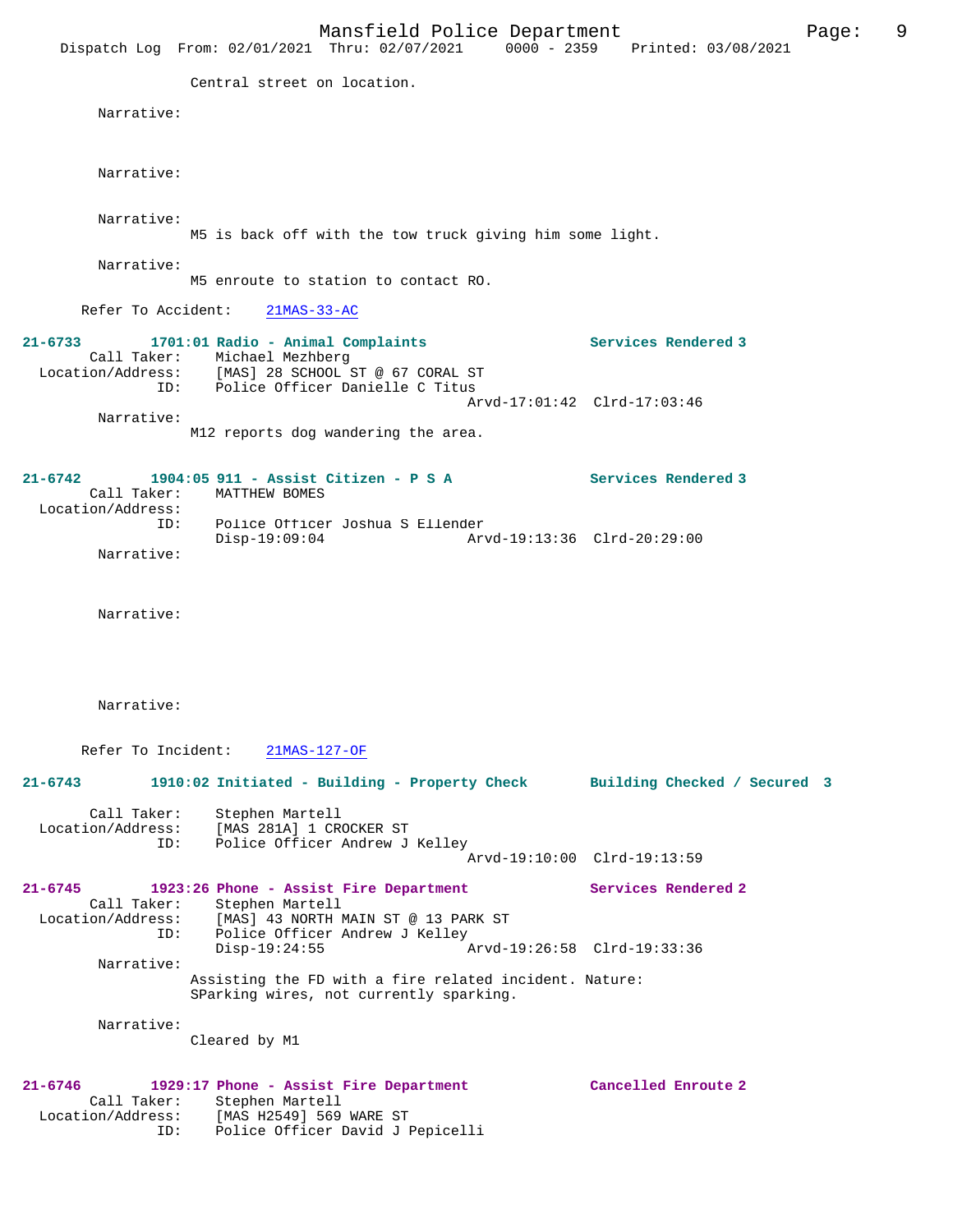Central street on location.

Narrative:

Narrative:

Narrative:
M5 is back off with the tow truck giving him some light.

Narrative:
M5 enroute to station to contact RO.

Refer To Accident: 21MAS-33-AC

**21-6733 1701:01 Radio - Animal Complaints Services Rendered 3**
Call Taker: Michael Mezhberg
Location/Address: [MAS] 28 SCHOOL ST @ 67 CORAL ST
ID: Police Officer Danielle C Titus
Arvd-17:01:42 Clrd-17:03:46
Narrative:
M12 reports dog wandering the area.

**21-6742 1904:05 911 - Assist Citizen - P S A Services Rendered 3**
Call Taker: MATTHEW BOMES
Location/Address:
ID: Police Officer Joshua S Ellender
Disp-19:09:04 Arvd-19:13:36 Clrd-20:29:00
Narrative:

Narrative:

Narrative:

Refer To Incident: 21MAS-127-OF

**21-6743 1910:02 Initiated - Building - Property Check Building Checked / Secured 3**
Call Taker: Stephen Martell
Location/Address: [MAS 281A] 1 CROCKER ST
ID: Police Officer Andrew J Kelley
Arvd-19:10:00 Clrd-19:13:59

**21-6745 1923:26 Phone - Assist Fire Department Services Rendered 2**
Call Taker: Stephen Martell
Location/Address: [MAS] 43 NORTH MAIN ST @ 13 PARK ST
ID: Police Officer Andrew J Kelley
Disp-19:24:55 Arvd-19:26:58 Clrd-19:33:36
Narrative:
Assisting the FD with a fire related incident. Nature:
SParking wires, not currently sparking.

Narrative:
Cleared by M1

**21-6746 1929:17 Phone - Assist Fire Department Cancelled Enroute 2**
Call Taker: Stephen Martell
Location/Address: [MAS H2549] 569 WARE ST
ID: Police Officer David J Pepicelli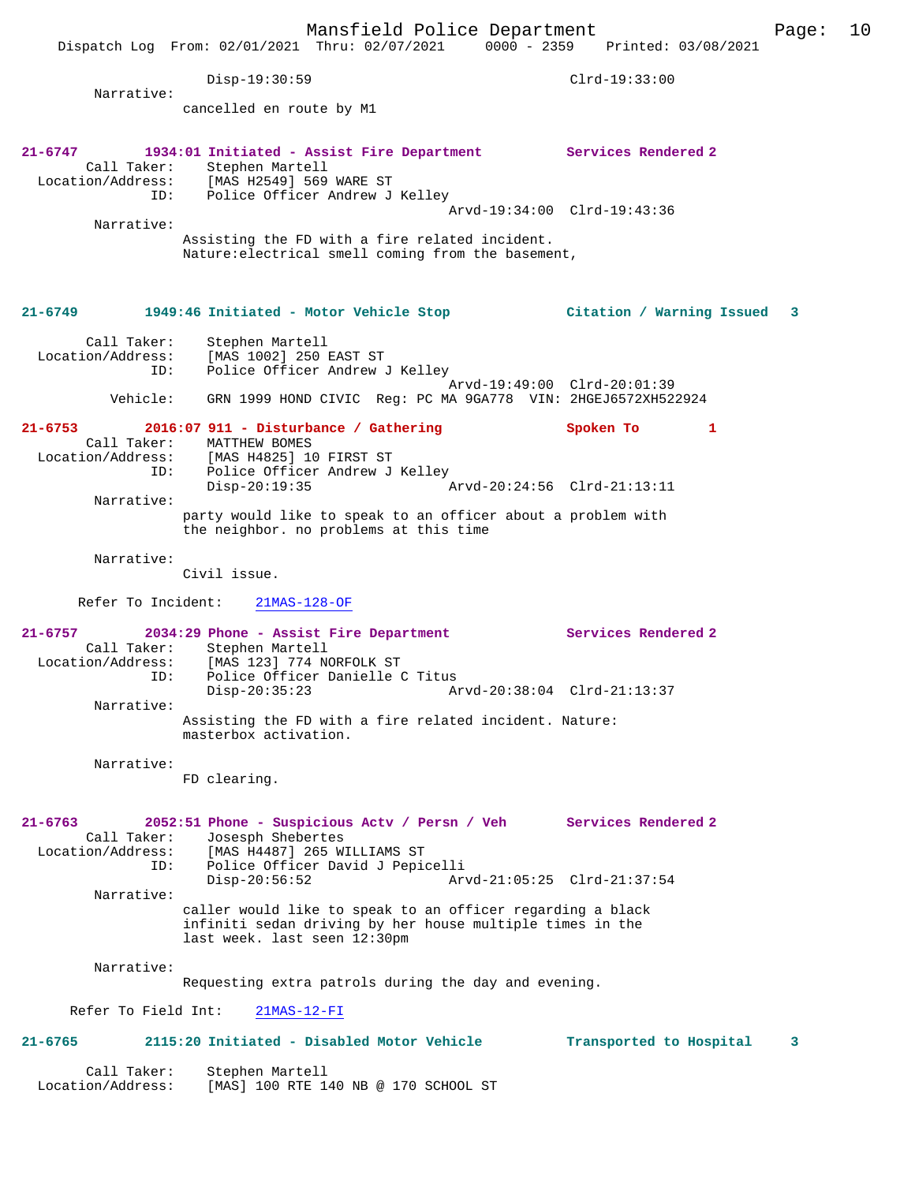Disp-19:30:59 Clrd-19:33:00

Narrative:
cancelled en route by M1

**21-6747 1934:01 Initiated - Assist Fire Department — Services Rendered 2**

Call Taker: Stephen Martell
Location/Address: [MAS H2549] 569 WARE ST
ID: Police Officer Andrew J Kelley
Arvd-19:34:00 Clrd-19:43:36

Narrative:
Assisting the FD with a fire related incident.
Nature:electrical smell coming from the basement,

**21-6749 1949:46 Initiated - Motor Vehicle Stop — Citation / Warning Issued 3**

Call Taker: Stephen Martell
Location/Address: [MAS 1002] 250 EAST ST
ID: Police Officer Andrew J Kelley
Arvd-19:49:00 Clrd-20:01:39
Vehicle: GRN 1999 HOND CIVIC Reg: PC MA 9GA778 VIN: 2HGEJ6572XH522924

**21-6753 2016:07 911 - Disturbance / Gathering — Spoken To 1**

Call Taker: MATTHEW BOMES
Location/Address: [MAS H4825] 10 FIRST ST
ID: Police Officer Andrew J Kelley
Disp-20:19:35 Arvd-20:24:56 Clrd-21:13:11

Narrative:
party would like to speak to an officer about a problem with the neighbor. no problems at this time

Narrative:
Civil issue.

Refer To Incident: 21MAS-128-OF

**21-6757 2034:29 Phone - Assist Fire Department — Services Rendered 2**

Call Taker: Stephen Martell
Location/Address: [MAS 123] 774 NORFOLK ST
ID: Police Officer Danielle C Titus
Disp-20:35:23 Arvd-20:38:04 Clrd-21:13:37

Narrative:
Assisting the FD with a fire related incident. Nature: masterbox activation.

Narrative:
FD clearing.

**21-6763 2052:51 Phone - Suspicious Actv / Persn / Veh — Services Rendered 2**

Call Taker: Josesph Shebertes
Location/Address: [MAS H4487] 265 WILLIAMS ST
ID: Police Officer David J Pepicelli
Disp-20:56:52 Arvd-21:05:25 Clrd-21:37:54

Narrative:
caller would like to speak to an officer regarding a black infiniti sedan driving by her house multiple times in the last week. last seen 12:30pm

Narrative:
Requesting extra patrols during the day and evening.

Refer To Field Int: 21MAS-12-FI

**21-6765 2115:20 Initiated - Disabled Motor Vehicle — Transported to Hospital 3**

Call Taker: Stephen Martell
Location/Address: [MAS] 100 RTE 140 NB @ 170 SCHOOL ST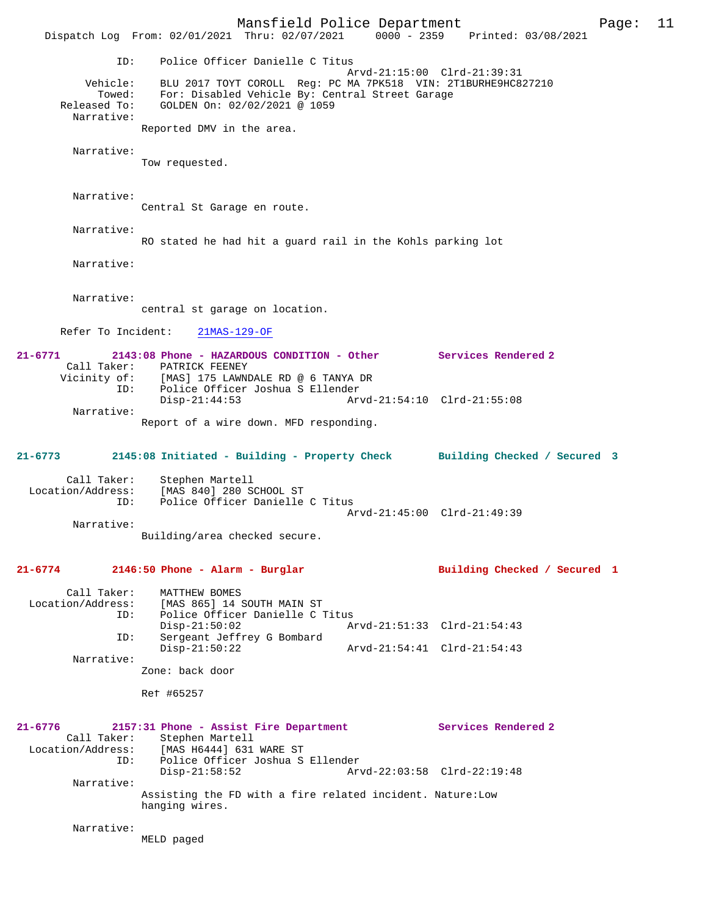```
                ID:    Police Officer Danielle C Titus
                                                 Arvd-21:15:00  Clrd-21:39:31
           Vehicle:    BLU 2017 TOYT COROLL  Reg: PC MA 7PK518  VIN: 2T1BURHE9HC827210
             Towed:    For: Disabled Vehicle By: Central Street Garage
       Released To:    GOLDEN On: 02/02/2021 @ 1059
         Narrative:
                    Reported DMV in the area.

         Narrative:
                    Tow requested.


         Narrative:
                    Central St Garage en route.

         Narrative:
                    RO stated he had hit a guard rail in the Kohls parking lot

         Narrative:


         Narrative:
                    central st garage on location.

       Refer To Incident:    21MAS-129-OF

21-6771        2143:08 Phone - HAZARDOUS CONDITION - Other         Services Rendered 2
        Call Taker:    PATRICK FEENEY
       Vicinity of:    [MAS] 175 LAWNDALE RD @ 6 TANYA DR
                ID:    Police Officer Joshua S Ellender
                       Disp-21:44:53              Arvd-21:54:10  Clrd-21:55:08
         Narrative:
                    Report of a wire down. MFD responding.


21-6773        2145:08 Initiated - Building - Property Check       Building Checked / Secured  3

        Call Taker:    Stephen Martell
  Location/Address:    [MAS 840] 280 SCHOOL ST
                ID:    Police Officer Danielle C Titus
                                                 Arvd-21:45:00  Clrd-21:49:39
         Narrative:
                    Building/area checked secure.


21-6774        2146:50 Phone - Alarm - Burglar                     Building Checked / Secured  1

        Call Taker:    MATTHEW BOMES
  Location/Address:    [MAS 865] 14 SOUTH MAIN ST
                ID:    Police Officer Danielle C Titus
                       Disp-21:50:02              Arvd-21:51:33  Clrd-21:54:43
                ID:    Sergeant Jeffrey G Bombard
                       Disp-21:50:22              Arvd-21:54:41  Clrd-21:54:43
         Narrative:
                    Zone: back door

                    Ref #65257


21-6776        2157:31 Phone - Assist Fire Department              Services Rendered 2
        Call Taker:    Stephen Martell
  Location/Address:    [MAS H6444] 631 WARE ST
                ID:    Police Officer Joshua S Ellender
                       Disp-21:58:52              Arvd-22:03:58  Clrd-22:19:48
         Narrative:
                    Assisting the FD with a fire related incident. Nature:Low
                    hanging wires.

         Narrative:
                    MELD paged
```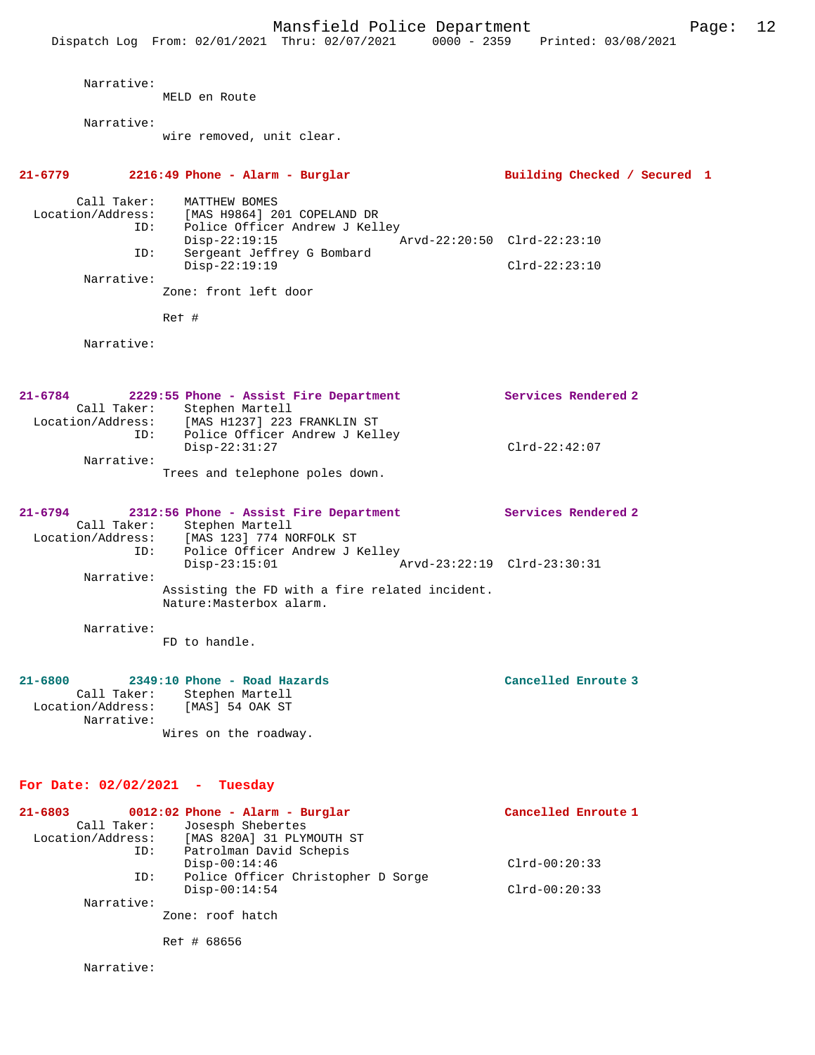Narrative:
MELD en Route

Narrative:
wire removed, unit clear.

**21-6779 2216:49 Phone - Alarm - Burglar — Building Checked / Secured 1**

Call Taker: MATTHEW BOMES
Location/Address: [MAS H9864] 201 COPELAND DR
ID: Police Officer Andrew J Kelley
Disp-22:19:15 Arvd-22:20:50 Clrd-22:23:10
ID: Sergeant Jeffrey G Bombard
Disp-22:19:19 Clrd-22:23:10
Narrative:
Zone: front left door

Ref #

Narrative:

**21-6784 2229:55 Phone - Assist Fire Department — Services Rendered 2**

Call Taker: Stephen Martell
Location/Address: [MAS H1237] 223 FRANKLIN ST
ID: Police Officer Andrew J Kelley
Disp-22:31:27 Clrd-22:42:07
Narrative:
Trees and telephone poles down.

**21-6794 2312:56 Phone - Assist Fire Department — Services Rendered 2**

Call Taker: Stephen Martell
Location/Address: [MAS 123] 774 NORFOLK ST
ID: Police Officer Andrew J Kelley
Disp-23:15:01 Arvd-23:22:19 Clrd-23:30:31
Narrative:
Assisting the FD with a fire related incident.
Nature:Masterbox alarm.

Narrative:
FD to handle.

**21-6800 2349:10 Phone - Road Hazards — Cancelled Enroute 3**

Call Taker: Stephen Martell
Location/Address: [MAS] 54 OAK ST
Narrative:
Wires on the roadway.

## For Date: 02/02/2021 - Tuesday

**21-6803 0012:02 Phone - Alarm - Burglar — Cancelled Enroute 1**

Call Taker: Josesph Shebertes
Location/Address: [MAS 820A] 31 PLYMOUTH ST
ID: Patrolman David Schepis
Disp-00:14:46 Clrd-00:20:33
ID: Police Officer Christopher D Sorge
Disp-00:14:54 Clrd-00:20:33
Narrative:
Zone: roof hatch

Ref # 68656

Narrative: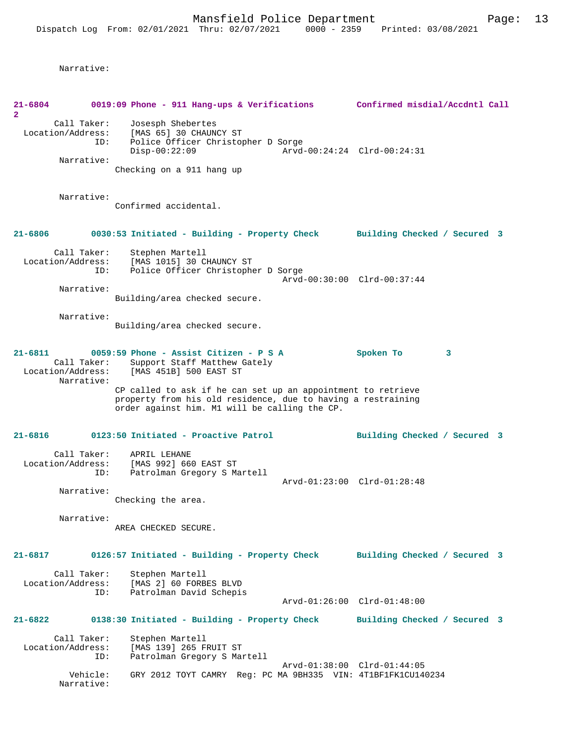Narrative:

**21-6804 0019:09 Phone - 911 Hang-ups & Verifications Confirmed misdial/Accdntl Call 2**

Call Taker: Josesph Shebertes
Location/Address: [MAS 65] 30 CHAUNCY ST
ID: Police Officer Christopher D Sorge
Disp-00:22:09 Arvd-00:24:24 Clrd-00:24:31
Narrative:
Checking on a 911 hang up

Narrative:
Confirmed accidental.

**21-6806 0030:53 Initiated - Building - Property Check Building Checked / Secured 3**

Call Taker: Stephen Martell
Location/Address: [MAS 1015] 30 CHAUNCY ST
ID: Police Officer Christopher D Sorge
Arvd-00:30:00 Clrd-00:37:44
Narrative:
Building/area checked secure.

Narrative:
Building/area checked secure.

**21-6811 0059:59 Phone - Assist Citizen - P S A Spoken To 3**

Call Taker: Support Staff Matthew Gately
Location/Address: [MAS 451B] 500 EAST ST
Narrative:
CP called to ask if he can set up an appointment to retrieve property from his old residence, due to having a restraining order against him. M1 will be calling the CP.

**21-6816 0123:50 Initiated - Proactive Patrol Building Checked / Secured 3**

Call Taker: APRIL LEHANE
Location/Address: [MAS 992] 660 EAST ST
ID: Patrolman Gregory S Martell
Arvd-01:23:00 Clrd-01:28:48
Narrative:
Checking the area.

Narrative:
AREA CHECKED SECURE.

**21-6817 0126:57 Initiated - Building - Property Check Building Checked / Secured 3**

Call Taker: Stephen Martell
Location/Address: [MAS 2] 60 FORBES BLVD
ID: Patrolman David Schepis
Arvd-01:26:00 Clrd-01:48:00

**21-6822 0138:30 Initiated - Building - Property Check Building Checked / Secured 3**

Call Taker: Stephen Martell
Location/Address: [MAS 139] 265 FRUIT ST
ID: Patrolman Gregory S Martell
Arvd-01:38:00 Clrd-01:44:05
Vehicle: GRY 2012 TOYT CAMRY Reg: PC MA 9BH335 VIN: 4T1BF1FK1CU140234
Narrative: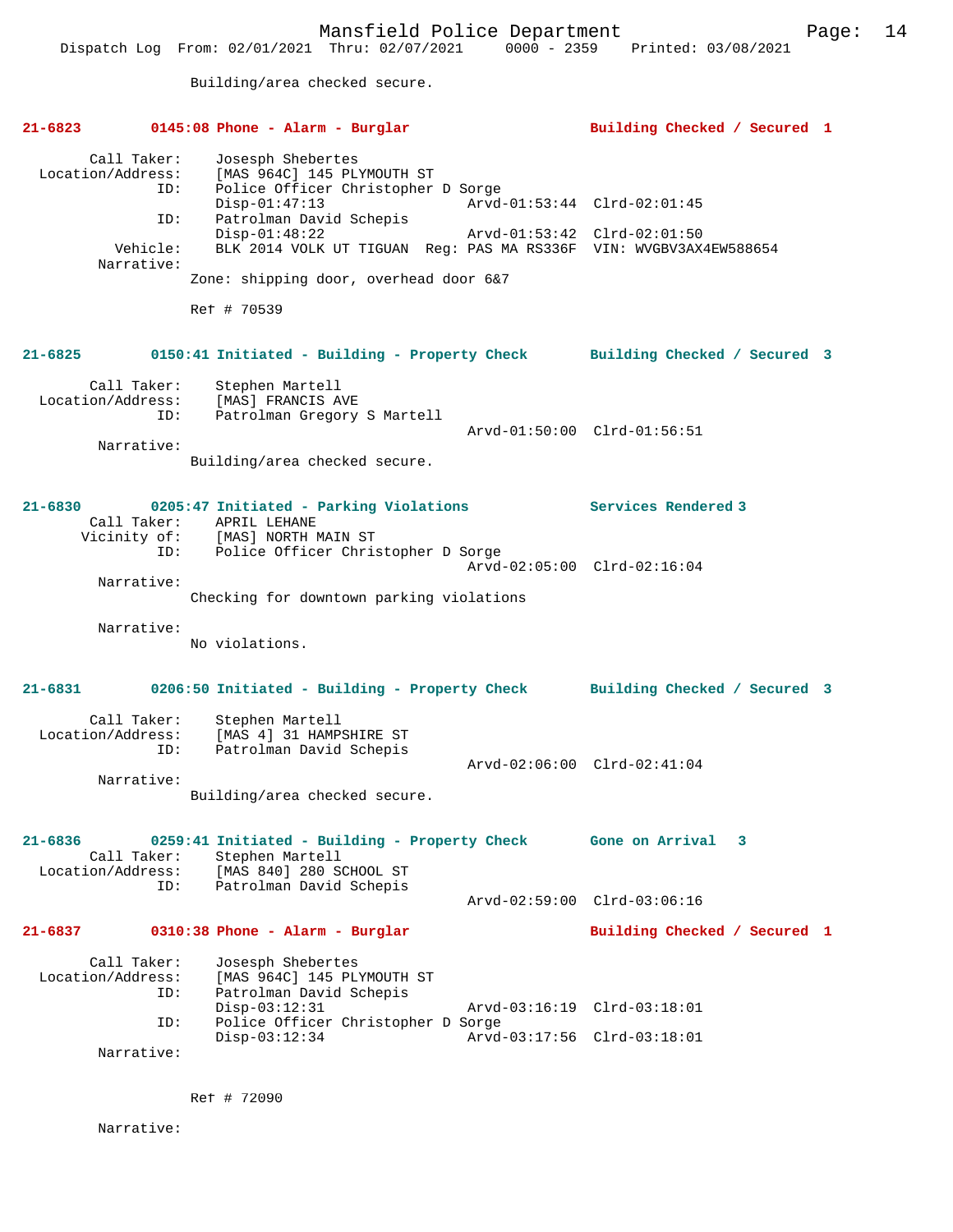Building/area checked secure.

**21-6823 0145:08 Phone - Alarm - Burglar Building Checked / Secured 1**

Call Taker: Josesph Shebertes
Location/Address: [MAS 964C] 145 PLYMOUTH ST
ID: Police Officer Christopher D Sorge
Disp-01:47:13 Arvd-01:53:44 Clrd-02:01:45
ID: Patrolman David Schepis
Disp-01:48:22 Arvd-01:53:42 Clrd-02:01:50
Vehicle: BLK 2014 VOLK UT TIGUAN Reg: PAS MA RS336F VIN: WVGBV3AX4EW588654
Narrative:
Zone: shipping door, overhead door 6&7

Ref # 70539

**21-6825 0150:41 Initiated - Building - Property Check Building Checked / Secured 3**

Call Taker: Stephen Martell
Location/Address: [MAS] FRANCIS AVE
ID: Patrolman Gregory S Martell
Arvd-01:50:00 Clrd-01:56:51
Narrative:
Building/area checked secure.

**21-6830 0205:47 Initiated - Parking Violations Services Rendered 3**

Call Taker: APRIL LEHANE
Vicinity of: [MAS] NORTH MAIN ST
ID: Police Officer Christopher D Sorge
Arvd-02:05:00 Clrd-02:16:04
Narrative:
Checking for downtown parking violations

Narrative:
No violations.

**21-6831 0206:50 Initiated - Building - Property Check Building Checked / Secured 3**

Call Taker: Stephen Martell
Location/Address: [MAS 4] 31 HAMPSHIRE ST
ID: Patrolman David Schepis
Arvd-02:06:00 Clrd-02:41:04
Narrative:
Building/area checked secure.

**21-6836 0259:41 Initiated - Building - Property Check Gone on Arrival 3**

Call Taker: Stephen Martell
Location/Address: [MAS 840] 280 SCHOOL ST
ID: Patrolman David Schepis
Arvd-02:59:00 Clrd-03:06:16

**21-6837 0310:38 Phone - Alarm - Burglar Building Checked / Secured 1**

Call Taker: Josesph Shebertes
Location/Address: [MAS 964C] 145 PLYMOUTH ST
ID: Patrolman David Schepis
Disp-03:12:31 Arvd-03:16:19 Clrd-03:18:01
ID: Police Officer Christopher D Sorge
Disp-03:12:34 Arvd-03:17:56 Clrd-03:18:01
Narrative:

Ref # 72090

Narrative: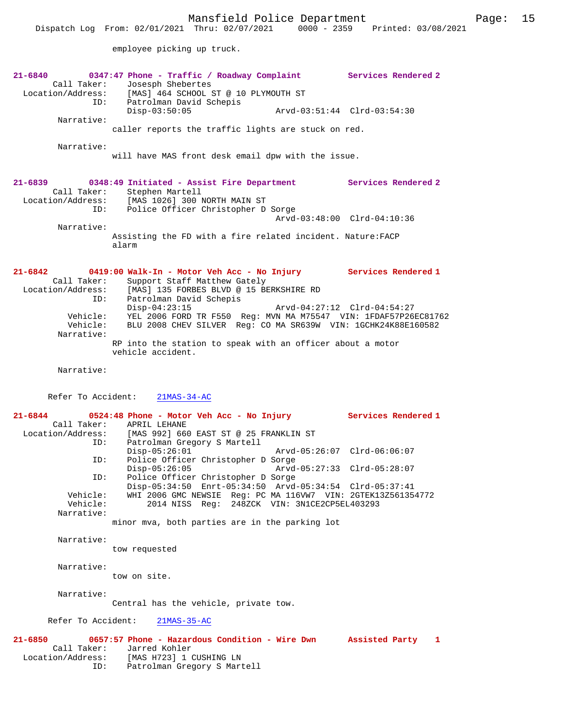employee picking up truck.

**21-6840** 0347:47 Phone - Traffic / Roadway Complaint Services Rendered 2
Call Taker: Josesph Shebertes
Location/Address: [MAS] 464 SCHOOL ST @ 10 PLYMOUTH ST
ID: Patrolman David Schepis
Disp-03:50:05 Arvd-03:51:44 Clrd-03:54:30
Narrative:
caller reports the traffic lights are stuck on red.

Narrative:
will have MAS front desk email dpw with the issue.

**21-6839** 0348:49 Initiated - Assist Fire Department Services Rendered 2
Call Taker: Stephen Martell
Location/Address: [MAS 1026] 300 NORTH MAIN ST
ID: Police Officer Christopher D Sorge
Arvd-03:48:00 Clrd-04:10:36
Narrative:
Assisting the FD with a fire related incident. Nature:FACP alarm

**21-6842** 0419:00 Walk-In - Motor Veh Acc - No Injury Services Rendered 1
Call Taker: Support Staff Matthew Gately
Location/Address: [MAS] 135 FORBES BLVD @ 15 BERKSHIRE RD
ID: Patrolman David Schepis
Disp-04:23:15 Arvd-04:27:12 Clrd-04:54:27
Vehicle: YEL 2006 FORD TR F550 Reg: MVN MA M75547 VIN: 1FDAF57P26EC81762
Vehicle: BLU 2008 CHEV SILVER Reg: CO MA SR639W VIN: 1GCHK24K88E160582
Narrative:
RP into the station to speak with an officer about a motor vehicle accident.

Narrative:

Refer To Accident: 21MAS-34-AC

**21-6844** 0524:48 Phone - Motor Veh Acc - No Injury Services Rendered 1
Call Taker: APRIL LEHANE
Location/Address: [MAS 992] 660 EAST ST @ 25 FRANKLIN ST
ID: Patrolman Gregory S Martell
Disp-05:26:01 Arvd-05:26:07 Clrd-06:06:07
ID: Police Officer Christopher D Sorge
Disp-05:26:05 Arvd-05:27:33 Clrd-05:28:07
ID: Police Officer Christopher D Sorge
Disp-05:34:50 Enrt-05:34:50 Arvd-05:34:54 Clrd-05:37:41
Vehicle: WHI 2006 GMC NEWSIE Reg: PC MA 116VW7 VIN: 2GTEK13Z561354772
Vehicle: 2014 NISS Reg: 248ZCK VIN: 3N1CE2CP5EL403293
Narrative:
minor mva, both parties are in the parking lot

Narrative:
tow requested

Narrative:
tow on site.

Narrative:
Central has the vehicle, private tow.

Refer To Accident: 21MAS-35-AC

**21-6850** 0657:57 Phone - Hazardous Condition - Wire Dwn Assisted Party 1
Call Taker: Jarred Kohler
Location/Address: [MAS H723] 1 CUSHING LN
ID: Patrolman Gregory S Martell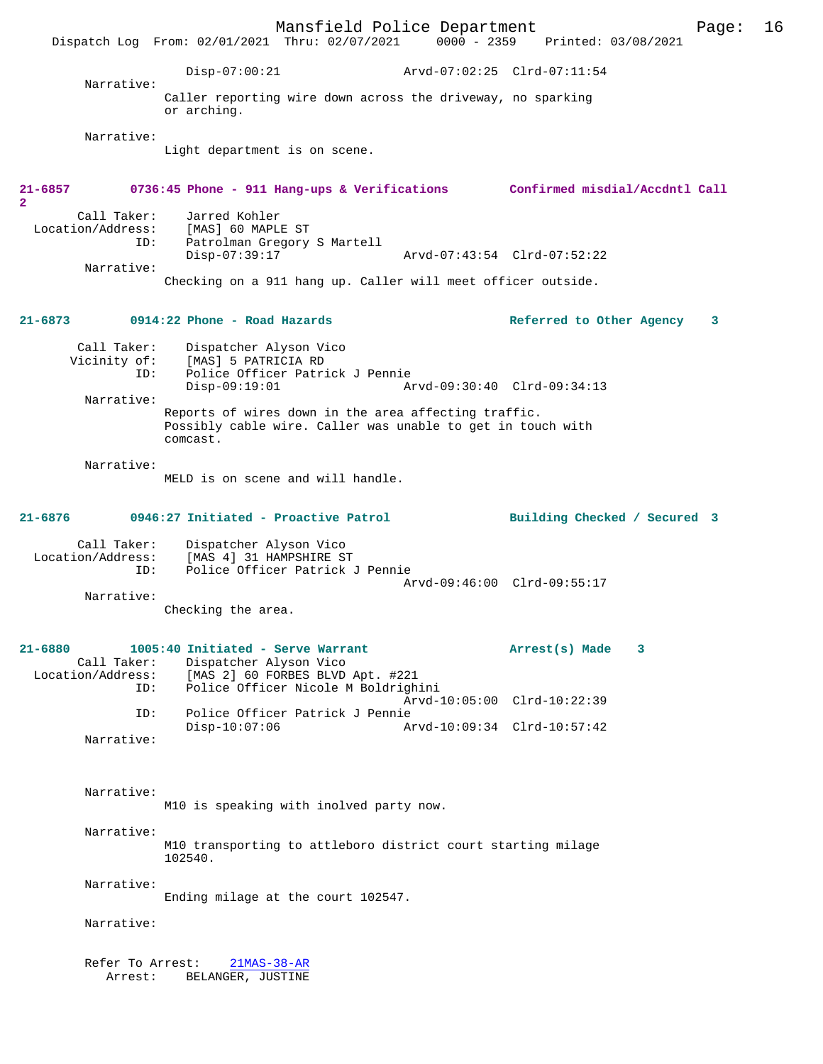Disp-07:00:21 Arvd-07:02:25 Clrd-07:11:54

Narrative:
Caller reporting wire down across the driveway, no sparking or arching.

Narrative:
Light department is on scene.

**21-6857 0736:45 Phone - 911 Hang-ups & Verifications Confirmed misdial/Accdntl Call 2**

Call Taker: Jarred Kohler
Location/Address: [MAS] 60 MAPLE ST
ID: Patrolman Gregory S Martell
Disp-07:39:17 Arvd-07:43:54 Clrd-07:52:22

Narrative:
Checking on a 911 hang up. Caller will meet officer outside.

**21-6873 0914:22 Phone - Road Hazards Referred to Other Agency 3**

Call Taker: Dispatcher Alyson Vico
Vicinity of: [MAS] 5 PATRICIA RD
ID: Police Officer Patrick J Pennie
Disp-09:19:01 Arvd-09:30:40 Clrd-09:34:13

Narrative:
Reports of wires down in the area affecting traffic. Possibly cable wire. Caller was unable to get in touch with comcast.

Narrative:
MELD is on scene and will handle.

**21-6876 0946:27 Initiated - Proactive Patrol Building Checked / Secured 3**

Call Taker: Dispatcher Alyson Vico
Location/Address: [MAS 4] 31 HAMPSHIRE ST
ID: Police Officer Patrick J Pennie
Arvd-09:46:00 Clrd-09:55:17

Narrative:
Checking the area.

**21-6880 1005:40 Initiated - Serve Warrant Arrest(s) Made 3**

Call Taker: Dispatcher Alyson Vico
Location/Address: [MAS 2] 60 FORBES BLVD Apt. #221
ID: Police Officer Nicole M Boldrighini
Arvd-10:05:00 Clrd-10:22:39
ID: Police Officer Patrick J Pennie
Disp-10:07:06 Arvd-10:09:34 Clrd-10:57:42

Narrative:

Narrative:
M10 is speaking with inolved party now.

Narrative:
M10 transporting to attleboro district court starting milage 102540.

Narrative:
Ending milage at the court 102547.

Narrative:

Refer To Arrest: 21MAS-38-AR
Arrest: BELANGER, JUSTINE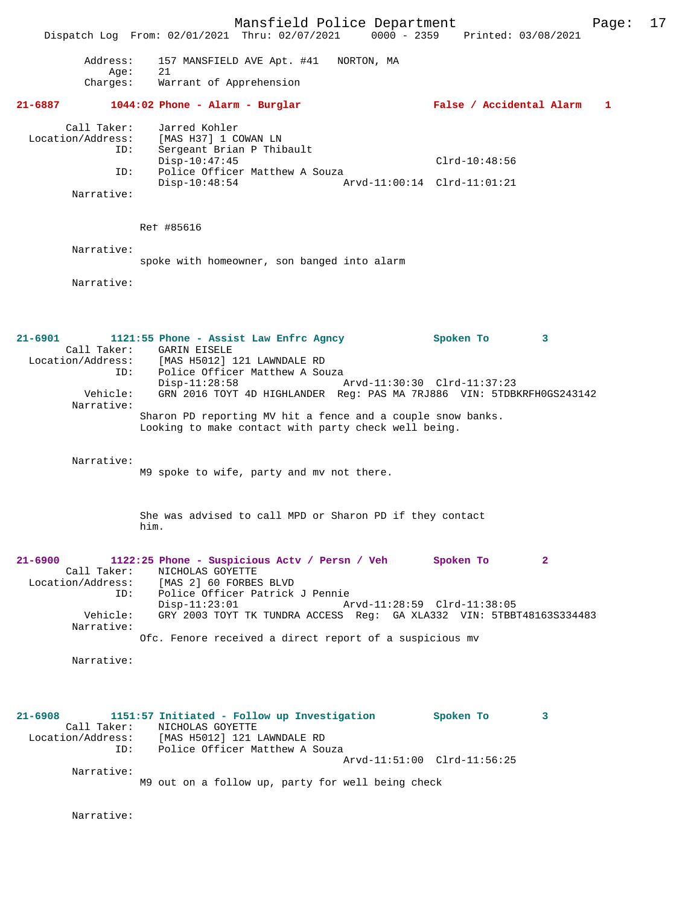Address: 157 MANSFIELD AVE Apt. #41 NORTON, MA
Age: 21
Charges: Warrant of Apprehension

**21-6887 1044:02 Phone - Alarm - Burglar False / Accidental Alarm 1**

Call Taker: Jarred Kohler
Location/Address: [MAS H37] 1 COWAN LN
ID: Sergeant Brian P Thibault
Disp-10:47:45 Clrd-10:48:56
ID: Police Officer Matthew A Souza
Disp-10:48:54 Arvd-11:00:14 Clrd-11:01:21
Narrative:

Ref #85616

Narrative:
spoke with homeowner, son banged into alarm

Narrative:

**21-6901 1121:55 Phone - Assist Law Enfrc Agncy Spoken To 3**

Call Taker: GARIN EISELE
Location/Address: [MAS H5012] 121 LAWNDALE RD
ID: Police Officer Matthew A Souza
Disp-11:28:58 Arvd-11:30:30 Clrd-11:37:23
Vehicle: GRN 2016 TOYT 4D HIGHLANDER Reg: PAS MA 7RJ886 VIN: 5TDBKRFH0GS243142
Narrative:
Sharon PD reporting MV hit a fence and a couple snow banks. Looking to make contact with party check well being.

Narrative:
M9 spoke to wife, party and mv not there.

She was advised to call MPD or Sharon PD if they contact him.

**21-6900 1122:25 Phone - Suspicious Actv / Persn / Veh Spoken To 2**

Call Taker: NICHOLAS GOYETTE
Location/Address: [MAS 2] 60 FORBES BLVD
ID: Police Officer Patrick J Pennie
Disp-11:23:01 Arvd-11:28:59 Clrd-11:38:05
Vehicle: GRY 2003 TOYT TK TUNDRA ACCESS Reg: GA XLA332 VIN: 5TBBT48163S334483
Narrative:
Ofc. Fenore received a direct report of a suspicious mv

Narrative:

**21-6908 1151:57 Initiated - Follow up Investigation Spoken To 3**

Call Taker: NICHOLAS GOYETTE
Location/Address: [MAS H5012] 121 LAWNDALE RD
ID: Police Officer Matthew A Souza
Arvd-11:51:00 Clrd-11:56:25
Narrative:
M9 out on a follow up, party for well being check

Narrative: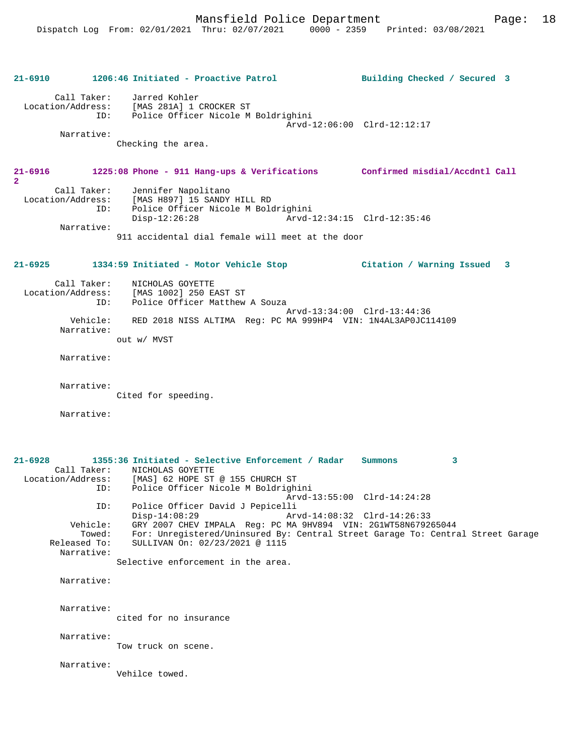**21-6910** 1206:46 Initiated - Proactive Patrol — Building Checked / Secured 3

Call Taker: Jarred Kohler
Location/Address: [MAS 281A] 1 CROCKER ST
ID: Police Officer Nicole M Boldrighini
Arvd-12:06:00 Clrd-12:12:17
Narrative:
Checking the area.

**21-6916** 1225:08 Phone - 911 Hang-ups & Verifications — Confirmed misdial/Accdntl Call 2

Call Taker: Jennifer Napolitano
Location/Address: [MAS H897] 15 SANDY HILL RD
ID: Police Officer Nicole M Boldrighini
Disp-12:26:28 Arvd-12:34:15 Clrd-12:35:46
Narrative:
911 accidental dial female will meet at the door

**21-6925** 1334:59 Initiated - Motor Vehicle Stop — Citation / Warning Issued 3

Call Taker: NICHOLAS GOYETTE
Location/Address: [MAS 1002] 250 EAST ST
ID: Police Officer Matthew A Souza
Arvd-13:34:00 Clrd-13:44:36
Vehicle: RED 2018 NISS ALTIMA Reg: PC MA 999HP4 VIN: 1N4AL3AP0JC114109
Narrative:
out w/ MVST

Narrative:

Narrative:
Cited for speeding.

Narrative:

**21-6928** 1355:36 Initiated - Selective Enforcement / Radar — Summons 3

Call Taker: NICHOLAS GOYETTE
Location/Address: [MAS] 62 HOPE ST @ 155 CHURCH ST
ID: Police Officer Nicole M Boldrighini
Arvd-13:55:00 Clrd-14:24:28
ID: Police Officer David J Pepicelli
Disp-14:08:29 Arvd-14:08:32 Clrd-14:26:33
Vehicle: GRY 2007 CHEV IMPALA Reg: PC MA 9HV894 VIN: 2G1WT58N679265044
Towed: For: Unregistered/Uninsured By: Central Street Garage To: Central Street Garage
Released To: SULLIVAN On: 02/23/2021 @ 1115
Narrative:
Selective enforcement in the area.

Narrative:

Narrative:
cited for no insurance

Narrative:
Tow truck on scene.

Narrative:
Vehilce towed.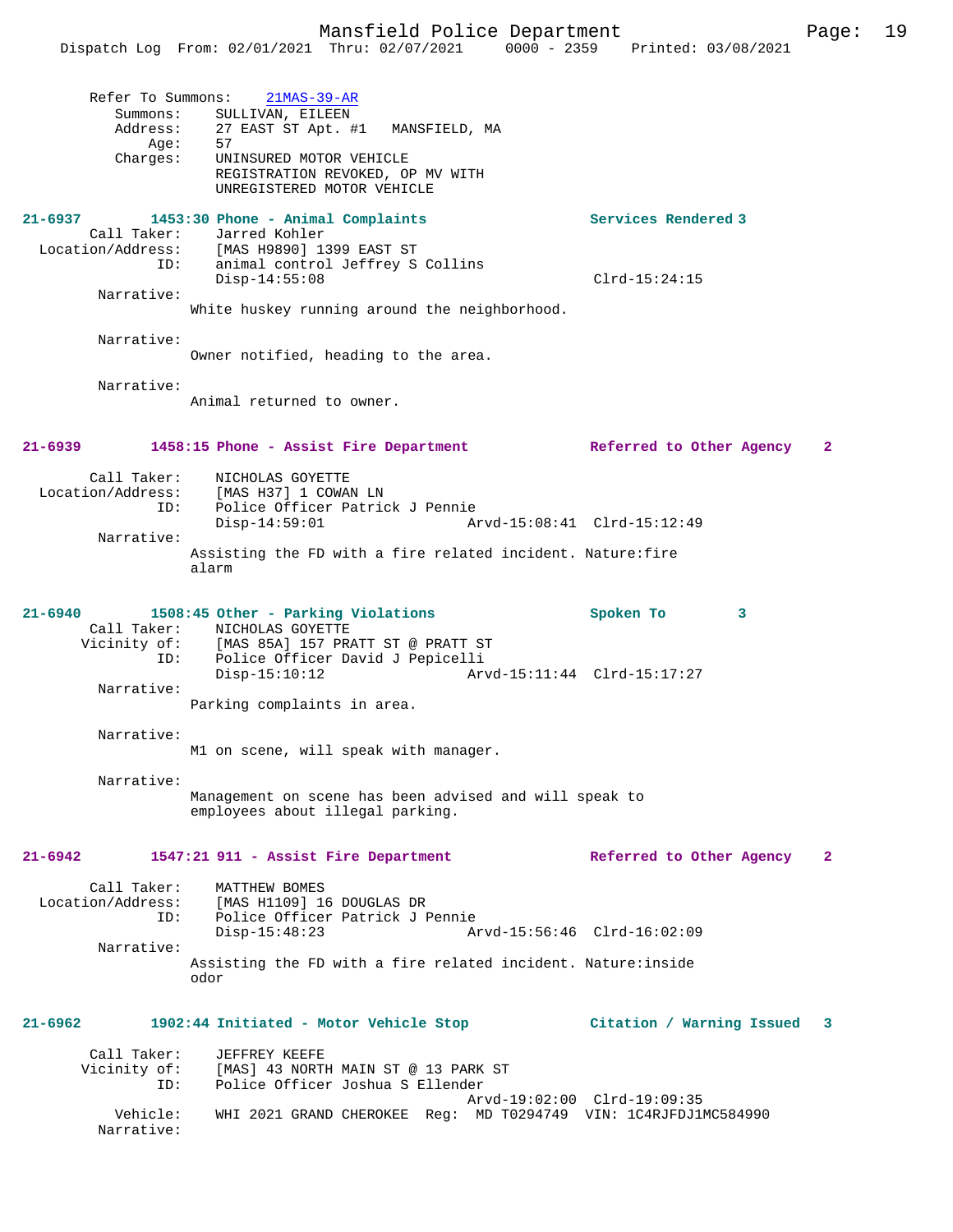```
Refer To Summons:   21MAS-39-AR
    Summons:   SULLIVAN, EILEEN
    Address:   27 EAST ST Apt. #1   MANSFIELD, MA
        Age:   57
    Charges:   UNINSURED MOTOR VEHICLE
               REGISTRATION REVOKED, OP MV WITH
               UNREGISTERED MOTOR VEHICLE

21-6937        1453:30 Phone - Animal Complaints              Services Rendered 3
       Call Taker:    Jarred Kohler
 Location/Address:    [MAS H9890] 1399 EAST ST
               ID:    animal control Jeffrey S Collins
                      Disp-14:55:08                           Clrd-15:24:15
        Narrative:
                White huskey running around the neighborhood.

        Narrative:
                Owner notified, heading to the area.

        Narrative:
                Animal returned to owner.

21-6939        1458:15 Phone - Assist Fire Department         Referred to Other Agency   2

       Call Taker:    NICHOLAS GOYETTE
 Location/Address:    [MAS H37] 1 COWAN LN
               ID:    Police Officer Patrick J Pennie
                      Disp-14:59:01           Arvd-15:08:41   Clrd-15:12:49
        Narrative:
                Assisting the FD with a fire related incident. Nature:fire
                alarm

21-6940        1508:45 Other - Parking Violations             Spoken To        3
       Call Taker:    NICHOLAS GOYETTE
     Vicinity of:    [MAS 85A] 157 PRATT ST @ PRATT ST
               ID:    Police Officer David J Pepicelli
                      Disp-15:10:12           Arvd-15:11:44   Clrd-15:17:27
        Narrative:
                Parking complaints in area.

        Narrative:
                M1 on scene, will speak with manager.

        Narrative:
                Management on scene has been advised and will speak to
                employees about illegal parking.

21-6942        1547:21 911 - Assist Fire Department           Referred to Other Agency   2

       Call Taker:    MATTHEW BOMES
 Location/Address:    [MAS H1109] 16 DOUGLAS DR
               ID:    Police Officer Patrick J Pennie
                      Disp-15:48:23           Arvd-15:56:46   Clrd-16:02:09
        Narrative:
                Assisting the FD with a fire related incident. Nature:inside
                odor

21-6962        1902:44 Initiated - Motor Vehicle Stop         Citation / Warning Issued  3

       Call Taker:    JEFFREY KEEFE
     Vicinity of:    [MAS] 43 NORTH MAIN ST @ 13 PARK ST
               ID:    Police Officer Joshua S Ellender
                                              Arvd-19:02:00   Clrd-19:09:35
          Vehicle:    WHI 2021 GRAND CHEROKEE  Reg:  MD T0294749  VIN: 1C4RJFDJ1MC584990
        Narrative:
```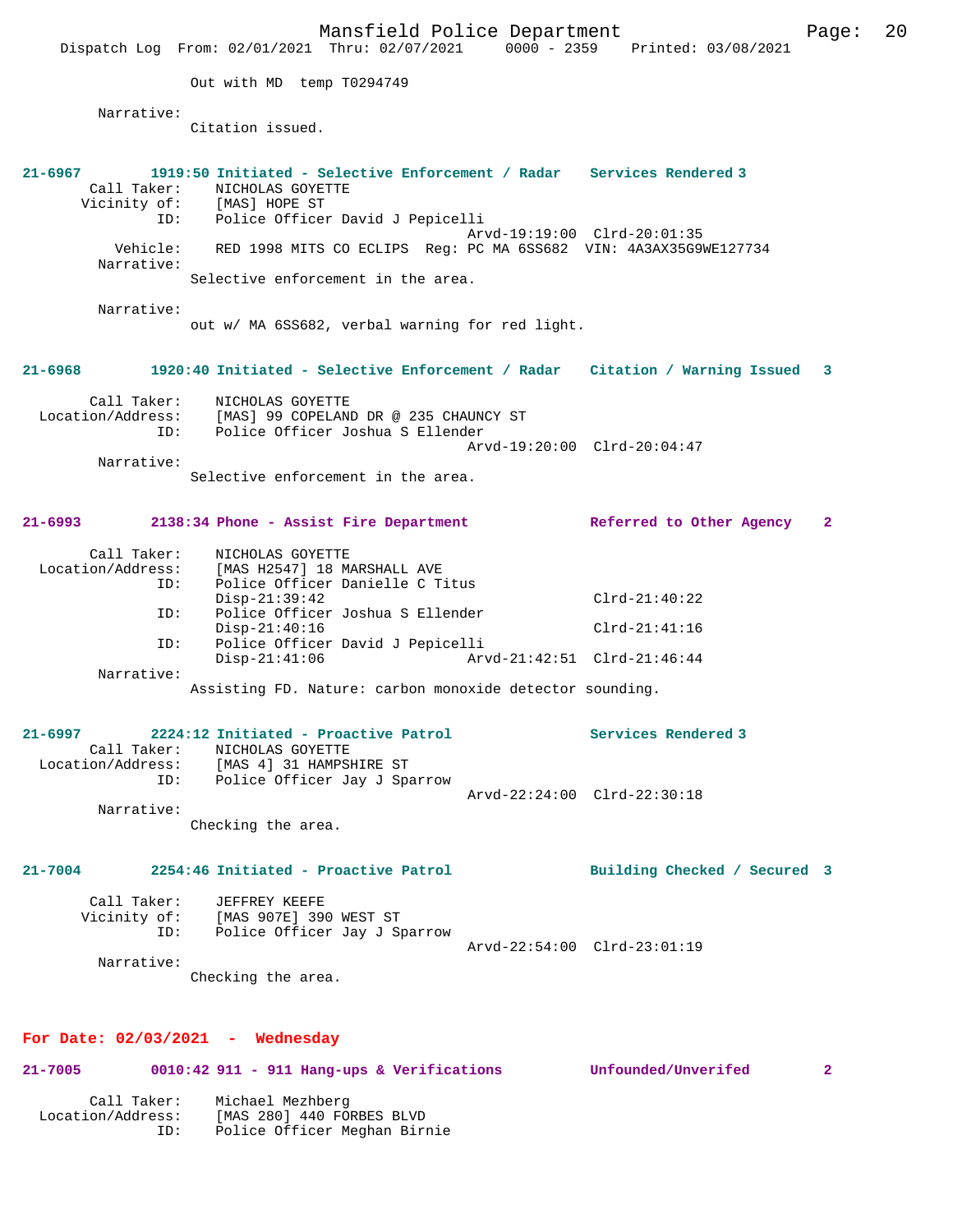Out with MD  temp T0294749

Narrative:
Citation issued.

**21-6967        1919:50 Initiated - Selective Enforcement / Radar    Services Rendered 3**

Call Taker: NICHOLAS GOYETTE
Vicinity of: [MAS] HOPE ST
ID: Police Officer David J Pepicelli
Arvd-19:19:00  Clrd-20:01:35
Vehicle: RED 1998 MITS CO ECLIPS  Reg: PC MA 6SS682  VIN: 4A3AX35G9WE127734
Narrative:
Selective enforcement in the area.

Narrative:
out w/ MA 6SS682, verbal warning for red light.

**21-6968        1920:40 Initiated - Selective Enforcement / Radar    Citation / Warning Issued  3**

Call Taker: NICHOLAS GOYETTE
Location/Address: [MAS] 99 COPELAND DR @ 235 CHAUNCY ST
ID: Police Officer Joshua S Ellender
Arvd-19:20:00  Clrd-20:04:47
Narrative:
Selective enforcement in the area.

**21-6993        2138:34 Phone - Assist Fire Department    Referred to Other Agency  2**

Call Taker: NICHOLAS GOYETTE
Location/Address: [MAS H2547] 18 MARSHALL AVE
ID: Police Officer Danielle C Titus
Disp-21:39:42  Clrd-21:40:22
ID: Police Officer Joshua S Ellender
Disp-21:40:16  Clrd-21:41:16
ID: Police Officer David J Pepicelli
Disp-21:41:06  Arvd-21:42:51  Clrd-21:46:44
Narrative:
Assisting FD. Nature: carbon monoxide detector sounding.

**21-6997        2224:12 Initiated - Proactive Patrol    Services Rendered 3**

Call Taker: NICHOLAS GOYETTE
Location/Address: [MAS 4] 31 HAMPSHIRE ST
ID: Police Officer Jay J Sparrow
Arvd-22:24:00  Clrd-22:30:18
Narrative:
Checking the area.

**21-7004        2254:46 Initiated - Proactive Patrol    Building Checked / Secured  3**

Call Taker: JEFFREY KEEFE
Vicinity of: [MAS 907E] 390 WEST ST
ID: Police Officer Jay J Sparrow
Arvd-22:54:00  Clrd-23:01:19
Narrative:
Checking the area.

## For Date: 02/03/2021  -  Wednesday

**21-7005        0010:42 911 - 911 Hang-ups & Verifications    Unfounded/Unverifed  2**

Call Taker: Michael Mezhberg
Location/Address: [MAS 280] 440 FORBES BLVD
ID: Police Officer Meghan Birnie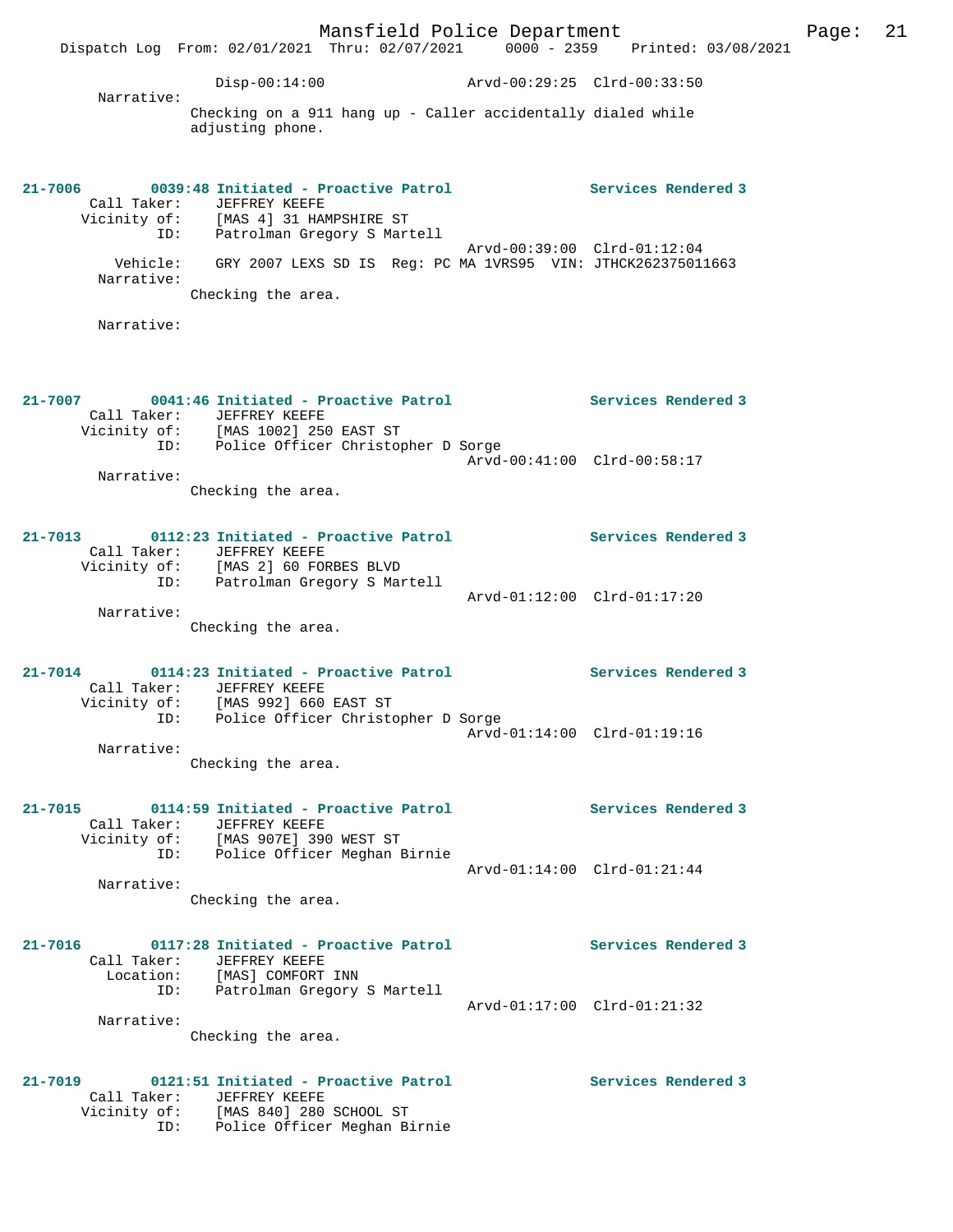Disp-00:14:00 Arvd-00:29:25 Clrd-00:33:50

Narrative:
Checking on a 911 hang up - Caller accidentally dialed while adjusting phone.

**21-7006** 0039:48 Initiated - Proactive Patrol Services Rendered 3
Call Taker: JEFFREY KEEFE
Vicinity of: [MAS 4] 31 HAMPSHIRE ST
ID: Patrolman Gregory S Martell
Arvd-00:39:00 Clrd-01:12:04
Vehicle: GRY 2007 LEXS SD IS Reg: PC MA 1VRS95 VIN: JTHCK262375011663
Narrative:
Checking the area.

Narrative:

**21-7007** 0041:46 Initiated - Proactive Patrol Services Rendered 3
Call Taker: JEFFREY KEEFE
Vicinity of: [MAS 1002] 250 EAST ST
ID: Police Officer Christopher D Sorge
Arvd-00:41:00 Clrd-00:58:17
Narrative:
Checking the area.

**21-7013** 0112:23 Initiated - Proactive Patrol Services Rendered 3
Call Taker: JEFFREY KEEFE
Vicinity of: [MAS 2] 60 FORBES BLVD
ID: Patrolman Gregory S Martell
Arvd-01:12:00 Clrd-01:17:20
Narrative:
Checking the area.

**21-7014** 0114:23 Initiated - Proactive Patrol Services Rendered 3
Call Taker: JEFFREY KEEFE
Vicinity of: [MAS 992] 660 EAST ST
ID: Police Officer Christopher D Sorge
Arvd-01:14:00 Clrd-01:19:16
Narrative:
Checking the area.

**21-7015** 0114:59 Initiated - Proactive Patrol Services Rendered 3
Call Taker: JEFFREY KEEFE
Vicinity of: [MAS 907E] 390 WEST ST
ID: Police Officer Meghan Birnie
Arvd-01:14:00 Clrd-01:21:44
Narrative:
Checking the area.

**21-7016** 0117:28 Initiated - Proactive Patrol Services Rendered 3
Call Taker: JEFFREY KEEFE
Location: [MAS] COMFORT INN
ID: Patrolman Gregory S Martell
Arvd-01:17:00 Clrd-01:21:32
Narrative:
Checking the area.

**21-7019** 0121:51 Initiated - Proactive Patrol Services Rendered 3
Call Taker: JEFFREY KEEFE
Vicinity of: [MAS 840] 280 SCHOOL ST
ID: Police Officer Meghan Birnie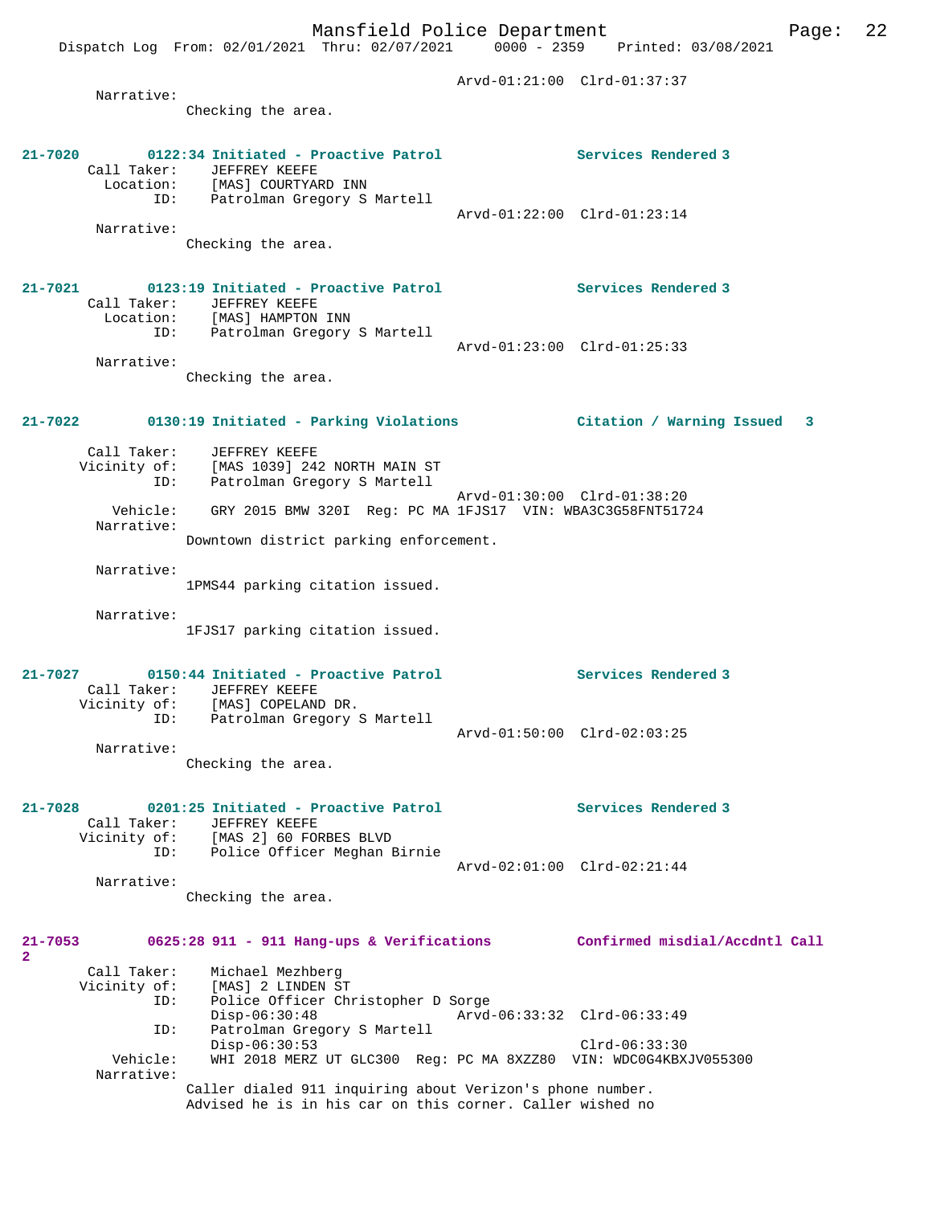Arvd-01:21:00 Clrd-01:37:37

Narrative:
Checking the area.

**21-7020 0122:34 Initiated - Proactive Patrol Services Rendered 3**

Call Taker: JEFFREY KEEFE
Location: [MAS] COURTYARD INN
ID: Patrolman Gregory S Martell
Arvd-01:22:00 Clrd-01:23:14

Narrative:
Checking the area.

**21-7021 0123:19 Initiated - Proactive Patrol Services Rendered 3**

Call Taker: JEFFREY KEEFE
Location: [MAS] HAMPTON INN
ID: Patrolman Gregory S Martell
Arvd-01:23:00 Clrd-01:25:33

Narrative:
Checking the area.

**21-7022 0130:19 Initiated - Parking Violations Citation / Warning Issued 3**

Call Taker: JEFFREY KEEFE
Vicinity of: [MAS 1039] 242 NORTH MAIN ST
ID: Patrolman Gregory S Martell
Arvd-01:30:00 Clrd-01:38:20
Vehicle: GRY 2015 BMW 320I Reg: PC MA 1FJS17 VIN: WBA3C3G58FNT51724

Narrative:
Downtown district parking enforcement.

Narrative:
1PMS44 parking citation issued.

Narrative:
1FJS17 parking citation issued.

**21-7027 0150:44 Initiated - Proactive Patrol Services Rendered 3**

Call Taker: JEFFREY KEEFE
Vicinity of: [MAS] COPELAND DR.
ID: Patrolman Gregory S Martell
Arvd-01:50:00 Clrd-02:03:25

Narrative:
Checking the area.

**21-7028 0201:25 Initiated - Proactive Patrol Services Rendered 3**

Call Taker: JEFFREY KEEFE
Vicinity of: [MAS 2] 60 FORBES BLVD
ID: Police Officer Meghan Birnie
Arvd-02:01:00 Clrd-02:21:44

Narrative:
Checking the area.

**21-7053 0625:28 911 - 911 Hang-ups & Verifications Confirmed misdial/Accdntl Call 2**

Call Taker: Michael Mezhberg
Vicinity of: [MAS] 2 LINDEN ST
ID: Police Officer Christopher D Sorge
Disp-06:30:48 Arvd-06:33:32 Clrd-06:33:49
ID: Patrolman Gregory S Martell
Disp-06:30:53 Clrd-06:33:30
Vehicle: WHI 2018 MERZ UT GLC300 Reg: PC MA 8XZZ80 VIN: WDC0G4KBXJV055300

Narrative:
Caller dialed 911 inquiring about Verizon's phone number.
Advised he is in his car on this corner. Caller wished no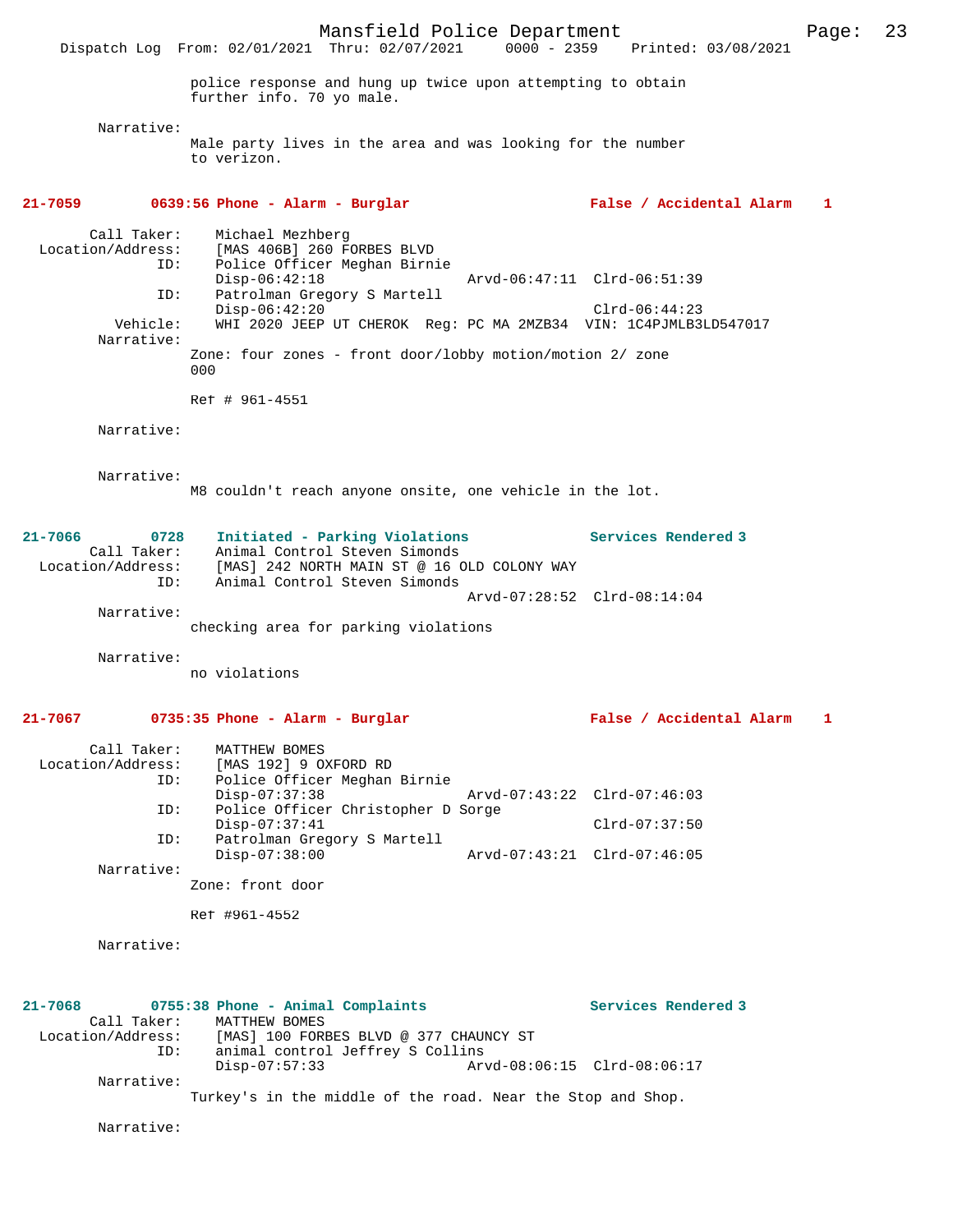police response and hung up twice upon attempting to obtain further info. 70 yo male.

Narrative:
Male party lives in the area and was looking for the number to verizon.

**21-7059 0639:56 Phone - Alarm - Burglar — False / Accidental Alarm 1**

Call Taker: Michael Mezhberg
Location/Address: [MAS 406B] 260 FORBES BLVD
ID: Police Officer Meghan Birnie
Disp-06:42:18 Arvd-06:47:11 Clrd-06:51:39
ID: Patrolman Gregory S Martell
Disp-06:42:20 Clrd-06:44:23
Vehicle: WHI 2020 JEEP UT CHEROK Reg: PC MA 2MZB34 VIN: 1C4PJMLB3LD547017
Narrative:
Zone: four zones - front door/lobby motion/motion 2/ zone 000

Ref # 961-4551

Narrative:

Narrative:
M8 couldn't reach anyone onsite, one vehicle in the lot.

**21-7066 0728 Initiated - Parking Violations — Services Rendered 3**

Call Taker: Animal Control Steven Simonds
Location/Address: [MAS] 242 NORTH MAIN ST @ 16 OLD COLONY WAY
ID: Animal Control Steven Simonds
Arvd-07:28:52 Clrd-08:14:04
Narrative:
checking area for parking violations

Narrative:
no violations

**21-7067 0735:35 Phone - Alarm - Burglar — False / Accidental Alarm 1**

Call Taker: MATTHEW BOMES
Location/Address: [MAS 192] 9 OXFORD RD
ID: Police Officer Meghan Birnie
Disp-07:37:38 Arvd-07:43:22 Clrd-07:46:03
ID: Police Officer Christopher D Sorge
Disp-07:37:41 Clrd-07:37:50
ID: Patrolman Gregory S Martell
Disp-07:38:00 Arvd-07:43:21 Clrd-07:46:05
Narrative:
Zone: front door

Ref #961-4552

Narrative:

**21-7068 0755:38 Phone - Animal Complaints — Services Rendered 3**

Call Taker: MATTHEW BOMES
Location/Address: [MAS] 100 FORBES BLVD @ 377 CHAUNCY ST
ID: animal control Jeffrey S Collins
Disp-07:57:33 Arvd-08:06:15 Clrd-08:06:17
Narrative:
Turkey's in the middle of the road. Near the Stop and Shop.

Narrative: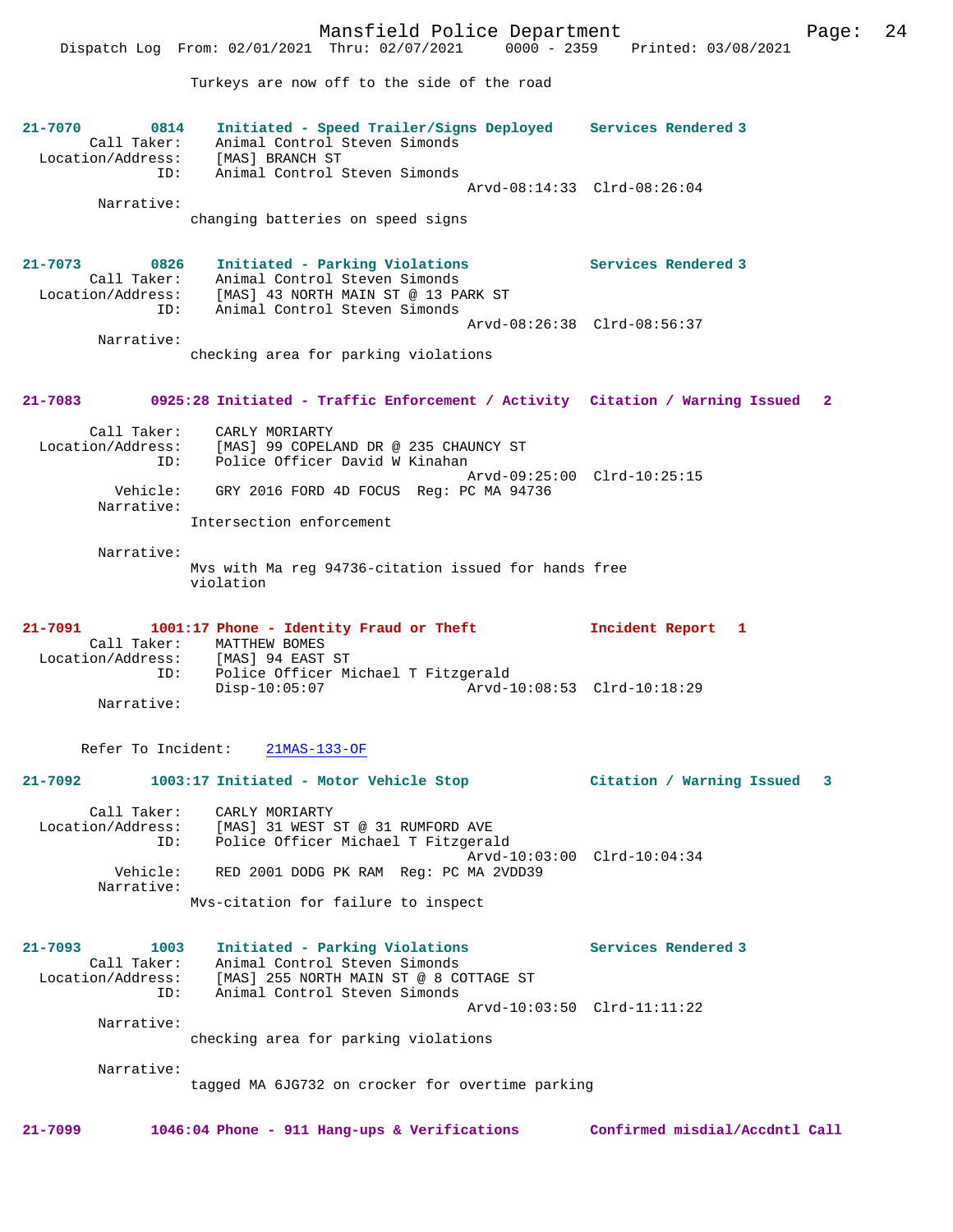Turkeys are now off to the side of the road

**21-7070 0814 Initiated - Speed Trailer/Signs Deployed — Services Rendered 3**

Call Taker: Animal Control Steven Simonds
Location/Address: [MAS] BRANCH ST
ID: Animal Control Steven Simonds
Arvd-08:14:33 Clrd-08:26:04

Narrative:
changing batteries on speed signs

**21-7073 0826 Initiated - Parking Violations — Services Rendered 3**

Call Taker: Animal Control Steven Simonds
Location/Address: [MAS] 43 NORTH MAIN ST @ 13 PARK ST
ID: Animal Control Steven Simonds
Arvd-08:26:38 Clrd-08:56:37

Narrative:
checking area for parking violations

**21-7083 0925:28 Initiated - Traffic Enforcement / Activity — Citation / Warning Issued 2**

Call Taker: CARLY MORIARTY
Location/Address: [MAS] 99 COPELAND DR @ 235 CHAUNCY ST
ID: Police Officer David W Kinahan
Arvd-09:25:00 Clrd-10:25:15
Vehicle: GRY 2016 FORD 4D FOCUS Reg: PC MA 94736

Narrative:
Intersection enforcement

Narrative:
Mvs with Ma reg 94736-citation issued for hands free violation

**21-7091 1001:17 Phone - Identity Fraud or Theft — Incident Report 1**

Call Taker: MATTHEW BOMES
Location/Address: [MAS] 94 EAST ST
ID: Police Officer Michael T Fitzgerald
Disp-10:05:07 Arvd-10:08:53 Clrd-10:18:29

Narrative:

Refer To Incident: 21MAS-133-OF

**21-7092 1003:17 Initiated - Motor Vehicle Stop — Citation / Warning Issued 3**

Call Taker: CARLY MORIARTY
Location/Address: [MAS] 31 WEST ST @ 31 RUMFORD AVE
ID: Police Officer Michael T Fitzgerald
Arvd-10:03:00 Clrd-10:04:34
Vehicle: RED 2001 DODG PK RAM Reg: PC MA 2VDD39

Narrative:
Mvs-citation for failure to inspect

**21-7093 1003 Initiated - Parking Violations — Services Rendered 3**

Call Taker: Animal Control Steven Simonds
Location/Address: [MAS] 255 NORTH MAIN ST @ 8 COTTAGE ST
ID: Animal Control Steven Simonds
Arvd-10:03:50 Clrd-11:11:22

Narrative:
checking area for parking violations

Narrative:
tagged MA 6JG732 on crocker for overtime parking

**21-7099 1046:04 Phone - 911 Hang-ups & Verifications — Confirmed misdial/Accdntl Call**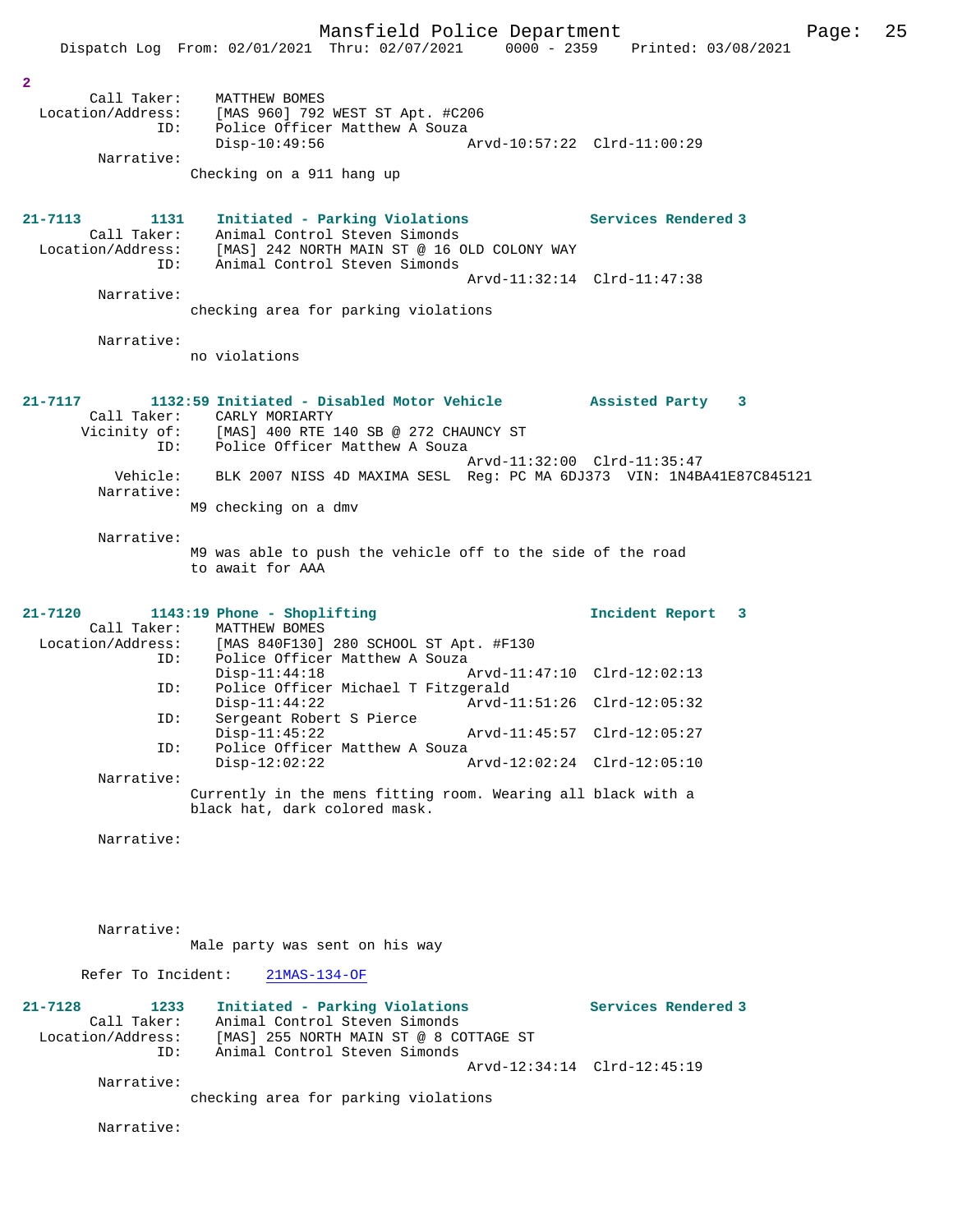2

```
        Call Taker:    MATTHEW BOMES
  Location/Address:    [MAS 960] 792 WEST ST Apt. #C206
                ID:    Police Officer Matthew A Souza
                       Disp-10:49:56                 Arvd-10:57:22  Clrd-11:00:29
         Narrative: 
                     Checking on a 911 hang up


21-7113        1131    Initiated - Parking Violations           Services Rendered 3
        Call Taker:    Animal Control Steven Simonds
  Location/Address:    [MAS] 242 NORTH MAIN ST @ 16 OLD COLONY WAY
                ID:    Animal Control Steven Simonds
                                                     Arvd-11:32:14  Clrd-11:47:38
         Narrative: 
                     checking area for parking violations

         Narrative: 
                     no violations


21-7117        1132:59 Initiated - Disabled Motor Vehicle       Assisted Party    3
        Call Taker:    CARLY MORIARTY
       Vicinity of:    [MAS] 400 RTE 140 SB @ 272 CHAUNCY ST
                ID:    Police Officer Matthew A Souza
                                                     Arvd-11:32:00  Clrd-11:35:47
           Vehicle:    BLK 2007 NISS 4D MAXIMA SESL  Reg: PC MA 6DJ373  VIN: 1N4BA41E87C845121
         Narrative: 
                     M9 checking on a dmv

         Narrative: 
                     M9 was able to push the vehicle off to the side of the road
                     to await for AAA


21-7120        1143:19 Phone - Shoplifting                      Incident Report  3
        Call Taker:    MATTHEW BOMES
  Location/Address:    [MAS 840F130] 280 SCHOOL ST Apt. #F130
                ID:    Police Officer Matthew A Souza
                       Disp-11:44:18                 Arvd-11:47:10  Clrd-12:02:13
                ID:    Police Officer Michael T Fitzgerald
                       Disp-11:44:22                 Arvd-11:51:26  Clrd-12:05:32
                ID:    Sergeant Robert S Pierce
                       Disp-11:45:22                 Arvd-11:45:57  Clrd-12:05:27
                ID:    Police Officer Matthew A Souza
                       Disp-12:02:22                 Arvd-12:02:24  Clrd-12:05:10
         Narrative: 
                     Currently in the mens fitting room. Wearing all black with a
                     black hat, dark colored mask.

         Narrative: 




         Narrative: 
                     Male party was sent on his way

      Refer To Incident:    21MAS-134-OF

21-7128        1233    Initiated - Parking Violations           Services Rendered 3
        Call Taker:    Animal Control Steven Simonds
  Location/Address:    [MAS] 255 NORTH MAIN ST @ 8 COTTAGE ST
                ID:    Animal Control Steven Simonds
                                                     Arvd-12:34:14  Clrd-12:45:19
         Narrative: 
                     checking area for parking violations

         Narrative: 
```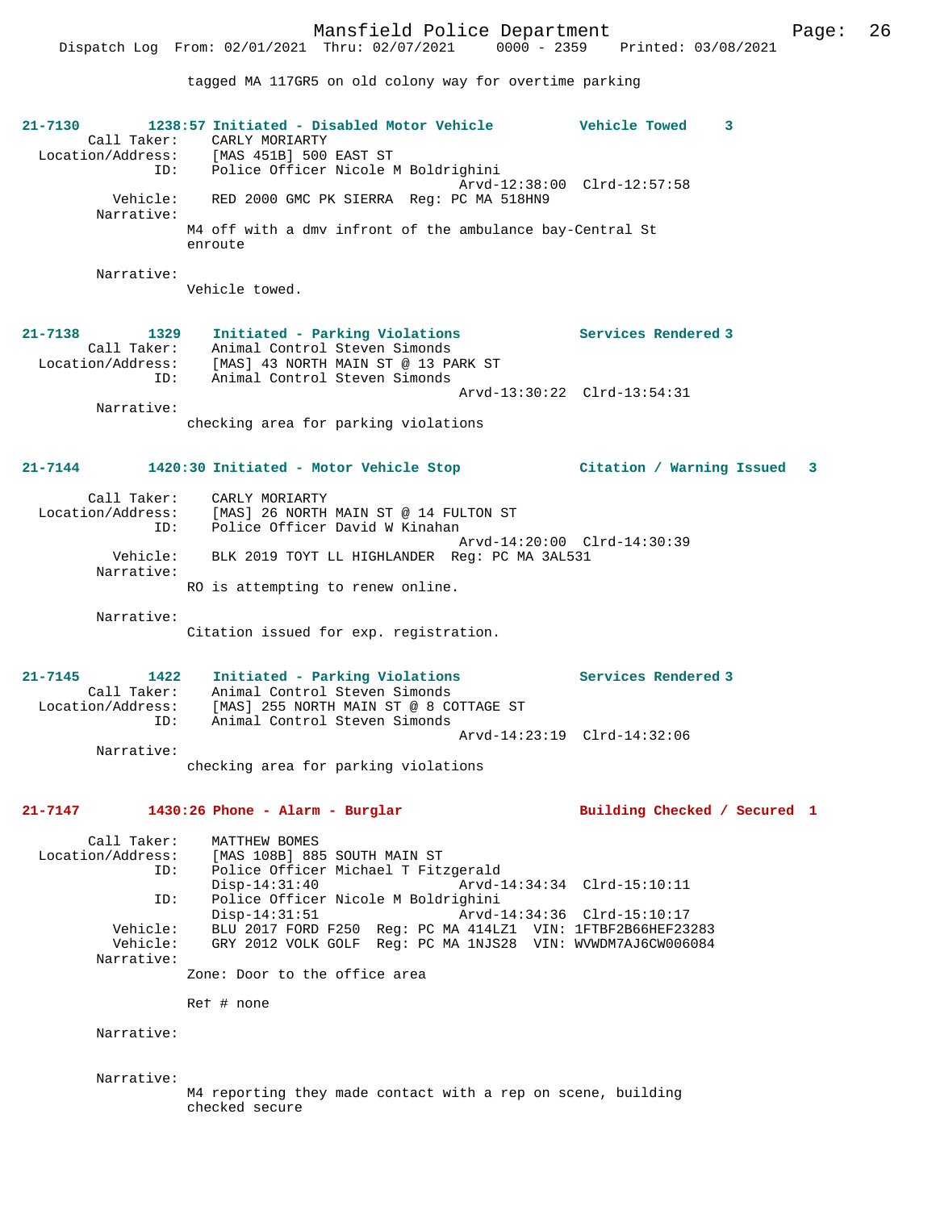tagged MA 117GR5 on old colony way for overtime parking

**21-7130 1238:57 Initiated - Disabled Motor Vehicle Vehicle Towed 3**

Call Taker: CARLY MORIARTY
Location/Address: [MAS 451B] 500 EAST ST
ID: Police Officer Nicole M Boldrighini
Arvd-12:38:00 Clrd-12:57:58
Vehicle: RED 2000 GMC PK SIERRA Reg: PC MA 518HN9
Narrative:
M4 off with a dmv infront of the ambulance bay-Central St enroute

Narrative:
Vehicle towed.

**21-7138 1329 Initiated - Parking Violations Services Rendered 3**

Call Taker: Animal Control Steven Simonds
Location/Address: [MAS] 43 NORTH MAIN ST @ 13 PARK ST
ID: Animal Control Steven Simonds
Arvd-13:30:22 Clrd-13:54:31
Narrative:
checking area for parking violations

**21-7144 1420:30 Initiated - Motor Vehicle Stop Citation / Warning Issued 3**

Call Taker: CARLY MORIARTY
Location/Address: [MAS] 26 NORTH MAIN ST @ 14 FULTON ST
ID: Police Officer David W Kinahan
Arvd-14:20:00 Clrd-14:30:39
Vehicle: BLK 2019 TOYT LL HIGHLANDER Reg: PC MA 3AL531
Narrative:
RO is attempting to renew online.

Narrative:
Citation issued for exp. registration.

**21-7145 1422 Initiated - Parking Violations Services Rendered 3**

Call Taker: Animal Control Steven Simonds
Location/Address: [MAS] 255 NORTH MAIN ST @ 8 COTTAGE ST
ID: Animal Control Steven Simonds
Arvd-14:23:19 Clrd-14:32:06
Narrative:
checking area for parking violations

**21-7147 1430:26 Phone - Alarm - Burglar Building Checked / Secured 1**

Call Taker: MATTHEW BOMES
Location/Address: [MAS 108B] 885 SOUTH MAIN ST
ID: Police Officer Michael T Fitzgerald
Disp-14:31:40 Arvd-14:34:34 Clrd-15:10:11
ID: Police Officer Nicole M Boldrighini
Disp-14:31:51 Arvd-14:34:36 Clrd-15:10:17
Vehicle: BLU 2017 FORD F250 Reg: PC MA 414LZ1 VIN: 1FTBF2B66HEF23283
Vehicle: GRY 2012 VOLK GOLF Reg: PC MA 1NJS28 VIN: WVWDM7AJ6CW006084
Narrative:
Zone: Door to the office area

Ref # none

Narrative:

Narrative:
M4 reporting they made contact with a rep on scene, building checked secure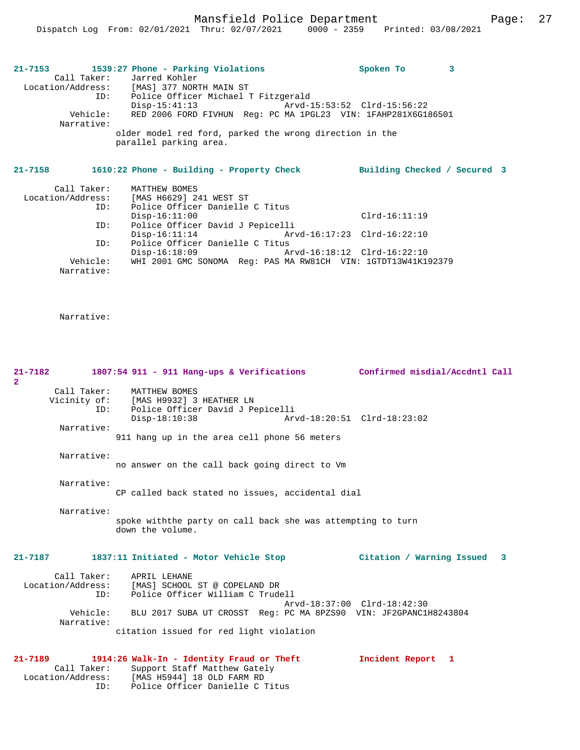**21-7153 1539:27 Phone - Parking Violations — Spoken To 3**

Call Taker: Jarred Kohler
Location/Address: [MAS] 377 NORTH MAIN ST
ID: Police Officer Michael T Fitzgerald
Disp-15:41:13 Arvd-15:53:52 Clrd-15:56:22
Vehicle: RED 2006 FORD FIVHUN Reg: PC MA 1PGL23 VIN: 1FAHP281X6G186501
Narrative:
older model red ford, parked the wrong direction in the parallel parking area.

**21-7158 1610:22 Phone - Building - Property Check — Building Checked / Secured 3**

Call Taker: MATTHEW BOMES
Location/Address: [MAS H6629] 241 WEST ST
ID: Police Officer Danielle C Titus
Disp-16:11:00 Clrd-16:11:19
ID: Police Officer David J Pepicelli
Disp-16:11:14 Arvd-16:17:23 Clrd-16:22:10
ID: Police Officer Danielle C Titus
Disp-16:18:09 Arvd-16:18:12 Clrd-16:22:10
Vehicle: WHI 2001 GMC SONOMA Reg: PAS MA RW81CH VIN: 1GTDT13W41K192379
Narrative:

Narrative:

**21-7182 1807:54 911 - 911 Hang-ups & Verifications — Confirmed misdial/Accdntl Call 2**

Call Taker: MATTHEW BOMES
Vicinity of: [MAS H9932] 3 HEATHER LN
ID: Police Officer David J Pepicelli
Disp-18:10:38 Arvd-18:20:51 Clrd-18:23:02
Narrative:
911 hang up in the area cell phone 56 meters

Narrative:
no answer on the call back going direct to Vm

Narrative:
CP called back stated no issues, accidental dial

Narrative:
spoke withthe party on call back she was attempting to turn down the volume.

**21-7187 1837:11 Initiated - Motor Vehicle Stop — Citation / Warning Issued 3**

Call Taker: APRIL LEHANE
Location/Address: [MAS] SCHOOL ST @ COPELAND DR
ID: Police Officer William C Trudell
Arvd-18:37:00 Clrd-18:42:30
Vehicle: BLU 2017 SUBA UT CROSST Reg: PC MA 8PZS90 VIN: JF2GPANC1H8243804
Narrative:
citation issued for red light violation

**21-7189 1914:26 Walk-In - Identity Fraud or Theft — Incident Report 1**

Call Taker: Support Staff Matthew Gately
Location/Address: [MAS H5944] 18 OLD FARM RD
ID: Police Officer Danielle C Titus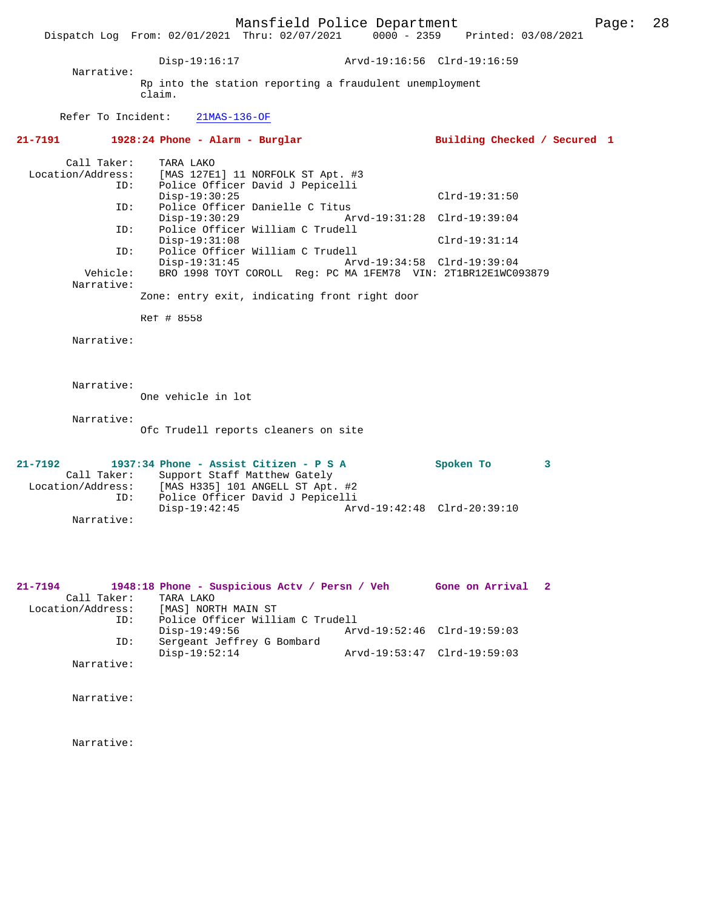Disp-19:16:17 Arvd-19:16:56 Clrd-19:16:59

Narrative:
Rp into the station reporting a fraudulent unemployment claim.

Refer To Incident: 21MAS-136-OF

**21-7191 1928:24 Phone - Alarm - Burglar — Building Checked / Secured 1**

Call Taker: TARA LAKO
Location/Address: [MAS 127E1] 11 NORFOLK ST Apt. #3
ID: Police Officer David J Pepicelli
Disp-19:30:25 Clrd-19:31:50
ID: Police Officer Danielle C Titus
Disp-19:30:29 Arvd-19:31:28 Clrd-19:39:04
ID: Police Officer William C Trudell
Disp-19:31:08 Clrd-19:31:14
ID: Police Officer William C Trudell
Disp-19:31:45 Arvd-19:34:58 Clrd-19:39:04
Vehicle: BRO 1998 TOYT COROLL Reg: PC MA 1FEM78 VIN: 2T1BR12E1WC093879

Narrative:
Zone: entry exit, indicating front right door

Ref # 8558

Narrative:

Narrative:
One vehicle in lot

Narrative:
Ofc Trudell reports cleaners on site

**21-7192 1937:34 Phone - Assist Citizen - P S A — Spoken To 3**

Call Taker: Support Staff Matthew Gately
Location/Address: [MAS H335] 101 ANGELL ST Apt. #2
ID: Police Officer David J Pepicelli
Disp-19:42:45 Arvd-19:42:48 Clrd-20:39:10

Narrative:

**21-7194 1948:18 Phone - Suspicious Actv / Persn / Veh — Gone on Arrival 2**

Call Taker: TARA LAKO
Location/Address: [MAS] NORTH MAIN ST
ID: Police Officer William C Trudell
Disp-19:49:56 Arvd-19:52:46 Clrd-19:59:03
ID: Sergeant Jeffrey G Bombard
Disp-19:52:14 Arvd-19:53:47 Clrd-19:59:03

Narrative:

Narrative:

Narrative: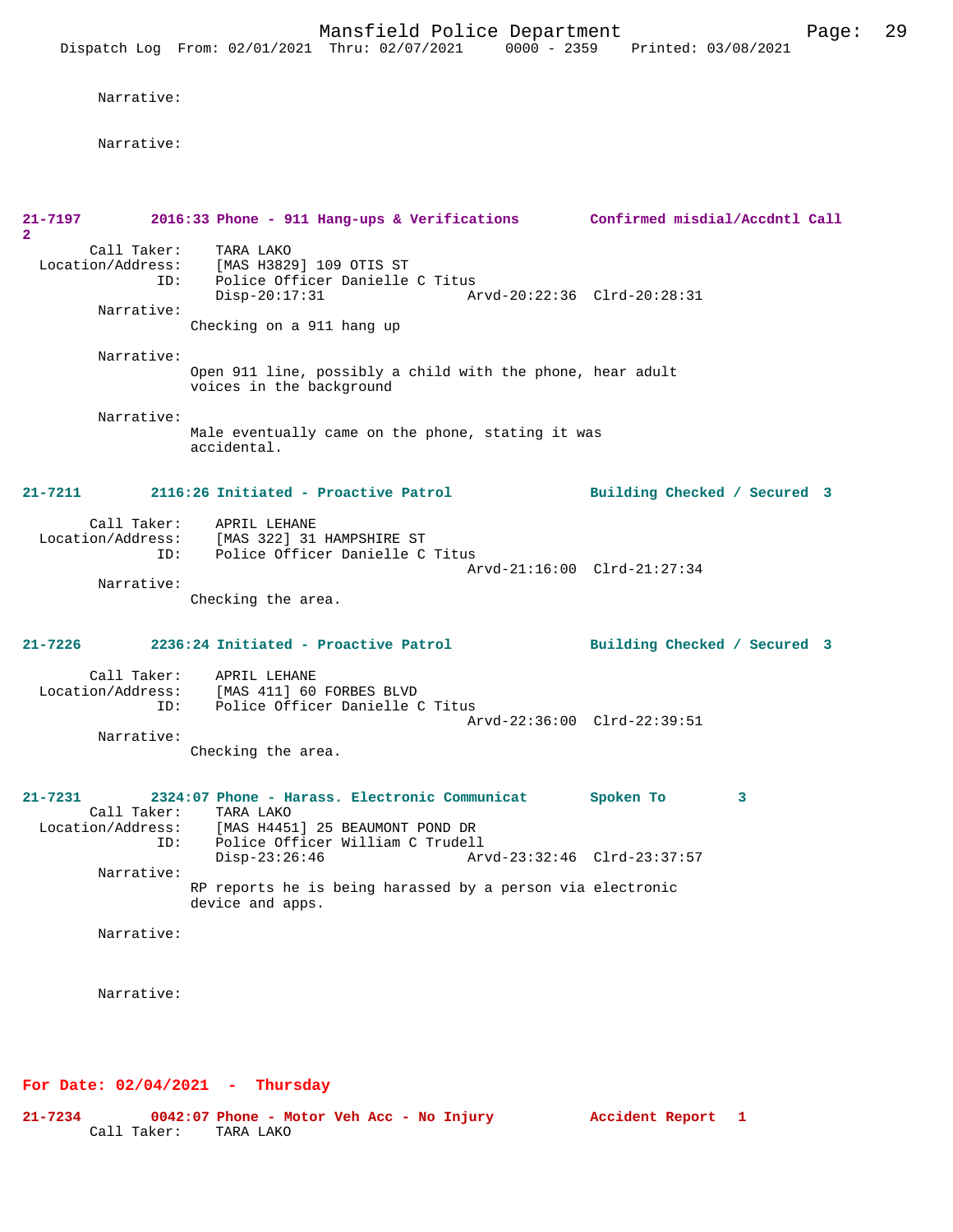Narrative:

Narrative:

**21-7197 2016:33 Phone - 911 Hang-ups & Verifications Confirmed misdial/Accdntl Call 2**

Call Taker: TARA LAKO
Location/Address: [MAS H3829] 109 OTIS ST
ID: Police Officer Danielle C Titus
Disp-20:17:31 Arvd-20:22:36 Clrd-20:28:31

Narrative:
Checking on a 911 hang up

Narrative:
Open 911 line, possibly a child with the phone, hear adult voices in the background

Narrative:
Male eventually came on the phone, stating it was accidental.

**21-7211 2116:26 Initiated - Proactive Patrol Building Checked / Secured 3**

Call Taker: APRIL LEHANE
Location/Address: [MAS 322] 31 HAMPSHIRE ST
ID: Police Officer Danielle C Titus
Arvd-21:16:00 Clrd-21:27:34

Narrative:
Checking the area.

**21-7226 2236:24 Initiated - Proactive Patrol Building Checked / Secured 3**

Call Taker: APRIL LEHANE
Location/Address: [MAS 411] 60 FORBES BLVD
ID: Police Officer Danielle C Titus
Arvd-22:36:00 Clrd-22:39:51

Narrative:
Checking the area.

**21-7231 2324:07 Phone - Harass. Electronic Communicat Spoken To 3**

Call Taker: TARA LAKO
Location/Address: [MAS H4451] 25 BEAUMONT POND DR
ID: Police Officer William C Trudell
Disp-23:26:46 Arvd-23:32:46 Clrd-23:37:57

Narrative:
RP reports he is being harassed by a person via electronic device and apps.

Narrative:

Narrative:

## For Date: 02/04/2021 - Thursday

**21-7234 0042:07 Phone - Motor Veh Acc - No Injury Accident Report 1**

Call Taker: TARA LAKO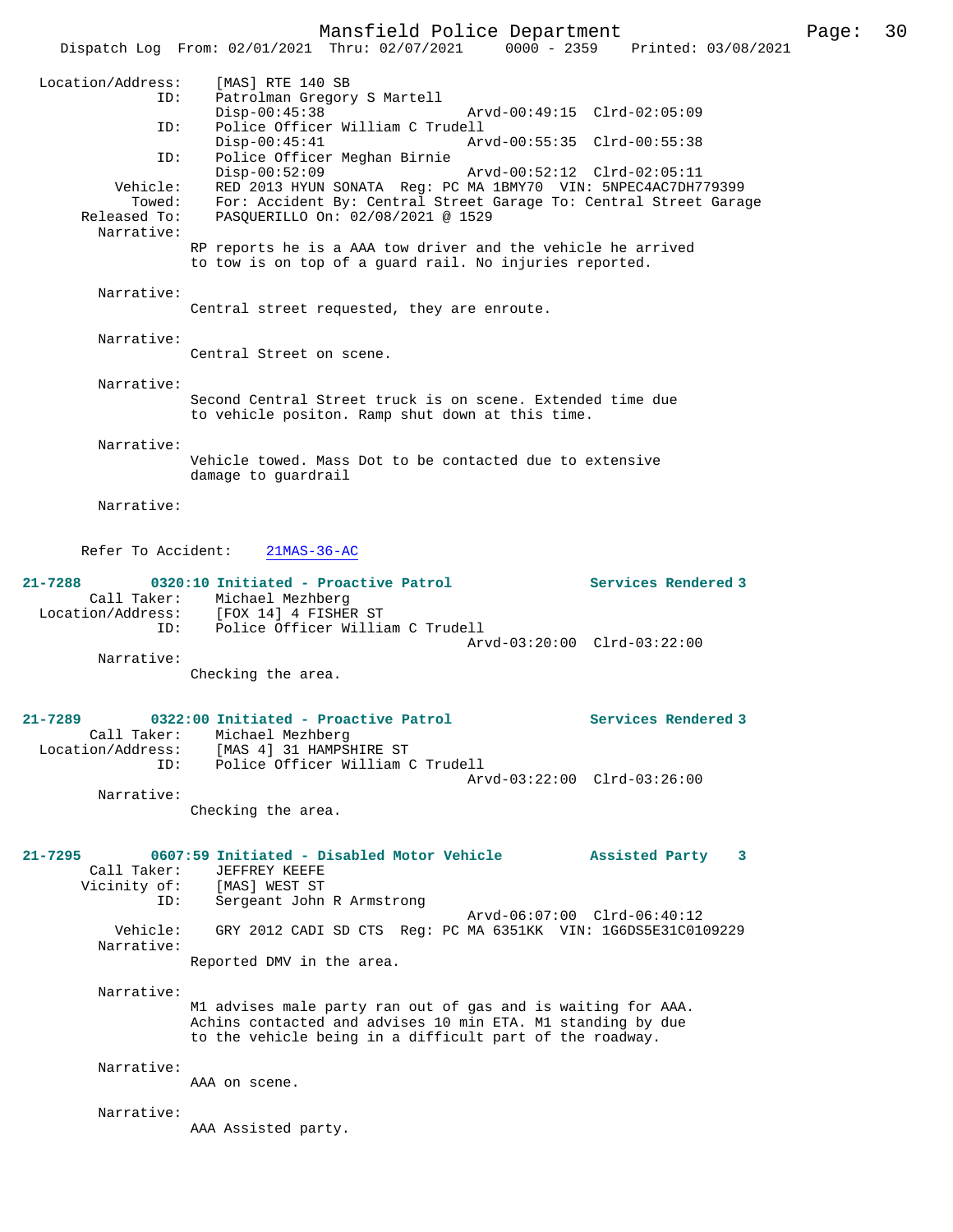```
 Location/Address:     [MAS] RTE 140 SB
                ID:    Patrolman Gregory S Martell
                       Disp-00:45:38                 Arvd-00:49:15  Clrd-02:05:09
                ID:    Police Officer William C Trudell
                       Disp-00:45:41                 Arvd-00:55:35  Clrd-00:55:38
                ID:    Police Officer Meghan Birnie
                       Disp-00:52:09                 Arvd-00:52:12  Clrd-02:05:11
           Vehicle:    RED 2013 HYUN SONATA  Reg: PC MA 1BMY70  VIN: 5NPEC4AC7DH779399
            Towed:     For: Accident By: Central Street Garage To: Central Street Garage
       Released To:    PASQUERILLO On: 02/08/2021 @ 1529
         Narrative:
                    RP reports he is a AAA tow driver and the vehicle he arrived
                    to tow is on top of a guard rail. No injuries reported.

         Narrative:
                    Central street requested, they are enroute.

         Narrative:
                    Central Street on scene.

         Narrative:
                    Second Central Street truck is on scene. Extended time due
                    to vehicle positon. Ramp shut down at this time.

         Narrative:
                    Vehicle towed. Mass Dot to be contacted due to extensive
                    damage to guardrail

         Narrative:


       Refer To Accident:    21MAS-36-AC

21-7288        0320:10 Initiated - Proactive Patrol              Services Rendered 3
        Call Taker:    Michael Mezhberg
  Location/Address:    [FOX 14] 4 FISHER ST
                ID:    Police Officer William C Trudell
                                                     Arvd-03:20:00  Clrd-03:22:00
         Narrative:
                    Checking the area.


21-7289        0322:00 Initiated - Proactive Patrol              Services Rendered 3
        Call Taker:    Michael Mezhberg
  Location/Address:    [MAS 4] 31 HAMPSHIRE ST
                ID:    Police Officer William C Trudell
                                                     Arvd-03:22:00  Clrd-03:26:00
         Narrative:
                    Checking the area.


21-7295        0607:59 Initiated - Disabled Motor Vehicle        Assisted Party    3
        Call Taker:    JEFFREY KEEFE
       Vicinity of:    [MAS] WEST ST
                ID:    Sergeant John R Armstrong
                                                     Arvd-06:07:00  Clrd-06:40:12
           Vehicle:    GRY 2012 CADI SD CTS  Reg: PC MA 6351KK  VIN: 1G6DS5E31C0109229
         Narrative:
                    Reported DMV in the area.

         Narrative:
                    M1 advises male party ran out of gas and is waiting for AAA.
                    Achins contacted and advises 10 min ETA. M1 standing by due
                    to the vehicle being in a difficult part of the roadway.

         Narrative:
                    AAA on scene.

         Narrative:
                    AAA Assisted party.
```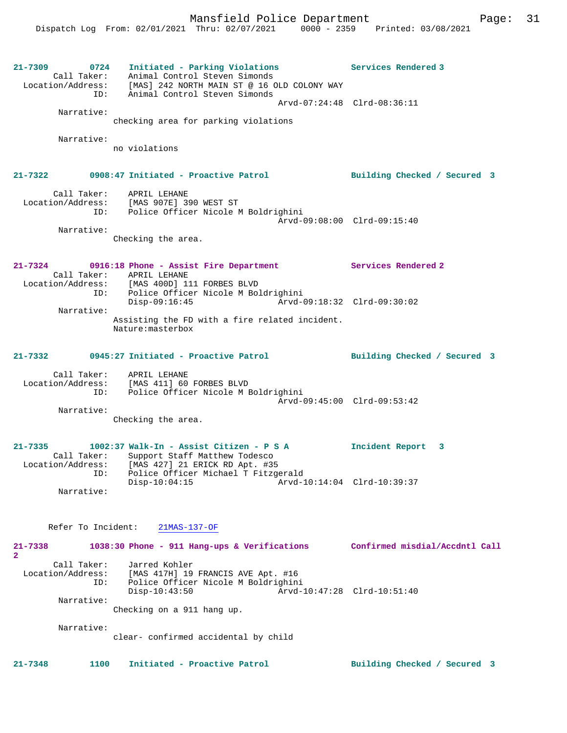**21-7309** 0724 **Initiated - Parking Violations** **Services Rendered 3**

Call Taker: Animal Control Steven Simonds
Location/Address: [MAS] 242 NORTH MAIN ST @ 16 OLD COLONY WAY
ID: Animal Control Steven Simonds
Arvd-07:24:48 Clrd-08:36:11

Narrative:
checking area for parking violations

Narrative:
no violations

**21-7322** 0908:47 **Initiated - Proactive Patrol** **Building Checked / Secured 3**

Call Taker: APRIL LEHANE
Location/Address: [MAS 907E] 390 WEST ST
ID: Police Officer Nicole M Boldrighini
Arvd-09:08:00 Clrd-09:15:40

Narrative:
Checking the area.

**21-7324** 0916:18 **Phone - Assist Fire Department** **Services Rendered 2**

Call Taker: APRIL LEHANE
Location/Address: [MAS 400D] 111 FORBES BLVD
ID: Police Officer Nicole M Boldrighini
Disp-09:16:45 Arvd-09:18:32 Clrd-09:30:02

Narrative:
Assisting the FD with a fire related incident.
Nature:masterbox

**21-7332** 0945:27 **Initiated - Proactive Patrol** **Building Checked / Secured 3**

Call Taker: APRIL LEHANE
Location/Address: [MAS 411] 60 FORBES BLVD
ID: Police Officer Nicole M Boldrighini
Arvd-09:45:00 Clrd-09:53:42

Narrative:
Checking the area.

**21-7335** 1002:37 **Walk-In - Assist Citizen - P S A** **Incident Report 3**

Call Taker: Support Staff Matthew Todesco
Location/Address: [MAS 427] 21 ERICK RD Apt. #35
ID: Police Officer Michael T Fitzgerald
Disp-10:04:15 Arvd-10:14:04 Clrd-10:39:37

Narrative:

Refer To Incident: 21MAS-137-OF

**21-7338** 1038:30 **Phone - 911 Hang-ups & Verifications** **Confirmed misdial/Accdntl Call 2**

Call Taker: Jarred Kohler
Location/Address: [MAS 417H] 19 FRANCIS AVE Apt. #16
ID: Police Officer Nicole M Boldrighini
Disp-10:43:50 Arvd-10:47:28 Clrd-10:51:40

Narrative:
Checking on a 911 hang up.

Narrative:
clear- confirmed accidental by child

**21-7348** 1100 **Initiated - Proactive Patrol** **Building Checked / Secured 3**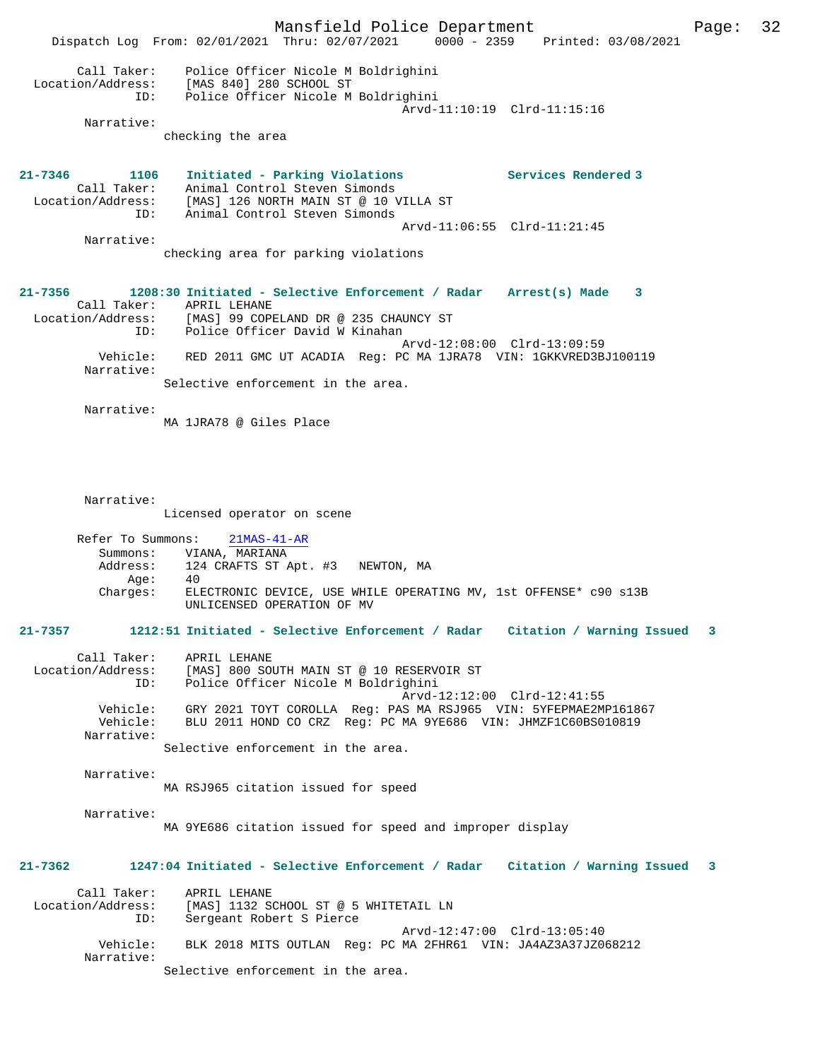```
 Call Taker:    Police Officer Nicole M Boldrighini
 Location/Address:    [MAS 840] 280 SCHOOL ST
 ID:    Police Officer Nicole M Boldrighini
                                        Arvd-11:10:19  Clrd-11:15:16
 Narrative:
        checking the area
```

**21-7346        1106    Initiated - Parking Violations             Services Rendered 3**

```
 Call Taker:    Animal Control Steven Simonds
 Location/Address:    [MAS] 126 NORTH MAIN ST @ 10 VILLA ST
 ID:    Animal Control Steven Simonds
                                        Arvd-11:06:55  Clrd-11:21:45
 Narrative:
        checking area for parking violations
```

**21-7356        1208:30 Initiated - Selective Enforcement / Radar    Arrest(s) Made    3**

```
 Call Taker:    APRIL LEHANE
 Location/Address:    [MAS] 99 COPELAND DR @ 235 CHAUNCY ST
 ID:    Police Officer David W Kinahan
                                        Arvd-12:08:00  Clrd-13:09:59
 Vehicle:    RED 2011 GMC UT ACADIA  Reg: PC MA 1JRA78  VIN: 1GKKVRED3BJ100119
 Narrative:
        Selective enforcement in the area.

 Narrative:
        MA 1JRA78 @ Giles Place

 Narrative:
        Licensed operator on scene

 Refer To Summons:    21MAS-41-AR
 Summons:    VIANA, MARIANA
 Address:    124 CRAFTS ST Apt. #3   NEWTON, MA
 Age:    40
 Charges:    ELECTRONIC DEVICE, USE WHILE OPERATING MV, 1st OFFENSE* c90 s13B
             UNLICENSED OPERATION OF MV
```

**21-7357        1212:51 Initiated - Selective Enforcement / Radar    Citation / Warning Issued    3**

```
 Call Taker:    APRIL LEHANE
 Location/Address:    [MAS] 800 SOUTH MAIN ST @ 10 RESERVOIR ST
 ID:    Police Officer Nicole M Boldrighini
                                        Arvd-12:12:00  Clrd-12:41:55
 Vehicle:    GRY 2021 TOYT COROLLA  Reg: PAS MA RSJ965  VIN: 5YFEPMAE2MP161867
 Vehicle:    BLU 2011 HOND CO CRZ  Reg: PC MA 9YE686  VIN: JHMZF1C60BS010819
 Narrative:
        Selective enforcement in the area.

 Narrative:
        MA RSJ965 citation issued for speed

 Narrative:
        MA 9YE686 citation issued for speed and improper display
```

**21-7362        1247:04 Initiated - Selective Enforcement / Radar    Citation / Warning Issued    3**

```
 Call Taker:    APRIL LEHANE
 Location/Address:    [MAS] 1132 SCHOOL ST @ 5 WHITETAIL LN
 ID:    Sergeant Robert S Pierce
                                        Arvd-12:47:00  Clrd-13:05:40
 Vehicle:    BLK 2018 MITS OUTLAN  Reg: PC MA 2FHR61  VIN: JA4AZ3A37JZ068212
 Narrative:
        Selective enforcement in the area.
```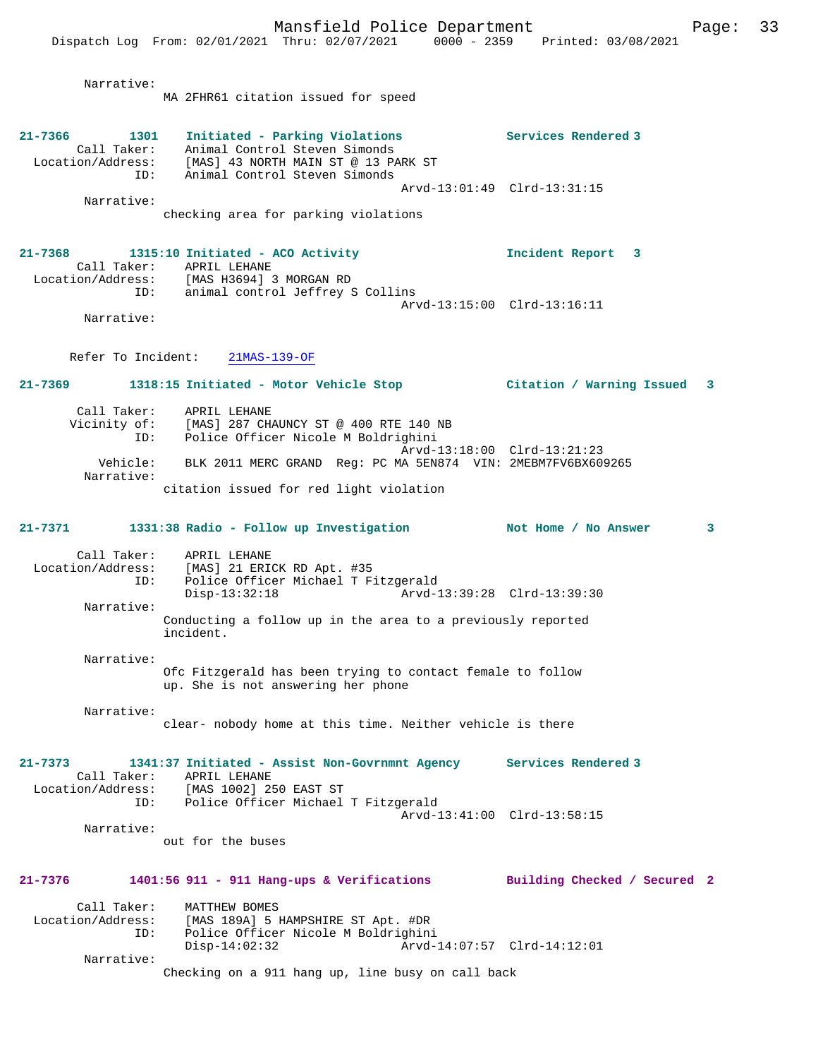Narrative:
MA 2FHR61 citation issued for speed

**21-7366 1301 Initiated - Parking Violations — Services Rendered 3**

Call Taker: Animal Control Steven Simonds
Location/Address: [MAS] 43 NORTH MAIN ST @ 13 PARK ST
ID: Animal Control Steven Simonds
Arvd-13:01:49 Clrd-13:31:15
Narrative:
checking area for parking violations

**21-7368 1315:10 Initiated - ACO Activity — Incident Report 3**

Call Taker: APRIL LEHANE
Location/Address: [MAS H3694] 3 MORGAN RD
ID: animal control Jeffrey S Collins
Arvd-13:15:00 Clrd-13:16:11
Narrative:

Refer To Incident: 21MAS-139-OF

**21-7369 1318:15 Initiated - Motor Vehicle Stop — Citation / Warning Issued 3**

Call Taker: APRIL LEHANE
Vicinity of: [MAS] 287 CHAUNCY ST @ 400 RTE 140 NB
ID: Police Officer Nicole M Boldrighini
Arvd-13:18:00 Clrd-13:21:23
Vehicle: BLK 2011 MERC GRAND Reg: PC MA 5EN874 VIN: 2MEBM7FV6BX609265
Narrative:
citation issued for red light violation

**21-7371 1331:38 Radio - Follow up Investigation — Not Home / No Answer 3**

Call Taker: APRIL LEHANE
Location/Address: [MAS] 21 ERICK RD Apt. #35
ID: Police Officer Michael T Fitzgerald
Disp-13:32:18 Arvd-13:39:28 Clrd-13:39:30
Narrative:
Conducting a follow up in the area to a previously reported incident.

Narrative:
Ofc Fitzgerald has been trying to contact female to follow up. She is not answering her phone

Narrative:
clear- nobody home at this time. Neither vehicle is there

**21-7373 1341:37 Initiated - Assist Non-Govrnmnt Agency — Services Rendered 3**

Call Taker: APRIL LEHANE
Location/Address: [MAS 1002] 250 EAST ST
ID: Police Officer Michael T Fitzgerald
Arvd-13:41:00 Clrd-13:58:15
Narrative:
out for the buses

**21-7376 1401:56 911 - 911 Hang-ups & Verifications — Building Checked / Secured 2**

Call Taker: MATTHEW BOMES
Location/Address: [MAS 189A] 5 HAMPSHIRE ST Apt. #DR
ID: Police Officer Nicole M Boldrighini
Disp-14:02:32 Arvd-14:07:57 Clrd-14:12:01
Narrative:
Checking on a 911 hang up, line busy on call back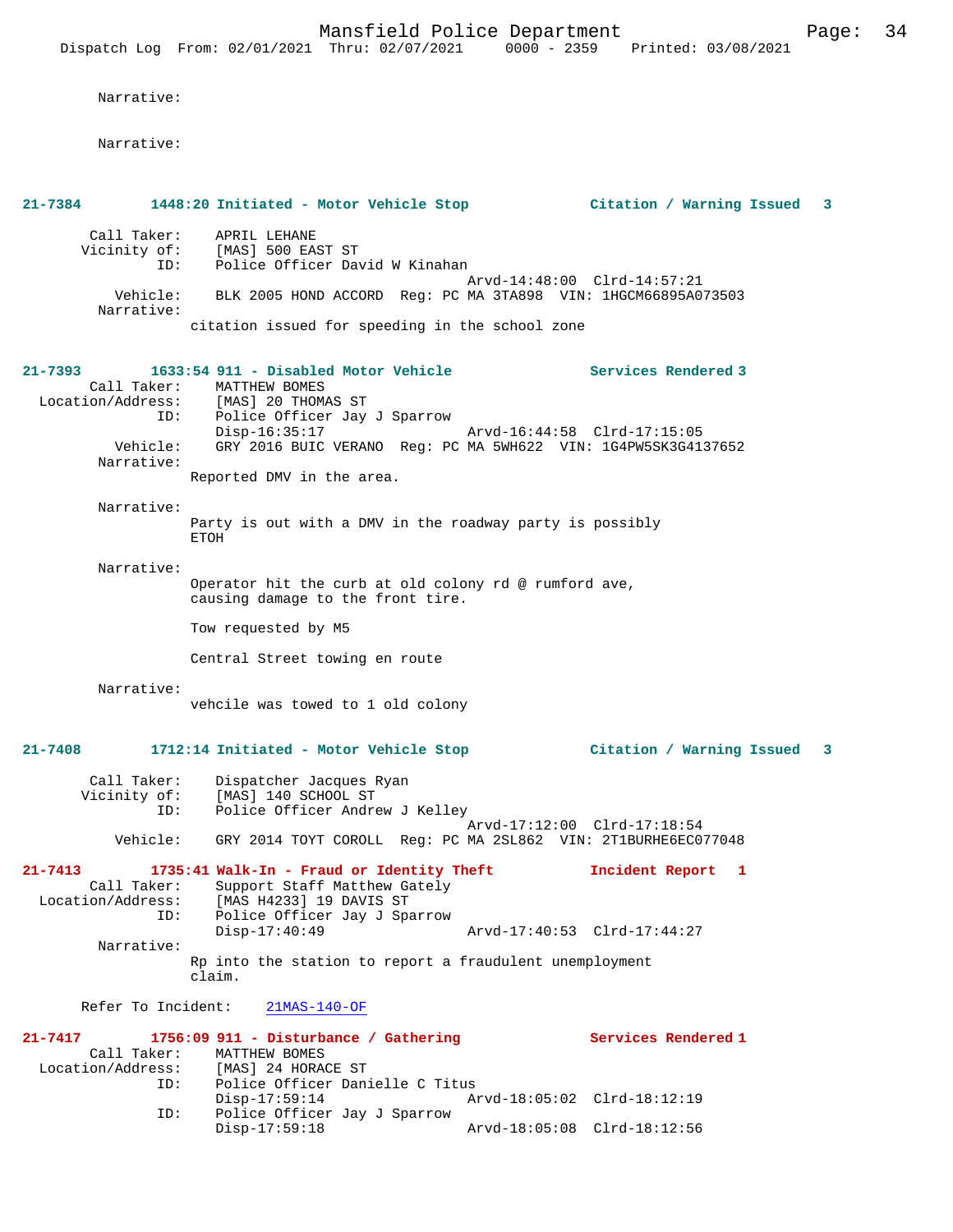Narrative:

Narrative:

**21-7384 1448:20 Initiated - Motor Vehicle Stop — Citation / Warning Issued 3**

Call Taker: APRIL LEHANE
Vicinity of: [MAS] 500 EAST ST
ID: Police Officer David W Kinahan
Arvd-14:48:00 Clrd-14:57:21
Vehicle: BLK 2005 HOND ACCORD Reg: PC MA 3TA898 VIN: 1HGCM66895A073503
Narrative:
citation issued for speeding in the school zone

**21-7393 1633:54 911 - Disabled Motor Vehicle — Services Rendered 3**

Call Taker: MATTHEW BOMES
Location/Address: [MAS] 20 THOMAS ST
ID: Police Officer Jay J Sparrow
Disp-16:35:17 Arvd-16:44:58 Clrd-17:15:05
Vehicle: GRY 2016 BUIC VERANO Reg: PC MA 5WH622 VIN: 1G4PW5SK3G4137652
Narrative:
Reported DMV in the area.

Narrative:
Party is out with a DMV in the roadway party is possibly ETOH

Narrative:
Operator hit the curb at old colony rd @ rumford ave, causing damage to the front tire.

Tow requested by M5

Central Street towing en route

Narrative:
vehcile was towed to 1 old colony

**21-7408 1712:14 Initiated - Motor Vehicle Stop — Citation / Warning Issued 3**

Call Taker: Dispatcher Jacques Ryan
Vicinity of: [MAS] 140 SCHOOL ST
ID: Police Officer Andrew J Kelley
Arvd-17:12:00 Clrd-17:18:54
Vehicle: GRY 2014 TOYT COROLL Reg: PC MA 2SL862 VIN: 2T1BURHE6EC077048

**21-7413 1735:41 Walk-In - Fraud or Identity Theft — Incident Report 1**

Call Taker: Support Staff Matthew Gately
Location/Address: [MAS H4233] 19 DAVIS ST
ID: Police Officer Jay J Sparrow
Disp-17:40:49 Arvd-17:40:53 Clrd-17:44:27
Narrative:
Rp into the station to report a fraudulent unemployment claim.

Refer To Incident: 21MAS-140-OF

**21-7417 1756:09 911 - Disturbance / Gathering — Services Rendered 1**

Call Taker: MATTHEW BOMES
Location/Address: [MAS] 24 HORACE ST
ID: Police Officer Danielle C Titus
Disp-17:59:14 Arvd-18:05:02 Clrd-18:12:19
ID: Police Officer Jay J Sparrow
Disp-17:59:18 Arvd-18:05:08 Clrd-18:12:56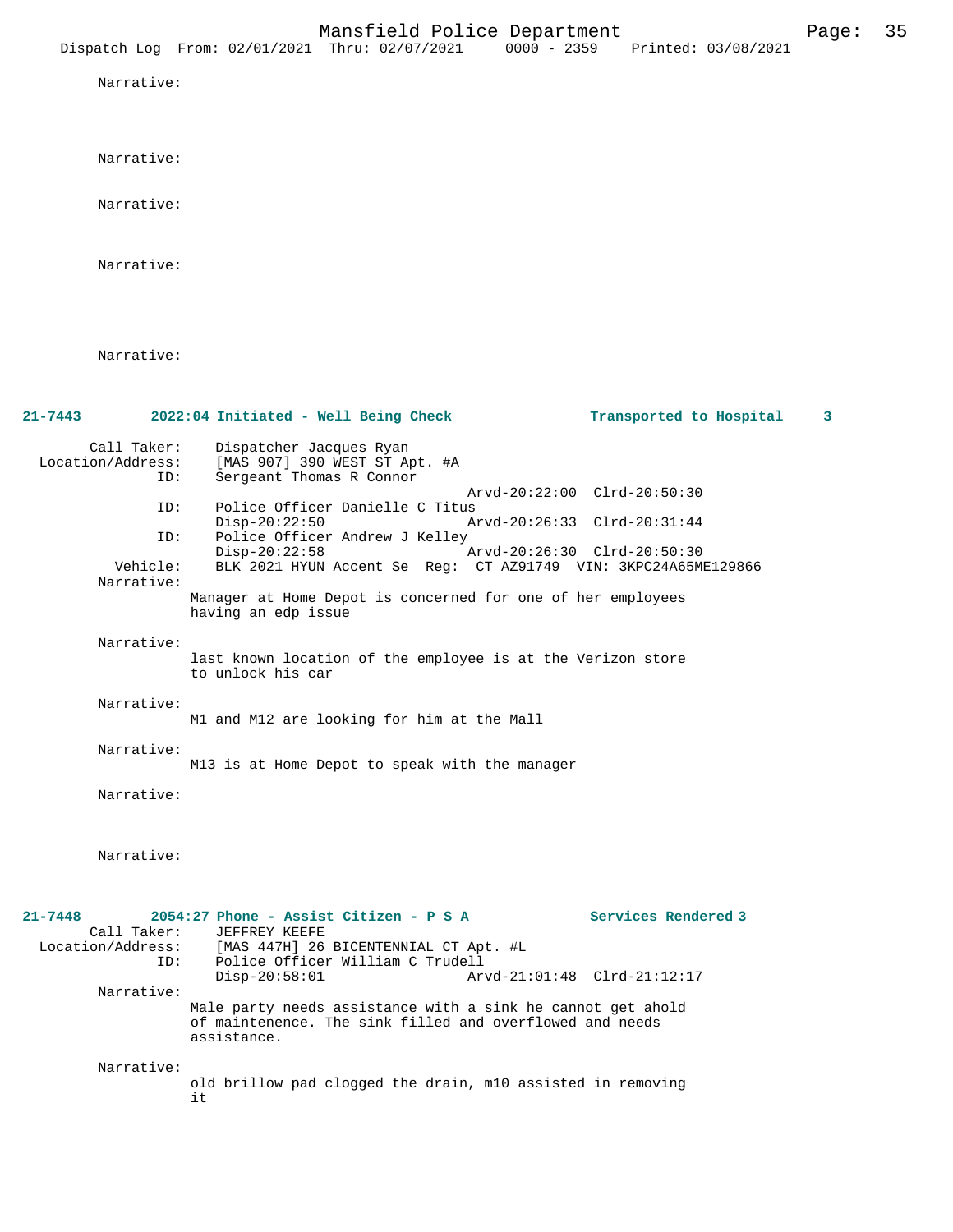Narrative:

Narrative:

Narrative:

Narrative:

Narrative:

**21-7443 2022:04 Initiated - Well Being Check Transported to Hospital 3**

Call Taker: Dispatcher Jacques Ryan
Location/Address: [MAS 907] 390 WEST ST Apt. #A
ID: Sergeant Thomas R Connor
Arvd-20:22:00 Clrd-20:50:30
ID: Police Officer Danielle C Titus
Disp-20:22:50 Arvd-20:26:33 Clrd-20:31:44
ID: Police Officer Andrew J Kelley
Disp-20:22:58 Arvd-20:26:30 Clrd-20:50:30
Vehicle: BLK 2021 HYUN Accent Se Reg: CT AZ91749 VIN: 3KPC24A65ME129866

Narrative:
Manager at Home Depot is concerned for one of her employees having an edp issue

Narrative:
last known location of the employee is at the Verizon store to unlock his car

Narrative:
M1 and M12 are looking for him at the Mall

Narrative:
M13 is at Home Depot to speak with the manager

Narrative:

Narrative:

**21-7448 2054:27 Phone - Assist Citizen - P S A Services Rendered 3**

Call Taker: JEFFREY KEEFE
Location/Address: [MAS 447H] 26 BICENTENNIAL CT Apt. #L
ID: Police Officer William C Trudell
Disp-20:58:01 Arvd-21:01:48 Clrd-21:12:17

Narrative:
Male party needs assistance with a sink he cannot get ahold of maintenence. The sink filled and overflowed and needs assistance.

Narrative:
old brillow pad clogged the drain, m10 assisted in removing it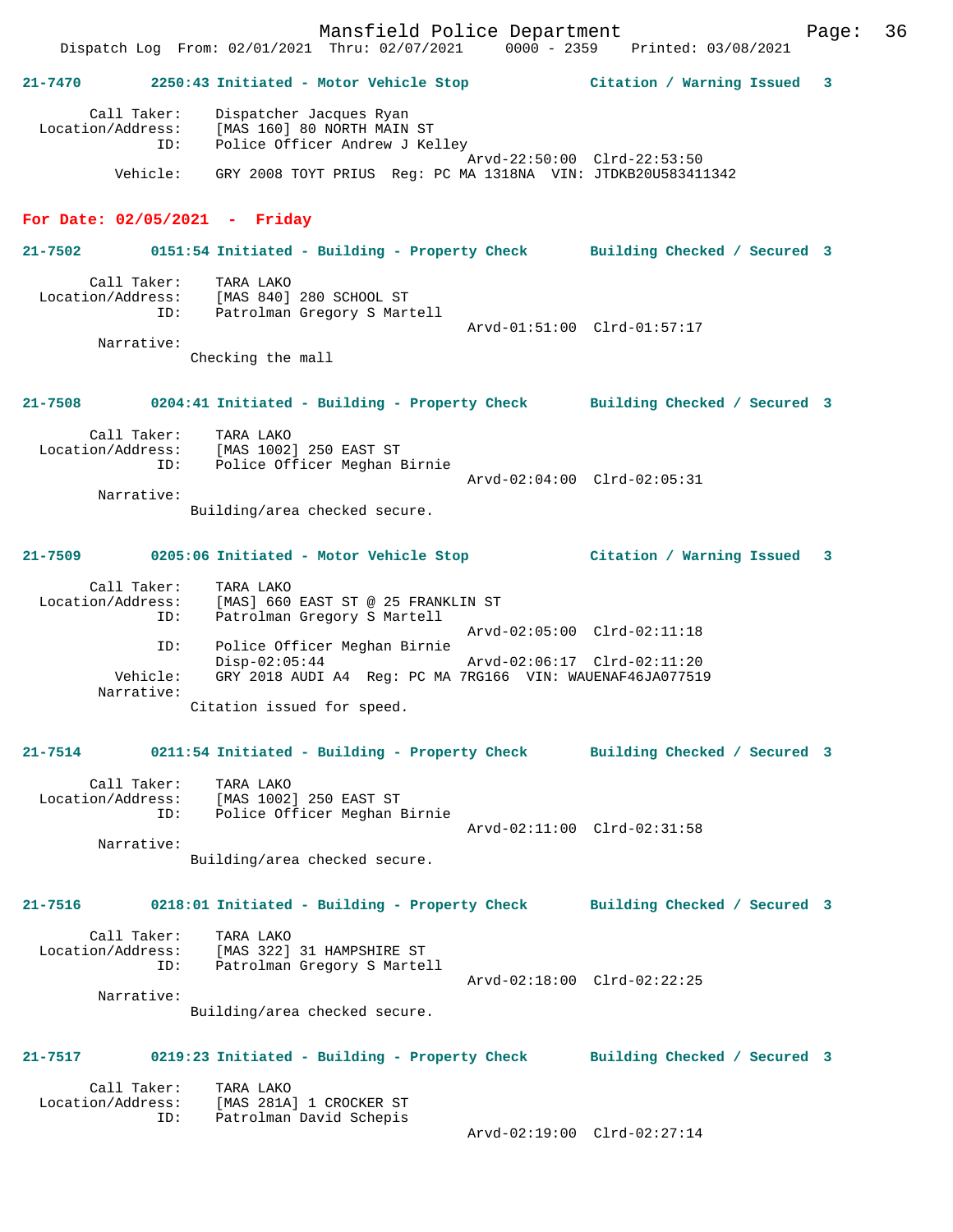**21-7470 2250:43 Initiated - Motor Vehicle Stop — Citation / Warning Issued 3**

```
        Call Taker:    Dispatcher Jacques Ryan
  Location/Address:    [MAS 160] 80 NORTH MAIN ST
                ID:    Police Officer Andrew J Kelley
                                                 Arvd-22:50:00  Clrd-22:53:50
           Vehicle:    GRY 2008 TOYT PRIUS  Reg: PC MA 1318NA  VIN: JTDKB20U583411342
```

## For Date: 02/05/2021 - Friday

**21-7502 0151:54 Initiated - Building - Property Check — Building Checked / Secured 3**

```
        Call Taker:    TARA LAKO
  Location/Address:    [MAS 840] 280 SCHOOL ST
                ID:    Patrolman Gregory S Martell
                                                 Arvd-01:51:00  Clrd-01:57:17
         Narrative:
                Checking the mall
```

**21-7508 0204:41 Initiated - Building - Property Check — Building Checked / Secured 3**

```
        Call Taker:    TARA LAKO
  Location/Address:    [MAS 1002] 250 EAST ST
                ID:    Police Officer Meghan Birnie
                                                 Arvd-02:04:00  Clrd-02:05:31
         Narrative:
                Building/area checked secure.
```

**21-7509 0205:06 Initiated - Motor Vehicle Stop — Citation / Warning Issued 3**

```
        Call Taker:    TARA LAKO
  Location/Address:    [MAS] 660 EAST ST @ 25 FRANKLIN ST
                ID:    Patrolman Gregory S Martell
                                                 Arvd-02:05:00  Clrd-02:11:18
                ID:    Police Officer Meghan Birnie
                       Disp-02:05:44             Arvd-02:06:17  Clrd-02:11:20
           Vehicle:    GRY 2018 AUDI A4  Reg: PC MA 7RG166  VIN: WAUENAF46JA077519
         Narrative:
                Citation issued for speed.
```

**21-7514 0211:54 Initiated - Building - Property Check — Building Checked / Secured 3**

```
        Call Taker:    TARA LAKO
  Location/Address:    [MAS 1002] 250 EAST ST
                ID:    Police Officer Meghan Birnie
                                                 Arvd-02:11:00  Clrd-02:31:58
         Narrative:
                Building/area checked secure.
```

**21-7516 0218:01 Initiated - Building - Property Check — Building Checked / Secured 3**

```
        Call Taker:    TARA LAKO
  Location/Address:    [MAS 322] 31 HAMPSHIRE ST
                ID:    Patrolman Gregory S Martell
                                                 Arvd-02:18:00  Clrd-02:22:25
         Narrative:
                Building/area checked secure.
```

**21-7517 0219:23 Initiated - Building - Property Check — Building Checked / Secured 3**

```
        Call Taker:    TARA LAKO
  Location/Address:    [MAS 281A] 1 CROCKER ST
                ID:    Patrolman David Schepis
                                                 Arvd-02:19:00  Clrd-02:27:14
```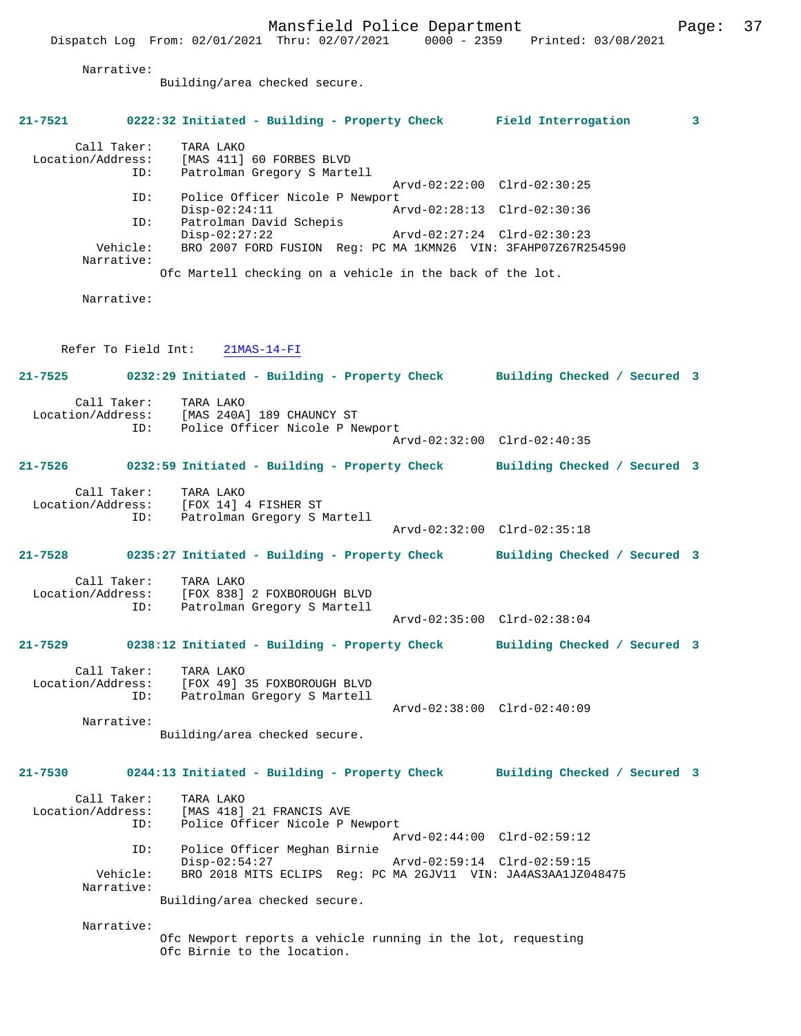Narrative:
Building/area checked secure.

**21-7521 0222:32 Initiated - Building - Property Check Field Interrogation 3**

Call Taker: TARA LAKO
Location/Address: [MAS 411] 60 FORBES BLVD
ID: Patrolman Gregory S Martell
Arvd-02:22:00 Clrd-02:30:25
ID: Police Officer Nicole P Newport
Disp-02:24:11 Arvd-02:28:13 Clrd-02:30:36
ID: Patrolman David Schepis
Disp-02:27:22 Arvd-02:27:24 Clrd-02:30:23
Vehicle: BRO 2007 FORD FUSION Reg: PC MA 1KMN26 VIN: 3FAHP07Z67R254590
Narrative:
Ofc Martell checking on a vehicle in the back of the lot.

Narrative:

Refer To Field Int: 21MAS-14-FI

**21-7525 0232:29 Initiated - Building - Property Check Building Checked / Secured 3**

Call Taker: TARA LAKO
Location/Address: [MAS 240A] 189 CHAUNCY ST
ID: Police Officer Nicole P Newport
Arvd-02:32:00 Clrd-02:40:35

**21-7526 0232:59 Initiated - Building - Property Check Building Checked / Secured 3**

Call Taker: TARA LAKO
Location/Address: [FOX 14] 4 FISHER ST
ID: Patrolman Gregory S Martell
Arvd-02:32:00 Clrd-02:35:18

**21-7528 0235:27 Initiated - Building - Property Check Building Checked / Secured 3**

Call Taker: TARA LAKO
Location/Address: [FOX 838] 2 FOXBOROUGH BLVD
ID: Patrolman Gregory S Martell
Arvd-02:35:00 Clrd-02:38:04

**21-7529 0238:12 Initiated - Building - Property Check Building Checked / Secured 3**

Call Taker: TARA LAKO
Location/Address: [FOX 49] 35 FOXBOROUGH BLVD
ID: Patrolman Gregory S Martell
Arvd-02:38:00 Clrd-02:40:09
Narrative:
Building/area checked secure.

**21-7530 0244:13 Initiated - Building - Property Check Building Checked / Secured 3**

Call Taker: TARA LAKO
Location/Address: [MAS 418] 21 FRANCIS AVE
ID: Police Officer Nicole P Newport
Arvd-02:44:00 Clrd-02:59:12
ID: Police Officer Meghan Birnie
Disp-02:54:27 Arvd-02:59:14 Clrd-02:59:15
Vehicle: BRO 2018 MITS ECLIPS Reg: PC MA 2GJV11 VIN: JA4AS3AA1JZ048475
Narrative:
Building/area checked secure.

Narrative:
Ofc Newport reports a vehicle running in the lot, requesting Ofc Birnie to the location.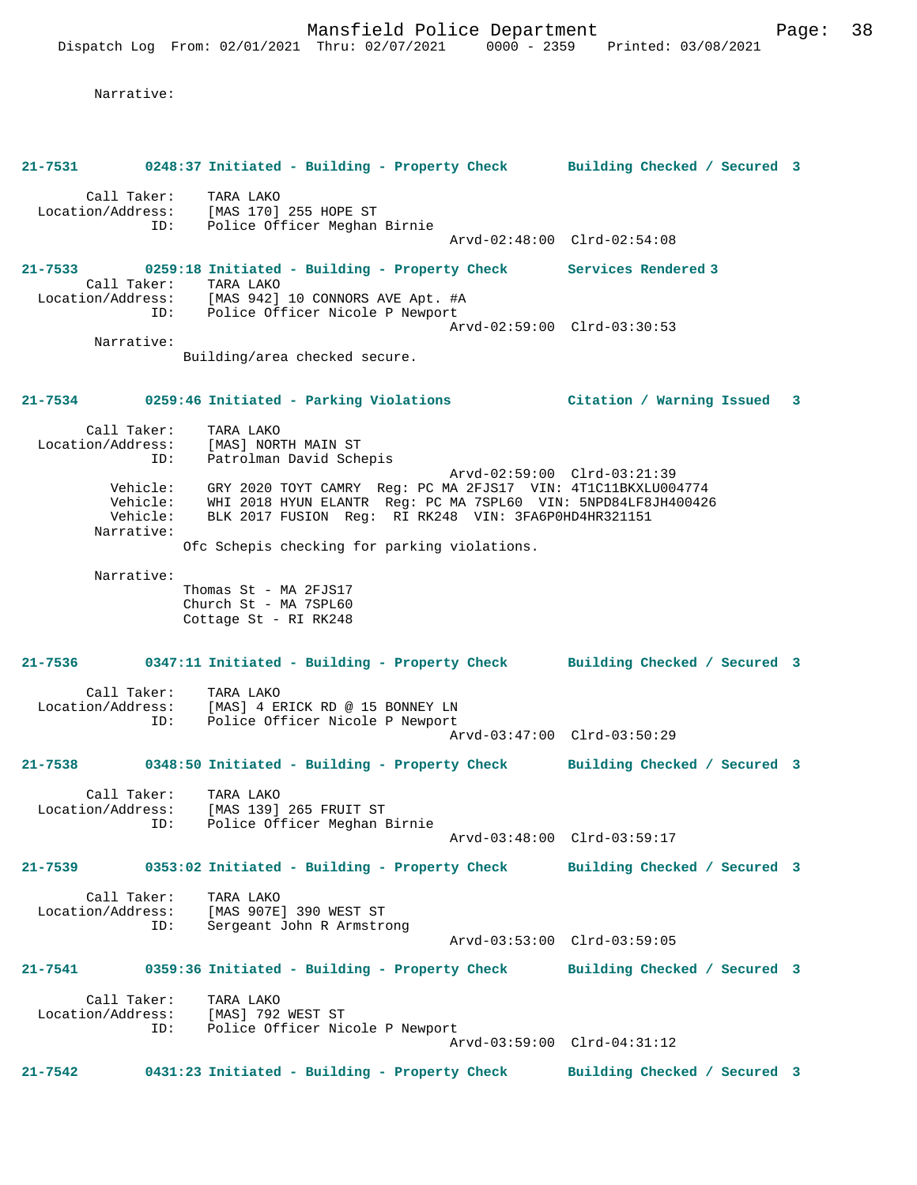Narrative:

**21-7531 0248:37 Initiated - Building - Property Check Building Checked / Secured 3**

Call Taker: TARA LAKO
Location/Address: [MAS 170] 255 HOPE ST
ID: Police Officer Meghan Birnie
Arvd-02:48:00 Clrd-02:54:08

**21-7533 0259:18 Initiated - Building - Property Check Services Rendered 3**

Call Taker: TARA LAKO
Location/Address: [MAS 942] 10 CONNORS AVE Apt. #A
ID: Police Officer Nicole P Newport
Arvd-02:59:00 Clrd-03:30:53
Narrative:
Building/area checked secure.

**21-7534 0259:46 Initiated - Parking Violations Citation / Warning Issued 3**

Call Taker: TARA LAKO
Location/Address: [MAS] NORTH MAIN ST
ID: Patrolman David Schepis
Arvd-02:59:00 Clrd-03:21:39
Vehicle: GRY 2020 TOYT CAMRY Reg: PC MA 2FJS17 VIN: 4T1C11BKXLU004774
Vehicle: WHI 2018 HYUN ELANTR Reg: PC MA 7SPL60 VIN: 5NPD84LF8JH400426
Vehicle: BLK 2017 FUSION Reg: RI RK248 VIN: 3FA6P0HD4HR321151
Narrative:
Ofc Schepis checking for parking violations.

Narrative:
Thomas St - MA 2FJS17
Church St - MA 7SPL60
Cottage St - RI RK248

**21-7536 0347:11 Initiated - Building - Property Check Building Checked / Secured 3**

Call Taker: TARA LAKO
Location/Address: [MAS] 4 ERICK RD @ 15 BONNEY LN
ID: Police Officer Nicole P Newport
Arvd-03:47:00 Clrd-03:50:29

**21-7538 0348:50 Initiated - Building - Property Check Building Checked / Secured 3**

Call Taker: TARA LAKO
Location/Address: [MAS 139] 265 FRUIT ST
ID: Police Officer Meghan Birnie
Arvd-03:48:00 Clrd-03:59:17

**21-7539 0353:02 Initiated - Building - Property Check Building Checked / Secured 3**

Call Taker: TARA LAKO
Location/Address: [MAS 907E] 390 WEST ST
ID: Sergeant John R Armstrong
Arvd-03:53:00 Clrd-03:59:05

**21-7541 0359:36 Initiated - Building - Property Check Building Checked / Secured 3**

Call Taker: TARA LAKO
Location/Address: [MAS] 792 WEST ST
ID: Police Officer Nicole P Newport
Arvd-03:59:00 Clrd-04:31:12

**21-7542 0431:23 Initiated - Building - Property Check Building Checked / Secured 3**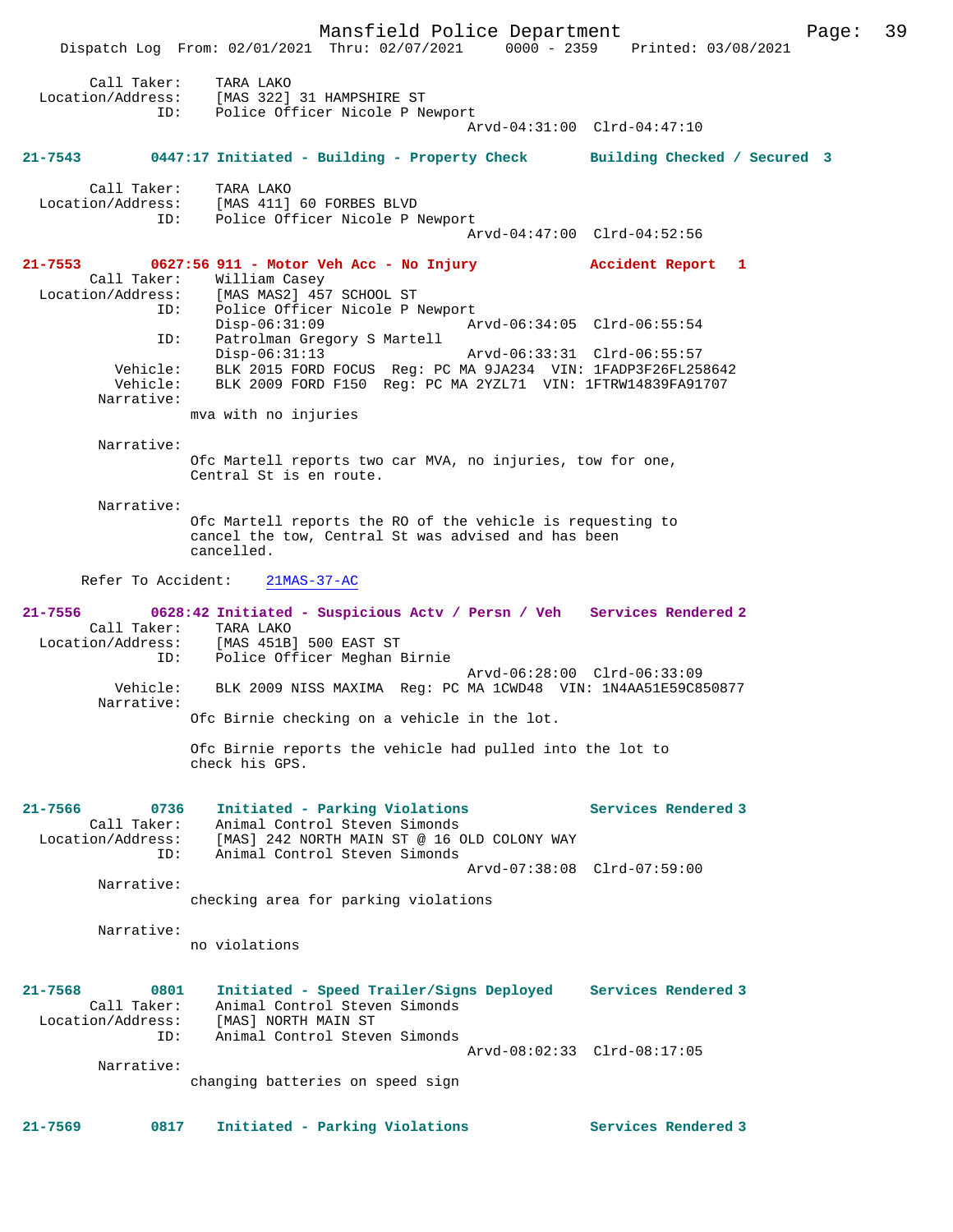Call Taker: TARA LAKO
Location/Address: [MAS 322] 31 HAMPSHIRE ST
ID: Police Officer Nicole P Newport
Arvd-04:31:00 Clrd-04:47:10

**21-7543 0447:17 Initiated - Building - Property Check Building Checked / Secured 3**

Call Taker: TARA LAKO
Location/Address: [MAS 411] 60 FORBES BLVD
ID: Police Officer Nicole P Newport
Arvd-04:47:00 Clrd-04:52:56

**21-7553 0627:56 911 - Motor Veh Acc - No Injury Accident Report 1**

Call Taker: William Casey
Location/Address: [MAS MAS2] 457 SCHOOL ST
ID: Police Officer Nicole P Newport
Disp-06:31:09 Arvd-06:34:05 Clrd-06:55:54
ID: Patrolman Gregory S Martell
Disp-06:31:13 Arvd-06:33:31 Clrd-06:55:57
Vehicle: BLK 2015 FORD FOCUS Reg: PC MA 9JA234 VIN: 1FADP3F26FL258642
Vehicle: BLK 2009 FORD F150 Reg: PC MA 2YZL71 VIN: 1FTRW14839FA91707
Narrative:
mva with no injuries

Narrative:
Ofc Martell reports two car MVA, no injuries, tow for one, Central St is en route.

Narrative:
Ofc Martell reports the RO of the vehicle is requesting to cancel the tow, Central St was advised and has been cancelled.

Refer To Accident: 21MAS-37-AC

**21-7556 0628:42 Initiated - Suspicious Actv / Persn / Veh Services Rendered 2**

Call Taker: TARA LAKO
Location/Address: [MAS 451B] 500 EAST ST
ID: Police Officer Meghan Birnie
Arvd-06:28:00 Clrd-06:33:09
Vehicle: BLK 2009 NISS MAXIMA Reg: PC MA 1CWD48 VIN: 1N4AA51E59C850877
Narrative:
Ofc Birnie checking on a vehicle in the lot.

Ofc Birnie reports the vehicle had pulled into the lot to check his GPS.

**21-7566 0736 Initiated - Parking Violations Services Rendered 3**

Call Taker: Animal Control Steven Simonds
Location/Address: [MAS] 242 NORTH MAIN ST @ 16 OLD COLONY WAY
ID: Animal Control Steven Simonds
Arvd-07:38:08 Clrd-07:59:00
Narrative:
checking area for parking violations

Narrative:
no violations

**21-7568 0801 Initiated - Speed Trailer/Signs Deployed Services Rendered 3**

Call Taker: Animal Control Steven Simonds
Location/Address: [MAS] NORTH MAIN ST
ID: Animal Control Steven Simonds
Arvd-08:02:33 Clrd-08:17:05
Narrative:
changing batteries on speed sign

**21-7569 0817 Initiated - Parking Violations Services Rendered 3**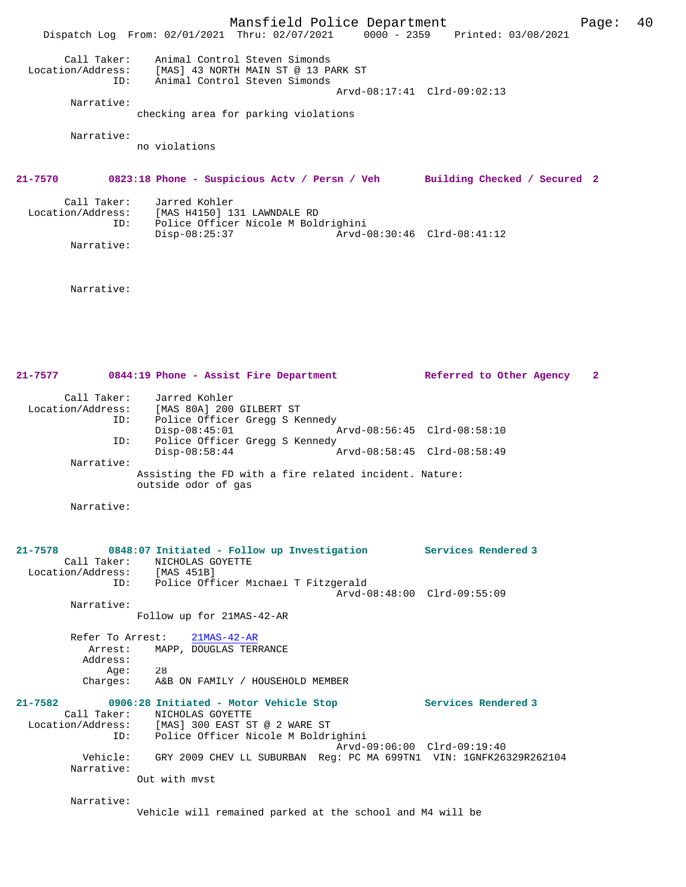Call Taker: Animal Control Steven Simonds
Location/Address: [MAS] 43 NORTH MAIN ST @ 13 PARK ST
ID: Animal Control Steven Simonds
Arvd-08:17:41 Clrd-09:02:13

Narrative:
checking area for parking violations

Narrative:
no violations

**21-7570 0823:18 Phone - Suspicious Actv / Persn / Veh Building Checked / Secured 2**

Call Taker: Jarred Kohler
Location/Address: [MAS H4150] 131 LAWNDALE RD
ID: Police Officer Nicole M Boldrighini
Disp-08:25:37 Arvd-08:30:46 Clrd-08:41:12

Narrative:

Narrative:

**21-7577 0844:19 Phone - Assist Fire Department Referred to Other Agency 2**

Call Taker: Jarred Kohler
Location/Address: [MAS 80A] 200 GILBERT ST
ID: Police Officer Gregg S Kennedy
Disp-08:45:01 Arvd-08:56:45 Clrd-08:58:10
ID: Police Officer Gregg S Kennedy
Disp-08:58:44 Arvd-08:58:45 Clrd-08:58:49

Narrative:
Assisting the FD with a fire related incident. Nature: outside odor of gas

Narrative:

**21-7578 0848:07 Initiated - Follow up Investigation Services Rendered 3**

Call Taker: NICHOLAS GOYETTE
Location/Address: [MAS 451B]
ID: Police Officer Michael T Fitzgerald
Arvd-08:48:00 Clrd-09:55:09

Narrative:
Follow up for 21MAS-42-AR

Refer To Arrest: 21MAS-42-AR
Arrest: MAPP, DOUGLAS TERRANCE
Address:
Age: 28
Charges: A&B ON FAMILY / HOUSEHOLD MEMBER

**21-7582 0906:28 Initiated - Motor Vehicle Stop Services Rendered 3**

Call Taker: NICHOLAS GOYETTE
Location/Address: [MAS] 300 EAST ST @ 2 WARE ST
ID: Police Officer Nicole M Boldrighini
Arvd-09:06:00 Clrd-09:19:40
Vehicle: GRY 2009 CHEV LL SUBURBAN Reg: PC MA 699TN1 VIN: 1GNFK26329R262104

Narrative:
Out with mvst

Narrative:
Vehicle will remained parked at the school and M4 will be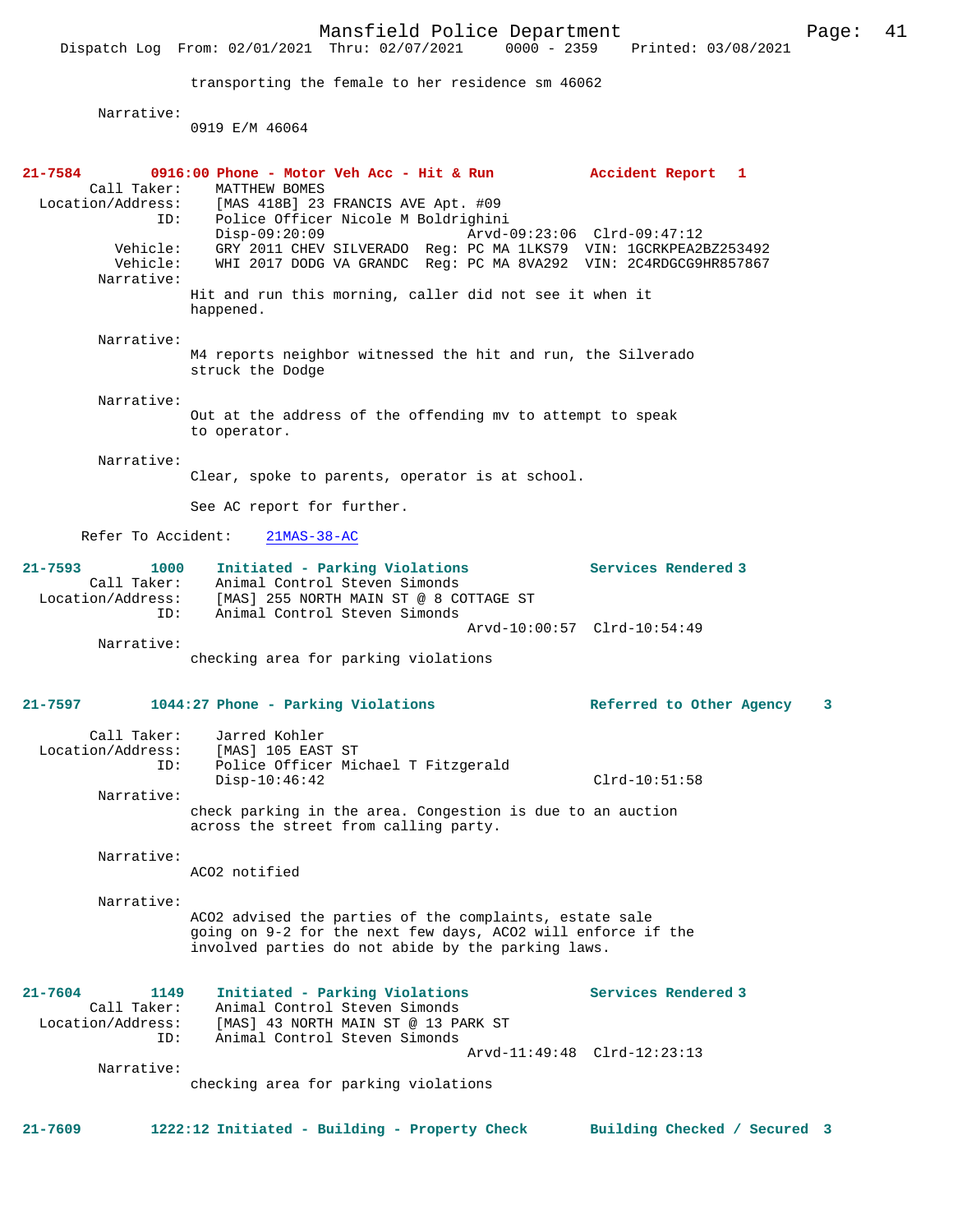transporting the female to her residence sm 46062

Narrative:
0919 E/M 46064

**21-7584 0916:00 Phone - Motor Veh Acc - Hit & Run Accident Report 1**

Call Taker: MATTHEW BOMES
Location/Address: [MAS 418B] 23 FRANCIS AVE Apt. #09
ID: Police Officer Nicole M Boldrighini
Disp-09:20:09 Arvd-09:23:06 Clrd-09:47:12
Vehicle: GRY 2011 CHEV SILVERADO Reg: PC MA 1LKS79 VIN: 1GCRKPEA2BZ253492
Vehicle: WHI 2017 DODG VA GRANDC Reg: PC MA 8VA292 VIN: 2C4RDGCG9HR857867

Narrative:
Hit and run this morning, caller did not see it when it happened.

Narrative:
M4 reports neighbor witnessed the hit and run, the Silverado struck the Dodge

Narrative:
Out at the address of the offending mv to attempt to speak to operator.

Narrative:
Clear, spoke to parents, operator is at school.

See AC report for further.

Refer To Accident: 21MAS-38-AC

**21-7593 1000 Initiated - Parking Violations Services Rendered 3**

Call Taker: Animal Control Steven Simonds
Location/Address: [MAS] 255 NORTH MAIN ST @ 8 COTTAGE ST
ID: Animal Control Steven Simonds
Arvd-10:00:57 Clrd-10:54:49

Narrative:
checking area for parking violations

**21-7597 1044:27 Phone - Parking Violations Referred to Other Agency 3**

Call Taker: Jarred Kohler
Location/Address: [MAS] 105 EAST ST
ID: Police Officer Michael T Fitzgerald
Disp-10:46:42 Clrd-10:51:58

Narrative:
check parking in the area. Congestion is due to an auction across the street from calling party.

Narrative:
ACO2 notified

Narrative:
ACO2 advised the parties of the complaints, estate sale going on 9-2 for the next few days, ACO2 will enforce if the involved parties do not abide by the parking laws.

**21-7604 1149 Initiated - Parking Violations Services Rendered 3**

Call Taker: Animal Control Steven Simonds
Location/Address: [MAS] 43 NORTH MAIN ST @ 13 PARK ST
ID: Animal Control Steven Simonds
Arvd-11:49:48 Clrd-12:23:13

Narrative:
checking area for parking violations

**21-7609 1222:12 Initiated - Building - Property Check Building Checked / Secured 3**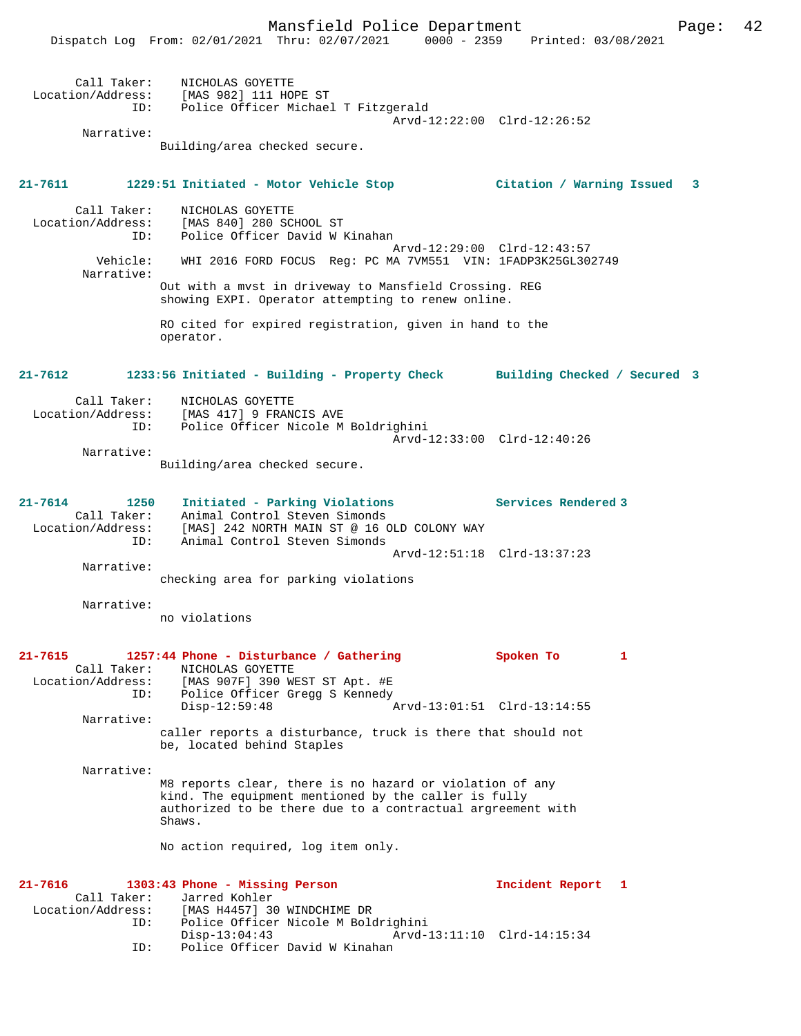```
Call Taker:    NICHOLAS GOYETTE
Location/Address:    [MAS 982] 111 HOPE ST
            ID:    Police Officer Michael T Fitzgerald
                                       Arvd-12:22:00  Clrd-12:26:52
      Narrative: 
            Building/area checked secure.
```

**21-7611        1229:51 Initiated - Motor Vehicle Stop             Citation / Warning Issued   3**

```
Call Taker:    NICHOLAS GOYETTE
Location/Address:    [MAS 840] 280 SCHOOL ST
            ID:    Police Officer David W Kinahan
                                       Arvd-12:29:00  Clrd-12:43:57
       Vehicle:    WHI 2016 FORD FOCUS  Reg: PC MA 7VM551  VIN: 1FADP3K25GL302749
      Narrative: 
            Out with a mvst in driveway to Mansfield Crossing. REG
            showing EXPI. Operator attempting to renew online.

            RO cited for expired registration, given in hand to the
            operator.
```

**21-7612        1233:56 Initiated - Building - Property Check       Building Checked / Secured  3**

```
Call Taker:    NICHOLAS GOYETTE
Location/Address:    [MAS 417] 9 FRANCIS AVE
            ID:    Police Officer Nicole M Boldrighini
                                       Arvd-12:33:00  Clrd-12:40:26
      Narrative: 
            Building/area checked secure.
```

**21-7614        1250    Initiated - Parking Violations             Services Rendered 3**

```
Call Taker:    Animal Control Steven Simonds
Location/Address:    [MAS] 242 NORTH MAIN ST @ 16 OLD COLONY WAY
            ID:    Animal Control Steven Simonds
                                       Arvd-12:51:18  Clrd-13:37:23
      Narrative: 
            checking area for parking violations

      Narrative: 
            no violations
```

**21-7615        1257:44 Phone - Disturbance / Gathering             Spoken To        1**

```
Call Taker:    NICHOLAS GOYETTE
Location/Address:    [MAS 907F] 390 WEST ST Apt. #E
            ID:    Police Officer Gregg S Kennedy
                   Disp-12:59:48               Arvd-13:01:51  Clrd-13:14:55
      Narrative: 
            caller reports a disturbance, truck is there that should not
            be, located behind Staples

      Narrative: 
            M8 reports clear, there is no hazard or violation of any
            kind. The equipment mentioned by the caller is fully
            authorized to be there due to a contractual argreement with
            Shaws.

            No action required, log item only.
```

**21-7616        1303:43 Phone - Missing Person                      Incident Report   1**

```
Call Taker:    Jarred Kohler
Location/Address:    [MAS H4457] 30 WINDCHIME DR
            ID:    Police Officer Nicole M Boldrighini
                   Disp-13:04:43               Arvd-13:11:10  Clrd-14:15:34
            ID:    Police Officer David W Kinahan
```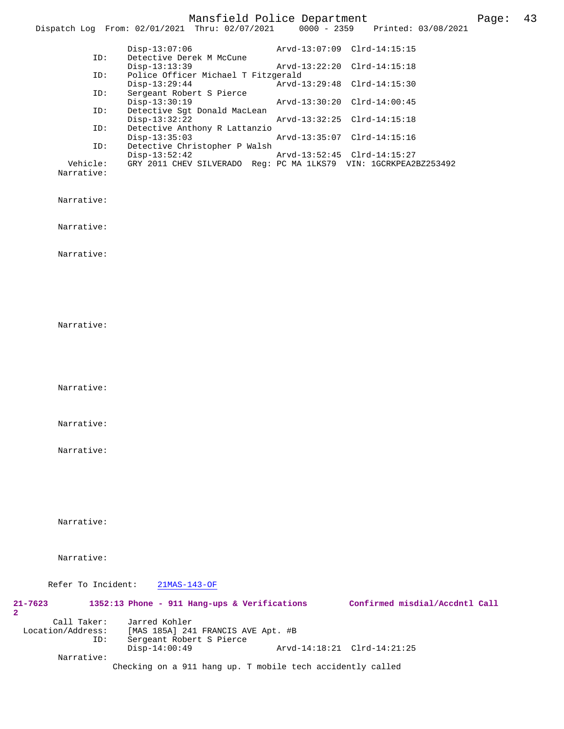Disp-13:07:06 Arvd-13:07:09 Clrd-14:15:15

ID: Detective Derek M McCune
Disp-13:13:39 Arvd-13:22:20 Clrd-14:15:18

ID: Police Officer Michael T Fitzgerald
Disp-13:29:44 Arvd-13:29:48 Clrd-14:15:30

ID: Sergeant Robert S Pierce
Disp-13:30:19 Arvd-13:30:20 Clrd-14:00:45

ID: Detective Sgt Donald MacLean
Disp-13:32:22 Arvd-13:32:25 Clrd-14:15:18

ID: Detective Anthony R Lattanzio
Disp-13:35:03 Arvd-13:35:07 Clrd-14:15:16

ID: Detective Christopher P Walsh
Disp-13:52:42 Arvd-13:52:45 Clrd-14:15:27

Vehicle: GRY 2011 CHEV SILVERADO Reg: PC MA 1LKS79 VIN: 1GCRKPEA2BZ253492

Narrative:

Narrative:

Narrative:

Narrative:

Narrative:

Narrative:

Narrative:

Narrative:

Narrative:

Narrative:

Refer To Incident: 21MAS-143-OF

**21-7623** **1352:13 Phone - 911 Hang-ups & Verifications** **Confirmed misdial/Accdntl Call**
**2**

Call Taker: Jarred Kohler
Location/Address: [MAS 185A] 241 FRANCIS AVE Apt. #B
ID: Sergeant Robert S Pierce
Disp-14:00:49 Arvd-14:18:21 Clrd-14:21:25

Narrative:
Checking on a 911 hang up. T mobile tech accidently called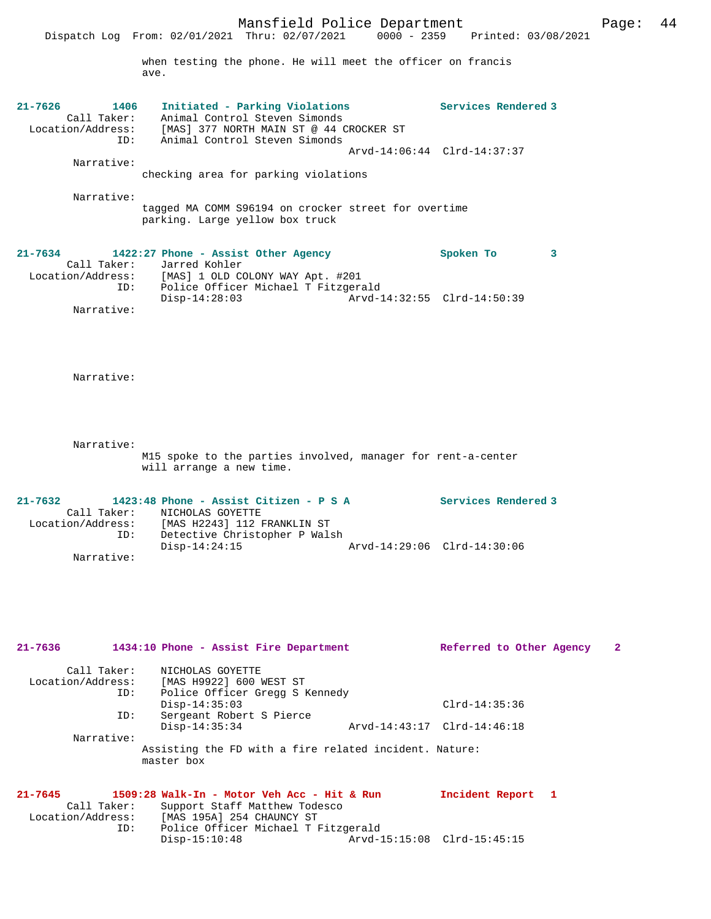when testing the phone. He will meet the officer on francis ave.

**21-7626        1406    Initiated - Parking Violations              Services Rendered 3**

Call Taker: Animal Control Steven Simonds
Location/Address: [MAS] 377 NORTH MAIN ST @ 44 CROCKER ST
ID: Animal Control Steven Simonds
Arvd-14:06:44  Clrd-14:37:37

Narrative:
checking area for parking violations

Narrative:
tagged MA COMM S96194 on crocker street for overtime parking. Large yellow box truck

**21-7634        1422:27 Phone - Assist Other Agency              Spoken To        3**

Call Taker: Jarred Kohler
Location/Address: [MAS] 1 OLD COLONY WAY Apt. #201
ID: Police Officer Michael T Fitzgerald
Disp-14:28:03  Arvd-14:32:55  Clrd-14:50:39

Narrative:

Narrative:

Narrative:
M15 spoke to the parties involved, manager for rent-a-center will arrange a new time.

**21-7632        1423:48 Phone - Assist Citizen - P S A              Services Rendered 3**

Call Taker: NICHOLAS GOYETTE
Location/Address: [MAS H2243] 112 FRANKLIN ST
ID: Detective Christopher P Walsh
Disp-14:24:15  Arvd-14:29:06  Clrd-14:30:06

Narrative:

**21-7636        1434:10 Phone - Assist Fire Department              Referred to Other Agency    2**

Call Taker: NICHOLAS GOYETTE
Location/Address: [MAS H9922] 600 WEST ST
ID: Police Officer Gregg S Kennedy
Disp-14:35:03  Clrd-14:35:36
ID: Sergeant Robert S Pierce
Disp-14:35:34  Arvd-14:43:17  Clrd-14:46:18

Narrative:
Assisting the FD with a fire related incident. Nature: master box

**21-7645        1509:28 Walk-In - Motor Veh Acc - Hit & Run         Incident Report   1**

Call Taker: Support Staff Matthew Todesco
Location/Address: [MAS 195A] 254 CHAUNCY ST
ID: Police Officer Michael T Fitzgerald
Disp-15:10:48  Arvd-15:15:08  Clrd-15:45:15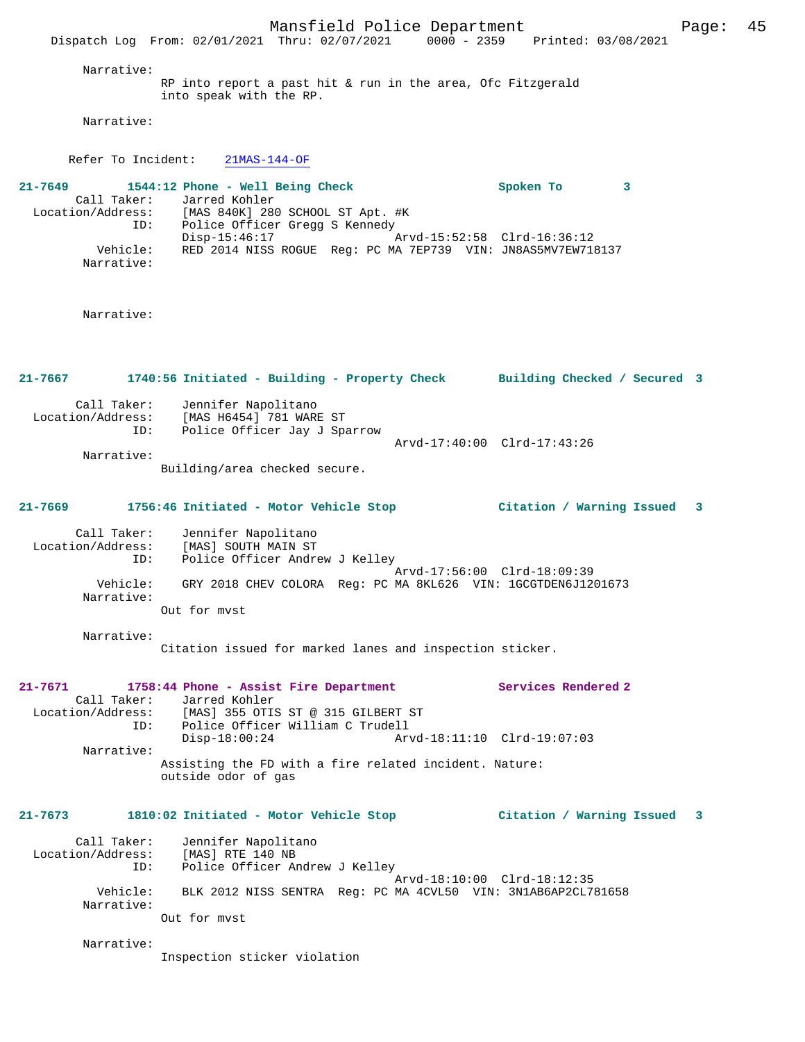Narrative:
RP into report a past hit & run in the area, Ofc Fitzgerald into speak with the RP.

Narrative:

Refer To Incident: 21MAS-144-OF

**21-7649 1544:12 Phone - Well Being Check Spoken To 3**

Call Taker: Jarred Kohler
Location/Address: [MAS 840K] 280 SCHOOL ST Apt. #K
ID: Police Officer Gregg S Kennedy
Disp-15:46:17 Arvd-15:52:58 Clrd-16:36:12
Vehicle: RED 2014 NISS ROGUE Reg: PC MA 7EP739 VIN: JN8AS5MV7EW718137
Narrative:

Narrative:

**21-7667 1740:56 Initiated - Building - Property Check Building Checked / Secured 3**

Call Taker: Jennifer Napolitano
Location/Address: [MAS H6454] 781 WARE ST
ID: Police Officer Jay J Sparrow
Arvd-17:40:00 Clrd-17:43:26
Narrative:
Building/area checked secure.

**21-7669 1756:46 Initiated - Motor Vehicle Stop Citation / Warning Issued 3**

Call Taker: Jennifer Napolitano
Location/Address: [MAS] SOUTH MAIN ST
ID: Police Officer Andrew J Kelley
Arvd-17:56:00 Clrd-18:09:39
Vehicle: GRY 2018 CHEV COLORA Reg: PC MA 8KL626 VIN: 1GCGTDEN6J1201673
Narrative:
Out for mvst

Narrative:
Citation issued for marked lanes and inspection sticker.

**21-7671 1758:44 Phone - Assist Fire Department Services Rendered 2**

Call Taker: Jarred Kohler
Location/Address: [MAS] 355 OTIS ST @ 315 GILBERT ST
ID: Police Officer William C Trudell
Disp-18:00:24 Arvd-18:11:10 Clrd-19:07:03
Narrative:
Assisting the FD with a fire related incident. Nature: outside odor of gas

**21-7673 1810:02 Initiated - Motor Vehicle Stop Citation / Warning Issued 3**

Call Taker: Jennifer Napolitano
Location/Address: [MAS] RTE 140 NB
ID: Police Officer Andrew J Kelley
Arvd-18:10:00 Clrd-18:12:35
Vehicle: BLK 2012 NISS SENTRA Reg: PC MA 4CVL50 VIN: 3N1AB6AP2CL781658
Narrative:
Out for mvst

Narrative:
Inspection sticker violation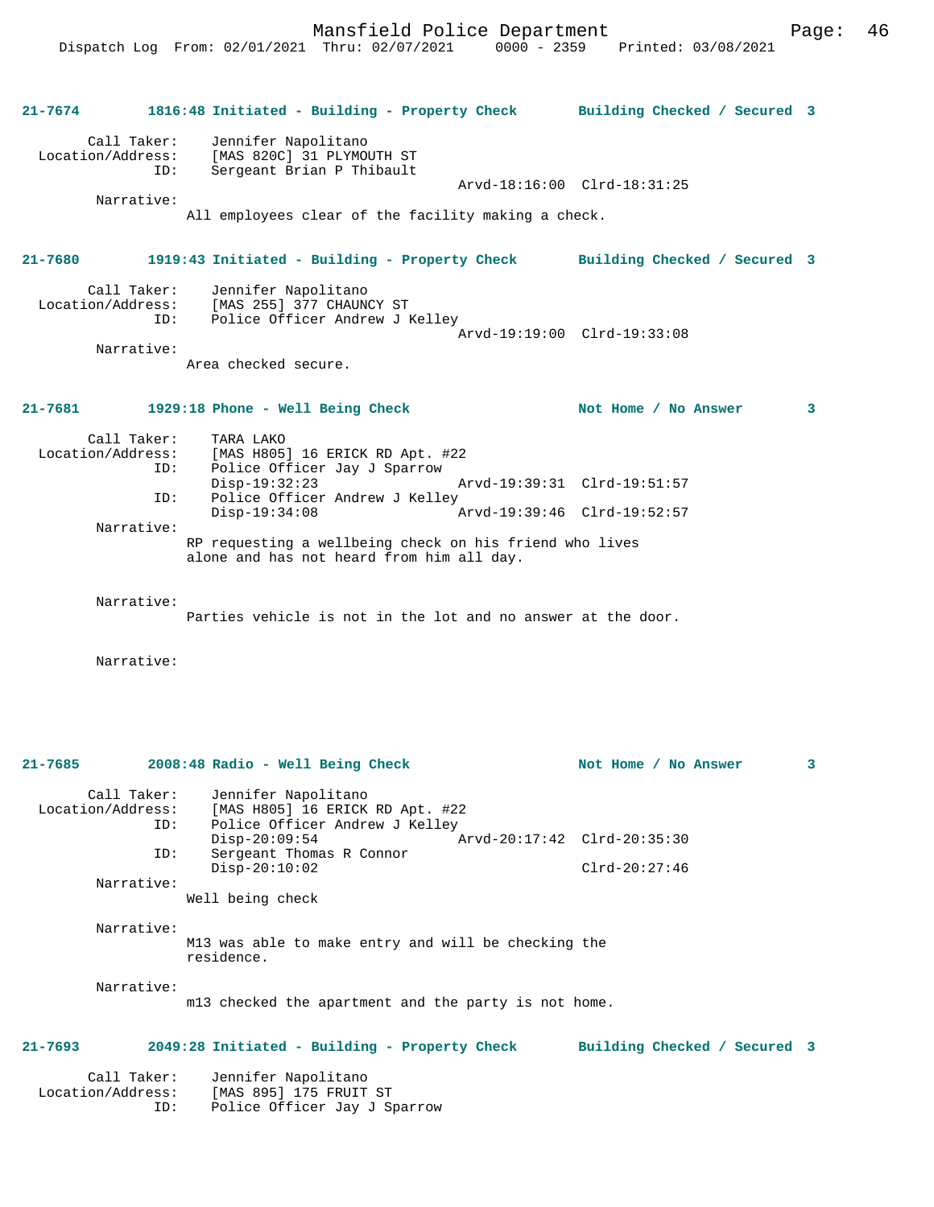**21-7674 1816:48 Initiated - Building - Property Check Building Checked / Secured 3**

```
        Call Taker:    Jennifer Napolitano
  Location/Address:    [MAS 820C] 31 PLYMOUTH ST
                ID:    Sergeant Brian P Thibault
                                                  Arvd-18:16:00  Clrd-18:31:25
         Narrative:
                All employees clear of the facility making a check.
```

**21-7680 1919:43 Initiated - Building - Property Check Building Checked / Secured 3**

```
        Call Taker:    Jennifer Napolitano
  Location/Address:    [MAS 255] 377 CHAUNCY ST
                ID:    Police Officer Andrew J Kelley
                                                  Arvd-19:19:00  Clrd-19:33:08
         Narrative:
                Area checked secure.
```

**21-7681 1929:18 Phone - Well Being Check Not Home / No Answer 3**

```
        Call Taker:    TARA LAKO
  Location/Address:    [MAS H805] 16 ERICK RD Apt. #22
                ID:    Police Officer Jay J Sparrow
                       Disp-19:32:23              Arvd-19:39:31  Clrd-19:51:57
                ID:    Police Officer Andrew J Kelley
                       Disp-19:34:08              Arvd-19:39:46  Clrd-19:52:57
         Narrative:
                RP requesting a wellbeing check on his friend who lives
                alone and has not heard from him all day.

         Narrative:
                Parties vehicle is not in the lot and no answer at the door.

         Narrative:
```

**21-7685 2008:48 Radio - Well Being Check Not Home / No Answer 3**

```
        Call Taker:    Jennifer Napolitano
  Location/Address:    [MAS H805] 16 ERICK RD Apt. #22
                ID:    Police Officer Andrew J Kelley
                       Disp-20:09:54              Arvd-20:17:42  Clrd-20:35:30
                ID:    Sergeant Thomas R Connor
                       Disp-20:10:02                             Clrd-20:27:46
         Narrative:
                Well being check

         Narrative:
                M13 was able to make entry and will be checking the
                residence.

         Narrative:
                m13 checked the apartment and the party is not home.
```

**21-7693 2049:28 Initiated - Building - Property Check Building Checked / Secured 3**

```
        Call Taker:    Jennifer Napolitano
  Location/Address:    [MAS 895] 175 FRUIT ST
                ID:    Police Officer Jay J Sparrow
```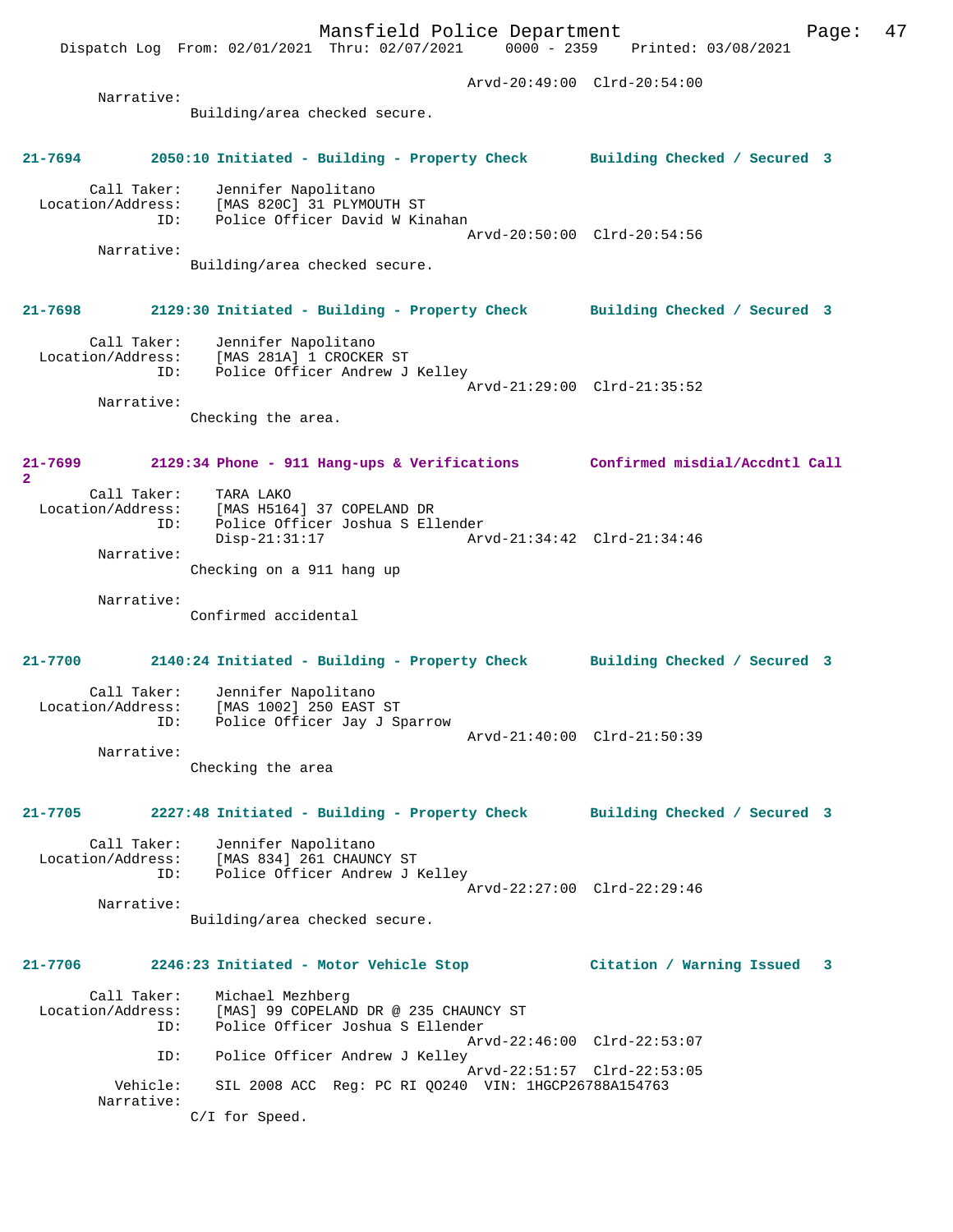Arvd-20:49:00 Clrd-20:54:00

Narrative:
Building/area checked secure.

**21-7694 2050:10 Initiated - Building - Property Check Building Checked / Secured 3**

Call Taker: Jennifer Napolitano
Location/Address: [MAS 820C] 31 PLYMOUTH ST
ID: Police Officer David W Kinahan
Arvd-20:50:00 Clrd-20:54:56

Narrative:
Building/area checked secure.

**21-7698 2129:30 Initiated - Building - Property Check Building Checked / Secured 3**

Call Taker: Jennifer Napolitano
Location/Address: [MAS 281A] 1 CROCKER ST
ID: Police Officer Andrew J Kelley
Arvd-21:29:00 Clrd-21:35:52

Narrative:
Checking the area.

**21-7699 2129:34 Phone - 911 Hang-ups & Verifications Confirmed misdial/Accdntl Call 2**

Call Taker: TARA LAKO
Location/Address: [MAS H5164] 37 COPELAND DR
ID: Police Officer Joshua S Ellender
Disp-21:31:17 Arvd-21:34:42 Clrd-21:34:46

Narrative:
Checking on a 911 hang up

Narrative:
Confirmed accidental

**21-7700 2140:24 Initiated - Building - Property Check Building Checked / Secured 3**

Call Taker: Jennifer Napolitano
Location/Address: [MAS 1002] 250 EAST ST
ID: Police Officer Jay J Sparrow
Arvd-21:40:00 Clrd-21:50:39

Narrative:
Checking the area

**21-7705 2227:48 Initiated - Building - Property Check Building Checked / Secured 3**

Call Taker: Jennifer Napolitano
Location/Address: [MAS 834] 261 CHAUNCY ST
ID: Police Officer Andrew J Kelley
Arvd-22:27:00 Clrd-22:29:46

Narrative:
Building/area checked secure.

**21-7706 2246:23 Initiated - Motor Vehicle Stop Citation / Warning Issued 3**

Call Taker: Michael Mezhberg
Location/Address: [MAS] 99 COPELAND DR @ 235 CHAUNCY ST
ID: Police Officer Joshua S Ellender
Arvd-22:46:00 Clrd-22:53:07
ID: Police Officer Andrew J Kelley
Arvd-22:51:57 Clrd-22:53:05
Vehicle: SIL 2008 ACC Reg: PC RI QO240 VIN: 1HGCP26788A154763

Narrative:
C/I for Speed.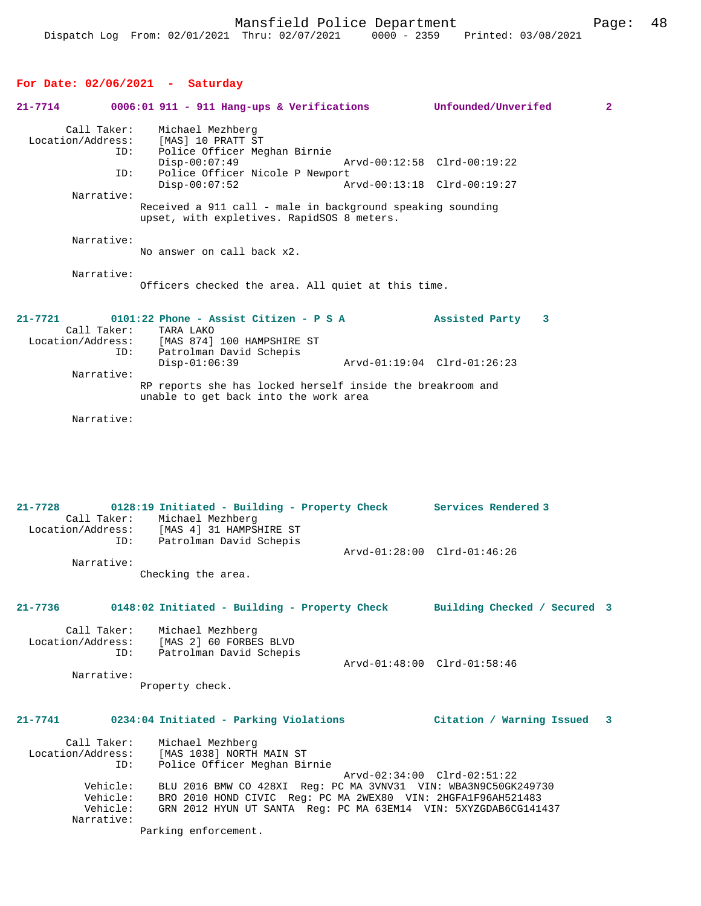**For Date: 02/06/2021 - Saturday**

**21-7714 0006:01 911 - 911 Hang-ups & Verifications Unfounded/Unverifed 2**

Call Taker: Michael Mezhberg
Location/Address: [MAS] 10 PRATT ST
ID: Police Officer Meghan Birnie
Disp-00:07:49 Arvd-00:12:58 Clrd-00:19:22
ID: Police Officer Nicole P Newport
Disp-00:07:52 Arvd-00:13:18 Clrd-00:19:27
Narrative:
Received a 911 call - male in background speaking sounding upset, with expletives. RapidSOS 8 meters.

Narrative:
No answer on call back x2.

Narrative:
Officers checked the area. All quiet at this time.

**21-7721 0101:22 Phone - Assist Citizen - P S A Assisted Party 3**

Call Taker: TARA LAKO
Location/Address: [MAS 874] 100 HAMPSHIRE ST
ID: Patrolman David Schepis
Disp-01:06:39 Arvd-01:19:04 Clrd-01:26:23
Narrative:
RP reports she has locked herself inside the breakroom and unable to get back into the work area

Narrative:

**21-7728 0128:19 Initiated - Building - Property Check Services Rendered 3**

Call Taker: Michael Mezhberg
Location/Address: [MAS 4] 31 HAMPSHIRE ST
ID: Patrolman David Schepis
Arvd-01:28:00 Clrd-01:46:26
Narrative:
Checking the area.

**21-7736 0148:02 Initiated - Building - Property Check Building Checked / Secured 3**

Call Taker: Michael Mezhberg
Location/Address: [MAS 2] 60 FORBES BLVD
ID: Patrolman David Schepis
Arvd-01:48:00 Clrd-01:58:46
Narrative:
Property check.

**21-7741 0234:04 Initiated - Parking Violations Citation / Warning Issued 3**

Call Taker: Michael Mezhberg
Location/Address: [MAS 1038] NORTH MAIN ST
ID: Police Officer Meghan Birnie
Arvd-02:34:00 Clrd-02:51:22
Vehicle: BLU 2016 BMW CO 428XI Reg: PC MA 3VNV31 VIN: WBA3N9C50GK249730
Vehicle: BRO 2010 HOND CIVIC Reg: PC MA 2WEX80 VIN: 2HGFA1F96AH521483
Vehicle: GRN 2012 HYUN UT SANTA Reg: PC MA 63EM14 VIN: 5XYZGDAB6CG141437
Narrative:
Parking enforcement.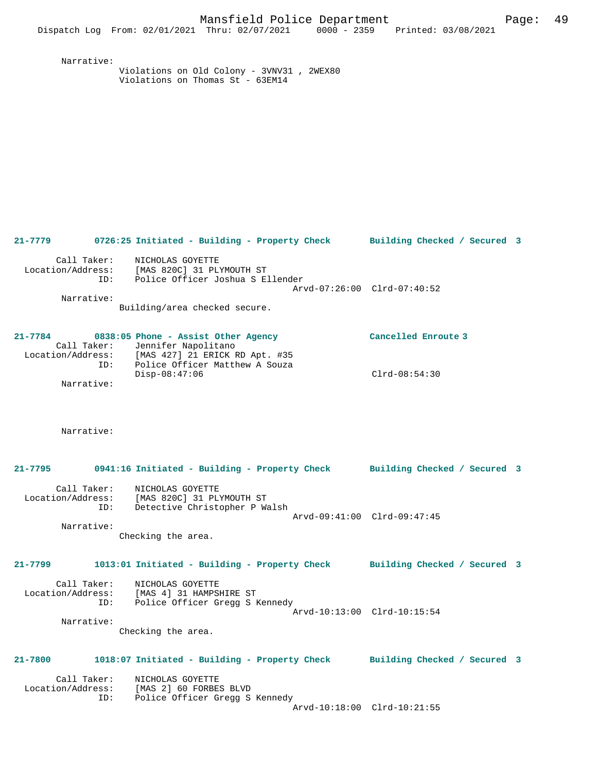Narrative:
Violations on Old Colony - 3VNV31 , 2WEX80
Violations on Thomas St - 63EM14

**21-7779 0726:25 Initiated - Building - Property Check Building Checked / Secured 3**

Call Taker: NICHOLAS GOYETTE
Location/Address: [MAS 820C] 31 PLYMOUTH ST
ID: Police Officer Joshua S Ellender
Arvd-07:26:00 Clrd-07:40:52
Narrative:
Building/area checked secure.

**21-7784 0838:05 Phone - Assist Other Agency Cancelled Enroute 3**
Call Taker: Jennifer Napolitano
Location/Address: [MAS 427] 21 ERICK RD Apt. #35
ID: Police Officer Matthew A Souza
Disp-08:47:06 Clrd-08:54:30
Narrative:

Narrative:

**21-7795 0941:16 Initiated - Building - Property Check Building Checked / Secured 3**

Call Taker: NICHOLAS GOYETTE
Location/Address: [MAS 820C] 31 PLYMOUTH ST
ID: Detective Christopher P Walsh
Arvd-09:41:00 Clrd-09:47:45
Narrative:
Checking the area.

**21-7799 1013:01 Initiated - Building - Property Check Building Checked / Secured 3**

Call Taker: NICHOLAS GOYETTE
Location/Address: [MAS 4] 31 HAMPSHIRE ST
ID: Police Officer Gregg S Kennedy
Arvd-10:13:00 Clrd-10:15:54
Narrative:
Checking the area.

**21-7800 1018:07 Initiated - Building - Property Check Building Checked / Secured 3**

Call Taker: NICHOLAS GOYETTE
Location/Address: [MAS 2] 60 FORBES BLVD
ID: Police Officer Gregg S Kennedy
Arvd-10:18:00 Clrd-10:21:55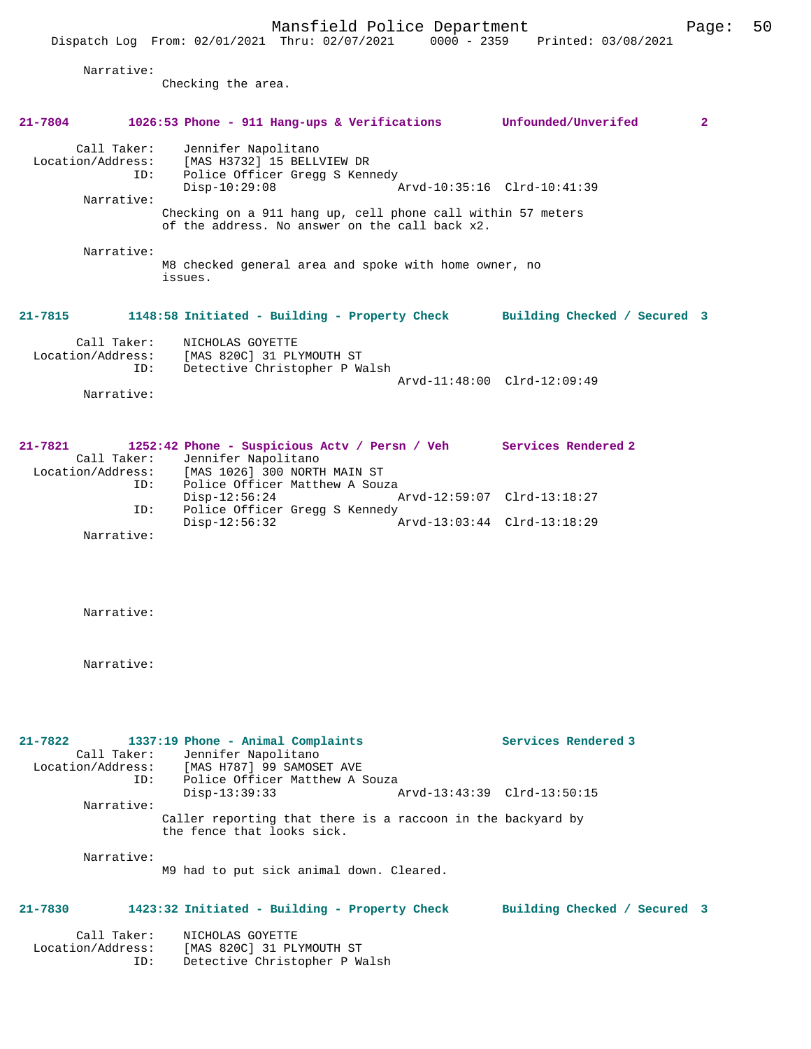Narrative:
Checking the area.

**21-7804 1026:53 Phone - 911 Hang-ups & Verifications Unfounded/Unverifed 2**

Call Taker: Jennifer Napolitano
Location/Address: [MAS H3732] 15 BELLVIEW DR
ID: Police Officer Gregg S Kennedy
Disp-10:29:08 Arvd-10:35:16 Clrd-10:41:39

Narrative:
Checking on a 911 hang up, cell phone call within 57 meters of the address. No answer on the call back x2.

Narrative:
M8 checked general area and spoke with home owner, no issues.

**21-7815 1148:58 Initiated - Building - Property Check Building Checked / Secured 3**

Call Taker: NICHOLAS GOYETTE
Location/Address: [MAS 820C] 31 PLYMOUTH ST
ID: Detective Christopher P Walsh
Arvd-11:48:00 Clrd-12:09:49

Narrative:

**21-7821 1252:42 Phone - Suspicious Actv / Persn / Veh Services Rendered 2**

Call Taker: Jennifer Napolitano
Location/Address: [MAS 1026] 300 NORTH MAIN ST
ID: Police Officer Matthew A Souza
Disp-12:56:24 Arvd-12:59:07 Clrd-13:18:27
ID: Police Officer Gregg S Kennedy
Disp-12:56:32 Arvd-13:03:44 Clrd-13:18:29

Narrative:

Narrative:

Narrative:

**21-7822 1337:19 Phone - Animal Complaints Services Rendered 3**

Call Taker: Jennifer Napolitano
Location/Address: [MAS H787] 99 SAMOSET AVE
ID: Police Officer Matthew A Souza
Disp-13:39:33 Arvd-13:43:39 Clrd-13:50:15

Narrative:
Caller reporting that there is a raccoon in the backyard by the fence that looks sick.

Narrative:
M9 had to put sick animal down. Cleared.

**21-7830 1423:32 Initiated - Building - Property Check Building Checked / Secured 3**

Call Taker: NICHOLAS GOYETTE
Location/Address: [MAS 820C] 31 PLYMOUTH ST
ID: Detective Christopher P Walsh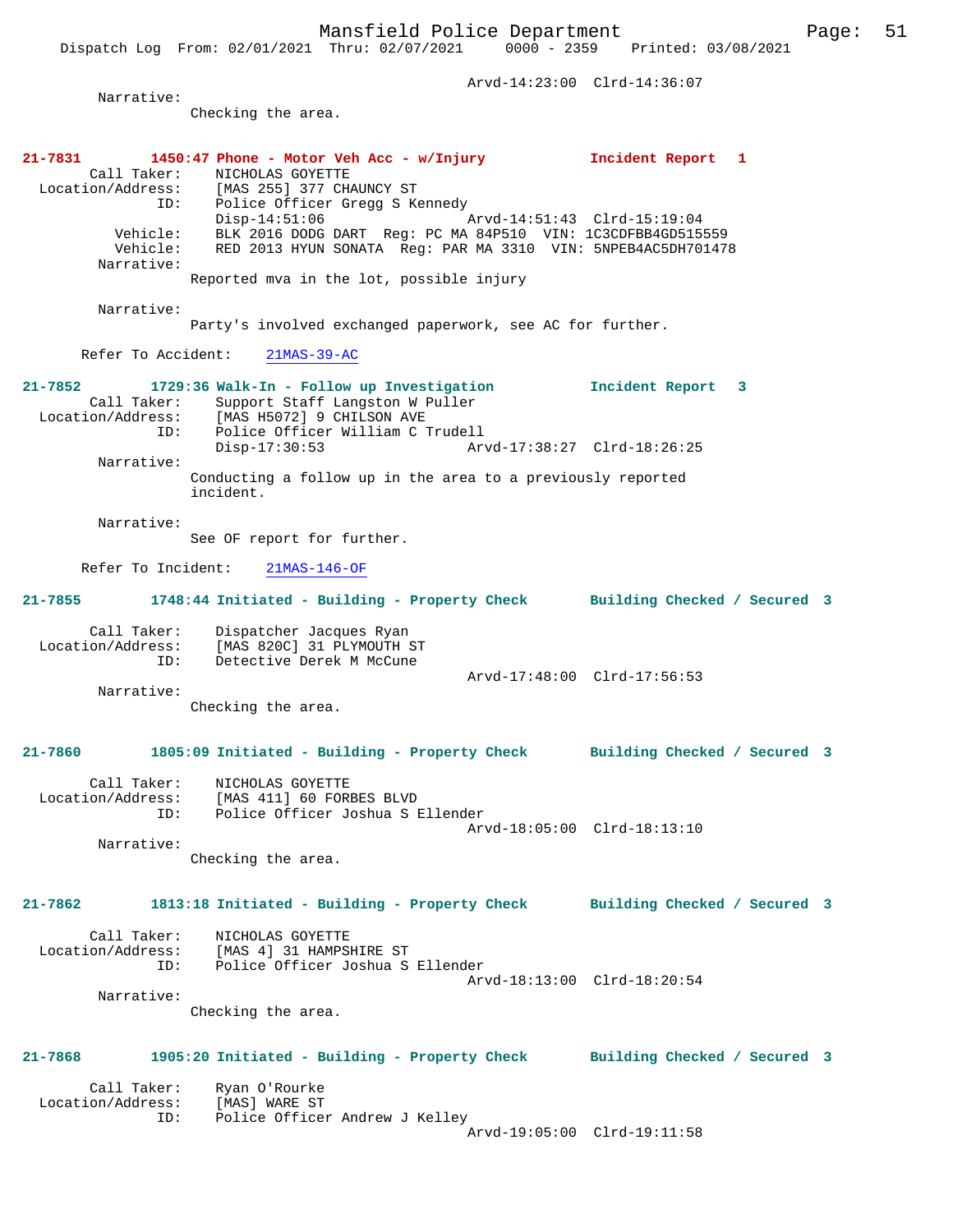Arvd-14:23:00 Clrd-14:36:07

Narrative:
Checking the area.

**21-7831 1450:47 Phone - Motor Veh Acc - w/Injury Incident Report 1**

Call Taker: NICHOLAS GOYETTE
Location/Address: [MAS 255] 377 CHAUNCY ST
ID: Police Officer Gregg S Kennedy
Disp-14:51:06 Arvd-14:51:43 Clrd-15:19:04
Vehicle: BLK 2016 DODG DART Reg: PC MA 84P510 VIN: 1C3CDFBB4GD515559
Vehicle: RED 2013 HYUN SONATA Reg: PAR MA 3310 VIN: 5NPEB4AC5DH701478
Narrative:
Reported mva in the lot, possible injury

Narrative:
Party's involved exchanged paperwork, see AC for further.

Refer To Accident: 21MAS-39-AC

**21-7852 1729:36 Walk-In - Follow up Investigation Incident Report 3**

Call Taker: Support Staff Langston W Puller
Location/Address: [MAS H5072] 9 CHILSON AVE
ID: Police Officer William C Trudell
Disp-17:30:53 Arvd-17:38:27 Clrd-18:26:25
Narrative:
Conducting a follow up in the area to a previously reported incident.

Narrative:
See OF report for further.

Refer To Incident: 21MAS-146-OF

**21-7855 1748:44 Initiated - Building - Property Check Building Checked / Secured 3**

Call Taker: Dispatcher Jacques Ryan
Location/Address: [MAS 820C] 31 PLYMOUTH ST
ID: Detective Derek M McCune
Arvd-17:48:00 Clrd-17:56:53
Narrative:
Checking the area.

**21-7860 1805:09 Initiated - Building - Property Check Building Checked / Secured 3**

Call Taker: NICHOLAS GOYETTE
Location/Address: [MAS 411] 60 FORBES BLVD
ID: Police Officer Joshua S Ellender
Arvd-18:05:00 Clrd-18:13:10
Narrative:
Checking the area.

**21-7862 1813:18 Initiated - Building - Property Check Building Checked / Secured 3**

Call Taker: NICHOLAS GOYETTE
Location/Address: [MAS 4] 31 HAMPSHIRE ST
ID: Police Officer Joshua S Ellender
Arvd-18:13:00 Clrd-18:20:54
Narrative:
Checking the area.

**21-7868 1905:20 Initiated - Building - Property Check Building Checked / Secured 3**

Call Taker: Ryan O'Rourke
Location/Address: [MAS] WARE ST
ID: Police Officer Andrew J Kelley
Arvd-19:05:00 Clrd-19:11:58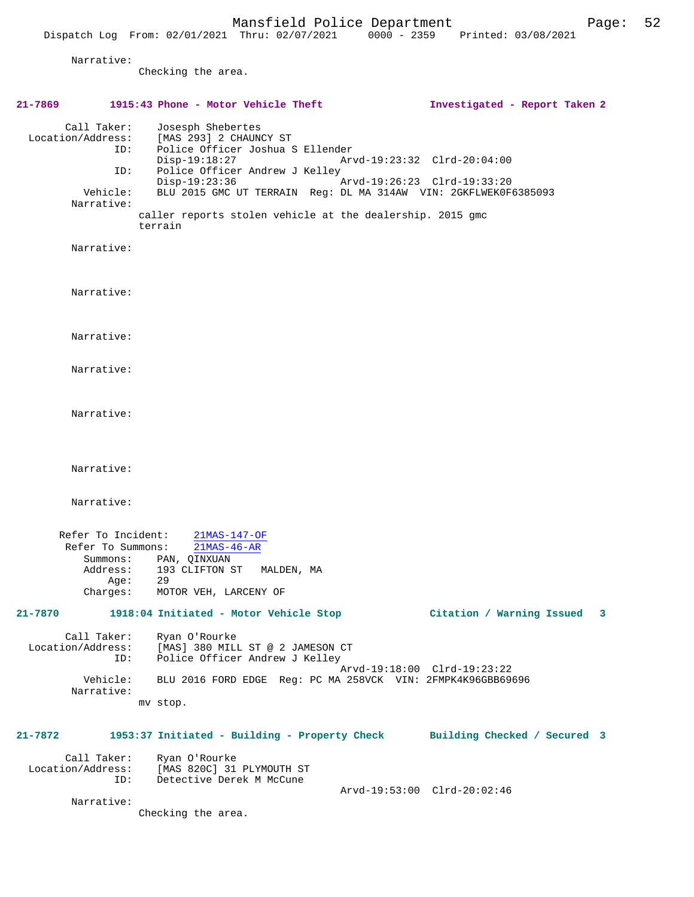Narrative:
Checking the area.

**21-7869** **1915:43 Phone - Motor Vehicle Theft** **Investigated - Report Taken 2**

Call Taker: Josesph Shebertes
Location/Address: [MAS 293] 2 CHAUNCY ST
ID: Police Officer Joshua S Ellender
Disp-19:18:27 Arvd-19:23:32 Clrd-20:04:00
ID: Police Officer Andrew J Kelley
Disp-19:23:36 Arvd-19:26:23 Clrd-19:33:20
Vehicle: BLU 2015 GMC UT TERRAIN Reg: DL MA 314AW VIN: 2GKFLWEK0F6385093
Narrative:
caller reports stolen vehicle at the dealership. 2015 gmc terrain

Narrative:

Narrative:

Narrative:

Narrative:

Narrative:

Narrative:

Narrative:

Refer To Incident: 21MAS-147-OF
Refer To Summons: 21MAS-46-AR
Summons: PAN, QINXUAN
Address: 193 CLIFTON ST MALDEN, MA
Age: 29
Charges: MOTOR VEH, LARCENY OF

**21-7870** **1918:04 Initiated - Motor Vehicle Stop** **Citation / Warning Issued 3**

Call Taker: Ryan O'Rourke
Location/Address: [MAS] 380 MILL ST @ 2 JAMESON CT
ID: Police Officer Andrew J Kelley
Arvd-19:18:00 Clrd-19:23:22
Vehicle: BLU 2016 FORD EDGE Reg: PC MA 258VCK VIN: 2FMPK4K96GBB69696
Narrative:
mv stop.

**21-7872** **1953:37 Initiated - Building - Property Check** **Building Checked / Secured 3**

Call Taker: Ryan O'Rourke
Location/Address: [MAS 820C] 31 PLYMOUTH ST
ID: Detective Derek M McCune
Arvd-19:53:00 Clrd-20:02:46
Narrative:
Checking the area.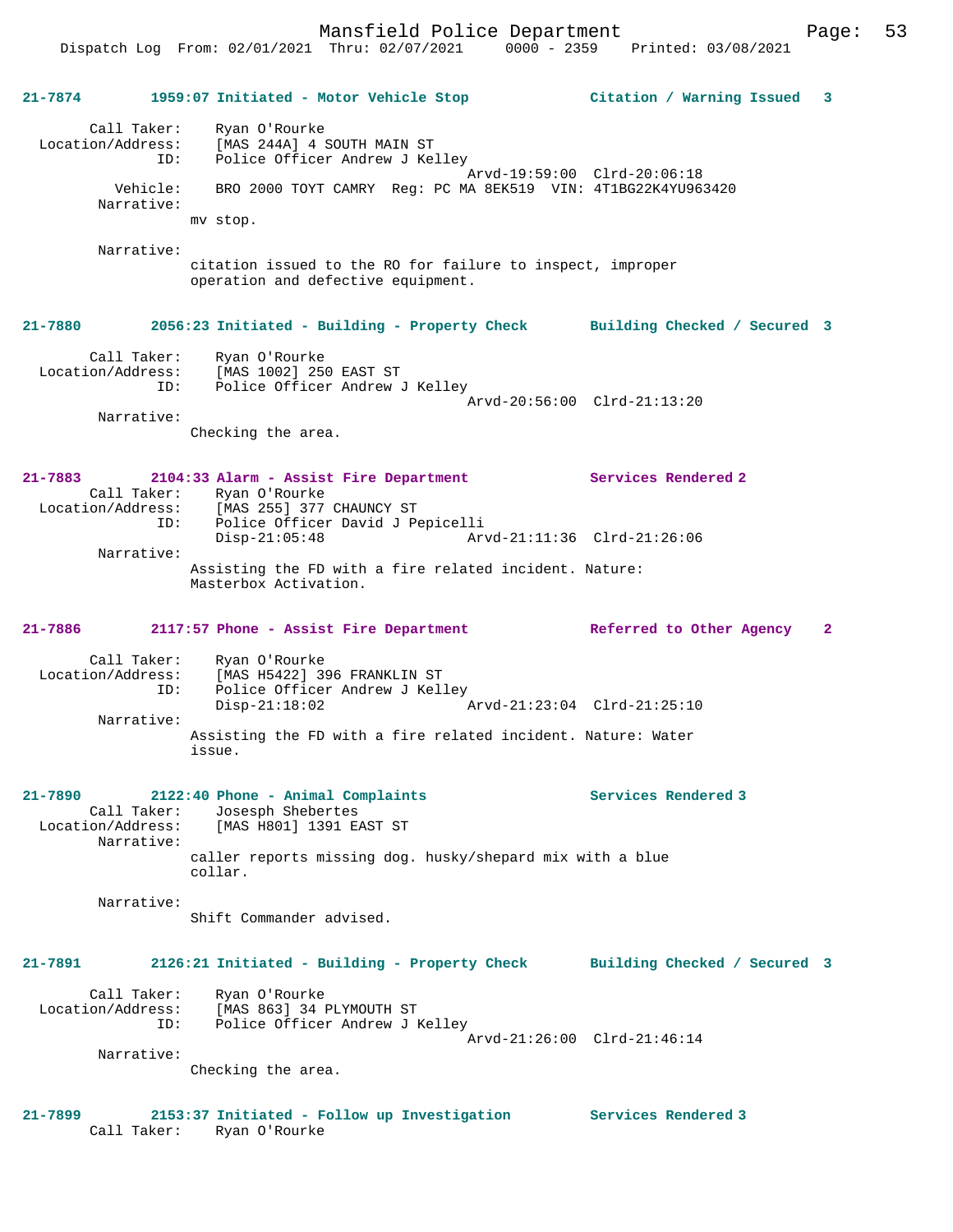**21-7874 1959:07 Initiated - Motor Vehicle Stop — Citation / Warning Issued 3**

Call Taker: Ryan O'Rourke
Location/Address: [MAS 244A] 4 SOUTH MAIN ST
ID: Police Officer Andrew J Kelley
Arvd-19:59:00 Clrd-20:06:18
Vehicle: BRO 2000 TOYT CAMRY Reg: PC MA 8EK519 VIN: 4T1BG22K4YU963420
Narrative:
mv stop.

Narrative:
citation issued to the RO for failure to inspect, improper operation and defective equipment.

**21-7880 2056:23 Initiated - Building - Property Check — Building Checked / Secured 3**

Call Taker: Ryan O'Rourke
Location/Address: [MAS 1002] 250 EAST ST
ID: Police Officer Andrew J Kelley
Arvd-20:56:00 Clrd-21:13:20
Narrative:
Checking the area.

**21-7883 2104:33 Alarm - Assist Fire Department — Services Rendered 2**

Call Taker: Ryan O'Rourke
Location/Address: [MAS 255] 377 CHAUNCY ST
ID: Police Officer David J Pepicelli
Disp-21:05:48 Arvd-21:11:36 Clrd-21:26:06
Narrative:
Assisting the FD with a fire related incident. Nature: Masterbox Activation.

**21-7886 2117:57 Phone - Assist Fire Department — Referred to Other Agency 2**

Call Taker: Ryan O'Rourke
Location/Address: [MAS H5422] 396 FRANKLIN ST
ID: Police Officer Andrew J Kelley
Disp-21:18:02 Arvd-21:23:04 Clrd-21:25:10
Narrative:
Assisting the FD with a fire related incident. Nature: Water issue.

**21-7890 2122:40 Phone - Animal Complaints — Services Rendered 3**

Call Taker: Josesph Shebertes
Location/Address: [MAS H801] 1391 EAST ST
Narrative:
caller reports missing dog. husky/shepard mix with a blue collar.

Narrative:
Shift Commander advised.

**21-7891 2126:21 Initiated - Building - Property Check — Building Checked / Secured 3**

Call Taker: Ryan O'Rourke
Location/Address: [MAS 863] 34 PLYMOUTH ST
ID: Police Officer Andrew J Kelley
Arvd-21:26:00 Clrd-21:46:14
Narrative:
Checking the area.

**21-7899 2153:37 Initiated - Follow up Investigation — Services Rendered 3**

Call Taker: Ryan O'Rourke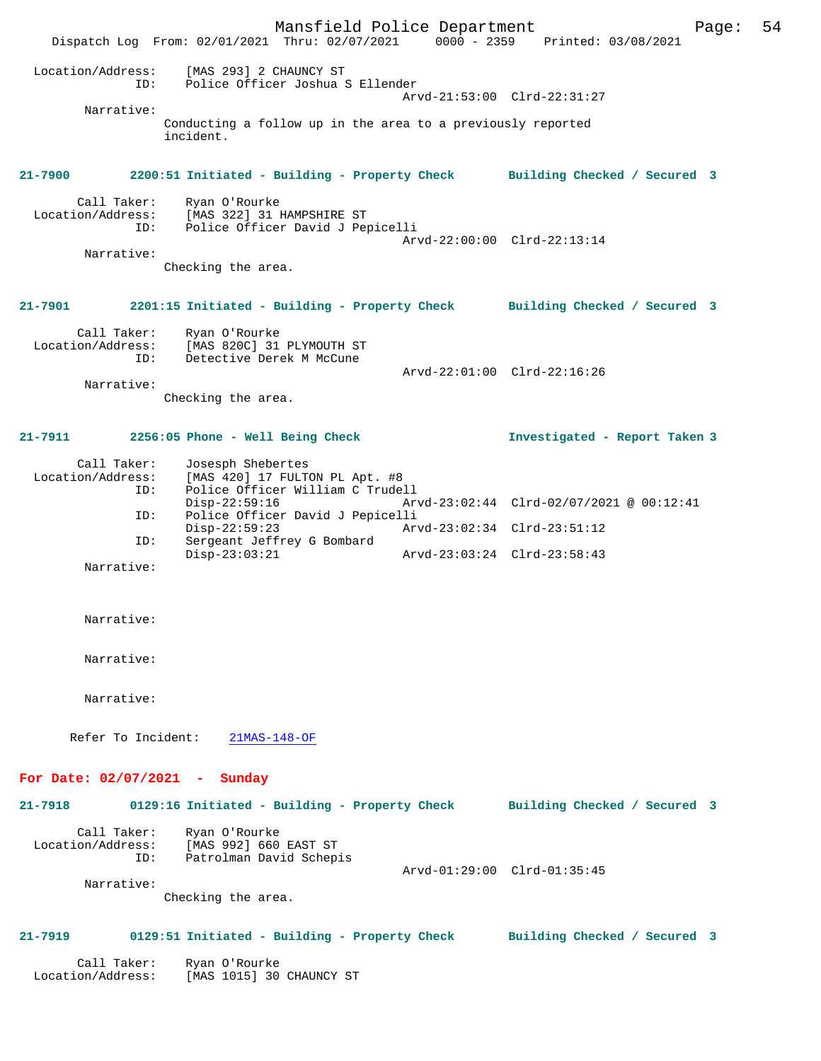Location/Address: [MAS 293] 2 CHAUNCY ST
ID: Police Officer Joshua S Ellender
Arvd-21:53:00 Clrd-22:31:27

Narrative:
Conducting a follow up in the area to a previously reported incident.

**21-7900** 2200:51 Initiated - Building - Property Check — Building Checked / Secured 3

Call Taker: Ryan O'Rourke
Location/Address: [MAS 322] 31 HAMPSHIRE ST
ID: Police Officer David J Pepicelli
Arvd-22:00:00 Clrd-22:13:14

Narrative:
Checking the area.

**21-7901** 2201:15 Initiated - Building - Property Check — Building Checked / Secured 3

Call Taker: Ryan O'Rourke
Location/Address: [MAS 820C] 31 PLYMOUTH ST
ID: Detective Derek M McCune
Arvd-22:01:00 Clrd-22:16:26

Narrative:
Checking the area.

**21-7911** 2256:05 Phone - Well Being Check — Investigated - Report Taken 3

Call Taker: Josesph Shebertes
Location/Address: [MAS 420] 17 FULTON PL Apt. #8
ID: Police Officer William C Trudell
Disp-22:59:16 Arvd-23:02:44 Clrd-02/07/2021 @ 00:12:41
ID: Police Officer David J Pepicelli
Disp-22:59:23 Arvd-23:02:34 Clrd-23:51:12
ID: Sergeant Jeffrey G Bombard
Disp-23:03:21 Arvd-23:03:24 Clrd-23:58:43

Narrative:

Narrative:

Narrative:

Narrative:

Refer To Incident: 21MAS-148-OF

## For Date: 02/07/2021 - Sunday

**21-7918** 0129:16 Initiated - Building - Property Check — Building Checked / Secured 3

Call Taker: Ryan O'Rourke
Location/Address: [MAS 992] 660 EAST ST
ID: Patrolman David Schepis
Arvd-01:29:00 Clrd-01:35:45

Narrative:
Checking the area.

**21-7919** 0129:51 Initiated - Building - Property Check — Building Checked / Secured 3

Call Taker: Ryan O'Rourke
Location/Address: [MAS 1015] 30 CHAUNCY ST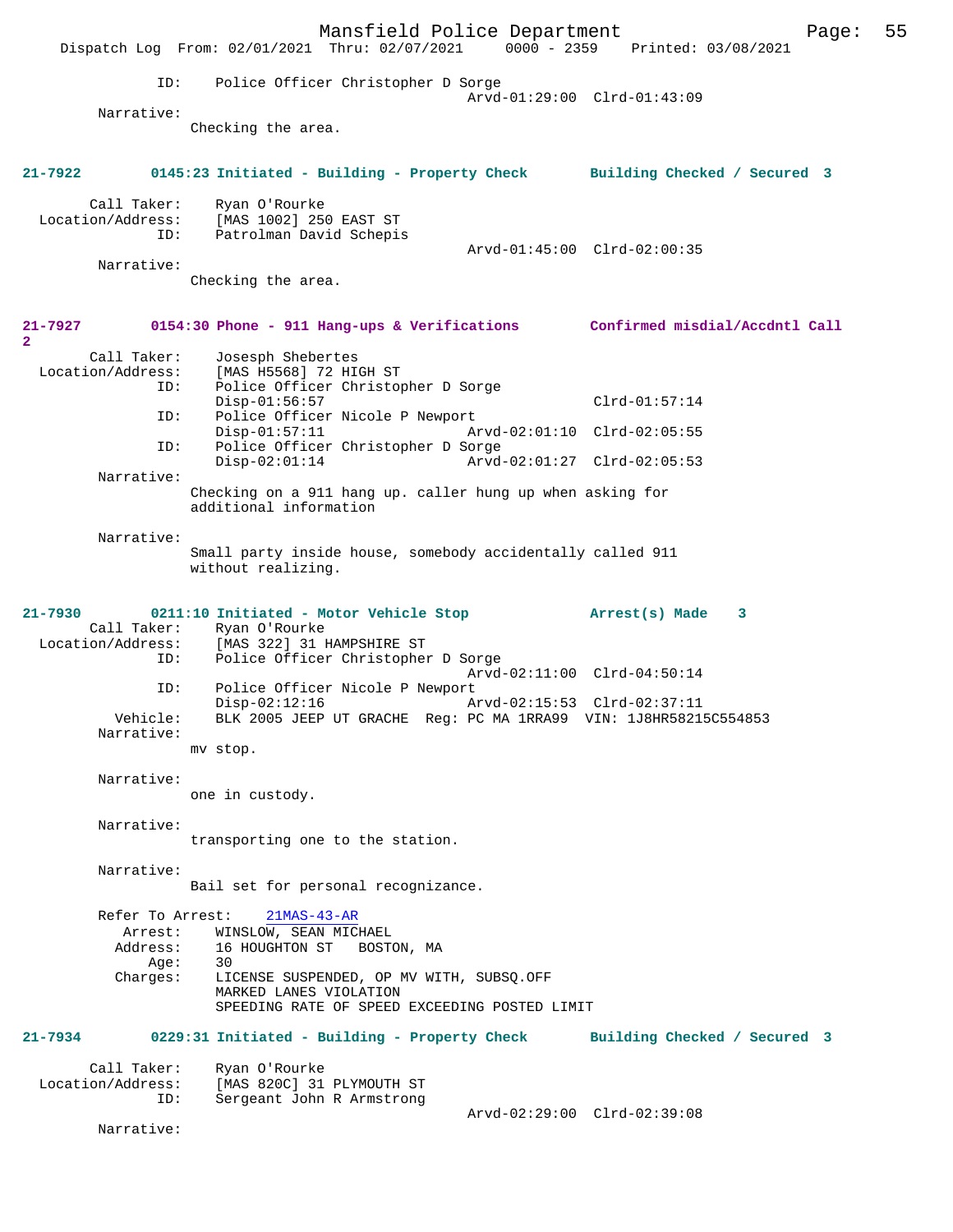```
            ID:     Police Officer Christopher D Sorge
                                              Arvd-01:29:00  Clrd-01:43:09
        Narrative:
                  Checking the area.


21-7922        0145:23 Initiated - Building - Property Check       Building Checked / Secured  3

        Call Taker:     Ryan O'Rourke
   Location/Address:    [MAS 1002] 250 EAST ST
                ID:     Patrolman David Schepis
                                              Arvd-01:45:00  Clrd-02:00:35
        Narrative:
                  Checking the area.


21-7927        0154:30 Phone - 911 Hang-ups & Verifications        Confirmed misdial/Accdntl Call
2
        Call Taker:     Josesph Shebertes
   Location/Address:    [MAS H5568] 72 HIGH ST
                ID:     Police Officer Christopher D Sorge
                        Disp-01:56:57                             Clrd-01:57:14
                ID:     Police Officer Nicole P Newport
                        Disp-01:57:11                 Arvd-02:01:10  Clrd-02:05:55
                ID:     Police Officer Christopher D Sorge
                        Disp-02:01:14                 Arvd-02:01:27  Clrd-02:05:53
        Narrative:
                  Checking on a 911 hang up. caller hung up when asking for
                  additional information

        Narrative:
                  Small party inside house, somebody accidentally called 911
                  without realizing.


21-7930        0211:10 Initiated - Motor Vehicle Stop              Arrest(s) Made    3
        Call Taker:     Ryan O'Rourke
   Location/Address:    [MAS 322] 31 HAMPSHIRE ST
                ID:     Police Officer Christopher D Sorge
                                              Arvd-02:11:00  Clrd-04:50:14
                ID:     Police Officer Nicole P Newport
                        Disp-02:12:16                 Arvd-02:15:53  Clrd-02:37:11
           Vehicle:     BLK 2005 JEEP UT GRACHE  Reg: PC MA 1RRA99  VIN: 1J8HR58215C554853
        Narrative:
                  mv stop.

        Narrative:
                  one in custody.

        Narrative:
                  transporting one to the station.

        Narrative:
                  Bail set for personal recognizance.

        Refer To Arrest:    21MAS-43-AR
            Arrest:     WINSLOW, SEAN MICHAEL
           Address:     16 HOUGHTON ST   BOSTON, MA
               Age:     30
           Charges:     LICENSE SUSPENDED, OP MV WITH, SUBSQ.OFF
                        MARKED LANES VIOLATION
                        SPEEDING RATE OF SPEED EXCEEDING POSTED LIMIT

21-7934        0229:31 Initiated - Building - Property Check       Building Checked / Secured  3

        Call Taker:     Ryan O'Rourke
   Location/Address:    [MAS 820C] 31 PLYMOUTH ST
                ID:     Sergeant John R Armstrong
                                              Arvd-02:29:00  Clrd-02:39:08
        Narrative:
```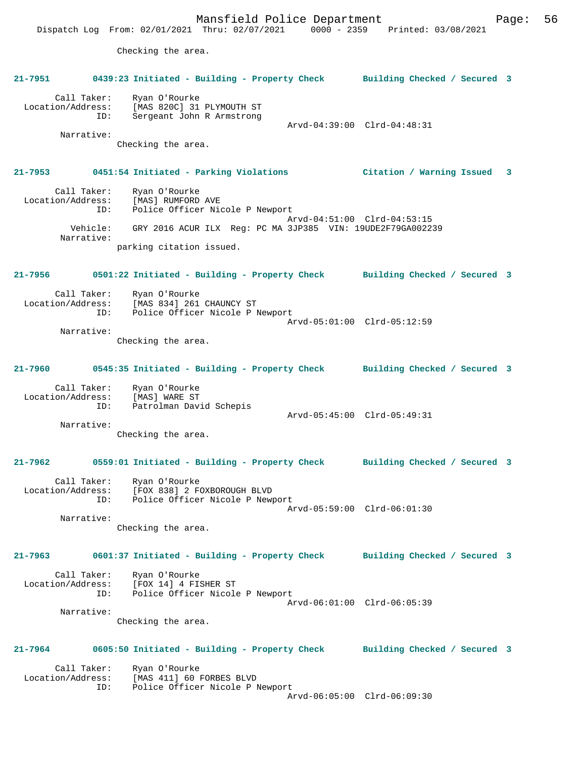Checking the area.

**21-7951 0439:23 Initiated - Building - Property Check Building Checked / Secured 3**

```
        Call Taker:    Ryan O'Rourke
  Location/Address:    [MAS 820C] 31 PLYMOUTH ST
                ID:    Sergeant John R Armstrong
                                                Arvd-04:39:00  Clrd-04:48:31
         Narrative:
               Checking the area.
```

**21-7953 0451:54 Initiated - Parking Violations Citation / Warning Issued 3**

```
        Call Taker:    Ryan O'Rourke
  Location/Address:    [MAS] RUMFORD AVE
                ID:    Police Officer Nicole P Newport
                                                Arvd-04:51:00  Clrd-04:53:15
           Vehicle:    GRY 2016 ACUR ILX  Reg: PC MA 3JP385  VIN: 19UDE2F79GA002239
         Narrative:
               parking citation issued.
```

**21-7956 0501:22 Initiated - Building - Property Check Building Checked / Secured 3**

```
        Call Taker:    Ryan O'Rourke
  Location/Address:    [MAS 834] 261 CHAUNCY ST
                ID:    Police Officer Nicole P Newport
                                                Arvd-05:01:00  Clrd-05:12:59
         Narrative:
               Checking the area.
```

**21-7960 0545:35 Initiated - Building - Property Check Building Checked / Secured 3**

```
        Call Taker:    Ryan O'Rourke
  Location/Address:    [MAS] WARE ST
                ID:    Patrolman David Schepis
                                                Arvd-05:45:00  Clrd-05:49:31
         Narrative:
               Checking the area.
```

**21-7962 0559:01 Initiated - Building - Property Check Building Checked / Secured 3**

```
        Call Taker:    Ryan O'Rourke
  Location/Address:    [FOX 838] 2 FOXBOROUGH BLVD
                ID:    Police Officer Nicole P Newport
                                                Arvd-05:59:00  Clrd-06:01:30
         Narrative:
               Checking the area.
```

**21-7963 0601:37 Initiated - Building - Property Check Building Checked / Secured 3**

```
        Call Taker:    Ryan O'Rourke
  Location/Address:    [FOX 14] 4 FISHER ST
                ID:    Police Officer Nicole P Newport
                                                Arvd-06:01:00  Clrd-06:05:39
         Narrative:
               Checking the area.
```

**21-7964 0605:50 Initiated - Building - Property Check Building Checked / Secured 3**

```
        Call Taker:    Ryan O'Rourke
  Location/Address:    [MAS 411] 60 FORBES BLVD
                ID:    Police Officer Nicole P Newport
                                                Arvd-06:05:00  Clrd-06:09:30
```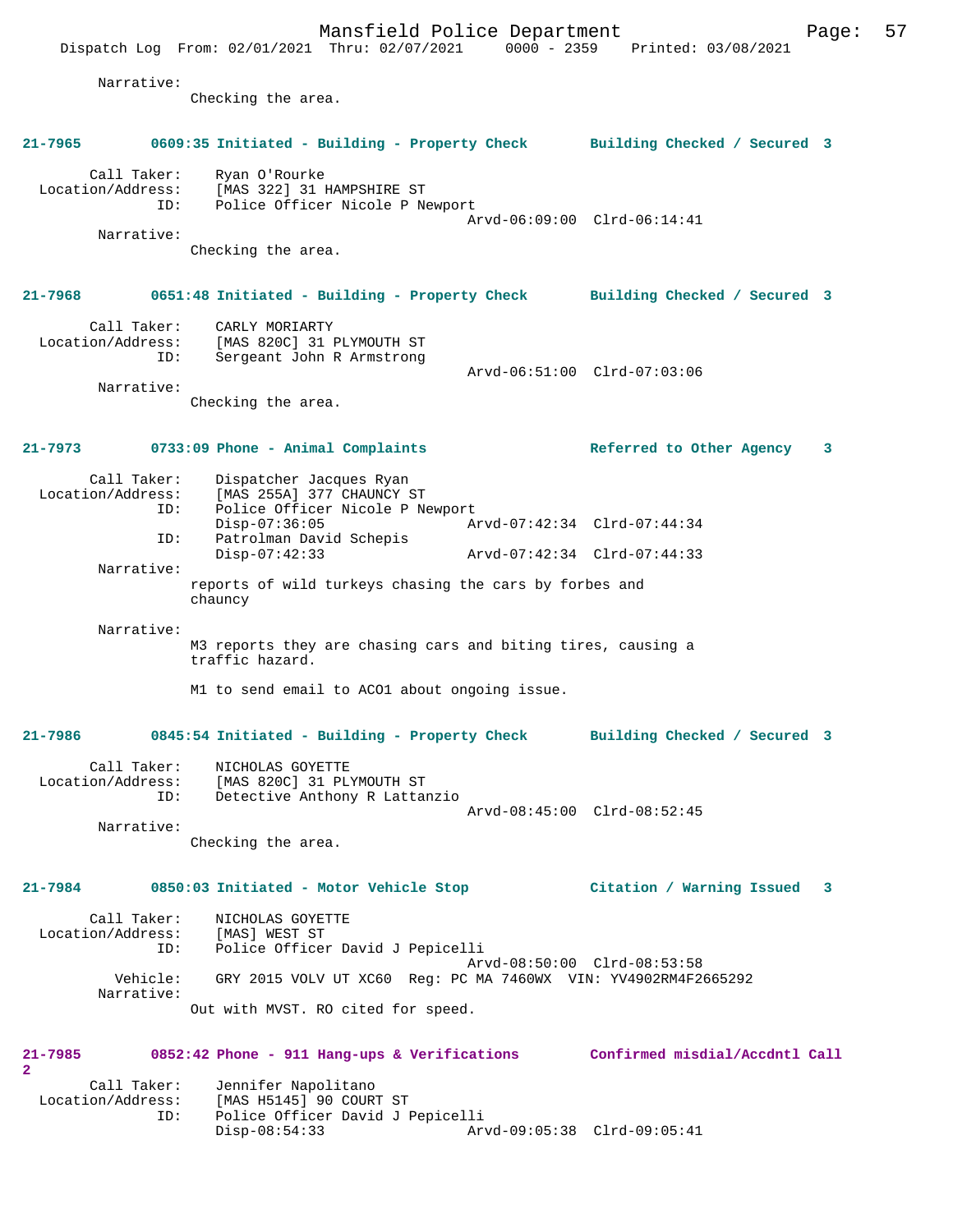Narrative:
Checking the area.

**21-7965 0609:35 Initiated - Building - Property Check Building Checked / Secured 3**

Call Taker: Ryan O'Rourke
Location/Address: [MAS 322] 31 HAMPSHIRE ST
ID: Police Officer Nicole P Newport
Arvd-06:09:00 Clrd-06:14:41
Narrative:
Checking the area.

**21-7968 0651:48 Initiated - Building - Property Check Building Checked / Secured 3**

Call Taker: CARLY MORIARTY
Location/Address: [MAS 820C] 31 PLYMOUTH ST
ID: Sergeant John R Armstrong
Arvd-06:51:00 Clrd-07:03:06
Narrative:
Checking the area.

**21-7973 0733:09 Phone - Animal Complaints Referred to Other Agency 3**

Call Taker: Dispatcher Jacques Ryan
Location/Address: [MAS 255A] 377 CHAUNCY ST
ID: Police Officer Nicole P Newport
Disp-07:36:05 Arvd-07:42:34 Clrd-07:44:34
ID: Patrolman David Schepis
Disp-07:42:33 Arvd-07:42:34 Clrd-07:44:33
Narrative:
reports of wild turkeys chasing the cars by forbes and chauncy

Narrative:
M3 reports they are chasing cars and biting tires, causing a traffic hazard.

M1 to send email to ACO1 about ongoing issue.

**21-7986 0845:54 Initiated - Building - Property Check Building Checked / Secured 3**

Call Taker: NICHOLAS GOYETTE
Location/Address: [MAS 820C] 31 PLYMOUTH ST
ID: Detective Anthony R Lattanzio
Arvd-08:45:00 Clrd-08:52:45
Narrative:
Checking the area.

**21-7984 0850:03 Initiated - Motor Vehicle Stop Citation / Warning Issued 3**

Call Taker: NICHOLAS GOYETTE
Location/Address: [MAS] WEST ST
ID: Police Officer David J Pepicelli
Arvd-08:50:00 Clrd-08:53:58
Vehicle: GRY 2015 VOLV UT XC60 Reg: PC MA 7460WX VIN: YV4902RM4F2665292
Narrative:
Out with MVST. RO cited for speed.

**21-7985 0852:42 Phone - 911 Hang-ups & Verifications Confirmed misdial/Accdntl Call 2**

Call Taker: Jennifer Napolitano
Location/Address: [MAS H5145] 90 COURT ST
ID: Police Officer David J Pepicelli
Disp-08:54:33 Arvd-09:05:38 Clrd-09:05:41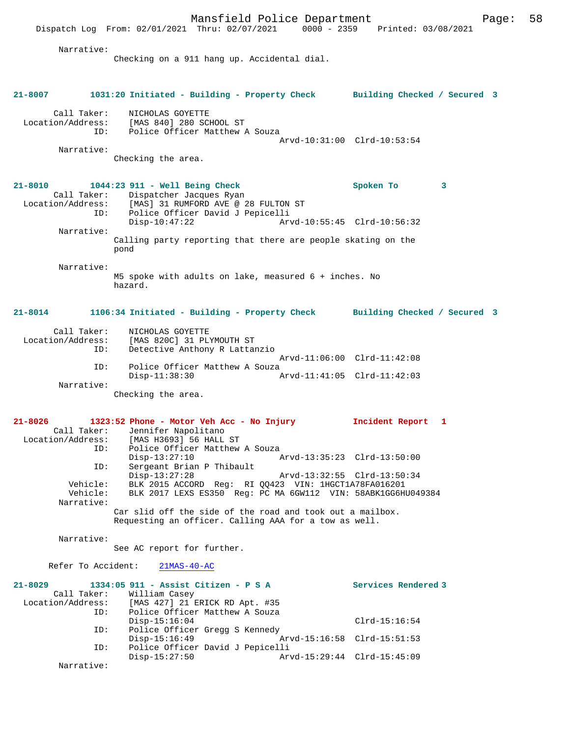Narrative:
Checking on a 911 hang up. Accidental dial.

**21-8007 1031:20 Initiated - Building - Property Check Building Checked / Secured 3**

Call Taker: NICHOLAS GOYETTE
Location/Address: [MAS 840] 280 SCHOOL ST
ID: Police Officer Matthew A Souza
Arvd-10:31:00 Clrd-10:53:54
Narrative:
Checking the area.

**21-8010 1044:23 911 - Well Being Check Spoken To 3**
Call Taker: Dispatcher Jacques Ryan
Location/Address: [MAS] 31 RUMFORD AVE @ 28 FULTON ST
ID: Police Officer David J Pepicelli
Disp-10:47:22 Arvd-10:55:45 Clrd-10:56:32
Narrative:
Calling party reporting that there are people skating on the pond

Narrative:
M5 spoke with adults on lake, measured 6 + inches. No hazard.

**21-8014 1106:34 Initiated - Building - Property Check Building Checked / Secured 3**

Call Taker: NICHOLAS GOYETTE
Location/Address: [MAS 820C] 31 PLYMOUTH ST
ID: Detective Anthony R Lattanzio
Arvd-11:06:00 Clrd-11:42:08
ID: Police Officer Matthew A Souza
Disp-11:38:30 Arvd-11:41:05 Clrd-11:42:03
Narrative:
Checking the area.

**21-8026 1323:52 Phone - Motor Veh Acc - No Injury Incident Report 1**
Call Taker: Jennifer Napolitano
Location/Address: [MAS H3693] 56 HALL ST
ID: Police Officer Matthew A Souza
Disp-13:27:10 Arvd-13:35:23 Clrd-13:50:00
ID: Sergeant Brian P Thibault
Disp-13:27:28 Arvd-13:32:55 Clrd-13:50:34
Vehicle: BLK 2015 ACCORD Reg: RI QQ423 VIN: 1HGCT1A78FA016201
Vehicle: BLK 2017 LEXS ES350 Reg: PC MA 6GW112 VIN: 58ABK1GG6HU049384
Narrative:
Car slid off the side of the road and took out a mailbox. Requesting an officer. Calling AAA for a tow as well.

Narrative:
See AC report for further.

Refer To Accident: 21MAS-40-AC

**21-8029 1334:05 911 - Assist Citizen - P S A Services Rendered 3**
Call Taker: William Casey
Location/Address: [MAS 427] 21 ERICK RD Apt. #35
ID: Police Officer Matthew A Souza
Disp-15:16:04 Clrd-15:16:54
ID: Police Officer Gregg S Kennedy
Disp-15:16:49 Arvd-15:16:58 Clrd-15:51:53
ID: Police Officer David J Pepicelli
Disp-15:27:50 Arvd-15:29:44 Clrd-15:45:09
Narrative: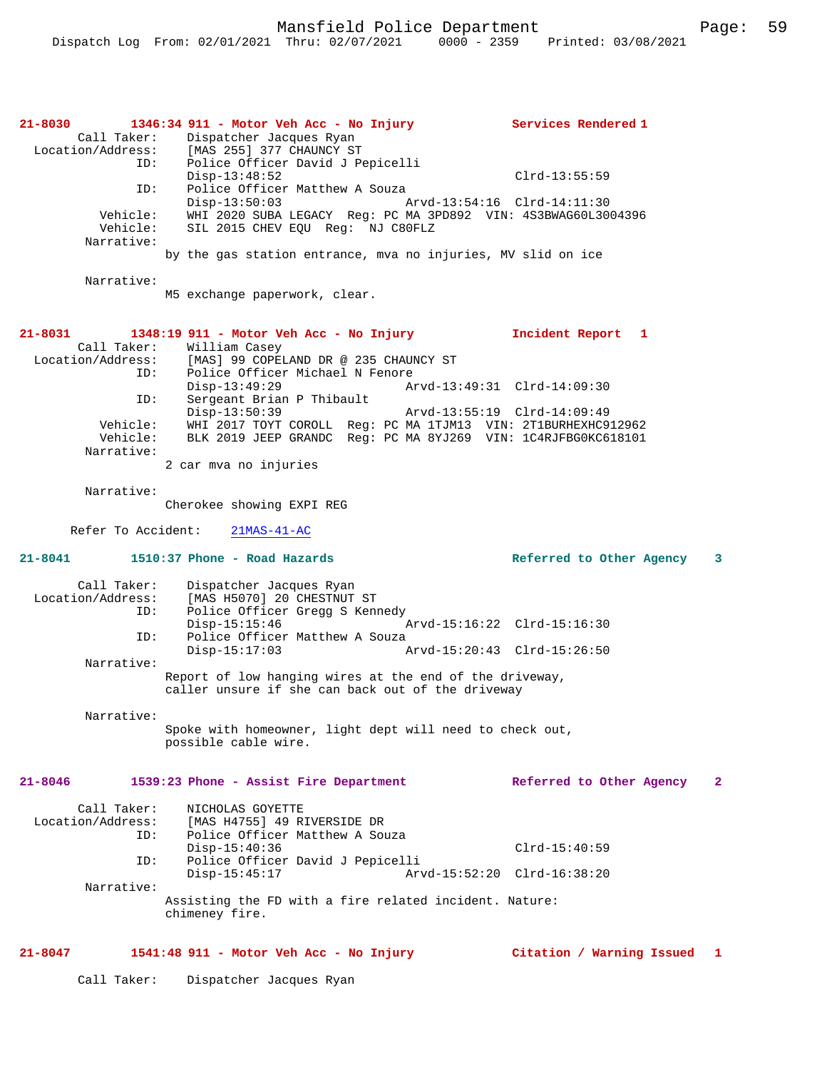**21-8030** 1346:34 911 - Motor Veh Acc - No Injury **Services Rendered 1**

Call Taker: Dispatcher Jacques Ryan
Location/Address: [MAS 255] 377 CHAUNCY ST
ID: Police Officer David J Pepicelli
Disp-13:48:52 Clrd-13:55:59
ID: Police Officer Matthew A Souza
Disp-13:50:03 Arvd-13:54:16 Clrd-14:11:30
Vehicle: WHI 2020 SUBA LEGACY Reg: PC MA 3PD892 VIN: 4S3BWAG60L3004396
Vehicle: SIL 2015 CHEV EQU Reg: NJ C80FLZ
Narrative:
by the gas station entrance, mva no injuries, MV slid on ice

Narrative:
M5 exchange paperwork, clear.

**21-8031** 1348:19 911 - Motor Veh Acc - No Injury **Incident Report 1**

Call Taker: William Casey
Location/Address: [MAS] 99 COPELAND DR @ 235 CHAUNCY ST
ID: Police Officer Michael N Fenore
Disp-13:49:29 Arvd-13:49:31 Clrd-14:09:30
ID: Sergeant Brian P Thibault
Disp-13:50:39 Arvd-13:55:19 Clrd-14:09:49
Vehicle: WHI 2017 TOYT COROLL Reg: PC MA 1TJM13 VIN: 2T1BURHEXHC912962
Vehicle: BLK 2019 JEEP GRANDC Reg: PC MA 8YJ269 VIN: 1C4RJFBG0KC618101
Narrative:
2 car mva no injuries

Narrative:
Cherokee showing EXPI REG

Refer To Accident: 21MAS-41-AC

**21-8041** 1510:37 Phone - Road Hazards **Referred to Other Agency 3**

Call Taker: Dispatcher Jacques Ryan
Location/Address: [MAS H5070] 20 CHESTNUT ST
ID: Police Officer Gregg S Kennedy
Disp-15:15:46 Arvd-15:16:22 Clrd-15:16:30
ID: Police Officer Matthew A Souza
Disp-15:17:03 Arvd-15:20:43 Clrd-15:26:50
Narrative:
Report of low hanging wires at the end of the driveway, caller unsure if she can back out of the driveway

Narrative:
Spoke with homeowner, light dept will need to check out, possible cable wire.

**21-8046** 1539:23 Phone - Assist Fire Department **Referred to Other Agency 2**

Call Taker: NICHOLAS GOYETTE
Location/Address: [MAS H4755] 49 RIVERSIDE DR
ID: Police Officer Matthew A Souza
Disp-15:40:36 Clrd-15:40:59
ID: Police Officer David J Pepicelli
Disp-15:45:17 Arvd-15:52:20 Clrd-16:38:20
Narrative:
Assisting the FD with a fire related incident. Nature: chimeney fire.

**21-8047** 1541:48 911 - Motor Veh Acc - No Injury **Citation / Warning Issued 1**

Call Taker: Dispatcher Jacques Ryan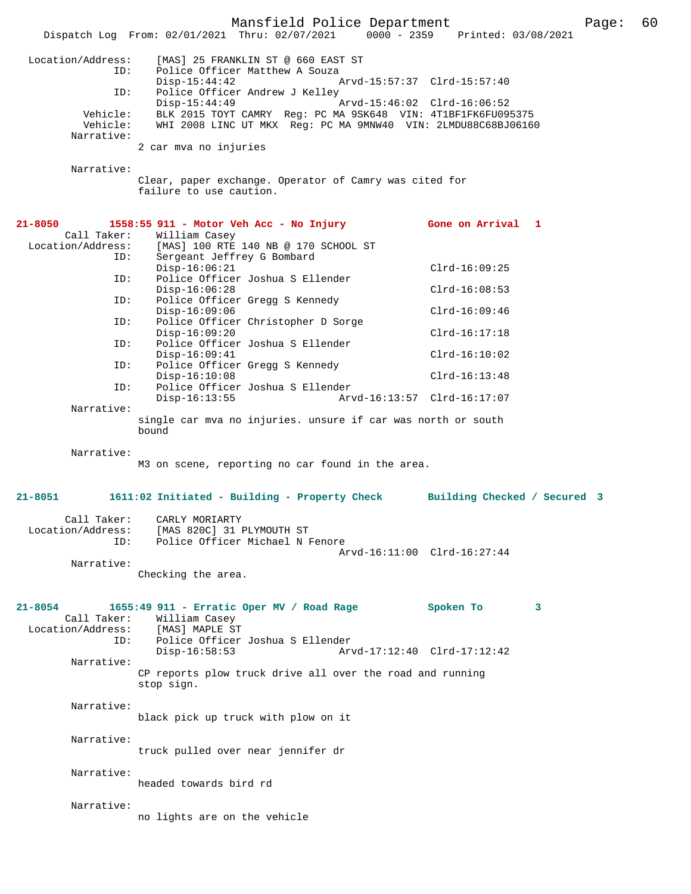```
Location/Address:    [MAS] 25 FRANKLIN ST @ 660 EAST ST
              ID:    Police Officer Matthew A Souza
                     Disp-15:44:42                Arvd-15:57:37  Clrd-15:57:40
              ID:    Police Officer Andrew J Kelley
                     Disp-15:44:49                Arvd-15:46:02  Clrd-16:06:52
         Vehicle:    BLK 2015 TOYT CAMRY  Reg: PC MA 9SK648  VIN: 4T1BF1FK6FU095375
         Vehicle:    WHI 2008 LINC UT MKX  Reg: PC MA 9MNW40  VIN: 2LMDU88C68BJ06160
       Narrative:    
                   2 car mva no injuries

       Narrative:    
                   Clear, paper exchange. Operator of Camry was cited for
                   failure to use caution.


21-8050        1558:55 911 - Motor Veh Acc - No Injury          Gone on Arrival  1
      Call Taker:    William Casey
Location/Address:    [MAS] 100 RTE 140 NB @ 170 SCHOOL ST
              ID:    Sergeant Jeffrey G Bombard
                     Disp-16:06:21                               Clrd-16:09:25
              ID:    Police Officer Joshua S Ellender
                     Disp-16:06:28                               Clrd-16:08:53
              ID:    Police Officer Gregg S Kennedy
                     Disp-16:09:06                               Clrd-16:09:46
              ID:    Police Officer Christopher D Sorge
                     Disp-16:09:20                               Clrd-16:17:18
              ID:    Police Officer Joshua S Ellender
                     Disp-16:09:41                               Clrd-16:10:02
              ID:    Police Officer Gregg S Kennedy
                     Disp-16:10:08                               Clrd-16:13:48
              ID:    Police Officer Joshua S Ellender
                     Disp-16:13:55                Arvd-16:13:57  Clrd-16:17:07
       Narrative:    
                   single car mva no injuries. unsure if car was north or south
                   bound

       Narrative:    
                   M3 on scene, reporting no car found in the area.


21-8051        1611:02 Initiated - Building - Property Check       Building Checked / Secured  3

      Call Taker:    CARLY MORIARTY
Location/Address:    [MAS 820C] 31 PLYMOUTH ST
              ID:    Police Officer Michael N Fenore
                                                  Arvd-16:11:00  Clrd-16:27:44
       Narrative:    
                   Checking the area.


21-8054        1655:49 911 - Erratic Oper MV / Road Rage           Spoken To        3
      Call Taker:    William Casey
Location/Address:    [MAS] MAPLE ST
              ID:    Police Officer Joshua S Ellender
                     Disp-16:58:53                Arvd-17:12:40  Clrd-17:12:42
       Narrative:    
                   CP reports plow truck drive all over the road and running
                   stop sign.

       Narrative:    
                   black pick up truck with plow on it

       Narrative:    
                   truck pulled over near jennifer dr

       Narrative:    
                   headed towards bird rd

       Narrative:    
                   no lights are on the vehicle
```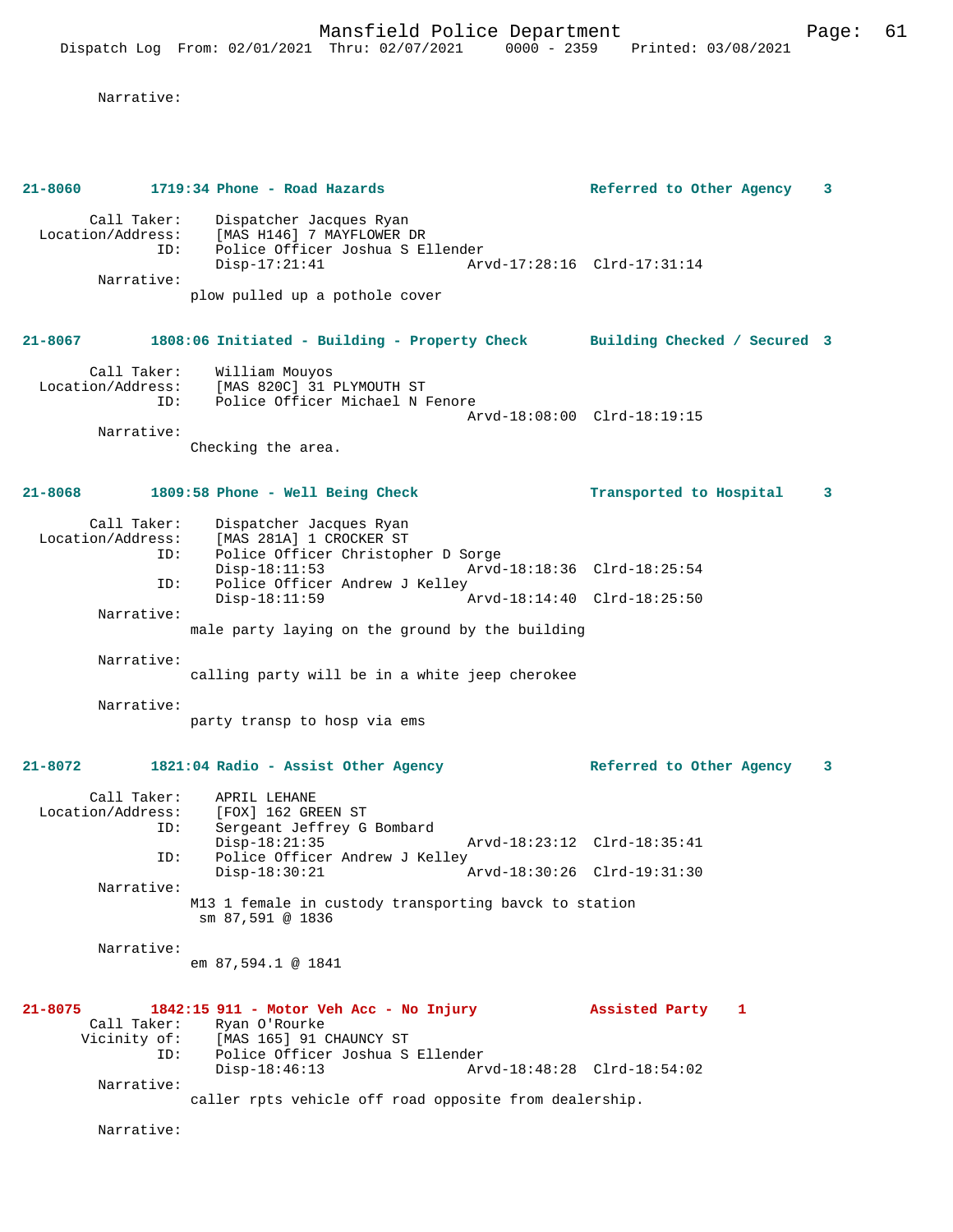Narrative:

**21-8060 1719:34 Phone - Road Hazards — Referred to Other Agency 3**

Call Taker: Dispatcher Jacques Ryan
Location/Address: [MAS H146] 7 MAYFLOWER DR
ID: Police Officer Joshua S Ellender
Disp-17:21:41 Arvd-17:28:16 Clrd-17:31:14
Narrative:
plow pulled up a pothole cover

**21-8067 1808:06 Initiated - Building - Property Check — Building Checked / Secured 3**

Call Taker: William Mouyos
Location/Address: [MAS 820C] 31 PLYMOUTH ST
ID: Police Officer Michael N Fenore
Arvd-18:08:00 Clrd-18:19:15
Narrative:
Checking the area.

**21-8068 1809:58 Phone - Well Being Check — Transported to Hospital 3**

Call Taker: Dispatcher Jacques Ryan
Location/Address: [MAS 281A] 1 CROCKER ST
ID: Police Officer Christopher D Sorge
Disp-18:11:53 Arvd-18:18:36 Clrd-18:25:54
ID: Police Officer Andrew J Kelley
Disp-18:11:59 Arvd-18:14:40 Clrd-18:25:50
Narrative:
male party laying on the ground by the building

Narrative:
calling party will be in a white jeep cherokee

Narrative:
party transp to hosp via ems

**21-8072 1821:04 Radio - Assist Other Agency — Referred to Other Agency 3**

Call Taker: APRIL LEHANE
Location/Address: [FOX] 162 GREEN ST
ID: Sergeant Jeffrey G Bombard
Disp-18:21:35 Arvd-18:23:12 Clrd-18:35:41
ID: Police Officer Andrew J Kelley
Disp-18:30:21 Arvd-18:30:26 Clrd-19:31:30
Narrative:
M13 1 female in custody transporting bavck to station
sm 87,591 @ 1836

Narrative:
em 87,594.1 @ 1841

**21-8075 1842:15 911 - Motor Veh Acc - No Injury — Assisted Party 1**

Call Taker: Ryan O'Rourke
Vicinity of: [MAS 165] 91 CHAUNCY ST
ID: Police Officer Joshua S Ellender
Disp-18:46:13 Arvd-18:48:28 Clrd-18:54:02
Narrative:
caller rpts vehicle off road opposite from dealership.

Narrative: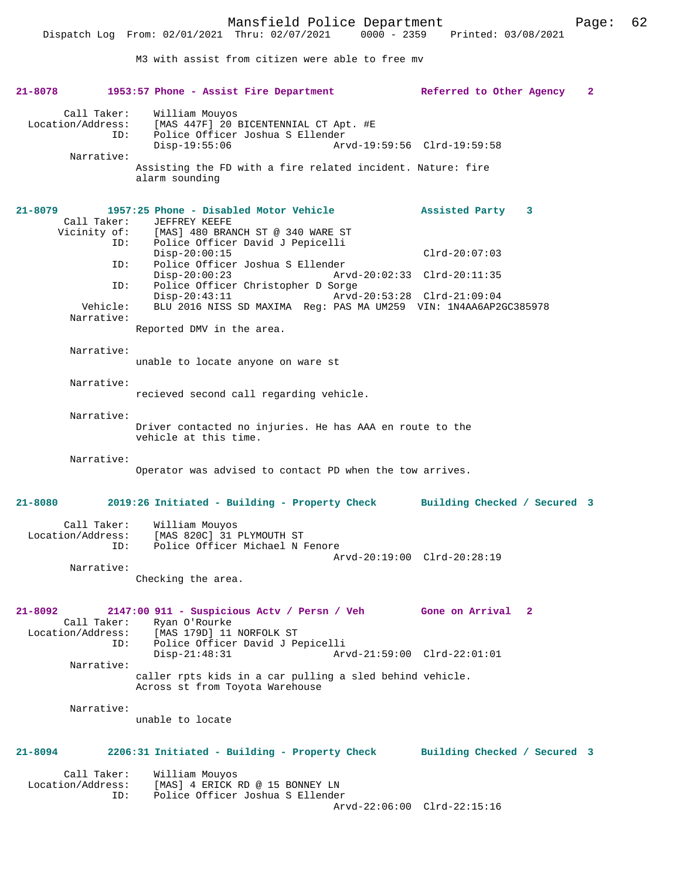M3 with assist from citizen were able to free mv

**21-8078 1953:57 Phone - Assist Fire Department Referred to Other Agency 2**

Call Taker: William Mouyos
Location/Address: [MAS 447F] 20 BICENTENNIAL CT Apt. #E
ID: Police Officer Joshua S Ellender
Disp-19:55:06 Arvd-19:59:56 Clrd-19:59:58

Narrative:
Assisting the FD with a fire related incident. Nature: fire alarm sounding

**21-8079 1957:25 Phone - Disabled Motor Vehicle Assisted Party 3**

Call Taker: JEFFREY KEEFE
Vicinity of: [MAS] 480 BRANCH ST @ 340 WARE ST
ID: Police Officer David J Pepicelli
Disp-20:00:15 Clrd-20:07:03
ID: Police Officer Joshua S Ellender
Disp-20:00:23 Arvd-20:02:33 Clrd-20:11:35
ID: Police Officer Christopher D Sorge
Disp-20:43:11 Arvd-20:53:28 Clrd-21:09:04
Vehicle: BLU 2016 NISS SD MAXIMA Reg: PAS MA UM259 VIN: 1N4AA6AP2GC385978

Narrative:
Reported DMV in the area.

Narrative:
unable to locate anyone on ware st

Narrative:
recieved second call regarding vehicle.

Narrative:
Driver contacted no injuries. He has AAA en route to the vehicle at this time.

Narrative:
Operator was advised to contact PD when the tow arrives.

**21-8080 2019:26 Initiated - Building - Property Check Building Checked / Secured 3**

Call Taker: William Mouyos
Location/Address: [MAS 820C] 31 PLYMOUTH ST
ID: Police Officer Michael N Fenore
Arvd-20:19:00 Clrd-20:28:19

Narrative:
Checking the area.

**21-8092 2147:00 911 - Suspicious Actv / Persn / Veh Gone on Arrival 2**

Call Taker: Ryan O'Rourke
Location/Address: [MAS 179D] 11 NORFOLK ST
ID: Police Officer David J Pepicelli
Disp-21:48:31 Arvd-21:59:00 Clrd-22:01:01

Narrative:
caller rpts kids in a car pulling a sled behind vehicle. Across st from Toyota Warehouse

Narrative:
unable to locate

**21-8094 2206:31 Initiated - Building - Property Check Building Checked / Secured 3**

Call Taker: William Mouyos
Location/Address: [MAS] 4 ERICK RD @ 15 BONNEY LN
ID: Police Officer Joshua S Ellender
Arvd-22:06:00 Clrd-22:15:16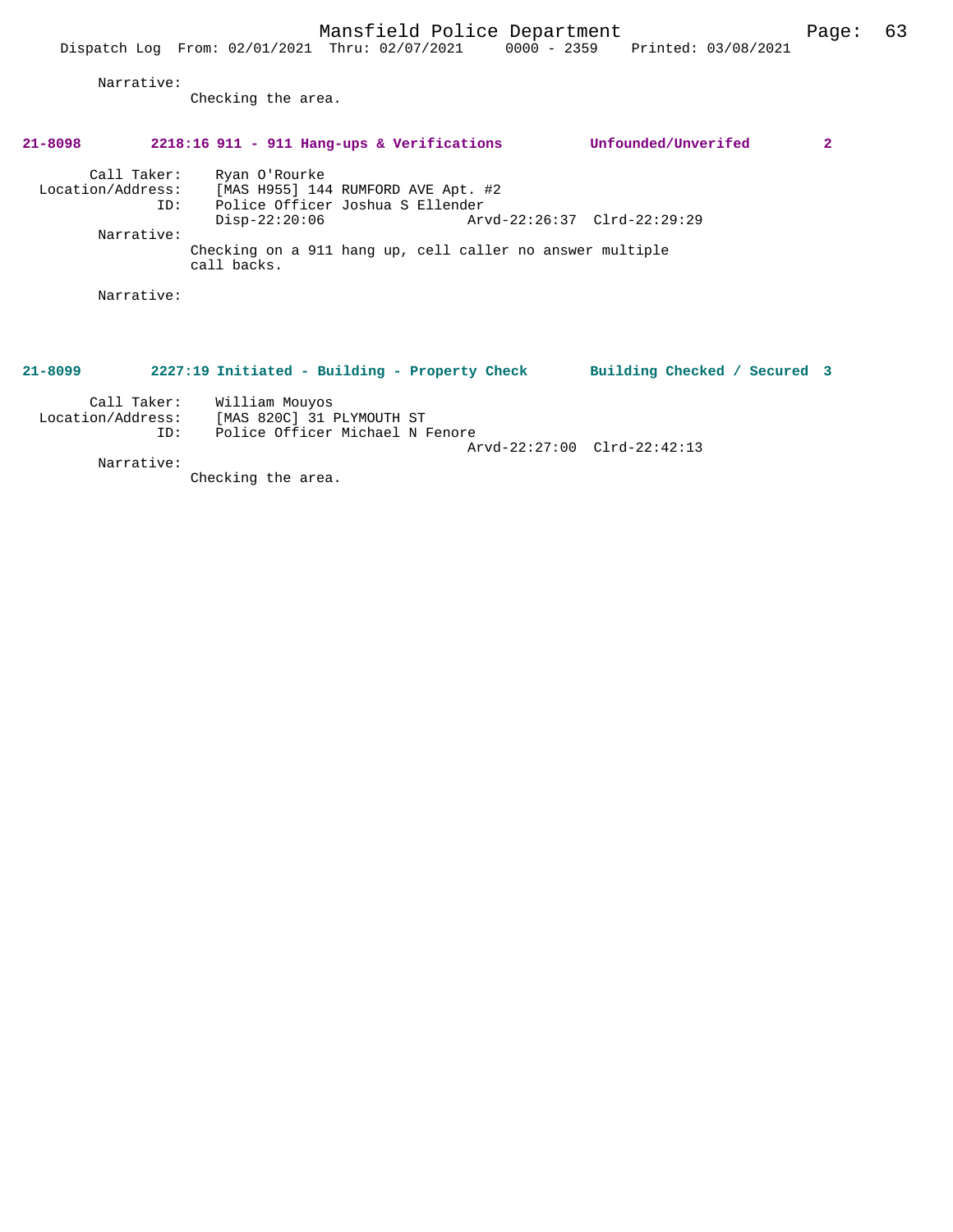Narrative:
Checking the area.

**21-8098 2218:16 911 - 911 Hang-ups & Verifications Unfounded/Unverifed 2**

Call Taker: Ryan O'Rourke
Location/Address: [MAS H955] 144 RUMFORD AVE Apt. #2
ID: Police Officer Joshua S Ellender
Disp-22:20:06 Arvd-22:26:37 Clrd-22:29:29
Narrative:
Checking on a 911 hang up, cell caller no answer multiple call backs.

Narrative:

**21-8099 2227:19 Initiated - Building - Property Check Building Checked / Secured 3**

Call Taker: William Mouyos
Location/Address: [MAS 820C] 31 PLYMOUTH ST
ID: Police Officer Michael N Fenore
Arvd-22:27:00 Clrd-22:42:13
Narrative:
Checking the area.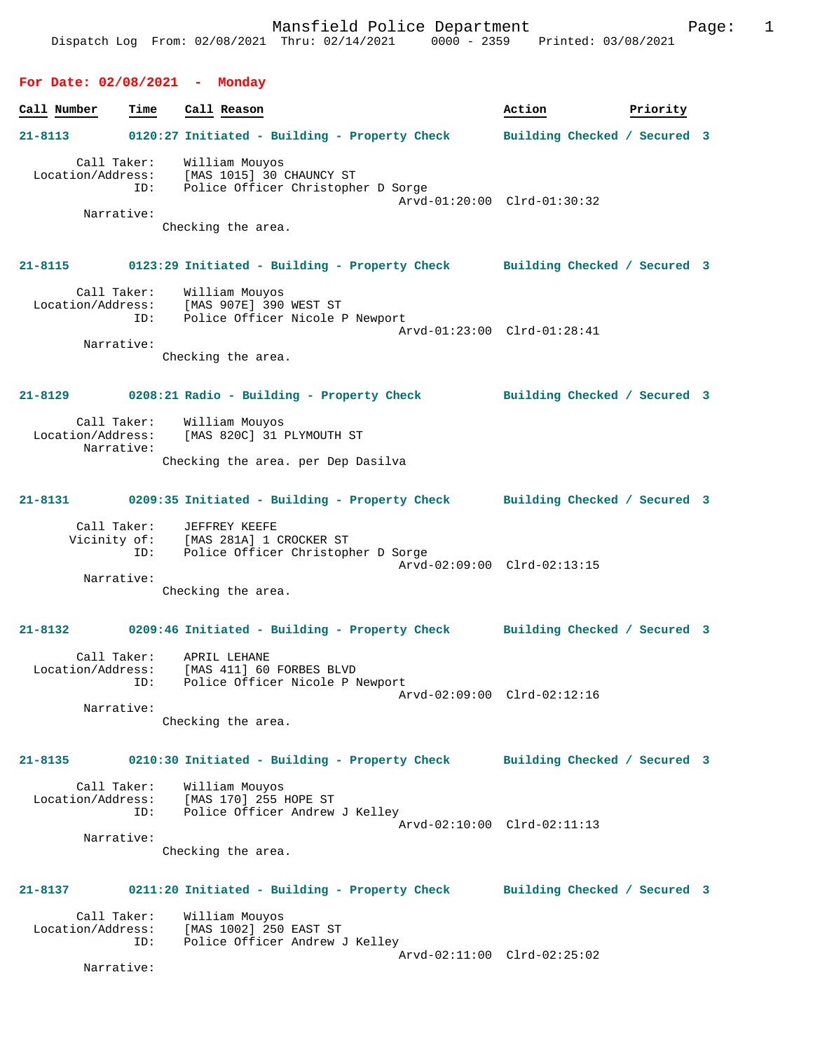Mansfield Police Department
Dispatch Log From: 02/08/2021 Thru: 02/14/2021 0000 - 2359 Printed: 03/08/2021

## For Date: 02/08/2021 - Monday

| Call Number | Time | Call Reason | Action | Priority |
|---|---|---|---|---|

**21-8113** 0120:27 Initiated - Building - Property Check — Building Checked / Secured 3

Call Taker: William Mouyos
Location/Address: [MAS 1015] 30 CHAUNCY ST
ID: Police Officer Christopher D Sorge
Arvd-01:20:00 Clrd-01:30:32
Narrative:
Checking the area.

**21-8115** 0123:29 Initiated - Building - Property Check — Building Checked / Secured 3

Call Taker: William Mouyos
Location/Address: [MAS 907E] 390 WEST ST
ID: Police Officer Nicole P Newport
Arvd-01:23:00 Clrd-01:28:41
Narrative:
Checking the area.

**21-8129** 0208:21 Radio - Building - Property Check — Building Checked / Secured 3

Call Taker: William Mouyos
Location/Address: [MAS 820C] 31 PLYMOUTH ST
Narrative:
Checking the area. per Dep Dasilva

**21-8131** 0209:35 Initiated - Building - Property Check — Building Checked / Secured 3

Call Taker: JEFFREY KEEFE
Vicinity of: [MAS 281A] 1 CROCKER ST
ID: Police Officer Christopher D Sorge
Arvd-02:09:00 Clrd-02:13:15
Narrative:
Checking the area.

**21-8132** 0209:46 Initiated - Building - Property Check — Building Checked / Secured 3

Call Taker: APRIL LEHANE
Location/Address: [MAS 411] 60 FORBES BLVD
ID: Police Officer Nicole P Newport
Arvd-02:09:00 Clrd-02:12:16
Narrative:
Checking the area.

**21-8135** 0210:30 Initiated - Building - Property Check — Building Checked / Secured 3

Call Taker: William Mouyos
Location/Address: [MAS 170] 255 HOPE ST
ID: Police Officer Andrew J Kelley
Arvd-02:10:00 Clrd-02:11:13
Narrative:
Checking the area.

**21-8137** 0211:20 Initiated - Building - Property Check — Building Checked / Secured 3

Call Taker: William Mouyos
Location/Address: [MAS 1002] 250 EAST ST
ID: Police Officer Andrew J Kelley
Arvd-02:11:00 Clrd-02:25:02
Narrative: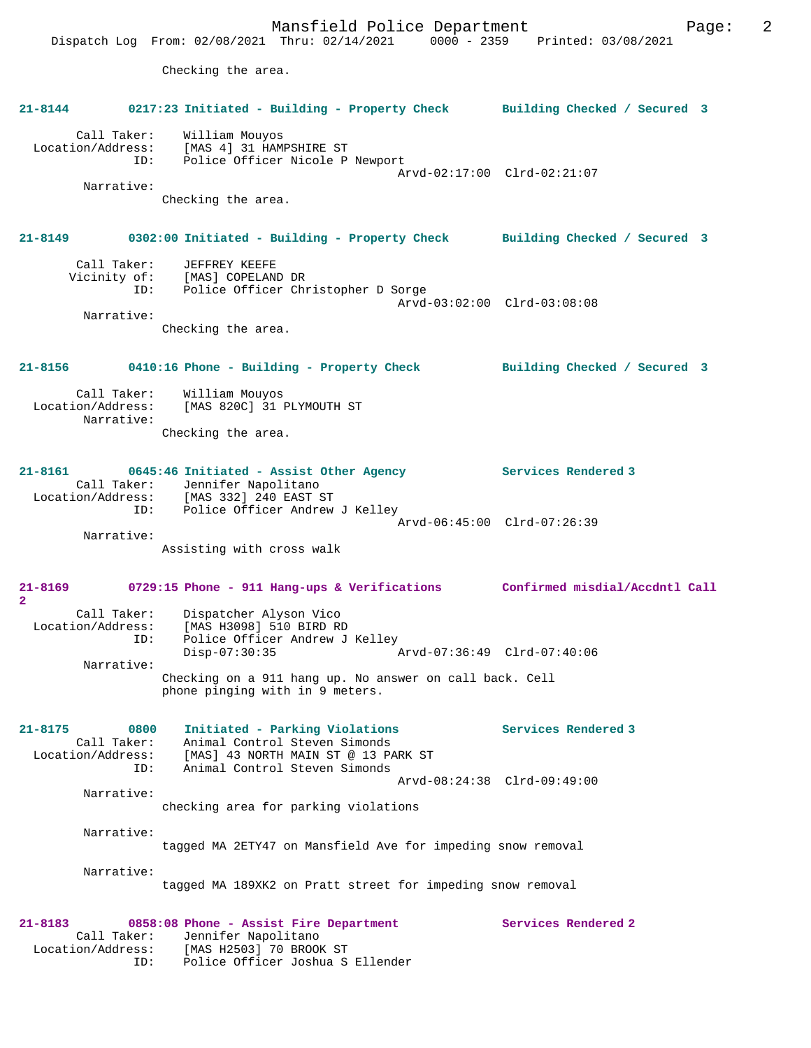Checking the area.

**21-8144 0217:23 Initiated - Building - Property Check Building Checked / Secured 3**

Call Taker: William Mouyos
Location/Address: [MAS 4] 31 HAMPSHIRE ST
ID: Police Officer Nicole P Newport
Arvd-02:17:00 Clrd-02:21:07
Narrative:
Checking the area.

**21-8149 0302:00 Initiated - Building - Property Check Building Checked / Secured 3**

Call Taker: JEFFREY KEEFE
Vicinity of: [MAS] COPELAND DR
ID: Police Officer Christopher D Sorge
Arvd-03:02:00 Clrd-03:08:08
Narrative:
Checking the area.

**21-8156 0410:16 Phone - Building - Property Check Building Checked / Secured 3**

Call Taker: William Mouyos
Location/Address: [MAS 820C] 31 PLYMOUTH ST
Narrative:
Checking the area.

**21-8161 0645:46 Initiated - Assist Other Agency Services Rendered 3**

Call Taker: Jennifer Napolitano
Location/Address: [MAS 332] 240 EAST ST
ID: Police Officer Andrew J Kelley
Arvd-06:45:00 Clrd-07:26:39
Narrative:
Assisting with cross walk

**21-8169 0729:15 Phone - 911 Hang-ups & Verifications Confirmed misdial/Accdntl Call 2**

Call Taker: Dispatcher Alyson Vico
Location/Address: [MAS H3098] 510 BIRD RD
ID: Police Officer Andrew J Kelley
Disp-07:30:35 Arvd-07:36:49 Clrd-07:40:06
Narrative:
Checking on a 911 hang up. No answer on call back. Cell phone pinging with in 9 meters.

**21-8175 0800 Initiated - Parking Violations Services Rendered 3**

Call Taker: Animal Control Steven Simonds
Location/Address: [MAS] 43 NORTH MAIN ST @ 13 PARK ST
ID: Animal Control Steven Simonds
Arvd-08:24:38 Clrd-09:49:00
Narrative:
checking area for parking violations

Narrative:
tagged MA 2ETY47 on Mansfield Ave for impeding snow removal

Narrative:
tagged MA 189XK2 on Pratt street for impeding snow removal

**21-8183 0858:08 Phone - Assist Fire Department Services Rendered 2**

Call Taker: Jennifer Napolitano
Location/Address: [MAS H2503] 70 BROOK ST
ID: Police Officer Joshua S Ellender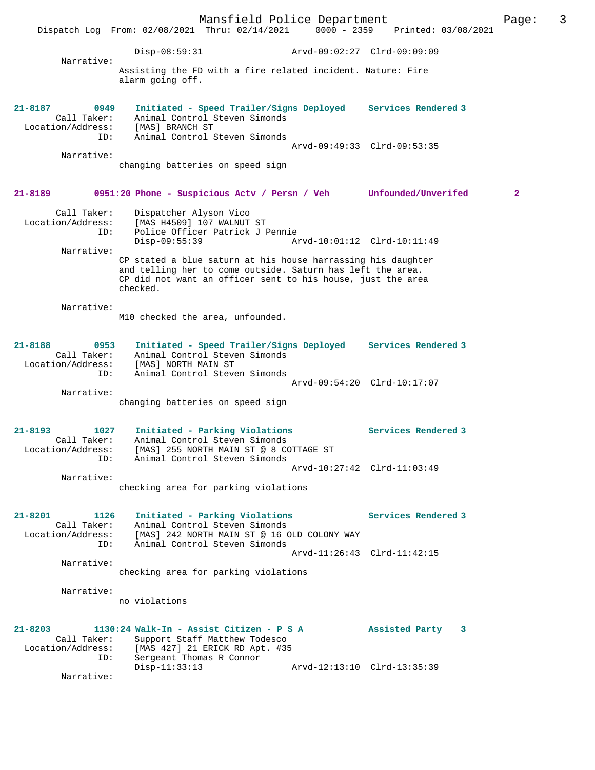Disp-08:59:31 Arvd-09:02:27 Clrd-09:09:09

Narrative:
Assisting the FD with a fire related incident. Nature: Fire alarm going off.

**21-8187 0949 Initiated - Speed Trailer/Signs Deployed Services Rendered 3**

Call Taker: Animal Control Steven Simonds
Location/Address: [MAS] BRANCH ST
ID: Animal Control Steven Simonds
Arvd-09:49:33 Clrd-09:53:35

Narrative:
changing batteries on speed sign

**21-8189 0951:20 Phone - Suspicious Actv / Persn / Veh Unfounded/Unverifed 2**

Call Taker: Dispatcher Alyson Vico
Location/Address: [MAS H4509] 107 WALNUT ST
ID: Police Officer Patrick J Pennie
Disp-09:55:39 Arvd-10:01:12 Clrd-10:11:49

Narrative:
CP stated a blue saturn at his house harrassing his daughter and telling her to come outside. Saturn has left the area. CP did not want an officer sent to his house, just the area checked.

Narrative:
M10 checked the area, unfounded.

**21-8188 0953 Initiated - Speed Trailer/Signs Deployed Services Rendered 3**

Call Taker: Animal Control Steven Simonds
Location/Address: [MAS] NORTH MAIN ST
ID: Animal Control Steven Simonds
Arvd-09:54:20 Clrd-10:17:07

Narrative:
changing batteries on speed sign

**21-8193 1027 Initiated - Parking Violations Services Rendered 3**

Call Taker: Animal Control Steven Simonds
Location/Address: [MAS] 255 NORTH MAIN ST @ 8 COTTAGE ST
ID: Animal Control Steven Simonds
Arvd-10:27:42 Clrd-11:03:49

Narrative:
checking area for parking violations

**21-8201 1126 Initiated - Parking Violations Services Rendered 3**

Call Taker: Animal Control Steven Simonds
Location/Address: [MAS] 242 NORTH MAIN ST @ 16 OLD COLONY WAY
ID: Animal Control Steven Simonds
Arvd-11:26:43 Clrd-11:42:15

Narrative:
checking area for parking violations

Narrative:
no violations

**21-8203 1130:24 Walk-In - Assist Citizen - P S A Assisted Party 3**

Call Taker: Support Staff Matthew Todesco
Location/Address: [MAS 427] 21 ERICK RD Apt. #35
ID: Sergeant Thomas R Connor
Disp-11:33:13 Arvd-12:13:10 Clrd-13:35:39

Narrative: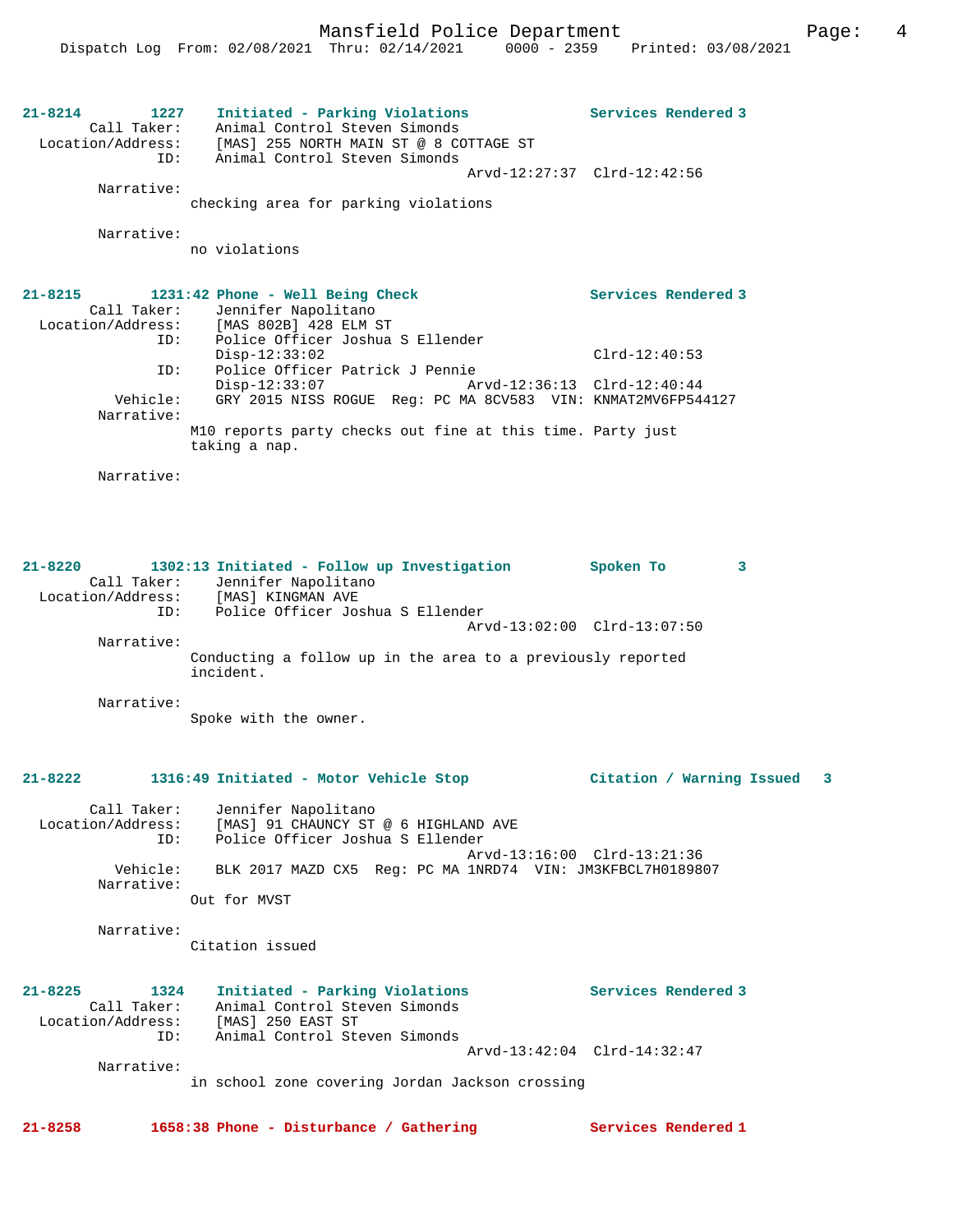**21-8214 1227 Initiated - Parking Violations Services Rendered 3**

Call Taker: Animal Control Steven Simonds
Location/Address: [MAS] 255 NORTH MAIN ST @ 8 COTTAGE ST
ID: Animal Control Steven Simonds
Arvd-12:27:37 Clrd-12:42:56

Narrative:
checking area for parking violations

Narrative:
no violations

**21-8215 1231:42 Phone - Well Being Check Services Rendered 3**

Call Taker: Jennifer Napolitano
Location/Address: [MAS 802B] 428 ELM ST
ID: Police Officer Joshua S Ellender
Disp-12:33:02 Clrd-12:40:53
ID: Police Officer Patrick J Pennie
Disp-12:33:07 Arvd-12:36:13 Clrd-12:40:44
Vehicle: GRY 2015 NISS ROGUE Reg: PC MA 8CV583 VIN: KNMAT2MV6FP544127

Narrative:
M10 reports party checks out fine at this time. Party just taking a nap.

Narrative:

**21-8220 1302:13 Initiated - Follow up Investigation Spoken To 3**

Call Taker: Jennifer Napolitano
Location/Address: [MAS] KINGMAN AVE
ID: Police Officer Joshua S Ellender
Arvd-13:02:00 Clrd-13:07:50

Narrative:
Conducting a follow up in the area to a previously reported incident.

Narrative:
Spoke with the owner.

**21-8222 1316:49 Initiated - Motor Vehicle Stop Citation / Warning Issued 3**

Call Taker: Jennifer Napolitano
Location/Address: [MAS] 91 CHAUNCY ST @ 6 HIGHLAND AVE
ID: Police Officer Joshua S Ellender
Arvd-13:16:00 Clrd-13:21:36
Vehicle: BLK 2017 MAZD CX5 Reg: PC MA 1NRD74 VIN: JM3KFBCL7H0189807

Narrative:
Out for MVST

Narrative:
Citation issued

**21-8225 1324 Initiated - Parking Violations Services Rendered 3**

Call Taker: Animal Control Steven Simonds
Location/Address: [MAS] 250 EAST ST
ID: Animal Control Steven Simonds
Arvd-13:42:04 Clrd-14:32:47

Narrative:
in school zone covering Jordan Jackson crossing

**21-8258 1658:38 Phone - Disturbance / Gathering Services Rendered 1**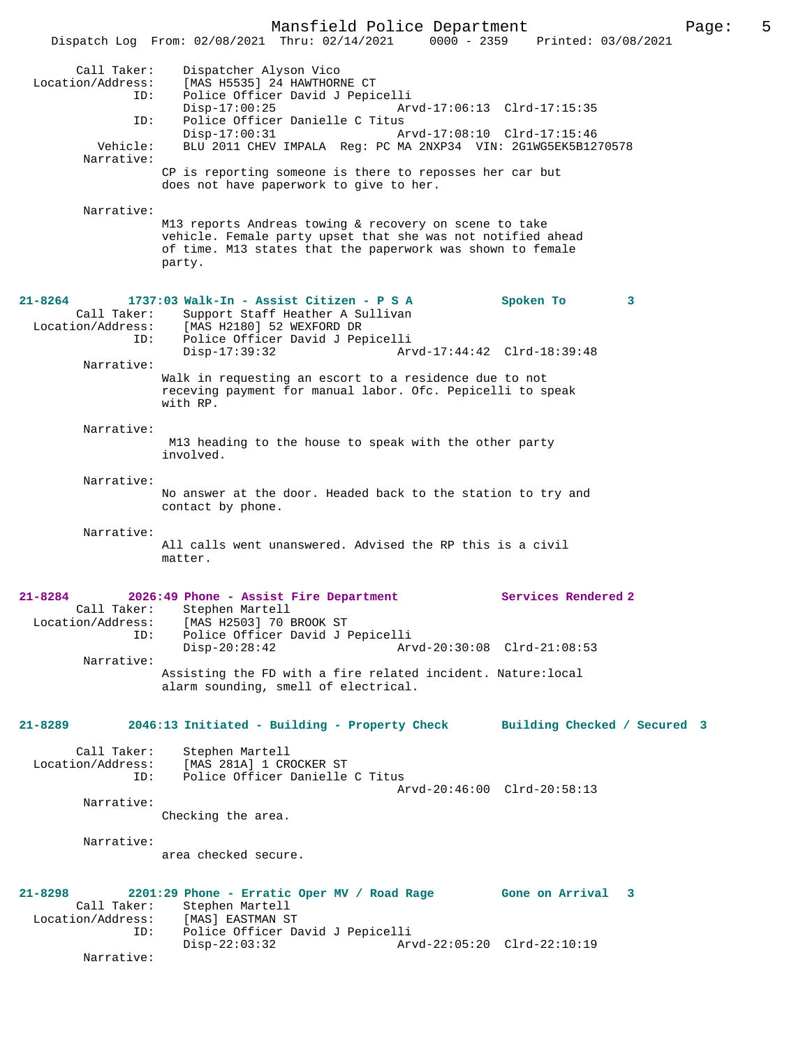Call Taker: Dispatcher Alyson Vico
Location/Address: [MAS H5535] 24 HAWTHORNE CT
ID: Police Officer David J Pepicelli
Disp-17:00:25 Arvd-17:06:13 Clrd-17:15:35
ID: Police Officer Danielle C Titus
Disp-17:00:31 Arvd-17:08:10 Clrd-17:15:46
Vehicle: BLU 2011 CHEV IMPALA Reg: PC MA 2NXP34 VIN: 2G1WG5EK5B1270578
Narrative:
CP is reporting someone is there to reposses her car but does not have paperwork to give to her.

Narrative:
M13 reports Andreas towing & recovery on scene to take vehicle. Female party upset that she was not notified ahead of time. M13 states that the paperwork was shown to female party.

**21-8264 1737:03 Walk-In - Assist Citizen - P S A — Spoken To 3**
Call Taker: Support Staff Heather A Sullivan
Location/Address: [MAS H2180] 52 WEXFORD DR
ID: Police Officer David J Pepicelli
Disp-17:39:32 Arvd-17:44:42 Clrd-18:39:48
Narrative:
Walk in requesting an escort to a residence due to not receving payment for manual labor. Ofc. Pepicelli to speak with RP.

Narrative:
M13 heading to the house to speak with the other party involved.

Narrative:
No answer at the door. Headed back to the station to try and contact by phone.

Narrative:
All calls went unanswered. Advised the RP this is a civil matter.

**21-8284 2026:49 Phone - Assist Fire Department — Services Rendered 2**
Call Taker: Stephen Martell
Location/Address: [MAS H2503] 70 BROOK ST
ID: Police Officer David J Pepicelli
Disp-20:28:42 Arvd-20:30:08 Clrd-21:08:53
Narrative:
Assisting the FD with a fire related incident. Nature:local alarm sounding, smell of electrical.

**21-8289 2046:13 Initiated - Building - Property Check — Building Checked / Secured 3**
Call Taker: Stephen Martell
Location/Address: [MAS 281A] 1 CROCKER ST
ID: Police Officer Danielle C Titus
Arvd-20:46:00 Clrd-20:58:13
Narrative:
Checking the area.

Narrative:
area checked secure.

**21-8298 2201:29 Phone - Erratic Oper MV / Road Rage — Gone on Arrival 3**
Call Taker: Stephen Martell
Location/Address: [MAS] EASTMAN ST
ID: Police Officer David J Pepicelli
Disp-22:03:32 Arvd-22:05:20 Clrd-22:10:19
Narrative: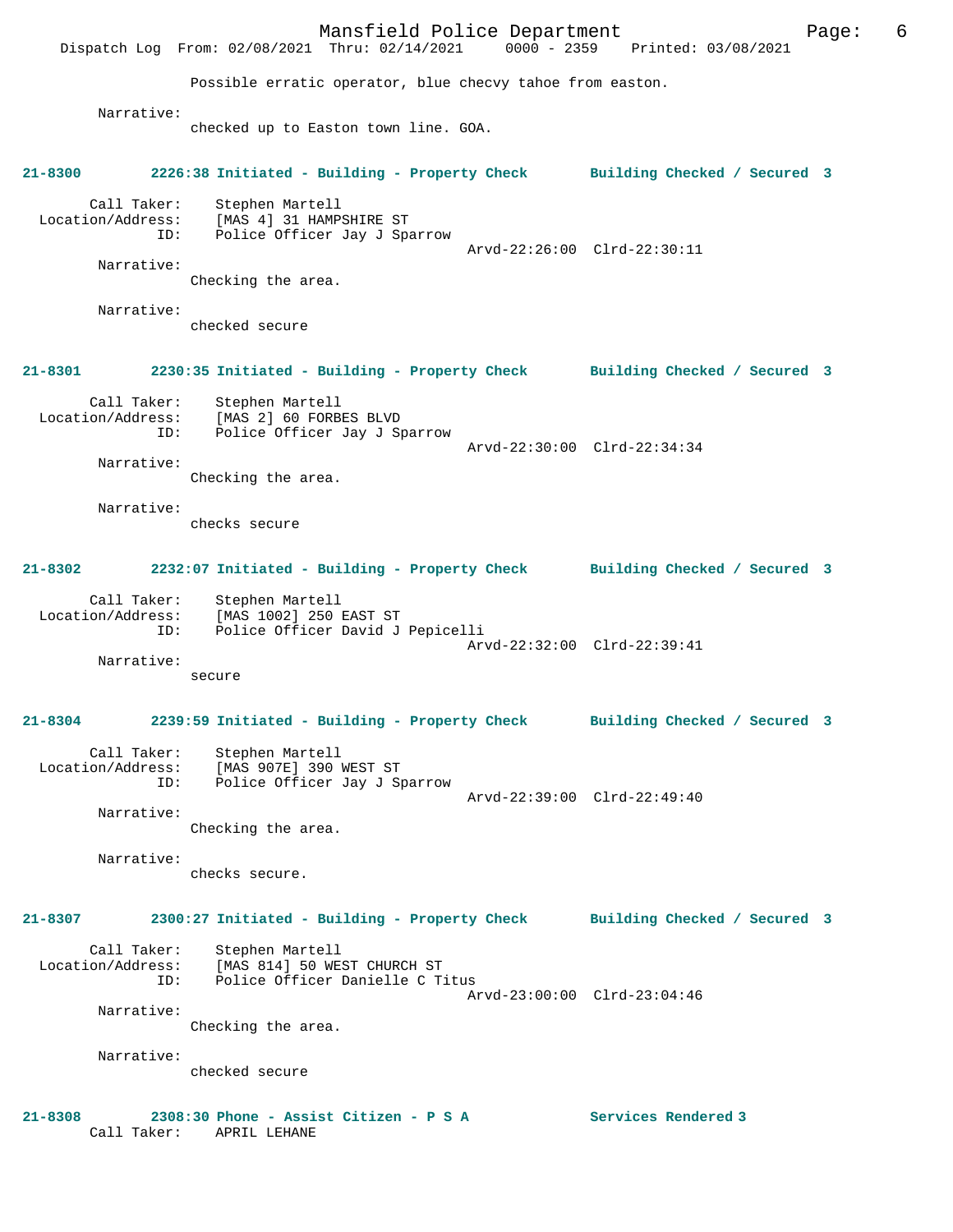Possible erratic operator, blue checvy tahoe from easton.

Narrative:
checked up to Easton town line. GOA.

**21-8300 2226:38 Initiated - Building - Property Check Building Checked / Secured 3**

Call Taker: Stephen Martell
Location/Address: [MAS 4] 31 HAMPSHIRE ST
ID: Police Officer Jay J Sparrow
Arvd-22:26:00 Clrd-22:30:11

Narrative:
Checking the area.

Narrative:
checked secure

**21-8301 2230:35 Initiated - Building - Property Check Building Checked / Secured 3**

Call Taker: Stephen Martell
Location/Address: [MAS 2] 60 FORBES BLVD
ID: Police Officer Jay J Sparrow
Arvd-22:30:00 Clrd-22:34:34

Narrative:
Checking the area.

Narrative:
checks secure

**21-8302 2232:07 Initiated - Building - Property Check Building Checked / Secured 3**

Call Taker: Stephen Martell
Location/Address: [MAS 1002] 250 EAST ST
ID: Police Officer David J Pepicelli
Arvd-22:32:00 Clrd-22:39:41

Narrative:
secure

**21-8304 2239:59 Initiated - Building - Property Check Building Checked / Secured 3**

Call Taker: Stephen Martell
Location/Address: [MAS 907E] 390 WEST ST
ID: Police Officer Jay J Sparrow
Arvd-22:39:00 Clrd-22:49:40

Narrative:
Checking the area.

Narrative:
checks secure.

**21-8307 2300:27 Initiated - Building - Property Check Building Checked / Secured 3**

Call Taker: Stephen Martell
Location/Address: [MAS 814] 50 WEST CHURCH ST
ID: Police Officer Danielle C Titus
Arvd-23:00:00 Clrd-23:04:46

Narrative:
Checking the area.

Narrative:
checked secure

**21-8308 2308:30 Phone - Assist Citizen - P S A Services Rendered 3**

Call Taker: APRIL LEHANE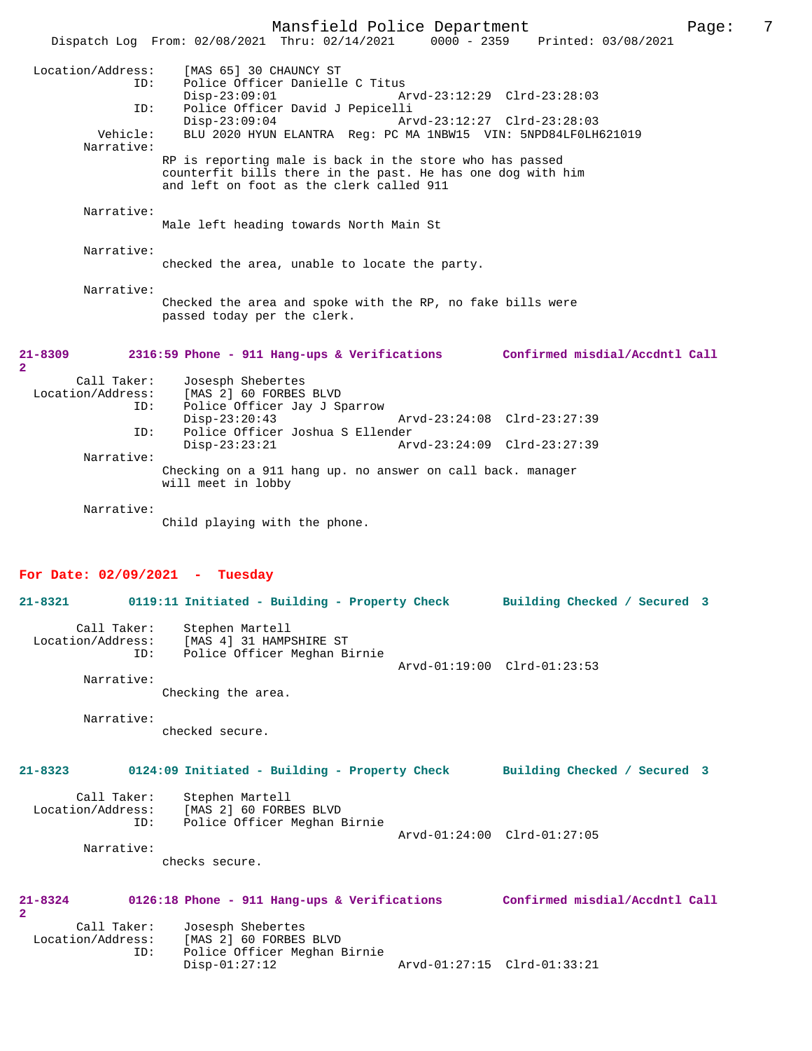Location/Address: [MAS 65] 30 CHAUNCY ST
ID: Police Officer Danielle C Titus
Disp-23:09:01 Arvd-23:12:29 Clrd-23:28:03
ID: Police Officer David J Pepicelli
Disp-23:09:04 Arvd-23:12:27 Clrd-23:28:03
Vehicle: BLU 2020 HYUN ELANTRA Reg: PC MA 1NBW15 VIN: 5NPD84LF0LH621019
Narrative:
RP is reporting male is back in the store who has passed counterfeit bills there in the past. He has one dog with him and left on foot as the clerk called 911

Narrative:
Male left heading towards North Main St

Narrative:
checked the area, unable to locate the party.

Narrative:
Checked the area and spoke with the RP, no fake bills were passed today per the clerk.

**21-8309 2316:59 Phone - 911 Hang-ups & Verifications Confirmed misdial/Accdntl Call 2**

Call Taker: Josesph Shebertes
Location/Address: [MAS 2] 60 FORBES BLVD
ID: Police Officer Jay J Sparrow
Disp-23:20:43 Arvd-23:24:08 Clrd-23:27:39
ID: Police Officer Joshua S Ellender
Disp-23:23:21 Arvd-23:24:09 Clrd-23:27:39
Narrative:
Checking on a 911 hang up. no answer on call back. manager will meet in lobby

Narrative:
Child playing with the phone.

## For Date: 02/09/2021 - Tuesday

**21-8321 0119:11 Initiated - Building - Property Check Building Checked / Secured 3**

Call Taker: Stephen Martell
Location/Address: [MAS 4] 31 HAMPSHIRE ST
ID: Police Officer Meghan Birnie
Arvd-01:19:00 Clrd-01:23:53
Narrative:
Checking the area.

Narrative:
checked secure.

**21-8323 0124:09 Initiated - Building - Property Check Building Checked / Secured 3**

Call Taker: Stephen Martell
Location/Address: [MAS 2] 60 FORBES BLVD
ID: Police Officer Meghan Birnie
Arvd-01:24:00 Clrd-01:27:05
Narrative:
checks secure.

**21-8324 0126:18 Phone - 911 Hang-ups & Verifications Confirmed misdial/Accdntl Call 2**

Call Taker: Josesph Shebertes
Location/Address: [MAS 2] 60 FORBES BLVD
ID: Police Officer Meghan Birnie
Disp-01:27:12 Arvd-01:27:15 Clrd-01:33:21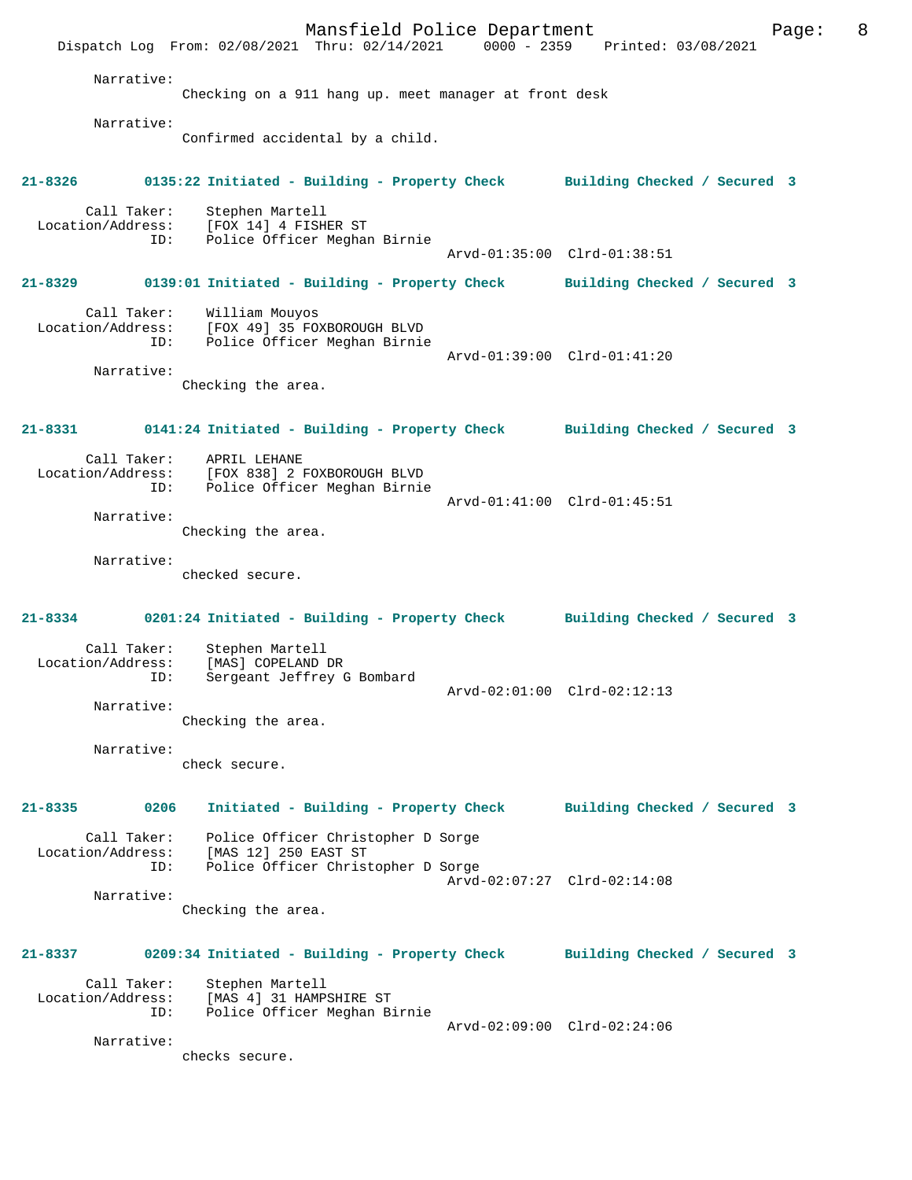Narrative:
Checking on a 911 hang up. meet manager at front desk

Narrative:
Confirmed accidental by a child.

**21-8326 0135:22 Initiated - Building - Property Check Building Checked / Secured 3**

Call Taker: Stephen Martell
Location/Address: [FOX 14] 4 FISHER ST
ID: Police Officer Meghan Birnie
Arvd-01:35:00 Clrd-01:38:51

**21-8329 0139:01 Initiated - Building - Property Check Building Checked / Secured 3**

Call Taker: William Mouyos
Location/Address: [FOX 49] 35 FOXBOROUGH BLVD
ID: Police Officer Meghan Birnie
Arvd-01:39:00 Clrd-01:41:20

Narrative:
Checking the area.

**21-8331 0141:24 Initiated - Building - Property Check Building Checked / Secured 3**

Call Taker: APRIL LEHANE
Location/Address: [FOX 838] 2 FOXBOROUGH BLVD
ID: Police Officer Meghan Birnie
Arvd-01:41:00 Clrd-01:45:51

Narrative:
Checking the area.

Narrative:
checked secure.

**21-8334 0201:24 Initiated - Building - Property Check Building Checked / Secured 3**

Call Taker: Stephen Martell
Location/Address: [MAS] COPELAND DR
ID: Sergeant Jeffrey G Bombard
Arvd-02:01:00 Clrd-02:12:13

Narrative:
Checking the area.

Narrative:
check secure.

**21-8335 0206 Initiated - Building - Property Check Building Checked / Secured 3**

Call Taker: Police Officer Christopher D Sorge
Location/Address: [MAS 12] 250 EAST ST
ID: Police Officer Christopher D Sorge
Arvd-02:07:27 Clrd-02:14:08

Narrative:
Checking the area.

**21-8337 0209:34 Initiated - Building - Property Check Building Checked / Secured 3**

Call Taker: Stephen Martell
Location/Address: [MAS 4] 31 HAMPSHIRE ST
ID: Police Officer Meghan Birnie
Arvd-02:09:00 Clrd-02:24:06

Narrative:
checks secure.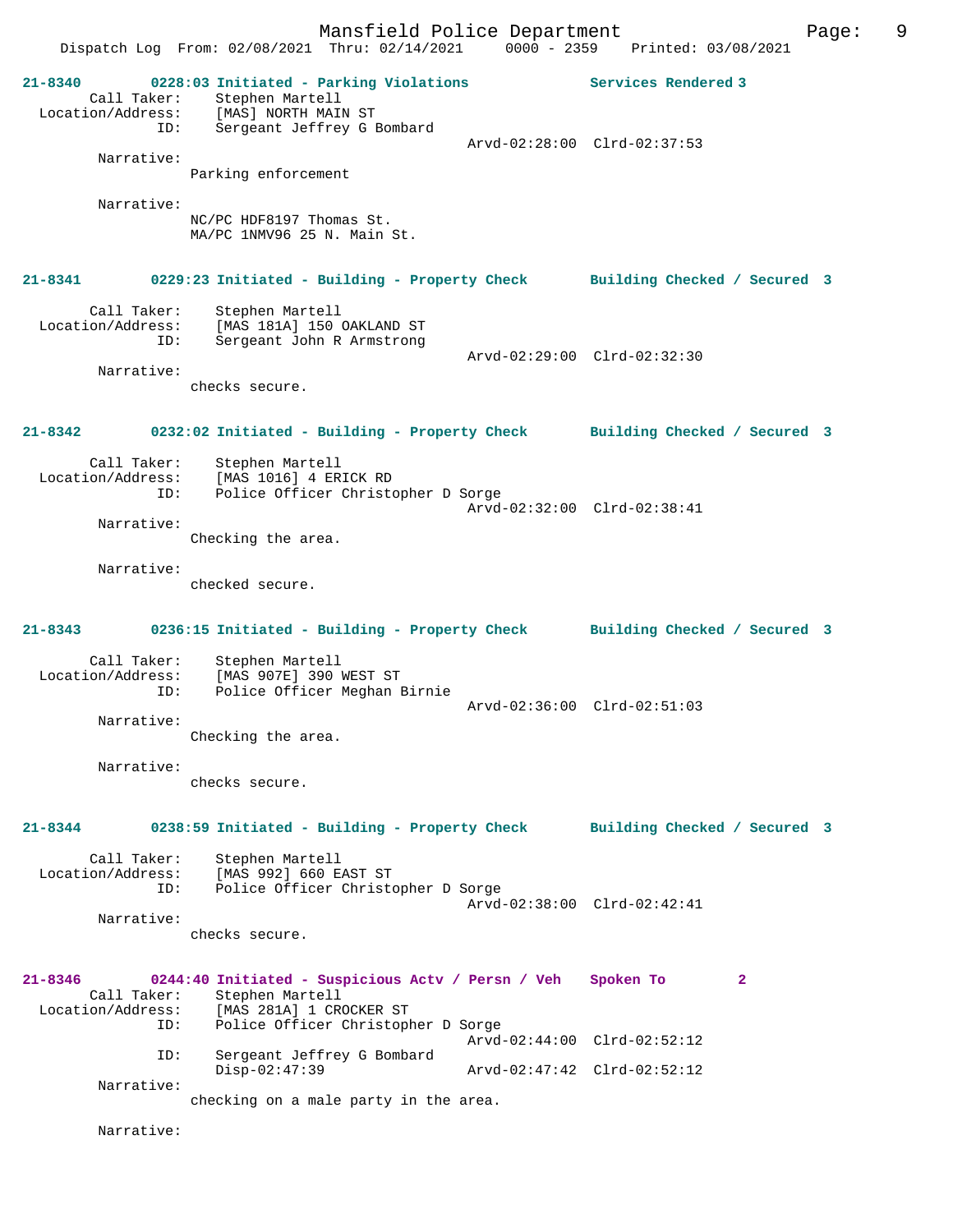21-8340 0228:03 Initiated - Parking Violations Services Rendered 3
Call Taker: Stephen Martell
Location/Address: [MAS] NORTH MAIN ST
ID: Sergeant Jeffrey G Bombard
Arvd-02:28:00 Clrd-02:37:53
Narrative:
Parking enforcement

Narrative:
NC/PC HDF8197 Thomas St.
MA/PC 1NMV96 25 N. Main St.

21-8341 0229:23 Initiated - Building - Property Check Building Checked / Secured 3

Call Taker: Stephen Martell
Location/Address: [MAS 181A] 150 OAKLAND ST
ID: Sergeant John R Armstrong
Arvd-02:29:00 Clrd-02:32:30
Narrative:
checks secure.

21-8342 0232:02 Initiated - Building - Property Check Building Checked / Secured 3

Call Taker: Stephen Martell
Location/Address: [MAS 1016] 4 ERICK RD
ID: Police Officer Christopher D Sorge
Arvd-02:32:00 Clrd-02:38:41
Narrative:
Checking the area.

Narrative:
checked secure.

21-8343 0236:15 Initiated - Building - Property Check Building Checked / Secured 3

Call Taker: Stephen Martell
Location/Address: [MAS 907E] 390 WEST ST
ID: Police Officer Meghan Birnie
Arvd-02:36:00 Clrd-02:51:03
Narrative:
Checking the area.

Narrative:
checks secure.

21-8344 0238:59 Initiated - Building - Property Check Building Checked / Secured 3

Call Taker: Stephen Martell
Location/Address: [MAS 992] 660 EAST ST
ID: Police Officer Christopher D Sorge
Arvd-02:38:00 Clrd-02:42:41
Narrative:
checks secure.

21-8346 0244:40 Initiated - Suspicious Actv / Persn / Veh Spoken To 2
Call Taker: Stephen Martell
Location/Address: [MAS 281A] 1 CROCKER ST
ID: Police Officer Christopher D Sorge
Arvd-02:44:00 Clrd-02:52:12
ID: Sergeant Jeffrey G Bombard
Disp-02:47:39 Arvd-02:47:42 Clrd-02:52:12
Narrative:
checking on a male party in the area.

Narrative: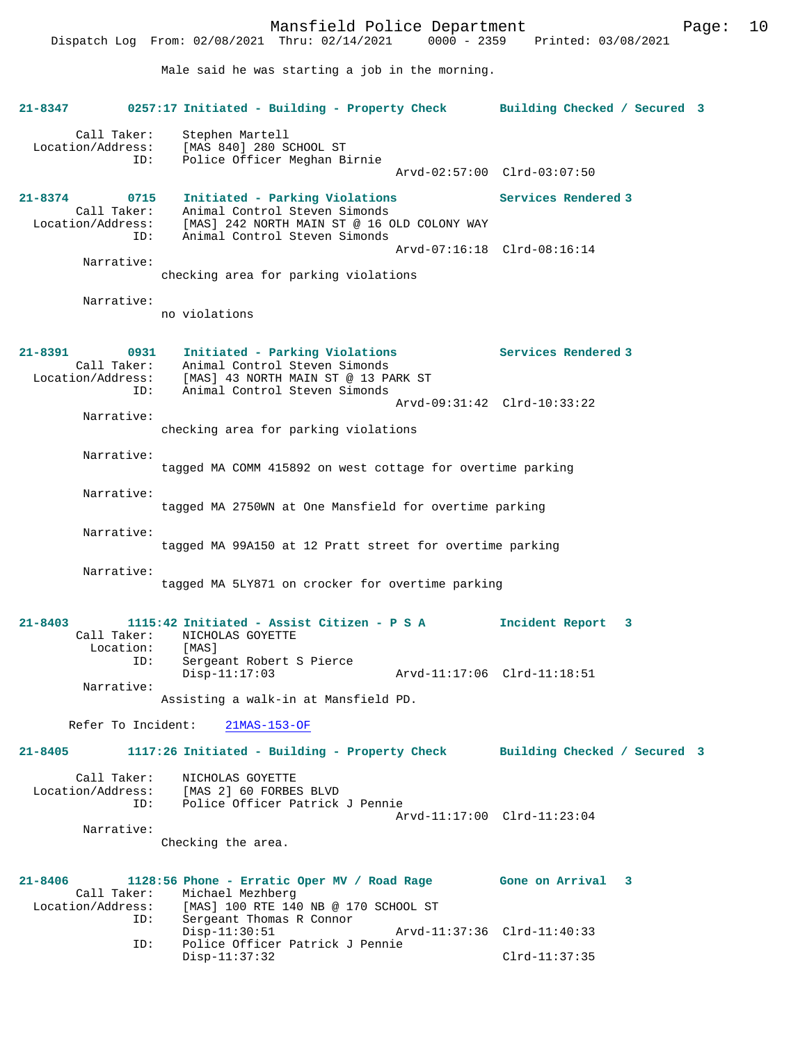Male said he was starting a job in the morning.

**21-8347 0257:17 Initiated - Building - Property Check Building Checked / Secured 3**

Call Taker: Stephen Martell
Location/Address: [MAS 840] 280 SCHOOL ST
ID: Police Officer Meghan Birnie
Arvd-02:57:00 Clrd-03:07:50

**21-8374 0715 Initiated - Parking Violations Services Rendered 3**

Call Taker: Animal Control Steven Simonds
Location/Address: [MAS] 242 NORTH MAIN ST @ 16 OLD COLONY WAY
ID: Animal Control Steven Simonds
Arvd-07:16:18 Clrd-08:16:14

Narrative:
checking area for parking violations

Narrative:
no violations

**21-8391 0931 Initiated - Parking Violations Services Rendered 3**

Call Taker: Animal Control Steven Simonds
Location/Address: [MAS] 43 NORTH MAIN ST @ 13 PARK ST
ID: Animal Control Steven Simonds
Arvd-09:31:42 Clrd-10:33:22

Narrative:
checking area for parking violations

Narrative:
tagged MA COMM 415892 on west cottage for overtime parking

Narrative:
tagged MA 2750WN at One Mansfield for overtime parking

Narrative:
tagged MA 99A150 at 12 Pratt street for overtime parking

Narrative:
tagged MA 5LY871 on crocker for overtime parking

**21-8403 1115:42 Initiated - Assist Citizen - P S A Incident Report 3**

Call Taker: NICHOLAS GOYETTE
Location: [MAS]
ID: Sergeant Robert S Pierce
Disp-11:17:03 Arvd-11:17:06 Clrd-11:18:51

Narrative:
Assisting a walk-in at Mansfield PD.

Refer To Incident: 21MAS-153-OF

**21-8405 1117:26 Initiated - Building - Property Check Building Checked / Secured 3**

Call Taker: NICHOLAS GOYETTE
Location/Address: [MAS 2] 60 FORBES BLVD
ID: Police Officer Patrick J Pennie
Arvd-11:17:00 Clrd-11:23:04

Narrative:
Checking the area.

**21-8406 1128:56 Phone - Erratic Oper MV / Road Rage Gone on Arrival 3**

Call Taker: Michael Mezhberg
Location/Address: [MAS] 100 RTE 140 NB @ 170 SCHOOL ST
ID: Sergeant Thomas R Connor
Disp-11:30:51 Arvd-11:37:36 Clrd-11:40:33
ID: Police Officer Patrick J Pennie
Disp-11:37:32 Clrd-11:37:35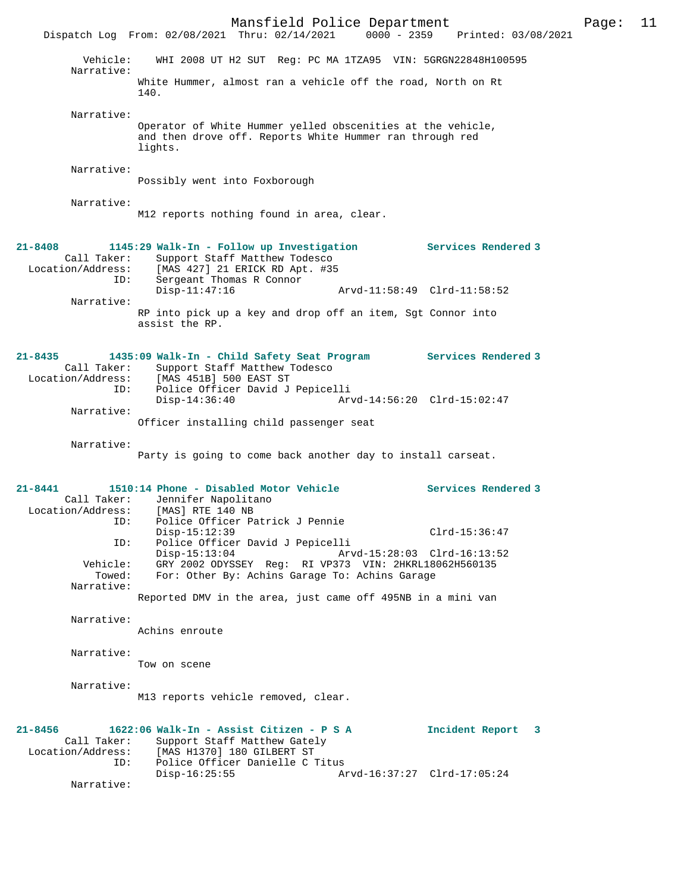Vehicle: WHI 2008 UT H2 SUT Reg: PC MA 1TZA95 VIN: 5GRGN22848H100595

Narrative:
White Hummer, almost ran a vehicle off the road, North on Rt 140.

Narrative:
Operator of White Hummer yelled obscenities at the vehicle, and then drove off. Reports White Hummer ran through red lights.

Narrative:
Possibly went into Foxborough

Narrative:
M12 reports nothing found in area, clear.

**21-8408 1145:29 Walk-In - Follow up Investigation Services Rendered 3**

Call Taker: Support Staff Matthew Todesco
Location/Address: [MAS 427] 21 ERICK RD Apt. #35
ID: Sergeant Thomas R Connor
Disp-11:47:16 Arvd-11:58:49 Clrd-11:58:52

Narrative:
RP into pick up a key and drop off an item, Sgt Connor into assist the RP.

**21-8435 1435:09 Walk-In - Child Safety Seat Program Services Rendered 3**

Call Taker: Support Staff Matthew Todesco
Location/Address: [MAS 451B] 500 EAST ST
ID: Police Officer David J Pepicelli
Disp-14:36:40 Arvd-14:56:20 Clrd-15:02:47

Narrative:
Officer installing child passenger seat

Narrative:
Party is going to come back another day to install carseat.

**21-8441 1510:14 Phone - Disabled Motor Vehicle Services Rendered 3**

Call Taker: Jennifer Napolitano
Location/Address: [MAS] RTE 140 NB
ID: Police Officer Patrick J Pennie
Disp-15:12:39 Clrd-15:36:47
ID: Police Officer David J Pepicelli
Disp-15:13:04 Arvd-15:28:03 Clrd-16:13:52
Vehicle: GRY 2002 ODYSSEY Reg: RI VP373 VIN: 2HKRL18062H560135
Towed: For: Other By: Achins Garage To: Achins Garage

Narrative:
Reported DMV in the area, just came off 495NB in a mini van

Narrative:
Achins enroute

Narrative:
Tow on scene

Narrative:
M13 reports vehicle removed, clear.

**21-8456 1622:06 Walk-In - Assist Citizen - P S A Incident Report 3**

Call Taker: Support Staff Matthew Gately
Location/Address: [MAS H1370] 180 GILBERT ST
ID: Police Officer Danielle C Titus
Disp-16:25:55 Arvd-16:37:27 Clrd-17:05:24

Narrative: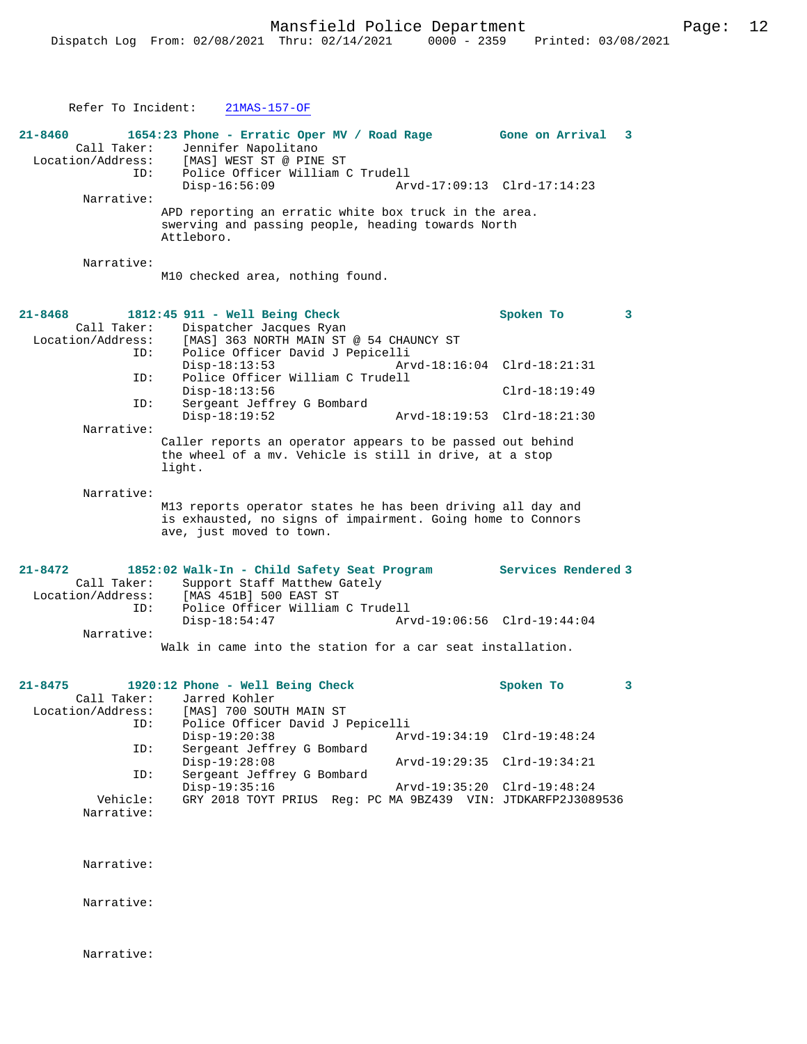Refer To Incident: 21MAS-157-OF

**21-8460** 1654:23 Phone - Erratic Oper MV / Road Rage Gone on Arrival 3

Call Taker: Jennifer Napolitano
Location/Address: [MAS] WEST ST @ PINE ST
ID: Police Officer William C Trudell
Disp-16:56:09 Arvd-17:09:13 Clrd-17:14:23

Narrative:
APD reporting an erratic white box truck in the area. swerving and passing people, heading towards North Attleboro.

Narrative:
M10 checked area, nothing found.

**21-8468** 1812:45 911 - Well Being Check Spoken To 3

Call Taker: Dispatcher Jacques Ryan
Location/Address: [MAS] 363 NORTH MAIN ST @ 54 CHAUNCY ST
ID: Police Officer David J Pepicelli
Disp-18:13:53 Arvd-18:16:04 Clrd-18:21:31
ID: Police Officer William C Trudell
Disp-18:13:56 Clrd-18:19:49
ID: Sergeant Jeffrey G Bombard
Disp-18:19:52 Arvd-18:19:53 Clrd-18:21:30

Narrative:
Caller reports an operator appears to be passed out behind the wheel of a mv. Vehicle is still in drive, at a stop light.

Narrative:
M13 reports operator states he has been driving all day and is exhausted, no signs of impairment. Going home to Connors ave, just moved to town.

**21-8472** 1852:02 Walk-In - Child Safety Seat Program Services Rendered 3

Call Taker: Support Staff Matthew Gately
Location/Address: [MAS 451B] 500 EAST ST
ID: Police Officer William C Trudell
Disp-18:54:47 Arvd-19:06:56 Clrd-19:44:04

Narrative:
Walk in came into the station for a car seat installation.

**21-8475** 1920:12 Phone - Well Being Check Spoken To 3

Call Taker: Jarred Kohler
Location/Address: [MAS] 700 SOUTH MAIN ST
ID: Police Officer David J Pepicelli
Disp-19:20:38 Arvd-19:34:19 Clrd-19:48:24
ID: Sergeant Jeffrey G Bombard
Disp-19:28:08 Arvd-19:29:35 Clrd-19:34:21
ID: Sergeant Jeffrey G Bombard
Disp-19:35:16 Arvd-19:35:20 Clrd-19:48:24
Vehicle: GRY 2018 TOYT PRIUS Reg: PC MA 9BZ439 VIN: JTDKARFP2J3089536

Narrative:

Narrative:

Narrative:

Narrative: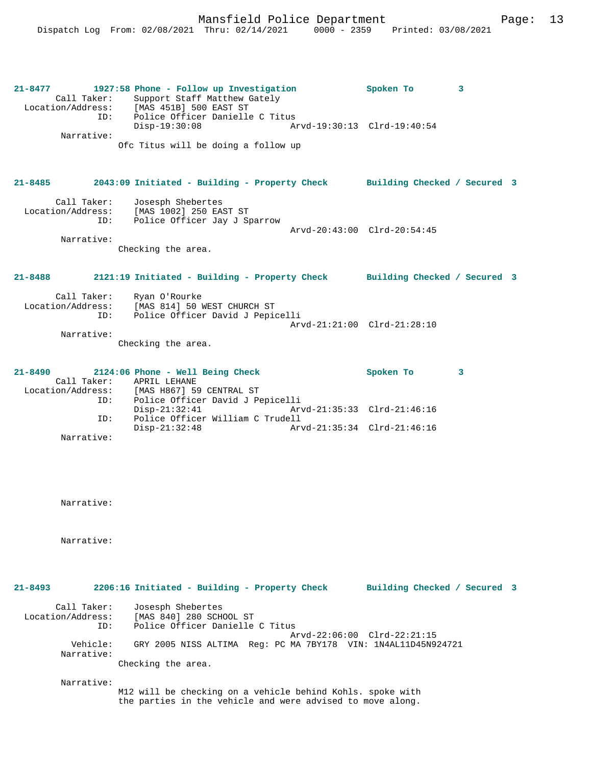**21-8477 1927:58 Phone - Follow up Investigation — Spoken To 3**

Call Taker: Support Staff Matthew Gately
Location/Address: [MAS 451B] 500 EAST ST
ID: Police Officer Danielle C Titus
Disp-19:30:08 Arvd-19:30:13 Clrd-19:40:54

Narrative:
Ofc Titus will be doing a follow up

**21-8485 2043:09 Initiated - Building - Property Check — Building Checked / Secured 3**

Call Taker: Josesph Shebertes
Location/Address: [MAS 1002] 250 EAST ST
ID: Police Officer Jay J Sparrow
Arvd-20:43:00 Clrd-20:54:45

Narrative:
Checking the area.

**21-8488 2121:19 Initiated - Building - Property Check — Building Checked / Secured 3**

Call Taker: Ryan O'Rourke
Location/Address: [MAS 814] 50 WEST CHURCH ST
ID: Police Officer David J Pepicelli
Arvd-21:21:00 Clrd-21:28:10

Narrative:
Checking the area.

**21-8490 2124:06 Phone - Well Being Check — Spoken To 3**

Call Taker: APRIL LEHANE
Location/Address: [MAS H867] 59 CENTRAL ST
ID: Police Officer David J Pepicelli
Disp-21:32:41 Arvd-21:35:33 Clrd-21:46:16
ID: Police Officer William C Trudell
Disp-21:32:48 Arvd-21:35:34 Clrd-21:46:16

Narrative:

Narrative:

Narrative:

**21-8493 2206:16 Initiated - Building - Property Check — Building Checked / Secured 3**

Call Taker: Josesph Shebertes
Location/Address: [MAS 840] 280 SCHOOL ST
ID: Police Officer Danielle C Titus
Arvd-22:06:00 Clrd-22:21:15
Vehicle: GRY 2005 NISS ALTIMA Reg: PC MA 7BY178 VIN: 1N4AL11D45N924721

Narrative:
Checking the area.

Narrative:
M12 will be checking on a vehicle behind Kohls. spoke with the parties in the vehicle and were advised to move along.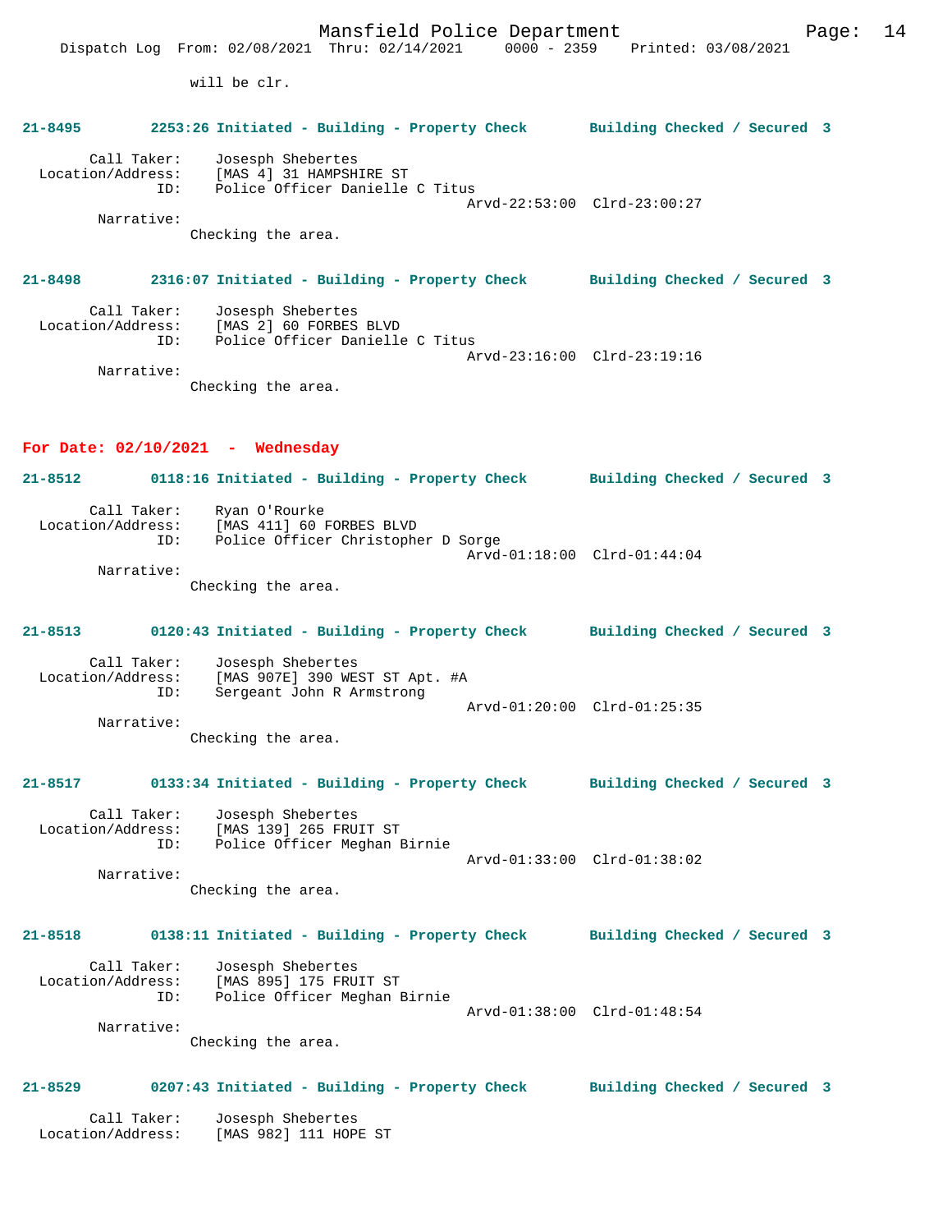will be clr.

**21-8495 2253:26 Initiated - Building - Property Check Building Checked / Secured 3**

Call Taker: Josesph Shebertes
Location/Address: [MAS 4] 31 HAMPSHIRE ST
ID: Police Officer Danielle C Titus
Arvd-22:53:00 Clrd-23:00:27
Narrative:
Checking the area.

**21-8498 2316:07 Initiated - Building - Property Check Building Checked / Secured 3**

Call Taker: Josesph Shebertes
Location/Address: [MAS 2] 60 FORBES BLVD
ID: Police Officer Danielle C Titus
Arvd-23:16:00 Clrd-23:19:16
Narrative:
Checking the area.

## For Date: 02/10/2021 - Wednesday

**21-8512 0118:16 Initiated - Building - Property Check Building Checked / Secured 3**

Call Taker: Ryan O'Rourke
Location/Address: [MAS 411] 60 FORBES BLVD
ID: Police Officer Christopher D Sorge
Arvd-01:18:00 Clrd-01:44:04
Narrative:
Checking the area.

**21-8513 0120:43 Initiated - Building - Property Check Building Checked / Secured 3**

Call Taker: Josesph Shebertes
Location/Address: [MAS 907E] 390 WEST ST Apt. #A
ID: Sergeant John R Armstrong
Arvd-01:20:00 Clrd-01:25:35
Narrative:
Checking the area.

**21-8517 0133:34 Initiated - Building - Property Check Building Checked / Secured 3**

Call Taker: Josesph Shebertes
Location/Address: [MAS 139] 265 FRUIT ST
ID: Police Officer Meghan Birnie
Arvd-01:33:00 Clrd-01:38:02
Narrative:
Checking the area.

**21-8518 0138:11 Initiated - Building - Property Check Building Checked / Secured 3**

Call Taker: Josesph Shebertes
Location/Address: [MAS 895] 175 FRUIT ST
ID: Police Officer Meghan Birnie
Arvd-01:38:00 Clrd-01:48:54
Narrative:
Checking the area.

**21-8529 0207:43 Initiated - Building - Property Check Building Checked / Secured 3**

Call Taker: Josesph Shebertes
Location/Address: [MAS 982] 111 HOPE ST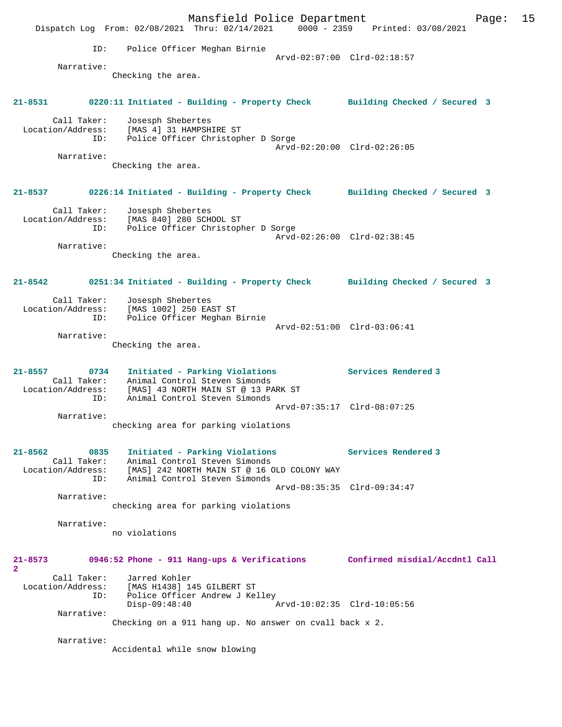ID: Police Officer Meghan Birnie
Arvd-02:07:00 Clrd-02:18:57

Narrative:
Checking the area.

**21-8531 0220:11 Initiated - Building - Property Check Building Checked / Secured 3**

Call Taker: Josesph Shebertes
Location/Address: [MAS 4] 31 HAMPSHIRE ST
ID: Police Officer Christopher D Sorge
Arvd-02:20:00 Clrd-02:26:05

Narrative:
Checking the area.

**21-8537 0226:14 Initiated - Building - Property Check Building Checked / Secured 3**

Call Taker: Josesph Shebertes
Location/Address: [MAS 840] 280 SCHOOL ST
ID: Police Officer Christopher D Sorge
Arvd-02:26:00 Clrd-02:38:45

Narrative:
Checking the area.

**21-8542 0251:34 Initiated - Building - Property Check Building Checked / Secured 3**

Call Taker: Josesph Shebertes
Location/Address: [MAS 1002] 250 EAST ST
ID: Police Officer Meghan Birnie
Arvd-02:51:00 Clrd-03:06:41

Narrative:
Checking the area.

**21-8557 0734 Initiated - Parking Violations Services Rendered 3**

Call Taker: Animal Control Steven Simonds
Location/Address: [MAS] 43 NORTH MAIN ST @ 13 PARK ST
ID: Animal Control Steven Simonds
Arvd-07:35:17 Clrd-08:07:25

Narrative:
checking area for parking violations

**21-8562 0835 Initiated - Parking Violations Services Rendered 3**

Call Taker: Animal Control Steven Simonds
Location/Address: [MAS] 242 NORTH MAIN ST @ 16 OLD COLONY WAY
ID: Animal Control Steven Simonds
Arvd-08:35:35 Clrd-09:34:47

Narrative:
checking area for parking violations

Narrative:
no violations

**21-8573 0946:52 Phone - 911 Hang-ups & Verifications Confirmed misdial/Accdntl Call 2**

Call Taker: Jarred Kohler
Location/Address: [MAS H1438] 145 GILBERT ST
ID: Police Officer Andrew J Kelley
Disp-09:48:40 Arvd-10:02:35 Clrd-10:05:56

Narrative:
Checking on a 911 hang up. No answer on cvall back x 2.

Narrative:
Accidental while snow blowing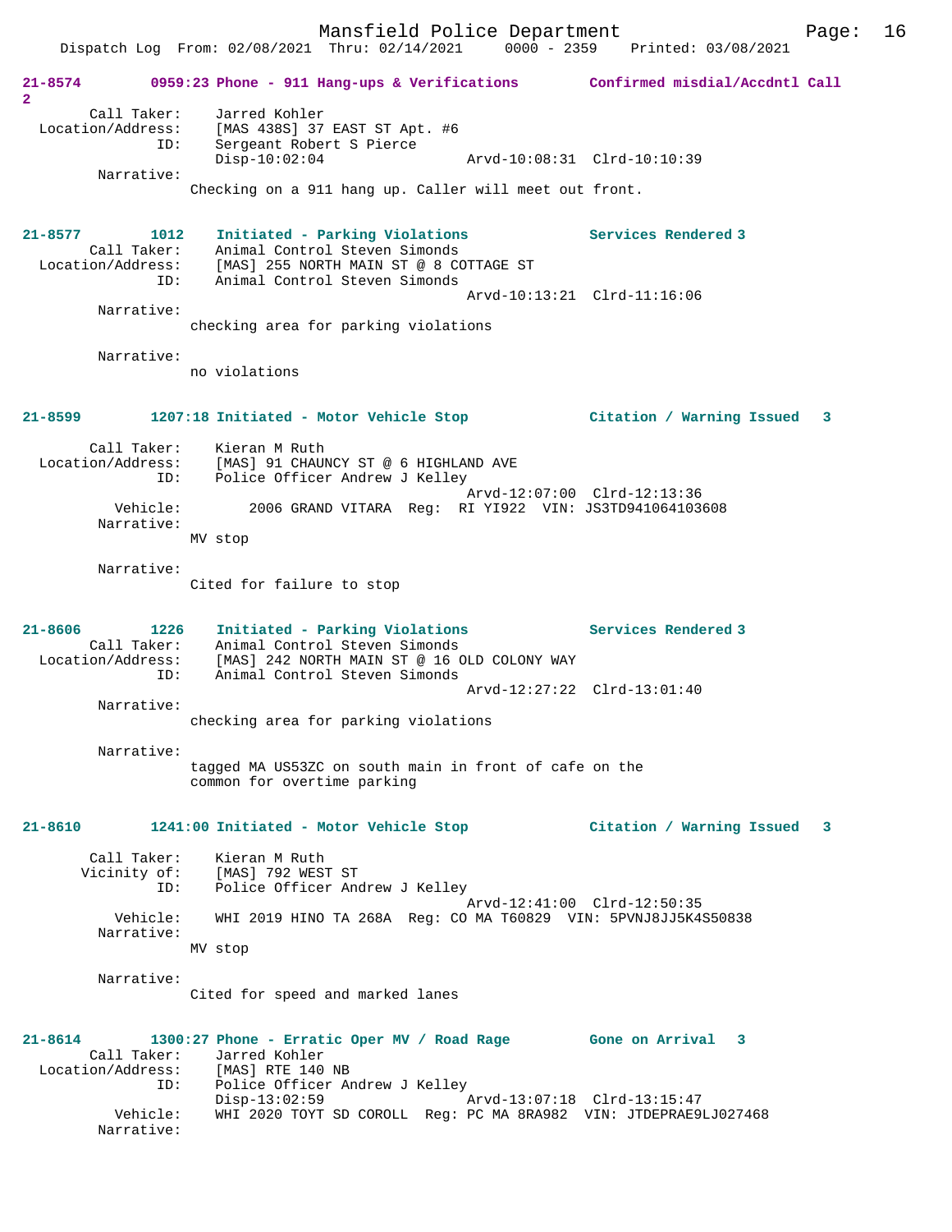**21-8574 0959:23 Phone - 911 Hang-ups & Verifications Confirmed misdial/Accdntl Call 2**

Call Taker: Jarred Kohler
Location/Address: [MAS 438S] 37 EAST ST Apt. #6
ID: Sergeant Robert S Pierce
Disp-10:02:04 Arvd-10:08:31 Clrd-10:10:39
Narrative:
Checking on a 911 hang up. Caller will meet out front.

**21-8577 1012 Initiated - Parking Violations Services Rendered 3**

Call Taker: Animal Control Steven Simonds
Location/Address: [MAS] 255 NORTH MAIN ST @ 8 COTTAGE ST
ID: Animal Control Steven Simonds
Arvd-10:13:21 Clrd-11:16:06
Narrative:
checking area for parking violations

Narrative:
no violations

**21-8599 1207:18 Initiated - Motor Vehicle Stop Citation / Warning Issued 3**

Call Taker: Kieran M Ruth
Location/Address: [MAS] 91 CHAUNCY ST @ 6 HIGHLAND AVE
ID: Police Officer Andrew J Kelley
Arvd-12:07:00 Clrd-12:13:36
Vehicle: 2006 GRAND VITARA Reg: RI YI922 VIN: JS3TD941064103608
Narrative:
MV stop

Narrative:
Cited for failure to stop

**21-8606 1226 Initiated - Parking Violations Services Rendered 3**

Call Taker: Animal Control Steven Simonds
Location/Address: [MAS] 242 NORTH MAIN ST @ 16 OLD COLONY WAY
ID: Animal Control Steven Simonds
Arvd-12:27:22 Clrd-13:01:40
Narrative:
checking area for parking violations

Narrative:
tagged MA US53ZC on south main in front of cafe on the common for overtime parking

**21-8610 1241:00 Initiated - Motor Vehicle Stop Citation / Warning Issued 3**

Call Taker: Kieran M Ruth
Vicinity of: [MAS] 792 WEST ST
ID: Police Officer Andrew J Kelley
Arvd-12:41:00 Clrd-12:50:35
Vehicle: WHI 2019 HINO TA 268A Reg: CO MA T60829 VIN: 5PVNJ8JJ5K4S50838
Narrative:
MV stop

Narrative:
Cited for speed and marked lanes

**21-8614 1300:27 Phone - Erratic Oper MV / Road Rage Gone on Arrival 3**

Call Taker: Jarred Kohler
Location/Address: [MAS] RTE 140 NB
ID: Police Officer Andrew J Kelley
Disp-13:02:59 Arvd-13:07:18 Clrd-13:15:47
Vehicle: WHI 2020 TOYT SD COROLL Reg: PC MA 8RA982 VIN: JTDEPRAE9LJ027468
Narrative: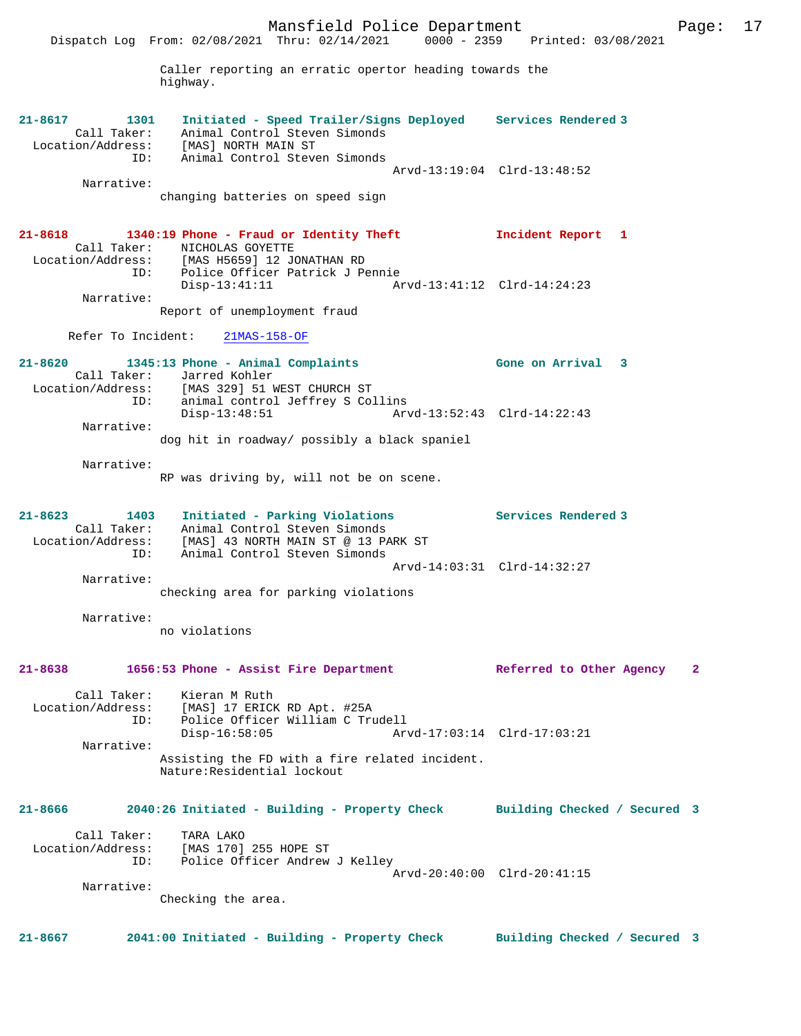Caller reporting an erratic opertor heading towards the highway.

**21-8617 1301 Initiated - Speed Trailer/Signs Deployed** Services Rendered 3
Call Taker: Animal Control Steven Simonds
Location/Address: [MAS] NORTH MAIN ST
ID: Animal Control Steven Simonds
Arvd-13:19:04 Clrd-13:48:52
Narrative:
changing batteries on speed sign

**21-8618 1340:19 Phone - Fraud or Identity Theft** Incident Report 1
Call Taker: NICHOLAS GOYETTE
Location/Address: [MAS H5659] 12 JONATHAN RD
ID: Police Officer Patrick J Pennie
Disp-13:41:11 Arvd-13:41:12 Clrd-14:24:23
Narrative:
Report of unemployment fraud

Refer To Incident: 21MAS-158-OF

**21-8620 1345:13 Phone - Animal Complaints** Gone on Arrival 3
Call Taker: Jarred Kohler
Location/Address: [MAS 329] 51 WEST CHURCH ST
ID: animal control Jeffrey S Collins
Disp-13:48:51 Arvd-13:52:43 Clrd-14:22:43
Narrative:
dog hit in roadway/ possibly a black spaniel

Narrative:
RP was driving by, will not be on scene.

**21-8623 1403 Initiated - Parking Violations** Services Rendered 3
Call Taker: Animal Control Steven Simonds
Location/Address: [MAS] 43 NORTH MAIN ST @ 13 PARK ST
ID: Animal Control Steven Simonds
Arvd-14:03:31 Clrd-14:32:27
Narrative:
checking area for parking violations

Narrative:
no violations

**21-8638 1656:53 Phone - Assist Fire Department** Referred to Other Agency 2
Call Taker: Kieran M Ruth
Location/Address: [MAS] 17 ERICK RD Apt. #25A
ID: Police Officer William C Trudell
Disp-16:58:05 Arvd-17:03:14 Clrd-17:03:21
Narrative:
Assisting the FD with a fire related incident.
Nature:Residential lockout

**21-8666 2040:26 Initiated - Building - Property Check** Building Checked / Secured 3
Call Taker: TARA LAKO
Location/Address: [MAS 170] 255 HOPE ST
ID: Police Officer Andrew J Kelley
Arvd-20:40:00 Clrd-20:41:15
Narrative:
Checking the area.

**21-8667 2041:00 Initiated - Building - Property Check** Building Checked / Secured 3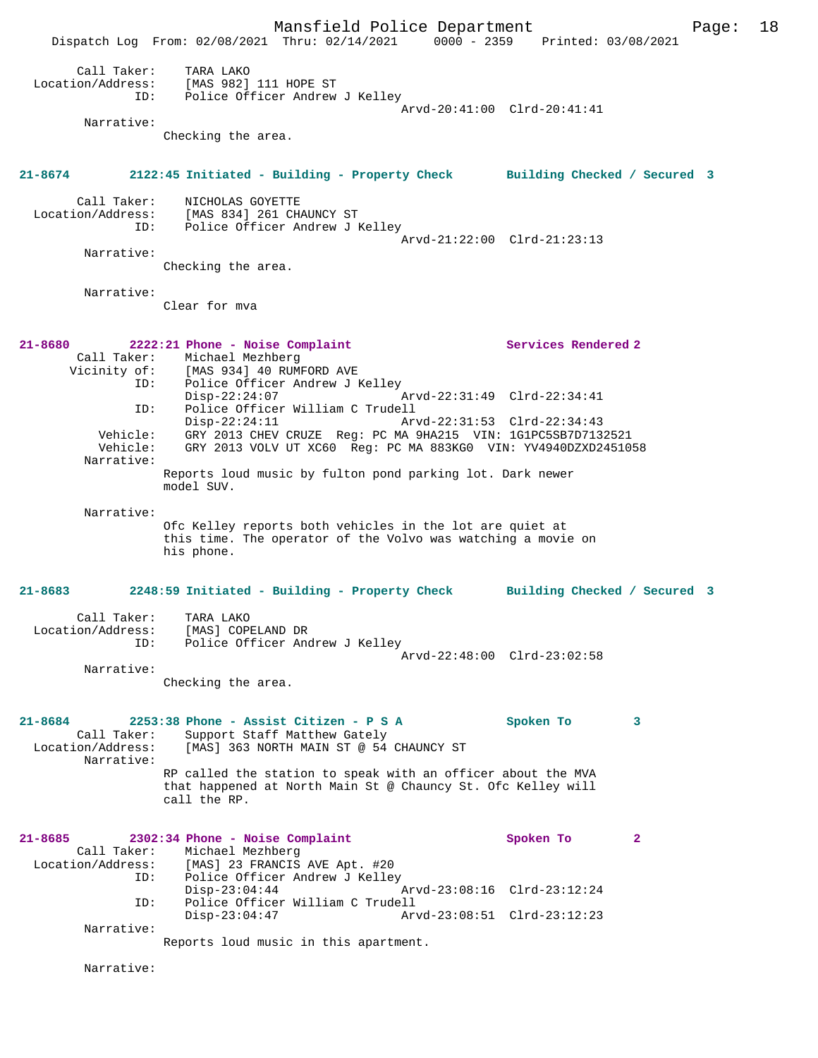Call Taker: TARA LAKO
Location/Address: [MAS 982] 111 HOPE ST
ID: Police Officer Andrew J Kelley
Arvd-20:41:00 Clrd-20:41:41
Narrative:
Checking the area.

**21-8674 2122:45 Initiated - Building - Property Check Building Checked / Secured 3**

Call Taker: NICHOLAS GOYETTE
Location/Address: [MAS 834] 261 CHAUNCY ST
ID: Police Officer Andrew J Kelley
Arvd-21:22:00 Clrd-21:23:13
Narrative:
Checking the area.

Narrative:
Clear for mva

**21-8680 2222:21 Phone - Noise Complaint Services Rendered 2**

Call Taker: Michael Mezhberg
Vicinity of: [MAS 934] 40 RUMFORD AVE
ID: Police Officer Andrew J Kelley
Disp-22:24:07 Arvd-22:31:49 Clrd-22:34:41
ID: Police Officer William C Trudell
Disp-22:24:11 Arvd-22:31:53 Clrd-22:34:43
Vehicle: GRY 2013 CHEV CRUZE Reg: PC MA 9HA215 VIN: 1G1PC5SB7D7132521
Vehicle: GRY 2013 VOLV UT XC60 Reg: PC MA 883KG0 VIN: YV4940DZXD2451058
Narrative:
Reports loud music by fulton pond parking lot. Dark newer model SUV.

Narrative:
Ofc Kelley reports both vehicles in the lot are quiet at this time. The operator of the Volvo was watching a movie on his phone.

**21-8683 2248:59 Initiated - Building - Property Check Building Checked / Secured 3**

Call Taker: TARA LAKO
Location/Address: [MAS] COPELAND DR
ID: Police Officer Andrew J Kelley
Arvd-22:48:00 Clrd-23:02:58
Narrative:
Checking the area.

**21-8684 2253:38 Phone - Assist Citizen - P S A Spoken To 3**

Call Taker: Support Staff Matthew Gately
Location/Address: [MAS] 363 NORTH MAIN ST @ 54 CHAUNCY ST
Narrative:
RP called the station to speak with an officer about the MVA that happened at North Main St @ Chauncy St. Ofc Kelley will call the RP.

**21-8685 2302:34 Phone - Noise Complaint Spoken To 2**

Call Taker: Michael Mezhberg
Location/Address: [MAS] 23 FRANCIS AVE Apt. #20
ID: Police Officer Andrew J Kelley
Disp-23:04:44 Arvd-23:08:16 Clrd-23:12:24
ID: Police Officer William C Trudell
Disp-23:04:47 Arvd-23:08:51 Clrd-23:12:23
Narrative:
Reports loud music in this apartment.

Narrative: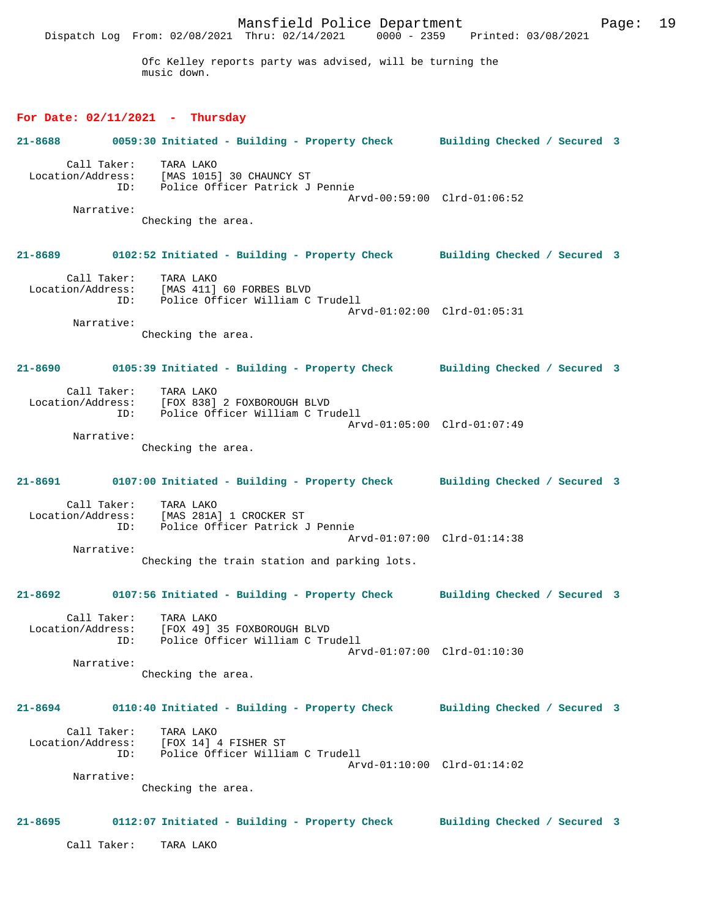Ofc Kelley reports party was advised, will be turning the music down.

**For Date: 02/11/2021 - Thursday**

**21-8688 0059:30 Initiated - Building - Property Check Building Checked / Secured 3**

Call Taker: TARA LAKO
Location/Address: [MAS 1015] 30 CHAUNCY ST
ID: Police Officer Patrick J Pennie
Arvd-00:59:00 Clrd-01:06:52
Narrative:
Checking the area.

**21-8689 0102:52 Initiated - Building - Property Check Building Checked / Secured 3**

Call Taker: TARA LAKO
Location/Address: [MAS 411] 60 FORBES BLVD
ID: Police Officer William C Trudell
Arvd-01:02:00 Clrd-01:05:31
Narrative:
Checking the area.

**21-8690 0105:39 Initiated - Building - Property Check Building Checked / Secured 3**

Call Taker: TARA LAKO
Location/Address: [FOX 838] 2 FOXBOROUGH BLVD
ID: Police Officer William C Trudell
Arvd-01:05:00 Clrd-01:07:49
Narrative:
Checking the area.

**21-8691 0107:00 Initiated - Building - Property Check Building Checked / Secured 3**

Call Taker: TARA LAKO
Location/Address: [MAS 281A] 1 CROCKER ST
ID: Police Officer Patrick J Pennie
Arvd-01:07:00 Clrd-01:14:38
Narrative:
Checking the train station and parking lots.

**21-8692 0107:56 Initiated - Building - Property Check Building Checked / Secured 3**

Call Taker: TARA LAKO
Location/Address: [FOX 49] 35 FOXBOROUGH BLVD
ID: Police Officer William C Trudell
Arvd-01:07:00 Clrd-01:10:30
Narrative:
Checking the area.

**21-8694 0110:40 Initiated - Building - Property Check Building Checked / Secured 3**

Call Taker: TARA LAKO
Location/Address: [FOX 14] 4 FISHER ST
ID: Police Officer William C Trudell
Arvd-01:10:00 Clrd-01:14:02
Narrative:
Checking the area.

**21-8695 0112:07 Initiated - Building - Property Check Building Checked / Secured 3**

Call Taker: TARA LAKO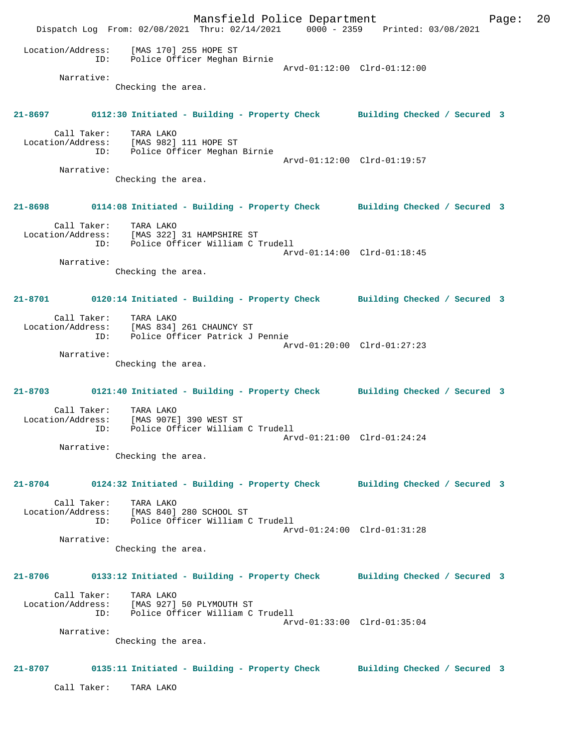```
Location/Address:     [MAS 170] 255 HOPE ST
              ID:     Police Officer Meghan Birnie
                                             Arvd-01:12:00  Clrd-01:12:00
       Narrative:
              Checking the area.
```

**21-8697        0112:30 Initiated - Building - Property Check        Building Checked / Secured  3**

```
      Call Taker:     TARA LAKO
Location/Address:     [MAS 982] 111 HOPE ST
              ID:     Police Officer Meghan Birnie
                                             Arvd-01:12:00  Clrd-01:19:57
       Narrative:
              Checking the area.
```

**21-8698        0114:08 Initiated - Building - Property Check        Building Checked / Secured  3**

```
      Call Taker:     TARA LAKO
Location/Address:     [MAS 322] 31 HAMPSHIRE ST
              ID:     Police Officer William C Trudell
                                             Arvd-01:14:00  Clrd-01:18:45
       Narrative:
              Checking the area.
```

**21-8701        0120:14 Initiated - Building - Property Check        Building Checked / Secured  3**

```
      Call Taker:     TARA LAKO
Location/Address:     [MAS 834] 261 CHAUNCY ST
              ID:     Police Officer Patrick J Pennie
                                             Arvd-01:20:00  Clrd-01:27:23
       Narrative:
              Checking the area.
```

**21-8703        0121:40 Initiated - Building - Property Check        Building Checked / Secured  3**

```
      Call Taker:     TARA LAKO
Location/Address:     [MAS 907E] 390 WEST ST
              ID:     Police Officer William C Trudell
                                             Arvd-01:21:00  Clrd-01:24:24
       Narrative:
              Checking the area.
```

**21-8704        0124:32 Initiated - Building - Property Check        Building Checked / Secured  3**

```
      Call Taker:     TARA LAKO
Location/Address:     [MAS 840] 280 SCHOOL ST
              ID:     Police Officer William C Trudell
                                             Arvd-01:24:00  Clrd-01:31:28
       Narrative:
              Checking the area.
```

**21-8706        0133:12 Initiated - Building - Property Check        Building Checked / Secured  3**

```
      Call Taker:     TARA LAKO
Location/Address:     [MAS 927] 50 PLYMOUTH ST
              ID:     Police Officer William C Trudell
                                             Arvd-01:33:00  Clrd-01:35:04
       Narrative:
              Checking the area.
```

**21-8707        0135:11 Initiated - Building - Property Check        Building Checked / Secured  3**

```
      Call Taker:     TARA LAKO
```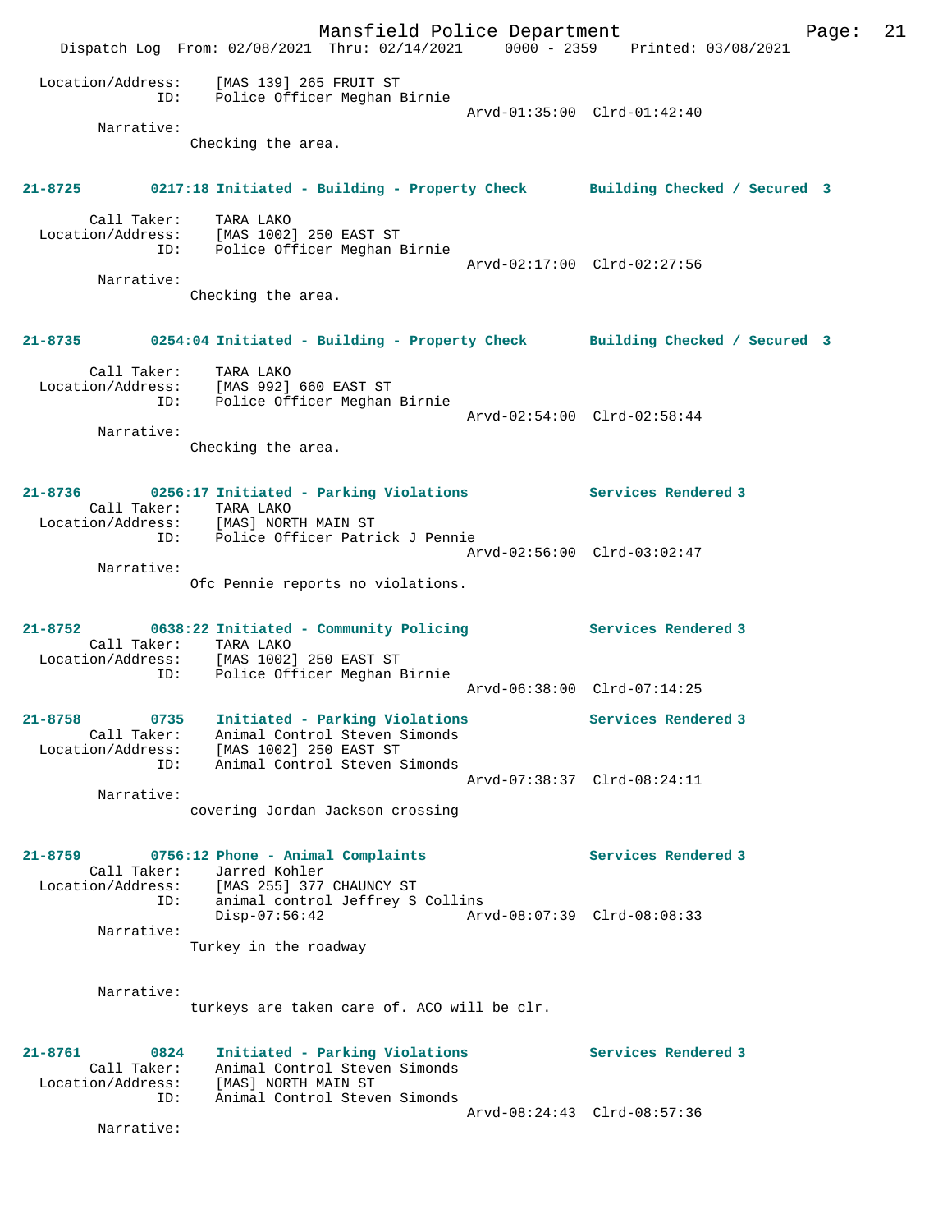Location/Address: [MAS 139] 265 FRUIT ST
ID: Police Officer Meghan Birnie
Arvd-01:35:00 Clrd-01:42:40
Narrative:
Checking the area.

**21-8725 0217:18 Initiated - Building - Property Check Building Checked / Secured 3**

Call Taker: TARA LAKO
Location/Address: [MAS 1002] 250 EAST ST
ID: Police Officer Meghan Birnie
Arvd-02:17:00 Clrd-02:27:56
Narrative:
Checking the area.

**21-8735 0254:04 Initiated - Building - Property Check Building Checked / Secured 3**

Call Taker: TARA LAKO
Location/Address: [MAS 992] 660 EAST ST
ID: Police Officer Meghan Birnie
Arvd-02:54:00 Clrd-02:58:44
Narrative:
Checking the area.

**21-8736 0256:17 Initiated - Parking Violations Services Rendered 3**

Call Taker: TARA LAKO
Location/Address: [MAS] NORTH MAIN ST
ID: Police Officer Patrick J Pennie
Arvd-02:56:00 Clrd-03:02:47
Narrative:
Ofc Pennie reports no violations.

**21-8752 0638:22 Initiated - Community Policing Services Rendered 3**

Call Taker: TARA LAKO
Location/Address: [MAS 1002] 250 EAST ST
ID: Police Officer Meghan Birnie
Arvd-06:38:00 Clrd-07:14:25

**21-8758 0735 Initiated - Parking Violations Services Rendered 3**

Call Taker: Animal Control Steven Simonds
Location/Address: [MAS 1002] 250 EAST ST
ID: Animal Control Steven Simonds
Arvd-07:38:37 Clrd-08:24:11
Narrative:
covering Jordan Jackson crossing

**21-8759 0756:12 Phone - Animal Complaints Services Rendered 3**

Call Taker: Jarred Kohler
Location/Address: [MAS 255] 377 CHAUNCY ST
ID: animal control Jeffrey S Collins
Disp-07:56:42 Arvd-08:07:39 Clrd-08:08:33
Narrative:
Turkey in the roadway

Narrative:
turkeys are taken care of. ACO will be clr.

**21-8761 0824 Initiated - Parking Violations Services Rendered 3**

Call Taker: Animal Control Steven Simonds
Location/Address: [MAS] NORTH MAIN ST
ID: Animal Control Steven Simonds
Arvd-08:24:43 Clrd-08:57:36
Narrative: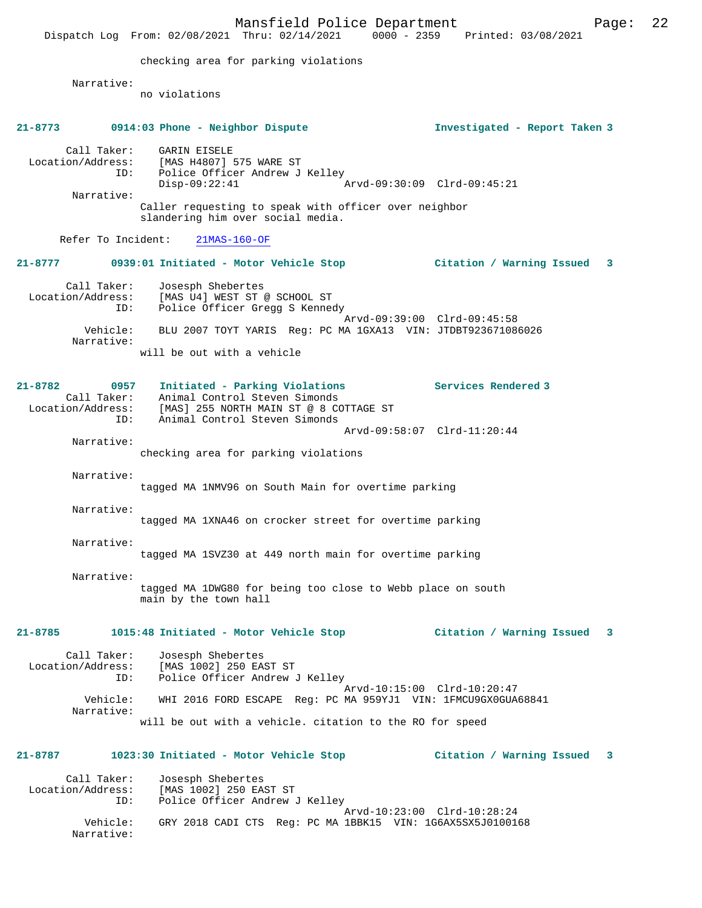checking area for parking violations

Narrative:
no violations

**21-8773 0914:03 Phone - Neighbor Dispute — Investigated - Report Taken 3**

Call Taker: GARIN EISELE
Location/Address: [MAS H4807] 575 WARE ST
ID: Police Officer Andrew J Kelley
Disp-09:22:41 Arvd-09:30:09 Clrd-09:45:21

Narrative:
Caller requesting to speak with officer over neighbor slandering him over social media.

Refer To Incident: 21MAS-160-OF

**21-8777 0939:01 Initiated - Motor Vehicle Stop — Citation / Warning Issued 3**

Call Taker: Josesph Shebertes
Location/Address: [MAS U4] WEST ST @ SCHOOL ST
ID: Police Officer Gregg S Kennedy
Arvd-09:39:00 Clrd-09:45:58
Vehicle: BLU 2007 TOYT YARIS Reg: PC MA 1GXA13 VIN: JTDBT923671086026

Narrative:
will be out with a vehicle

**21-8782 0957 Initiated - Parking Violations — Services Rendered 3**

Call Taker: Animal Control Steven Simonds
Location/Address: [MAS] 255 NORTH MAIN ST @ 8 COTTAGE ST
ID: Animal Control Steven Simonds
Arvd-09:58:07 Clrd-11:20:44

Narrative:
checking area for parking violations

Narrative:
tagged MA 1NMV96 on South Main for overtime parking

Narrative:
tagged MA 1XNA46 on crocker street for overtime parking

Narrative:
tagged MA 1SVZ30 at 449 north main for overtime parking

Narrative:
tagged MA 1DWG80 for being too close to Webb place on south main by the town hall

**21-8785 1015:48 Initiated - Motor Vehicle Stop — Citation / Warning Issued 3**

Call Taker: Josesph Shebertes
Location/Address: [MAS 1002] 250 EAST ST
ID: Police Officer Andrew J Kelley
Arvd-10:15:00 Clrd-10:20:47
Vehicle: WHI 2016 FORD ESCAPE Reg: PC MA 959YJ1 VIN: 1FMCU9GX0GUA68841

Narrative:
will be out with a vehicle. citation to the RO for speed

**21-8787 1023:30 Initiated - Motor Vehicle Stop — Citation / Warning Issued 3**

Call Taker: Josesph Shebertes
Location/Address: [MAS 1002] 250 EAST ST
ID: Police Officer Andrew J Kelley
Arvd-10:23:00 Clrd-10:28:24
Vehicle: GRY 2018 CADI CTS Reg: PC MA 1BBK15 VIN: 1G6AX5SX5J0100168

Narrative: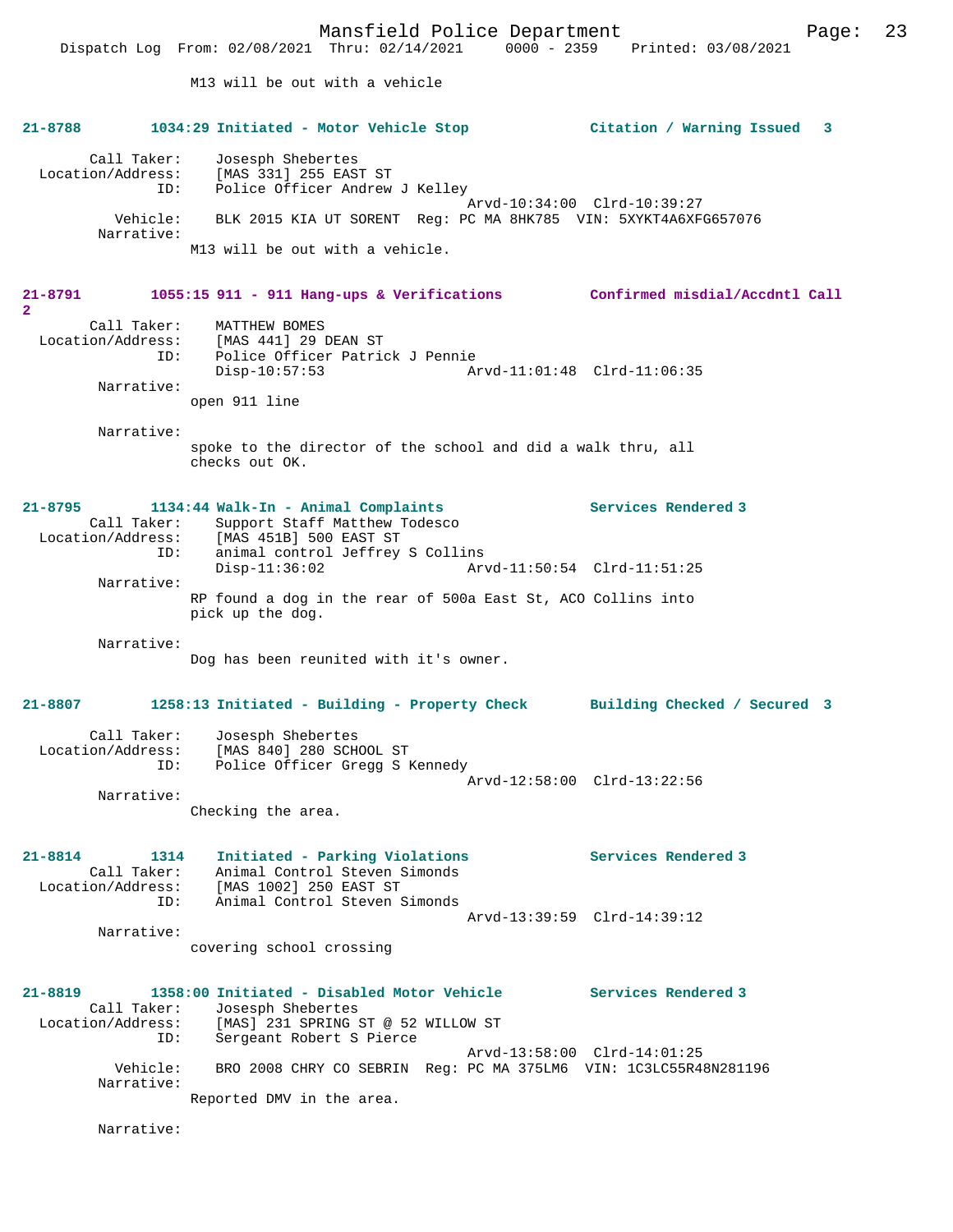M13 will be out with a vehicle

**21-8788 1034:29 Initiated - Motor Vehicle Stop — Citation / Warning Issued 3**

Call Taker: Josesph Shebertes
Location/Address: [MAS 331] 255 EAST ST
ID: Police Officer Andrew J Kelley
Arvd-10:34:00 Clrd-10:39:27
Vehicle: BLK 2015 KIA UT SORENT Reg: PC MA 8HK785 VIN: 5XYKT4A6XFG657076
Narrative:
M13 will be out with a vehicle.

**21-8791 1055:15 911 - 911 Hang-ups & Verifications — Confirmed misdial/Accdntl Call 2**

Call Taker: MATTHEW BOMES
Location/Address: [MAS 441] 29 DEAN ST
ID: Police Officer Patrick J Pennie
Disp-10:57:53 Arvd-11:01:48 Clrd-11:06:35
Narrative:
open 911 line

Narrative:
spoke to the director of the school and did a walk thru, all checks out OK.

**21-8795 1134:44 Walk-In - Animal Complaints — Services Rendered 3**

Call Taker: Support Staff Matthew Todesco
Location/Address: [MAS 451B] 500 EAST ST
ID: animal control Jeffrey S Collins
Disp-11:36:02 Arvd-11:50:54 Clrd-11:51:25
Narrative:
RP found a dog in the rear of 500a East St, ACO Collins into pick up the dog.

Narrative:
Dog has been reunited with it's owner.

**21-8807 1258:13 Initiated - Building - Property Check — Building Checked / Secured 3**

Call Taker: Josesph Shebertes
Location/Address: [MAS 840] 280 SCHOOL ST
ID: Police Officer Gregg S Kennedy
Arvd-12:58:00 Clrd-13:22:56
Narrative:
Checking the area.

**21-8814 1314 Initiated - Parking Violations — Services Rendered 3**

Call Taker: Animal Control Steven Simonds
Location/Address: [MAS 1002] 250 EAST ST
ID: Animal Control Steven Simonds
Arvd-13:39:59 Clrd-14:39:12
Narrative:
covering school crossing

**21-8819 1358:00 Initiated - Disabled Motor Vehicle — Services Rendered 3**

Call Taker: Josesph Shebertes
Location/Address: [MAS] 231 SPRING ST @ 52 WILLOW ST
ID: Sergeant Robert S Pierce
Arvd-13:58:00 Clrd-14:01:25
Vehicle: BRO 2008 CHRY CO SEBRIN Reg: PC MA 375LM6 VIN: 1C3LC55R48N281196
Narrative:
Reported DMV in the area.

Narrative: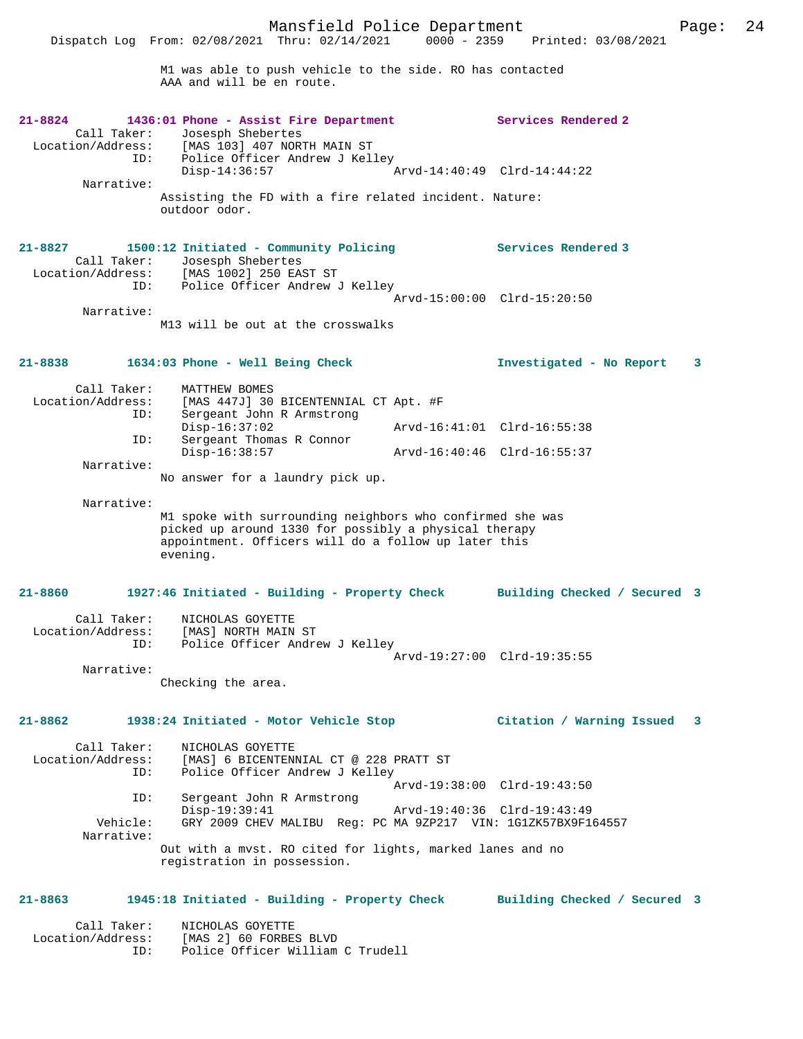M1 was able to push vehicle to the side. RO has contacted AAA and will be en route.

**21-8824 1436:01 Phone - Assist Fire Department — Services Rendered 2**

```
        Call Taker:    Josesph Shebertes
  Location/Address:    [MAS 103] 407 NORTH MAIN ST
                ID:    Police Officer Andrew J Kelley
                       Disp-14:36:57              Arvd-14:40:49  Clrd-14:44:22
         Narrative:
                     Assisting the FD with a fire related incident. Nature:
                     outdoor odor.
```

**21-8827 1500:12 Initiated - Community Policing — Services Rendered 3**

```
        Call Taker:    Josesph Shebertes
  Location/Address:    [MAS 1002] 250 EAST ST
                ID:    Police Officer Andrew J Kelley
                                                  Arvd-15:00:00  Clrd-15:20:50
         Narrative:
                     M13 will be out at the crosswalks
```

**21-8838 1634:03 Phone - Well Being Check — Investigated - No Report 3**

```
        Call Taker:    MATTHEW BOMES
  Location/Address:    [MAS 447J] 30 BICENTENNIAL CT Apt. #F
                ID:    Sergeant John R Armstrong
                       Disp-16:37:02              Arvd-16:41:01  Clrd-16:55:38
                ID:    Sergeant Thomas R Connor
                       Disp-16:38:57              Arvd-16:40:46  Clrd-16:55:37
         Narrative:
                     No answer for a laundry pick up.

         Narrative:
                     M1 spoke with surrounding neighbors who confirmed she was
                     picked up around 1330 for possibly a physical therapy
                     appointment. Officers will do a follow up later this
                     evening.
```

**21-8860 1927:46 Initiated - Building - Property Check — Building Checked / Secured 3**

```
        Call Taker:    NICHOLAS GOYETTE
  Location/Address:    [MAS] NORTH MAIN ST
                ID:    Police Officer Andrew J Kelley
                                                  Arvd-19:27:00  Clrd-19:35:55
         Narrative:
                     Checking the area.
```

**21-8862 1938:24 Initiated - Motor Vehicle Stop — Citation / Warning Issued 3**

```
        Call Taker:    NICHOLAS GOYETTE
  Location/Address:    [MAS] 6 BICENTENNIAL CT @ 228 PRATT ST
                ID:    Police Officer Andrew J Kelley
                                                  Arvd-19:38:00  Clrd-19:43:50
                ID:    Sergeant John R Armstrong
                       Disp-19:39:41              Arvd-19:40:36  Clrd-19:43:49
           Vehicle:    GRY 2009 CHEV MALIBU  Reg: PC MA 9ZP217  VIN: 1G1ZK57BX9F164557
         Narrative:
                     Out with a mvst. RO cited for lights, marked lanes and no
                     registration in possession.
```

**21-8863 1945:18 Initiated - Building - Property Check — Building Checked / Secured 3**

```
        Call Taker:    NICHOLAS GOYETTE
  Location/Address:    [MAS 2] 60 FORBES BLVD
                ID:    Police Officer William C Trudell
```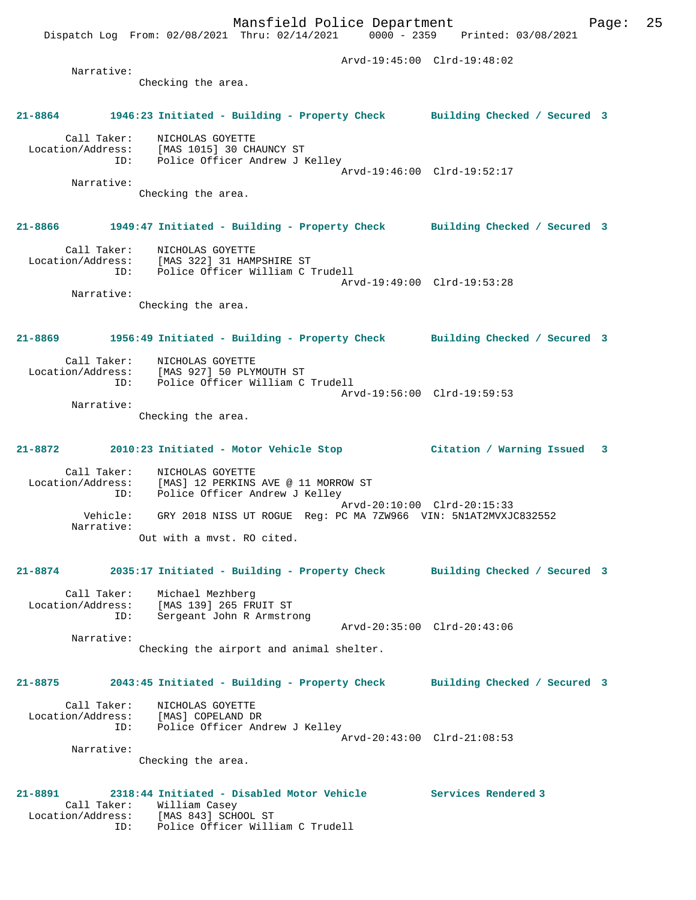Arvd-19:45:00 Clrd-19:48:02

Narrative:
Checking the area.

**21-8864 1946:23 Initiated - Building - Property Check Building Checked / Secured 3**

Call Taker: NICHOLAS GOYETTE
Location/Address: [MAS 1015] 30 CHAUNCY ST
ID: Police Officer Andrew J Kelley
Arvd-19:46:00 Clrd-19:52:17
Narrative:
Checking the area.

**21-8866 1949:47 Initiated - Building - Property Check Building Checked / Secured 3**

Call Taker: NICHOLAS GOYETTE
Location/Address: [MAS 322] 31 HAMPSHIRE ST
ID: Police Officer William C Trudell
Arvd-19:49:00 Clrd-19:53:28
Narrative:
Checking the area.

**21-8869 1956:49 Initiated - Building - Property Check Building Checked / Secured 3**

Call Taker: NICHOLAS GOYETTE
Location/Address: [MAS 927] 50 PLYMOUTH ST
ID: Police Officer William C Trudell
Arvd-19:56:00 Clrd-19:59:53
Narrative:
Checking the area.

**21-8872 2010:23 Initiated - Motor Vehicle Stop Citation / Warning Issued 3**

Call Taker: NICHOLAS GOYETTE
Location/Address: [MAS] 12 PERKINS AVE @ 11 MORROW ST
ID: Police Officer Andrew J Kelley
Arvd-20:10:00 Clrd-20:15:33
Vehicle: GRY 2018 NISS UT ROGUE Reg: PC MA 7ZW966 VIN: 5N1AT2MVXJC832552
Narrative:
Out with a mvst. RO cited.

**21-8874 2035:17 Initiated - Building - Property Check Building Checked / Secured 3**

Call Taker: Michael Mezhberg
Location/Address: [MAS 139] 265 FRUIT ST
ID: Sergeant John R Armstrong
Arvd-20:35:00 Clrd-20:43:06
Narrative:
Checking the airport and animal shelter.

**21-8875 2043:45 Initiated - Building - Property Check Building Checked / Secured 3**

Call Taker: NICHOLAS GOYETTE
Location/Address: [MAS] COPELAND DR
ID: Police Officer Andrew J Kelley
Arvd-20:43:00 Clrd-21:08:53
Narrative:
Checking the area.

**21-8891 2318:44 Initiated - Disabled Motor Vehicle Services Rendered 3**

Call Taker: William Casey
Location/Address: [MAS 843] SCHOOL ST
ID: Police Officer William C Trudell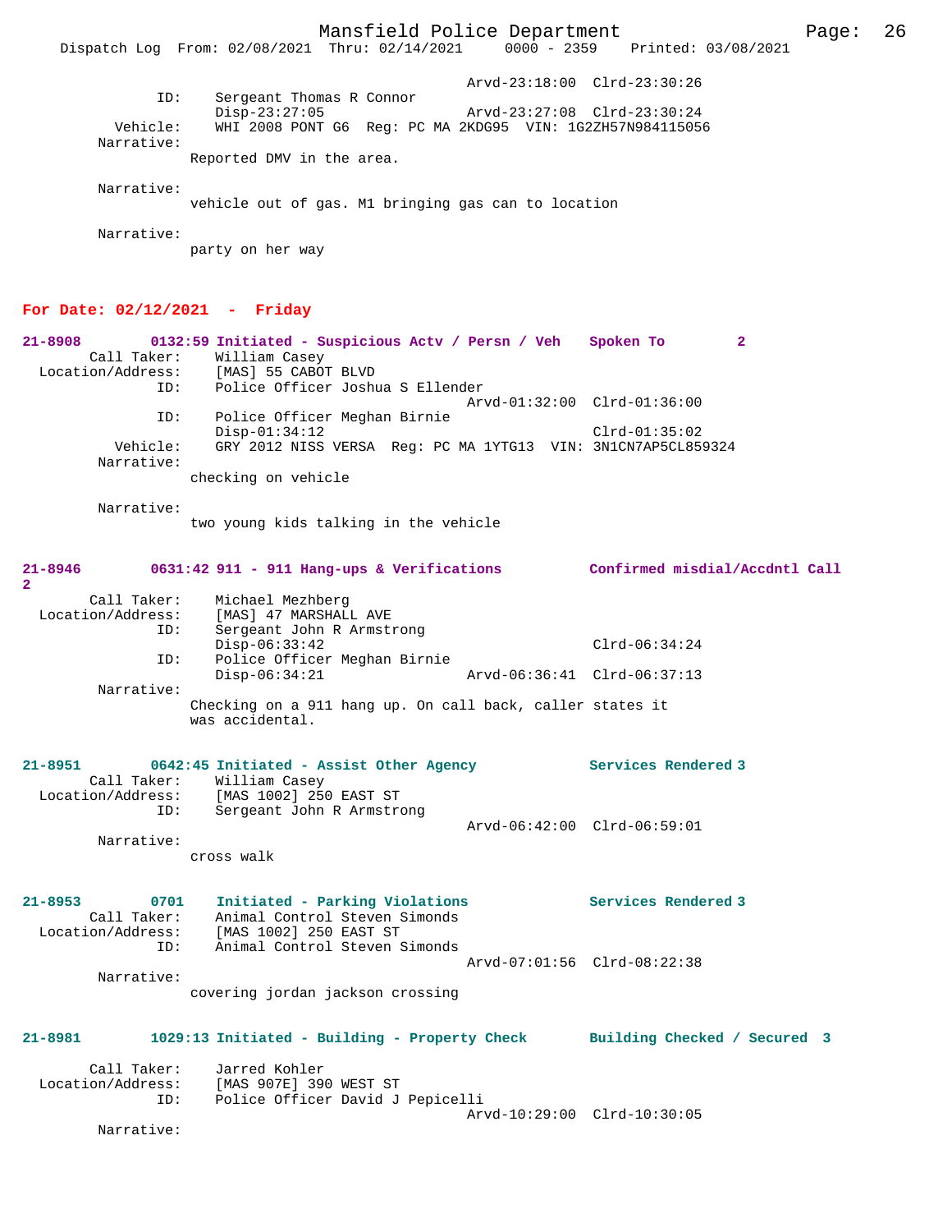Arvd-23:18:00 Clrd-23:30:26
ID: Sergeant Thomas R Connor
Disp-23:27:05 Arvd-23:27:08 Clrd-23:30:24
Vehicle: WHI 2008 PONT G6 Reg: PC MA 2KDG95 VIN: 1G2ZH57N984115056
Narrative:
Reported DMV in the area.

Narrative:
vehicle out of gas. M1 bringing gas can to location

Narrative:
party on her way

## For Date: 02/12/2021 - Friday

**21-8908 0132:59 Initiated - Suspicious Actv / Persn / Veh Spoken To 2**
Call Taker: William Casey
Location/Address: [MAS] 55 CABOT BLVD
ID: Police Officer Joshua S Ellender
Arvd-01:32:00 Clrd-01:36:00
ID: Police Officer Meghan Birnie
Disp-01:34:12 Clrd-01:35:02
Vehicle: GRY 2012 NISS VERSA Reg: PC MA 1YTG13 VIN: 3N1CN7AP5CL859324
Narrative:
checking on vehicle

Narrative:
two young kids talking in the vehicle

**21-8946 0631:42 911 - 911 Hang-ups & Verifications Confirmed misdial/Accdntl Call 2**
Call Taker: Michael Mezhberg
Location/Address: [MAS] 47 MARSHALL AVE
ID: Sergeant John R Armstrong
Disp-06:33:42 Clrd-06:34:24
ID: Police Officer Meghan Birnie
Disp-06:34:21 Arvd-06:36:41 Clrd-06:37:13
Narrative:
Checking on a 911 hang up. On call back, caller states it was accidental.

**21-8951 0642:45 Initiated - Assist Other Agency Services Rendered 3**
Call Taker: William Casey
Location/Address: [MAS 1002] 250 EAST ST
ID: Sergeant John R Armstrong
Arvd-06:42:00 Clrd-06:59:01
Narrative:
cross walk

**21-8953 0701 Initiated - Parking Violations Services Rendered 3**
Call Taker: Animal Control Steven Simonds
Location/Address: [MAS 1002] 250 EAST ST
ID: Animal Control Steven Simonds
Arvd-07:01:56 Clrd-08:22:38
Narrative:
covering jordan jackson crossing

**21-8981 1029:13 Initiated - Building - Property Check Building Checked / Secured 3**
Call Taker: Jarred Kohler
Location/Address: [MAS 907E] 390 WEST ST
ID: Police Officer David J Pepicelli
Arvd-10:29:00 Clrd-10:30:05
Narrative: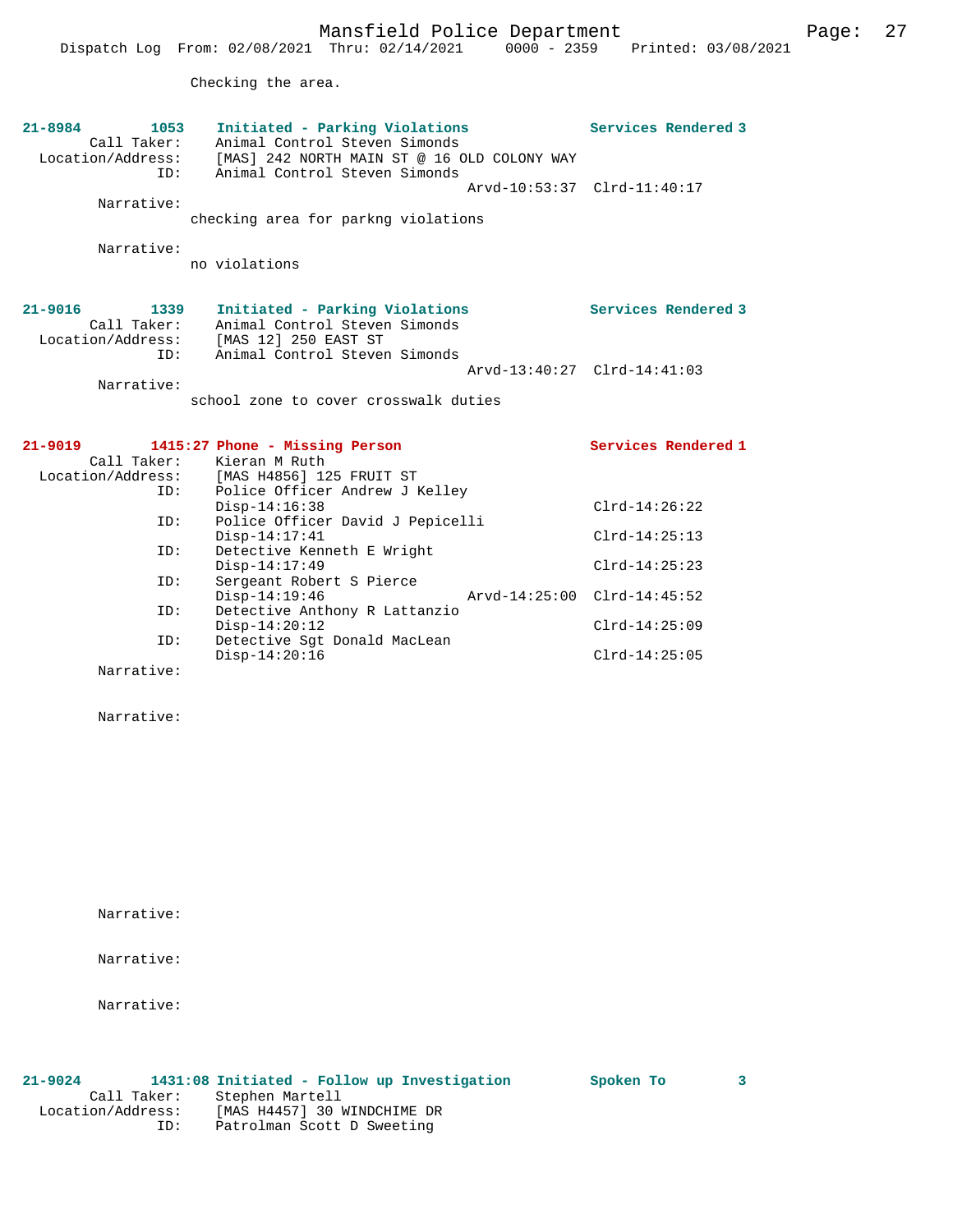Checking the area.

**21-8984 1053 Initiated - Parking Violations Services Rendered 3**

Call Taker: Animal Control Steven Simonds
Location/Address: [MAS] 242 NORTH MAIN ST @ 16 OLD COLONY WAY
ID: Animal Control Steven Simonds
Arvd-10:53:37 Clrd-11:40:17

Narrative:
checking area for parkng violations

Narrative:
no violations

**21-9016 1339 Initiated - Parking Violations Services Rendered 3**

Call Taker: Animal Control Steven Simonds
Location/Address: [MAS 12] 250 EAST ST
ID: Animal Control Steven Simonds
Arvd-13:40:27 Clrd-14:41:03

Narrative:
school zone to cover crosswalk duties

**21-9019 1415:27 Phone - Missing Person Services Rendered 1**

Call Taker: Kieran M Ruth
Location/Address: [MAS H4856] 125 FRUIT ST
ID: Police Officer Andrew J Kelley
Disp-14:16:38 Clrd-14:26:22
ID: Police Officer David J Pepicelli
Disp-14:17:41 Clrd-14:25:13
ID: Detective Kenneth E Wright
Disp-14:17:49 Clrd-14:25:23
ID: Sergeant Robert S Pierce
Disp-14:19:46 Arvd-14:25:00 Clrd-14:45:52
ID: Detective Anthony R Lattanzio
Disp-14:20:12 Clrd-14:25:09
ID: Detective Sgt Donald MacLean
Disp-14:20:16 Clrd-14:25:05

Narrative:

Narrative:

Narrative:

Narrative:

Narrative:

**21-9024 1431:08 Initiated - Follow up Investigation Spoken To 3**

Call Taker: Stephen Martell
Location/Address: [MAS H4457] 30 WINDCHIME DR
ID: Patrolman Scott D Sweeting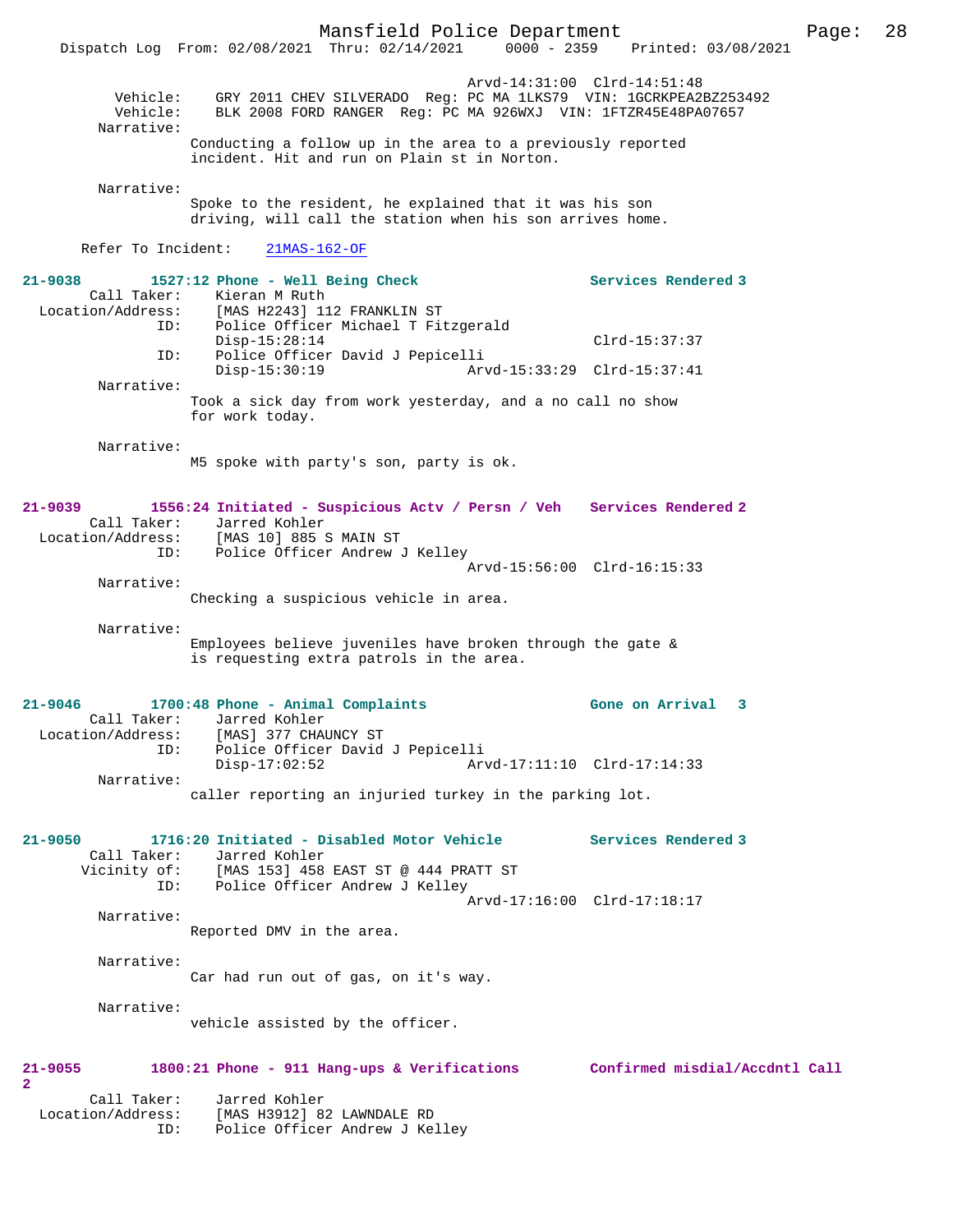Arvd-14:31:00 Clrd-14:51:48
Vehicle: GRY 2011 CHEV SILVERADO Reg: PC MA 1LKS79 VIN: 1GCRKPEA2BZ253492
Vehicle: BLK 2008 FORD RANGER Reg: PC MA 926WXJ VIN: 1FTZR45E48PA07657
Narrative:
Conducting a follow up in the area to a previously reported incident. Hit and run on Plain st in Norton.

Narrative:
Spoke to the resident, he explained that it was his son driving, will call the station when his son arrives home.

Refer To Incident: 21MAS-162-OF

**21-9038 1527:12 Phone - Well Being Check Services Rendered 3**
Call Taker: Kieran M Ruth
Location/Address: [MAS H2243] 112 FRANKLIN ST
ID: Police Officer Michael T Fitzgerald
Disp-15:28:14 Clrd-15:37:37
ID: Police Officer David J Pepicelli
Disp-15:30:19 Arvd-15:33:29 Clrd-15:37:41
Narrative:
Took a sick day from work yesterday, and a no call no show for work today.

Narrative:
M5 spoke with party's son, party is ok.

**21-9039 1556:24 Initiated - Suspicious Actv / Persn / Veh Services Rendered 2**
Call Taker: Jarred Kohler
Location/Address: [MAS 10] 885 S MAIN ST
ID: Police Officer Andrew J Kelley
Arvd-15:56:00 Clrd-16:15:33
Narrative:
Checking a suspicious vehicle in area.

Narrative:
Employees believe juveniles have broken through the gate & is requesting extra patrols in the area.

**21-9046 1700:48 Phone - Animal Complaints Gone on Arrival 3**
Call Taker: Jarred Kohler
Location/Address: [MAS] 377 CHAUNCY ST
ID: Police Officer David J Pepicelli
Disp-17:02:52 Arvd-17:11:10 Clrd-17:14:33
Narrative:
caller reporting an injuried turkey in the parking lot.

**21-9050 1716:20 Initiated - Disabled Motor Vehicle Services Rendered 3**
Call Taker: Jarred Kohler
Vicinity of: [MAS 153] 458 EAST ST @ 444 PRATT ST
ID: Police Officer Andrew J Kelley
Arvd-17:16:00 Clrd-17:18:17
Narrative:
Reported DMV in the area.

Narrative:
Car had run out of gas, on it's way.

Narrative:
vehicle assisted by the officer.

**21-9055 1800:21 Phone - 911 Hang-ups & Verifications Confirmed misdial/Accdntl Call 2**
Call Taker: Jarred Kohler
Location/Address: [MAS H3912] 82 LAWNDALE RD
ID: Police Officer Andrew J Kelley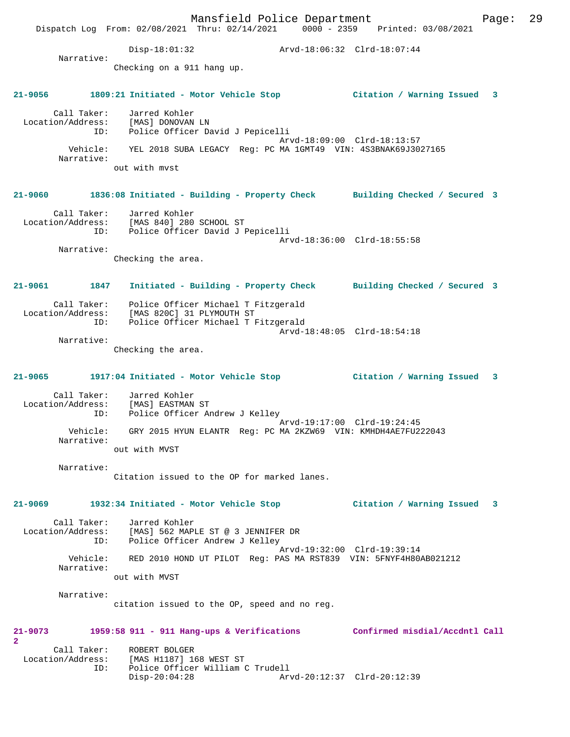Disp-18:01:32 Arvd-18:06:32 Clrd-18:07:44

Narrative:
Checking on a 911 hang up.

**21-9056 1809:21 Initiated - Motor Vehicle Stop — Citation / Warning Issued 3**

Call Taker: Jarred Kohler
Location/Address: [MAS] DONOVAN LN
ID: Police Officer David J Pepicelli
Arvd-18:09:00 Clrd-18:13:57
Vehicle: YEL 2018 SUBA LEGACY Reg: PC MA 1GMT49 VIN: 4S3BNAK69J3027165
Narrative:
out with mvst

**21-9060 1836:08 Initiated - Building - Property Check — Building Checked / Secured 3**

Call Taker: Jarred Kohler
Location/Address: [MAS 840] 280 SCHOOL ST
ID: Police Officer David J Pepicelli
Arvd-18:36:00 Clrd-18:55:58
Narrative:
Checking the area.

**21-9061 1847 Initiated - Building - Property Check — Building Checked / Secured 3**

Call Taker: Police Officer Michael T Fitzgerald
Location/Address: [MAS 820C] 31 PLYMOUTH ST
ID: Police Officer Michael T Fitzgerald
Arvd-18:48:05 Clrd-18:54:18
Narrative:
Checking the area.

**21-9065 1917:04 Initiated - Motor Vehicle Stop — Citation / Warning Issued 3**

Call Taker: Jarred Kohler
Location/Address: [MAS] EASTMAN ST
ID: Police Officer Andrew J Kelley
Arvd-19:17:00 Clrd-19:24:45
Vehicle: GRY 2015 HYUN ELANTR Reg: PC MA 2KZW69 VIN: KMHDH4AE7FU222043
Narrative:
out with MVST

Narrative:
Citation issued to the OP for marked lanes.

**21-9069 1932:34 Initiated - Motor Vehicle Stop — Citation / Warning Issued 3**

Call Taker: Jarred Kohler
Location/Address: [MAS] 562 MAPLE ST @ 3 JENNIFER DR
ID: Police Officer Andrew J Kelley
Arvd-19:32:00 Clrd-19:39:14
Vehicle: RED 2010 HOND UT PILOT Reg: PAS MA RST839 VIN: 5FNYF4H80AB021212
Narrative:
out with MVST

Narrative:
citation issued to the OP, speed and no reg.

**21-9073 1959:58 911 - 911 Hang-ups & Verifications — Confirmed misdial/Accdntl Call 2**

Call Taker: ROBERT BOLGER
Location/Address: [MAS H1187] 168 WEST ST
ID: Police Officer William C Trudell
Disp-20:04:28 Arvd-20:12:37 Clrd-20:12:39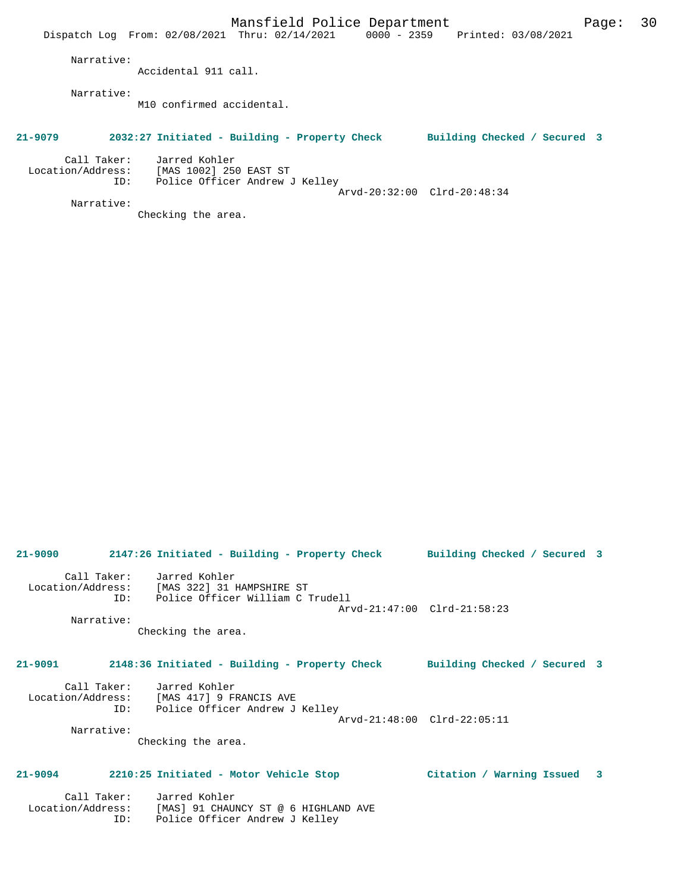Narrative:
Accidental 911 call.

Narrative:
M10 confirmed accidental.

**21-9079 2032:27 Initiated - Building - Property Check Building Checked / Secured 3**

Call Taker: Jarred Kohler
Location/Address: [MAS 1002] 250 EAST ST
ID: Police Officer Andrew J Kelley
Arvd-20:32:00 Clrd-20:48:34

Narrative:
Checking the area.

**21-9090 2147:26 Initiated - Building - Property Check Building Checked / Secured 3**

Call Taker: Jarred Kohler
Location/Address: [MAS 322] 31 HAMPSHIRE ST
ID: Police Officer William C Trudell
Arvd-21:47:00 Clrd-21:58:23

Narrative:
Checking the area.

**21-9091 2148:36 Initiated - Building - Property Check Building Checked / Secured 3**

Call Taker: Jarred Kohler
Location/Address: [MAS 417] 9 FRANCIS AVE
ID: Police Officer Andrew J Kelley
Arvd-21:48:00 Clrd-22:05:11

Narrative:
Checking the area.

**21-9094 2210:25 Initiated - Motor Vehicle Stop Citation / Warning Issued 3**

Call Taker: Jarred Kohler
Location/Address: [MAS] 91 CHAUNCY ST @ 6 HIGHLAND AVE
ID: Police Officer Andrew J Kelley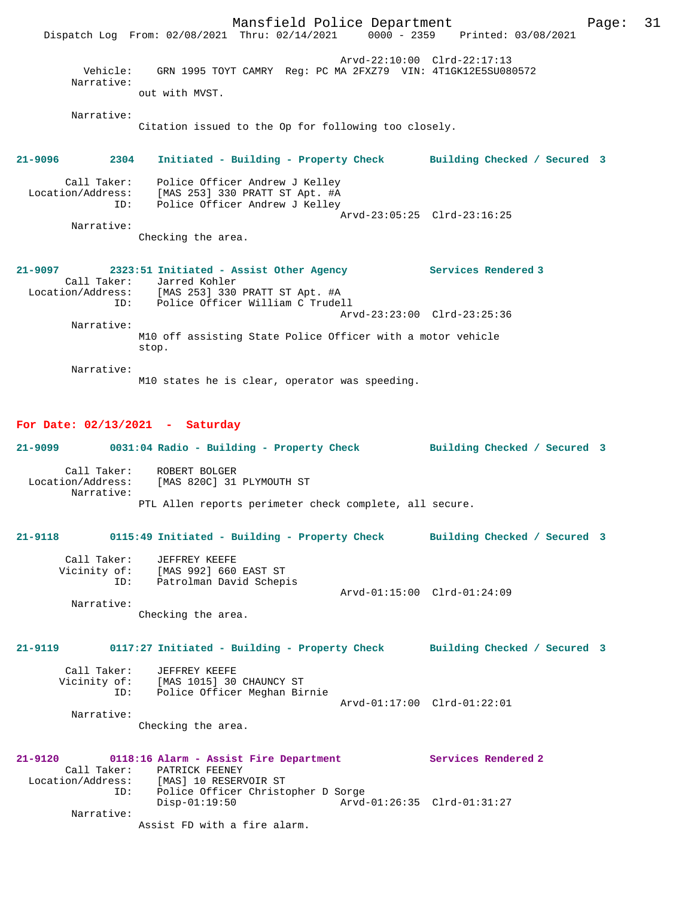Arvd-22:10:00 Clrd-22:17:13

Vehicle: GRN 1995 TOYT CAMRY Reg: PC MA 2FXZ79 VIN: 4T1GK12E5SU080572

Narrative:
out with MVST.

Narrative:
Citation issued to the Op for following too closely.

**21-9096 2304 Initiated - Building - Property Check — Building Checked / Secured 3**

Call Taker: Police Officer Andrew J Kelley
Location/Address: [MAS 253] 330 PRATT ST Apt. #A
ID: Police Officer Andrew J Kelley
Arvd-23:05:25 Clrd-23:16:25

Narrative:
Checking the area.

**21-9097 2323:51 Initiated - Assist Other Agency — Services Rendered 3**

Call Taker: Jarred Kohler
Location/Address: [MAS 253] 330 PRATT ST Apt. #A
ID: Police Officer William C Trudell
Arvd-23:23:00 Clrd-23:25:36

Narrative:
M10 off assisting State Police Officer with a motor vehicle stop.

Narrative:
M10 states he is clear, operator was speeding.

## For Date: 02/13/2021 - Saturday

**21-9099 0031:04 Radio - Building - Property Check — Building Checked / Secured 3**

Call Taker: ROBERT BOLGER
Location/Address: [MAS 820C] 31 PLYMOUTH ST

Narrative:
PTL Allen reports perimeter check complete, all secure.

**21-9118 0115:49 Initiated - Building - Property Check — Building Checked / Secured 3**

Call Taker: JEFFREY KEEFE
Vicinity of: [MAS 992] 660 EAST ST
ID: Patrolman David Schepis
Arvd-01:15:00 Clrd-01:24:09

Narrative:
Checking the area.

**21-9119 0117:27 Initiated - Building - Property Check — Building Checked / Secured 3**

Call Taker: JEFFREY KEEFE
Vicinity of: [MAS 1015] 30 CHAUNCY ST
ID: Police Officer Meghan Birnie
Arvd-01:17:00 Clrd-01:22:01

Narrative:
Checking the area.

**21-9120 0118:16 Alarm - Assist Fire Department — Services Rendered 2**

Call Taker: PATRICK FEENEY
Location/Address: [MAS] 10 RESERVOIR ST
ID: Police Officer Christopher D Sorge
Disp-01:19:50 Arvd-01:26:35 Clrd-01:31:27

Narrative:
Assist FD with a fire alarm.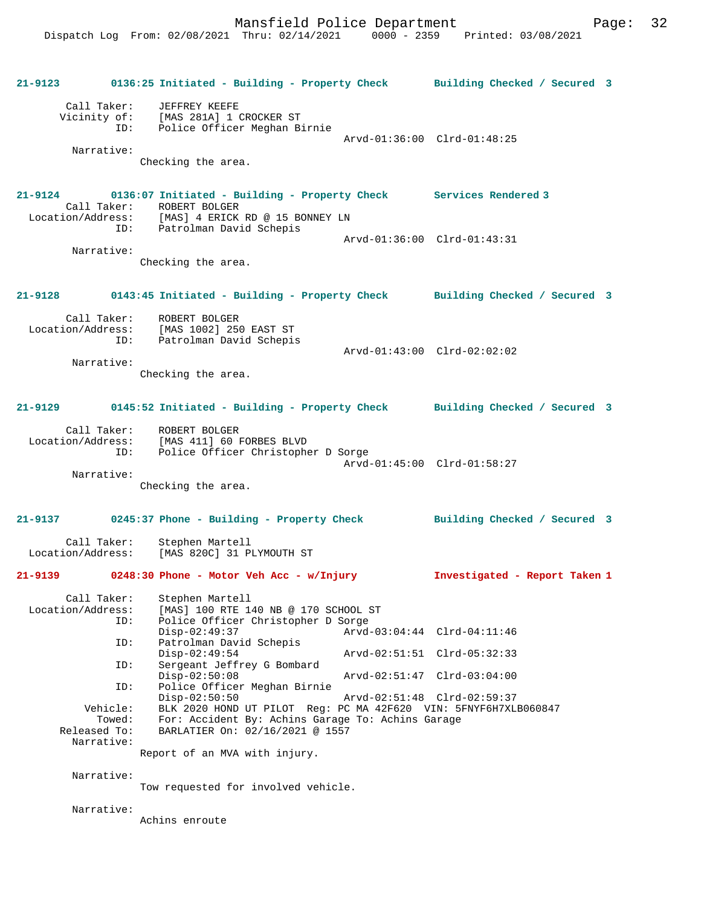**21-9123** 0136:25 Initiated - Building - Property Check — Building Checked / Secured 3

Call Taker: JEFFREY KEEFE
Vicinity of: [MAS 281A] 1 CROCKER ST
ID: Police Officer Meghan Birnie
Arvd-01:36:00 Clrd-01:48:25
Narrative:
Checking the area.

**21-9124** 0136:07 Initiated - Building - Property Check — Services Rendered 3

Call Taker: ROBERT BOLGER
Location/Address: [MAS] 4 ERICK RD @ 15 BONNEY LN
ID: Patrolman David Schepis
Arvd-01:36:00 Clrd-01:43:31
Narrative:
Checking the area.

**21-9128** 0143:45 Initiated - Building - Property Check — Building Checked / Secured 3

Call Taker: ROBERT BOLGER
Location/Address: [MAS 1002] 250 EAST ST
ID: Patrolman David Schepis
Arvd-01:43:00 Clrd-02:02:02
Narrative:
Checking the area.

**21-9129** 0145:52 Initiated - Building - Property Check — Building Checked / Secured 3

Call Taker: ROBERT BOLGER
Location/Address: [MAS 411] 60 FORBES BLVD
ID: Police Officer Christopher D Sorge
Arvd-01:45:00 Clrd-01:58:27
Narrative:
Checking the area.

**21-9137** 0245:37 Phone - Building - Property Check — Building Checked / Secured 3

Call Taker: Stephen Martell
Location/Address: [MAS 820C] 31 PLYMOUTH ST

**21-9139** 0248:30 Phone - Motor Veh Acc - w/Injury — Investigated - Report Taken 1

Call Taker: Stephen Martell
Location/Address: [MAS] 100 RTE 140 NB @ 170 SCHOOL ST
ID: Police Officer Christopher D Sorge
Disp-02:49:37 Arvd-03:04:44 Clrd-04:11:46
ID: Patrolman David Schepis
Disp-02:49:54 Arvd-02:51:51 Clrd-05:32:33
ID: Sergeant Jeffrey G Bombard
Disp-02:50:08 Arvd-02:51:47 Clrd-03:04:00
ID: Police Officer Meghan Birnie
Disp-02:50:50 Arvd-02:51:48 Clrd-02:59:37
Vehicle: BLK 2020 HOND UT PILOT Reg: PC MA 42F620 VIN: 5FNYF6H7XLB060847
Towed: For: Accident By: Achins Garage To: Achins Garage
Released To: BARLATIER On: 02/16/2021 @ 1557
Narrative:
Report of an MVA with injury.

Narrative:
Tow requested for involved vehicle.

Narrative:
Achins enroute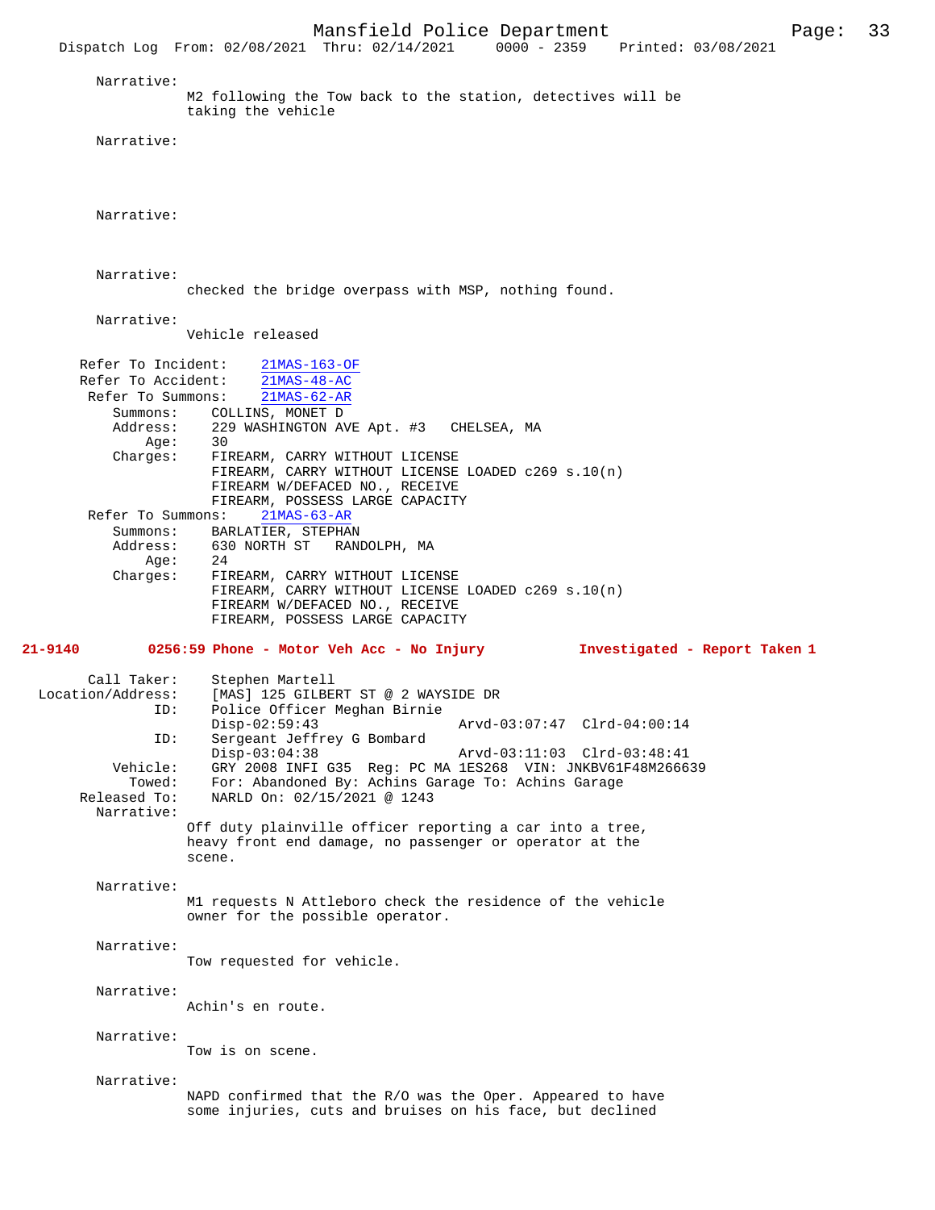Narrative:
M2 following the Tow back to the station, detectives will be taking the vehicle

Narrative:

Narrative:

Narrative:
checked the bridge overpass with MSP, nothing found.

Narrative:
Vehicle released

Refer To Incident: 21MAS-163-OF
Refer To Accident: 21MAS-48-AC
Refer To Summons: 21MAS-62-AR
Summons: COLLINS, MONET D
Address: 229 WASHINGTON AVE Apt. #3 CHELSEA, MA
Age: 30
Charges: FIREARM, CARRY WITHOUT LICENSE
FIREARM, CARRY WITHOUT LICENSE LOADED c269 s.10(n)
FIREARM W/DEFACED NO., RECEIVE
FIREARM, POSSESS LARGE CAPACITY
Refer To Summons: 21MAS-63-AR
Summons: BARLATIER, STEPHAN
Address: 630 NORTH ST RANDOLPH, MA
Age: 24
Charges: FIREARM, CARRY WITHOUT LICENSE
FIREARM, CARRY WITHOUT LICENSE LOADED c269 s.10(n)
FIREARM W/DEFACED NO., RECEIVE
FIREARM, POSSESS LARGE CAPACITY

**21-9140 0256:59 Phone - Motor Veh Acc - No Injury Investigated - Report Taken 1**

Call Taker: Stephen Martell
Location/Address: [MAS] 125 GILBERT ST @ 2 WAYSIDE DR
ID: Police Officer Meghan Birnie
Disp-02:59:43 Arvd-03:07:47 Clrd-04:00:14
ID: Sergeant Jeffrey G Bombard
Disp-03:04:38 Arvd-03:11:03 Clrd-03:48:41
Vehicle: GRY 2008 INFI G35 Reg: PC MA 1ES268 VIN: JNKBV61F48M266639
Towed: For: Abandoned By: Achins Garage To: Achins Garage
Released To: NARLD On: 02/15/2021 @ 1243
Narrative:
Off duty plainville officer reporting a car into a tree, heavy front end damage, no passenger or operator at the scene.

Narrative:
M1 requests N Attleboro check the residence of the vehicle owner for the possible operator.

Narrative:
Tow requested for vehicle.

Narrative:
Achin's en route.

Narrative:
Tow is on scene.

Narrative:
NAPD confirmed that the R/O was the Oper. Appeared to have some injuries, cuts and bruises on his face, but declined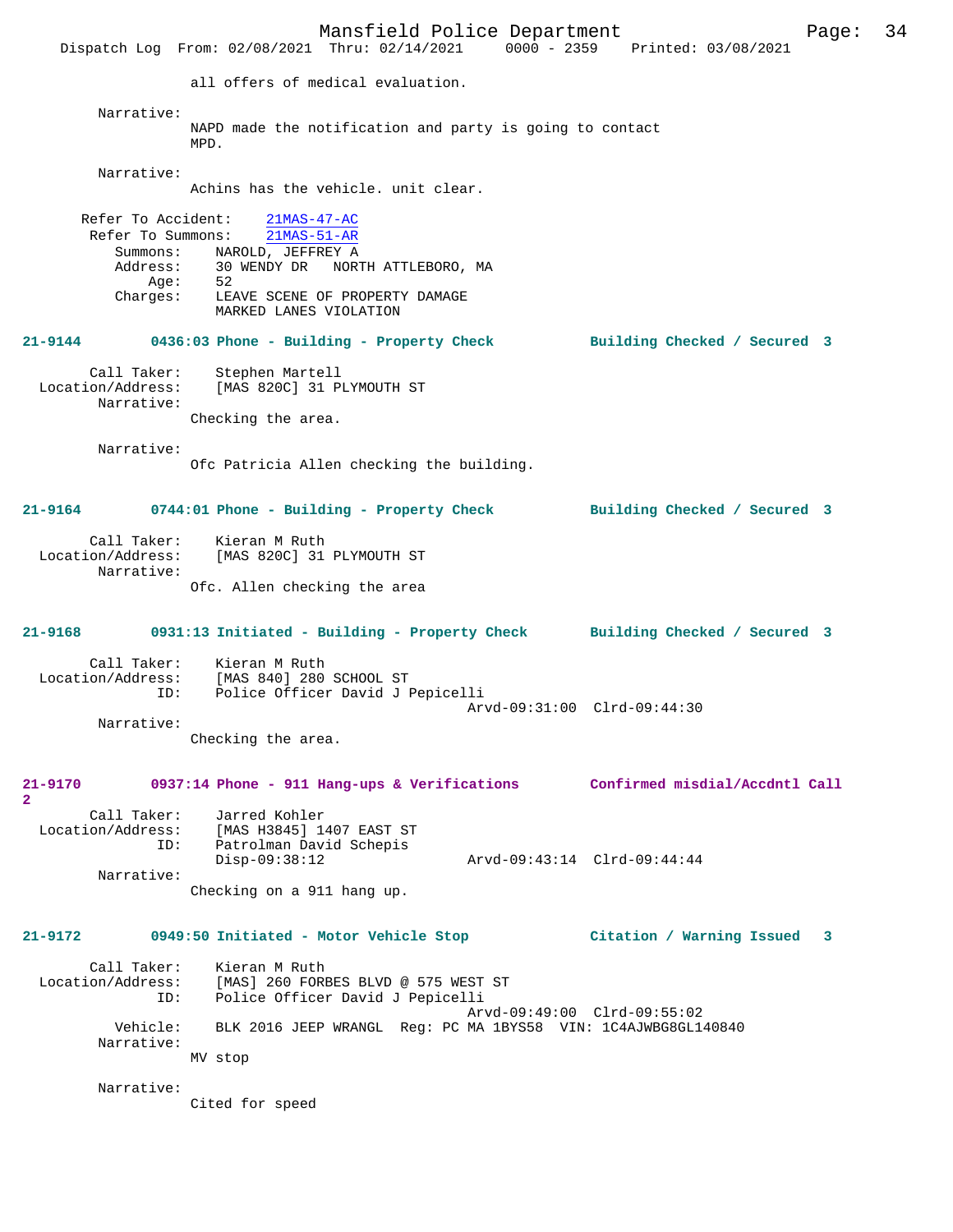all offers of medical evaluation.

Narrative:
NAPD made the notification and party is going to contact MPD.

Narrative:
Achins has the vehicle. unit clear.

Refer To Accident: 21MAS-47-AC
Refer To Summons: 21MAS-51-AR
Summons: NAROLD, JEFFREY A
Address: 30 WENDY DR NORTH ATTLEBORO, MA
Age: 52
Charges: LEAVE SCENE OF PROPERTY DAMAGE
MARKED LANES VIOLATION

**21-9144 0436:03 Phone - Building - Property Check Building Checked / Secured 3**

Call Taker: Stephen Martell
Location/Address: [MAS 820C] 31 PLYMOUTH ST
Narrative:
Checking the area.

Narrative:
Ofc Patricia Allen checking the building.

**21-9164 0744:01 Phone - Building - Property Check Building Checked / Secured 3**

Call Taker: Kieran M Ruth
Location/Address: [MAS 820C] 31 PLYMOUTH ST
Narrative:
Ofc. Allen checking the area

**21-9168 0931:13 Initiated - Building - Property Check Building Checked / Secured 3**

Call Taker: Kieran M Ruth
Location/Address: [MAS 840] 280 SCHOOL ST
ID: Police Officer David J Pepicelli
Arvd-09:31:00 Clrd-09:44:30
Narrative:
Checking the area.

**21-9170 0937:14 Phone - 911 Hang-ups & Verifications Confirmed misdial/Accdntl Call 2**

Call Taker: Jarred Kohler
Location/Address: [MAS H3845] 1407 EAST ST
ID: Patrolman David Schepis
Disp-09:38:12 Arvd-09:43:14 Clrd-09:44:44
Narrative:
Checking on a 911 hang up.

**21-9172 0949:50 Initiated - Motor Vehicle Stop Citation / Warning Issued 3**

Call Taker: Kieran M Ruth
Location/Address: [MAS] 260 FORBES BLVD @ 575 WEST ST
ID: Police Officer David J Pepicelli
Arvd-09:49:00 Clrd-09:55:02
Vehicle: BLK 2016 JEEP WRANGL Reg: PC MA 1BYS58 VIN: 1C4AJWBG8GL140840
Narrative:
MV stop

Narrative:
Cited for speed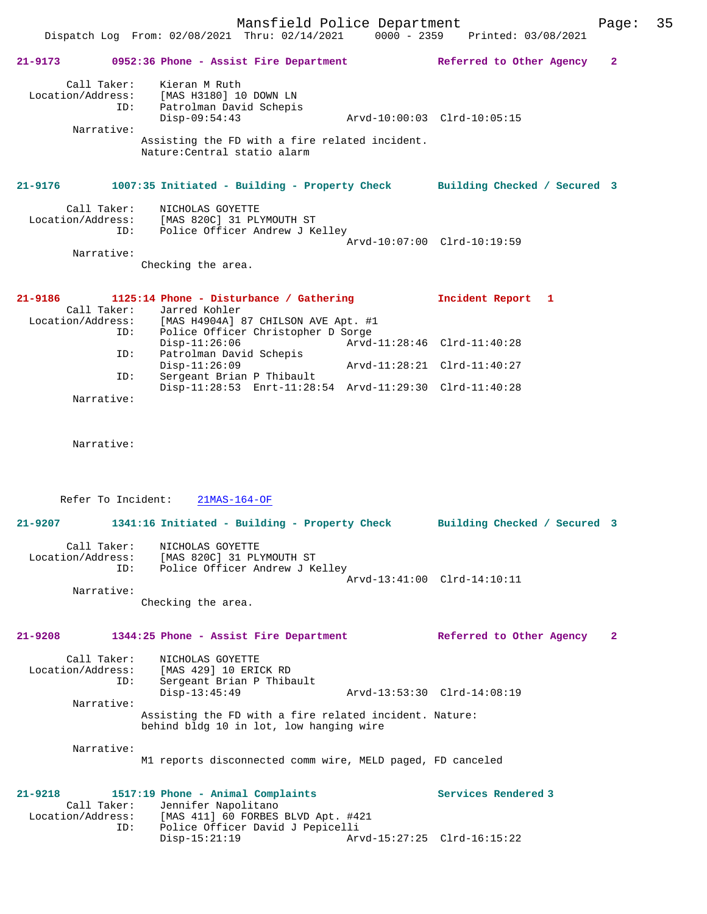**21-9173** 0952:36 Phone - Assist Fire Department — Referred to Other Agency 2

```
        Call Taker:    Kieran M Ruth
  Location/Address:    [MAS H3180] 10 DOWN LN
                ID:    Patrolman David Schepis
                       Disp-09:54:43                 Arvd-10:00:03  Clrd-10:05:15
         Narrative:
                      Assisting the FD with a fire related incident.
                      Nature:Central statio alarm
```

**21-9176** 1007:35 Initiated - Building - Property Check — Building Checked / Secured 3

```
        Call Taker:    NICHOLAS GOYETTE
  Location/Address:    [MAS 820C] 31 PLYMOUTH ST
                ID:    Police Officer Andrew J Kelley
                                                     Arvd-10:07:00  Clrd-10:19:59
         Narrative:
                      Checking the area.
```

**21-9186** 1125:14 Phone - Disturbance / Gathering — Incident Report 1

```
        Call Taker:    Jarred Kohler
  Location/Address:    [MAS H4904A] 87 CHILSON AVE Apt. #1
                ID:    Police Officer Christopher D Sorge
                       Disp-11:26:06                 Arvd-11:28:46  Clrd-11:40:28
                ID:    Patrolman David Schepis
                       Disp-11:26:09                 Arvd-11:28:21  Clrd-11:40:27
                ID:    Sergeant Brian P Thibault
                       Disp-11:28:53  Enrt-11:28:54  Arvd-11:29:30  Clrd-11:40:28
         Narrative:


         Narrative:


      Refer To Incident:    21MAS-164-OF
```

**21-9207** 1341:16 Initiated - Building - Property Check — Building Checked / Secured 3

```
        Call Taker:    NICHOLAS GOYETTE
  Location/Address:    [MAS 820C] 31 PLYMOUTH ST
                ID:    Police Officer Andrew J Kelley
                                                     Arvd-13:41:00  Clrd-14:10:11
         Narrative:
                      Checking the area.
```

**21-9208** 1344:25 Phone - Assist Fire Department — Referred to Other Agency 2

```
        Call Taker:    NICHOLAS GOYETTE
  Location/Address:    [MAS 429] 10 ERICK RD
                ID:    Sergeant Brian P Thibault
                       Disp-13:45:49                 Arvd-13:53:30  Clrd-14:08:19
         Narrative:
                      Assisting the FD with a fire related incident. Nature:
                      behind bldg 10 in lot, low hanging wire

         Narrative:
                      M1 reports disconnected comm wire, MELD paged, FD canceled
```

**21-9218** 1517:19 Phone - Animal Complaints — Services Rendered 3

```
        Call Taker:    Jennifer Napolitano
  Location/Address:    [MAS 411] 60 FORBES BLVD Apt. #421
                ID:    Police Officer David J Pepicelli
                       Disp-15:21:19                 Arvd-15:27:25  Clrd-16:15:22
```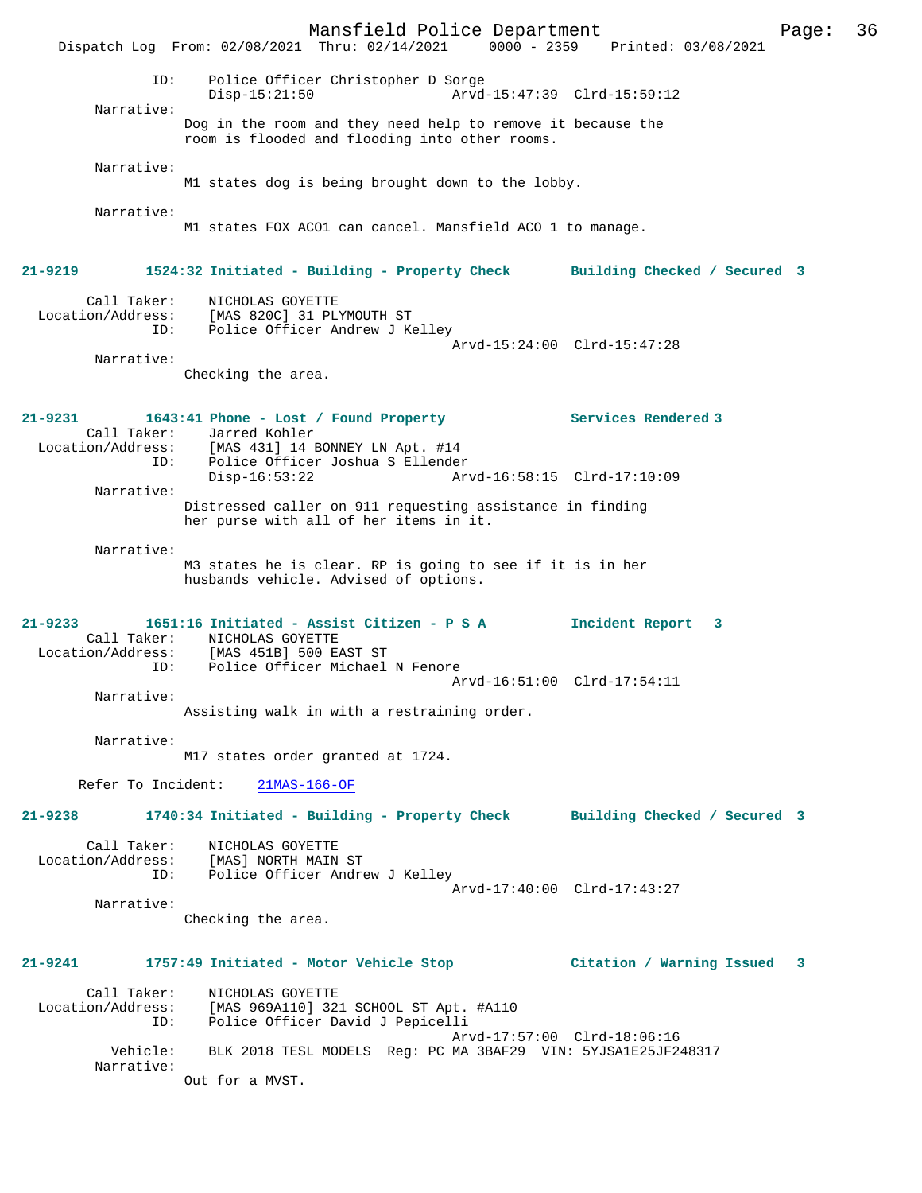ID: Police Officer Christopher D Sorge
Disp-15:21:50 Arvd-15:47:39 Clrd-15:59:12

Narrative:
Dog in the room and they need help to remove it because the room is flooded and flooding into other rooms.

Narrative:
M1 states dog is being brought down to the lobby.

Narrative:
M1 states FOX ACO1 can cancel. Mansfield ACO 1 to manage.

**21-9219 1524:32 Initiated - Building - Property Check Building Checked / Secured 3**

Call Taker: NICHOLAS GOYETTE
Location/Address: [MAS 820C] 31 PLYMOUTH ST
ID: Police Officer Andrew J Kelley
Arvd-15:24:00 Clrd-15:47:28

Narrative:
Checking the area.

**21-9231 1643:41 Phone - Lost / Found Property Services Rendered 3**

Call Taker: Jarred Kohler
Location/Address: [MAS 431] 14 BONNEY LN Apt. #14
ID: Police Officer Joshua S Ellender
Disp-16:53:22 Arvd-16:58:15 Clrd-17:10:09

Narrative:
Distressed caller on 911 requesting assistance in finding her purse with all of her items in it.

Narrative:
M3 states he is clear. RP is going to see if it is in her husbands vehicle. Advised of options.

**21-9233 1651:16 Initiated - Assist Citizen - P S A Incident Report 3**

Call Taker: NICHOLAS GOYETTE
Location/Address: [MAS 451B] 500 EAST ST
ID: Police Officer Michael N Fenore
Arvd-16:51:00 Clrd-17:54:11

Narrative:
Assisting walk in with a restraining order.

Narrative:
M17 states order granted at 1724.

Refer To Incident: 21MAS-166-OF

**21-9238 1740:34 Initiated - Building - Property Check Building Checked / Secured 3**

Call Taker: NICHOLAS GOYETTE
Location/Address: [MAS] NORTH MAIN ST
ID: Police Officer Andrew J Kelley
Arvd-17:40:00 Clrd-17:43:27

Narrative:
Checking the area.

**21-9241 1757:49 Initiated - Motor Vehicle Stop Citation / Warning Issued 3**

Call Taker: NICHOLAS GOYETTE
Location/Address: [MAS 969A110] 321 SCHOOL ST Apt. #A110
ID: Police Officer David J Pepicelli
Arvd-17:57:00 Clrd-18:06:16
Vehicle: BLK 2018 TESL MODELS Reg: PC MA 3BAF29 VIN: 5YJSA1E25JF248317

Narrative:
Out for a MVST.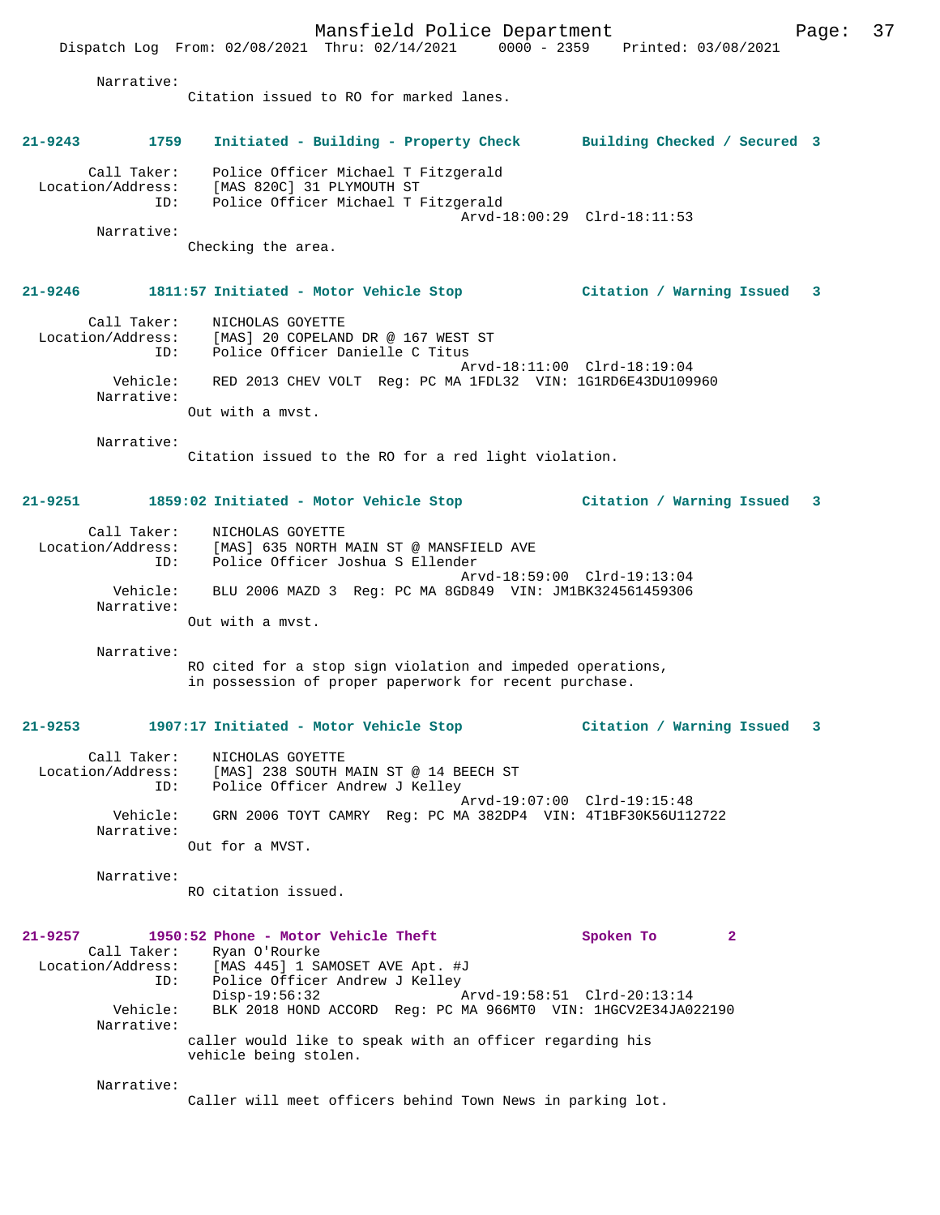Narrative:
Citation issued to RO for marked lanes.

**21-9243 1759 Initiated - Building - Property Check Building Checked / Secured 3**

Call Taker: Police Officer Michael T Fitzgerald
Location/Address: [MAS 820C] 31 PLYMOUTH ST
ID: Police Officer Michael T Fitzgerald
Arvd-18:00:29 Clrd-18:11:53
Narrative:
Checking the area.

**21-9246 1811:57 Initiated - Motor Vehicle Stop Citation / Warning Issued 3**

Call Taker: NICHOLAS GOYETTE
Location/Address: [MAS] 20 COPELAND DR @ 167 WEST ST
ID: Police Officer Danielle C Titus
Arvd-18:11:00 Clrd-18:19:04
Vehicle: RED 2013 CHEV VOLT Reg: PC MA 1FDL32 VIN: 1G1RD6E43DU109960
Narrative:
Out with a mvst.

Narrative:
Citation issued to the RO for a red light violation.

**21-9251 1859:02 Initiated - Motor Vehicle Stop Citation / Warning Issued 3**

Call Taker: NICHOLAS GOYETTE
Location/Address: [MAS] 635 NORTH MAIN ST @ MANSFIELD AVE
ID: Police Officer Joshua S Ellender
Arvd-18:59:00 Clrd-19:13:04
Vehicle: BLU 2006 MAZD 3 Reg: PC MA 8GD849 VIN: JM1BK324561459306
Narrative:
Out with a mvst.

Narrative:
RO cited for a stop sign violation and impeded operations, in possession of proper paperwork for recent purchase.

**21-9253 1907:17 Initiated - Motor Vehicle Stop Citation / Warning Issued 3**

Call Taker: NICHOLAS GOYETTE
Location/Address: [MAS] 238 SOUTH MAIN ST @ 14 BEECH ST
ID: Police Officer Andrew J Kelley
Arvd-19:07:00 Clrd-19:15:48
Vehicle: GRN 2006 TOYT CAMRY Reg: PC MA 382DP4 VIN: 4T1BF30K56U112722
Narrative:
Out for a MVST.

Narrative:
RO citation issued.

**21-9257 1950:52 Phone - Motor Vehicle Theft Spoken To 2**

Call Taker: Ryan O'Rourke
Location/Address: [MAS 445] 1 SAMOSET AVE Apt. #J
ID: Police Officer Andrew J Kelley
Disp-19:56:32 Arvd-19:58:51 Clrd-20:13:14
Vehicle: BLK 2018 HOND ACCORD Reg: PC MA 966MT0 VIN: 1HGCV2E34JA022190
Narrative:
caller would like to speak with an officer regarding his vehicle being stolen.

Narrative:
Caller will meet officers behind Town News in parking lot.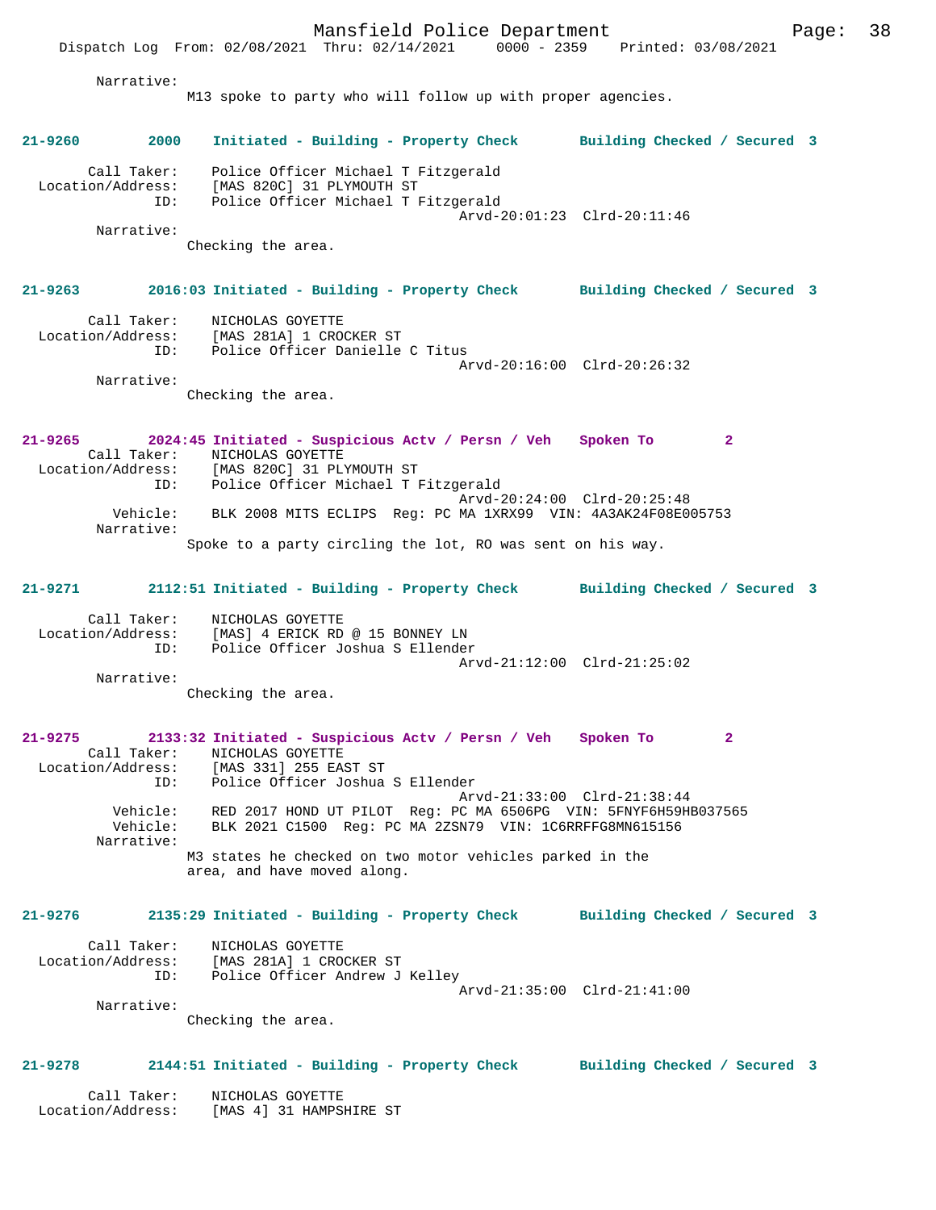Narrative:
M13 spoke to party who will follow up with proper agencies.

**21-9260 2000 Initiated - Building - Property Check Building Checked / Secured 3**

Call Taker: Police Officer Michael T Fitzgerald
Location/Address: [MAS 820C] 31 PLYMOUTH ST
ID: Police Officer Michael T Fitzgerald
Arvd-20:01:23 Clrd-20:11:46
Narrative:
Checking the area.

**21-9263 2016:03 Initiated - Building - Property Check Building Checked / Secured 3**

Call Taker: NICHOLAS GOYETTE
Location/Address: [MAS 281A] 1 CROCKER ST
ID: Police Officer Danielle C Titus
Arvd-20:16:00 Clrd-20:26:32
Narrative:
Checking the area.

**21-9265 2024:45 Initiated - Suspicious Actv / Persn / Veh Spoken To 2**

Call Taker: NICHOLAS GOYETTE
Location/Address: [MAS 820C] 31 PLYMOUTH ST
ID: Police Officer Michael T Fitzgerald
Arvd-20:24:00 Clrd-20:25:48
Vehicle: BLK 2008 MITS ECLIPS Reg: PC MA 1XRX99 VIN: 4A3AK24F08E005753
Narrative:
Spoke to a party circling the lot, RO was sent on his way.

**21-9271 2112:51 Initiated - Building - Property Check Building Checked / Secured 3**

Call Taker: NICHOLAS GOYETTE
Location/Address: [MAS] 4 ERICK RD @ 15 BONNEY LN
ID: Police Officer Joshua S Ellender
Arvd-21:12:00 Clrd-21:25:02
Narrative:
Checking the area.

**21-9275 2133:32 Initiated - Suspicious Actv / Persn / Veh Spoken To 2**

Call Taker: NICHOLAS GOYETTE
Location/Address: [MAS 331] 255 EAST ST
ID: Police Officer Joshua S Ellender
Arvd-21:33:00 Clrd-21:38:44
Vehicle: RED 2017 HOND UT PILOT Reg: PC MA 6506PG VIN: 5FNYF6H59HB037565
Vehicle: BLK 2021 C1500 Reg: PC MA 2ZSN79 VIN: 1C6RRFFG8MN615156
Narrative:
M3 states he checked on two motor vehicles parked in the area, and have moved along.

**21-9276 2135:29 Initiated - Building - Property Check Building Checked / Secured 3**

Call Taker: NICHOLAS GOYETTE
Location/Address: [MAS 281A] 1 CROCKER ST
ID: Police Officer Andrew J Kelley
Arvd-21:35:00 Clrd-21:41:00
Narrative:
Checking the area.

**21-9278 2144:51 Initiated - Building - Property Check Building Checked / Secured 3**

Call Taker: NICHOLAS GOYETTE
Location/Address: [MAS 4] 31 HAMPSHIRE ST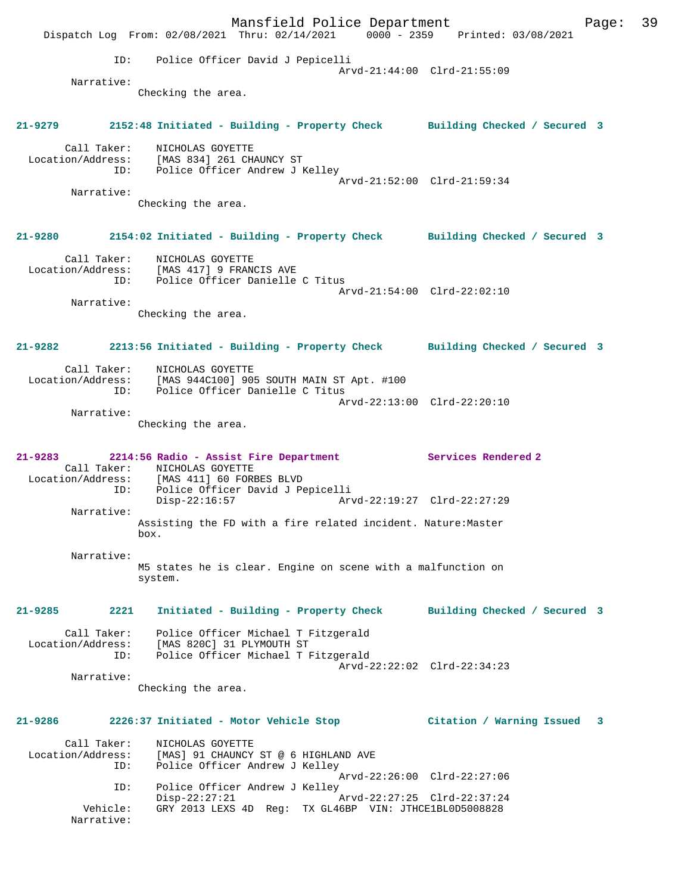ID: Police Officer David J Pepicelli
Arvd-21:44:00 Clrd-21:55:09

Narrative:
Checking the area.

**21-9279 2152:48 Initiated - Building - Property Check Building Checked / Secured 3**

Call Taker: NICHOLAS GOYETTE
Location/Address: [MAS 834] 261 CHAUNCY ST
ID: Police Officer Andrew J Kelley
Arvd-21:52:00 Clrd-21:59:34

Narrative:
Checking the area.

**21-9280 2154:02 Initiated - Building - Property Check Building Checked / Secured 3**

Call Taker: NICHOLAS GOYETTE
Location/Address: [MAS 417] 9 FRANCIS AVE
ID: Police Officer Danielle C Titus
Arvd-21:54:00 Clrd-22:02:10

Narrative:
Checking the area.

**21-9282 2213:56 Initiated - Building - Property Check Building Checked / Secured 3**

Call Taker: NICHOLAS GOYETTE
Location/Address: [MAS 944C100] 905 SOUTH MAIN ST Apt. #100
ID: Police Officer Danielle C Titus
Arvd-22:13:00 Clrd-22:20:10

Narrative:
Checking the area.

**21-9283 2214:56 Radio - Assist Fire Department Services Rendered 2**

Call Taker: NICHOLAS GOYETTE
Location/Address: [MAS 411] 60 FORBES BLVD
ID: Police Officer David J Pepicelli
Disp-22:16:57 Arvd-22:19:27 Clrd-22:27:29

Narrative:
Assisting the FD with a fire related incident. Nature:Master box.

Narrative:
M5 states he is clear. Engine on scene with a malfunction on system.

**21-9285 2221 Initiated - Building - Property Check Building Checked / Secured 3**

Call Taker: Police Officer Michael T Fitzgerald
Location/Address: [MAS 820C] 31 PLYMOUTH ST
ID: Police Officer Michael T Fitzgerald
Arvd-22:22:02 Clrd-22:34:23

Narrative:
Checking the area.

**21-9286 2226:37 Initiated - Motor Vehicle Stop Citation / Warning Issued 3**

Call Taker: NICHOLAS GOYETTE
Location/Address: [MAS] 91 CHAUNCY ST @ 6 HIGHLAND AVE
ID: Police Officer Andrew J Kelley
Arvd-22:26:00 Clrd-22:27:06
ID: Police Officer Andrew J Kelley
Disp-22:27:21 Arvd-22:27:25 Clrd-22:37:24
Vehicle: GRY 2013 LEXS 4D Reg: TX GL46BP VIN: JTHCE1BL0D5008828
Narrative: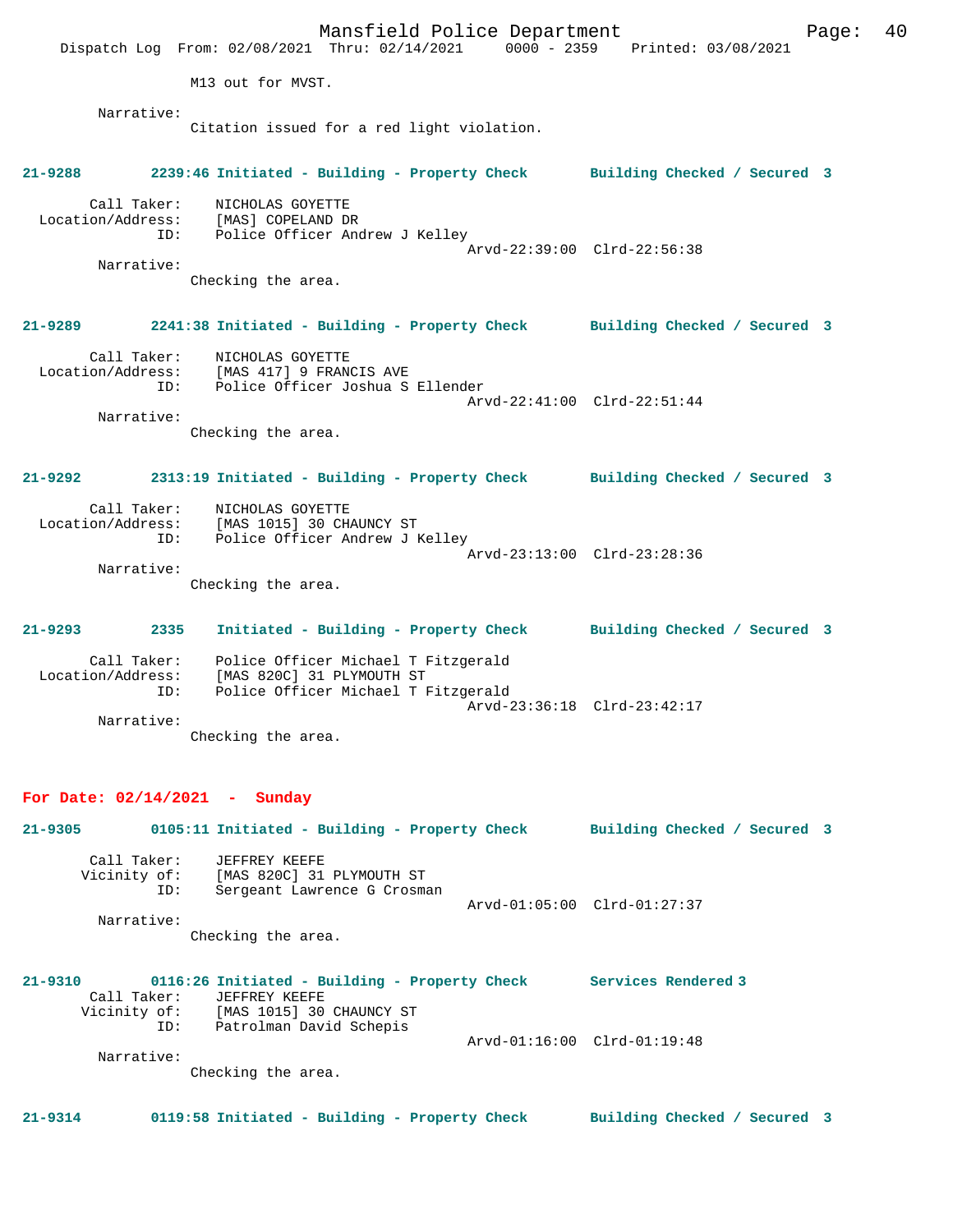M13 out for MVST.

Narrative:
Citation issued for a red light violation.

**21-9288 2239:46 Initiated - Building - Property Check Building Checked / Secured 3**

Call Taker: NICHOLAS GOYETTE
Location/Address: [MAS] COPELAND DR
ID: Police Officer Andrew J Kelley
Arvd-22:39:00 Clrd-22:56:38

Narrative:
Checking the area.

**21-9289 2241:38 Initiated - Building - Property Check Building Checked / Secured 3**

Call Taker: NICHOLAS GOYETTE
Location/Address: [MAS 417] 9 FRANCIS AVE
ID: Police Officer Joshua S Ellender
Arvd-22:41:00 Clrd-22:51:44

Narrative:
Checking the area.

**21-9292 2313:19 Initiated - Building - Property Check Building Checked / Secured 3**

Call Taker: NICHOLAS GOYETTE
Location/Address: [MAS 1015] 30 CHAUNCY ST
ID: Police Officer Andrew J Kelley
Arvd-23:13:00 Clrd-23:28:36

Narrative:
Checking the area.

**21-9293 2335 Initiated - Building - Property Check Building Checked / Secured 3**

Call Taker: Police Officer Michael T Fitzgerald
Location/Address: [MAS 820C] 31 PLYMOUTH ST
ID: Police Officer Michael T Fitzgerald
Arvd-23:36:18 Clrd-23:42:17

Narrative:
Checking the area.

## For Date: 02/14/2021 - Sunday

**21-9305 0105:11 Initiated - Building - Property Check Building Checked / Secured 3**

Call Taker: JEFFREY KEEFE
Vicinity of: [MAS 820C] 31 PLYMOUTH ST
ID: Sergeant Lawrence G Crosman
Arvd-01:05:00 Clrd-01:27:37

Narrative:
Checking the area.

**21-9310 0116:26 Initiated - Building - Property Check Services Rendered 3**

Call Taker: JEFFREY KEEFE
Vicinity of: [MAS 1015] 30 CHAUNCY ST
ID: Patrolman David Schepis
Arvd-01:16:00 Clrd-01:19:48

Narrative:
Checking the area.

**21-9314 0119:58 Initiated - Building - Property Check Building Checked / Secured 3**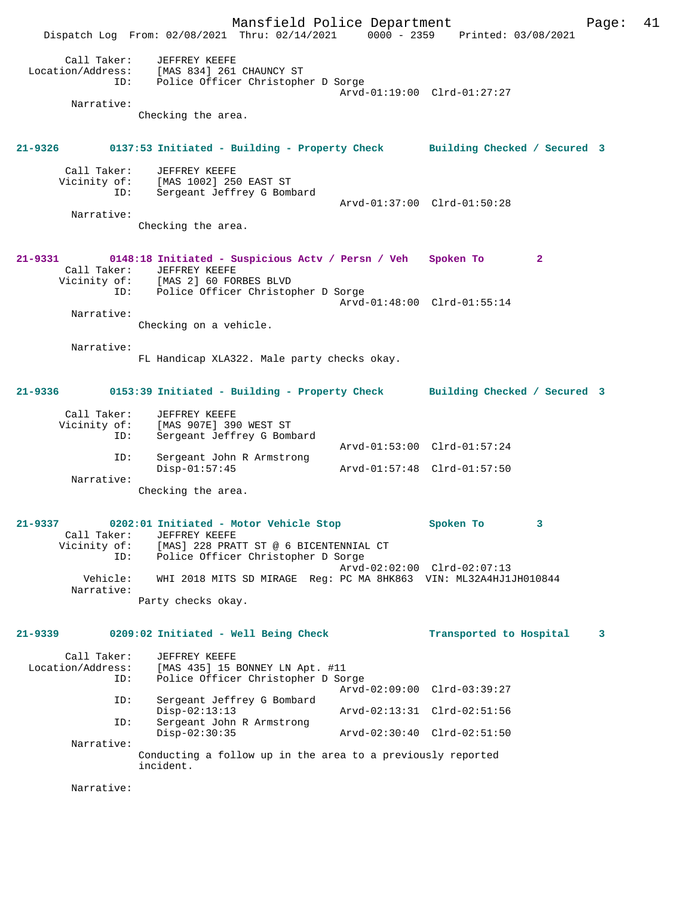Call Taker: JEFFREY KEEFE
Location/Address: [MAS 834] 261 CHAUNCY ST
ID: Police Officer Christopher D Sorge
Arvd-01:19:00 Clrd-01:27:27
Narrative:
Checking the area.

**21-9326 0137:53 Initiated - Building - Property Check Building Checked / Secured 3**

Call Taker: JEFFREY KEEFE
Vicinity of: [MAS 1002] 250 EAST ST
ID: Sergeant Jeffrey G Bombard
Arvd-01:37:00 Clrd-01:50:28
Narrative:
Checking the area.

**21-9331 0148:18 Initiated - Suspicious Actv / Persn / Veh Spoken To 2**

Call Taker: JEFFREY KEEFE
Vicinity of: [MAS 2] 60 FORBES BLVD
ID: Police Officer Christopher D Sorge
Arvd-01:48:00 Clrd-01:55:14
Narrative:
Checking on a vehicle.

Narrative:
FL Handicap XLA322. Male party checks okay.

**21-9336 0153:39 Initiated - Building - Property Check Building Checked / Secured 3**

Call Taker: JEFFREY KEEFE
Vicinity of: [MAS 907E] 390 WEST ST
ID: Sergeant Jeffrey G Bombard
Arvd-01:53:00 Clrd-01:57:24
ID: Sergeant John R Armstrong
Disp-01:57:45 Arvd-01:57:48 Clrd-01:57:50
Narrative:
Checking the area.

**21-9337 0202:01 Initiated - Motor Vehicle Stop Spoken To 3**

Call Taker: JEFFREY KEEFE
Vicinity of: [MAS] 228 PRATT ST @ 6 BICENTENNIAL CT
ID: Police Officer Christopher D Sorge
Arvd-02:02:00 Clrd-02:07:13
Vehicle: WHI 2018 MITS SD MIRAGE Reg: PC MA 8HK863 VIN: ML32A4HJ1JH010844
Narrative:
Party checks okay.

**21-9339 0209:02 Initiated - Well Being Check Transported to Hospital 3**

Call Taker: JEFFREY KEEFE
Location/Address: [MAS 435] 15 BONNEY LN Apt. #11
ID: Police Officer Christopher D Sorge
Arvd-02:09:00 Clrd-03:39:27
ID: Sergeant Jeffrey G Bombard
Disp-02:13:13 Arvd-02:13:31 Clrd-02:51:56
ID: Sergeant John R Armstrong
Disp-02:30:35 Arvd-02:30:40 Clrd-02:51:50
Narrative:
Conducting a follow up in the area to a previously reported incident.

Narrative: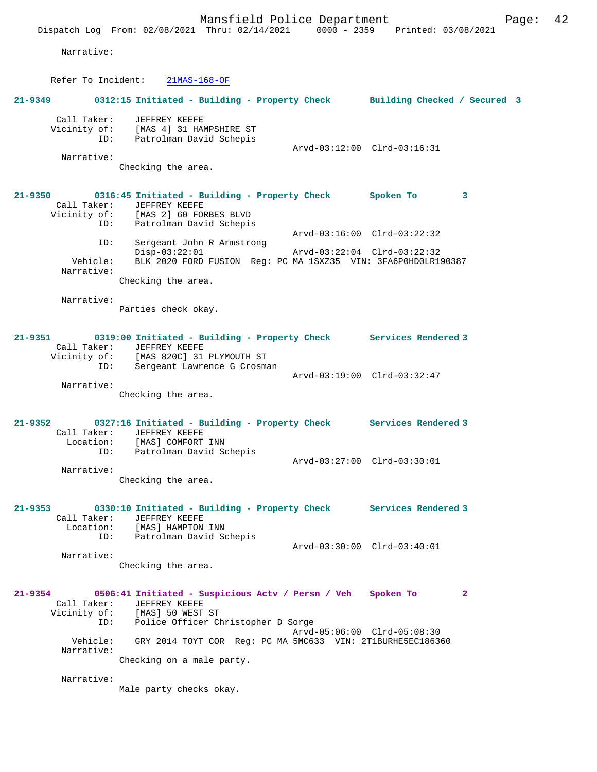Narrative:

Refer To Incident: 21MAS-168-OF

**21-9349 0312:15 Initiated - Building - Property Check Building Checked / Secured 3**

Call Taker: JEFFREY KEEFE
Vicinity of: [MAS 4] 31 HAMPSHIRE ST
ID: Patrolman David Schepis
Arvd-03:12:00 Clrd-03:16:31
Narrative:
Checking the area.

**21-9350 0316:45 Initiated - Building - Property Check Spoken To 3**

Call Taker: JEFFREY KEEFE
Vicinity of: [MAS 2] 60 FORBES BLVD
ID: Patrolman David Schepis
Arvd-03:16:00 Clrd-03:22:32
ID: Sergeant John R Armstrong
Disp-03:22:01 Arvd-03:22:04 Clrd-03:22:32
Vehicle: BLK 2020 FORD FUSION Reg: PC MA 1SXZ35 VIN: 3FA6P0HD0LR190387
Narrative:
Checking the area.

Narrative:
Parties check okay.

**21-9351 0319:00 Initiated - Building - Property Check Services Rendered 3**

Call Taker: JEFFREY KEEFE
Vicinity of: [MAS 820C] 31 PLYMOUTH ST
ID: Sergeant Lawrence G Crosman
Arvd-03:19:00 Clrd-03:32:47
Narrative:
Checking the area.

**21-9352 0327:16 Initiated - Building - Property Check Services Rendered 3**

Call Taker: JEFFREY KEEFE
Location: [MAS] COMFORT INN
ID: Patrolman David Schepis
Arvd-03:27:00 Clrd-03:30:01
Narrative:
Checking the area.

**21-9353 0330:10 Initiated - Building - Property Check Services Rendered 3**

Call Taker: JEFFREY KEEFE
Location: [MAS] HAMPTON INN
ID: Patrolman David Schepis
Arvd-03:30:00 Clrd-03:40:01
Narrative:
Checking the area.

**21-9354 0506:41 Initiated - Suspicious Actv / Persn / Veh Spoken To 2**

Call Taker: JEFFREY KEEFE
Vicinity of: [MAS] 50 WEST ST
ID: Police Officer Christopher D Sorge
Arvd-05:06:00 Clrd-05:08:30
Vehicle: GRY 2014 TOYT COR Reg: PC MA 5MC633 VIN: 2T1BURHE5EC186360
Narrative:
Checking on a male party.

Narrative:
Male party checks okay.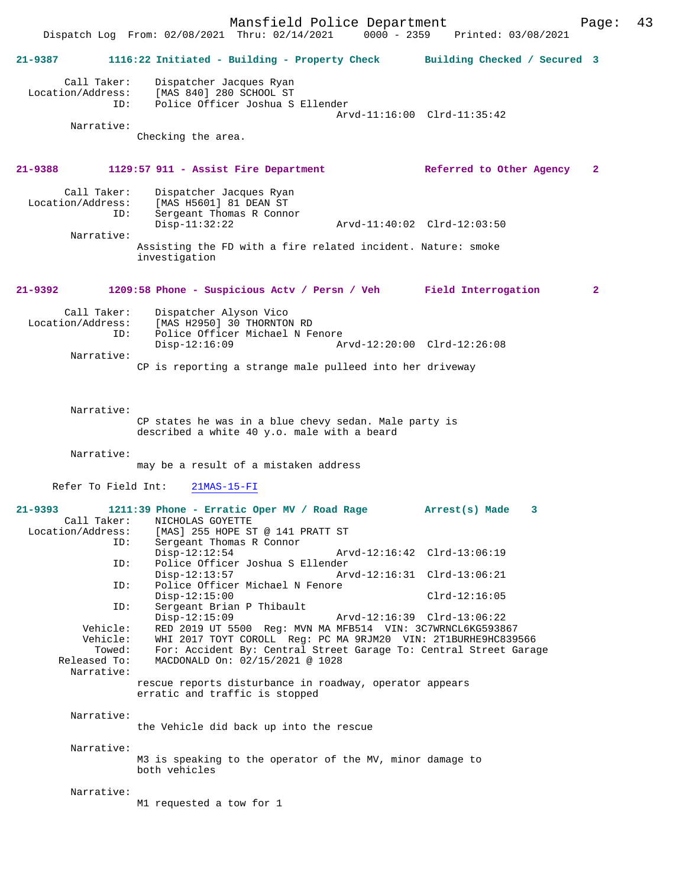**21-9387** 1116:22 Initiated - Building - Property Check — Building Checked / Secured 3

Call Taker: Dispatcher Jacques Ryan
Location/Address: [MAS 840] 280 SCHOOL ST
ID: Police Officer Joshua S Ellender
Arvd-11:16:00 Clrd-11:35:42

Narrative:
Checking the area.

**21-9388** 1129:57 911 - Assist Fire Department — Referred to Other Agency 2

Call Taker: Dispatcher Jacques Ryan
Location/Address: [MAS H5601] 81 DEAN ST
ID: Sergeant Thomas R Connor
Disp-11:32:22 Arvd-11:40:02 Clrd-12:03:50

Narrative:
Assisting the FD with a fire related incident. Nature: smoke investigation

**21-9392** 1209:58 Phone - Suspicious Actv / Persn / Veh — Field Interrogation 2

Call Taker: Dispatcher Alyson Vico
Location/Address: [MAS H2950] 30 THORNTON RD
ID: Police Officer Michael N Fenore
Disp-12:16:09 Arvd-12:20:00 Clrd-12:26:08

Narrative:
CP is reporting a strange male pulleed into her driveway

Narrative:
CP states he was in a blue chevy sedan. Male party is described a white 40 y.o. male with a beard

Narrative:
may be a result of a mistaken address

Refer To Field Int: 21MAS-15-FI

**21-9393** 1211:39 Phone - Erratic Oper MV / Road Rage — Arrest(s) Made 3

Call Taker: NICHOLAS GOYETTE
Location/Address: [MAS] 255 HOPE ST @ 141 PRATT ST
ID: Sergeant Thomas R Connor
Disp-12:12:54 Arvd-12:16:42 Clrd-13:06:19
ID: Police Officer Joshua S Ellender
Disp-12:13:57 Arvd-12:16:31 Clrd-13:06:21
ID: Police Officer Michael N Fenore
Disp-12:15:00 Clrd-12:16:05
ID: Sergeant Brian P Thibault
Disp-12:15:09 Arvd-12:16:39 Clrd-13:06:22
Vehicle: RED 2019 UT 5500 Reg: MVN MA MFB514 VIN: 3C7WRNCL6KG593867
Vehicle: WHI 2017 TOYT COROLL Reg: PC MA 9RJM20 VIN: 2T1BURHE9HC839566
Towed: For: Accident By: Central Street Garage To: Central Street Garage
Released To: MACDONALD On: 02/15/2021 @ 1028

Narrative:
rescue reports disturbance in roadway, operator appears erratic and traffic is stopped

Narrative:
the Vehicle did back up into the rescue

Narrative:
M3 is speaking to the operator of the MV, minor damage to both vehicles

Narrative:
M1 requested a tow for 1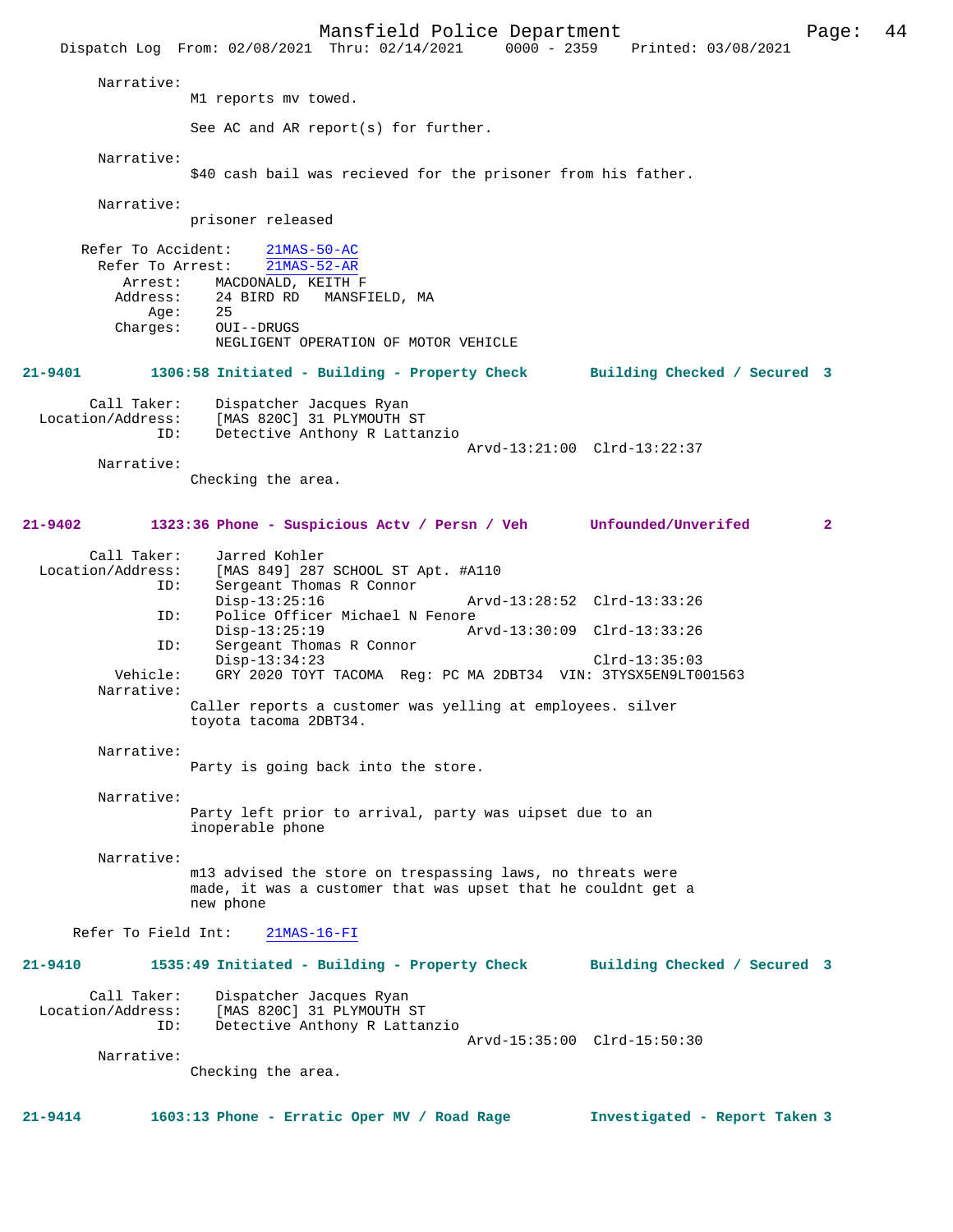Narrative:
M1 reports mv towed.

See AC and AR report(s) for further.

Narrative:
$40 cash bail was recieved for the prisoner from his father.

Narrative:
prisoner released

Refer To Accident: 21MAS-50-AC
Refer To Arrest: 21MAS-52-AR
Arrest: MACDONALD, KEITH F
Address: 24 BIRD RD MANSFIELD, MA
Age: 25
Charges: OUI--DRUGS
NEGLIGENT OPERATION OF MOTOR VEHICLE

**21-9401 1306:58 Initiated - Building - Property Check Building Checked / Secured 3**

Call Taker: Dispatcher Jacques Ryan
Location/Address: [MAS 820C] 31 PLYMOUTH ST
ID: Detective Anthony R Lattanzio
Arvd-13:21:00 Clrd-13:22:37
Narrative:
Checking the area.

**21-9402 1323:36 Phone - Suspicious Actv / Persn / Veh Unfounded/Unverifed 2**

Call Taker: Jarred Kohler
Location/Address: [MAS 849] 287 SCHOOL ST Apt. #A110
ID: Sergeant Thomas R Connor
Disp-13:25:16 Arvd-13:28:52 Clrd-13:33:26
ID: Police Officer Michael N Fenore
Disp-13:25:19 Arvd-13:30:09 Clrd-13:33:26
ID: Sergeant Thomas R Connor
Disp-13:34:23 Clrd-13:35:03
Vehicle: GRY 2020 TOYT TACOMA Reg: PC MA 2DBT34 VIN: 3TYSX5EN9LT001563
Narrative:
Caller reports a customer was yelling at employees. silver toyota tacoma 2DBT34.

Narrative:
Party is going back into the store.

Narrative:
Party left prior to arrival, party was uipset due to an inoperable phone

Narrative:
m13 advised the store on trespassing laws, no threats were made, it was a customer that was upset that he couldnt get a new phone

Refer To Field Int: 21MAS-16-FI

**21-9410 1535:49 Initiated - Building - Property Check Building Checked / Secured 3**

Call Taker: Dispatcher Jacques Ryan
Location/Address: [MAS 820C] 31 PLYMOUTH ST
ID: Detective Anthony R Lattanzio
Arvd-15:35:00 Clrd-15:50:30
Narrative:
Checking the area.

**21-9414 1603:13 Phone - Erratic Oper MV / Road Rage Investigated - Report Taken 3**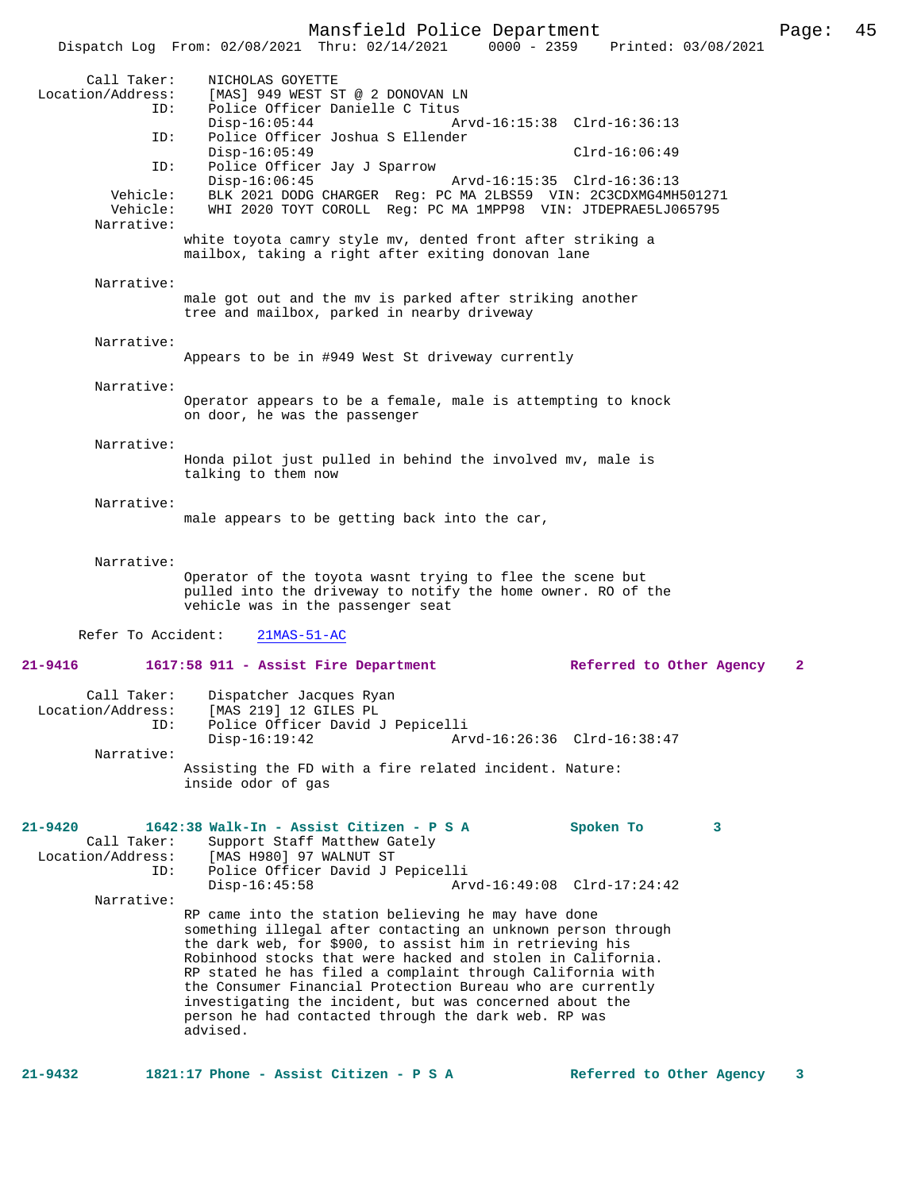Call Taker: NICHOLAS GOYETTE
Location/Address: [MAS] 949 WEST ST @ 2 DONOVAN LN
ID: Police Officer Danielle C Titus
Disp-16:05:44 Arvd-16:15:38 Clrd-16:36:13
ID: Police Officer Joshua S Ellender
Disp-16:05:49 Clrd-16:06:49
ID: Police Officer Jay J Sparrow
Disp-16:06:45 Arvd-16:15:35 Clrd-16:36:13
Vehicle: BLK 2021 DODG CHARGER Reg: PC MA 2LBS59 VIN: 2C3CDXMG4MH501271
Vehicle: WHI 2020 TOYT COROLL Reg: PC MA 1MPP98 VIN: JTDEPRAE5LJ065795

Narrative:
white toyota camry style mv, dented front after striking a mailbox, taking a right after exiting donovan lane

Narrative:
male got out and the mv is parked after striking another tree and mailbox, parked in nearby driveway

Narrative:
Appears to be in #949 West St driveway currently

Narrative:
Operator appears to be a female, male is attempting to knock on door, he was the passenger

Narrative:
Honda pilot just pulled in behind the involved mv, male is talking to them now

Narrative:
male appears to be getting back into the car,

Narrative:
Operator of the toyota wasnt trying to flee the scene but pulled into the driveway to notify the home owner. RO of the vehicle was in the passenger seat

Refer To Accident: 21MAS-51-AC

**21-9416 1617:58 911 - Assist Fire Department — Referred to Other Agency 2**

Call Taker: Dispatcher Jacques Ryan
Location/Address: [MAS 219] 12 GILES PL
ID: Police Officer David J Pepicelli
Disp-16:19:42 Arvd-16:26:36 Clrd-16:38:47

Narrative:
Assisting the FD with a fire related incident. Nature: inside odor of gas

**21-9420 1642:38 Walk-In - Assist Citizen - P S A — Spoken To 3**

Call Taker: Support Staff Matthew Gately
Location/Address: [MAS H980] 97 WALNUT ST
ID: Police Officer David J Pepicelli
Disp-16:45:58 Arvd-16:49:08 Clrd-17:24:42

Narrative:
RP came into the station believing he may have done something illegal after contacting an unknown person through the dark web, for $900, to assist him in retrieving his Robinhood stocks that were hacked and stolen in California. RP stated he has filed a complaint through California with the Consumer Financial Protection Bureau who are currently investigating the incident, but was concerned about the person he had contacted through the dark web. RP was advised.

**21-9432 1821:17 Phone - Assist Citizen - P S A — Referred to Other Agency 3**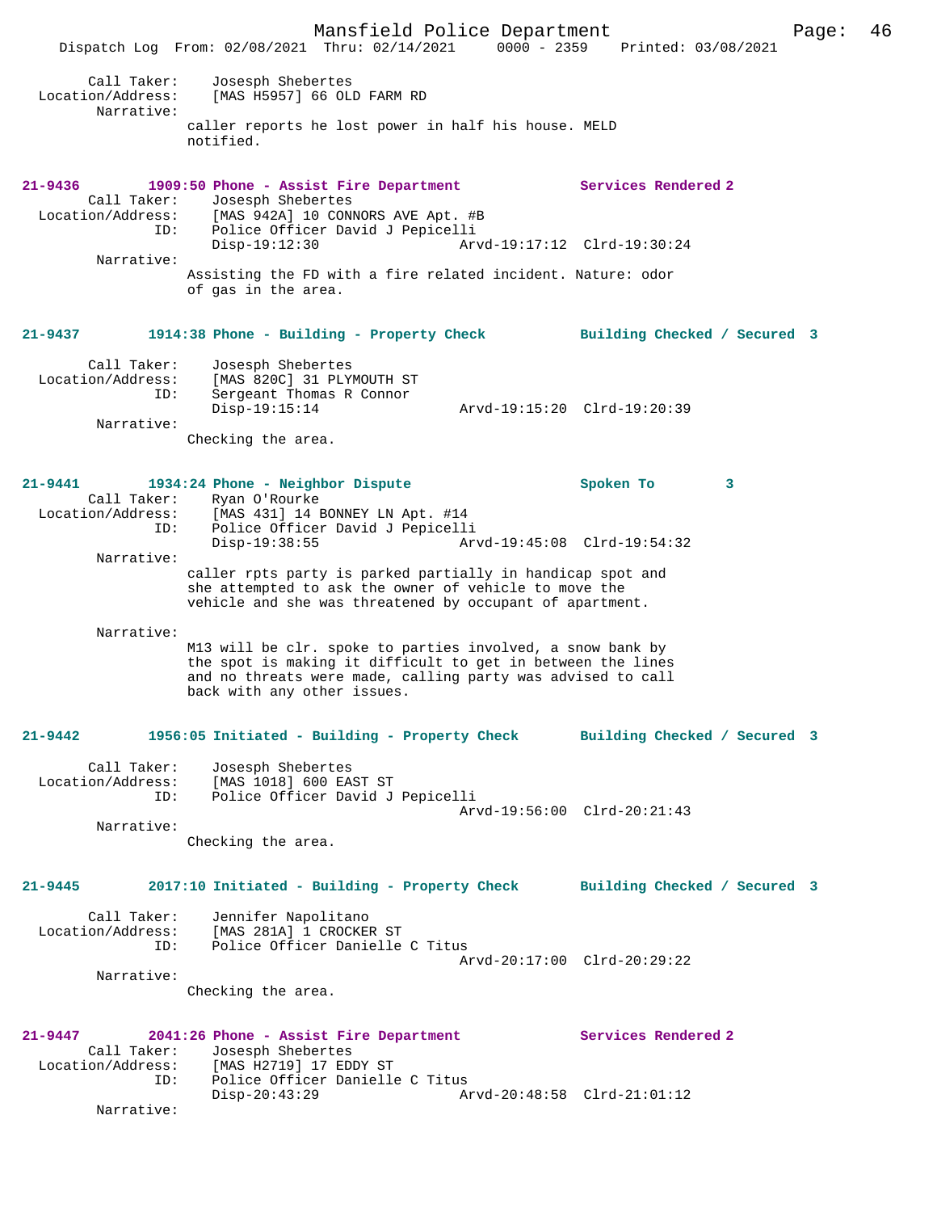Call Taker: Josesph Shebertes
Location/Address: [MAS H5957] 66 OLD FARM RD
Narrative:
caller reports he lost power in half his house. MELD notified.

**21-9436 1909:50 Phone - Assist Fire Department Services Rendered 2**
Call Taker: Josesph Shebertes
Location/Address: [MAS 942A] 10 CONNORS AVE Apt. #B
ID: Police Officer David J Pepicelli
Disp-19:12:30 Arvd-19:17:12 Clrd-19:30:24
Narrative:
Assisting the FD with a fire related incident. Nature: odor of gas in the area.

**21-9437 1914:38 Phone - Building - Property Check Building Checked / Secured 3**
Call Taker: Josesph Shebertes
Location/Address: [MAS 820C] 31 PLYMOUTH ST
ID: Sergeant Thomas R Connor
Disp-19:15:14 Arvd-19:15:20 Clrd-19:20:39
Narrative:
Checking the area.

**21-9441 1934:24 Phone - Neighbor Dispute Spoken To 3**
Call Taker: Ryan O'Rourke
Location/Address: [MAS 431] 14 BONNEY LN Apt. #14
ID: Police Officer David J Pepicelli
Disp-19:38:55 Arvd-19:45:08 Clrd-19:54:32
Narrative:
caller rpts party is parked partially in handicap spot and she attempted to ask the owner of vehicle to move the vehicle and she was threatened by occupant of apartment.

Narrative:
M13 will be clr. spoke to parties involved, a snow bank by the spot is making it difficult to get in between the lines and no threats were made, calling party was advised to call back with any other issues.

**21-9442 1956:05 Initiated - Building - Property Check Building Checked / Secured 3**
Call Taker: Josesph Shebertes
Location/Address: [MAS 1018] 600 EAST ST
ID: Police Officer David J Pepicelli
Arvd-19:56:00 Clrd-20:21:43
Narrative:
Checking the area.

**21-9445 2017:10 Initiated - Building - Property Check Building Checked / Secured 3**
Call Taker: Jennifer Napolitano
Location/Address: [MAS 281A] 1 CROCKER ST
ID: Police Officer Danielle C Titus
Arvd-20:17:00 Clrd-20:29:22
Narrative:
Checking the area.

**21-9447 2041:26 Phone - Assist Fire Department Services Rendered 2**
Call Taker: Josesph Shebertes
Location/Address: [MAS H2719] 17 EDDY ST
ID: Police Officer Danielle C Titus
Disp-20:43:29 Arvd-20:48:58 Clrd-21:01:12
Narrative: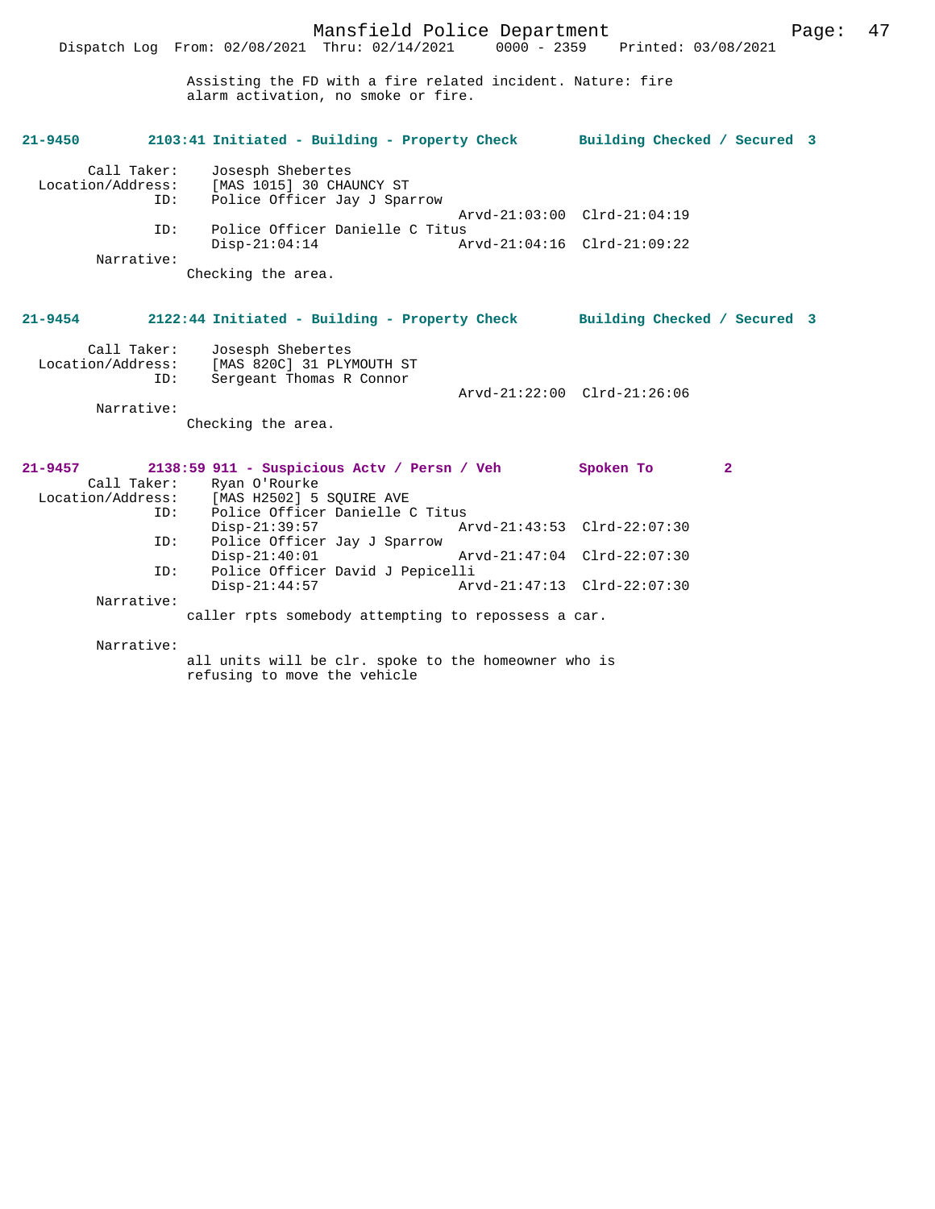Assisting the FD with a fire related incident. Nature: fire alarm activation, no smoke or fire.

**21-9450 2103:41 Initiated - Building - Property Check Building Checked / Secured 3**

```
        Call Taker:    Josesph Shebertes
  Location/Address:    [MAS 1015] 30 CHAUNCY ST
               ID:     Police Officer Jay J Sparrow
                                             Arvd-21:03:00  Clrd-21:04:19
               ID:     Police Officer Danielle C Titus
                       Disp-21:04:14         Arvd-21:04:16  Clrd-21:09:22
         Narrative:
                       Checking the area.
```

**21-9454 2122:44 Initiated - Building - Property Check Building Checked / Secured 3**

```
        Call Taker:    Josesph Shebertes
  Location/Address:    [MAS 820C] 31 PLYMOUTH ST
               ID:     Sergeant Thomas R Connor
                                             Arvd-21:22:00  Clrd-21:26:06
         Narrative:
                       Checking the area.
```

**21-9457 2138:59 911 - Suspicious Actv / Persn / Veh Spoken To 2**

```
        Call Taker:    Ryan O'Rourke
  Location/Address:    [MAS H2502] 5 SQUIRE AVE
               ID:     Police Officer Danielle C Titus
                       Disp-21:39:57         Arvd-21:43:53  Clrd-22:07:30
               ID:     Police Officer Jay J Sparrow
                       Disp-21:40:01         Arvd-21:47:04  Clrd-22:07:30
               ID:     Police Officer David J Pepicelli
                       Disp-21:44:57         Arvd-21:47:13  Clrd-22:07:30
         Narrative:
                       caller rpts somebody attempting to repossess a car.

         Narrative:
                       all units will be clr. spoke to the homeowner who is
                       refusing to move the vehicle
```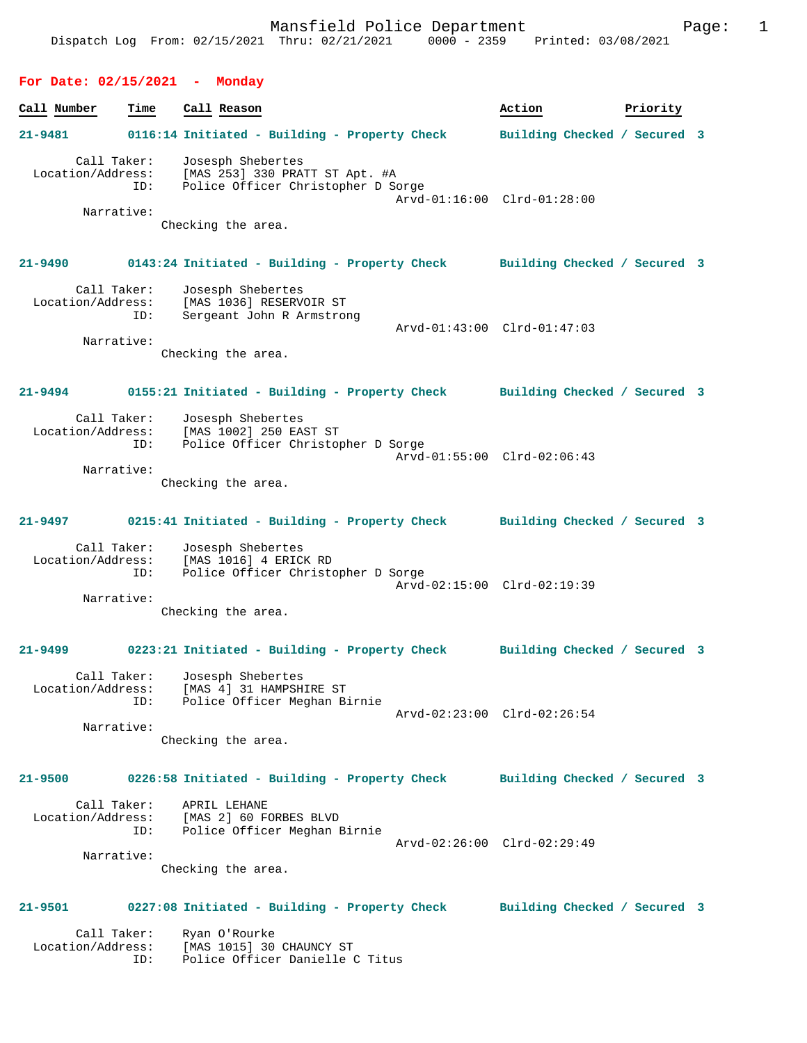Mansfield Police Department
Dispatch Log From: 02/15/2021 Thru: 02/21/2021 0000 - 2359 Printed: 03/08/2021

## For Date: 02/15/2021 - Monday

| Call Number | Time | Call Reason | Action | Priority |
|---|---|---|---|---|

**21-9481** 0116:14 Initiated - Building - Property Check — Building Checked / Secured — 3

Call Taker: Josesph Shebertes
Location/Address: [MAS 253] 330 PRATT ST Apt. #A
ID: Police Officer Christopher D Sorge
Arvd-01:16:00 Clrd-01:28:00
Narrative:
Checking the area.

**21-9490** 0143:24 Initiated - Building - Property Check — Building Checked / Secured — 3

Call Taker: Josesph Shebertes
Location/Address: [MAS 1036] RESERVOIR ST
ID: Sergeant John R Armstrong
Arvd-01:43:00 Clrd-01:47:03
Narrative:
Checking the area.

**21-9494** 0155:21 Initiated - Building - Property Check — Building Checked / Secured — 3

Call Taker: Josesph Shebertes
Location/Address: [MAS 1002] 250 EAST ST
ID: Police Officer Christopher D Sorge
Arvd-01:55:00 Clrd-02:06:43
Narrative:
Checking the area.

**21-9497** 0215:41 Initiated - Building - Property Check — Building Checked / Secured — 3

Call Taker: Josesph Shebertes
Location/Address: [MAS 1016] 4 ERICK RD
ID: Police Officer Christopher D Sorge
Arvd-02:15:00 Clrd-02:19:39
Narrative:
Checking the area.

**21-9499** 0223:21 Initiated - Building - Property Check — Building Checked / Secured — 3

Call Taker: Josesph Shebertes
Location/Address: [MAS 4] 31 HAMPSHIRE ST
ID: Police Officer Meghan Birnie
Arvd-02:23:00 Clrd-02:26:54
Narrative:
Checking the area.

**21-9500** 0226:58 Initiated - Building - Property Check — Building Checked / Secured — 3

Call Taker: APRIL LEHANE
Location/Address: [MAS 2] 60 FORBES BLVD
ID: Police Officer Meghan Birnie
Arvd-02:26:00 Clrd-02:29:49
Narrative:
Checking the area.

**21-9501** 0227:08 Initiated - Building - Property Check — Building Checked / Secured — 3

Call Taker: Ryan O'Rourke
Location/Address: [MAS 1015] 30 CHAUNCY ST
ID: Police Officer Danielle C Titus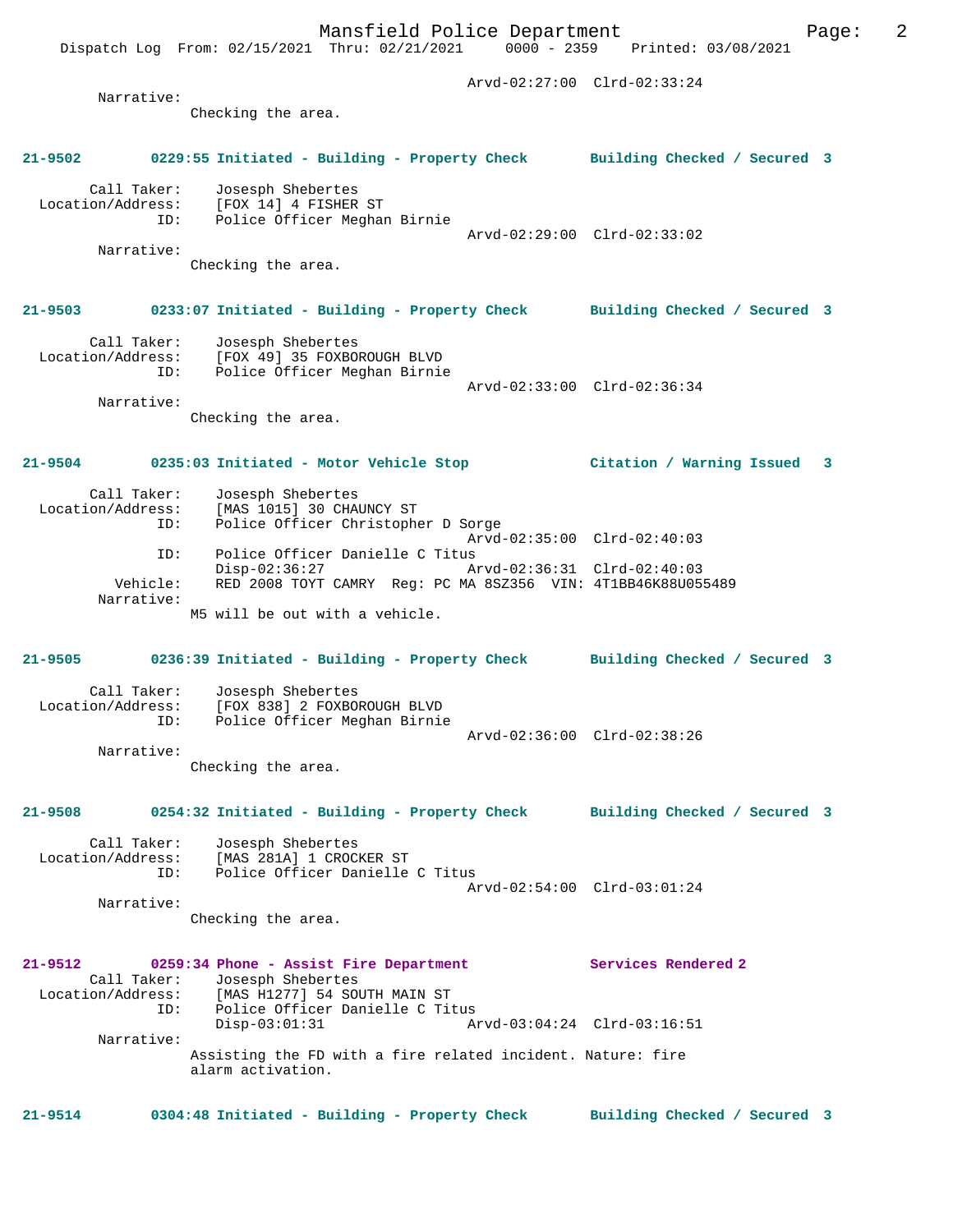Arvd-02:27:00 Clrd-02:33:24

Narrative:
Checking the area.

**21-9502 0229:55 Initiated - Building - Property Check Building Checked / Secured 3**

Call Taker: Josesph Shebertes
Location/Address: [FOX 14] 4 FISHER ST
ID: Police Officer Meghan Birnie
Arvd-02:29:00 Clrd-02:33:02

Narrative:
Checking the area.

**21-9503 0233:07 Initiated - Building - Property Check Building Checked / Secured 3**

Call Taker: Josesph Shebertes
Location/Address: [FOX 49] 35 FOXBOROUGH BLVD
ID: Police Officer Meghan Birnie
Arvd-02:33:00 Clrd-02:36:34

Narrative:
Checking the area.

**21-9504 0235:03 Initiated - Motor Vehicle Stop Citation / Warning Issued 3**

Call Taker: Josesph Shebertes
Location/Address: [MAS 1015] 30 CHAUNCY ST
ID: Police Officer Christopher D Sorge
Arvd-02:35:00 Clrd-02:40:03
ID: Police Officer Danielle C Titus
Disp-02:36:27 Arvd-02:36:31 Clrd-02:40:03
Vehicle: RED 2008 TOYT CAMRY Reg: PC MA 8SZ356 VIN: 4T1BB46K88U055489

Narrative:
M5 will be out with a vehicle.

**21-9505 0236:39 Initiated - Building - Property Check Building Checked / Secured 3**

Call Taker: Josesph Shebertes
Location/Address: [FOX 838] 2 FOXBOROUGH BLVD
ID: Police Officer Meghan Birnie
Arvd-02:36:00 Clrd-02:38:26

Narrative:
Checking the area.

**21-9508 0254:32 Initiated - Building - Property Check Building Checked / Secured 3**

Call Taker: Josesph Shebertes
Location/Address: [MAS 281A] 1 CROCKER ST
ID: Police Officer Danielle C Titus
Arvd-02:54:00 Clrd-03:01:24

Narrative:
Checking the area.

**21-9512 0259:34 Phone - Assist Fire Department Services Rendered 2**

Call Taker: Josesph Shebertes
Location/Address: [MAS H1277] 54 SOUTH MAIN ST
ID: Police Officer Danielle C Titus
Disp-03:01:31 Arvd-03:04:24 Clrd-03:16:51

Narrative:
Assisting the FD with a fire related incident. Nature: fire alarm activation.

**21-9514 0304:48 Initiated - Building - Property Check Building Checked / Secured 3**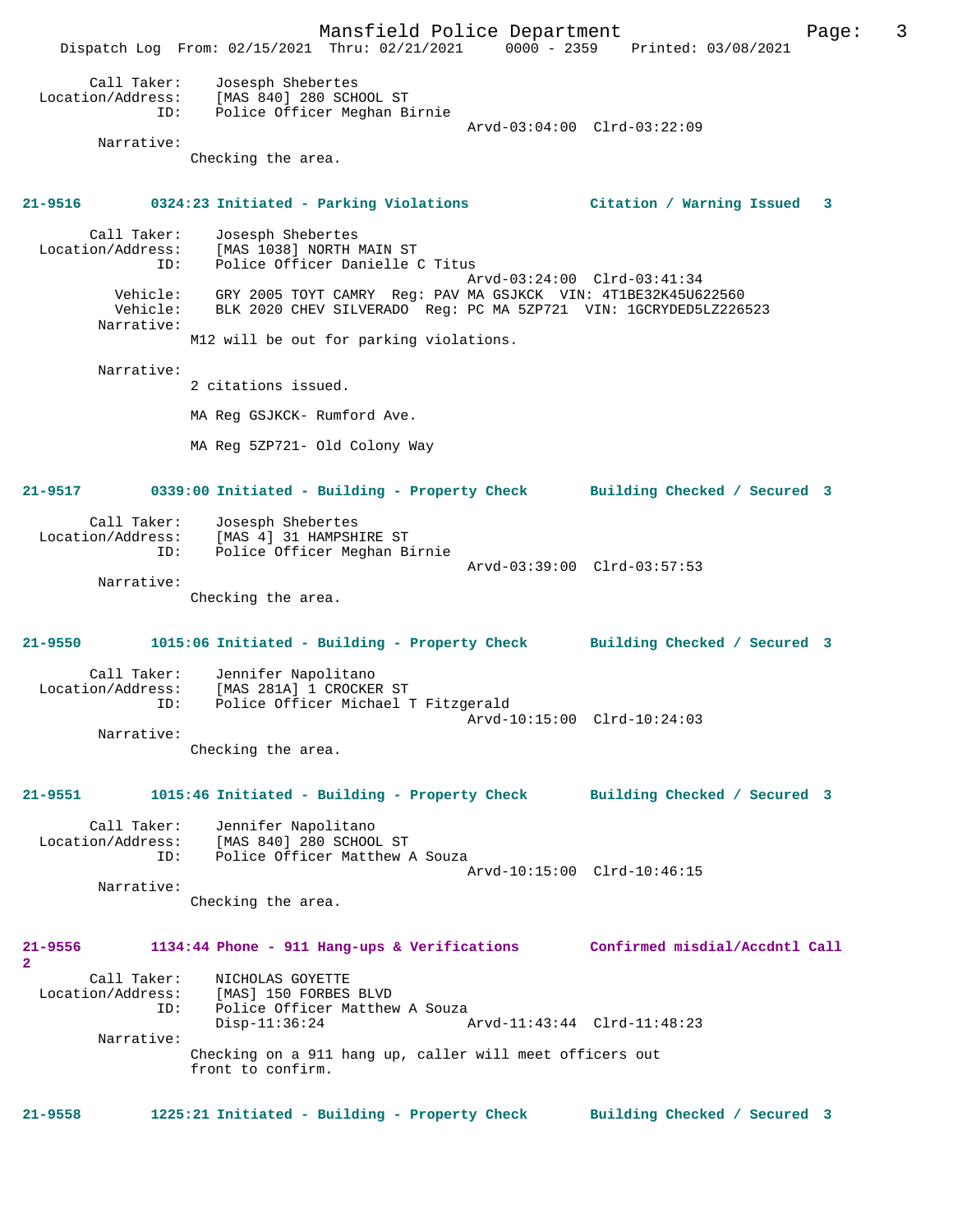Call Taker: Josesph Shebertes
Location/Address: [MAS 840] 280 SCHOOL ST
ID: Police Officer Meghan Birnie
Arvd-03:04:00 Clrd-03:22:09
Narrative:
Checking the area.

**21-9516 0324:23 Initiated - Parking Violations Citation / Warning Issued 3**

Call Taker: Josesph Shebertes
Location/Address: [MAS 1038] NORTH MAIN ST
ID: Police Officer Danielle C Titus
Arvd-03:24:00 Clrd-03:41:34
Vehicle: GRY 2005 TOYT CAMRY Reg: PAV MA GSJKCK VIN: 4T1BE32K45U622560
Vehicle: BLK 2020 CHEV SILVERADO Reg: PC MA 5ZP721 VIN: 1GCRYDED5LZ226523
Narrative:
M12 will be out for parking violations.

Narrative:
2 citations issued.

MA Reg GSJKCK- Rumford Ave.

MA Reg 5ZP721- Old Colony Way

**21-9517 0339:00 Initiated - Building - Property Check Building Checked / Secured 3**

Call Taker: Josesph Shebertes
Location/Address: [MAS 4] 31 HAMPSHIRE ST
ID: Police Officer Meghan Birnie
Arvd-03:39:00 Clrd-03:57:53
Narrative:
Checking the area.

**21-9550 1015:06 Initiated - Building - Property Check Building Checked / Secured 3**

Call Taker: Jennifer Napolitano
Location/Address: [MAS 281A] 1 CROCKER ST
ID: Police Officer Michael T Fitzgerald
Arvd-10:15:00 Clrd-10:24:03
Narrative:
Checking the area.

**21-9551 1015:46 Initiated - Building - Property Check Building Checked / Secured 3**

Call Taker: Jennifer Napolitano
Location/Address: [MAS 840] 280 SCHOOL ST
ID: Police Officer Matthew A Souza
Arvd-10:15:00 Clrd-10:46:15
Narrative:
Checking the area.

**21-9556 1134:44 Phone - 911 Hang-ups & Verifications Confirmed misdial/Accdntl Call 2**

Call Taker: NICHOLAS GOYETTE
Location/Address: [MAS] 150 FORBES BLVD
ID: Police Officer Matthew A Souza
Disp-11:36:24 Arvd-11:43:44 Clrd-11:48:23
Narrative:
Checking on a 911 hang up, caller will meet officers out front to confirm.

**21-9558 1225:21 Initiated - Building - Property Check Building Checked / Secured 3**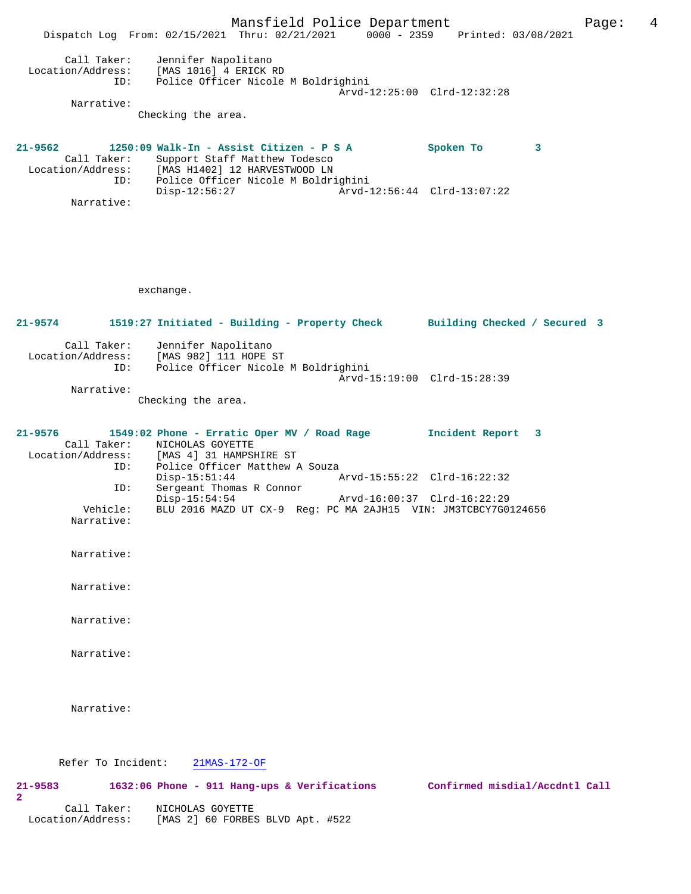```
        Call Taker:     Jennifer Napolitano
  Location/Address:     [MAS 1016] 4 ERICK RD
                ID:     Police Officer Nicole M Boldrighini
                                              Arvd-12:25:00  Clrd-12:32:28
         Narrative:
                  Checking the area.
```

**21-9562        1250:09 Walk-In - Assist Citizen - P S A          Spoken To        3**

```
        Call Taker:     Support Staff Matthew Todesco
  Location/Address:     [MAS H1402] 12 HARVESTWOOD LN
                ID:     Police Officer Nicole M Boldrighini
                        Disp-12:56:27                Arvd-12:56:44  Clrd-13:07:22
         Narrative:




                  exchange.
```

**21-9574        1519:27 Initiated - Building - Property Check       Building Checked / Secured  3**

```
        Call Taker:     Jennifer Napolitano
  Location/Address:     [MAS 982] 111 HOPE ST
                ID:     Police Officer Nicole M Boldrighini
                                              Arvd-15:19:00  Clrd-15:28:39
         Narrative:
                  Checking the area.
```

**21-9576        1549:02 Phone - Erratic Oper MV / Road Rage         Incident Report   3**

```
        Call Taker:     NICHOLAS GOYETTE
  Location/Address:     [MAS 4] 31 HAMPSHIRE ST
                ID:     Police Officer Matthew A Souza
                        Disp-15:51:44                Arvd-15:55:22  Clrd-16:22:32
                ID:     Sergeant Thomas R Connor
                        Disp-15:54:54                Arvd-16:00:37  Clrd-16:22:29
           Vehicle:     BLU 2016 MAZD UT CX-9  Reg: PC MA 2AJH15  VIN: JM3TCBCY7G0124656
         Narrative:

         Narrative:

         Narrative:

         Narrative:

         Narrative:

         Narrative:

       Refer To Incident:    21MAS-172-OF
```

**21-9583        1632:06 Phone - 911 Hang-ups & Verifications        Confirmed misdial/Accdntl Call 2**

```
        Call Taker:     NICHOLAS GOYETTE
  Location/Address:     [MAS 2] 60 FORBES BLVD Apt. #522
```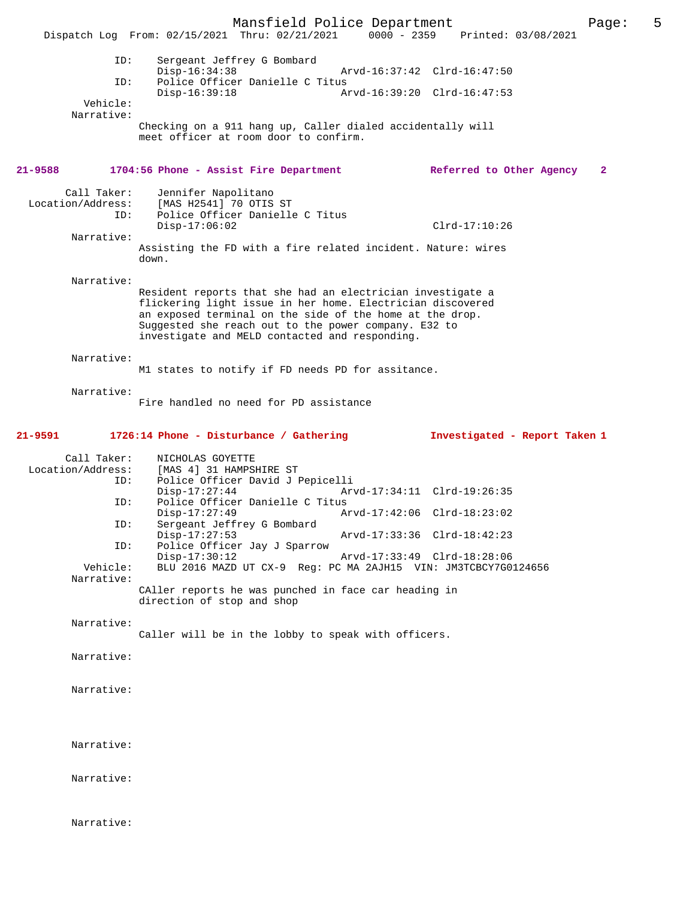```
            ID:     Sergeant Jeffrey G Bombard
                    Disp-16:34:38               Arvd-16:37:42  Clrd-16:47:50
            ID:     Police Officer Danielle C Titus
                    Disp-16:39:18               Arvd-16:39:20  Clrd-16:47:53
       Vehicle:
     Narrative:
                  Checking on a 911 hang up, Caller dialed accidentally will
                  meet officer at room door to confirm.
```

**21-9588 1704:56 Phone - Assist Fire Department — Referred to Other Agency 2**

```
    Call Taker:     Jennifer Napolitano
Location/Address:   [MAS H2541] 70 OTIS ST
            ID:     Police Officer Danielle C Titus
                    Disp-17:06:02                              Clrd-17:10:26
     Narrative:
                  Assisting the FD with a fire related incident. Nature: wires
                  down.

     Narrative:
                  Resident reports that she had an electrician investigate a
                  flickering light issue in her home. Electrician discovered
                  an exposed terminal on the side of the home at the drop.
                  Suggested she reach out to the power company. E32 to
                  investigate and MELD contacted and responding.

     Narrative:
                  M1 states to notify if FD needs PD for assitance.

     Narrative:
                  Fire handled no need for PD assistance
```

**21-9591 1726:14 Phone - Disturbance / Gathering — Investigated - Report Taken 1**

```
    Call Taker:     NICHOLAS GOYETTE
Location/Address:   [MAS 4] 31 HAMPSHIRE ST
            ID:     Police Officer David J Pepicelli
                    Disp-17:27:44               Arvd-17:34:11  Clrd-19:26:35
            ID:     Police Officer Danielle C Titus
                    Disp-17:27:49               Arvd-17:42:06  Clrd-18:23:02
            ID:     Sergeant Jeffrey G Bombard
                    Disp-17:27:53               Arvd-17:33:36  Clrd-18:42:23
            ID:     Police Officer Jay J Sparrow
                    Disp-17:30:12               Arvd-17:33:49  Clrd-18:28:06
       Vehicle:     BLU 2016 MAZD UT CX-9  Reg: PC MA 2AJH15  VIN: JM3TCBCY7G0124656
     Narrative:
                  CAller reports he was punched in face car heading in
                  direction of stop and shop

     Narrative:
                  Caller will be in the lobby to speak with officers.

     Narrative:

     Narrative:

     Narrative:

     Narrative:

     Narrative:
```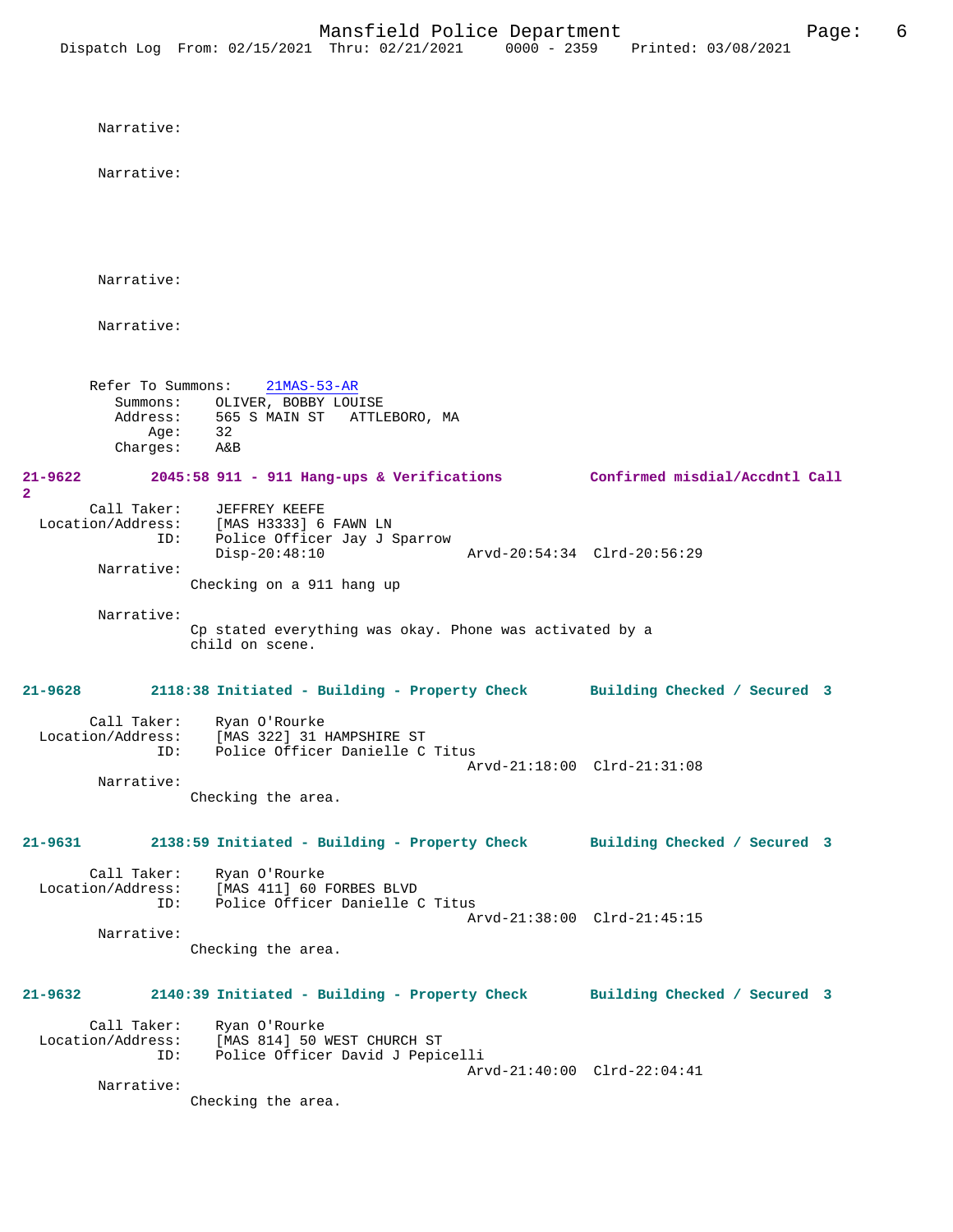Narrative:

Narrative:

Narrative:

Narrative:

Refer To Summons: 21MAS-53-AR
Summons: OLIVER, BOBBY LOUISE
Address: 565 S MAIN ST ATTLEBORO, MA
Age: 32
Charges: A&B

**21-9622 2045:58 911 - 911 Hang-ups & Verifications Confirmed misdial/Accdntl Call 2**

Call Taker: JEFFREY KEEFE
Location/Address: [MAS H3333] 6 FAWN LN
ID: Police Officer Jay J Sparrow
Disp-20:48:10 Arvd-20:54:34 Clrd-20:56:29

Narrative:
Checking on a 911 hang up

Narrative:
Cp stated everything was okay. Phone was activated by a child on scene.

**21-9628 2118:38 Initiated - Building - Property Check Building Checked / Secured 3**

Call Taker: Ryan O'Rourke
Location/Address: [MAS 322] 31 HAMPSHIRE ST
ID: Police Officer Danielle C Titus
Arvd-21:18:00 Clrd-21:31:08

Narrative:
Checking the area.

**21-9631 2138:59 Initiated - Building - Property Check Building Checked / Secured 3**

Call Taker: Ryan O'Rourke
Location/Address: [MAS 411] 60 FORBES BLVD
ID: Police Officer Danielle C Titus
Arvd-21:38:00 Clrd-21:45:15

Narrative:
Checking the area.

**21-9632 2140:39 Initiated - Building - Property Check Building Checked / Secured 3**

Call Taker: Ryan O'Rourke
Location/Address: [MAS 814] 50 WEST CHURCH ST
ID: Police Officer David J Pepicelli
Arvd-21:40:00 Clrd-22:04:41

Narrative:
Checking the area.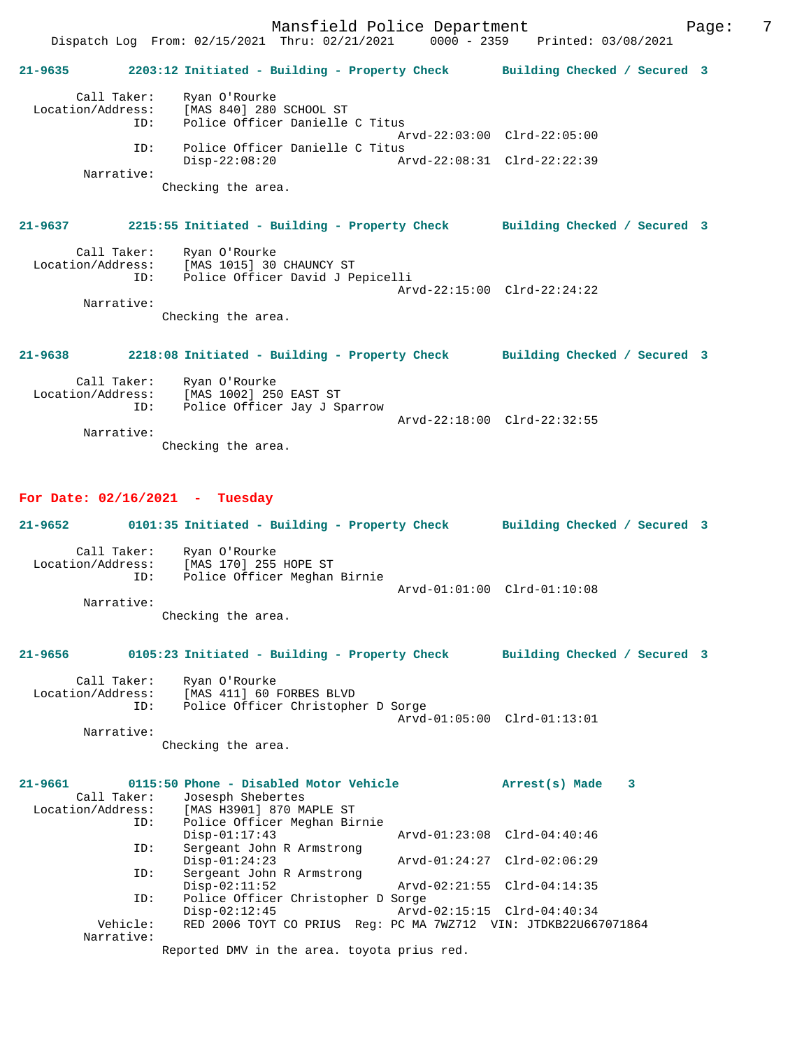**21-9635 2203:12 Initiated - Building - Property Check Building Checked / Secured 3**

```
        Call Taker:    Ryan O'Rourke
  Location/Address:    [MAS 840] 280 SCHOOL ST
                ID:    Police Officer Danielle C Titus
                                              Arvd-22:03:00  Clrd-22:05:00
                ID:    Police Officer Danielle C Titus
                       Disp-22:08:20          Arvd-22:08:31  Clrd-22:22:39
         Narrative:
                      Checking the area.
```

**21-9637 2215:55 Initiated - Building - Property Check Building Checked / Secured 3**

```
        Call Taker:    Ryan O'Rourke
  Location/Address:    [MAS 1015] 30 CHAUNCY ST
                ID:    Police Officer David J Pepicelli
                                              Arvd-22:15:00  Clrd-22:24:22
         Narrative:
                      Checking the area.
```

**21-9638 2218:08 Initiated - Building - Property Check Building Checked / Secured 3**

```
        Call Taker:    Ryan O'Rourke
  Location/Address:    [MAS 1002] 250 EAST ST
                ID:    Police Officer Jay J Sparrow
                                              Arvd-22:18:00  Clrd-22:32:55
         Narrative:
                      Checking the area.
```

## For Date: 02/16/2021 - Tuesday

**21-9652 0101:35 Initiated - Building - Property Check Building Checked / Secured 3**

```
        Call Taker:    Ryan O'Rourke
  Location/Address:    [MAS 170] 255 HOPE ST
                ID:    Police Officer Meghan Birnie
                                              Arvd-01:01:00  Clrd-01:10:08
         Narrative:
                      Checking the area.
```

**21-9656 0105:23 Initiated - Building - Property Check Building Checked / Secured 3**

```
        Call Taker:    Ryan O'Rourke
  Location/Address:    [MAS 411] 60 FORBES BLVD
                ID:    Police Officer Christopher D Sorge
                                              Arvd-01:05:00  Clrd-01:13:01
         Narrative:
                      Checking the area.
```

**21-9661 0115:50 Phone - Disabled Motor Vehicle Arrest(s) Made 3**

```
        Call Taker:    Josesph Shebertes
  Location/Address:    [MAS H3901] 870 MAPLE ST
                ID:    Police Officer Meghan Birnie
                       Disp-01:17:43          Arvd-01:23:08  Clrd-04:40:46
                ID:    Sergeant John R Armstrong
                       Disp-01:24:23          Arvd-01:24:27  Clrd-02:06:29
                ID:    Sergeant John R Armstrong
                       Disp-02:11:52          Arvd-02:21:55  Clrd-04:14:35
                ID:    Police Officer Christopher D Sorge
                       Disp-02:12:45          Arvd-02:15:15  Clrd-04:40:34
           Vehicle:    RED 2006 TOYT CO PRIUS  Reg: PC MA 7WZ712  VIN: JTDKB22U667071864
         Narrative:
                      Reported DMV in the area. toyota prius red.
```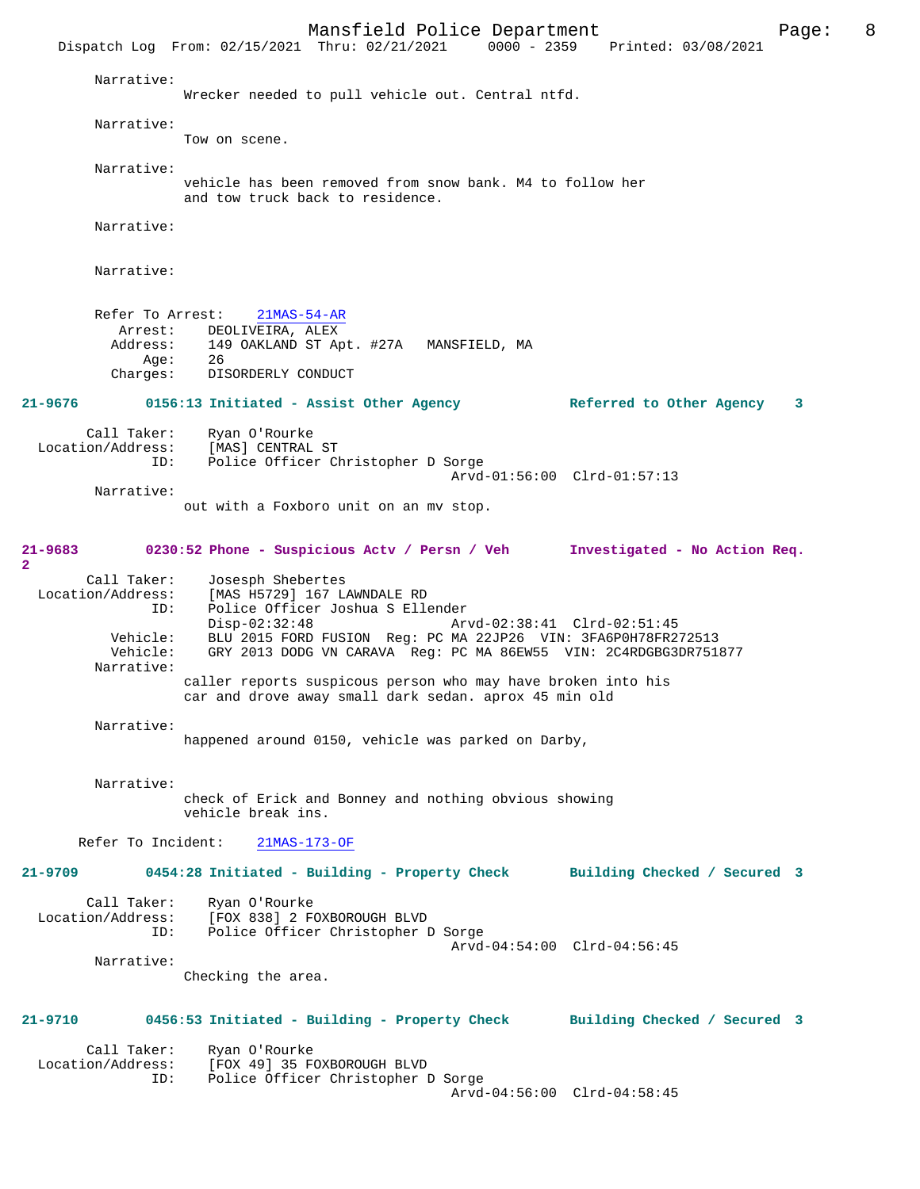Narrative:
Wrecker needed to pull vehicle out. Central ntfd.

Narrative:
Tow on scene.

Narrative:
vehicle has been removed from snow bank. M4 to follow her and tow truck back to residence.

Narrative:

Narrative:

Refer To Arrest: 21MAS-54-AR
Arrest: DEOLIVEIRA, ALEX
Address: 149 OAKLAND ST Apt. #27A MANSFIELD, MA
Age: 26
Charges: DISORDERLY CONDUCT

**21-9676 0156:13 Initiated - Assist Other Agency — Referred to Other Agency 3**

Call Taker: Ryan O'Rourke
Location/Address: [MAS] CENTRAL ST
ID: Police Officer Christopher D Sorge
Arvd-01:56:00 Clrd-01:57:13
Narrative:
out with a Foxboro unit on an mv stop.

**21-9683 0230:52 Phone - Suspicious Actv / Persn / Veh — Investigated - No Action Req. 2**

Call Taker: Josesph Shebertes
Location/Address: [MAS H5729] 167 LAWNDALE RD
ID: Police Officer Joshua S Ellender
Disp-02:32:48 Arvd-02:38:41 Clrd-02:51:45
Vehicle: BLU 2015 FORD FUSION Reg: PC MA 22JP26 VIN: 3FA6P0H78FR272513
Vehicle: GRY 2013 DODG VN CARAVA Reg: PC MA 86EW55 VIN: 2C4RDGBG3DR751877
Narrative:
caller reports suspicous person who may have broken into his car and drove away small dark sedan. aprox 45 min old

Narrative:
happened around 0150, vehicle was parked on Darby,

Narrative:
check of Erick and Bonney and nothing obvious showing vehicle break ins.

Refer To Incident: 21MAS-173-OF

**21-9709 0454:28 Initiated - Building - Property Check — Building Checked / Secured 3**

Call Taker: Ryan O'Rourke
Location/Address: [FOX 838] 2 FOXBOROUGH BLVD
ID: Police Officer Christopher D Sorge
Arvd-04:54:00 Clrd-04:56:45
Narrative:
Checking the area.

**21-9710 0456:53 Initiated - Building - Property Check — Building Checked / Secured 3**

Call Taker: Ryan O'Rourke
Location/Address: [FOX 49] 35 FOXBOROUGH BLVD
ID: Police Officer Christopher D Sorge
Arvd-04:56:00 Clrd-04:58:45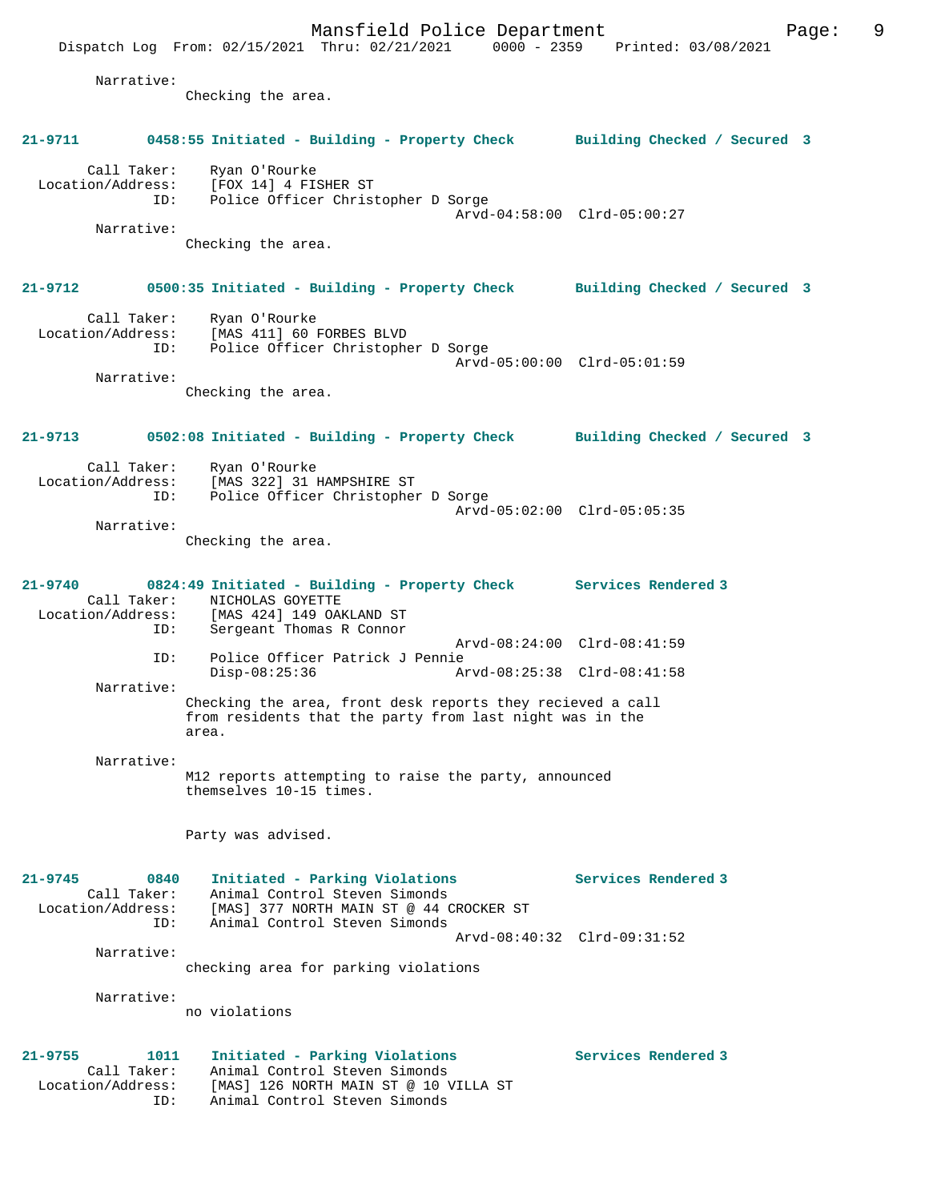Narrative:
Checking the area.

**21-9711 0458:55 Initiated - Building - Property Check Building Checked / Secured 3**

Call Taker: Ryan O'Rourke
Location/Address: [FOX 14] 4 FISHER ST
ID: Police Officer Christopher D Sorge
Arvd-04:58:00 Clrd-05:00:27
Narrative:
Checking the area.

**21-9712 0500:35 Initiated - Building - Property Check Building Checked / Secured 3**

Call Taker: Ryan O'Rourke
Location/Address: [MAS 411] 60 FORBES BLVD
ID: Police Officer Christopher D Sorge
Arvd-05:00:00 Clrd-05:01:59
Narrative:
Checking the area.

**21-9713 0502:08 Initiated - Building - Property Check Building Checked / Secured 3**

Call Taker: Ryan O'Rourke
Location/Address: [MAS 322] 31 HAMPSHIRE ST
ID: Police Officer Christopher D Sorge
Arvd-05:02:00 Clrd-05:05:35
Narrative:
Checking the area.

**21-9740 0824:49 Initiated - Building - Property Check Services Rendered 3**

Call Taker: NICHOLAS GOYETTE
Location/Address: [MAS 424] 149 OAKLAND ST
ID: Sergeant Thomas R Connor
Arvd-08:24:00 Clrd-08:41:59
ID: Police Officer Patrick J Pennie
Disp-08:25:36 Arvd-08:25:38 Clrd-08:41:58
Narrative:
Checking the area, front desk reports they recieved a call from residents that the party from last night was in the area.

Narrative:
M12 reports attempting to raise the party, announced themselves 10-15 times.

Party was advised.

**21-9745 0840 Initiated - Parking Violations Services Rendered 3**

Call Taker: Animal Control Steven Simonds
Location/Address: [MAS] 377 NORTH MAIN ST @ 44 CROCKER ST
ID: Animal Control Steven Simonds
Arvd-08:40:32 Clrd-09:31:52
Narrative:
checking area for parking violations

Narrative:
no violations

**21-9755 1011 Initiated - Parking Violations Services Rendered 3**

Call Taker: Animal Control Steven Simonds
Location/Address: [MAS] 126 NORTH MAIN ST @ 10 VILLA ST
ID: Animal Control Steven Simonds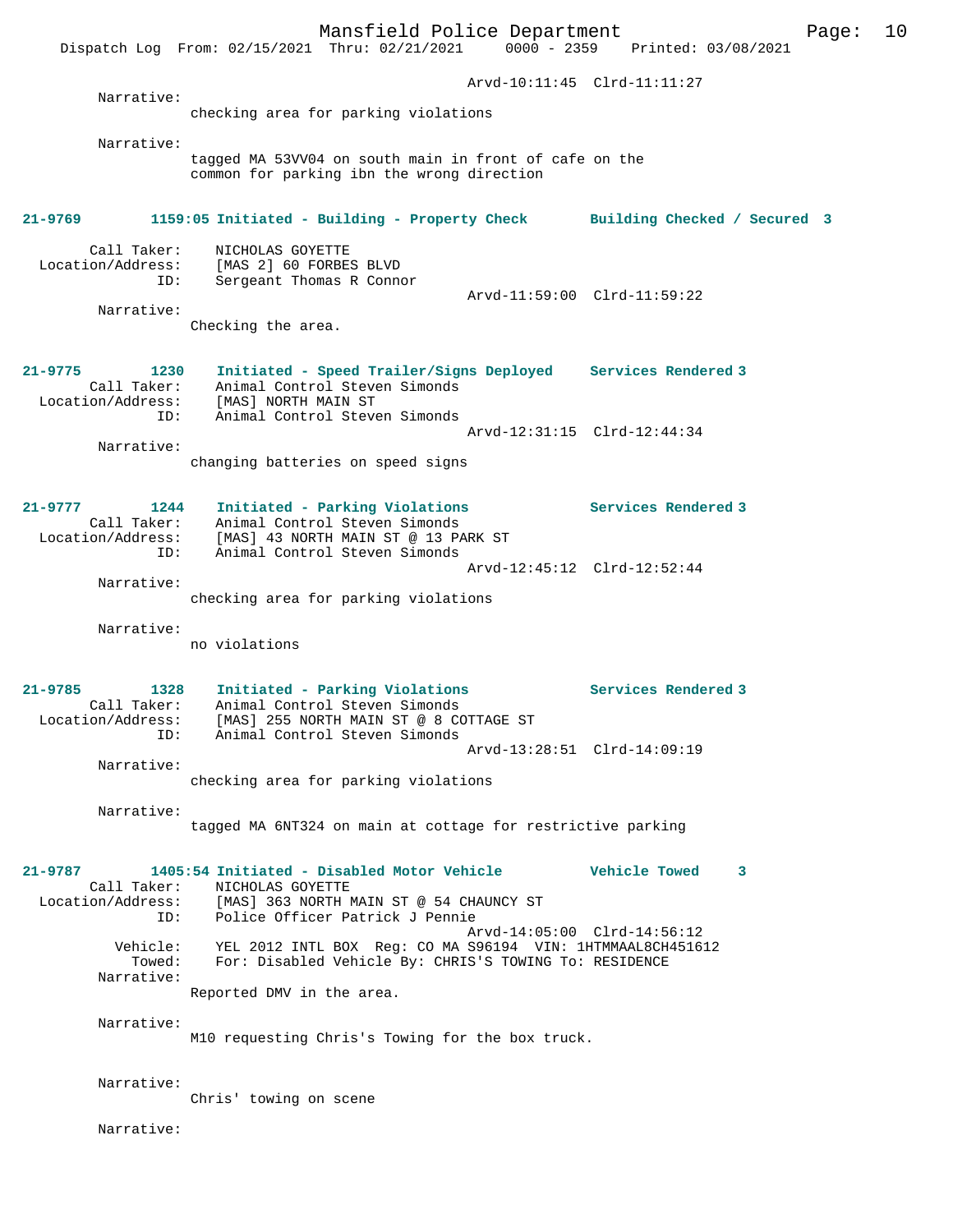Arvd-10:11:45 Clrd-11:11:27

Narrative:
checking area for parking violations

Narrative:
tagged MA 53VV04 on south main in front of cafe on the common for parking ibn the wrong direction

**21-9769 1159:05 Initiated - Building - Property Check Building Checked / Secured 3**

Call Taker: NICHOLAS GOYETTE
Location/Address: [MAS 2] 60 FORBES BLVD
ID: Sergeant Thomas R Connor
Arvd-11:59:00 Clrd-11:59:22

Narrative:
Checking the area.

**21-9775 1230 Initiated - Speed Trailer/Signs Deployed Services Rendered 3**

Call Taker: Animal Control Steven Simonds
Location/Address: [MAS] NORTH MAIN ST
ID: Animal Control Steven Simonds
Arvd-12:31:15 Clrd-12:44:34

Narrative:
changing batteries on speed signs

**21-9777 1244 Initiated - Parking Violations Services Rendered 3**

Call Taker: Animal Control Steven Simonds
Location/Address: [MAS] 43 NORTH MAIN ST @ 13 PARK ST
ID: Animal Control Steven Simonds
Arvd-12:45:12 Clrd-12:52:44

Narrative:
checking area for parking violations

Narrative:
no violations

**21-9785 1328 Initiated - Parking Violations Services Rendered 3**

Call Taker: Animal Control Steven Simonds
Location/Address: [MAS] 255 NORTH MAIN ST @ 8 COTTAGE ST
ID: Animal Control Steven Simonds
Arvd-13:28:51 Clrd-14:09:19

Narrative:
checking area for parking violations

Narrative:
tagged MA 6NT324 on main at cottage for restrictive parking

**21-9787 1405:54 Initiated - Disabled Motor Vehicle Vehicle Towed 3**

Call Taker: NICHOLAS GOYETTE
Location/Address: [MAS] 363 NORTH MAIN ST @ 54 CHAUNCY ST
ID: Police Officer Patrick J Pennie
Arvd-14:05:00 Clrd-14:56:12
Vehicle: YEL 2012 INTL BOX Reg: CO MA S96194 VIN: 1HTMMAAL8CH451612
Towed: For: Disabled Vehicle By: CHRIS'S TOWING To: RESIDENCE

Narrative:
Reported DMV in the area.

Narrative:
M10 requesting Chris's Towing for the box truck.

Narrative:
Chris' towing on scene

Narrative: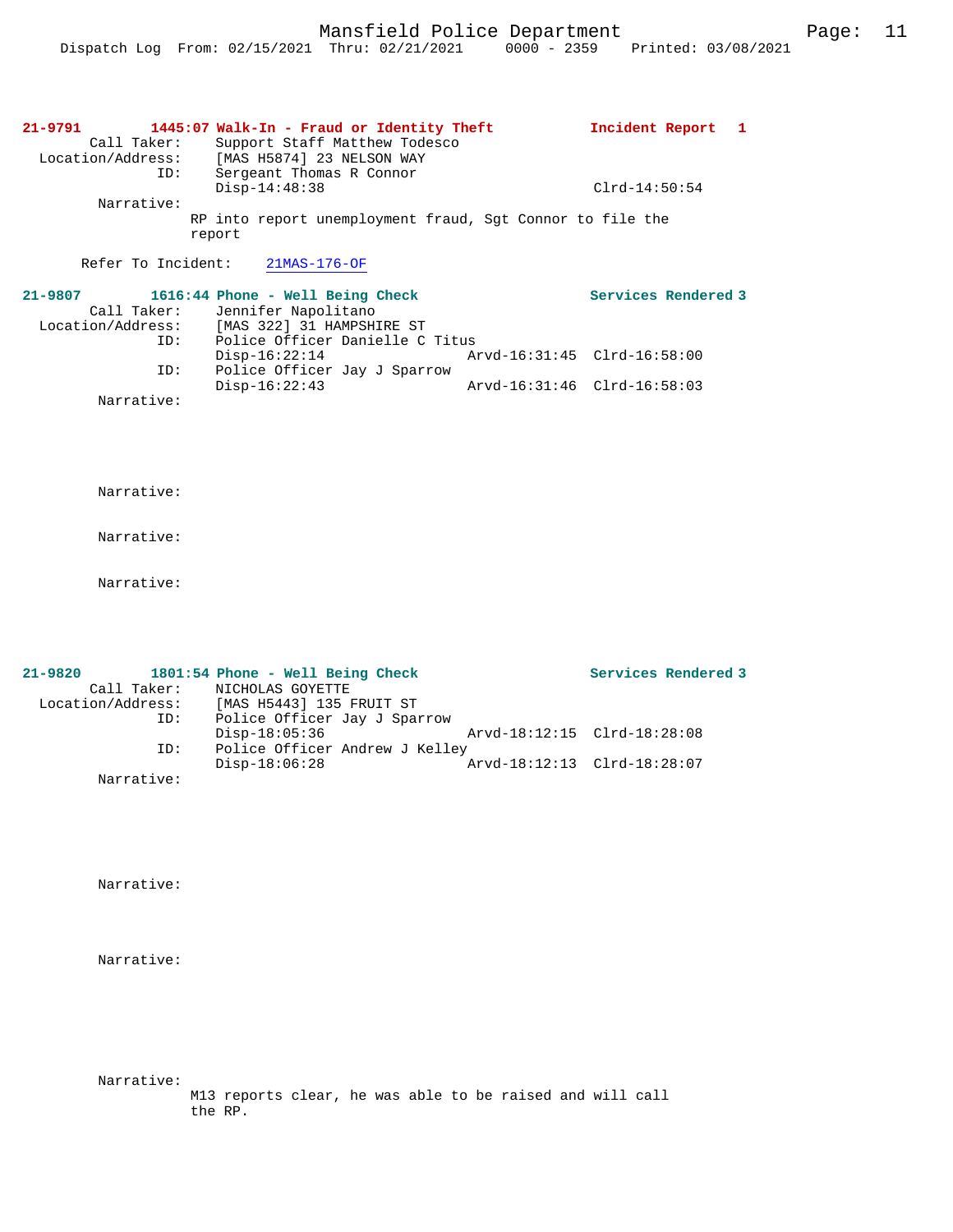**21-9791 1445:07 Walk-In - Fraud or Identity Theft — Incident Report 1**

Call Taker: Support Staff Matthew Todesco
Location/Address: [MAS H5874] 23 NELSON WAY
ID: Sergeant Thomas R Connor
Disp-14:48:38 Clrd-14:50:54

Narrative:
RP into report unemployment fraud, Sgt Connor to file the report

Refer To Incident: 21MAS-176-OF

**21-9807 1616:44 Phone - Well Being Check — Services Rendered 3**

Call Taker: Jennifer Napolitano
Location/Address: [MAS 322] 31 HAMPSHIRE ST
ID: Police Officer Danielle C Titus
Disp-16:22:14 Arvd-16:31:45 Clrd-16:58:00
ID: Police Officer Jay J Sparrow
Disp-16:22:43 Arvd-16:31:46 Clrd-16:58:03

Narrative:

Narrative:

Narrative:

Narrative:

**21-9820 1801:54 Phone - Well Being Check — Services Rendered 3**

Call Taker: NICHOLAS GOYETTE
Location/Address: [MAS H5443] 135 FRUIT ST
ID: Police Officer Jay J Sparrow
Disp-18:05:36 Arvd-18:12:15 Clrd-18:28:08
ID: Police Officer Andrew J Kelley
Disp-18:06:28 Arvd-18:12:13 Clrd-18:28:07

Narrative:

Narrative:

Narrative:

Narrative:
M13 reports clear, he was able to be raised and will call the RP.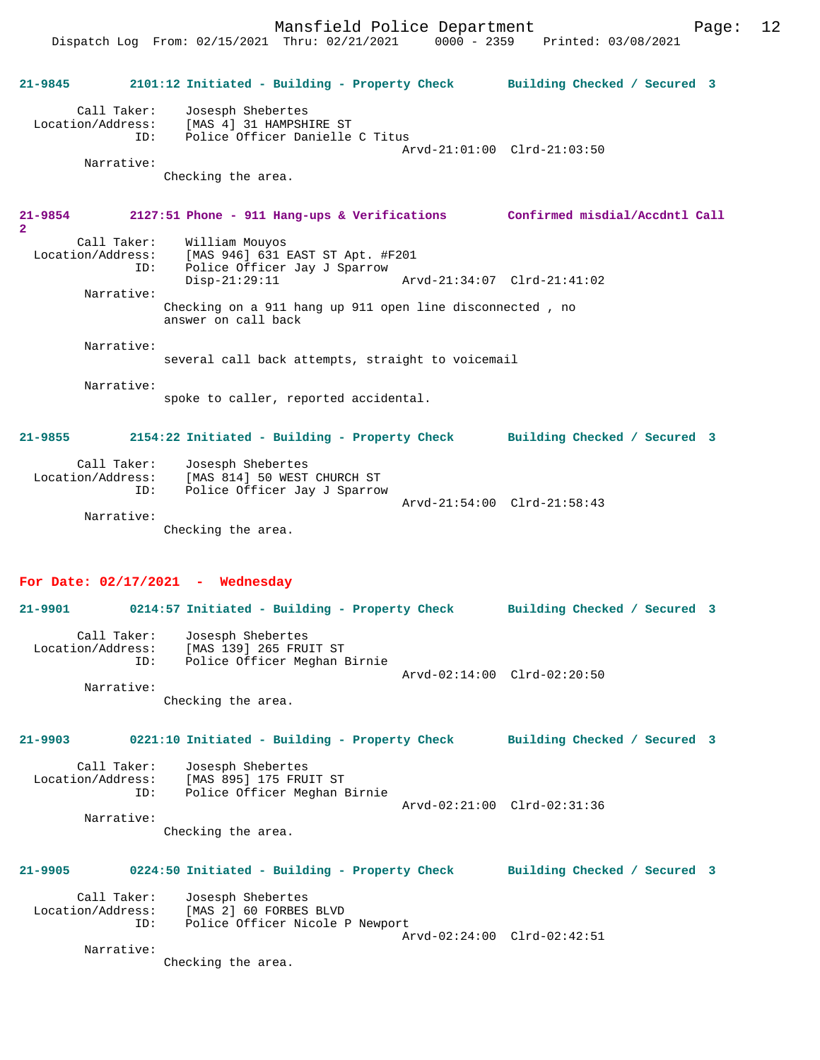21-9845 2101:12 Initiated - Building - Property Check Building Checked / Secured 3

Call Taker: Josesph Shebertes
Location/Address: [MAS 4] 31 HAMPSHIRE ST
ID: Police Officer Danielle C Titus
Arvd-21:01:00 Clrd-21:03:50
Narrative:
Checking the area.

21-9854 2127:51 Phone - 911 Hang-ups & Verifications Confirmed misdial/Accdntl Call 2

Call Taker: William Mouyos
Location/Address: [MAS 946] 631 EAST ST Apt. #F201
ID: Police Officer Jay J Sparrow
Disp-21:29:11 Arvd-21:34:07 Clrd-21:41:02
Narrative:
Checking on a 911 hang up 911 open line disconnected , no answer on call back

Narrative:
several call back attempts, straight to voicemail

Narrative:
spoke to caller, reported accidental.

21-9855 2154:22 Initiated - Building - Property Check Building Checked / Secured 3

Call Taker: Josesph Shebertes
Location/Address: [MAS 814] 50 WEST CHURCH ST
ID: Police Officer Jay J Sparrow
Arvd-21:54:00 Clrd-21:58:43
Narrative:
Checking the area.

**For Date: 02/17/2021 - Wednesday**

21-9901 0214:57 Initiated - Building - Property Check Building Checked / Secured 3

Call Taker: Josesph Shebertes
Location/Address: [MAS 139] 265 FRUIT ST
ID: Police Officer Meghan Birnie
Arvd-02:14:00 Clrd-02:20:50
Narrative:
Checking the area.

21-9903 0221:10 Initiated - Building - Property Check Building Checked / Secured 3

Call Taker: Josesph Shebertes
Location/Address: [MAS 895] 175 FRUIT ST
ID: Police Officer Meghan Birnie
Arvd-02:21:00 Clrd-02:31:36
Narrative:
Checking the area.

21-9905 0224:50 Initiated - Building - Property Check Building Checked / Secured 3

Call Taker: Josesph Shebertes
Location/Address: [MAS 2] 60 FORBES BLVD
ID: Police Officer Nicole P Newport
Arvd-02:24:00 Clrd-02:42:51
Narrative:
Checking the area.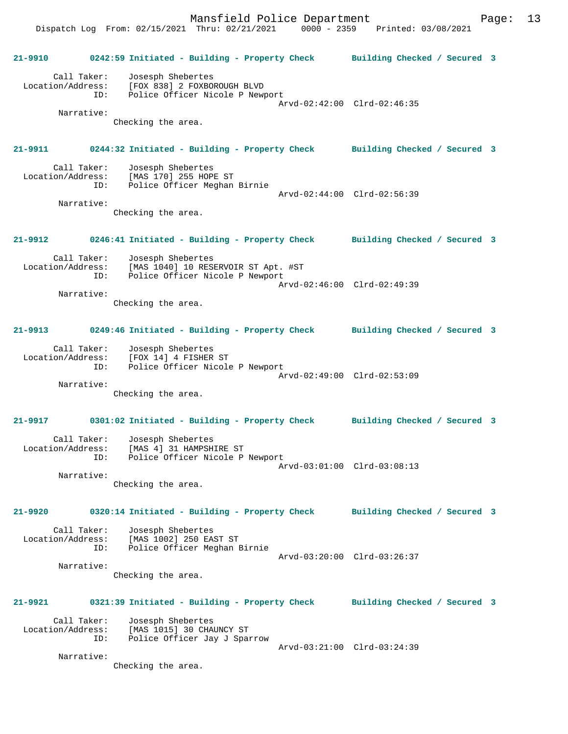**21-9910 0242:59 Initiated - Building - Property Check Building Checked / Secured 3**

Call Taker: Josesph Shebertes
Location/Address: [FOX 838] 2 FOXBOROUGH BLVD
ID: Police Officer Nicole P Newport
Arvd-02:42:00 Clrd-02:46:35
Narrative:
Checking the area.

**21-9911 0244:32 Initiated - Building - Property Check Building Checked / Secured 3**

Call Taker: Josesph Shebertes
Location/Address: [MAS 170] 255 HOPE ST
ID: Police Officer Meghan Birnie
Arvd-02:44:00 Clrd-02:56:39
Narrative:
Checking the area.

**21-9912 0246:41 Initiated - Building - Property Check Building Checked / Secured 3**

Call Taker: Josesph Shebertes
Location/Address: [MAS 1040] 10 RESERVOIR ST Apt. #ST
ID: Police Officer Nicole P Newport
Arvd-02:46:00 Clrd-02:49:39
Narrative:
Checking the area.

**21-9913 0249:46 Initiated - Building - Property Check Building Checked / Secured 3**

Call Taker: Josesph Shebertes
Location/Address: [FOX 14] 4 FISHER ST
ID: Police Officer Nicole P Newport
Arvd-02:49:00 Clrd-02:53:09
Narrative:
Checking the area.

**21-9917 0301:02 Initiated - Building - Property Check Building Checked / Secured 3**

Call Taker: Josesph Shebertes
Location/Address: [MAS 4] 31 HAMPSHIRE ST
ID: Police Officer Nicole P Newport
Arvd-03:01:00 Clrd-03:08:13
Narrative:
Checking the area.

**21-9920 0320:14 Initiated - Building - Property Check Building Checked / Secured 3**

Call Taker: Josesph Shebertes
Location/Address: [MAS 1002] 250 EAST ST
ID: Police Officer Meghan Birnie
Arvd-03:20:00 Clrd-03:26:37
Narrative:
Checking the area.

**21-9921 0321:39 Initiated - Building - Property Check Building Checked / Secured 3**

Call Taker: Josesph Shebertes
Location/Address: [MAS 1015] 30 CHAUNCY ST
ID: Police Officer Jay J Sparrow
Arvd-03:21:00 Clrd-03:24:39
Narrative:
Checking the area.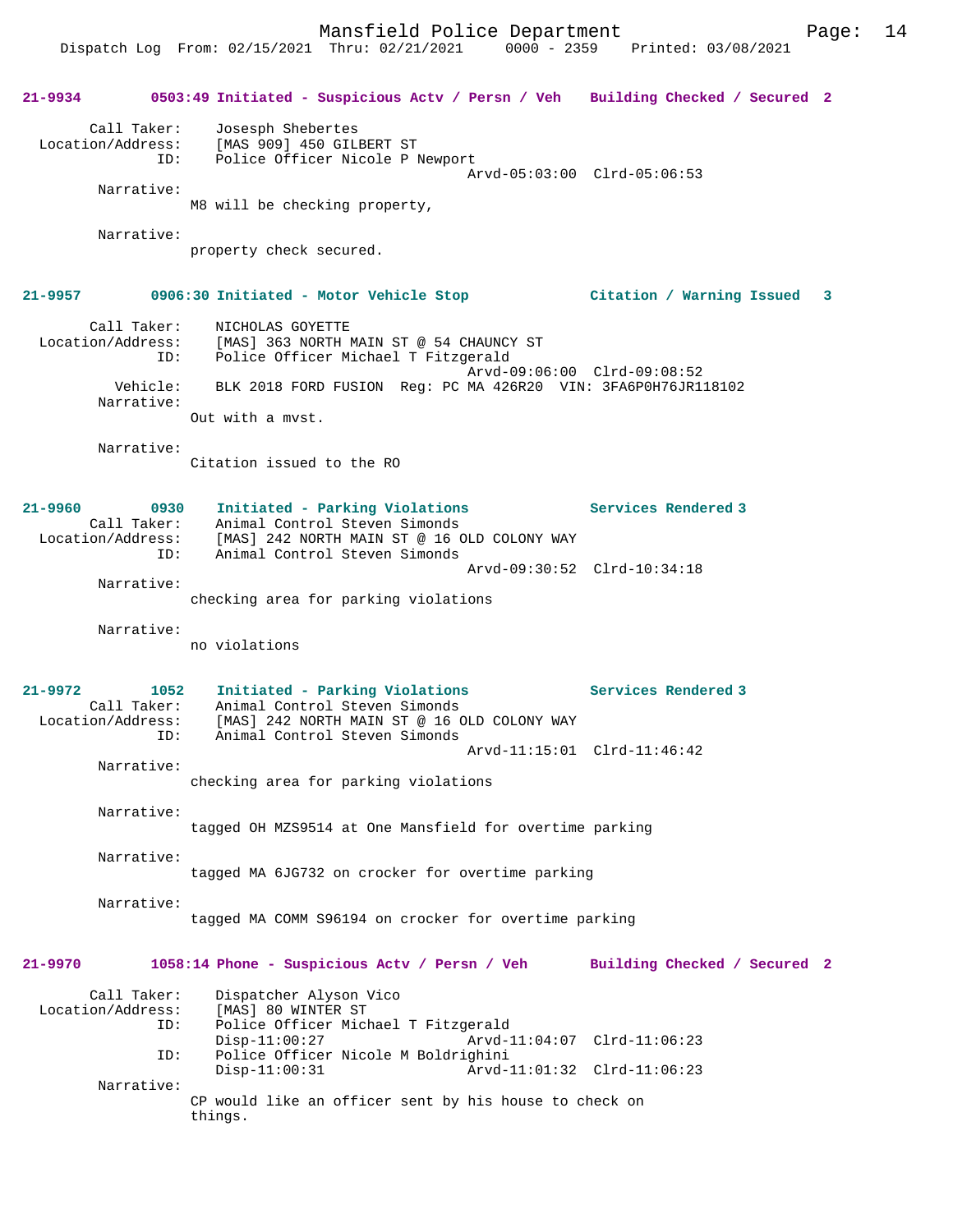**21-9934 0503:49 Initiated - Suspicious Actv / Persn / Veh    Building Checked / Secured 2**

```
        Call Taker:     Josesph Shebertes
  Location/Address:     [MAS 909] 450 GILBERT ST
                ID:     Police Officer Nicole P Newport
                                              Arvd-05:03:00  Clrd-05:06:53
         Narrative:
                    M8 will be checking property,

         Narrative:
                    property check secured.
```

**21-9957 0906:30 Initiated - Motor Vehicle Stop    Citation / Warning Issued 3**

```
        Call Taker:     NICHOLAS GOYETTE
  Location/Address:     [MAS] 363 NORTH MAIN ST @ 54 CHAUNCY ST
                ID:     Police Officer Michael T Fitzgerald
                                              Arvd-09:06:00  Clrd-09:08:52
           Vehicle:     BLK 2018 FORD FUSION  Reg: PC MA 426R20  VIN: 3FA6P0H76JR118102
         Narrative:
                    Out with a mvst.

         Narrative:
                    Citation issued to the RO
```

**21-9960 0930 Initiated - Parking Violations    Services Rendered 3**

```
        Call Taker:     Animal Control Steven Simonds
  Location/Address:     [MAS] 242 NORTH MAIN ST @ 16 OLD COLONY WAY
                ID:     Animal Control Steven Simonds
                                              Arvd-09:30:52  Clrd-10:34:18
         Narrative:
                    checking area for parking violations

         Narrative:
                    no violations
```

**21-9972 1052 Initiated - Parking Violations    Services Rendered 3**

```
        Call Taker:     Animal Control Steven Simonds
  Location/Address:     [MAS] 242 NORTH MAIN ST @ 16 OLD COLONY WAY
                ID:     Animal Control Steven Simonds
                                              Arvd-11:15:01  Clrd-11:46:42
         Narrative:
                    checking area for parking violations

         Narrative:
                    tagged OH MZS9514 at One Mansfield for overtime parking

         Narrative:
                    tagged MA 6JG732 on crocker for overtime parking

         Narrative:
                    tagged MA COMM S96194 on crocker for overtime parking
```

**21-9970 1058:14 Phone - Suspicious Actv / Persn / Veh    Building Checked / Secured 2**

```
        Call Taker:     Dispatcher Alyson Vico
  Location/Address:     [MAS] 80 WINTER ST
                ID:     Police Officer Michael T Fitzgerald
                        Disp-11:00:27             Arvd-11:04:07  Clrd-11:06:23
                ID:     Police Officer Nicole M Boldrighini
                        Disp-11:00:31             Arvd-11:01:32  Clrd-11:06:23
         Narrative:
                    CP would like an officer sent by his house to check on
                    things.
```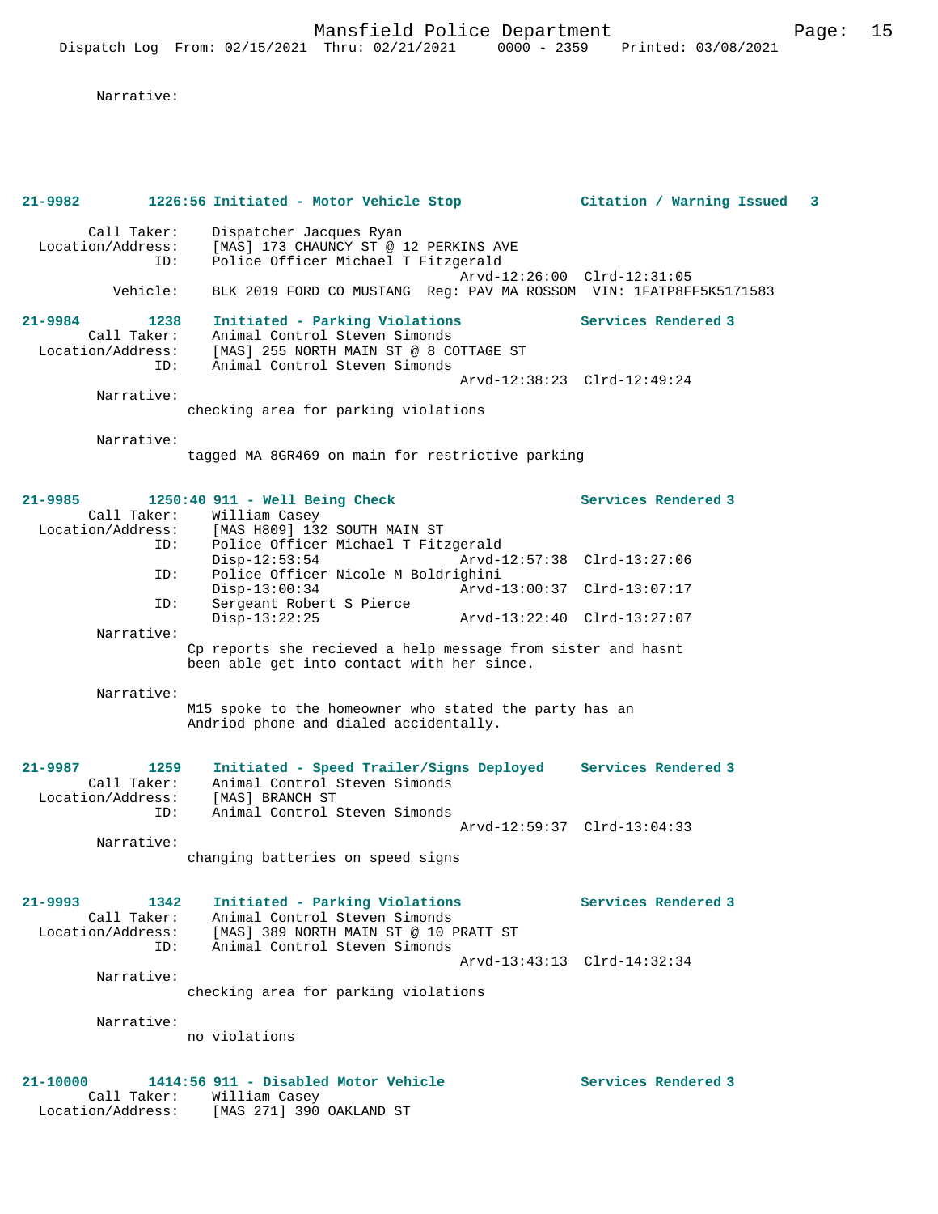Narrative:

**21-9982 1226:56 Initiated - Motor Vehicle Stop — Citation / Warning Issued 3**

Call Taker: Dispatcher Jacques Ryan
Location/Address: [MAS] 173 CHAUNCY ST @ 12 PERKINS AVE
ID: Police Officer Michael T Fitzgerald
Arvd-12:26:00 Clrd-12:31:05
Vehicle: BLK 2019 FORD CO MUSTANG Reg: PAV MA ROSSOM VIN: 1FATP8FF5K5171583

**21-9984 1238 Initiated - Parking Violations — Services Rendered 3**

Call Taker: Animal Control Steven Simonds
Location/Address: [MAS] 255 NORTH MAIN ST @ 8 COTTAGE ST
ID: Animal Control Steven Simonds
Arvd-12:38:23 Clrd-12:49:24

Narrative:
checking area for parking violations

Narrative:
tagged MA 8GR469 on main for restrictive parking

**21-9985 1250:40 911 - Well Being Check — Services Rendered 3**

Call Taker: William Casey
Location/Address: [MAS H809] 132 SOUTH MAIN ST
ID: Police Officer Michael T Fitzgerald
Disp-12:53:54 Arvd-12:57:38 Clrd-13:27:06
ID: Police Officer Nicole M Boldrighini
Disp-13:00:34 Arvd-13:00:37 Clrd-13:07:17
ID: Sergeant Robert S Pierce
Disp-13:22:25 Arvd-13:22:40 Clrd-13:27:07

Narrative:
Cp reports she recieved a help message from sister and hasnt been able get into contact with her since.

Narrative:
M15 spoke to the homeowner who stated the party has an Andriod phone and dialed accidentally.

**21-9987 1259 Initiated - Speed Trailer/Signs Deployed — Services Rendered 3**

Call Taker: Animal Control Steven Simonds
Location/Address: [MAS] BRANCH ST
ID: Animal Control Steven Simonds
Arvd-12:59:37 Clrd-13:04:33

Narrative:
changing batteries on speed signs

**21-9993 1342 Initiated - Parking Violations — Services Rendered 3**

Call Taker: Animal Control Steven Simonds
Location/Address: [MAS] 389 NORTH MAIN ST @ 10 PRATT ST
ID: Animal Control Steven Simonds
Arvd-13:43:13 Clrd-14:32:34

Narrative:
checking area for parking violations

Narrative:
no violations

**21-10000 1414:56 911 - Disabled Motor Vehicle — Services Rendered 3**

Call Taker: William Casey
Location/Address: [MAS 271] 390 OAKLAND ST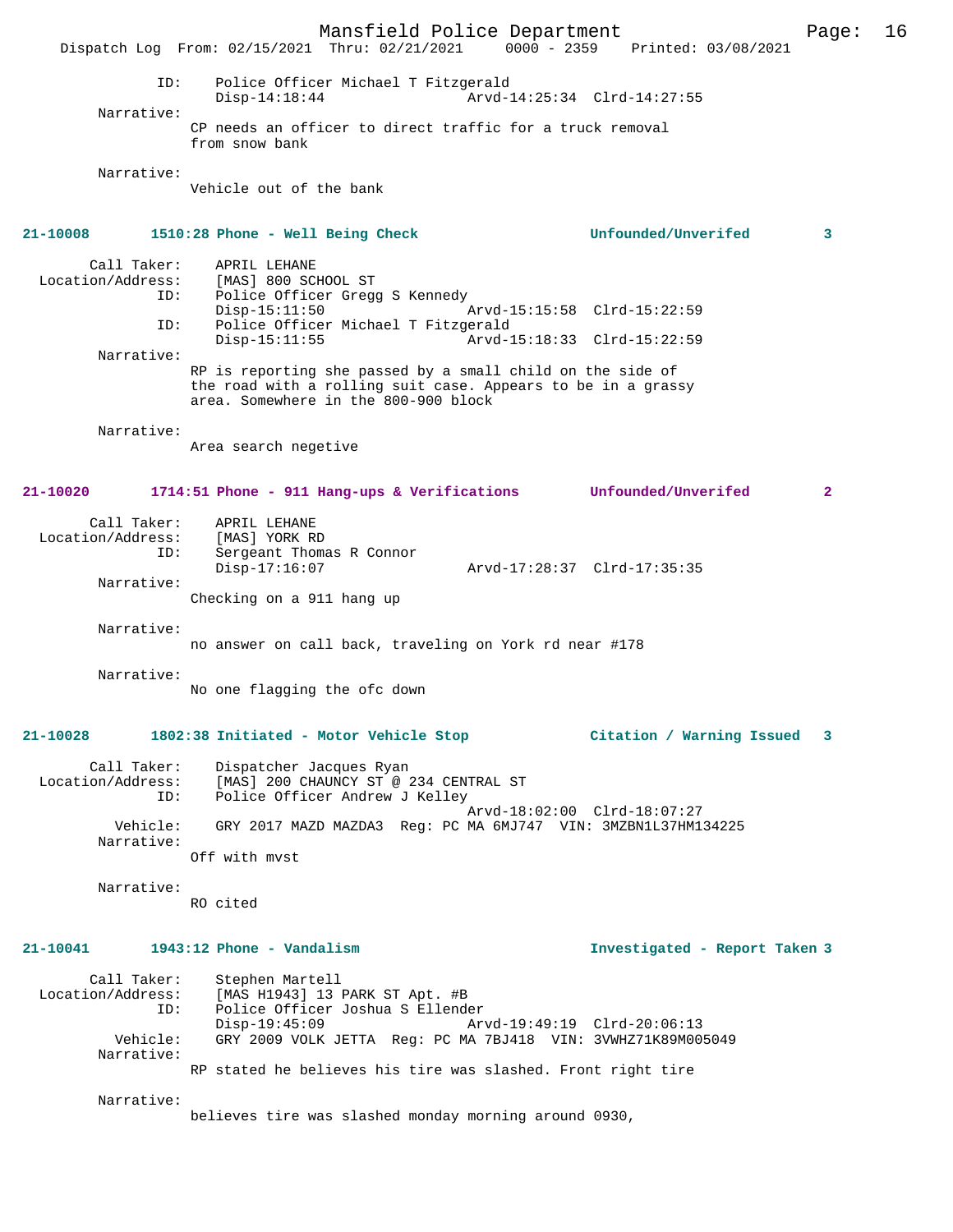ID: Police Officer Michael T Fitzgerald
Disp-14:18:44 Arvd-14:25:34 Clrd-14:27:55

Narrative:
CP needs an officer to direct traffic for a truck removal from snow bank

Narrative:
Vehicle out of the bank

**21-10008 1510:28 Phone - Well Being Check Unfounded/Unverifed 3**

Call Taker: APRIL LEHANE
Location/Address: [MAS] 800 SCHOOL ST
ID: Police Officer Gregg S Kennedy
Disp-15:11:50 Arvd-15:15:58 Clrd-15:22:59
ID: Police Officer Michael T Fitzgerald
Disp-15:11:55 Arvd-15:18:33 Clrd-15:22:59

Narrative:
RP is reporting she passed by a small child on the side of the road with a rolling suit case. Appears to be in a grassy area. Somewhere in the 800-900 block

Narrative:
Area search negetive

**21-10020 1714:51 Phone - 911 Hang-ups & Verifications Unfounded/Unverifed 2**

Call Taker: APRIL LEHANE
Location/Address: [MAS] YORK RD
ID: Sergeant Thomas R Connor
Disp-17:16:07 Arvd-17:28:37 Clrd-17:35:35

Narrative:
Checking on a 911 hang up

Narrative:
no answer on call back, traveling on York rd near #178

Narrative:
No one flagging the ofc down

**21-10028 1802:38 Initiated - Motor Vehicle Stop Citation / Warning Issued 3**

Call Taker: Dispatcher Jacques Ryan
Location/Address: [MAS] 200 CHAUNCY ST @ 234 CENTRAL ST
ID: Police Officer Andrew J Kelley
Arvd-18:02:00 Clrd-18:07:27
Vehicle: GRY 2017 MAZD MAZDA3 Reg: PC MA 6MJ747 VIN: 3MZBN1L37HM134225

Narrative:
Off with mvst

Narrative:
RO cited

**21-10041 1943:12 Phone - Vandalism Investigated - Report Taken 3**

Call Taker: Stephen Martell
Location/Address: [MAS H1943] 13 PARK ST Apt. #B
ID: Police Officer Joshua S Ellender
Disp-19:45:09 Arvd-19:49:19 Clrd-20:06:13
Vehicle: GRY 2009 VOLK JETTA Reg: PC MA 7BJ418 VIN: 3VWHZ71K89M005049

Narrative:
RP stated he believes his tire was slashed. Front right tire

Narrative:
believes tire was slashed monday morning around 0930,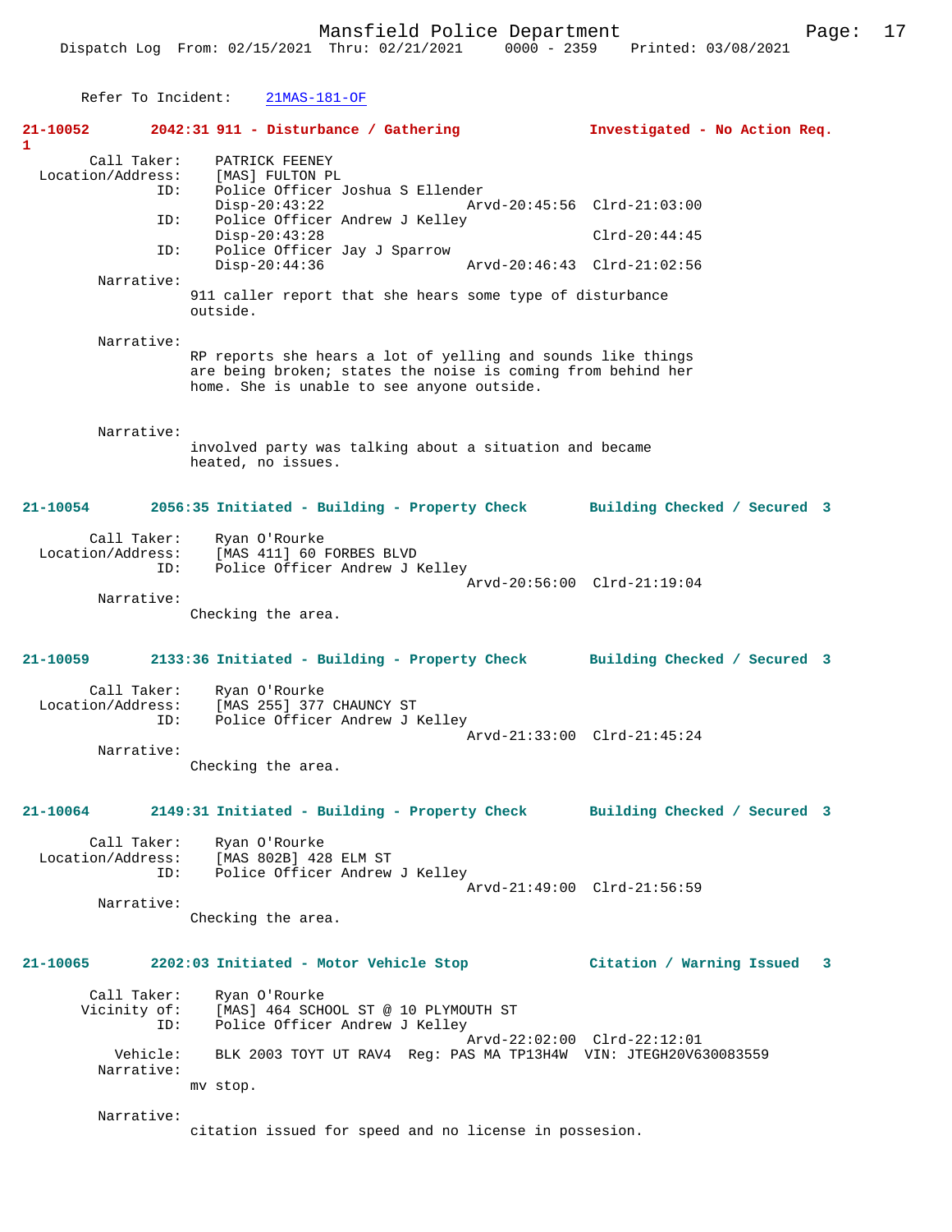Refer To Incident: 21MAS-181-OF

**21-10052 2042:31 911 - Disturbance / Gathering Investigated - No Action Req. 1**

```
        Call Taker:    PATRICK FEENEY
  Location/Address:    [MAS] FULTON PL
                ID:    Police Officer Joshua S Ellender
                       Disp-20:43:22                 Arvd-20:45:56  Clrd-21:03:00
                ID:    Police Officer Andrew J Kelley
                       Disp-20:43:28                                Clrd-20:44:45
                ID:    Police Officer Jay J Sparrow
                       Disp-20:44:36                 Arvd-20:46:43  Clrd-21:02:56
         Narrative:
                    911 caller report that she hears some type of disturbance
                    outside.

         Narrative:
                    RP reports she hears a lot of yelling and sounds like things
                    are being broken; states the noise is coming from behind her
                    home. She is unable to see anyone outside.

         Narrative:
                    involved party was talking about a situation and became
                    heated, no issues.
```

**21-10054 2056:35 Initiated - Building - Property Check Building Checked / Secured 3**

```
        Call Taker:    Ryan O'Rourke
  Location/Address:    [MAS 411] 60 FORBES BLVD
                ID:    Police Officer Andrew J Kelley
                                                     Arvd-20:56:00  Clrd-21:19:04
         Narrative:
                    Checking the area.
```

**21-10059 2133:36 Initiated - Building - Property Check Building Checked / Secured 3**

```
        Call Taker:    Ryan O'Rourke
  Location/Address:    [MAS 255] 377 CHAUNCY ST
                ID:    Police Officer Andrew J Kelley
                                                     Arvd-21:33:00  Clrd-21:45:24
         Narrative:
                    Checking the area.
```

**21-10064 2149:31 Initiated - Building - Property Check Building Checked / Secured 3**

```
        Call Taker:    Ryan O'Rourke
  Location/Address:    [MAS 802B] 428 ELM ST
                ID:    Police Officer Andrew J Kelley
                                                     Arvd-21:49:00  Clrd-21:56:59
         Narrative:
                    Checking the area.
```

**21-10065 2202:03 Initiated - Motor Vehicle Stop Citation / Warning Issued 3**

```
        Call Taker:    Ryan O'Rourke
       Vicinity of:    [MAS] 464 SCHOOL ST @ 10 PLYMOUTH ST
                ID:    Police Officer Andrew J Kelley
                                                     Arvd-22:02:00  Clrd-22:12:01
           Vehicle:    BLK 2003 TOYT UT RAV4  Reg: PAS MA TP13H4W  VIN: JTEGH20V630083559
         Narrative:
                    mv stop.

         Narrative:
                    citation issued for speed and no license in possesion.
```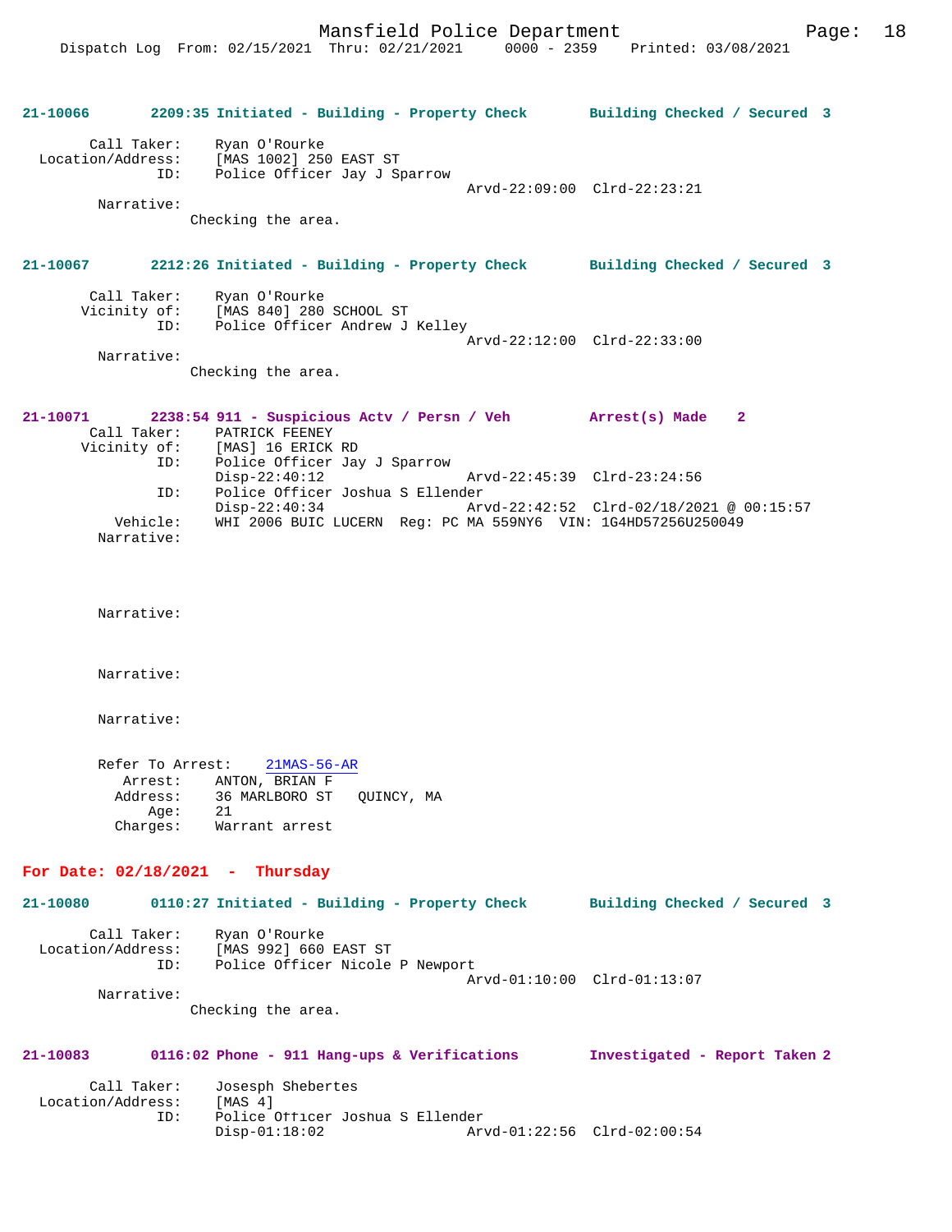**21-10066 2209:35 Initiated - Building - Property Check Building Checked / Secured 3**

Call Taker: Ryan O'Rourke
Location/Address: [MAS 1002] 250 EAST ST
ID: Police Officer Jay J Sparrow
Arvd-22:09:00 Clrd-22:23:21
Narrative:
Checking the area.

**21-10067 2212:26 Initiated - Building - Property Check Building Checked / Secured 3**

Call Taker: Ryan O'Rourke
Vicinity of: [MAS 840] 280 SCHOOL ST
ID: Police Officer Andrew J Kelley
Arvd-22:12:00 Clrd-22:33:00
Narrative:
Checking the area.

**21-10071 2238:54 911 - Suspicious Actv / Persn / Veh Arrest(s) Made 2**

Call Taker: PATRICK FEENEY
Vicinity of: [MAS] 16 ERICK RD
ID: Police Officer Jay J Sparrow
Disp-22:40:12 Arvd-22:45:39 Clrd-23:24:56
ID: Police Officer Joshua S Ellender
Disp-22:40:34 Arvd-22:42:52 Clrd-02/18/2021 @ 00:15:57
Vehicle: WHI 2006 BUIC LUCERN Reg: PC MA 559NY6 VIN: 1G4HD57256U250049
Narrative:

Narrative:

Narrative:

Narrative:

Refer To Arrest: 21MAS-56-AR
Arrest: ANTON, BRIAN F
Address: 36 MARLBORO ST QUINCY, MA
Age: 21
Charges: Warrant arrest

## For Date: 02/18/2021 - Thursday

**21-10080 0110:27 Initiated - Building - Property Check Building Checked / Secured 3**

Call Taker: Ryan O'Rourke
Location/Address: [MAS 992] 660 EAST ST
ID: Police Officer Nicole P Newport
Arvd-01:10:00 Clrd-01:13:07
Narrative:
Checking the area.

**21-10083 0116:02 Phone - 911 Hang-ups & Verifications Investigated - Report Taken 2**

Call Taker: Josesph Shebertes
Location/Address: [MAS 4]
ID: Police Officer Joshua S Ellender
Disp-01:18:02 Arvd-01:22:56 Clrd-02:00:54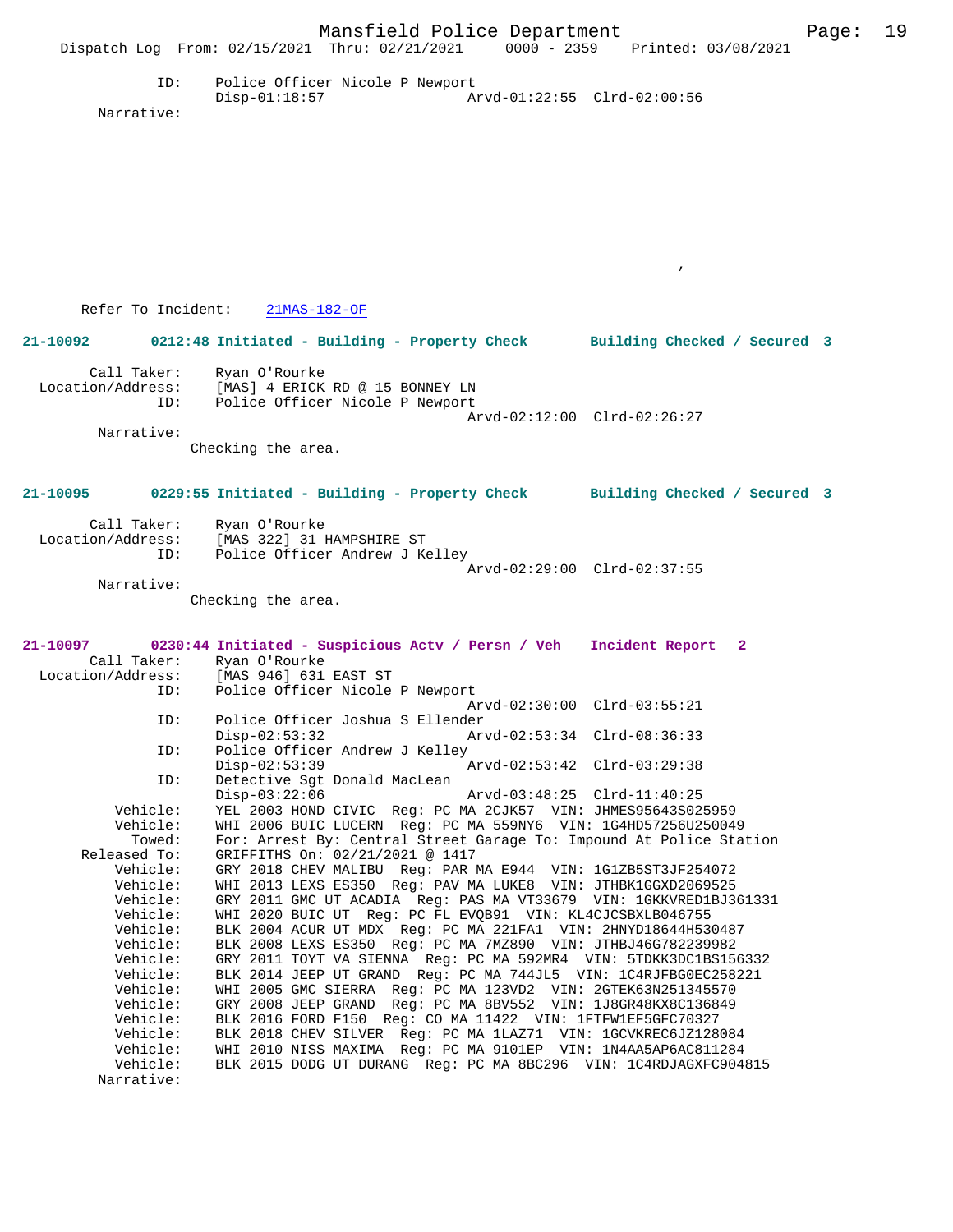ID: Police Officer Nicole P Newport
Disp-01:18:57 Arvd-01:22:55 Clrd-02:00:56
Narrative:

,

Refer To Incident: 21MAS-182-OF

**21-10092 0212:48 Initiated - Building - Property Check Building Checked / Secured 3**

Call Taker: Ryan O'Rourke
Location/Address: [MAS] 4 ERICK RD @ 15 BONNEY LN
ID: Police Officer Nicole P Newport
Arvd-02:12:00 Clrd-02:26:27
Narrative:
Checking the area.

**21-10095 0229:55 Initiated - Building - Property Check Building Checked / Secured 3**

Call Taker: Ryan O'Rourke
Location/Address: [MAS 322] 31 HAMPSHIRE ST
ID: Police Officer Andrew J Kelley
Arvd-02:29:00 Clrd-02:37:55
Narrative:
Checking the area.

**21-10097 0230:44 Initiated - Suspicious Actv / Persn / Veh Incident Report 2**

Call Taker: Ryan O'Rourke
Location/Address: [MAS 946] 631 EAST ST
ID: Police Officer Nicole P Newport
Arvd-02:30:00 Clrd-03:55:21
ID: Police Officer Joshua S Ellender
Disp-02:53:32 Arvd-02:53:34 Clrd-08:36:33
ID: Police Officer Andrew J Kelley
Disp-02:53:39 Arvd-02:53:42 Clrd-03:29:38
ID: Detective Sgt Donald MacLean
Disp-03:22:06 Arvd-03:48:25 Clrd-11:40:25
Vehicle: YEL 2003 HOND CIVIC Reg: PC MA 2CJK57 VIN: JHMES95643S025959
Vehicle: WHI 2006 BUIC LUCERN Reg: PC MA 559NY6 VIN: 1G4HD57256U250049
Towed: For: Arrest By: Central Street Garage To: Impound At Police Station
Released To: GRIFFITHS On: 02/21/2021 @ 1417
Vehicle: GRY 2018 CHEV MALIBU Reg: PAR MA E944 VIN: 1G1ZB5ST3JF254072
Vehicle: WHI 2013 LEXS ES350 Reg: PAV MA LUKE8 VIN: JTHBK1GGXD2069525
Vehicle: GRY 2011 GMC UT ACADIA Reg: PAS MA VT33679 VIN: 1GKKVRED1BJ361331
Vehicle: WHI 2020 BUIC UT Reg: PC FL EVQB91 VIN: KL4CJCSBXLB046755
Vehicle: BLK 2004 ACUR UT MDX Reg: PC MA 221FA1 VIN: 2HNYD18644H530487
Vehicle: BLK 2008 LEXS ES350 Reg: PC MA 7MZ890 VIN: JTHBJ46G782239982
Vehicle: GRY 2011 TOYT VA SIENNA Reg: PC MA 592MR4 VIN: 5TDKK3DC1BS156332
Vehicle: BLK 2014 JEEP UT GRAND Reg: PC MA 744JL5 VIN: 1C4RJFBG0EC258221
Vehicle: WHI 2005 GMC SIERRA Reg: PC MA 123VD2 VIN: 2GTEK63N251345570
Vehicle: GRY 2008 JEEP GRAND Reg: PC MA 8BV552 VIN: 1J8GR48KX8C136849
Vehicle: BLK 2016 FORD F150 Reg: CO MA 11422 VIN: 1FTFW1EF5GFC70327
Vehicle: BLK 2018 CHEV SILVER Reg: PC MA 1LAZ71 VIN: 1GCVKREC6JZ128084
Vehicle: WHI 2010 NISS MAXIMA Reg: PC MA 9101EP VIN: 1N4AA5AP6AC811284
Vehicle: BLK 2015 DODG UT DURANG Reg: PC MA 8BC296 VIN: 1C4RDJAGXFC904815
Narrative: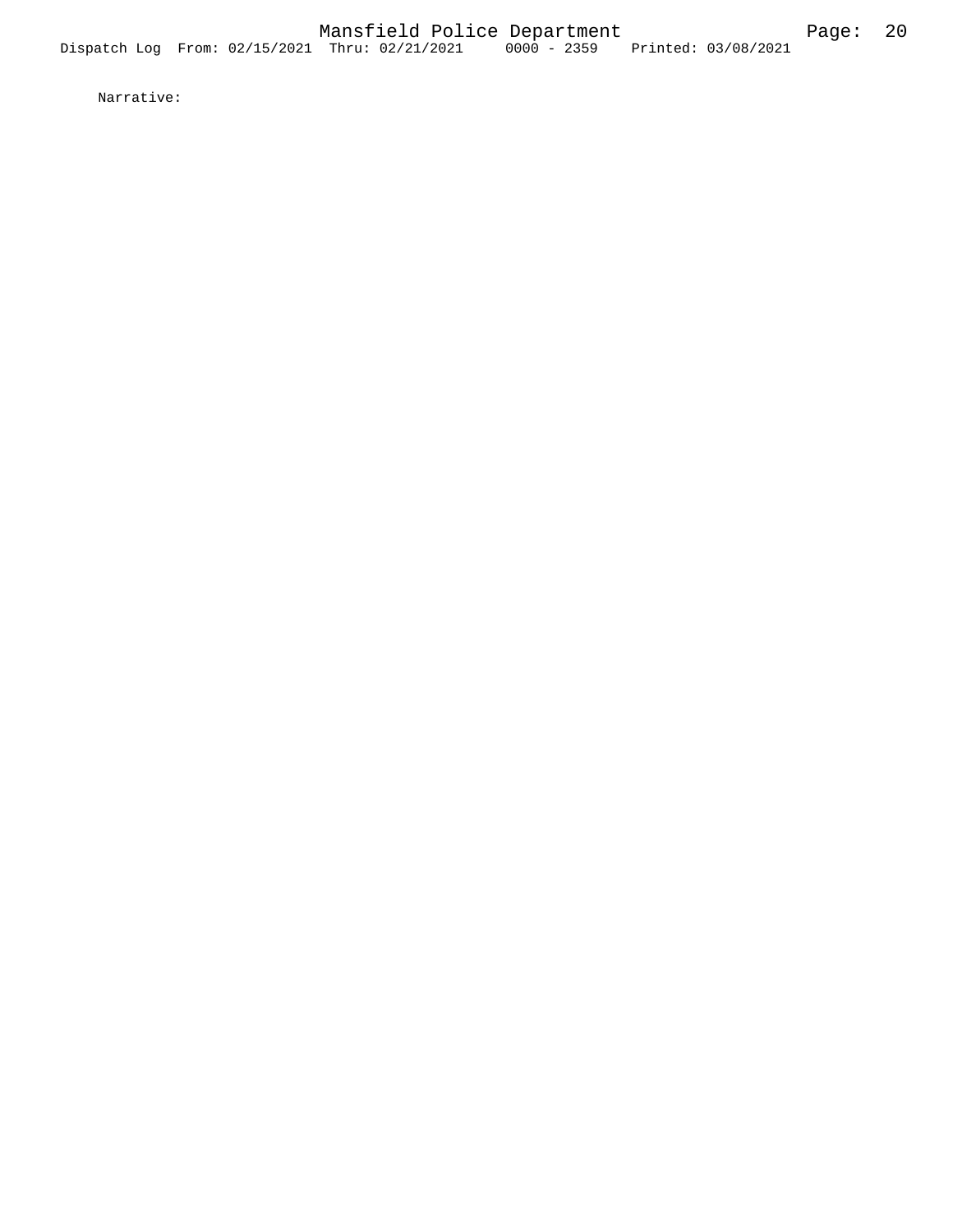Narrative: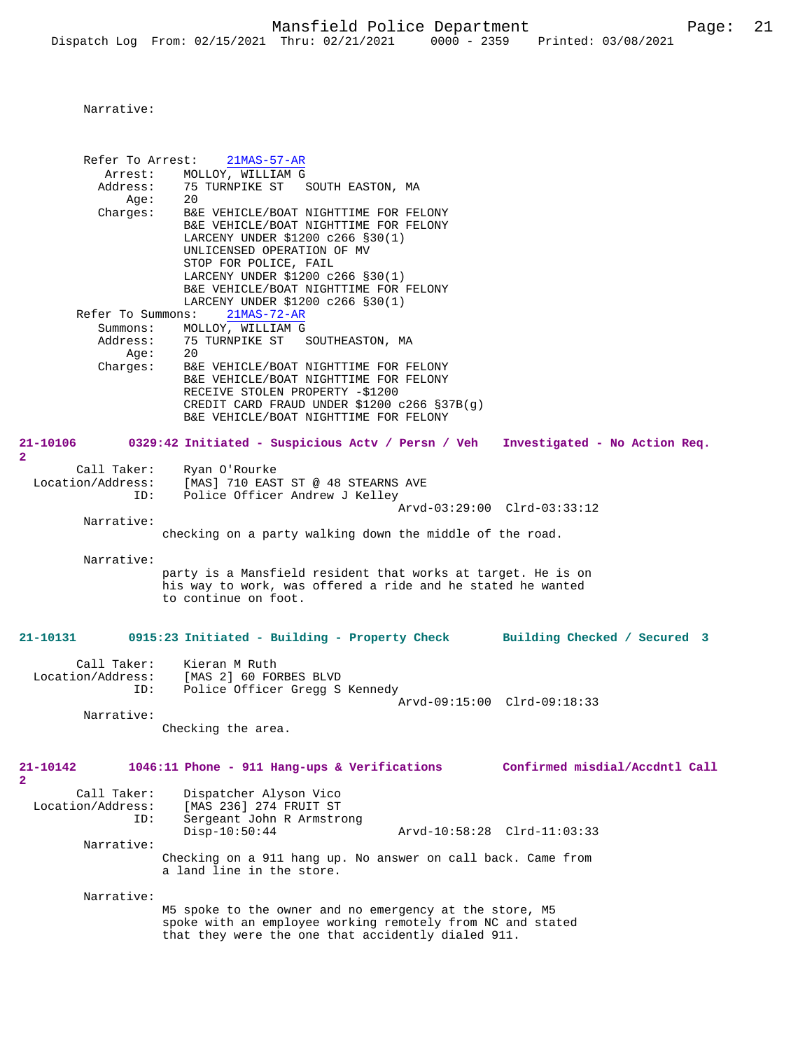Narrative:

Refer To Arrest: 21MAS-57-AR
Arrest: MOLLOY, WILLIAM G
Address: 75 TURNPIKE ST SOUTH EASTON, MA
Age: 20
Charges: B&E VEHICLE/BOAT NIGHTTIME FOR FELONY
B&E VEHICLE/BOAT NIGHTTIME FOR FELONY
LARCENY UNDER $1200 c266 §30(1)
UNLICENSED OPERATION OF MV
STOP FOR POLICE, FAIL
LARCENY UNDER $1200 c266 §30(1)
B&E VEHICLE/BOAT NIGHTTIME FOR FELONY
LARCENY UNDER $1200 c266 §30(1)

Refer To Summons: 21MAS-72-AR
Summons: MOLLOY, WILLIAM G
Address: 75 TURNPIKE ST SOUTHEASTON, MA
Age: 20
Charges: B&E VEHICLE/BOAT NIGHTTIME FOR FELONY
B&E VEHICLE/BOAT NIGHTTIME FOR FELONY
RECEIVE STOLEN PROPERTY -$1200
CREDIT CARD FRAUD UNDER $1200 c266 §37B(g)
B&E VEHICLE/BOAT NIGHTTIME FOR FELONY

**21-10106 0329:42 Initiated - Suspicious Actv / Persn / Veh Investigated - No Action Req. 2**

Call Taker: Ryan O'Rourke
Location/Address: [MAS] 710 EAST ST @ 48 STEARNS AVE
ID: Police Officer Andrew J Kelley
Arvd-03:29:00 Clrd-03:33:12

Narrative:
checking on a party walking down the middle of the road.

Narrative:
party is a Mansfield resident that works at target. He is on his way to work, was offered a ride and he stated he wanted to continue on foot.

**21-10131 0915:23 Initiated - Building - Property Check Building Checked / Secured 3**

Call Taker: Kieran M Ruth
Location/Address: [MAS 2] 60 FORBES BLVD
ID: Police Officer Gregg S Kennedy
Arvd-09:15:00 Clrd-09:18:33

Narrative:
Checking the area.

**21-10142 1046:11 Phone - 911 Hang-ups & Verifications Confirmed misdial/Accdntl Call 2**

Call Taker: Dispatcher Alyson Vico
Location/Address: [MAS 236] 274 FRUIT ST
ID: Sergeant John R Armstrong
Disp-10:50:44 Arvd-10:58:28 Clrd-11:03:33

Narrative:
Checking on a 911 hang up. No answer on call back. Came from a land line in the store.

Narrative:
M5 spoke to the owner and no emergency at the store, M5 spoke with an employee working remotely from NC and stated that they were the one that accidently dialed 911.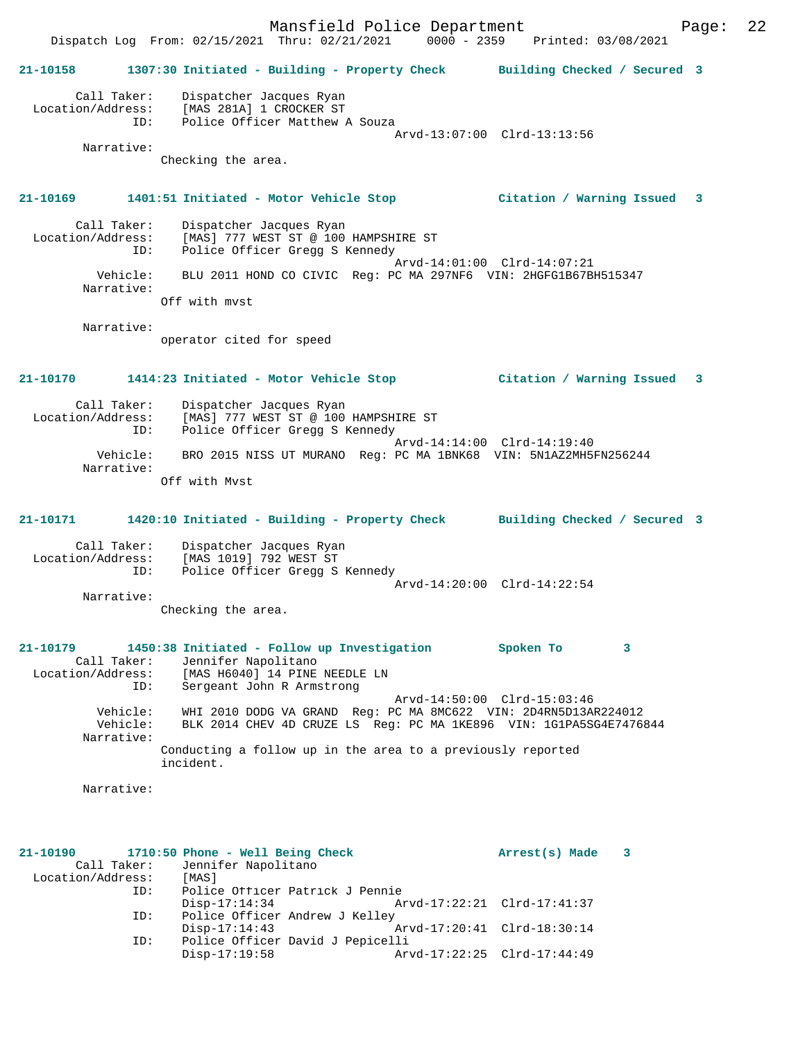**21-10158 1307:30 Initiated - Building - Property Check Building Checked / Secured 3**

```
        Call Taker:    Dispatcher Jacques Ryan
  Location/Address:    [MAS 281A] 1 CROCKER ST
                ID:    Police Officer Matthew A Souza
                                                 Arvd-13:07:00  Clrd-13:13:56
         Narrative:
                     Checking the area.
```

**21-10169 1401:51 Initiated - Motor Vehicle Stop Citation / Warning Issued 3**

```
        Call Taker:    Dispatcher Jacques Ryan
  Location/Address:    [MAS] 777 WEST ST @ 100 HAMPSHIRE ST
                ID:    Police Officer Gregg S Kennedy
                                                 Arvd-14:01:00  Clrd-14:07:21
           Vehicle:    BLU 2011 HOND CO CIVIC  Reg: PC MA 297NF6  VIN: 2HGFG1B67BH515347
         Narrative:
                     Off with mvst

         Narrative:
                     operator cited for speed
```

**21-10170 1414:23 Initiated - Motor Vehicle Stop Citation / Warning Issued 3**

```
        Call Taker:    Dispatcher Jacques Ryan
  Location/Address:    [MAS] 777 WEST ST @ 100 HAMPSHIRE ST
                ID:    Police Officer Gregg S Kennedy
                                                 Arvd-14:14:00  Clrd-14:19:40
           Vehicle:    BRO 2015 NISS UT MURANO  Reg: PC MA 1BNK68  VIN: 5N1AZ2MH5FN256244
         Narrative:
                     Off with Mvst
```

**21-10171 1420:10 Initiated - Building - Property Check Building Checked / Secured 3**

```
        Call Taker:    Dispatcher Jacques Ryan
  Location/Address:    [MAS 1019] 792 WEST ST
                ID:    Police Officer Gregg S Kennedy
                                                 Arvd-14:20:00  Clrd-14:22:54
         Narrative:
                     Checking the area.
```

**21-10179 1450:38 Initiated - Follow up Investigation Spoken To 3**

```
        Call Taker:    Jennifer Napolitano
  Location/Address:    [MAS H6040] 14 PINE NEEDLE LN
                ID:    Sergeant John R Armstrong
                                                 Arvd-14:50:00  Clrd-15:03:46
           Vehicle:    WHI 2010 DODG VA GRAND  Reg: PC MA 8MC622  VIN: 2D4RN5D13AR224012
           Vehicle:    BLK 2014 CHEV 4D CRUZE LS  Reg: PC MA 1KE896  VIN: 1G1PA5SG4E7476844
         Narrative:
                     Conducting a follow up in the area to a previously reported
                     incident.

         Narrative:
```

**21-10190 1710:50 Phone - Well Being Check Arrest(s) Made 3**

```
        Call Taker:    Jennifer Napolitano
  Location/Address:    [MAS]
                ID:    Police Officer Patrick J Pennie
                       Disp-17:14:34             Arvd-17:22:21  Clrd-17:41:37
                ID:    Police Officer Andrew J Kelley
                       Disp-17:14:43             Arvd-17:20:41  Clrd-18:30:14
                ID:    Police Officer David J Pepicelli
                       Disp-17:19:58             Arvd-17:22:25  Clrd-17:44:49
```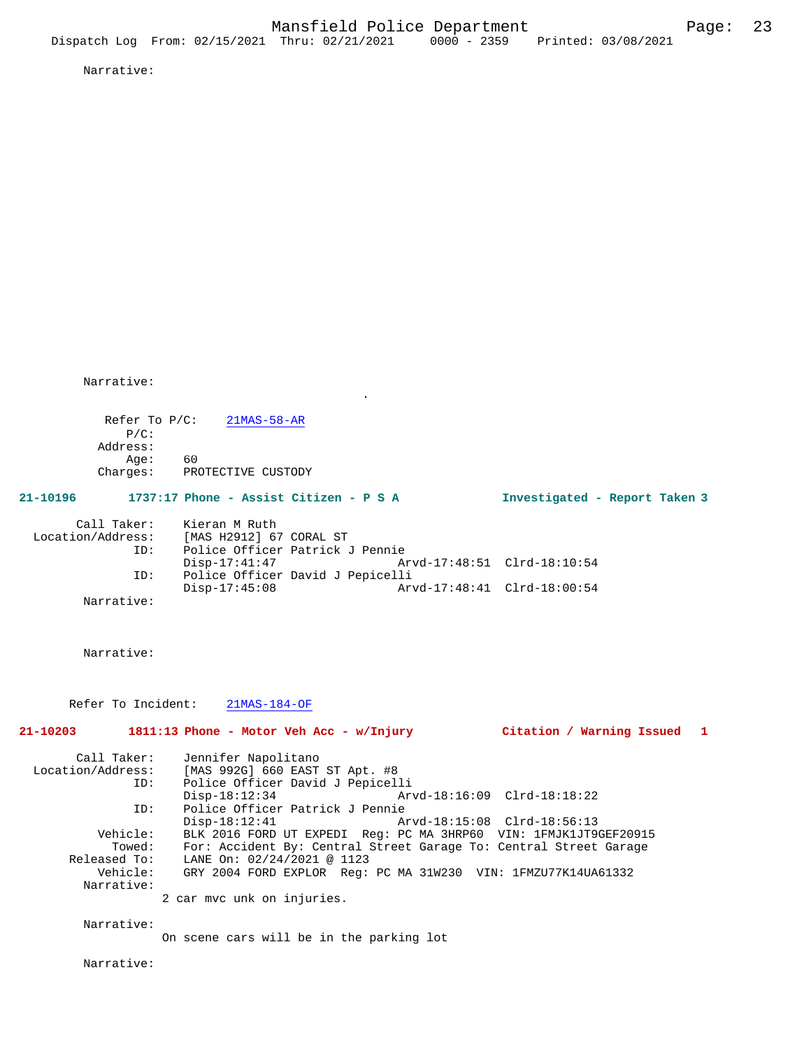Narrative:

Narrative:

.

Refer To P/C: 21MAS-58-AR
P/C:
Address:
Age: 60
Charges: PROTECTIVE CUSTODY

**21-10196 1737:17 Phone - Assist Citizen - P S A Investigated - Report Taken 3**

Call Taker: Kieran M Ruth
Location/Address: [MAS H2912] 67 CORAL ST
ID: Police Officer Patrick J Pennie
Disp-17:41:47 Arvd-17:48:51 Clrd-18:10:54
ID: Police Officer David J Pepicelli
Disp-17:45:08 Arvd-17:48:41 Clrd-18:00:54
Narrative:

Narrative:

Refer To Incident: 21MAS-184-OF

**21-10203 1811:13 Phone - Motor Veh Acc - w/Injury Citation / Warning Issued 1**

Call Taker: Jennifer Napolitano
Location/Address: [MAS 992G] 660 EAST ST Apt. #8
ID: Police Officer David J Pepicelli
Disp-18:12:34 Arvd-18:16:09 Clrd-18:18:22
ID: Police Officer Patrick J Pennie
Disp-18:12:41 Arvd-18:15:08 Clrd-18:56:13
Vehicle: BLK 2016 FORD UT EXPEDI Reg: PC MA 3HRP60 VIN: 1FMJK1JT9GEF20915
Towed: For: Accident By: Central Street Garage To: Central Street Garage
Released To: LANE On: 02/24/2021 @ 1123
Vehicle: GRY 2004 FORD EXPLOR Reg: PC MA 31W230 VIN: 1FMZU77K14UA61332
Narrative:
2 car mvc unk on injuries.

Narrative:
On scene cars will be in the parking lot

Narrative: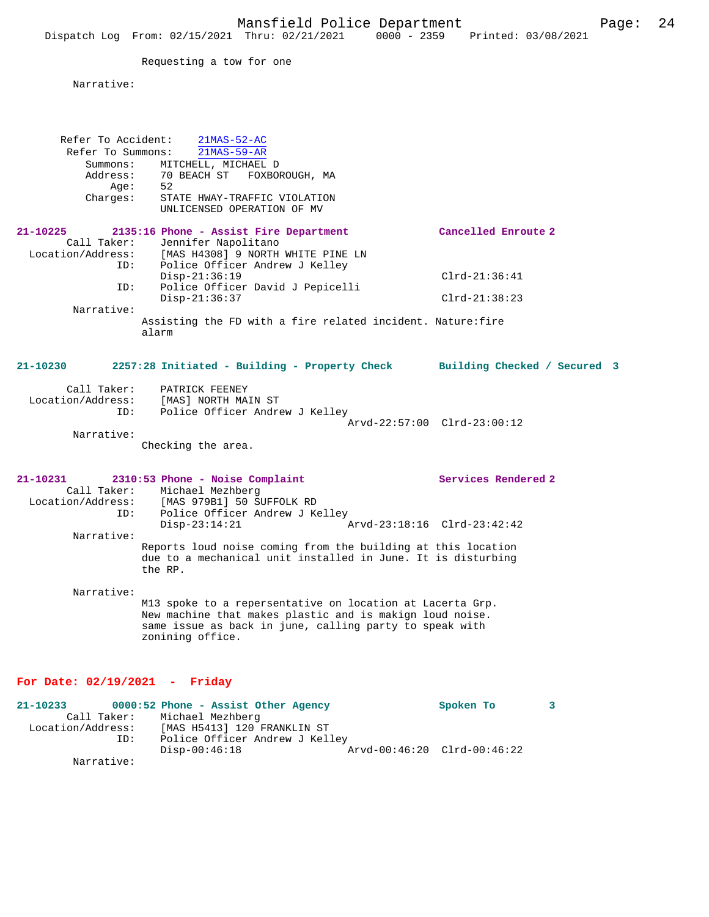Requesting a tow for one

Narrative:

Refer To Accident: 21MAS-52-AC
Refer To Summons: 21MAS-59-AR
Summons: MITCHELL, MICHAEL D
Address: 70 BEACH ST FOXBOROUGH, MA
Age: 52
Charges: STATE HWAY-TRAFFIC VIOLATION
UNLICENSED OPERATION OF MV

**21-10225 2135:16 Phone - Assist Fire Department — Cancelled Enroute 2**

Call Taker: Jennifer Napolitano
Location/Address: [MAS H4308] 9 NORTH WHITE PINE LN
ID: Police Officer Andrew J Kelley
Disp-21:36:19 Clrd-21:36:41
ID: Police Officer David J Pepicelli
Disp-21:36:37 Clrd-21:38:23
Narrative:
Assisting the FD with a fire related incident. Nature:fire alarm

**21-10230 2257:28 Initiated - Building - Property Check — Building Checked / Secured 3**

Call Taker: PATRICK FEENEY
Location/Address: [MAS] NORTH MAIN ST
ID: Police Officer Andrew J Kelley
Arvd-22:57:00 Clrd-23:00:12
Narrative:
Checking the area.

**21-10231 2310:53 Phone - Noise Complaint — Services Rendered 2**

Call Taker: Michael Mezhberg
Location/Address: [MAS 979B1] 50 SUFFOLK RD
ID: Police Officer Andrew J Kelley
Disp-23:14:21 Arvd-23:18:16 Clrd-23:42:42
Narrative:
Reports loud noise coming from the building at this location due to a mechanical unit installed in June. It is disturbing the RP.

Narrative:
M13 spoke to a repersentative on location at Lacerta Grp. New machine that makes plastic and is makign loud noise. same issue as back in june, calling party to speak with zonining office.

## For Date: 02/19/2021 - Friday

**21-10233 0000:52 Phone - Assist Other Agency — Spoken To 3**

Call Taker: Michael Mezhberg
Location/Address: [MAS H5413] 120 FRANKLIN ST
ID: Police Officer Andrew J Kelley
Disp-00:46:18 Arvd-00:46:20 Clrd-00:46:22
Narrative: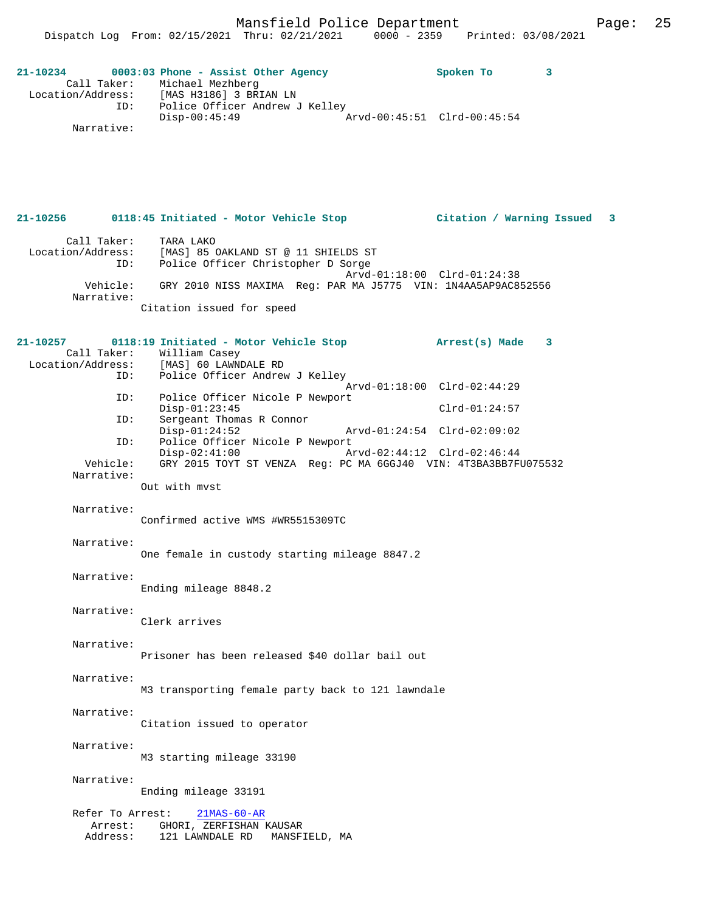**21-10234** **0003:03 Phone - Assist Other Agency** **Spoken To 3**

Call Taker: Michael Mezhberg
Location/Address: [MAS H3186] 3 BRIAN LN
ID: Police Officer Andrew J Kelley
Disp-00:45:49 Arvd-00:45:51 Clrd-00:45:54
Narrative:

**21-10256** **0118:45 Initiated - Motor Vehicle Stop** **Citation / Warning Issued 3**

Call Taker: TARA LAKO
Location/Address: [MAS] 85 OAKLAND ST @ 11 SHIELDS ST
ID: Police Officer Christopher D Sorge
Arvd-01:18:00 Clrd-01:24:38
Vehicle: GRY 2010 NISS MAXIMA Reg: PAR MA J5775 VIN: 1N4AA5AP9AC852556
Narrative:
Citation issued for speed

**21-10257** **0118:19 Initiated - Motor Vehicle Stop** **Arrest(s) Made 3**

Call Taker: William Casey
Location/Address: [MAS] 60 LAWNDALE RD
ID: Police Officer Andrew J Kelley
Arvd-01:18:00 Clrd-02:44:29
ID: Police Officer Nicole P Newport
Disp-01:23:45 Clrd-01:24:57
ID: Sergeant Thomas R Connor
Disp-01:24:52 Arvd-01:24:54 Clrd-02:09:02
ID: Police Officer Nicole P Newport
Disp-02:41:00 Arvd-02:44:12 Clrd-02:46:44
Vehicle: GRY 2015 TOYT ST VENZA Reg: PC MA 6GGJ40 VIN: 4T3BA3BB7FU075532
Narrative:
Out with mvst

Narrative:
Confirmed active WMS #WR5515309TC

Narrative:
One female in custody starting mileage 8847.2

Narrative:
Ending mileage 8848.2

Narrative:
Clerk arrives

Narrative:
Prisoner has been released $40 dollar bail out

Narrative:
M3 transporting female party back to 121 lawndale

Narrative:
Citation issued to operator

Narrative:
M3 starting mileage 33190

Narrative:
Ending mileage 33191

Refer To Arrest: 21MAS-60-AR
Arrest: GHORI, ZERFISHAN KAUSAR
Address: 121 LAWNDALE RD MANSFIELD, MA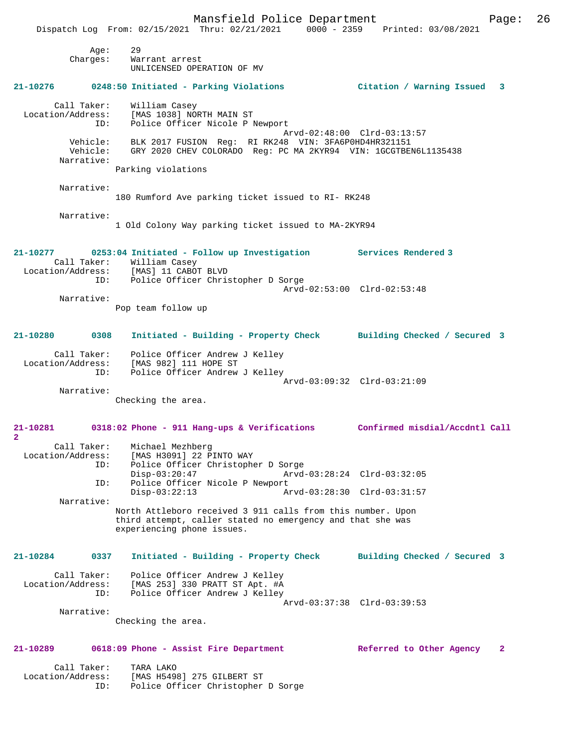Age: 29
Charges: Warrant arrest
UNLICENSED OPERATION OF MV

**21-10276 0248:50 Initiated - Parking Violations — Citation / Warning Issued 3**

Call Taker: William Casey
Location/Address: [MAS 1038] NORTH MAIN ST
ID: Police Officer Nicole P Newport
Arvd-02:48:00 Clrd-03:13:57
Vehicle: BLK 2017 FUSION Reg: RI RK248 VIN: 3FA6P0HD4HR321151
Vehicle: GRY 2020 CHEV COLORADO Reg: PC MA 2KYR94 VIN: 1GCGTBEN6L1135438
Narrative:
Parking violations

Narrative:
180 Rumford Ave parking ticket issued to RI- RK248

Narrative:
1 Old Colony Way parking ticket issued to MA-2KYR94

**21-10277 0253:04 Initiated - Follow up Investigation — Services Rendered 3**

Call Taker: William Casey
Location/Address: [MAS] 11 CABOT BLVD
ID: Police Officer Christopher D Sorge
Arvd-02:53:00 Clrd-02:53:48
Narrative:
Pop team follow up

**21-10280 0308 Initiated - Building - Property Check — Building Checked / Secured 3**

Call Taker: Police Officer Andrew J Kelley
Location/Address: [MAS 982] 111 HOPE ST
ID: Police Officer Andrew J Kelley
Arvd-03:09:32 Clrd-03:21:09
Narrative:
Checking the area.

**21-10281 0318:02 Phone - 911 Hang-ups & Verifications — Confirmed misdial/Accdntl Call 2**

Call Taker: Michael Mezhberg
Location/Address: [MAS H3091] 22 PINTO WAY
ID: Police Officer Christopher D Sorge
Disp-03:20:47 Arvd-03:28:24 Clrd-03:32:05
ID: Police Officer Nicole P Newport
Disp-03:22:13 Arvd-03:28:30 Clrd-03:31:57
Narrative:
North Attleboro received 3 911 calls from this number. Upon third attempt, caller stated no emergency and that she was experiencing phone issues.

**21-10284 0337 Initiated - Building - Property Check — Building Checked / Secured 3**

Call Taker: Police Officer Andrew J Kelley
Location/Address: [MAS 253] 330 PRATT ST Apt. #A
ID: Police Officer Andrew J Kelley
Arvd-03:37:38 Clrd-03:39:53
Narrative:
Checking the area.

**21-10289 0618:09 Phone - Assist Fire Department — Referred to Other Agency 2**

Call Taker: TARA LAKO
Location/Address: [MAS H5498] 275 GILBERT ST
ID: Police Officer Christopher D Sorge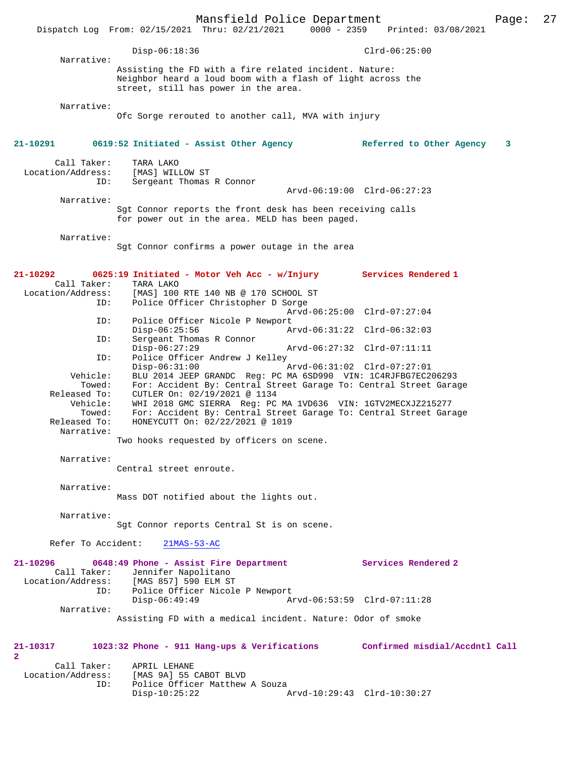Disp-06:18:36 Clrd-06:25:00

Narrative:
Assisting the FD with a fire related incident. Nature: Neighbor heard a loud boom with a flash of light across the street, still has power in the area.

Narrative:
Ofc Sorge rerouted to another call, MVA with injury

**21-10291 0619:52 Initiated - Assist Other Agency Referred to Other Agency 3**

Call Taker: TARA LAKO
Location/Address: [MAS] WILLOW ST
ID: Sergeant Thomas R Connor
Arvd-06:19:00 Clrd-06:27:23

Narrative:
Sgt Connor reports the front desk has been receiving calls for power out in the area. MELD has been paged.

Narrative:
Sgt Connor confirms a power outage in the area

**21-10292 0625:19 Initiated - Motor Veh Acc - w/Injury Services Rendered 1**

Call Taker: TARA LAKO
Location/Address: [MAS] 100 RTE 140 NB @ 170 SCHOOL ST
ID: Police Officer Christopher D Sorge
Arvd-06:25:00 Clrd-07:27:04
ID: Police Officer Nicole P Newport
Disp-06:25:56 Arvd-06:31:22 Clrd-06:32:03
ID: Sergeant Thomas R Connor
Disp-06:27:29 Arvd-06:27:32 Clrd-07:11:11
ID: Police Officer Andrew J Kelley
Disp-06:31:00 Arvd-06:31:02 Clrd-07:27:01
Vehicle: BLU 2014 JEEP GRANDC Reg: PC MA 6SD990 VIN: 1C4RJFBG7EC206293
Towed: For: Accident By: Central Street Garage To: Central Street Garage
Released To: CUTLER On: 02/19/2021 @ 1134
Vehicle: WHI 2018 GMC SIERRA Reg: PC MA 1VD636 VIN: 1GTV2MECXJZ215277
Towed: For: Accident By: Central Street Garage To: Central Street Garage
Released To: HONEYCUTT On: 02/22/2021 @ 1019

Narrative:
Two hooks requested by officers on scene.

Narrative:
Central street enroute.

Narrative:
Mass DOT notified about the lights out.

Narrative:
Sgt Connor reports Central St is on scene.

Refer To Accident: 21MAS-53-AC

**21-10296 0648:49 Phone - Assist Fire Department Services Rendered 2**

Call Taker: Jennifer Napolitano
Location/Address: [MAS 857] 590 ELM ST
ID: Police Officer Nicole P Newport
Disp-06:49:49 Arvd-06:53:59 Clrd-07:11:28

Narrative:
Assisting FD with a medical incident. Nature: Odor of smoke

**21-10317 1023:32 Phone - 911 Hang-ups & Verifications Confirmed misdial/Accdntl Call 2**

Call Taker: APRIL LEHANE
Location/Address: [MAS 9A] 55 CABOT BLVD
ID: Police Officer Matthew A Souza
Disp-10:25:22 Arvd-10:29:43 Clrd-10:30:27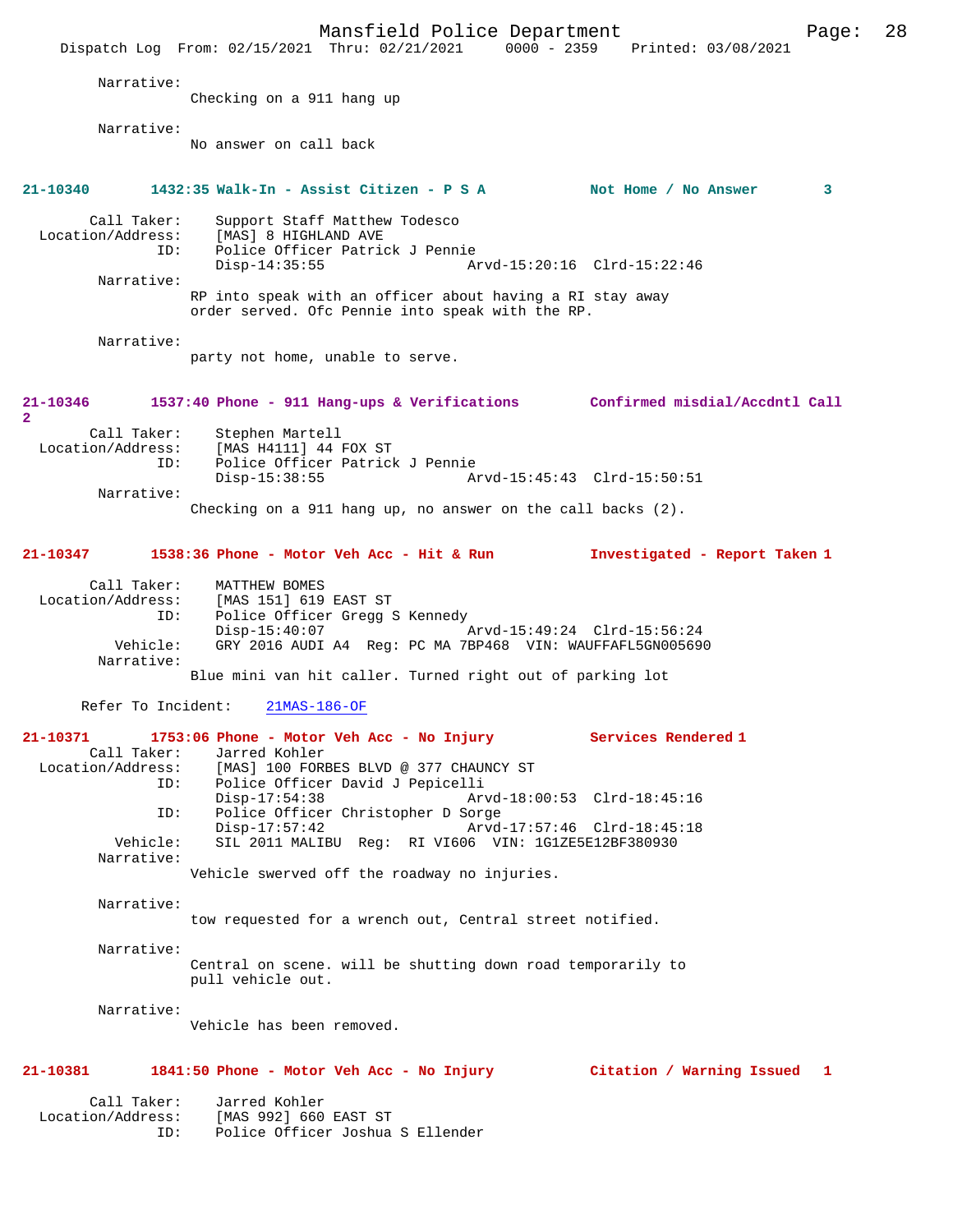Narrative:
Checking on a 911 hang up

Narrative:
No answer on call back

**21-10340 1432:35 Walk-In - Assist Citizen - P S A Not Home / No Answer 3**

Call Taker: Support Staff Matthew Todesco
Location/Address: [MAS] 8 HIGHLAND AVE
ID: Police Officer Patrick J Pennie
Disp-14:35:55 Arvd-15:20:16 Clrd-15:22:46

Narrative:
RP into speak with an officer about having a RI stay away order served. Ofc Pennie into speak with the RP.

Narrative:
party not home, unable to serve.

**21-10346 1537:40 Phone - 911 Hang-ups & Verifications Confirmed misdial/Accdntl Call 2**

Call Taker: Stephen Martell
Location/Address: [MAS H4111] 44 FOX ST
ID: Police Officer Patrick J Pennie
Disp-15:38:55 Arvd-15:45:43 Clrd-15:50:51

Narrative:
Checking on a 911 hang up, no answer on the call backs (2).

**21-10347 1538:36 Phone - Motor Veh Acc - Hit & Run Investigated - Report Taken 1**

Call Taker: MATTHEW BOMES
Location/Address: [MAS 151] 619 EAST ST
ID: Police Officer Gregg S Kennedy
Disp-15:40:07 Arvd-15:49:24 Clrd-15:56:24
Vehicle: GRY 2016 AUDI A4 Reg: PC MA 7BP468 VIN: WAUFFAFL5GN005690

Narrative:
Blue mini van hit caller. Turned right out of parking lot

Refer To Incident: 21MAS-186-OF

**21-10371 1753:06 Phone - Motor Veh Acc - No Injury Services Rendered 1**

Call Taker: Jarred Kohler
Location/Address: [MAS] 100 FORBES BLVD @ 377 CHAUNCY ST
ID: Police Officer David J Pepicelli
Disp-17:54:38 Arvd-18:00:53 Clrd-18:45:16
ID: Police Officer Christopher D Sorge
Disp-17:57:42 Arvd-17:57:46 Clrd-18:45:18
Vehicle: SIL 2011 MALIBU Reg: RI VI606 VIN: 1G1ZE5E12BF380930

Narrative:
Vehicle swerved off the roadway no injuries.

Narrative:
tow requested for a wrench out, Central street notified.

Narrative:
Central on scene. will be shutting down road temporarily to pull vehicle out.

Narrative:
Vehicle has been removed.

**21-10381 1841:50 Phone - Motor Veh Acc - No Injury Citation / Warning Issued 1**

Call Taker: Jarred Kohler
Location/Address: [MAS 992] 660 EAST ST
ID: Police Officer Joshua S Ellender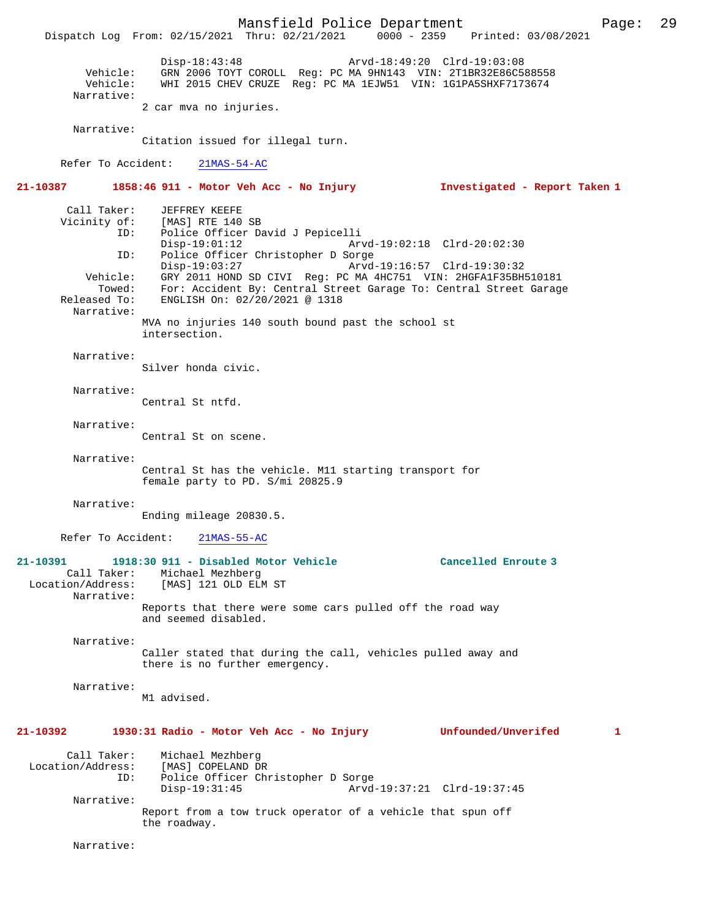Disp-18:43:48 Arvd-18:49:20 Clrd-19:03:08
Vehicle: GRN 2006 TOYT COROLL Reg: PC MA 9HN143 VIN: 2T1BR32E86C588558
Vehicle: WHI 2015 CHEV CRUZE Reg: PC MA 1EJW51 VIN: 1G1PA5SHXF7173674
Narrative:
2 car mva no injuries.

Narrative:
Citation issued for illegal turn.

Refer To Accident: 21MAS-54-AC

**21-10387 1858:46 911 - Motor Veh Acc - No Injury Investigated - Report Taken 1**

Call Taker: JEFFREY KEEFE
Vicinity of: [MAS] RTE 140 SB
ID: Police Officer David J Pepicelli
Disp-19:01:12 Arvd-19:02:18 Clrd-20:02:30
ID: Police Officer Christopher D Sorge
Disp-19:03:27 Arvd-19:16:57 Clrd-19:30:32
Vehicle: GRY 2011 HOND SD CIVI Reg: PC MA 4HC751 VIN: 2HGFA1F35BH510181
Towed: For: Accident By: Central Street Garage To: Central Street Garage
Released To: ENGLISH On: 02/20/2021 @ 1318
Narrative:
MVA no injuries 140 south bound past the school st intersection.

Narrative:
Silver honda civic.

Narrative:
Central St ntfd.

Narrative:
Central St on scene.

Narrative:
Central St has the vehicle. M11 starting transport for female party to PD. S/mi 20825.9

Narrative:
Ending mileage 20830.5.

Refer To Accident: 21MAS-55-AC

**21-10391 1918:30 911 - Disabled Motor Vehicle Cancelled Enroute 3**
Call Taker: Michael Mezhberg
Location/Address: [MAS] 121 OLD ELM ST
Narrative:
Reports that there were some cars pulled off the road way and seemed disabled.

Narrative:
Caller stated that during the call, vehicles pulled away and there is no further emergency.

Narrative:
M1 advised.

**21-10392 1930:31 Radio - Motor Veh Acc - No Injury Unfounded/Unverifed 1**

Call Taker: Michael Mezhberg
Location/Address: [MAS] COPELAND DR
ID: Police Officer Christopher D Sorge
Disp-19:31:45 Arvd-19:37:21 Clrd-19:37:45
Narrative:
Report from a tow truck operator of a vehicle that spun off the roadway.

Narrative: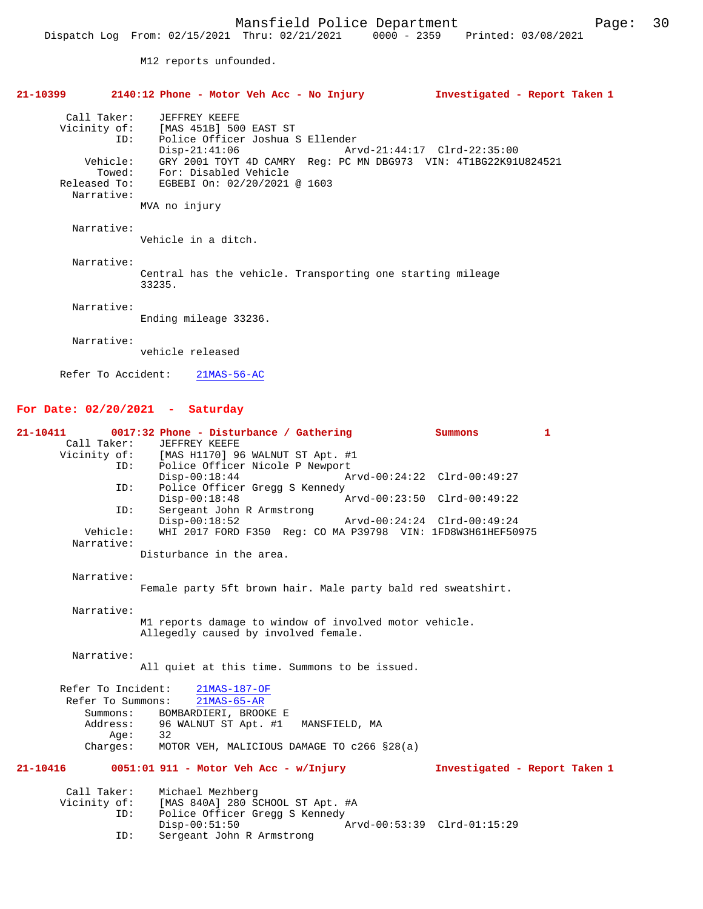M12 reports unfounded.

**21-10399 2140:12 Phone - Motor Veh Acc - No Injury Investigated - Report Taken 1**

```
 Call Taker:     JEFFREY KEEFE
 Vicinity of:    [MAS 451B] 500 EAST ST
          ID:    Police Officer Joshua S Ellender
                 Disp-21:41:06                Arvd-21:44:17  Clrd-22:35:00
     Vehicle:    GRY 2001 TOYT 4D CAMRY  Reg: PC MN DBG973  VIN: 4T1BG22K91U824521
       Towed:    For: Disabled Vehicle
 Released To:    EGBEBI On: 02/20/2021 @ 1603
   Narrative:
               MVA no injury

   Narrative:
               Vehicle in a ditch.

   Narrative:
               Central has the vehicle. Transporting one starting mileage
               33235.

   Narrative:
               Ending mileage 33236.

   Narrative:
               vehicle released

 Refer To Accident:    21MAS-56-AC
```

## For Date: 02/20/2021 - Saturday

**21-10411 0017:32 Phone - Disturbance / Gathering Summons 1**

```
 Call Taker:     JEFFREY KEEFE
 Vicinity of:    [MAS H1170] 96 WALNUT ST Apt. #1
          ID:    Police Officer Nicole P Newport
                 Disp-00:18:44                Arvd-00:24:22  Clrd-00:49:27
          ID:    Police Officer Gregg S Kennedy
                 Disp-00:18:48                Arvd-00:23:50  Clrd-00:49:22
          ID:    Sergeant John R Armstrong
                 Disp-00:18:52                Arvd-00:24:24  Clrd-00:49:24
     Vehicle:    WHI 2017 FORD F350  Reg: CO MA P39798  VIN: 1FD8W3H61HEF50975
   Narrative:
               Disturbance in the area.

   Narrative:
               Female party 5ft brown hair. Male party bald red sweatshirt.

   Narrative:
               M1 reports damage to window of involved motor vehicle.
               Allegedly caused by involved female.

   Narrative:
               All quiet at this time. Summons to be issued.

 Refer To Incident:    21MAS-187-OF
  Refer To Summons:    21MAS-65-AR
     Summons:    BOMBARDIERI, BROOKE E
     Address:    96 WALNUT ST Apt. #1   MANSFIELD, MA
         Age:    32
     Charges:    MOTOR VEH, MALICIOUS DAMAGE TO c266 §28(a)
```

**21-10416 0051:01 911 - Motor Veh Acc - w/Injury Investigated - Report Taken 1**

```
 Call Taker:     Michael Mezhberg
 Vicinity of:    [MAS 840A] 280 SCHOOL ST Apt. #A
          ID:    Police Officer Gregg S Kennedy
                 Disp-00:51:50                Arvd-00:53:39  Clrd-01:15:29
          ID:    Sergeant John R Armstrong
```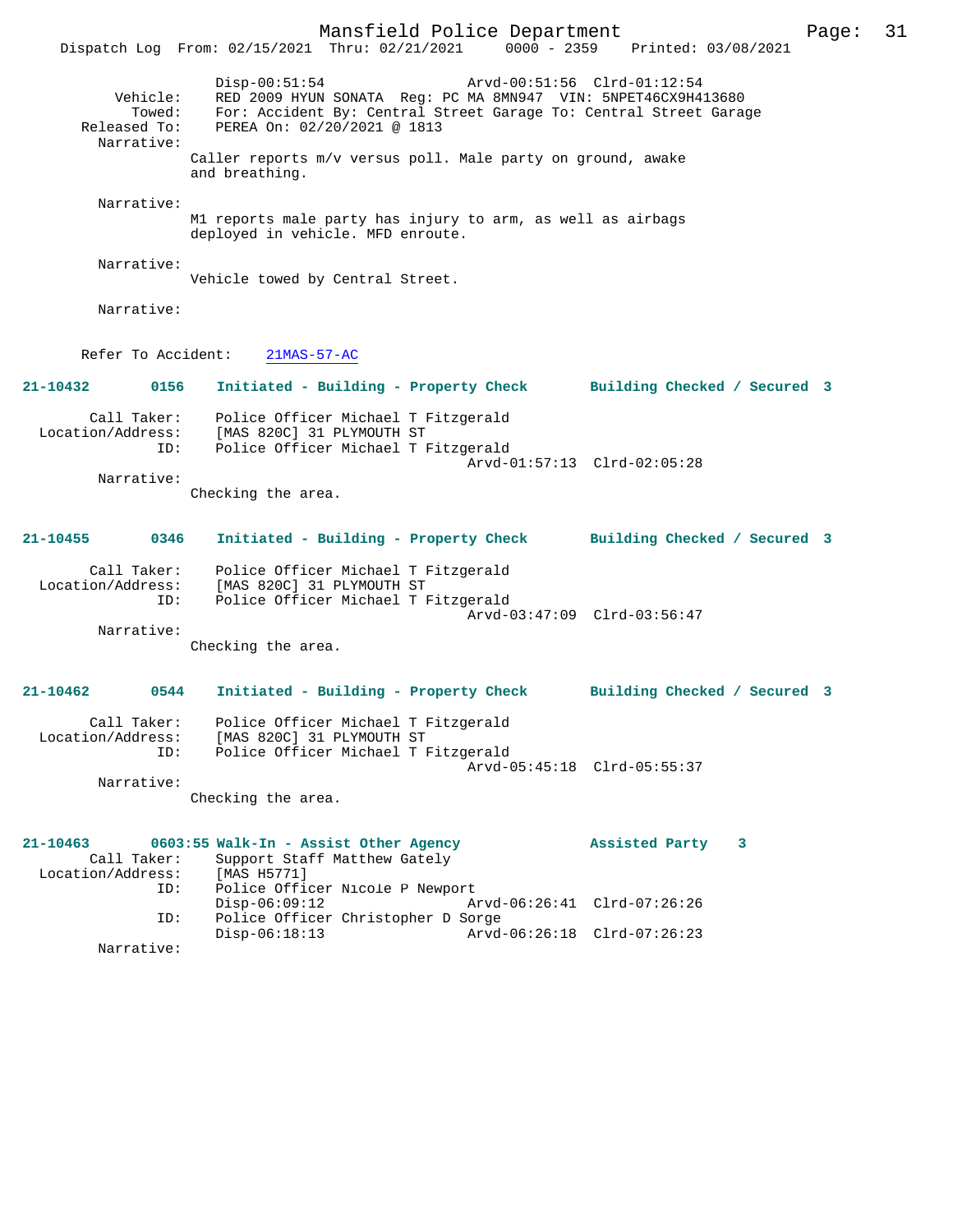Disp-00:51:54 Arvd-00:51:56 Clrd-01:12:54
Vehicle: RED 2009 HYUN SONATA Reg: PC MA 8MN947 VIN: 5NPET46CX9H413680
Towed: For: Accident By: Central Street Garage To: Central Street Garage
Released To: PEREA On: 02/20/2021 @ 1813
Narrative:
Caller reports m/v versus poll. Male party on ground, awake and breathing.

Narrative:
M1 reports male party has injury to arm, as well as airbags deployed in vehicle. MFD enroute.

Narrative:
Vehicle towed by Central Street.

Narrative:

Refer To Accident: 21MAS-57-AC

**21-10432 0156 Initiated - Building - Property Check Building Checked / Secured 3**

Call Taker: Police Officer Michael T Fitzgerald
Location/Address: [MAS 820C] 31 PLYMOUTH ST
ID: Police Officer Michael T Fitzgerald
Arvd-01:57:13 Clrd-02:05:28
Narrative:
Checking the area.

**21-10455 0346 Initiated - Building - Property Check Building Checked / Secured 3**

Call Taker: Police Officer Michael T Fitzgerald
Location/Address: [MAS 820C] 31 PLYMOUTH ST
ID: Police Officer Michael T Fitzgerald
Arvd-03:47:09 Clrd-03:56:47
Narrative:
Checking the area.

**21-10462 0544 Initiated - Building - Property Check Building Checked / Secured 3**

Call Taker: Police Officer Michael T Fitzgerald
Location/Address: [MAS 820C] 31 PLYMOUTH ST
ID: Police Officer Michael T Fitzgerald
Arvd-05:45:18 Clrd-05:55:37
Narrative:
Checking the area.

**21-10463 0603:55 Walk-In - Assist Other Agency Assisted Party 3**
Call Taker: Support Staff Matthew Gately
Location/Address: [MAS H5771]
ID: Police Officer Nicole P Newport
Disp-06:09:12 Arvd-06:26:41 Clrd-07:26:26
ID: Police Officer Christopher D Sorge
Disp-06:18:13 Arvd-06:26:18 Clrd-07:26:23
Narrative: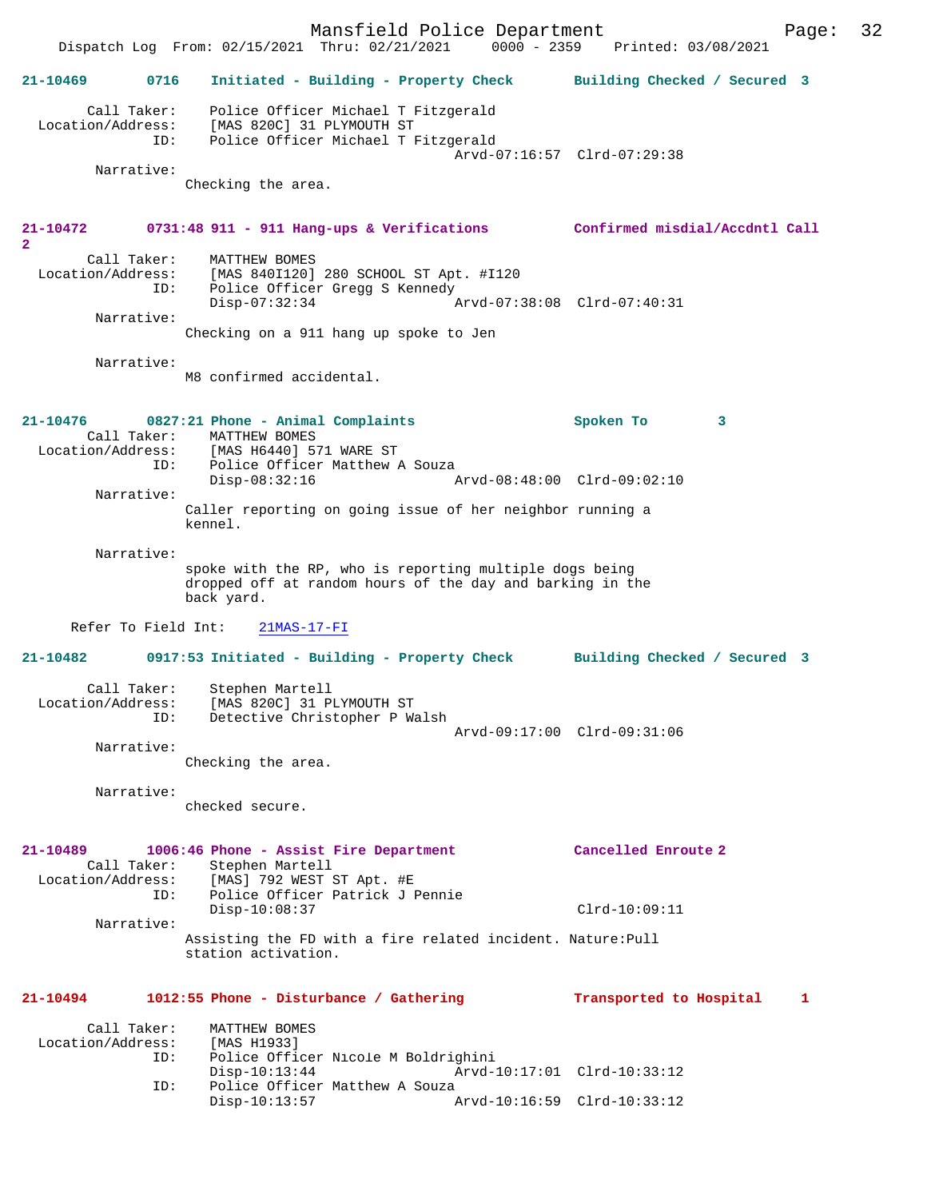**21-10469 0716 Initiated - Building - Property Check — Building Checked / Secured 3**

Call Taker: Police Officer Michael T Fitzgerald
Location/Address: [MAS 820C] 31 PLYMOUTH ST
ID: Police Officer Michael T Fitzgerald
Arvd-07:16:57 Clrd-07:29:38

Narrative:
Checking the area.

**21-10472 0731:48 911 - 911 Hang-ups & Verifications — Confirmed misdial/Accdntl Call 2**

Call Taker: MATTHEW BOMES
Location/Address: [MAS 840I120] 280 SCHOOL ST Apt. #I120
ID: Police Officer Gregg S Kennedy
Disp-07:32:34 Arvd-07:38:08 Clrd-07:40:31

Narrative:
Checking on a 911 hang up spoke to Jen

Narrative:
M8 confirmed accidental.

**21-10476 0827:21 Phone - Animal Complaints — Spoken To 3**

Call Taker: MATTHEW BOMES
Location/Address: [MAS H6440] 571 WARE ST
ID: Police Officer Matthew A Souza
Disp-08:32:16 Arvd-08:48:00 Clrd-09:02:10

Narrative:
Caller reporting on going issue of her neighbor running a kennel.

Narrative:
spoke with the RP, who is reporting multiple dogs being dropped off at random hours of the day and barking in the back yard.

Refer To Field Int: 21MAS-17-FI

**21-10482 0917:53 Initiated - Building - Property Check — Building Checked / Secured 3**

Call Taker: Stephen Martell
Location/Address: [MAS 820C] 31 PLYMOUTH ST
ID: Detective Christopher P Walsh
Arvd-09:17:00 Clrd-09:31:06

Narrative:
Checking the area.

Narrative:
checked secure.

**21-10489 1006:46 Phone - Assist Fire Department — Cancelled Enroute 2**

Call Taker: Stephen Martell
Location/Address: [MAS] 792 WEST ST Apt. #E
ID: Police Officer Patrick J Pennie
Disp-10:08:37 Clrd-10:09:11

Narrative:
Assisting the FD with a fire related incident. Nature:Pull station activation.

**21-10494 1012:55 Phone - Disturbance / Gathering — Transported to Hospital 1**

Call Taker: MATTHEW BOMES
Location/Address: [MAS H1933]
ID: Police Officer Nicole M Boldrighini
Disp-10:13:44 Arvd-10:17:01 Clrd-10:33:12
ID: Police Officer Matthew A Souza
Disp-10:13:57 Arvd-10:16:59 Clrd-10:33:12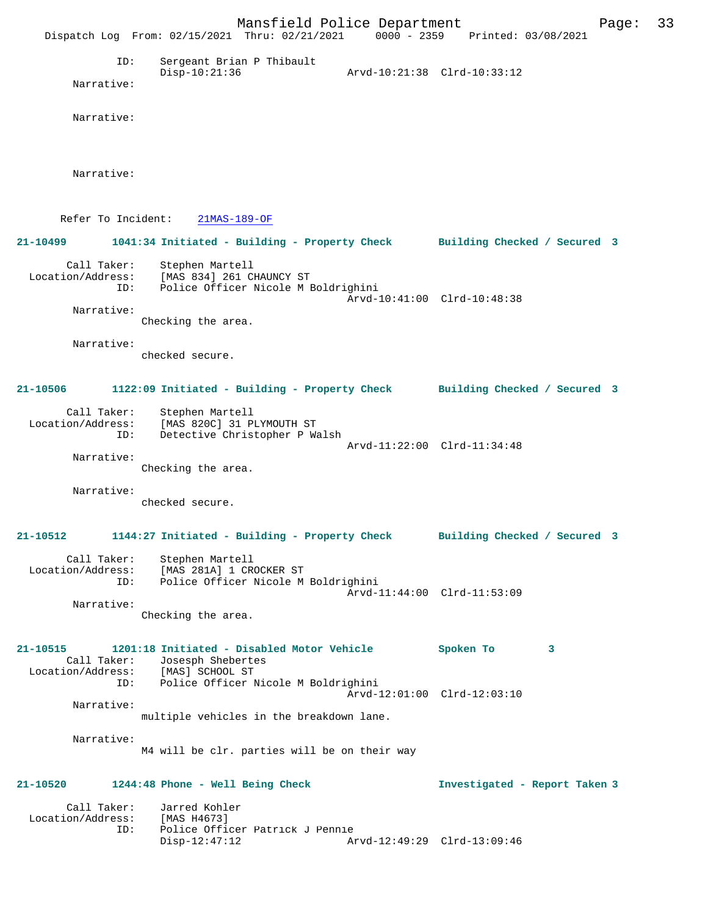ID: Sergeant Brian P Thibault
Disp-10:21:36 Arvd-10:21:38 Clrd-10:33:12

Narrative:

Narrative:

Narrative:

Refer To Incident: 21MAS-189-OF

**21-10499 1041:34 Initiated - Building - Property Check Building Checked / Secured 3**

Call Taker: Stephen Martell
Location/Address: [MAS 834] 261 CHAUNCY ST
ID: Police Officer Nicole M Boldrighini
Arvd-10:41:00 Clrd-10:48:38

Narrative:
Checking the area.

Narrative:
checked secure.

**21-10506 1122:09 Initiated - Building - Property Check Building Checked / Secured 3**

Call Taker: Stephen Martell
Location/Address: [MAS 820C] 31 PLYMOUTH ST
ID: Detective Christopher P Walsh
Arvd-11:22:00 Clrd-11:34:48

Narrative:
Checking the area.

Narrative:
checked secure.

**21-10512 1144:27 Initiated - Building - Property Check Building Checked / Secured 3**

Call Taker: Stephen Martell
Location/Address: [MAS 281A] 1 CROCKER ST
ID: Police Officer Nicole M Boldrighini
Arvd-11:44:00 Clrd-11:53:09

Narrative:
Checking the area.

**21-10515 1201:18 Initiated - Disabled Motor Vehicle Spoken To 3**

Call Taker: Josesph Shebertes
Location/Address: [MAS] SCHOOL ST
ID: Police Officer Nicole M Boldrighini
Arvd-12:01:00 Clrd-12:03:10

Narrative:
multiple vehicles in the breakdown lane.

Narrative:
M4 will be clr. parties will be on their way

**21-10520 1244:48 Phone - Well Being Check Investigated - Report Taken 3**

Call Taker: Jarred Kohler
Location/Address: [MAS H4673]
ID: Police Officer Patrick J Pennie
Disp-12:47:12 Arvd-12:49:29 Clrd-13:09:46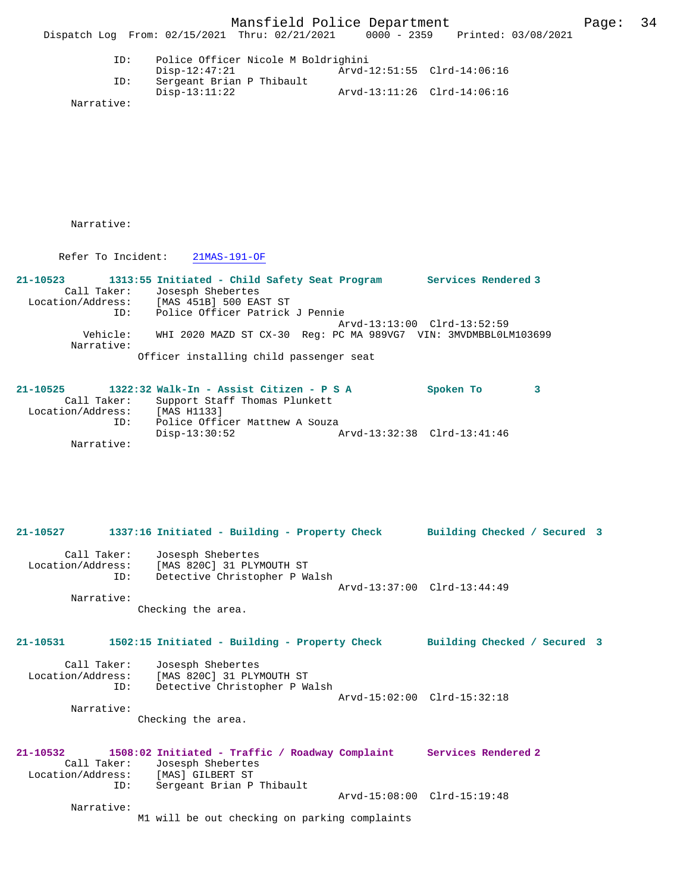ID: Police Officer Nicole M Boldrighini
Disp-12:47:21 Arvd-12:51:55 Clrd-14:06:16

ID: Sergeant Brian P Thibault
Disp-13:11:22 Arvd-13:11:26 Clrd-14:06:16

Narrative:

Narrative:

Refer To Incident: 21MAS-191-OF

**21-10523 1313:55 Initiated - Child Safety Seat Program Services Rendered 3**

Call Taker: Josesph Shebertes
Location/Address: [MAS 451B] 500 EAST ST
ID: Police Officer Patrick J Pennie
Arvd-13:13:00 Clrd-13:52:59
Vehicle: WHI 2020 MAZD ST CX-30 Reg: PC MA 989VG7 VIN: 3MVDMBBL0LM103699
Narrative:
Officer installing child passenger seat

**21-10525 1322:32 Walk-In - Assist Citizen - P S A Spoken To 3**

Call Taker: Support Staff Thomas Plunkett
Location/Address: [MAS H1133]
ID: Police Officer Matthew A Souza
Disp-13:30:52 Arvd-13:32:38 Clrd-13:41:46
Narrative:

**21-10527 1337:16 Initiated - Building - Property Check Building Checked / Secured 3**

Call Taker: Josesph Shebertes
Location/Address: [MAS 820C] 31 PLYMOUTH ST
ID: Detective Christopher P Walsh
Arvd-13:37:00 Clrd-13:44:49
Narrative:
Checking the area.

**21-10531 1502:15 Initiated - Building - Property Check Building Checked / Secured 3**

Call Taker: Josesph Shebertes
Location/Address: [MAS 820C] 31 PLYMOUTH ST
ID: Detective Christopher P Walsh
Arvd-15:02:00 Clrd-15:32:18
Narrative:
Checking the area.

**21-10532 1508:02 Initiated - Traffic / Roadway Complaint Services Rendered 2**

Call Taker: Josesph Shebertes
Location/Address: [MAS] GILBERT ST
ID: Sergeant Brian P Thibault
Arvd-15:08:00 Clrd-15:19:48
Narrative:
M1 will be out checking on parking complaints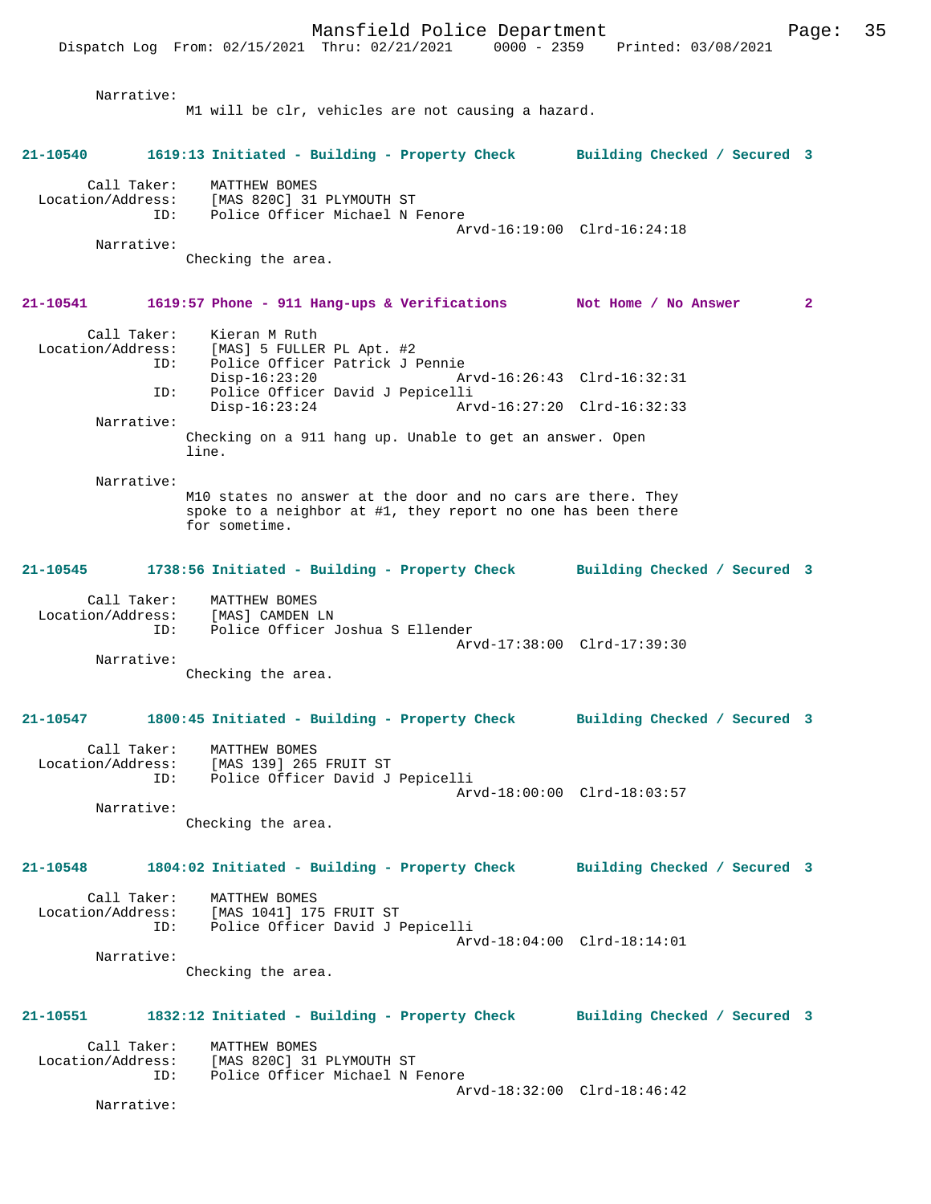Narrative:
M1 will be clr, vehicles are not causing a hazard.

**21-10540 1619:13 Initiated - Building - Property Check Building Checked / Secured 3**

Call Taker: MATTHEW BOMES
Location/Address: [MAS 820C] 31 PLYMOUTH ST
ID: Police Officer Michael N Fenore
Arvd-16:19:00 Clrd-16:24:18

Narrative:
Checking the area.

**21-10541 1619:57 Phone - 911 Hang-ups & Verifications Not Home / No Answer 2**

Call Taker: Kieran M Ruth
Location/Address: [MAS] 5 FULLER PL Apt. #2
ID: Police Officer Patrick J Pennie
Disp-16:23:20 Arvd-16:26:43 Clrd-16:32:31
ID: Police Officer David J Pepicelli
Disp-16:23:24 Arvd-16:27:20 Clrd-16:32:33

Narrative:
Checking on a 911 hang up. Unable to get an answer. Open line.

Narrative:
M10 states no answer at the door and no cars are there. They spoke to a neighbor at #1, they report no one has been there for sometime.

**21-10545 1738:56 Initiated - Building - Property Check Building Checked / Secured 3**

Call Taker: MATTHEW BOMES
Location/Address: [MAS] CAMDEN LN
ID: Police Officer Joshua S Ellender
Arvd-17:38:00 Clrd-17:39:30

Narrative:
Checking the area.

**21-10547 1800:45 Initiated - Building - Property Check Building Checked / Secured 3**

Call Taker: MATTHEW BOMES
Location/Address: [MAS 139] 265 FRUIT ST
ID: Police Officer David J Pepicelli
Arvd-18:00:00 Clrd-18:03:57

Narrative:
Checking the area.

**21-10548 1804:02 Initiated - Building - Property Check Building Checked / Secured 3**

Call Taker: MATTHEW BOMES
Location/Address: [MAS 1041] 175 FRUIT ST
ID: Police Officer David J Pepicelli
Arvd-18:04:00 Clrd-18:14:01

Narrative:
Checking the area.

**21-10551 1832:12 Initiated - Building - Property Check Building Checked / Secured 3**

Call Taker: MATTHEW BOMES
Location/Address: [MAS 820C] 31 PLYMOUTH ST
ID: Police Officer Michael N Fenore
Arvd-18:32:00 Clrd-18:46:42

Narrative: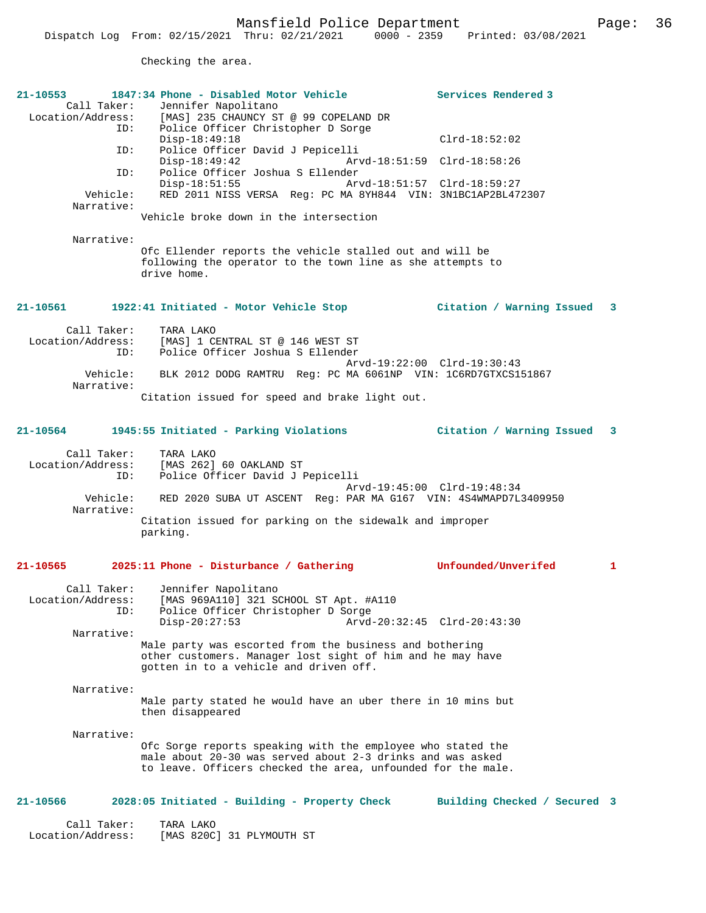Checking the area.

**21-10553 1847:34 Phone - Disabled Motor Vehicle — Services Rendered 3**

Call Taker: Jennifer Napolitano
Location/Address: [MAS] 235 CHAUNCY ST @ 99 COPELAND DR
ID: Police Officer Christopher D Sorge
Disp-18:49:18 Clrd-18:52:02
ID: Police Officer David J Pepicelli
Disp-18:49:42 Arvd-18:51:59 Clrd-18:58:26
ID: Police Officer Joshua S Ellender
Disp-18:51:55 Arvd-18:51:57 Clrd-18:59:27
Vehicle: RED 2011 NISS VERSA Reg: PC MA 8YH844 VIN: 3N1BC1AP2BL472307
Narrative:
Vehicle broke down in the intersection

Narrative:
Ofc Ellender reports the vehicle stalled out and will be following the operator to the town line as she attempts to drive home.

**21-10561 1922:41 Initiated - Motor Vehicle Stop — Citation / Warning Issued 3**

Call Taker: TARA LAKO
Location/Address: [MAS] 1 CENTRAL ST @ 146 WEST ST
ID: Police Officer Joshua S Ellender
Arvd-19:22:00 Clrd-19:30:43
Vehicle: BLK 2012 DODG RAMTRU Reg: PC MA 6061NP VIN: 1C6RD7GTXCS151867
Narrative:
Citation issued for speed and brake light out.

**21-10564 1945:55 Initiated - Parking Violations — Citation / Warning Issued 3**

Call Taker: TARA LAKO
Location/Address: [MAS 262] 60 OAKLAND ST
ID: Police Officer David J Pepicelli
Arvd-19:45:00 Clrd-19:48:34
Vehicle: RED 2020 SUBA UT ASCENT Reg: PAR MA G167 VIN: 4S4WMAPD7L3409950
Narrative:
Citation issued for parking on the sidewalk and improper parking.

**21-10565 2025:11 Phone - Disturbance / Gathering — Unfounded/Unverifed 1**

Call Taker: Jennifer Napolitano
Location/Address: [MAS 969A110] 321 SCHOOL ST Apt. #A110
ID: Police Officer Christopher D Sorge
Disp-20:27:53 Arvd-20:32:45 Clrd-20:43:30
Narrative:
Male party was escorted from the business and bothering other customers. Manager lost sight of him and he may have gotten in to a vehicle and driven off.

Narrative:
Male party stated he would have an uber there in 10 mins but then disappeared

Narrative:
Ofc Sorge reports speaking with the employee who stated the male about 20-30 was served about 2-3 drinks and was asked to leave. Officers checked the area, unfounded for the male.

**21-10566 2028:05 Initiated - Building - Property Check — Building Checked / Secured 3**

Call Taker: TARA LAKO
Location/Address: [MAS 820C] 31 PLYMOUTH ST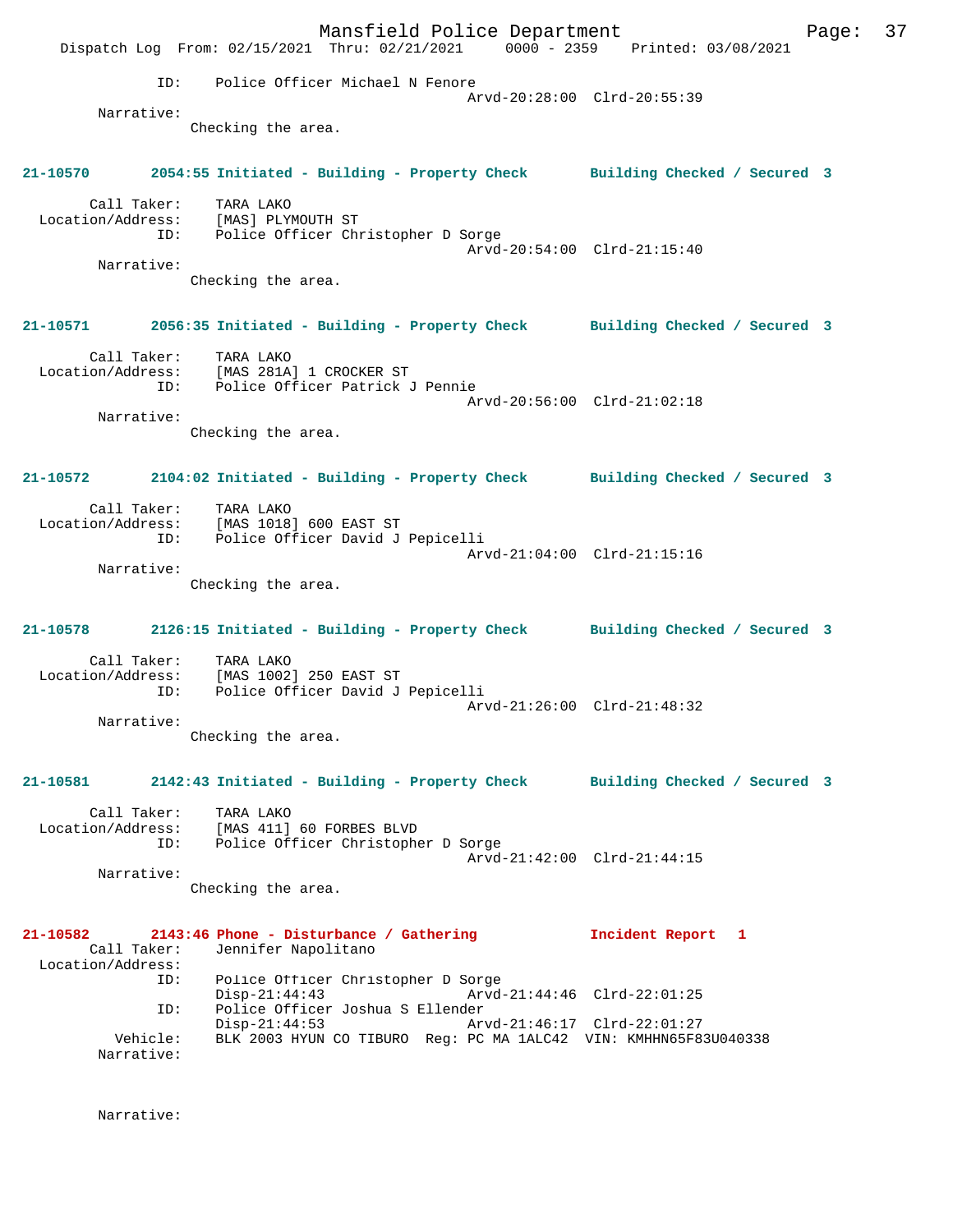```
        ID:     Police Officer Michael N Fenore
                                        Arvd-20:28:00  Clrd-20:55:39
 Narrative:
              Checking the area.


21-10570       2054:55 Initiated - Building - Property Check       Building Checked / Secured  3

      Call Taker:    TARA LAKO
 Location/Address:    [MAS] PLYMOUTH ST
              ID:    Police Officer Christopher D Sorge
                                        Arvd-20:54:00  Clrd-21:15:40
 Narrative:
              Checking the area.


21-10571       2056:35 Initiated - Building - Property Check       Building Checked / Secured  3

      Call Taker:    TARA LAKO
 Location/Address:    [MAS 281A] 1 CROCKER ST
              ID:    Police Officer Patrick J Pennie
                                        Arvd-20:56:00  Clrd-21:02:18
 Narrative:
              Checking the area.


21-10572       2104:02 Initiated - Building - Property Check       Building Checked / Secured  3

      Call Taker:    TARA LAKO
 Location/Address:    [MAS 1018] 600 EAST ST
              ID:    Police Officer David J Pepicelli
                                        Arvd-21:04:00  Clrd-21:15:16
 Narrative:
              Checking the area.


21-10578       2126:15 Initiated - Building - Property Check       Building Checked / Secured  3

      Call Taker:    TARA LAKO
 Location/Address:    [MAS 1002] 250 EAST ST
              ID:    Police Officer David J Pepicelli
                                        Arvd-21:26:00  Clrd-21:48:32
 Narrative:
              Checking the area.


21-10581       2142:43 Initiated - Building - Property Check       Building Checked / Secured  3

      Call Taker:    TARA LAKO
 Location/Address:    [MAS 411] 60 FORBES BLVD
              ID:    Police Officer Christopher D Sorge
                                        Arvd-21:42:00  Clrd-21:44:15
 Narrative:
              Checking the area.


21-10582       2143:46 Phone - Disturbance / Gathering            Incident Report  1
      Call Taker:    Jennifer Napolitano
 Location/Address:
              ID:    Police Officer Christopher D Sorge
                     Disp-21:44:43              Arvd-21:44:46  Clrd-22:01:25
              ID:    Police Officer Joshua S Ellender
                     Disp-21:44:53              Arvd-21:46:17  Clrd-22:01:27
         Vehicle:    BLK 2003 HYUN CO TIBURO  Reg: PC MA 1ALC42  VIN: KMHHN65F83U040338
 Narrative:


 Narrative:
```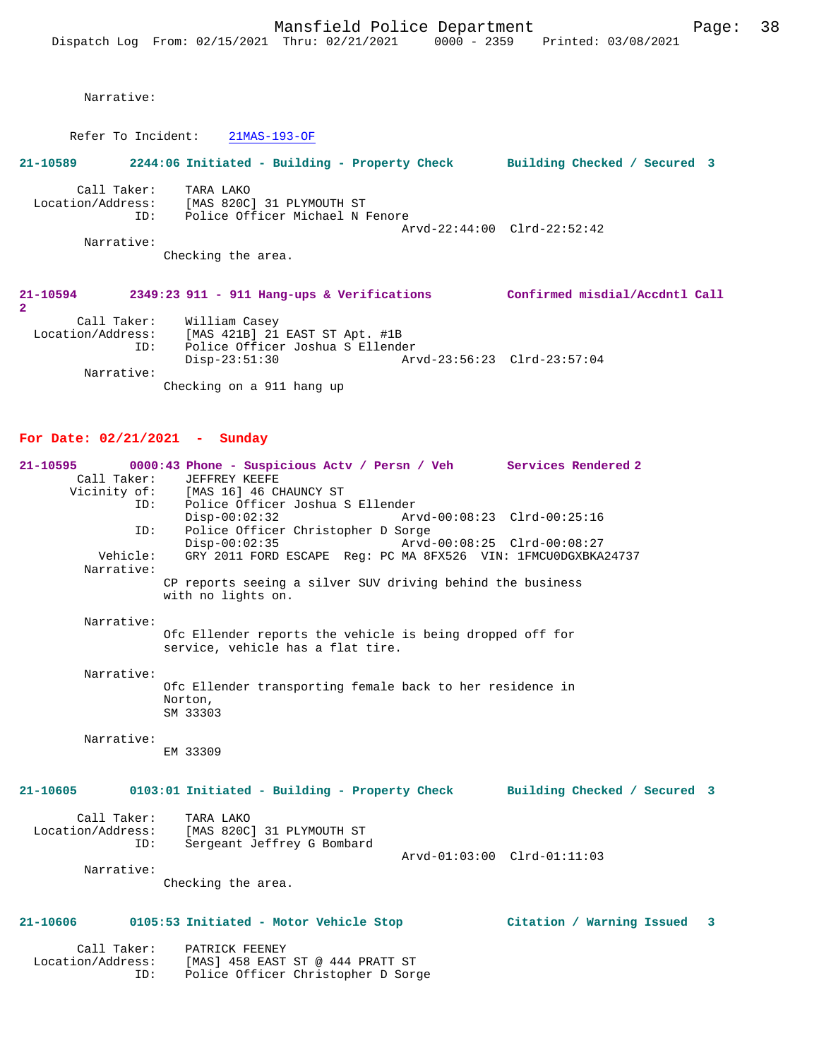Narrative:

Refer To Incident: 21MAS-193-OF

**21-10589 2244:06 Initiated - Building - Property Check Building Checked / Secured 3**

```
        Call Taker:    TARA LAKO
  Location/Address:    [MAS 820C] 31 PLYMOUTH ST
                ID:    Police Officer Michael N Fenore
                                              Arvd-22:44:00  Clrd-22:52:42
         Narrative:
               Checking the area.
```

**21-10594 2349:23 911 - 911 Hang-ups & Verifications Confirmed misdial/Accdntl Call 2**

```
        Call Taker:    William Casey
  Location/Address:    [MAS 421B] 21 EAST ST Apt. #1B
                ID:    Police Officer Joshua S Ellender
                       Disp-23:51:30          Arvd-23:56:23  Clrd-23:57:04
         Narrative:
               Checking on a 911 hang up
```

## For Date: 02/21/2021 - Sunday

**21-10595 0000:43 Phone - Suspicious Actv / Persn / Veh Services Rendered 2**

```
        Call Taker:    JEFFREY KEEFE
        Vicinity of:   [MAS 16] 46 CHAUNCY ST
                ID:    Police Officer Joshua S Ellender
                       Disp-00:02:32          Arvd-00:08:23  Clrd-00:25:16
                ID:    Police Officer Christopher D Sorge
                       Disp-00:02:35          Arvd-00:08:25  Clrd-00:08:27
           Vehicle:    GRY 2011 FORD ESCAPE  Reg: PC MA 8FX526  VIN: 1FMCU0DGXBKA24737
         Narrative:
               CP reports seeing a silver SUV driving behind the business
               with no lights on.

         Narrative:
               Ofc Ellender reports the vehicle is being dropped off for
               service, vehicle has a flat tire.

         Narrative:
               Ofc Ellender transporting female back to her residence in
               Norton,
               SM 33303

         Narrative:
               EM 33309
```

**21-10605 0103:01 Initiated - Building - Property Check Building Checked / Secured 3**

```
        Call Taker:    TARA LAKO
  Location/Address:    [MAS 820C] 31 PLYMOUTH ST
                ID:    Sergeant Jeffrey G Bombard
                                              Arvd-01:03:00  Clrd-01:11:03
         Narrative:
               Checking the area.
```

**21-10606 0105:53 Initiated - Motor Vehicle Stop Citation / Warning Issued 3**

```
        Call Taker:    PATRICK FEENEY
  Location/Address:    [MAS] 458 EAST ST @ 444 PRATT ST
                ID:    Police Officer Christopher D Sorge
```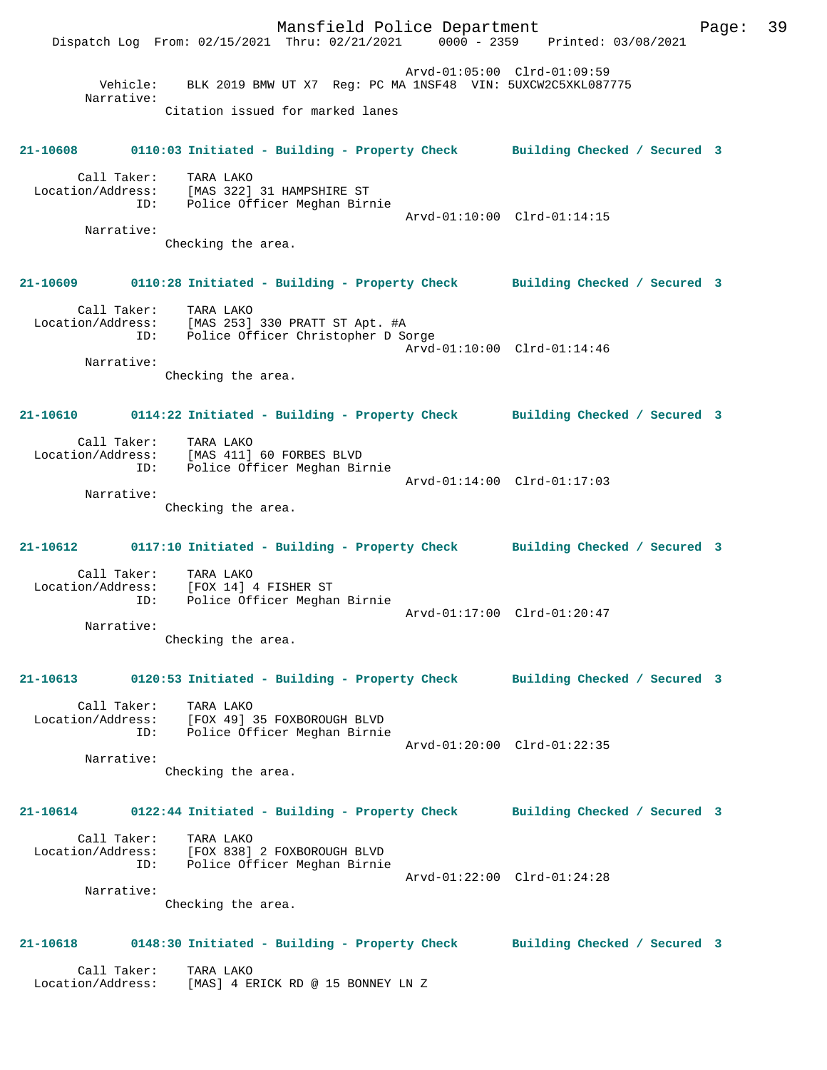Arvd-01:05:00 Clrd-01:09:59

Vehicle: BLK 2019 BMW UT X7 Reg: PC MA 1NSF48 VIN: 5UXCW2C5XKL087775

Narrative:

Citation issued for marked lanes

**21-10608 0110:03 Initiated - Building - Property Check Building Checked / Secured 3**

Call Taker: TARA LAKO
Location/Address: [MAS 322] 31 HAMPSHIRE ST
ID: Police Officer Meghan Birnie
Arvd-01:10:00 Clrd-01:14:15

Narrative:

Checking the area.

**21-10609 0110:28 Initiated - Building - Property Check Building Checked / Secured 3**

Call Taker: TARA LAKO
Location/Address: [MAS 253] 330 PRATT ST Apt. #A
ID: Police Officer Christopher D Sorge
Arvd-01:10:00 Clrd-01:14:46

Narrative:

Checking the area.

**21-10610 0114:22 Initiated - Building - Property Check Building Checked / Secured 3**

Call Taker: TARA LAKO
Location/Address: [MAS 411] 60 FORBES BLVD
ID: Police Officer Meghan Birnie
Arvd-01:14:00 Clrd-01:17:03

Narrative:

Checking the area.

**21-10612 0117:10 Initiated - Building - Property Check Building Checked / Secured 3**

Call Taker: TARA LAKO
Location/Address: [FOX 14] 4 FISHER ST
ID: Police Officer Meghan Birnie
Arvd-01:17:00 Clrd-01:20:47

Narrative:

Checking the area.

**21-10613 0120:53 Initiated - Building - Property Check Building Checked / Secured 3**

Call Taker: TARA LAKO
Location/Address: [FOX 49] 35 FOXBOROUGH BLVD
ID: Police Officer Meghan Birnie
Arvd-01:20:00 Clrd-01:22:35

Narrative:

Checking the area.

**21-10614 0122:44 Initiated - Building - Property Check Building Checked / Secured 3**

Call Taker: TARA LAKO
Location/Address: [FOX 838] 2 FOXBOROUGH BLVD
ID: Police Officer Meghan Birnie
Arvd-01:22:00 Clrd-01:24:28

Narrative:

Checking the area.

**21-10618 0148:30 Initiated - Building - Property Check Building Checked / Secured 3**

Call Taker: TARA LAKO
Location/Address: [MAS] 4 ERICK RD @ 15 BONNEY LN Z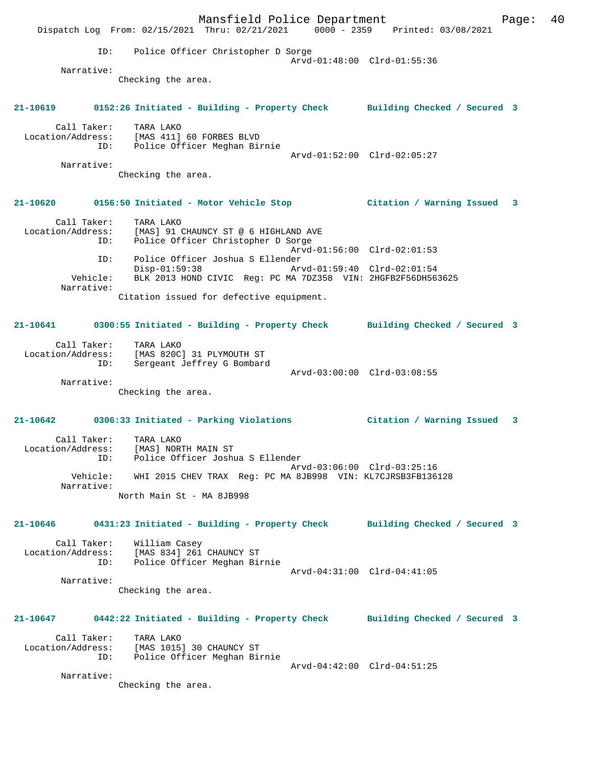ID: Police Officer Christopher D Sorge
Arvd-01:48:00 Clrd-01:55:36

Narrative:
Checking the area.

**21-10619 0152:26 Initiated - Building - Property Check Building Checked / Secured 3**

Call Taker: TARA LAKO
Location/Address: [MAS 411] 60 FORBES BLVD
ID: Police Officer Meghan Birnie
Arvd-01:52:00 Clrd-02:05:27

Narrative:
Checking the area.

**21-10620 0156:50 Initiated - Motor Vehicle Stop Citation / Warning Issued 3**

Call Taker: TARA LAKO
Location/Address: [MAS] 91 CHAUNCY ST @ 6 HIGHLAND AVE
ID: Police Officer Christopher D Sorge
Arvd-01:56:00 Clrd-02:01:53
ID: Police Officer Joshua S Ellender
Disp-01:59:38 Arvd-01:59:40 Clrd-02:01:54
Vehicle: BLK 2013 HOND CIVIC Reg: PC MA 7DZ358 VIN: 2HGFB2F56DH563625

Narrative:
Citation issued for defective equipment.

**21-10641 0300:55 Initiated - Building - Property Check Building Checked / Secured 3**

Call Taker: TARA LAKO
Location/Address: [MAS 820C] 31 PLYMOUTH ST
ID: Sergeant Jeffrey G Bombard
Arvd-03:00:00 Clrd-03:08:55

Narrative:
Checking the area.

**21-10642 0306:33 Initiated - Parking Violations Citation / Warning Issued 3**

Call Taker: TARA LAKO
Location/Address: [MAS] NORTH MAIN ST
ID: Police Officer Joshua S Ellender
Arvd-03:06:00 Clrd-03:25:16
Vehicle: WHI 2015 CHEV TRAX Reg: PC MA 8JB998 VIN: KL7CJRSB3FB136128

Narrative:
North Main St - MA 8JB998

**21-10646 0431:23 Initiated - Building - Property Check Building Checked / Secured 3**

Call Taker: William Casey
Location/Address: [MAS 834] 261 CHAUNCY ST
ID: Police Officer Meghan Birnie
Arvd-04:31:00 Clrd-04:41:05

Narrative:
Checking the area.

**21-10647 0442:22 Initiated - Building - Property Check Building Checked / Secured 3**

Call Taker: TARA LAKO
Location/Address: [MAS 1015] 30 CHAUNCY ST
ID: Police Officer Meghan Birnie
Arvd-04:42:00 Clrd-04:51:25

Narrative:
Checking the area.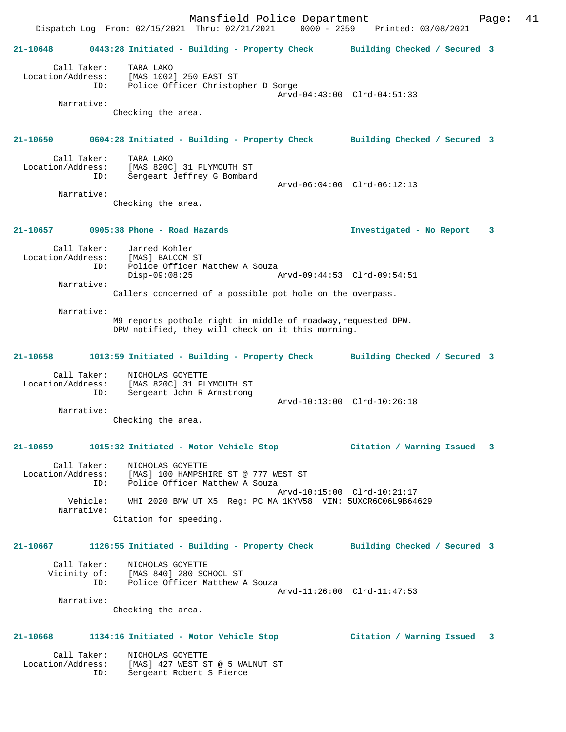**21-10648 0443:28 Initiated - Building - Property Check — Building Checked / Secured 3**

Call Taker: TARA LAKO
Location/Address: [MAS 1002] 250 EAST ST
ID: Police Officer Christopher D Sorge
Arvd-04:43:00 Clrd-04:51:33

Narrative:
Checking the area.

**21-10650 0604:28 Initiated - Building - Property Check — Building Checked / Secured 3**

Call Taker: TARA LAKO
Location/Address: [MAS 820C] 31 PLYMOUTH ST
ID: Sergeant Jeffrey G Bombard
Arvd-06:04:00 Clrd-06:12:13

Narrative:
Checking the area.

**21-10657 0905:38 Phone - Road Hazards — Investigated - No Report 3**

Call Taker: Jarred Kohler
Location/Address: [MAS] BALCOM ST
ID: Police Officer Matthew A Souza
Disp-09:08:25 Arvd-09:44:53 Clrd-09:54:51

Narrative:
Callers concerned of a possible pot hole on the overpass.

Narrative:
M9 reports pothole right in middle of roadway,requested DPW.
DPW notified, they will check on it this morning.

**21-10658 1013:59 Initiated - Building - Property Check — Building Checked / Secured 3**

Call Taker: NICHOLAS GOYETTE
Location/Address: [MAS 820C] 31 PLYMOUTH ST
ID: Sergeant John R Armstrong
Arvd-10:13:00 Clrd-10:26:18

Narrative:
Checking the area.

**21-10659 1015:32 Initiated - Motor Vehicle Stop — Citation / Warning Issued 3**

Call Taker: NICHOLAS GOYETTE
Location/Address: [MAS] 100 HAMPSHIRE ST @ 777 WEST ST
ID: Police Officer Matthew A Souza
Arvd-10:15:00 Clrd-10:21:17
Vehicle: WHI 2020 BMW UT X5 Reg: PC MA 1KYV58 VIN: 5UXCR6C06L9B64629

Narrative:
Citation for speeding.

**21-10667 1126:55 Initiated - Building - Property Check — Building Checked / Secured 3**

Call Taker: NICHOLAS GOYETTE
Vicinity of: [MAS 840] 280 SCHOOL ST
ID: Police Officer Matthew A Souza
Arvd-11:26:00 Clrd-11:47:53

Narrative:
Checking the area.

**21-10668 1134:16 Initiated - Motor Vehicle Stop — Citation / Warning Issued 3**

Call Taker: NICHOLAS GOYETTE
Location/Address: [MAS] 427 WEST ST @ 5 WALNUT ST
ID: Sergeant Robert S Pierce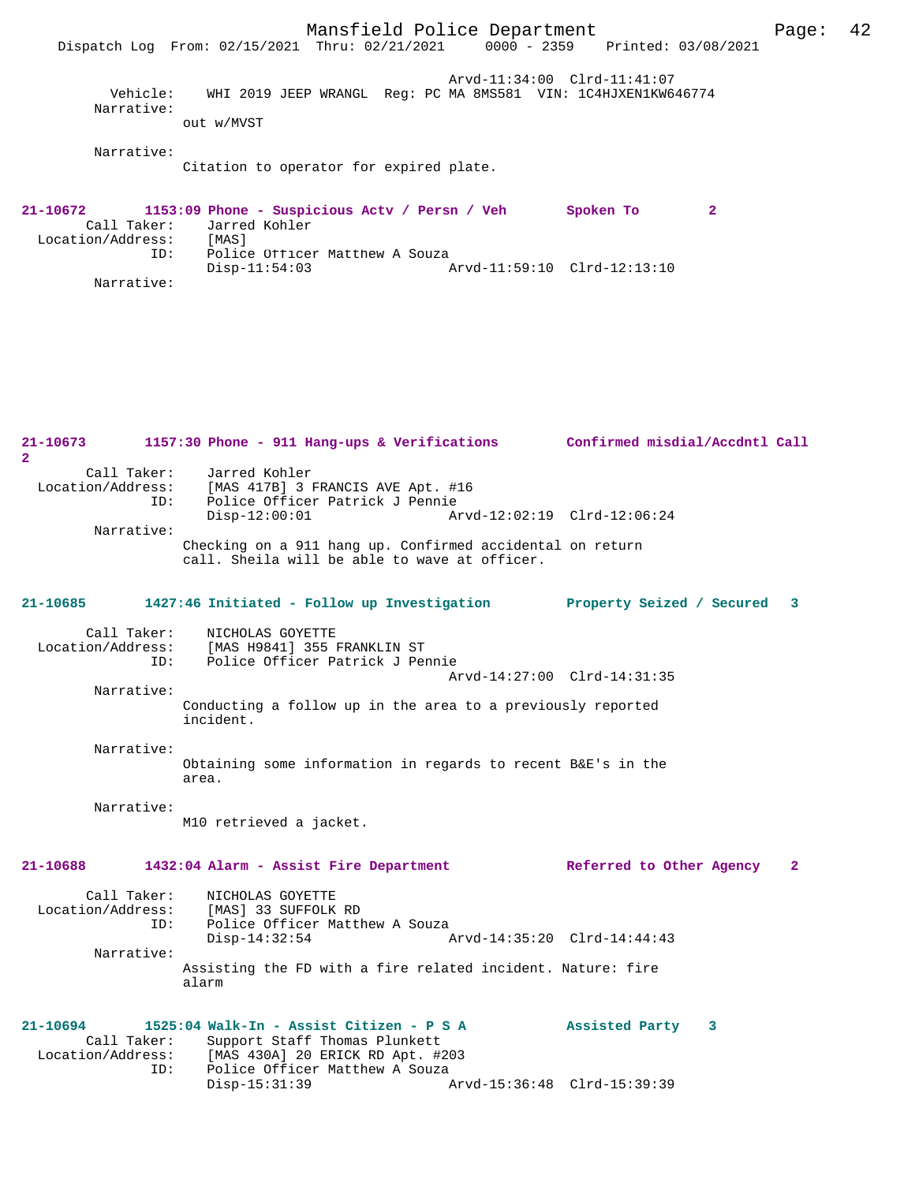```
                                                Arvd-11:34:00  Clrd-11:41:07
         Vehicle:    WHI 2019 JEEP WRANGL  Reg: PC MA 8MS581  VIN: 1C4HJXEN1KW646774
        Narrative:
                  out w/MVST

        Narrative:
                  Citation to operator for expired plate.


21-10672       1153:09 Phone - Suspicious Actv / Persn / Veh       Spoken To          2
       Call Taker:    Jarred Kohler
  Location/Address:    [MAS]
                ID:    Police Officer Matthew A Souza
                       Disp-11:54:03                   Arvd-11:59:10  Clrd-12:13:10
        Narrative:


21-10673       1157:30 Phone - 911 Hang-ups & Verifications        Confirmed misdial/Accdntl Call
2
       Call Taker:    Jarred Kohler
  Location/Address:    [MAS 417B] 3 FRANCIS AVE Apt. #16
                ID:    Police Officer Patrick J Pennie
                       Disp-12:00:01                   Arvd-12:02:19  Clrd-12:06:24
        Narrative:
                  Checking on a 911 hang up. Confirmed accidental on return
                  call. Sheila will be able to wave at officer.


21-10685       1427:46 Initiated - Follow up Investigation         Property Seized / Secured   3

       Call Taker:    NICHOLAS GOYETTE
  Location/Address:    [MAS H9841] 355 FRANKLIN ST
                ID:    Police Officer Patrick J Pennie
                                                       Arvd-14:27:00  Clrd-14:31:35
        Narrative:
                  Conducting a follow up in the area to a previously reported
                  incident.

        Narrative:
                  Obtaining some information in regards to recent B&E's in the
                  area.

        Narrative:
                  M10 retrieved a jacket.


21-10688       1432:04 Alarm - Assist Fire Department              Referred to Other Agency    2

       Call Taker:    NICHOLAS GOYETTE
  Location/Address:    [MAS] 33 SUFFOLK RD
                ID:    Police Officer Matthew A Souza
                       Disp-14:32:54                   Arvd-14:35:20  Clrd-14:44:43
        Narrative:
                  Assisting the FD with a fire related incident. Nature: fire
                  alarm


21-10694       1525:04 Walk-In - Assist Citizen - P S A            Assisted Party    3
       Call Taker:    Support Staff Thomas Plunkett
  Location/Address:    [MAS 430A] 20 ERICK RD Apt. #203
                ID:    Police Officer Matthew A Souza
                       Disp-15:31:39                   Arvd-15:36:48  Clrd-15:39:39
```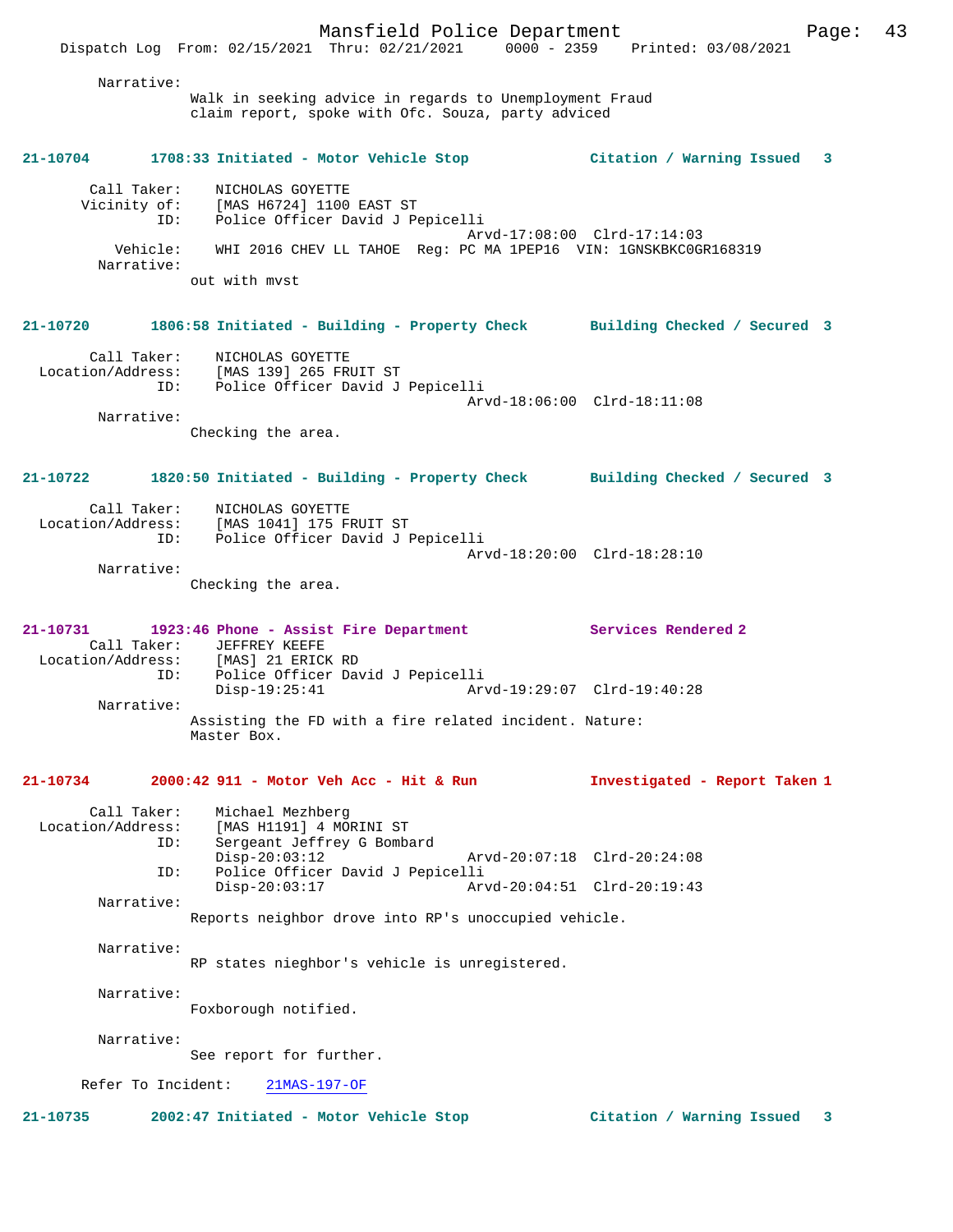Narrative:
Walk in seeking advice in regards to Unemployment Fraud claim report, spoke with Ofc. Souza, party adviced

**21-10704 1708:33 Initiated - Motor Vehicle Stop — Citation / Warning Issued 3**

Call Taker: NICHOLAS GOYETTE
Vicinity of: [MAS H6724] 1100 EAST ST
ID: Police Officer David J Pepicelli
Arvd-17:08:00 Clrd-17:14:03
Vehicle: WHI 2016 CHEV LL TAHOE Reg: PC MA 1PEP16 VIN: 1GNSKBKC0GR168319
Narrative:
out with mvst

**21-10720 1806:58 Initiated - Building - Property Check — Building Checked / Secured 3**

Call Taker: NICHOLAS GOYETTE
Location/Address: [MAS 139] 265 FRUIT ST
ID: Police Officer David J Pepicelli
Arvd-18:06:00 Clrd-18:11:08
Narrative:
Checking the area.

**21-10722 1820:50 Initiated - Building - Property Check — Building Checked / Secured 3**

Call Taker: NICHOLAS GOYETTE
Location/Address: [MAS 1041] 175 FRUIT ST
ID: Police Officer David J Pepicelli
Arvd-18:20:00 Clrd-18:28:10
Narrative:
Checking the area.

**21-10731 1923:46 Phone - Assist Fire Department — Services Rendered 2**

Call Taker: JEFFREY KEEFE
Location/Address: [MAS] 21 ERICK RD
ID: Police Officer David J Pepicelli
Disp-19:25:41 Arvd-19:29:07 Clrd-19:40:28
Narrative:
Assisting the FD with a fire related incident. Nature: Master Box.

**21-10734 2000:42 911 - Motor Veh Acc - Hit & Run — Investigated - Report Taken 1**

Call Taker: Michael Mezhberg
Location/Address: [MAS H1191] 4 MORINI ST
ID: Sergeant Jeffrey G Bombard
Disp-20:03:12 Arvd-20:07:18 Clrd-20:24:08
ID: Police Officer David J Pepicelli
Disp-20:03:17 Arvd-20:04:51 Clrd-20:19:43
Narrative:
Reports neighbor drove into RP's unoccupied vehicle.

Narrative:
RP states nieghbor's vehicle is unregistered.

Narrative:
Foxborough notified.

Narrative:
See report for further.

Refer To Incident: 21MAS-197-OF

**21-10735 2002:47 Initiated - Motor Vehicle Stop — Citation / Warning Issued 3**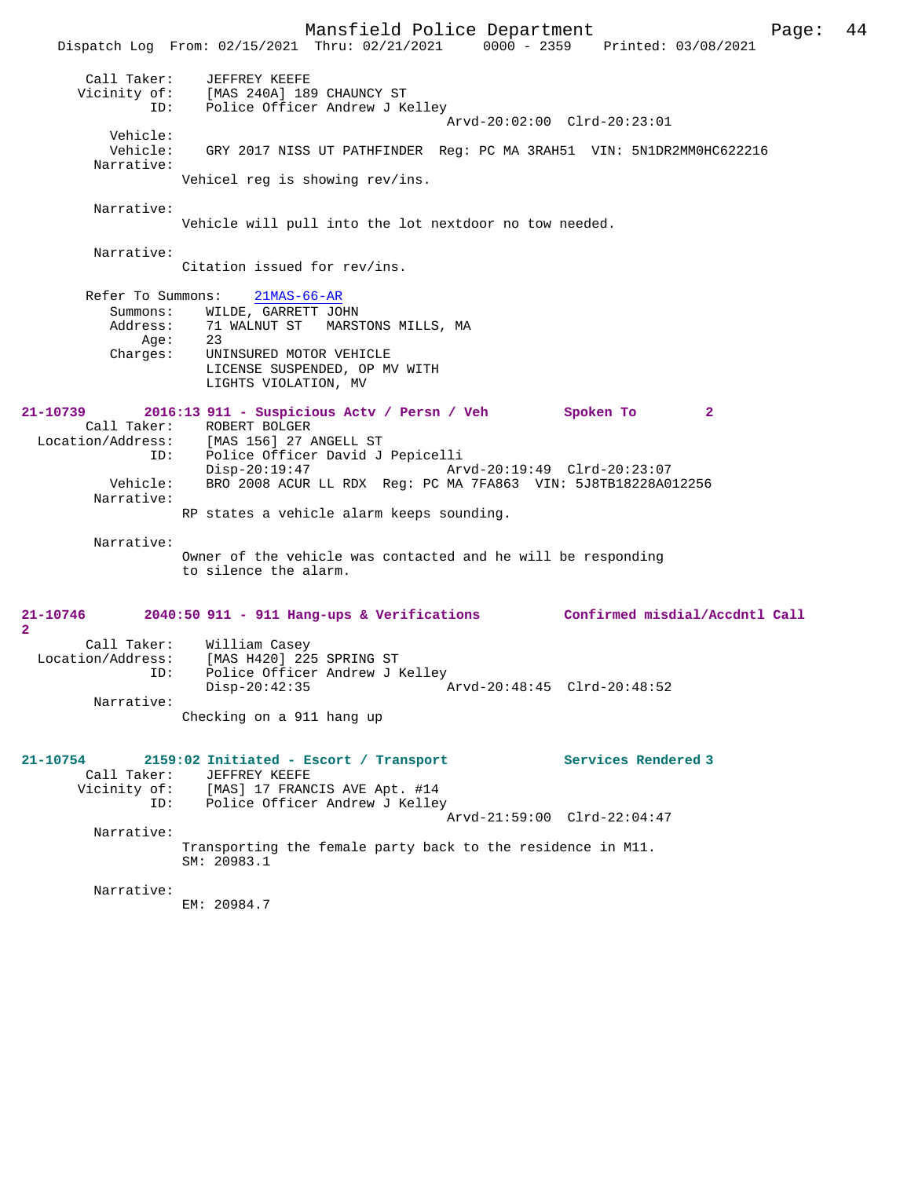```
        Call Taker:    JEFFREY KEEFE
       Vicinity of:    [MAS 240A] 189 CHAUNCY ST
               ID:     Police Officer Andrew J Kelley
                                                Arvd-20:02:00  Clrd-20:23:01
          Vehicle:
          Vehicle:     GRY 2017 NISS UT PATHFINDER  Reg: PC MA 3RAH51  VIN: 5N1DR2MM0HC622216
        Narrative:
                    Vehicel reg is showing rev/ins.

        Narrative:
                    Vehicle will pull into the lot nextdoor no tow needed.

        Narrative:
                    Citation issued for rev/ins.

       Refer To Summons:    21MAS-66-AR
          Summons:     WILDE, GARRETT JOHN
          Address:     71 WALNUT ST   MARSTONS MILLS, MA
              Age:     23
          Charges:     UNINSURED MOTOR VEHICLE
                       LICENSE SUSPENDED, OP MV WITH
                       LIGHTS VIOLATION, MV

21-10739       2016:13 911 - Suspicious Actv / Persn / Veh         Spoken To          2
        Call Taker:    ROBERT BOLGER
  Location/Address:    [MAS 156] 27 ANGELL ST
               ID:     Police Officer David J Pepicelli
                       Disp-20:19:47                  Arvd-20:19:49  Clrd-20:23:07
          Vehicle:     BRO 2008 ACUR LL RDX  Reg: PC MA 7FA863  VIN: 5J8TB18228A012256
        Narrative:
                    RP states a vehicle alarm keeps sounding.

        Narrative:
                    Owner of the vehicle was contacted and he will be responding
                    to silence the alarm.

21-10746       2040:50 911 - 911 Hang-ups & Verifications          Confirmed misdial/Accdntl Call
2
        Call Taker:    William Casey
  Location/Address:    [MAS H420] 225 SPRING ST
               ID:     Police Officer Andrew J Kelley
                       Disp-20:42:35                  Arvd-20:48:45  Clrd-20:48:52
        Narrative:
                    Checking on a 911 hang up

21-10754       2159:02 Initiated - Escort / Transport              Services Rendered 3
        Call Taker:    JEFFREY KEEFE
       Vicinity of:    [MAS] 17 FRANCIS AVE Apt. #14
               ID:     Police Officer Andrew J Kelley
                                                Arvd-21:59:00  Clrd-22:04:47
        Narrative:
                    Transporting the female party back to the residence in M11.
                    SM: 20983.1

        Narrative:
                    EM: 20984.7
```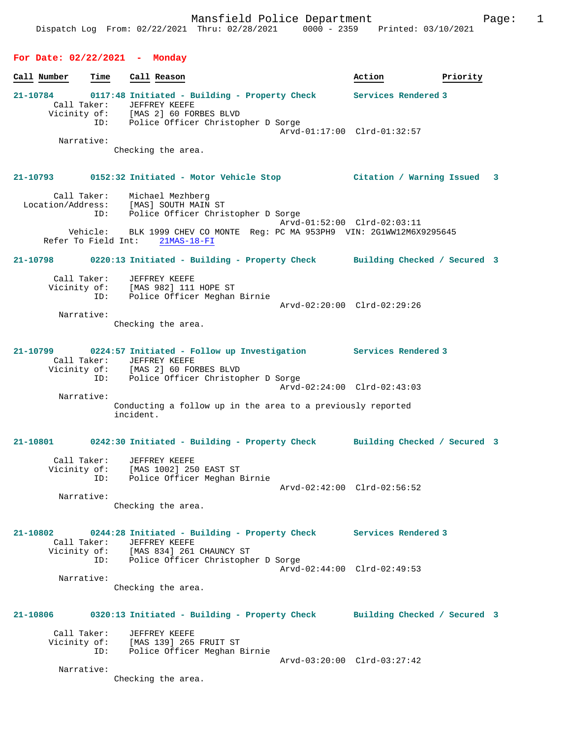Mansfield Police Department

Dispatch Log From: 02/22/2021 Thru: 02/28/2021 0000 - 2359 Printed: 03/10/2021

## For Date: 02/22/2021 - Monday

| Call Number | Time | Call Reason | Action | Priority |
|---|---|---|---|---|

**21-10784** 0117:48 Initiated - Building - Property Check — Services Rendered 3

Call Taker: JEFFREY KEEFE
Vicinity of: [MAS 2] 60 FORBES BLVD
ID: Police Officer Christopher D Sorge
Arvd-01:17:00 Clrd-01:32:57

Narrative:
Checking the area.

**21-10793** 0152:32 Initiated - Motor Vehicle Stop — Citation / Warning Issued 3

Call Taker: Michael Mezhberg
Location/Address: [MAS] SOUTH MAIN ST
ID: Police Officer Christopher D Sorge
Arvd-01:52:00 Clrd-02:03:11
Vehicle: BLK 1999 CHEV CO MONTE Reg: PC MA 953PH9 VIN: 2G1WW12M6X9295645
Refer To Field Int: 21MAS-18-FI

**21-10798** 0220:13 Initiated - Building - Property Check — Building Checked / Secured 3

Call Taker: JEFFREY KEEFE
Vicinity of: [MAS 982] 111 HOPE ST
ID: Police Officer Meghan Birnie
Arvd-02:20:00 Clrd-02:29:26

Narrative:
Checking the area.

**21-10799** 0224:57 Initiated - Follow up Investigation — Services Rendered 3

Call Taker: JEFFREY KEEFE
Vicinity of: [MAS 2] 60 FORBES BLVD
ID: Police Officer Christopher D Sorge
Arvd-02:24:00 Clrd-02:43:03

Narrative:
Conducting a follow up in the area to a previously reported incident.

**21-10801** 0242:30 Initiated - Building - Property Check — Building Checked / Secured 3

Call Taker: JEFFREY KEEFE
Vicinity of: [MAS 1002] 250 EAST ST
ID: Police Officer Meghan Birnie
Arvd-02:42:00 Clrd-02:56:52

Narrative:
Checking the area.

**21-10802** 0244:28 Initiated - Building - Property Check — Services Rendered 3

Call Taker: JEFFREY KEEFE
Vicinity of: [MAS 834] 261 CHAUNCY ST
ID: Police Officer Christopher D Sorge
Arvd-02:44:00 Clrd-02:49:53

Narrative:
Checking the area.

**21-10806** 0320:13 Initiated - Building - Property Check — Building Checked / Secured 3

Call Taker: JEFFREY KEEFE
Vicinity of: [MAS 139] 265 FRUIT ST
ID: Police Officer Meghan Birnie
Arvd-03:20:00 Clrd-03:27:42

Narrative:
Checking the area.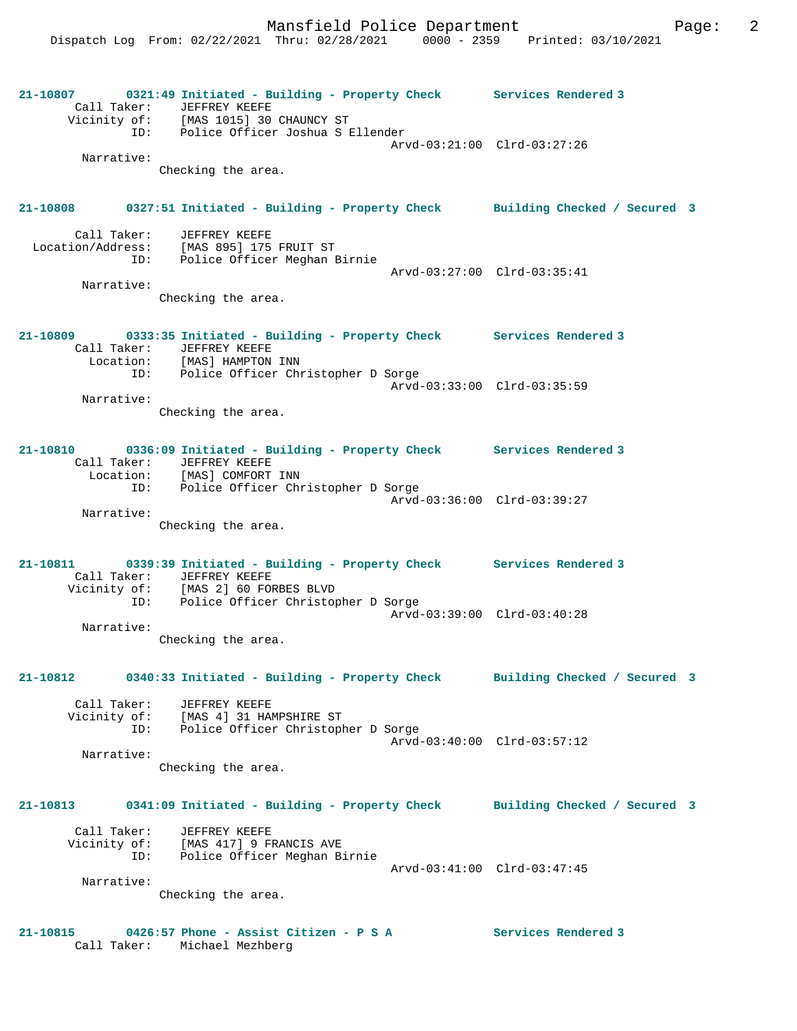**21-10807** 0321:49 Initiated - Building - Property Check — Services Rendered 3

Call Taker: JEFFREY KEEFE
Vicinity of: [MAS 1015] 30 CHAUNCY ST
ID: Police Officer Joshua S Ellender
Arvd-03:21:00 Clrd-03:27:26

Narrative:
Checking the area.

**21-10808** 0327:51 Initiated - Building - Property Check — Building Checked / Secured 3

Call Taker: JEFFREY KEEFE
Location/Address: [MAS 895] 175 FRUIT ST
ID: Police Officer Meghan Birnie
Arvd-03:27:00 Clrd-03:35:41

Narrative:
Checking the area.

**21-10809** 0333:35 Initiated - Building - Property Check — Services Rendered 3

Call Taker: JEFFREY KEEFE
Location: [MAS] HAMPTON INN
ID: Police Officer Christopher D Sorge
Arvd-03:33:00 Clrd-03:35:59

Narrative:
Checking the area.

**21-10810** 0336:09 Initiated - Building - Property Check — Services Rendered 3

Call Taker: JEFFREY KEEFE
Location: [MAS] COMFORT INN
ID: Police Officer Christopher D Sorge
Arvd-03:36:00 Clrd-03:39:27

Narrative:
Checking the area.

**21-10811** 0339:39 Initiated - Building - Property Check — Services Rendered 3

Call Taker: JEFFREY KEEFE
Vicinity of: [MAS 2] 60 FORBES BLVD
ID: Police Officer Christopher D Sorge
Arvd-03:39:00 Clrd-03:40:28

Narrative:
Checking the area.

**21-10812** 0340:33 Initiated - Building - Property Check — Building Checked / Secured 3

Call Taker: JEFFREY KEEFE
Vicinity of: [MAS 4] 31 HAMPSHIRE ST
ID: Police Officer Christopher D Sorge
Arvd-03:40:00 Clrd-03:57:12

Narrative:
Checking the area.

**21-10813** 0341:09 Initiated - Building - Property Check — Building Checked / Secured 3

Call Taker: JEFFREY KEEFE
Vicinity of: [MAS 417] 9 FRANCIS AVE
ID: Police Officer Meghan Birnie
Arvd-03:41:00 Clrd-03:47:45

Narrative:
Checking the area.

**21-10815** 0426:57 Phone - Assist Citizen - P S A — Services Rendered 3

Call Taker: Michael Mezhberg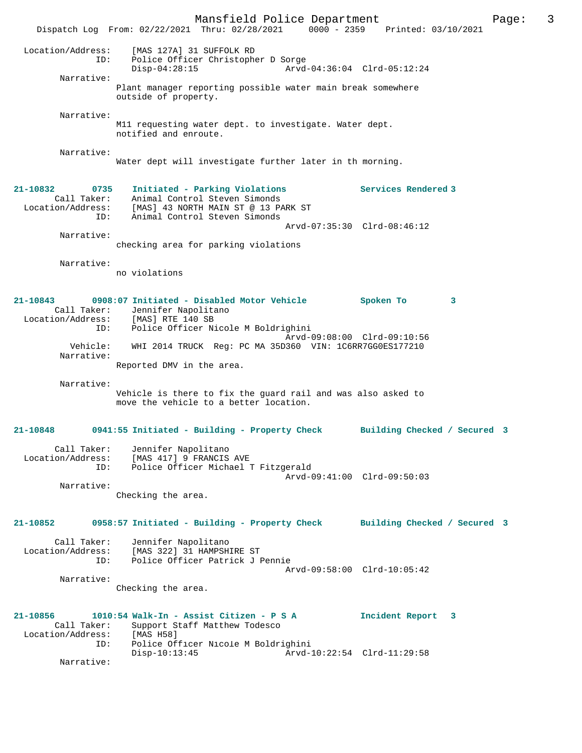Location/Address: [MAS 127A] 31 SUFFOLK RD
ID: Police Officer Christopher D Sorge
Disp-04:28:15 Arvd-04:36:04 Clrd-05:12:24

Narrative:
Plant manager reporting possible water main break somewhere outside of property.

Narrative:
M11 requesting water dept. to investigate. Water dept. notified and enroute.

Narrative:
Water dept will investigate further later in th morning.

**21-10832 0735 Initiated - Parking Violations — Services Rendered 3**

Call Taker: Animal Control Steven Simonds
Location/Address: [MAS] 43 NORTH MAIN ST @ 13 PARK ST
ID: Animal Control Steven Simonds
Arvd-07:35:30 Clrd-08:46:12

Narrative:
checking area for parking violations

Narrative:
no violations

**21-10843 0908:07 Initiated - Disabled Motor Vehicle — Spoken To 3**

Call Taker: Jennifer Napolitano
Location/Address: [MAS] RTE 140 SB
ID: Police Officer Nicole M Boldrighini
Arvd-09:08:00 Clrd-09:10:56
Vehicle: WHI 2014 TRUCK Reg: PC MA 35D360 VIN: 1C6RR7GG0ES177210

Narrative:
Reported DMV in the area.

Narrative:
Vehicle is there to fix the guard rail and was also asked to move the vehicle to a better location.

**21-10848 0941:55 Initiated - Building - Property Check — Building Checked / Secured 3**

Call Taker: Jennifer Napolitano
Location/Address: [MAS 417] 9 FRANCIS AVE
ID: Police Officer Michael T Fitzgerald
Arvd-09:41:00 Clrd-09:50:03

Narrative:
Checking the area.

**21-10852 0958:57 Initiated - Building - Property Check — Building Checked / Secured 3**

Call Taker: Jennifer Napolitano
Location/Address: [MAS 322] 31 HAMPSHIRE ST
ID: Police Officer Patrick J Pennie
Arvd-09:58:00 Clrd-10:05:42

Narrative:
Checking the area.

**21-10856 1010:54 Walk-In - Assist Citizen - P S A — Incident Report 3**

Call Taker: Support Staff Matthew Todesco
Location/Address: [MAS H58]
ID: Police Officer Nicole M Boldrighini
Disp-10:13:45 Arvd-10:22:54 Clrd-11:29:58

Narrative: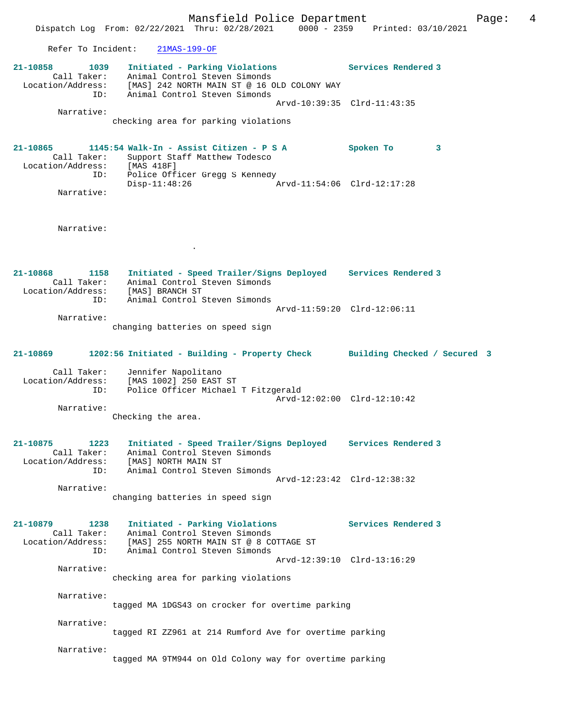Refer To Incident: 21MAS-199-OF

**21-10858 1039 Initiated - Parking Violations — Services Rendered 3**

Call Taker: Animal Control Steven Simonds
Location/Address: [MAS] 242 NORTH MAIN ST @ 16 OLD COLONY WAY
ID: Animal Control Steven Simonds
Arvd-10:39:35 Clrd-11:43:35

Narrative:
checking area for parking violations

**21-10865 1145:54 Walk-In - Assist Citizen - P S A — Spoken To 3**

Call Taker: Support Staff Matthew Todesco
Location/Address: [MAS 418F]
ID: Police Officer Gregg S Kennedy
Disp-11:48:26 Arvd-11:54:06 Clrd-12:17:28

Narrative:

Narrative:
.

**21-10868 1158 Initiated - Speed Trailer/Signs Deployed — Services Rendered 3**

Call Taker: Animal Control Steven Simonds
Location/Address: [MAS] BRANCH ST
ID: Animal Control Steven Simonds
Arvd-11:59:20 Clrd-12:06:11

Narrative:
changing batteries on speed sign

**21-10869 1202:56 Initiated - Building - Property Check — Building Checked / Secured 3**

Call Taker: Jennifer Napolitano
Location/Address: [MAS 1002] 250 EAST ST
ID: Police Officer Michael T Fitzgerald
Arvd-12:02:00 Clrd-12:10:42

Narrative:
Checking the area.

**21-10875 1223 Initiated - Speed Trailer/Signs Deployed — Services Rendered 3**

Call Taker: Animal Control Steven Simonds
Location/Address: [MAS] NORTH MAIN ST
ID: Animal Control Steven Simonds
Arvd-12:23:42 Clrd-12:38:32

Narrative:
changing batteries in speed sign

**21-10879 1238 Initiated - Parking Violations — Services Rendered 3**

Call Taker: Animal Control Steven Simonds
Location/Address: [MAS] 255 NORTH MAIN ST @ 8 COTTAGE ST
ID: Animal Control Steven Simonds
Arvd-12:39:10 Clrd-13:16:29

Narrative:
checking area for parking violations

Narrative:
tagged MA 1DGS43 on crocker for overtime parking

Narrative:
tagged RI ZZ961 at 214 Rumford Ave for overtime parking

Narrative:
tagged MA 9TM944 on Old Colony way for overtime parking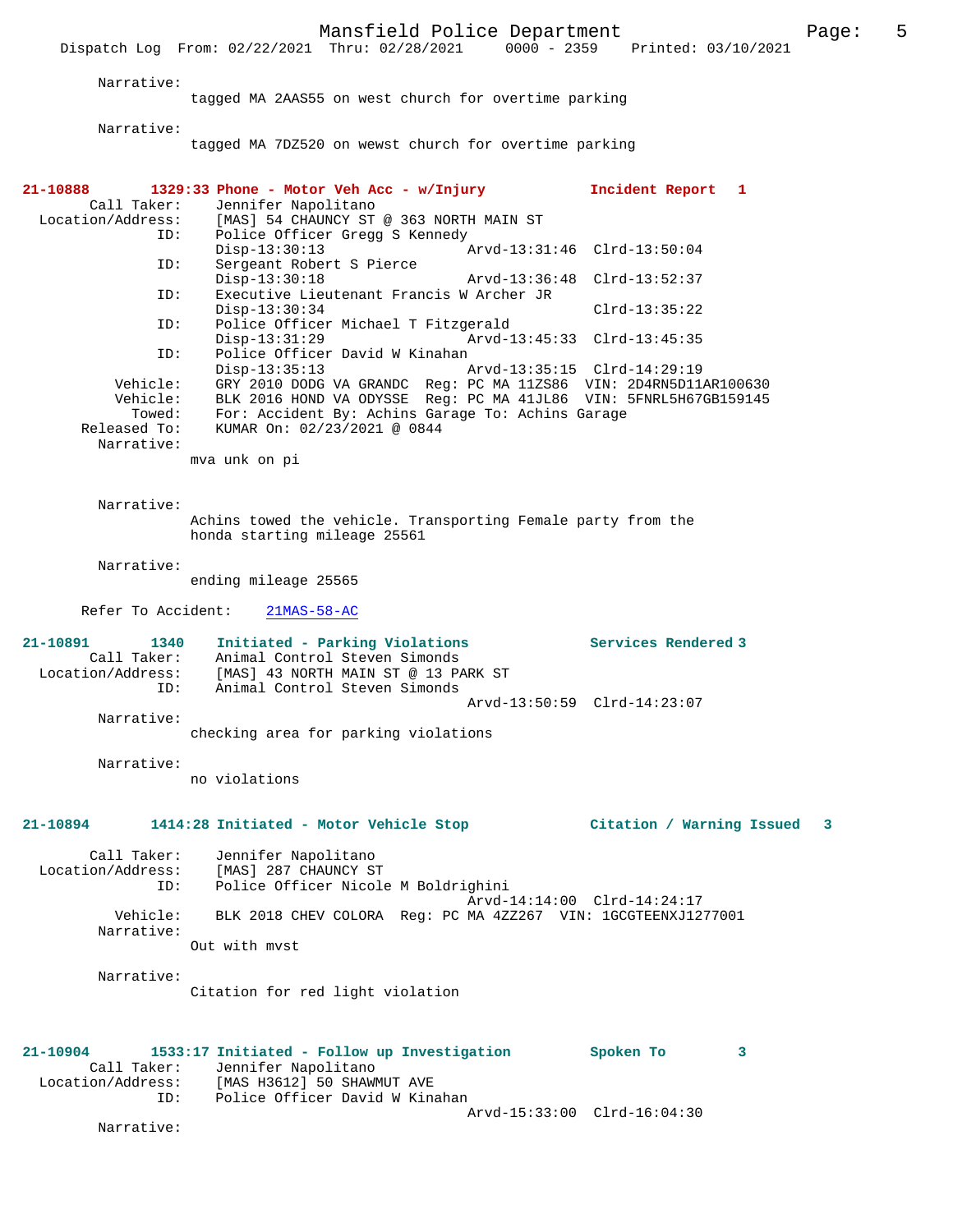Narrative:
tagged MA 2AAS55 on west church for overtime parking

Narrative:
tagged MA 7DZ520 on wewst church for overtime parking

**21-10888 1329:33 Phone - Motor Veh Acc - w/Injury Incident Report 1**

Call Taker: Jennifer Napolitano
Location/Address: [MAS] 54 CHAUNCY ST @ 363 NORTH MAIN ST
ID: Police Officer Gregg S Kennedy
Disp-13:30:13 Arvd-13:31:46 Clrd-13:50:04
ID: Sergeant Robert S Pierce
Disp-13:30:18 Arvd-13:36:48 Clrd-13:52:37
ID: Executive Lieutenant Francis W Archer JR
Disp-13:30:34 Clrd-13:35:22
ID: Police Officer Michael T Fitzgerald
Disp-13:31:29 Arvd-13:45:33 Clrd-13:45:35
ID: Police Officer David W Kinahan
Disp-13:35:13 Arvd-13:35:15 Clrd-14:29:19
Vehicle: GRY 2010 DODG VA GRANDC Reg: PC MA 11ZS86 VIN: 2D4RN5D11AR100630
Vehicle: BLK 2016 HOND VA ODYSSE Reg: PC MA 41JL86 VIN: 5FNRL5H67GB159145
Towed: For: Accident By: Achins Garage To: Achins Garage
Released To: KUMAR On: 02/23/2021 @ 0844
Narrative:
mva unk on pi

Narrative:
Achins towed the vehicle. Transporting Female party from the honda starting mileage 25561

Narrative:
ending mileage 25565

Refer To Accident: 21MAS-58-AC

**21-10891 1340 Initiated - Parking Violations Services Rendered 3**

Call Taker: Animal Control Steven Simonds
Location/Address: [MAS] 43 NORTH MAIN ST @ 13 PARK ST
ID: Animal Control Steven Simonds
Arvd-13:50:59 Clrd-14:23:07
Narrative:
checking area for parking violations

Narrative:
no violations

**21-10894 1414:28 Initiated - Motor Vehicle Stop Citation / Warning Issued 3**

Call Taker: Jennifer Napolitano
Location/Address: [MAS] 287 CHAUNCY ST
ID: Police Officer Nicole M Boldrighini
Arvd-14:14:00 Clrd-14:24:17
Vehicle: BLK 2018 CHEV COLORA Reg: PC MA 4ZZ267 VIN: 1GCGTEENXJ1277001
Narrative:
Out with mvst

Narrative:
Citation for red light violation

**21-10904 1533:17 Initiated - Follow up Investigation Spoken To 3**

Call Taker: Jennifer Napolitano
Location/Address: [MAS H3612] 50 SHAWMUT AVE
ID: Police Officer David W Kinahan
Arvd-15:33:00 Clrd-16:04:30
Narrative: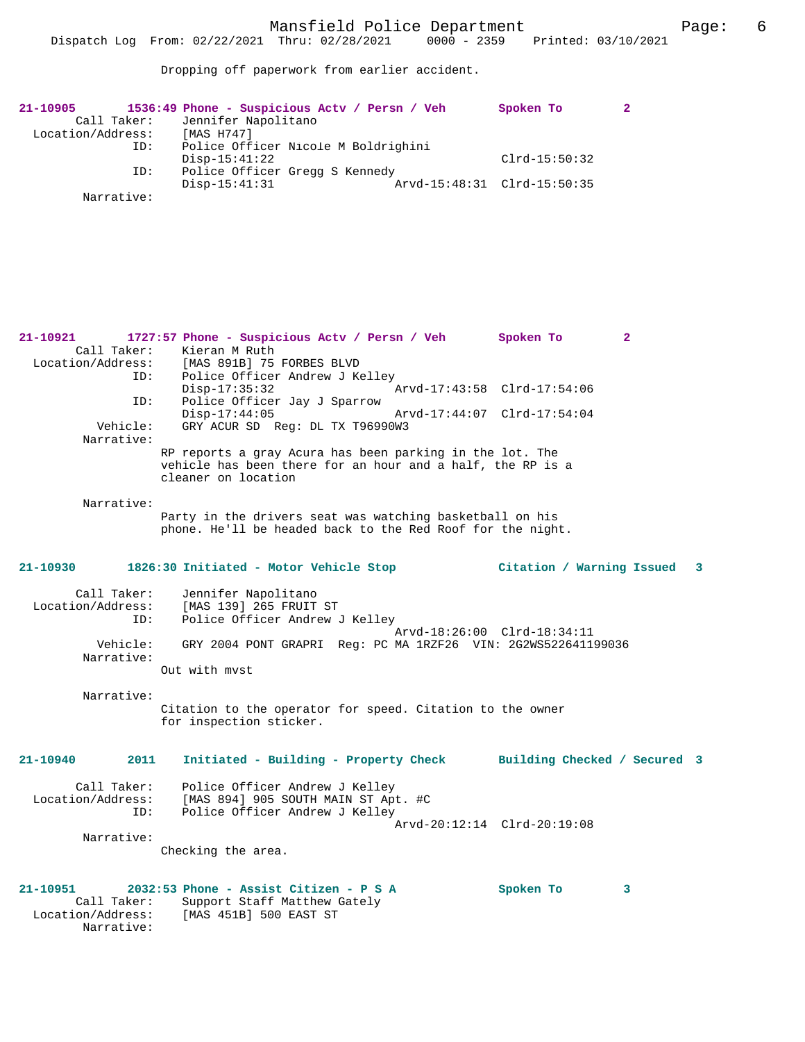Dropping off paperwork from earlier accident.

**21-10905 1536:49 Phone - Suspicious Actv / Persn / Veh Spoken To 2**

Call Taker: Jennifer Napolitano
Location/Address: [MAS H747]
ID: Police Officer Nicole M Boldrighini
Disp-15:41:22 Clrd-15:50:32
ID: Police Officer Gregg S Kennedy
Disp-15:41:31 Arvd-15:48:31 Clrd-15:50:35
Narrative:

**21-10921 1727:57 Phone - Suspicious Actv / Persn / Veh Spoken To 2**

Call Taker: Kieran M Ruth
Location/Address: [MAS 891B] 75 FORBES BLVD
ID: Police Officer Andrew J Kelley
Disp-17:35:32 Arvd-17:43:58 Clrd-17:54:06
ID: Police Officer Jay J Sparrow
Disp-17:44:05 Arvd-17:44:07 Clrd-17:54:04
Vehicle: GRY ACUR SD Reg: DL TX T96990W3
Narrative:
RP reports a gray Acura has been parking in the lot. The vehicle has been there for an hour and a half, the RP is a cleaner on location

Narrative:
Party in the drivers seat was watching basketball on his phone. He'll be headed back to the Red Roof for the night.

**21-10930 1826:30 Initiated - Motor Vehicle Stop Citation / Warning Issued 3**

Call Taker: Jennifer Napolitano
Location/Address: [MAS 139] 265 FRUIT ST
ID: Police Officer Andrew J Kelley
Arvd-18:26:00 Clrd-18:34:11
Vehicle: GRY 2004 PONT GRAPRI Reg: PC MA 1RZF26 VIN: 2G2WS522641199036
Narrative:
Out with mvst

Narrative:
Citation to the operator for speed. Citation to the owner for inspection sticker.

**21-10940 2011 Initiated - Building - Property Check Building Checked / Secured 3**

Call Taker: Police Officer Andrew J Kelley
Location/Address: [MAS 894] 905 SOUTH MAIN ST Apt. #C
ID: Police Officer Andrew J Kelley
Arvd-20:12:14 Clrd-20:19:08
Narrative:
Checking the area.

**21-10951 2032:53 Phone - Assist Citizen - P S A Spoken To 3**

Call Taker: Support Staff Matthew Gately
Location/Address: [MAS 451B] 500 EAST ST
Narrative: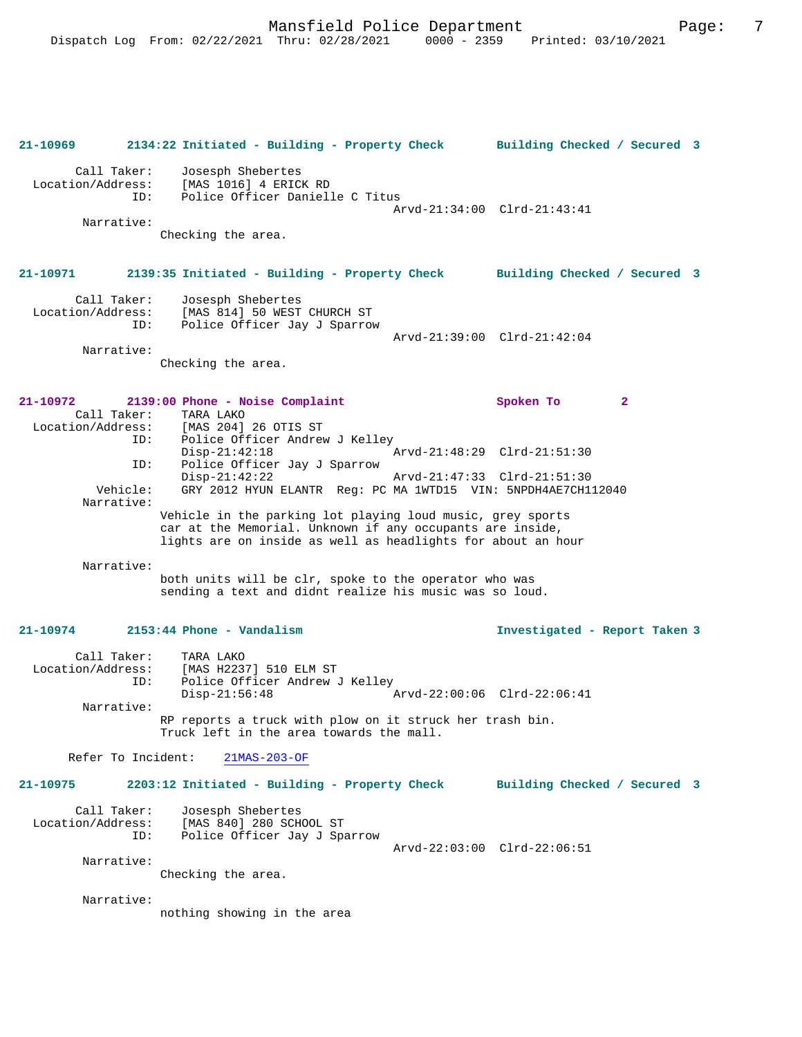**21-10969 2134:22 Initiated - Building - Property Check Building Checked / Secured 3**

```
        Call Taker:     Josesph Shebertes
  Location/Address:     [MAS 1016] 4 ERICK RD
                ID:     Police Officer Danielle C Titus
                                              Arvd-21:34:00  Clrd-21:43:41
         Narrative:
                      Checking the area.
```

**21-10971 2139:35 Initiated - Building - Property Check Building Checked / Secured 3**

```
        Call Taker:     Josesph Shebertes
  Location/Address:     [MAS 814] 50 WEST CHURCH ST
                ID:     Police Officer Jay J Sparrow
                                              Arvd-21:39:00  Clrd-21:42:04
         Narrative:
                      Checking the area.
```

**21-10972 2139:00 Phone - Noise Complaint Spoken To 2**

```
        Call Taker:     TARA LAKO
  Location/Address:     [MAS 204] 26 OTIS ST
                ID:     Police Officer Andrew J Kelley
                        Disp-21:42:18                Arvd-21:48:29  Clrd-21:51:30
                ID:     Police Officer Jay J Sparrow
                        Disp-21:42:22                Arvd-21:47:33  Clrd-21:51:30
           Vehicle:     GRY 2012 HYUN ELANTR  Reg: PC MA 1WTD15  VIN: 5NPDH4AE7CH112040
         Narrative:
                      Vehicle in the parking lot playing loud music, grey sports
                      car at the Memorial. Unknown if any occupants are inside,
                      lights are on inside as well as headlights for about an hour

         Narrative:
                      both units will be clr, spoke to the operator who was
                      sending a text and didnt realize his music was so loud.
```

**21-10974 2153:44 Phone - Vandalism Investigated - Report Taken 3**

```
        Call Taker:     TARA LAKO
  Location/Address:     [MAS H2237] 510 ELM ST
                ID:     Police Officer Andrew J Kelley
                        Disp-21:56:48                Arvd-22:00:06  Clrd-22:06:41
         Narrative:
                      RP reports a truck with plow on it struck her trash bin.
                      Truck left in the area towards the mall.

      Refer To Incident:    21MAS-203-OF
```

**21-10975 2203:12 Initiated - Building - Property Check Building Checked / Secured 3**

```
        Call Taker:     Josesph Shebertes
  Location/Address:     [MAS 840] 280 SCHOOL ST
                ID:     Police Officer Jay J Sparrow
                                              Arvd-22:03:00  Clrd-22:06:51
         Narrative:
                      Checking the area.

         Narrative:
                      nothing showing in the area
```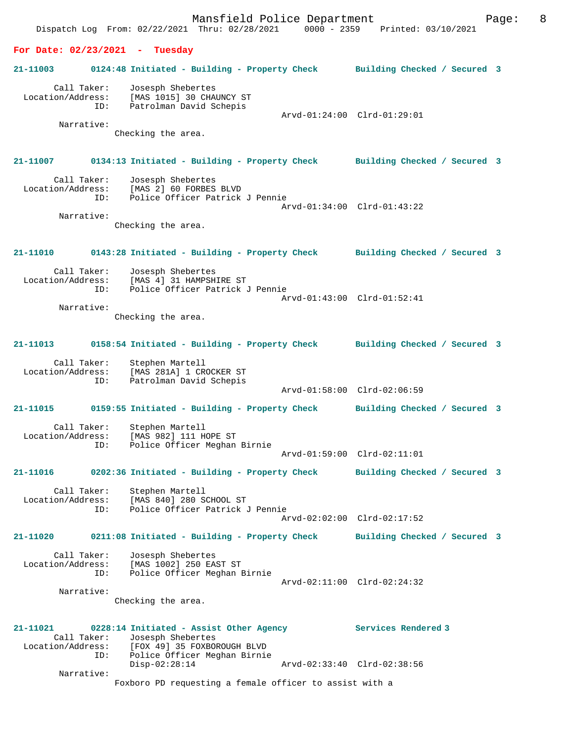**For Date: 02/23/2021 - Tuesday**

**21-11003** 0124:48 Initiated - Building - Property Check Building Checked / Secured 3

Call Taker: Josesph Shebertes
Location/Address: [MAS 1015] 30 CHAUNCY ST
ID: Patrolman David Schepis
Arvd-01:24:00 Clrd-01:29:01

Narrative:
Checking the area.

**21-11007** 0134:13 Initiated - Building - Property Check Building Checked / Secured 3

Call Taker: Josesph Shebertes
Location/Address: [MAS 2] 60 FORBES BLVD
ID: Police Officer Patrick J Pennie
Arvd-01:34:00 Clrd-01:43:22

Narrative:
Checking the area.

**21-11010** 0143:28 Initiated - Building - Property Check Building Checked / Secured 3

Call Taker: Josesph Shebertes
Location/Address: [MAS 4] 31 HAMPSHIRE ST
ID: Police Officer Patrick J Pennie
Arvd-01:43:00 Clrd-01:52:41

Narrative:
Checking the area.

**21-11013** 0158:54 Initiated - Building - Property Check Building Checked / Secured 3

Call Taker: Stephen Martell
Location/Address: [MAS 281A] 1 CROCKER ST
ID: Patrolman David Schepis
Arvd-01:58:00 Clrd-02:06:59

**21-11015** 0159:55 Initiated - Building - Property Check Building Checked / Secured 3

Call Taker: Stephen Martell
Location/Address: [MAS 982] 111 HOPE ST
ID: Police Officer Meghan Birnie
Arvd-01:59:00 Clrd-02:11:01

**21-11016** 0202:36 Initiated - Building - Property Check Building Checked / Secured 3

Call Taker: Stephen Martell
Location/Address: [MAS 840] 280 SCHOOL ST
ID: Police Officer Patrick J Pennie
Arvd-02:02:00 Clrd-02:17:52

**21-11020** 0211:08 Initiated - Building - Property Check Building Checked / Secured 3

Call Taker: Josesph Shebertes
Location/Address: [MAS 1002] 250 EAST ST
ID: Police Officer Meghan Birnie
Arvd-02:11:00 Clrd-02:24:32

Narrative:
Checking the area.

**21-11021** 0228:14 Initiated - Assist Other Agency Services Rendered 3

Call Taker: Josesph Shebertes
Location/Address: [FOX 49] 35 FOXBOROUGH BLVD
ID: Police Officer Meghan Birnie
Disp-02:28:14 Arvd-02:33:40 Clrd-02:38:56

Narrative:
Foxboro PD requesting a female officer to assist with a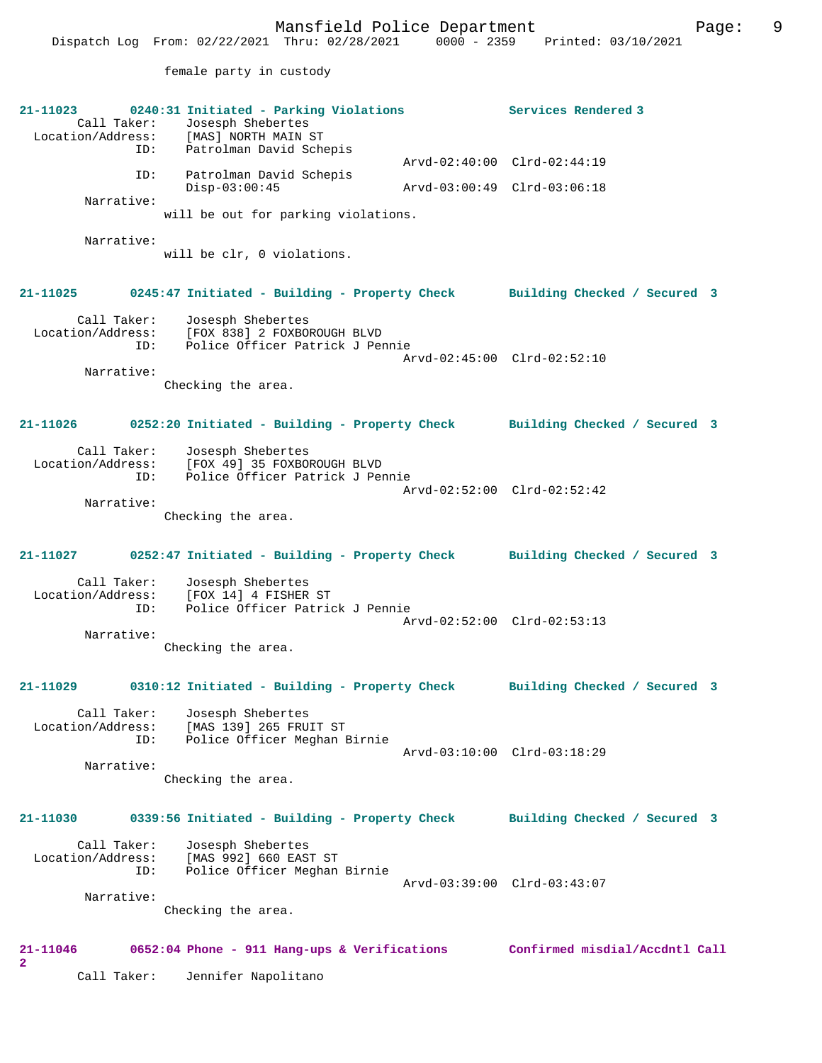female party in custody

**21-11023** 0240:31 Initiated - Parking Violations Services Rendered 3

Call Taker: Josesph Shebertes
Location/Address: [MAS] NORTH MAIN ST
ID: Patrolman David Schepis
Arvd-02:40:00 Clrd-02:44:19
ID: Patrolman David Schepis
Disp-03:00:45 Arvd-03:00:49 Clrd-03:06:18
Narrative:
will be out for parking violations.

Narrative:
will be clr, 0 violations.

**21-11025** 0245:47 Initiated - Building - Property Check Building Checked / Secured 3

Call Taker: Josesph Shebertes
Location/Address: [FOX 838] 2 FOXBOROUGH BLVD
ID: Police Officer Patrick J Pennie
Arvd-02:45:00 Clrd-02:52:10
Narrative:
Checking the area.

**21-11026** 0252:20 Initiated - Building - Property Check Building Checked / Secured 3

Call Taker: Josesph Shebertes
Location/Address: [FOX 49] 35 FOXBOROUGH BLVD
ID: Police Officer Patrick J Pennie
Arvd-02:52:00 Clrd-02:52:42
Narrative:
Checking the area.

**21-11027** 0252:47 Initiated - Building - Property Check Building Checked / Secured 3

Call Taker: Josesph Shebertes
Location/Address: [FOX 14] 4 FISHER ST
ID: Police Officer Patrick J Pennie
Arvd-02:52:00 Clrd-02:53:13
Narrative:
Checking the area.

**21-11029** 0310:12 Initiated - Building - Property Check Building Checked / Secured 3

Call Taker: Josesph Shebertes
Location/Address: [MAS 139] 265 FRUIT ST
ID: Police Officer Meghan Birnie
Arvd-03:10:00 Clrd-03:18:29
Narrative:
Checking the area.

**21-11030** 0339:56 Initiated - Building - Property Check Building Checked / Secured 3

Call Taker: Josesph Shebertes
Location/Address: [MAS 992] 660 EAST ST
ID: Police Officer Meghan Birnie
Arvd-03:39:00 Clrd-03:43:07
Narrative:
Checking the area.

**21-11046** 0652:04 Phone - 911 Hang-ups & Verifications Confirmed misdial/Accdntl Call 2

Call Taker: Jennifer Napolitano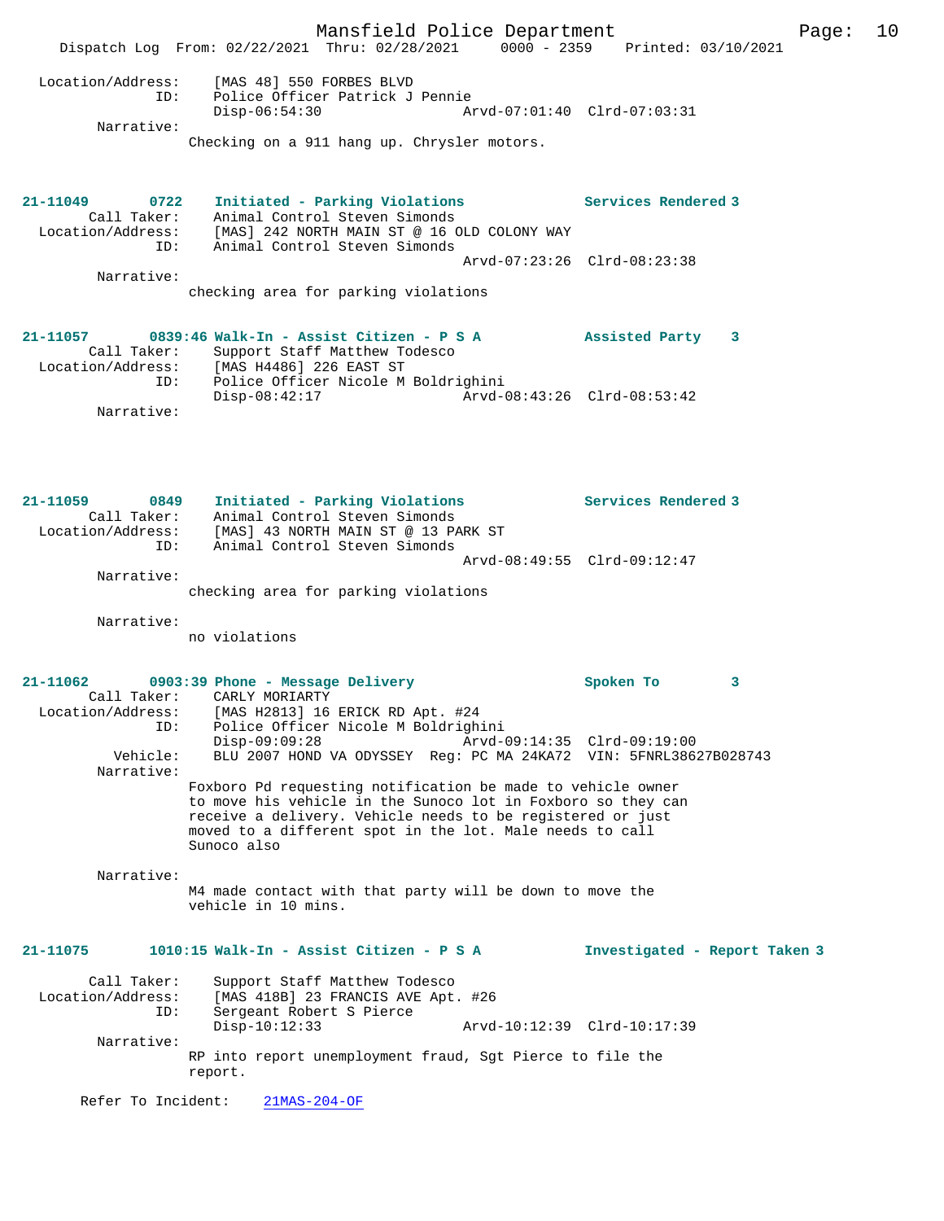```
Location/Address:     [MAS 48] 550 FORBES BLVD
              ID:     Police Officer Patrick J Pennie
                      Disp-06:54:30                Arvd-07:01:40  Clrd-07:03:31
       Narrative:
                  Checking on a 911 hang up. Chrysler motors.


21-11049       0722   Initiated - Parking Violations          Services Rendered 3
        Call Taker:   Animal Control Steven Simonds
  Location/Address:   [MAS] 242 NORTH MAIN ST @ 16 OLD COLONY WAY
                ID:   Animal Control Steven Simonds
                                                   Arvd-07:23:26  Clrd-08:23:38
         Narrative:
                  checking area for parking violations


21-11057       0839:46 Walk-In - Assist Citizen - P S A          Assisted Party    3
        Call Taker:   Support Staff Matthew Todesco
  Location/Address:   [MAS H4486] 226 EAST ST
                ID:   Police Officer Nicole M Boldrighini
                      Disp-08:42:17                Arvd-08:43:26  Clrd-08:53:42
         Narrative:


21-11059       0849   Initiated - Parking Violations          Services Rendered 3
        Call Taker:   Animal Control Steven Simonds
  Location/Address:   [MAS] 43 NORTH MAIN ST @ 13 PARK ST
                ID:   Animal Control Steven Simonds
                                                   Arvd-08:49:55  Clrd-09:12:47
         Narrative:
                  checking area for parking violations

         Narrative:
                  no violations


21-11062       0903:39 Phone - Message Delivery                  Spoken To         3
        Call Taker:   CARLY MORIARTY
  Location/Address:   [MAS H2813] 16 ERICK RD Apt. #24
                ID:   Police Officer Nicole M Boldrighini
                      Disp-09:09:28                Arvd-09:14:35  Clrd-09:19:00
           Vehicle:   BLU 2007 HOND VA ODYSSEY  Reg: PC MA 24KA72  VIN: 5FNRL38627B028743
         Narrative:
                  Foxboro Pd requesting notification be made to vehicle owner
                  to move his vehicle in the Sunoco lot in Foxboro so they can
                  receive a delivery. Vehicle needs to be registered or just
                  moved to a different spot in the lot. Male needs to call
                  Sunoco also

         Narrative:
                  M4 made contact with that party will be down to move the
                  vehicle in 10 mins.


21-11075       1010:15 Walk-In - Assist Citizen - P S A          Investigated - Report Taken 3

        Call Taker:   Support Staff Matthew Todesco
  Location/Address:   [MAS 418B] 23 FRANCIS AVE Apt. #26
                ID:   Sergeant Robert S Pierce
                      Disp-10:12:33                Arvd-10:12:39  Clrd-10:17:39
         Narrative:
                  RP into report unemployment fraud, Sgt Pierce to file the
                  report.

      Refer To Incident:    21MAS-204-OF
```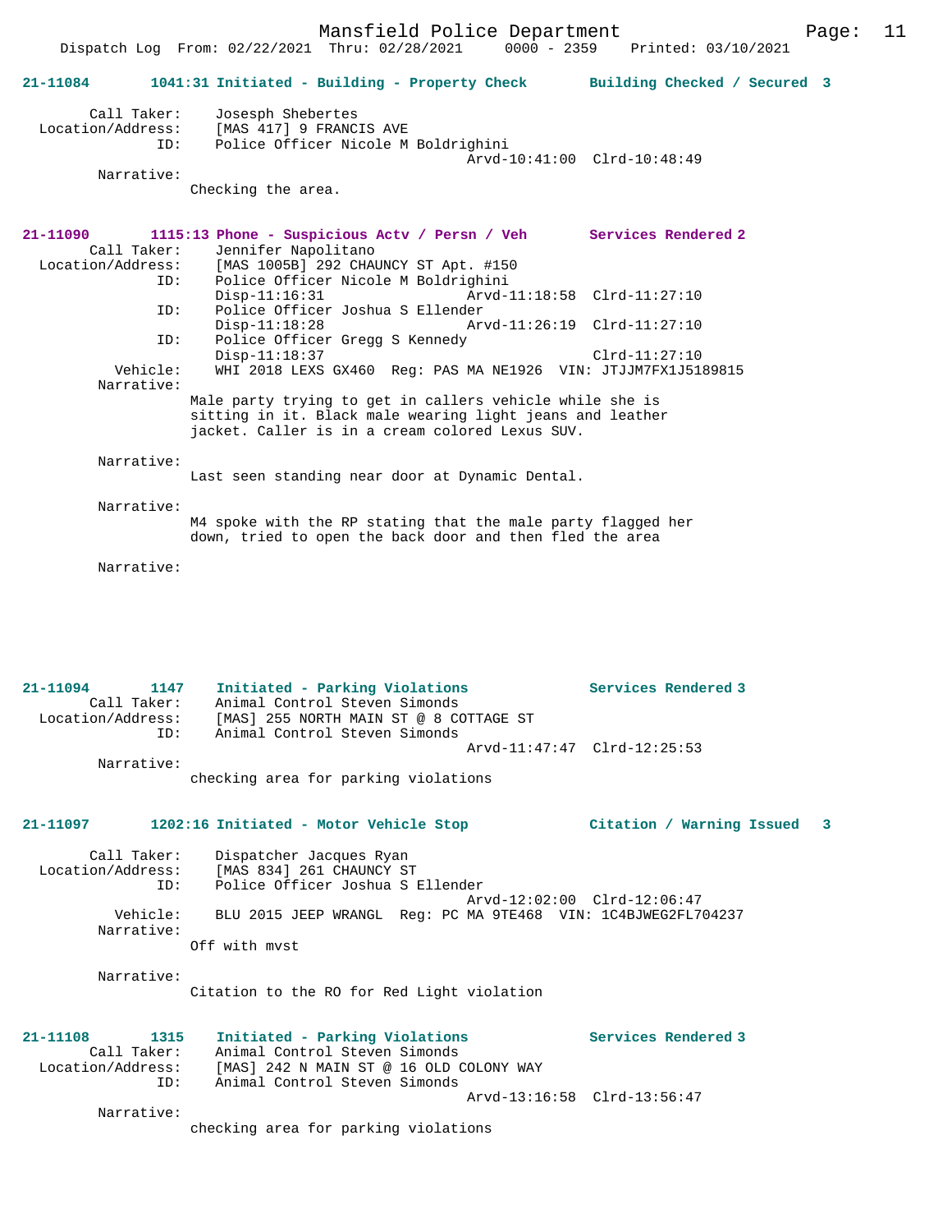**21-11084 1041:31 Initiated - Building - Property Check — Building Checked / Secured 3**

Call Taker: Josesph Shebertes
Location/Address: [MAS 417] 9 FRANCIS AVE
ID: Police Officer Nicole M Boldrighini
Arvd-10:41:00 Clrd-10:48:49
Narrative:
Checking the area.

**21-11090 1115:13 Phone - Suspicious Actv / Persn / Veh — Services Rendered 2**

Call Taker: Jennifer Napolitano
Location/Address: [MAS 1005B] 292 CHAUNCY ST Apt. #150
ID: Police Officer Nicole M Boldrighini
Disp-11:16:31 Arvd-11:18:58 Clrd-11:27:10
ID: Police Officer Joshua S Ellender
Disp-11:18:28 Arvd-11:26:19 Clrd-11:27:10
ID: Police Officer Gregg S Kennedy
Disp-11:18:37 Clrd-11:27:10
Vehicle: WHI 2018 LEXS GX460 Reg: PAS MA NE1926 VIN: JTJJM7FX1J5189815
Narrative:
Male party trying to get in callers vehicle while she is sitting in it. Black male wearing light jeans and leather jacket. Caller is in a cream colored Lexus SUV.

Narrative:
Last seen standing near door at Dynamic Dental.

Narrative:
M4 spoke with the RP stating that the male party flagged her down, tried to open the back door and then fled the area

Narrative:

**21-11094 1147 Initiated - Parking Violations — Services Rendered 3**

Call Taker: Animal Control Steven Simonds
Location/Address: [MAS] 255 NORTH MAIN ST @ 8 COTTAGE ST
ID: Animal Control Steven Simonds
Arvd-11:47:47 Clrd-12:25:53
Narrative:
checking area for parking violations

**21-11097 1202:16 Initiated - Motor Vehicle Stop — Citation / Warning Issued 3**

Call Taker: Dispatcher Jacques Ryan
Location/Address: [MAS 834] 261 CHAUNCY ST
ID: Police Officer Joshua S Ellender
Arvd-12:02:00 Clrd-12:06:47
Vehicle: BLU 2015 JEEP WRANGL Reg: PC MA 9TE468 VIN: 1C4BJWEG2FL704237
Narrative:
Off with mvst

Narrative:
Citation to the RO for Red Light violation

**21-11108 1315 Initiated - Parking Violations — Services Rendered 3**

Call Taker: Animal Control Steven Simonds
Location/Address: [MAS] 242 N MAIN ST @ 16 OLD COLONY WAY
ID: Animal Control Steven Simonds
Arvd-13:16:58 Clrd-13:56:47
Narrative:
checking area for parking violations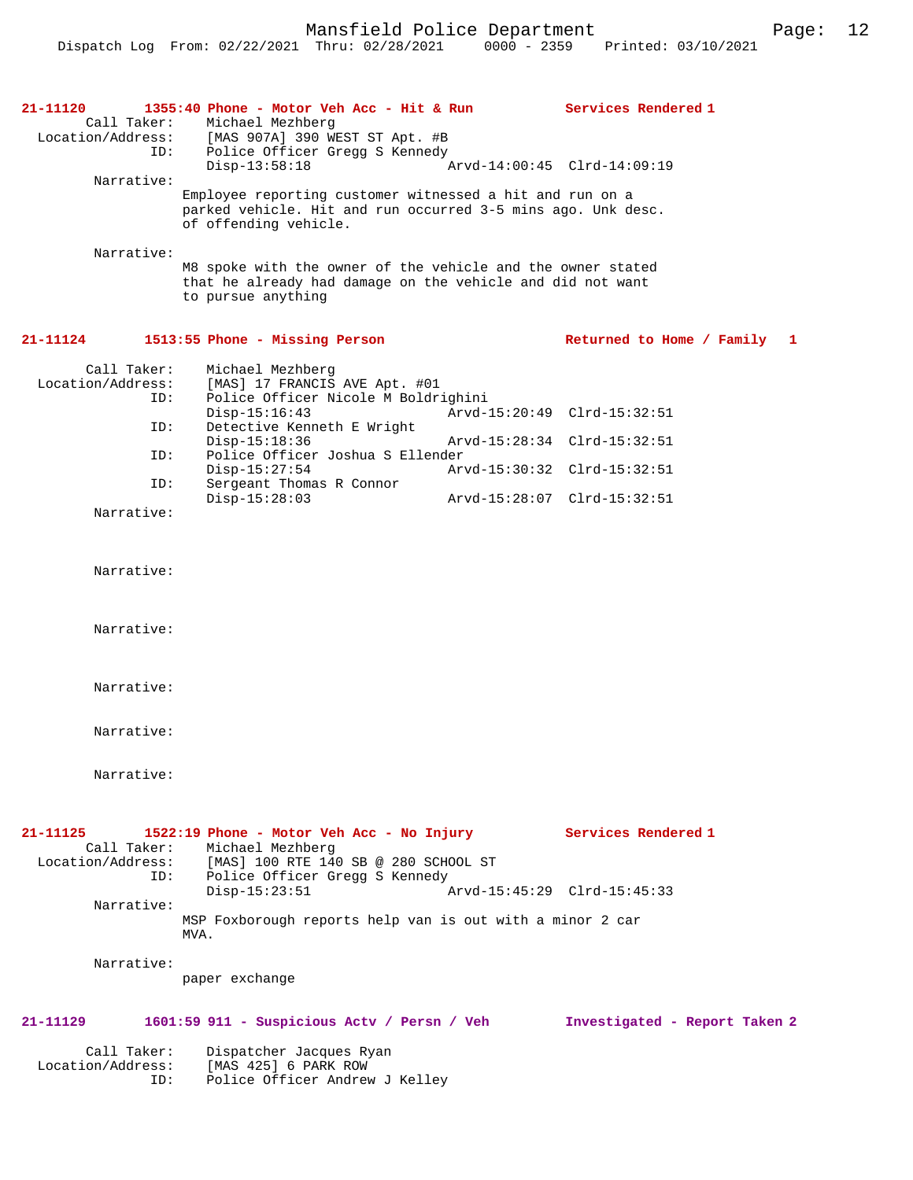**21-11120 1355:40 Phone - Motor Veh Acc - Hit & Run — Services Rendered 1**

Call Taker: Michael Mezhberg
Location/Address: [MAS 907A] 390 WEST ST Apt. #B
ID: Police Officer Gregg S Kennedy
Disp-13:58:18 Arvd-14:00:45 Clrd-14:09:19

Narrative:
Employee reporting customer witnessed a hit and run on a parked vehicle. Hit and run occurred 3-5 mins ago. Unk desc. of offending vehicle.

Narrative:
M8 spoke with the owner of the vehicle and the owner stated that he already had damage on the vehicle and did not want to pursue anything

**21-11124 1513:55 Phone - Missing Person — Returned to Home / Family 1**

Call Taker: Michael Mezhberg
Location/Address: [MAS] 17 FRANCIS AVE Apt. #01
ID: Police Officer Nicole M Boldrighini
Disp-15:16:43 Arvd-15:20:49 Clrd-15:32:51
ID: Detective Kenneth E Wright
Disp-15:18:36 Arvd-15:28:34 Clrd-15:32:51
ID: Police Officer Joshua S Ellender
Disp-15:27:54 Arvd-15:30:32 Clrd-15:32:51
ID: Sergeant Thomas R Connor
Disp-15:28:03 Arvd-15:28:07 Clrd-15:32:51

Narrative:

Narrative:

Narrative:

Narrative:

Narrative:

Narrative:

**21-11125 1522:19 Phone - Motor Veh Acc - No Injury — Services Rendered 1**

Call Taker: Michael Mezhberg
Location/Address: [MAS] 100 RTE 140 SB @ 280 SCHOOL ST
ID: Police Officer Gregg S Kennedy
Disp-15:23:51 Arvd-15:45:29 Clrd-15:45:33

Narrative:
MSP Foxborough reports help van is out with a minor 2 car MVA.

Narrative:
paper exchange

**21-11129 1601:59 911 - Suspicious Actv / Persn / Veh — Investigated - Report Taken 2**

Call Taker: Dispatcher Jacques Ryan
Location/Address: [MAS 425] 6 PARK ROW
ID: Police Officer Andrew J Kelley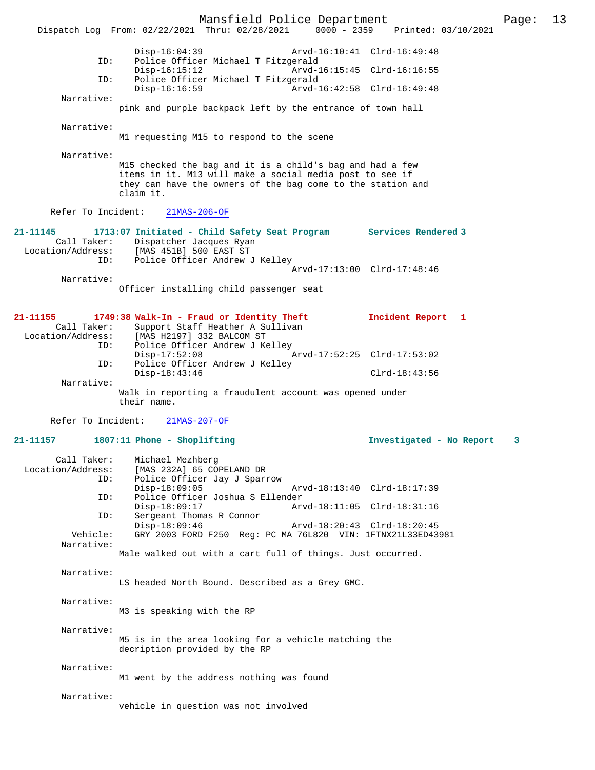```
                Disp-16:04:39                    Arvd-16:10:41  Clrd-16:49:48
           ID:  Police Officer Michael T Fitzgerald
                Disp-16:15:12                    Arvd-16:15:45  Clrd-16:16:55
           ID:  Police Officer Michael T Fitzgerald
                Disp-16:16:59                    Arvd-16:42:58  Clrd-16:49:48
    Narrative:
              pink and purple backpack left by the entrance of town hall

    Narrative:
              M1 requesting M15 to respond to the scene

    Narrative:
              M15 checked the bag and it is a child's bag and had a few
              items in it. M13 will make a social media post to see if
              they can have the owners of the bag come to the station and
              claim it.

  Refer To Incident:   21MAS-206-OF
```

**21-11145      1713:07 Initiated - Child Safety Seat Program       Services Rendered 3**

```
   Call Taker:  Dispatcher Jacques Ryan
Location/Address:  [MAS 451B] 500 EAST ST
           ID:  Police Officer Andrew J Kelley
                                                 Arvd-17:13:00  Clrd-17:48:46
    Narrative:
              Officer installing child passenger seat
```

**21-11155      1749:38 Walk-In - Fraud or Identity Theft           Incident Report   1**

```
   Call Taker:  Support Staff Heather A Sullivan
Location/Address:  [MAS H2197] 332 BALCOM ST
           ID:  Police Officer Andrew J Kelley
                Disp-17:52:08                    Arvd-17:52:25  Clrd-17:53:02
           ID:  Police Officer Andrew J Kelley
                Disp-18:43:46                                   Clrd-18:43:56
    Narrative:
              Walk in reporting a fraudulent account was opened under
              their name.

  Refer To Incident:   21MAS-207-OF
```

**21-11157      1807:11 Phone - Shoplifting                         Investigated - No Report    3**

```
   Call Taker:  Michael Mezhberg
Location/Address:  [MAS 232A] 65 COPELAND DR
           ID:  Police Officer Jay J Sparrow
                Disp-18:09:05                    Arvd-18:13:40  Clrd-18:17:39
           ID:  Police Officer Joshua S Ellender
                Disp-18:09:17                    Arvd-18:11:05  Clrd-18:31:16
           ID:  Sergeant Thomas R Connor
                Disp-18:09:46                    Arvd-18:20:43  Clrd-18:20:45
      Vehicle:  GRY 2003 FORD F250  Reg: PC MA 76L820  VIN: 1FTNX21L33ED43981
    Narrative:
              Male walked out with a cart full of things. Just occurred.

    Narrative:
              LS headed North Bound. Described as a Grey GMC.

    Narrative:
              M3 is speaking with the RP

    Narrative:
              M5 is in the area looking for a vehicle matching the
              decription provided by the RP

    Narrative:
              M1 went by the address nothing was found

    Narrative:
              vehicle in question was not involved
```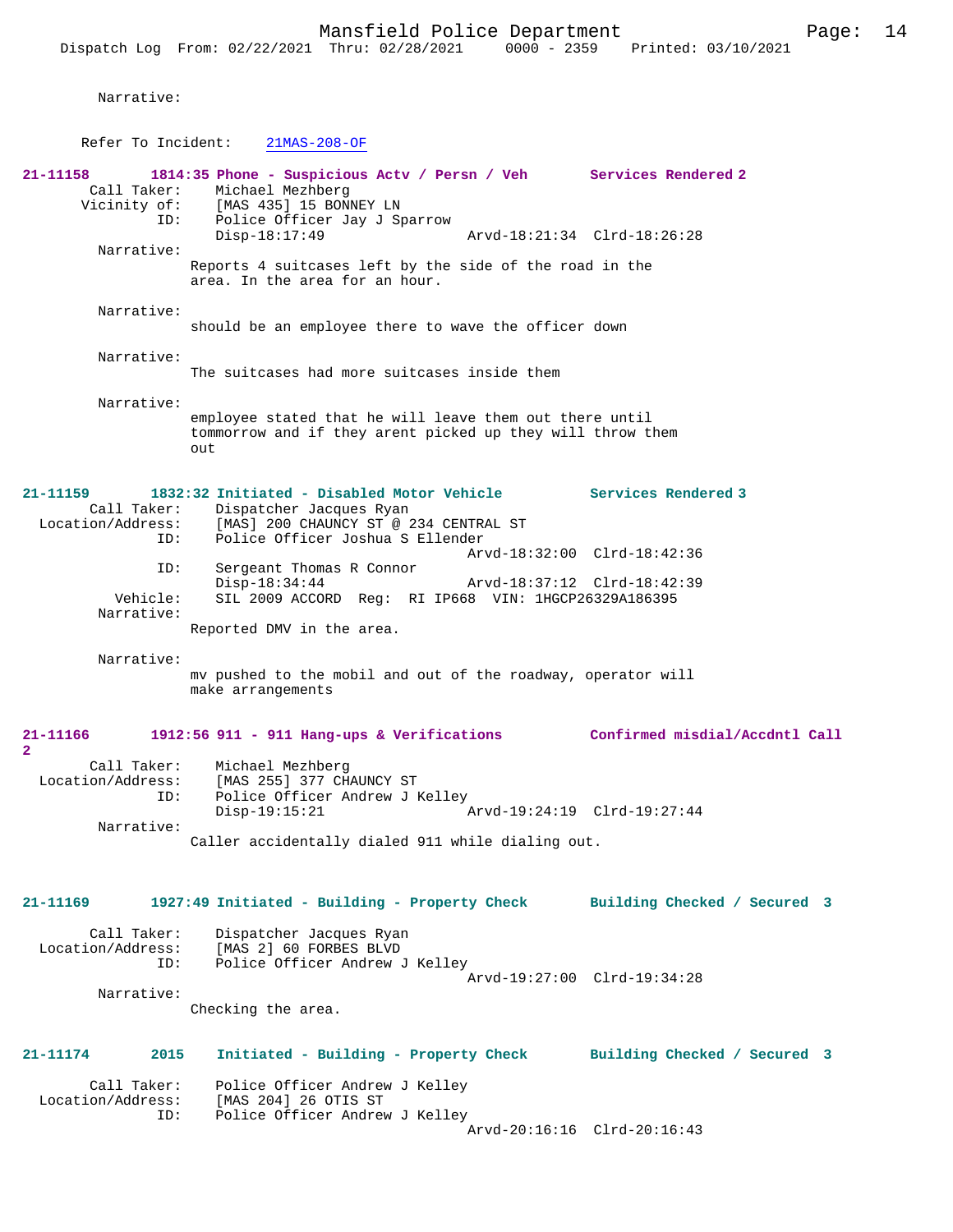Narrative:

Refer To Incident: 21MAS-208-OF

**21-11158 1814:35 Phone - Suspicious Actv / Persn / Veh Services Rendered 2**

Call Taker: Michael Mezhberg
Vicinity of: [MAS 435] 15 BONNEY LN
ID: Police Officer Jay J Sparrow
Disp-18:17:49 Arvd-18:21:34 Clrd-18:26:28

Narrative:
Reports 4 suitcases left by the side of the road in the area. In the area for an hour.

Narrative:
should be an employee there to wave the officer down

Narrative:
The suitcases had more suitcases inside them

Narrative:
employee stated that he will leave them out there until tommorrow and if they arent picked up they will throw them out

**21-11159 1832:32 Initiated - Disabled Motor Vehicle Services Rendered 3**

Call Taker: Dispatcher Jacques Ryan
Location/Address: [MAS] 200 CHAUNCY ST @ 234 CENTRAL ST
ID: Police Officer Joshua S Ellender
Arvd-18:32:00 Clrd-18:42:36
ID: Sergeant Thomas R Connor
Disp-18:34:44 Arvd-18:37:12 Clrd-18:42:39
Vehicle: SIL 2009 ACCORD Reg: RI IP668 VIN: 1HGCP26329A186395

Narrative:
Reported DMV in the area.

Narrative:
mv pushed to the mobil and out of the roadway, operator will make arrangements

**21-11166 1912:56 911 - 911 Hang-ups & Verifications Confirmed misdial/Accdntl Call 2**

Call Taker: Michael Mezhberg
Location/Address: [MAS 255] 377 CHAUNCY ST
ID: Police Officer Andrew J Kelley
Disp-19:15:21 Arvd-19:24:19 Clrd-19:27:44

Narrative:
Caller accidentally dialed 911 while dialing out.

**21-11169 1927:49 Initiated - Building - Property Check Building Checked / Secured 3**

Call Taker: Dispatcher Jacques Ryan
Location/Address: [MAS 2] 60 FORBES BLVD
ID: Police Officer Andrew J Kelley
Arvd-19:27:00 Clrd-19:34:28

Narrative:
Checking the area.

**21-11174 2015 Initiated - Building - Property Check Building Checked / Secured 3**

Call Taker: Police Officer Andrew J Kelley
Location/Address: [MAS 204] 26 OTIS ST
ID: Police Officer Andrew J Kelley
Arvd-20:16:16 Clrd-20:16:43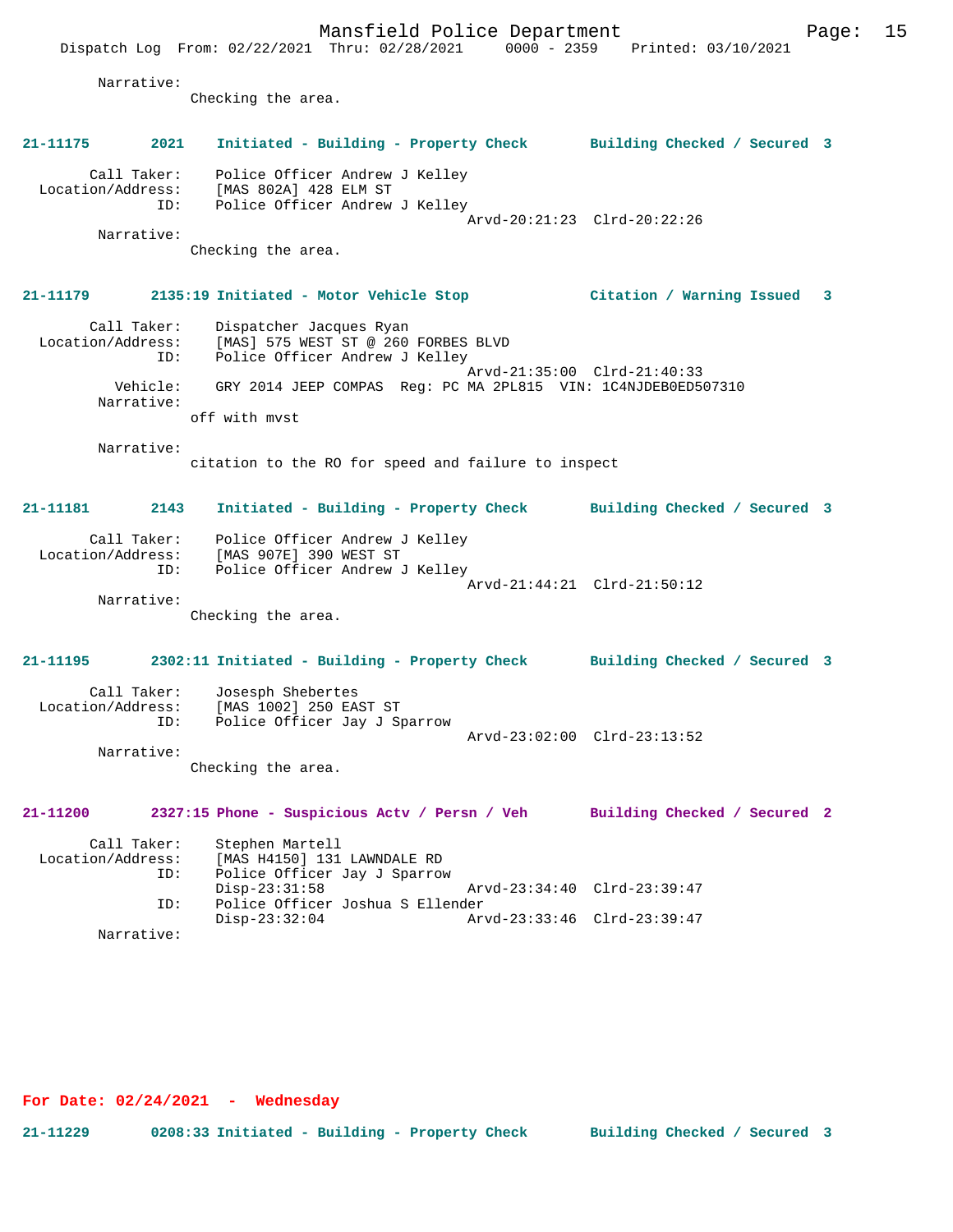Narrative:
Checking the area.

**21-11175 2021 Initiated - Building - Property Check Building Checked / Secured 3**

Call Taker: Police Officer Andrew J Kelley
Location/Address: [MAS 802A] 428 ELM ST
ID: Police Officer Andrew J Kelley
Arvd-20:21:23 Clrd-20:22:26
Narrative:
Checking the area.

**21-11179 2135:19 Initiated - Motor Vehicle Stop Citation / Warning Issued 3**

Call Taker: Dispatcher Jacques Ryan
Location/Address: [MAS] 575 WEST ST @ 260 FORBES BLVD
ID: Police Officer Andrew J Kelley
Arvd-21:35:00 Clrd-21:40:33
Vehicle: GRY 2014 JEEP COMPAS Reg: PC MA 2PL815 VIN: 1C4NJDEB0ED507310
Narrative:
off with mvst

Narrative:
citation to the RO for speed and failure to inspect

**21-11181 2143 Initiated - Building - Property Check Building Checked / Secured 3**

Call Taker: Police Officer Andrew J Kelley
Location/Address: [MAS 907E] 390 WEST ST
ID: Police Officer Andrew J Kelley
Arvd-21:44:21 Clrd-21:50:12
Narrative:
Checking the area.

**21-11195 2302:11 Initiated - Building - Property Check Building Checked / Secured 3**

Call Taker: Josesph Shebertes
Location/Address: [MAS 1002] 250 EAST ST
ID: Police Officer Jay J Sparrow
Arvd-23:02:00 Clrd-23:13:52
Narrative:
Checking the area.

**21-11200 2327:15 Phone - Suspicious Actv / Persn / Veh Building Checked / Secured 2**

Call Taker: Stephen Martell
Location/Address: [MAS H4150] 131 LAWNDALE RD
ID: Police Officer Jay J Sparrow
Disp-23:31:58 Arvd-23:34:40 Clrd-23:39:47
ID: Police Officer Joshua S Ellender
Disp-23:32:04 Arvd-23:33:46 Clrd-23:39:47
Narrative:

## For Date: 02/24/2021 - Wednesday

**21-11229 0208:33 Initiated - Building - Property Check Building Checked / Secured 3**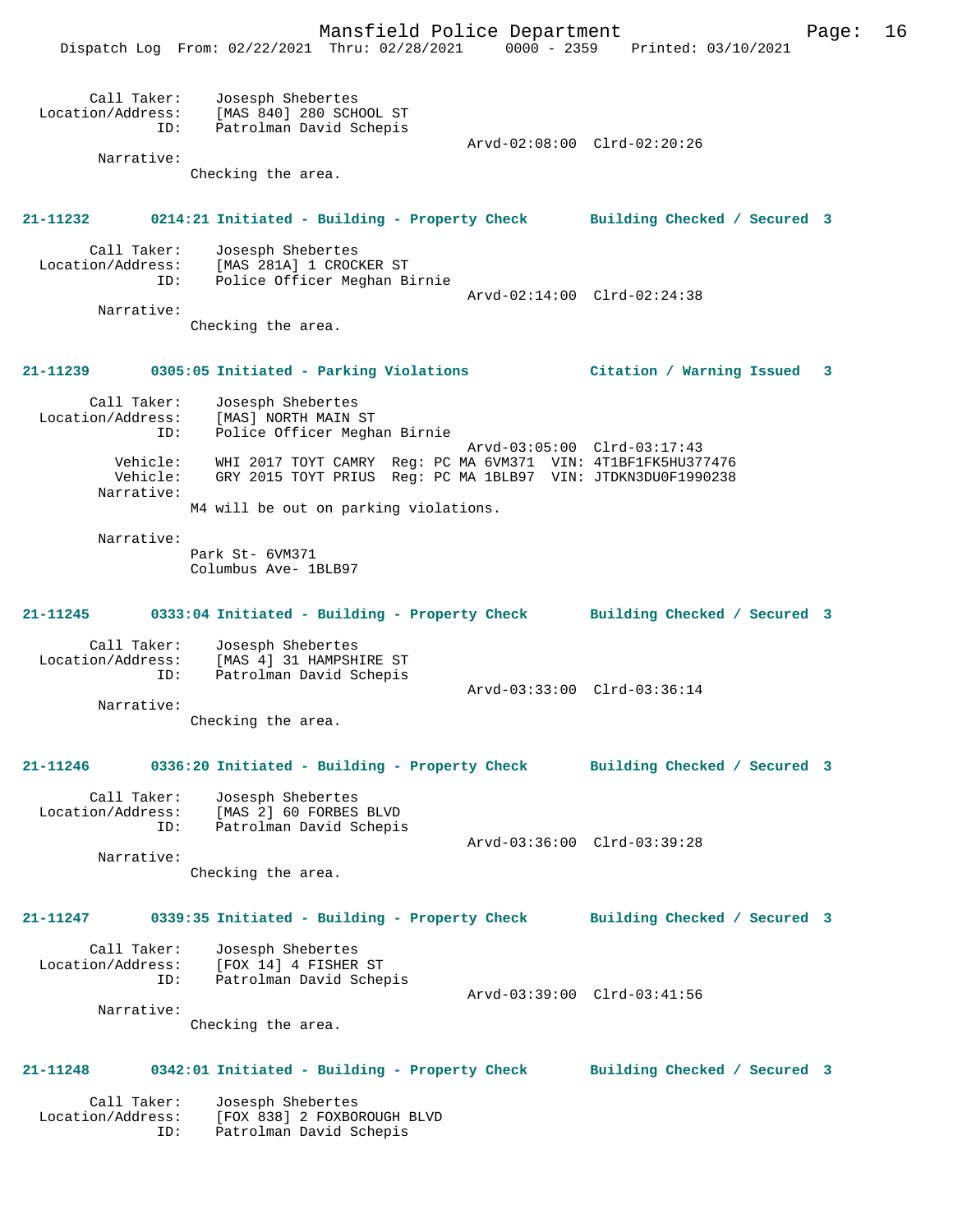```
Call Taker:    Josesph Shebertes
Location/Address:    [MAS 840] 280 SCHOOL ST
             ID:    Patrolman David Schepis
                                          Arvd-02:08:00  Clrd-02:20:26
Narrative:
          Checking the area.
```

**21-11232        0214:21 Initiated - Building - Property Check        Building Checked / Secured  3**

```
Call Taker:    Josesph Shebertes
Location/Address:    [MAS 281A] 1 CROCKER ST
             ID:    Police Officer Meghan Birnie
                                          Arvd-02:14:00  Clrd-02:24:38
Narrative:
          Checking the area.
```

**21-11239        0305:05 Initiated - Parking Violations        Citation / Warning Issued   3**

```
Call Taker:    Josesph Shebertes
Location/Address:    [MAS] NORTH MAIN ST
             ID:    Police Officer Meghan Birnie
                                          Arvd-03:05:00  Clrd-03:17:43
Vehicle:    WHI 2017 TOYT CAMRY  Reg: PC MA 6VM371  VIN: 4T1BF1FK5HU377476
Vehicle:    GRY 2015 TOYT PRIUS  Reg: PC MA 1BLB97  VIN: JTDKN3DU0F1990238
Narrative:
          M4 will be out on parking violations.

Narrative:
          Park St- 6VM371
          Columbus Ave- 1BLB97
```

**21-11245        0333:04 Initiated - Building - Property Check        Building Checked / Secured  3**

```
Call Taker:    Josesph Shebertes
Location/Address:    [MAS 4] 31 HAMPSHIRE ST
             ID:    Patrolman David Schepis
                                          Arvd-03:33:00  Clrd-03:36:14
Narrative:
          Checking the area.
```

**21-11246        0336:20 Initiated - Building - Property Check        Building Checked / Secured  3**

```
Call Taker:    Josesph Shebertes
Location/Address:    [MAS 2] 60 FORBES BLVD
             ID:    Patrolman David Schepis
                                          Arvd-03:36:00  Clrd-03:39:28
Narrative:
          Checking the area.
```

**21-11247        0339:35 Initiated - Building - Property Check        Building Checked / Secured  3**

```
Call Taker:    Josesph Shebertes
Location/Address:    [FOX 14] 4 FISHER ST
             ID:    Patrolman David Schepis
                                          Arvd-03:39:00  Clrd-03:41:56
Narrative:
          Checking the area.
```

**21-11248        0342:01 Initiated - Building - Property Check        Building Checked / Secured  3**

```
Call Taker:    Josesph Shebertes
Location/Address:    [FOX 838] 2 FOXBOROUGH BLVD
             ID:    Patrolman David Schepis
```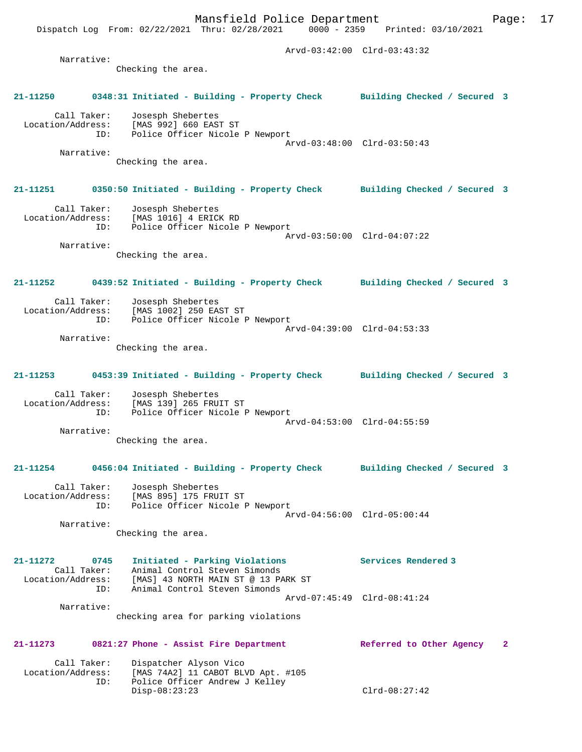Arvd-03:42:00 Clrd-03:43:32

Narrative:
Checking the area.

**21-11250 0348:31 Initiated - Building - Property Check Building Checked / Secured 3**

Call Taker: Josesph Shebertes
Location/Address: [MAS 992] 660 EAST ST
ID: Police Officer Nicole P Newport
Arvd-03:48:00 Clrd-03:50:43

Narrative:
Checking the area.

**21-11251 0350:50 Initiated - Building - Property Check Building Checked / Secured 3**

Call Taker: Josesph Shebertes
Location/Address: [MAS 1016] 4 ERICK RD
ID: Police Officer Nicole P Newport
Arvd-03:50:00 Clrd-04:07:22

Narrative:
Checking the area.

**21-11252 0439:52 Initiated - Building - Property Check Building Checked / Secured 3**

Call Taker: Josesph Shebertes
Location/Address: [MAS 1002] 250 EAST ST
ID: Police Officer Nicole P Newport
Arvd-04:39:00 Clrd-04:53:33

Narrative:
Checking the area.

**21-11253 0453:39 Initiated - Building - Property Check Building Checked / Secured 3**

Call Taker: Josesph Shebertes
Location/Address: [MAS 139] 265 FRUIT ST
ID: Police Officer Nicole P Newport
Arvd-04:53:00 Clrd-04:55:59

Narrative:
Checking the area.

**21-11254 0456:04 Initiated - Building - Property Check Building Checked / Secured 3**

Call Taker: Josesph Shebertes
Location/Address: [MAS 895] 175 FRUIT ST
ID: Police Officer Nicole P Newport
Arvd-04:56:00 Clrd-05:00:44

Narrative:
Checking the area.

**21-11272 0745 Initiated - Parking Violations Services Rendered 3**

Call Taker: Animal Control Steven Simonds
Location/Address: [MAS] 43 NORTH MAIN ST @ 13 PARK ST
ID: Animal Control Steven Simonds
Arvd-07:45:49 Clrd-08:41:24

Narrative:
checking area for parking violations

**21-11273 0821:27 Phone - Assist Fire Department Referred to Other Agency 2**

Call Taker: Dispatcher Alyson Vico
Location/Address: [MAS 74A2] 11 CABOT BLVD Apt. #105
ID: Police Officer Andrew J Kelley
Disp-08:23:23 Clrd-08:27:42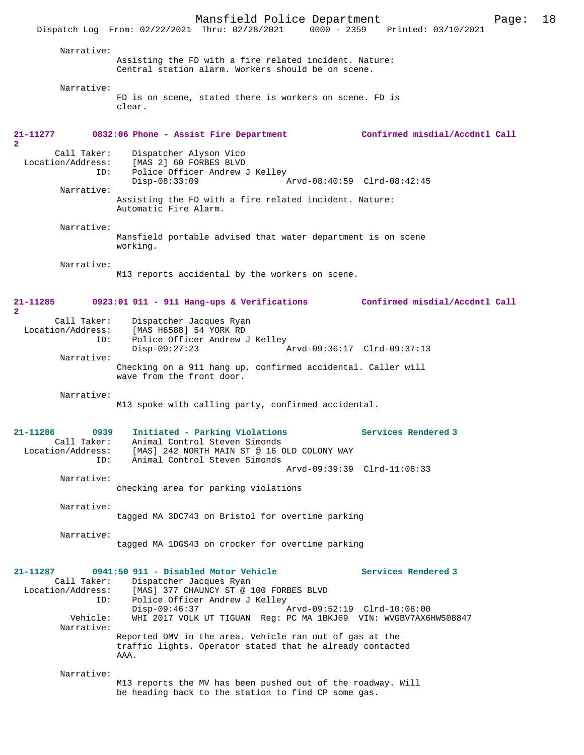Narrative:
Assisting the FD with a fire related incident. Nature:
Central station alarm. Workers should be on scene.

Narrative:
FD is on scene, stated there is workers on scene. FD is
clear.

**21-11277 0832:06 Phone - Assist Fire Department Confirmed misdial/Accdntl Call 2**

Call Taker: Dispatcher Alyson Vico
Location/Address: [MAS 2] 60 FORBES BLVD
ID: Police Officer Andrew J Kelley
Disp-08:33:09 Arvd-08:40:59 Clrd-08:42:45

Narrative:
Assisting the FD with a fire related incident. Nature:
Automatic Fire Alarm.

Narrative:
Mansfield portable advised that water department is on scene
working.

Narrative:
M13 reports accidental by the workers on scene.

**21-11285 0923:01 911 - 911 Hang-ups & Verifications Confirmed misdial/Accdntl Call 2**

Call Taker: Dispatcher Jacques Ryan
Location/Address: [MAS H6588] 54 YORK RD
ID: Police Officer Andrew J Kelley
Disp-09:27:23 Arvd-09:36:17 Clrd-09:37:13

Narrative:
Checking on a 911 hang up, confirmed accidental. Caller will
wave from the front door.

Narrative:
M13 spoke with calling party, confirmed accidental.

**21-11286 0939 Initiated - Parking Violations Services Rendered 3**

Call Taker: Animal Control Steven Simonds
Location/Address: [MAS] 242 NORTH MAIN ST @ 16 OLD COLONY WAY
ID: Animal Control Steven Simonds
Arvd-09:39:39 Clrd-11:08:33

Narrative:
checking area for parking violations

Narrative:
tagged MA 3DC743 on Bristol for overtime parking

Narrative:
tagged MA 1DGS43 on crocker for overtime parking

**21-11287 0941:50 911 - Disabled Motor Vehicle Services Rendered 3**

Call Taker: Dispatcher Jacques Ryan
Location/Address: [MAS] 377 CHAUNCY ST @ 100 FORBES BLVD
ID: Police Officer Andrew J Kelley
Disp-09:46:37 Arvd-09:52:19 Clrd-10:08:00
Vehicle: WHI 2017 VOLK UT TIGUAN Reg: PC MA 1BKJ69 VIN: WVGBV7AX6HW508847

Narrative:
Reported DMV in the area. Vehicle ran out of gas at the
traffic lights. Operator stated that he already contacted
AAA.

Narrative:
M13 reports the MV has been pushed out of the roadway. Will
be heading back to the station to find CP some gas.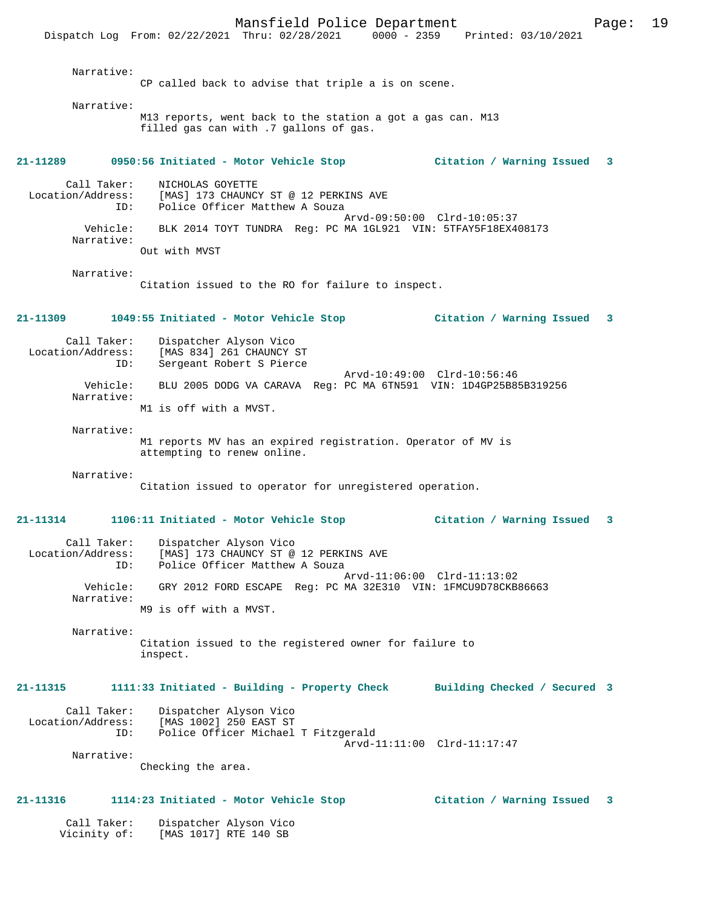Narrative:
CP called back to advise that triple a is on scene.

Narrative:
M13 reports, went back to the station a got a gas can. M13 filled gas can with .7 gallons of gas.

**21-11289 0950:56 Initiated - Motor Vehicle Stop Citation / Warning Issued 3**

Call Taker: NICHOLAS GOYETTE
Location/Address: [MAS] 173 CHAUNCY ST @ 12 PERKINS AVE
ID: Police Officer Matthew A Souza
Arvd-09:50:00 Clrd-10:05:37
Vehicle: BLK 2014 TOYT TUNDRA Reg: PC MA 1GL921 VIN: 5TFAY5F18EX408173
Narrative:
Out with MVST

Narrative:
Citation issued to the RO for failure to inspect.

**21-11309 1049:55 Initiated - Motor Vehicle Stop Citation / Warning Issued 3**

Call Taker: Dispatcher Alyson Vico
Location/Address: [MAS 834] 261 CHAUNCY ST
ID: Sergeant Robert S Pierce
Arvd-10:49:00 Clrd-10:56:46
Vehicle: BLU 2005 DODG VA CARAVA Reg: PC MA 6TN591 VIN: 1D4GP25B85B319256
Narrative:
M1 is off with a MVST.

Narrative:
M1 reports MV has an expired registration. Operator of MV is attempting to renew online.

Narrative:
Citation issued to operator for unregistered operation.

**21-11314 1106:11 Initiated - Motor Vehicle Stop Citation / Warning Issued 3**

Call Taker: Dispatcher Alyson Vico
Location/Address: [MAS] 173 CHAUNCY ST @ 12 PERKINS AVE
ID: Police Officer Matthew A Souza
Arvd-11:06:00 Clrd-11:13:02
Vehicle: GRY 2012 FORD ESCAPE Reg: PC MA 32E310 VIN: 1FMCU9D78CKB86663
Narrative:
M9 is off with a MVST.

Narrative:
Citation issued to the registered owner for failure to inspect.

**21-11315 1111:33 Initiated - Building - Property Check Building Checked / Secured 3**

Call Taker: Dispatcher Alyson Vico
Location/Address: [MAS 1002] 250 EAST ST
ID: Police Officer Michael T Fitzgerald
Arvd-11:11:00 Clrd-11:17:47
Narrative:
Checking the area.

**21-11316 1114:23 Initiated - Motor Vehicle Stop Citation / Warning Issued 3**

Call Taker: Dispatcher Alyson Vico
Vicinity of: [MAS 1017] RTE 140 SB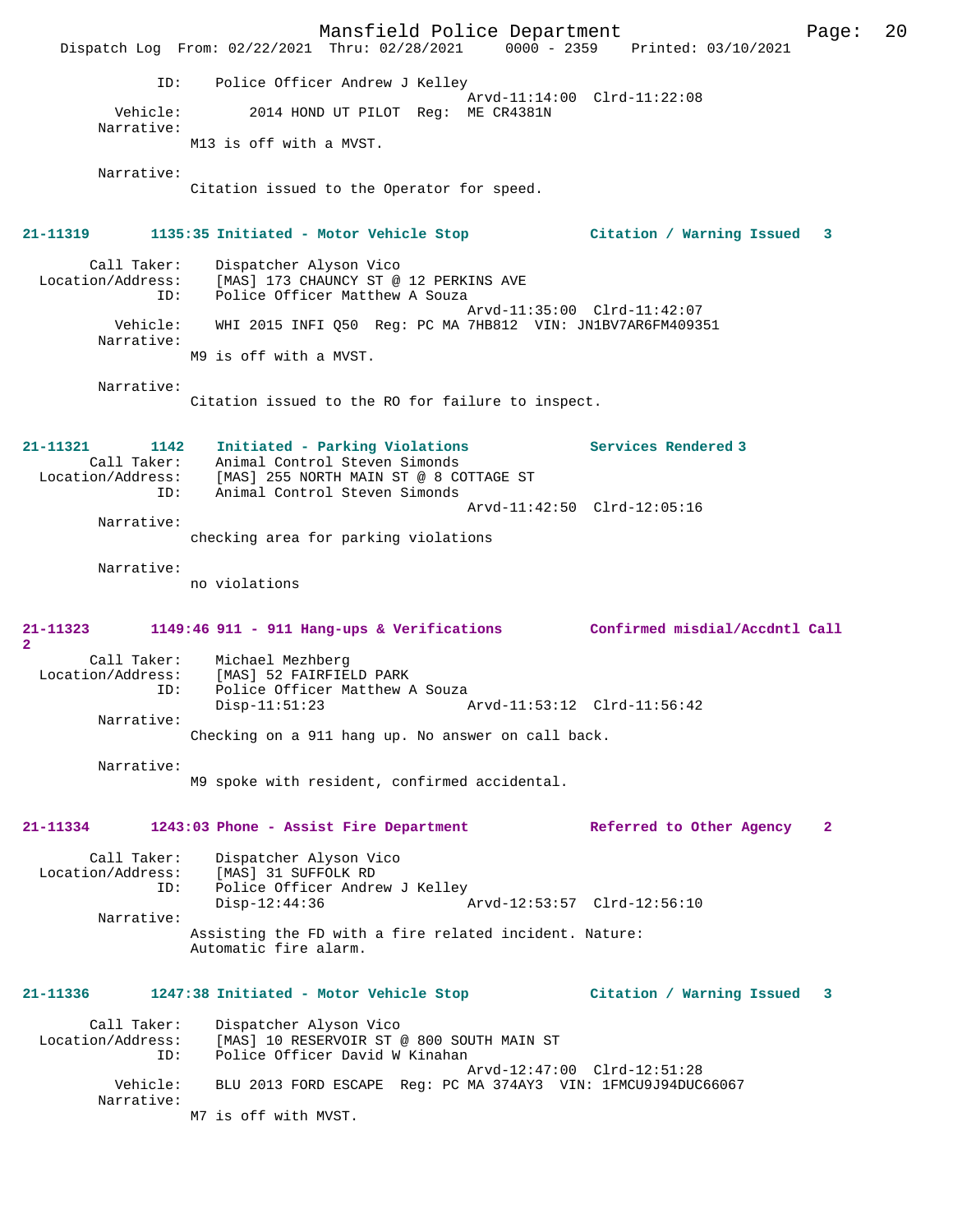ID: Police Officer Andrew J Kelley
Arvd-11:14:00 Clrd-11:22:08
Vehicle: 2014 HOND UT PILOT Reg: ME CR4381N
Narrative:
M13 is off with a MVST.

Narrative:
Citation issued to the Operator for speed.

**21-11319 1135:35 Initiated - Motor Vehicle Stop Citation / Warning Issued 3**

Call Taker: Dispatcher Alyson Vico
Location/Address: [MAS] 173 CHAUNCY ST @ 12 PERKINS AVE
ID: Police Officer Matthew A Souza
Arvd-11:35:00 Clrd-11:42:07
Vehicle: WHI 2015 INFI Q50 Reg: PC MA 7HB812 VIN: JN1BV7AR6FM409351
Narrative:
M9 is off with a MVST.

Narrative:
Citation issued to the RO for failure to inspect.

**21-11321 1142 Initiated - Parking Violations Services Rendered 3**

Call Taker: Animal Control Steven Simonds
Location/Address: [MAS] 255 NORTH MAIN ST @ 8 COTTAGE ST
ID: Animal Control Steven Simonds
Arvd-11:42:50 Clrd-12:05:16
Narrative:
checking area for parking violations

Narrative:
no violations

**21-11323 1149:46 911 - 911 Hang-ups & Verifications Confirmed misdial/Accdntl Call 2**

Call Taker: Michael Mezhberg
Location/Address: [MAS] 52 FAIRFIELD PARK
ID: Police Officer Matthew A Souza
Disp-11:51:23 Arvd-11:53:12 Clrd-11:56:42
Narrative:
Checking on a 911 hang up. No answer on call back.

Narrative:
M9 spoke with resident, confirmed accidental.

**21-11334 1243:03 Phone - Assist Fire Department Referred to Other Agency 2**

Call Taker: Dispatcher Alyson Vico
Location/Address: [MAS] 31 SUFFOLK RD
ID: Police Officer Andrew J Kelley
Disp-12:44:36 Arvd-12:53:57 Clrd-12:56:10
Narrative:
Assisting the FD with a fire related incident. Nature: Automatic fire alarm.

**21-11336 1247:38 Initiated - Motor Vehicle Stop Citation / Warning Issued 3**

Call Taker: Dispatcher Alyson Vico
Location/Address: [MAS] 10 RESERVOIR ST @ 800 SOUTH MAIN ST
ID: Police Officer David W Kinahan
Arvd-12:47:00 Clrd-12:51:28
Vehicle: BLU 2013 FORD ESCAPE Reg: PC MA 374AY3 VIN: 1FMCU9J94DUC66067
Narrative:
M7 is off with MVST.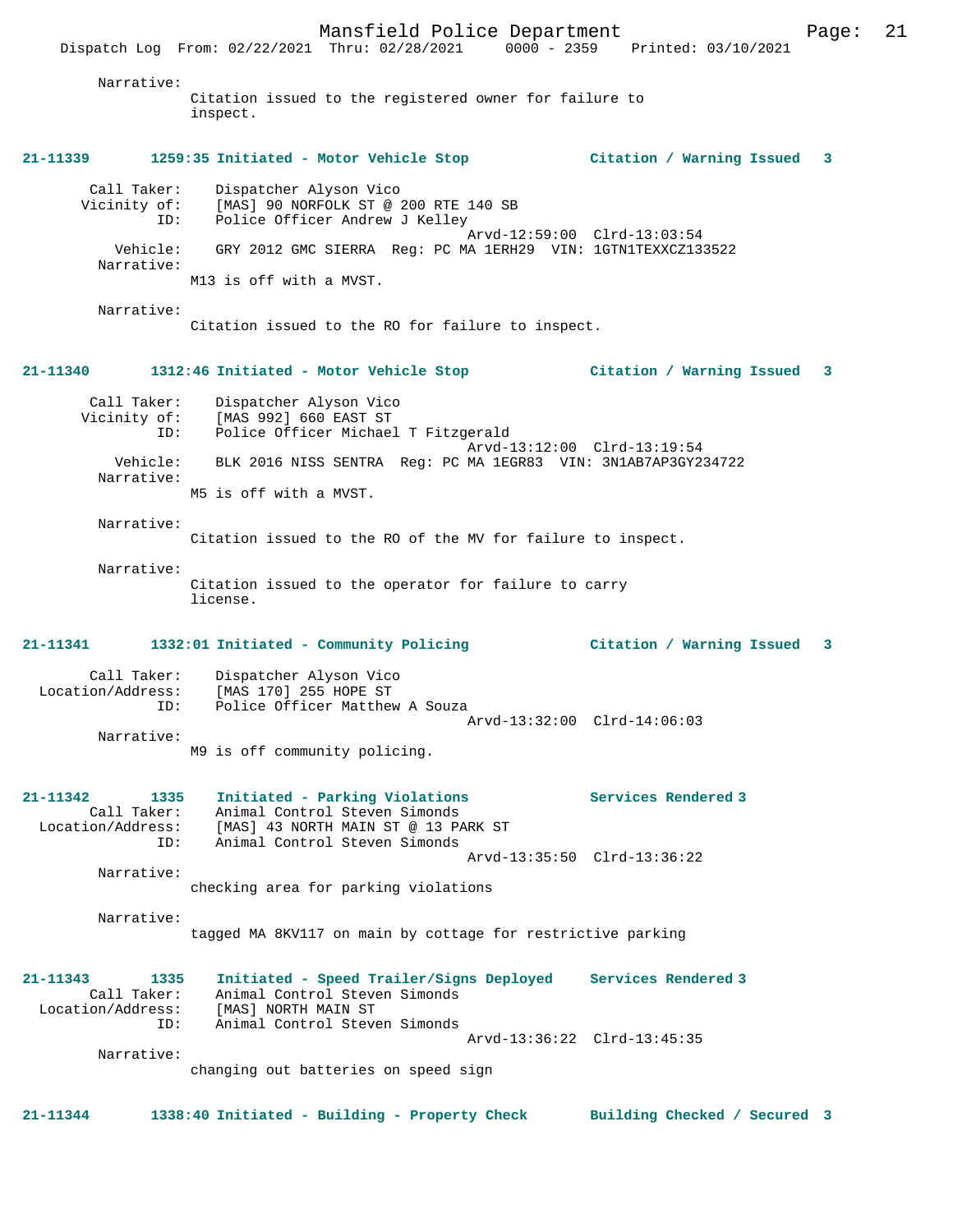Narrative:
Citation issued to the registered owner for failure to inspect.

**21-11339 1259:35 Initiated - Motor Vehicle Stop — Citation / Warning Issued 3**

Call Taker: Dispatcher Alyson Vico
Vicinity of: [MAS] 90 NORFOLK ST @ 200 RTE 140 SB
ID: Police Officer Andrew J Kelley
Arvd-12:59:00 Clrd-13:03:54
Vehicle: GRY 2012 GMC SIERRA Reg: PC MA 1ERH29 VIN: 1GTN1TEXXCZ133522
Narrative:
M13 is off with a MVST.

Narrative:
Citation issued to the RO for failure to inspect.

**21-11340 1312:46 Initiated - Motor Vehicle Stop — Citation / Warning Issued 3**

Call Taker: Dispatcher Alyson Vico
Vicinity of: [MAS 992] 660 EAST ST
ID: Police Officer Michael T Fitzgerald
Arvd-13:12:00 Clrd-13:19:54
Vehicle: BLK 2016 NISS SENTRA Reg: PC MA 1EGR83 VIN: 3N1AB7AP3GY234722
Narrative:
M5 is off with a MVST.

Narrative:
Citation issued to the RO of the MV for failure to inspect.

Narrative:
Citation issued to the operator for failure to carry license.

**21-11341 1332:01 Initiated - Community Policing — Citation / Warning Issued 3**

Call Taker: Dispatcher Alyson Vico
Location/Address: [MAS 170] 255 HOPE ST
ID: Police Officer Matthew A Souza
Arvd-13:32:00 Clrd-14:06:03
Narrative:
M9 is off community policing.

**21-11342 1335 Initiated - Parking Violations — Services Rendered 3**

Call Taker: Animal Control Steven Simonds
Location/Address: [MAS] 43 NORTH MAIN ST @ 13 PARK ST
ID: Animal Control Steven Simonds
Arvd-13:35:50 Clrd-13:36:22
Narrative:
checking area for parking violations

Narrative:
tagged MA 8KV117 on main by cottage for restrictive parking

**21-11343 1335 Initiated - Speed Trailer/Signs Deployed — Services Rendered 3**

Call Taker: Animal Control Steven Simonds
Location/Address: [MAS] NORTH MAIN ST
ID: Animal Control Steven Simonds
Arvd-13:36:22 Clrd-13:45:35
Narrative:
changing out batteries on speed sign

**21-11344 1338:40 Initiated - Building - Property Check — Building Checked / Secured 3**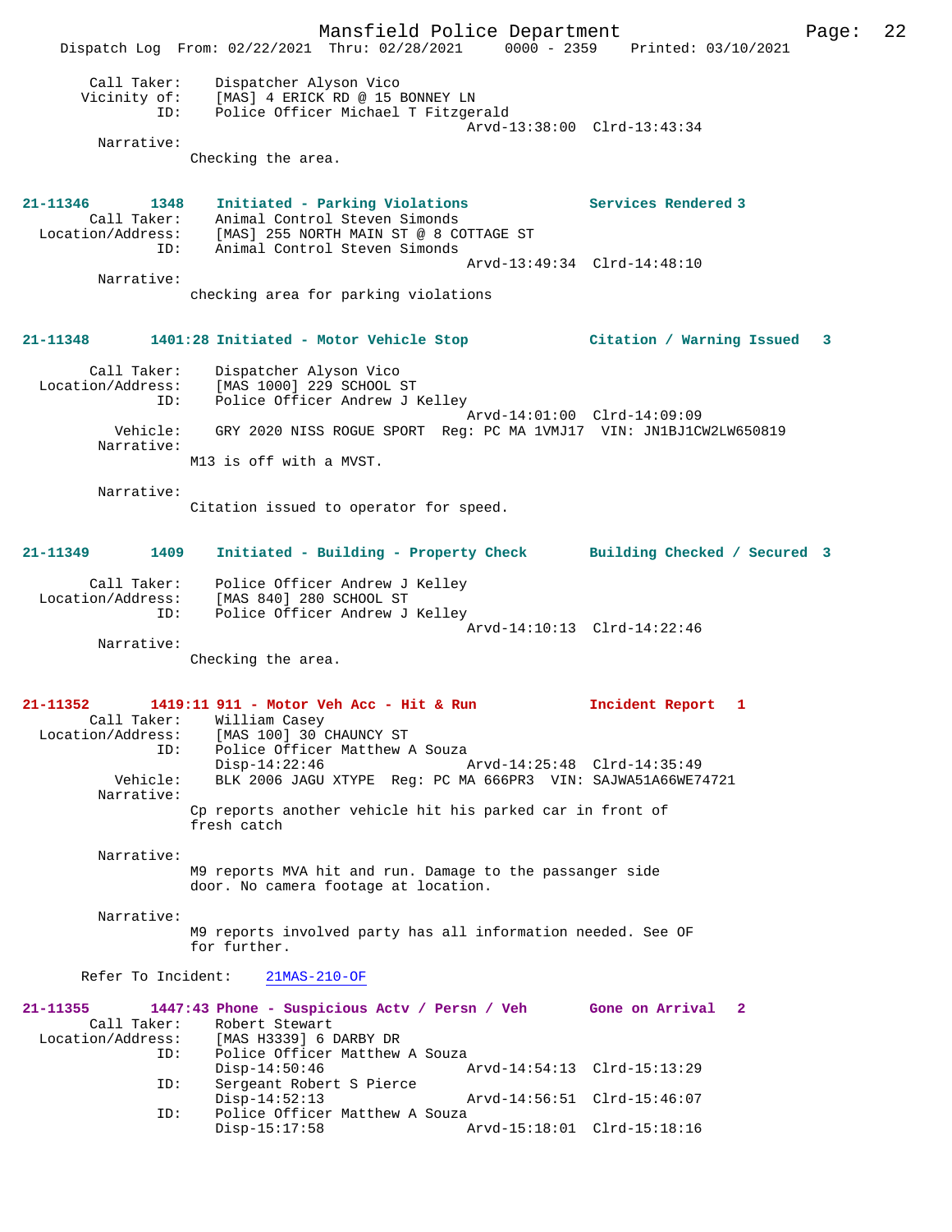Call Taker: Dispatcher Alyson Vico
Vicinity of: [MAS] 4 ERICK RD @ 15 BONNEY LN
ID: Police Officer Michael T Fitzgerald
Arvd-13:38:00 Clrd-13:43:34
Narrative:
Checking the area.

**21-11346 1348 Initiated - Parking Violations Services Rendered 3**
Call Taker: Animal Control Steven Simonds
Location/Address: [MAS] 255 NORTH MAIN ST @ 8 COTTAGE ST
ID: Animal Control Steven Simonds
Arvd-13:49:34 Clrd-14:48:10
Narrative:
checking area for parking violations

**21-11348 1401:28 Initiated - Motor Vehicle Stop Citation / Warning Issued 3**
Call Taker: Dispatcher Alyson Vico
Location/Address: [MAS 1000] 229 SCHOOL ST
ID: Police Officer Andrew J Kelley
Arvd-14:01:00 Clrd-14:09:09
Vehicle: GRY 2020 NISS ROGUE SPORT Reg: PC MA 1VMJ17 VIN: JN1BJ1CW2LW650819
Narrative:
M13 is off with a MVST.

Narrative:
Citation issued to operator for speed.

**21-11349 1409 Initiated - Building - Property Check Building Checked / Secured 3**
Call Taker: Police Officer Andrew J Kelley
Location/Address: [MAS 840] 280 SCHOOL ST
ID: Police Officer Andrew J Kelley
Arvd-14:10:13 Clrd-14:22:46
Narrative:
Checking the area.

**21-11352 1419:11 911 - Motor Veh Acc - Hit & Run Incident Report 1**
Call Taker: William Casey
Location/Address: [MAS 100] 30 CHAUNCY ST
ID: Police Officer Matthew A Souza
Disp-14:22:46 Arvd-14:25:48 Clrd-14:35:49
Vehicle: BLK 2006 JAGU XTYPE Reg: PC MA 666PR3 VIN: SAJWA51A66WE74721
Narrative:
Cp reports another vehicle hit his parked car in front of fresh catch

Narrative:
M9 reports MVA hit and run. Damage to the passanger side door. No camera footage at location.

Narrative:
M9 reports involved party has all information needed. See OF for further.

Refer To Incident: 21MAS-210-OF

**21-11355 1447:43 Phone - Suspicious Actv / Persn / Veh Gone on Arrival 2**
Call Taker: Robert Stewart
Location/Address: [MAS H3339] 6 DARBY DR
ID: Police Officer Matthew A Souza
Disp-14:50:46 Arvd-14:54:13 Clrd-15:13:29
ID: Sergeant Robert S Pierce
Disp-14:52:13 Arvd-14:56:51 Clrd-15:46:07
ID: Police Officer Matthew A Souza
Disp-15:17:58 Arvd-15:18:01 Clrd-15:18:16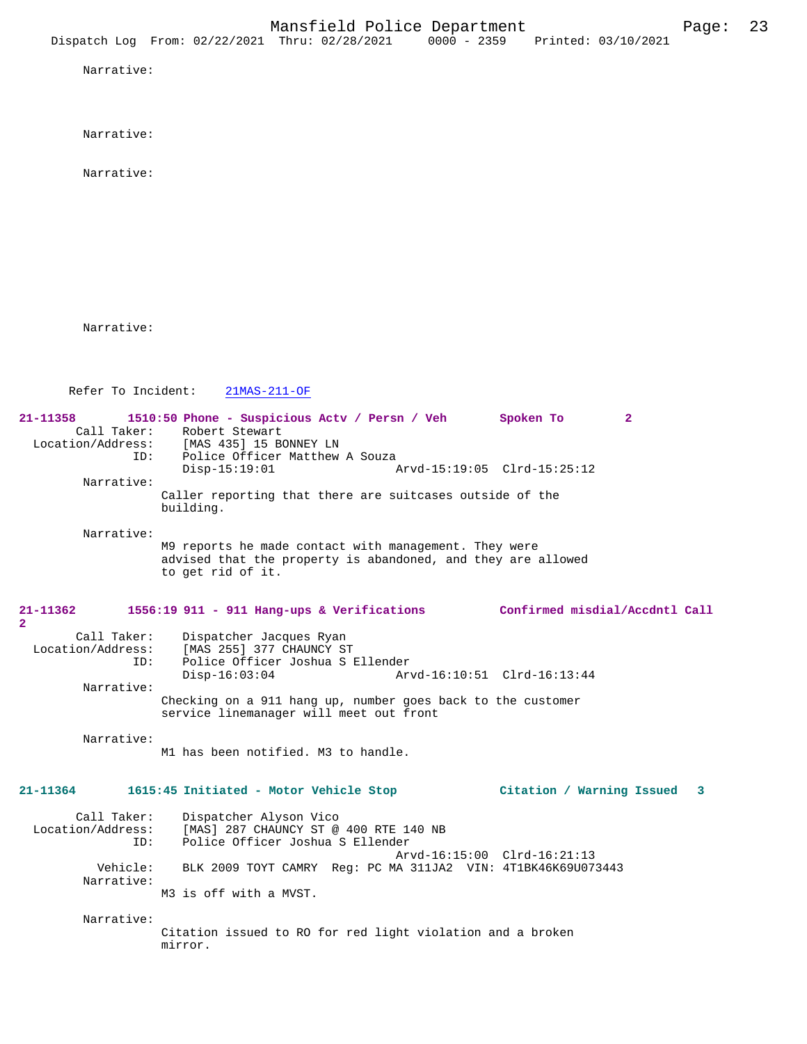Narrative:

Narrative:

Narrative:

Narrative:

Refer To Incident: 21MAS-211-OF

**21-11358 1510:50 Phone - Suspicious Actv / Persn / Veh Spoken To 2**

Call Taker: Robert Stewart
Location/Address: [MAS 435] 15 BONNEY LN
ID: Police Officer Matthew A Souza
Disp-15:19:01 Arvd-15:19:05 Clrd-15:25:12

Narrative:
Caller reporting that there are suitcases outside of the building.

Narrative:
M9 reports he made contact with management. They were advised that the property is abandoned, and they are allowed to get rid of it.

**21-11362 1556:19 911 - 911 Hang-ups & Verifications Confirmed misdial/Accdntl Call 2**

Call Taker: Dispatcher Jacques Ryan
Location/Address: [MAS 255] 377 CHAUNCY ST
ID: Police Officer Joshua S Ellender
Disp-16:03:04 Arvd-16:10:51 Clrd-16:13:44

Narrative:
Checking on a 911 hang up, number goes back to the customer service linemanager will meet out front

Narrative:
M1 has been notified. M3 to handle.

**21-11364 1615:45 Initiated - Motor Vehicle Stop Citation / Warning Issued 3**

Call Taker: Dispatcher Alyson Vico
Location/Address: [MAS] 287 CHAUNCY ST @ 400 RTE 140 NB
ID: Police Officer Joshua S Ellender
Arvd-16:15:00 Clrd-16:21:13
Vehicle: BLK 2009 TOYT CAMRY Reg: PC MA 311JA2 VIN: 4T1BK46K69U073443

Narrative:
M3 is off with a MVST.

Narrative:
Citation issued to RO for red light violation and a broken mirror.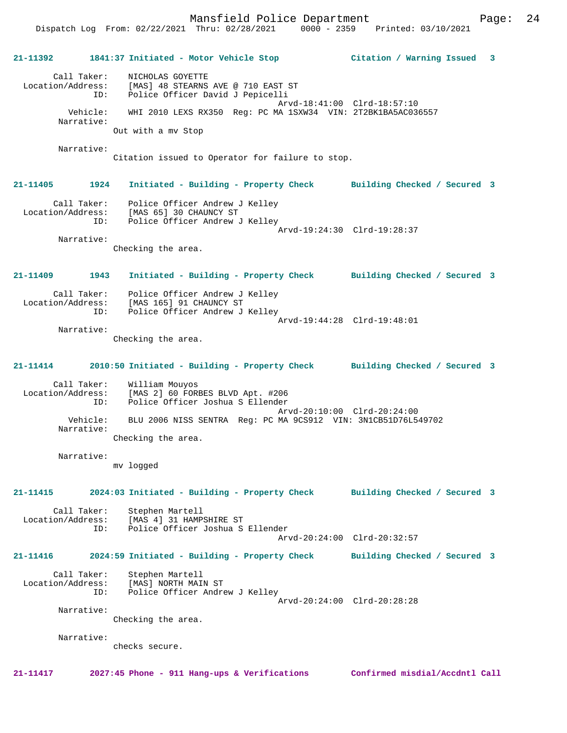**21-11392 1841:37 Initiated - Motor Vehicle Stop — Citation / Warning Issued 3**

```
        Call Taker:    NICHOLAS GOYETTE
  Location/Address:    [MAS] 48 STEARNS AVE @ 710 EAST ST
                ID:    Police Officer David J Pepicelli
                                              Arvd-18:41:00  Clrd-18:57:10
           Vehicle:    WHI 2010 LEXS RX350  Reg: PC MA 1SXW34  VIN: 2T2BK1BA5AC036557
         Narrative:
                    Out with a mv Stop

         Narrative:
                    Citation issued to Operator for failure to stop.
```

**21-11405 1924 Initiated - Building - Property Check — Building Checked / Secured 3**

```
        Call Taker:    Police Officer Andrew J Kelley
  Location/Address:    [MAS 65] 30 CHAUNCY ST
                ID:    Police Officer Andrew J Kelley
                                              Arvd-19:24:30  Clrd-19:28:37
         Narrative:
                    Checking the area.
```

**21-11409 1943 Initiated - Building - Property Check — Building Checked / Secured 3**

```
        Call Taker:    Police Officer Andrew J Kelley
  Location/Address:    [MAS 165] 91 CHAUNCY ST
                ID:    Police Officer Andrew J Kelley
                                              Arvd-19:44:28  Clrd-19:48:01
         Narrative:
                    Checking the area.
```

**21-11414 2010:50 Initiated - Building - Property Check — Building Checked / Secured 3**

```
        Call Taker:    William Mouyos
  Location/Address:    [MAS 2] 60 FORBES BLVD Apt. #206
                ID:    Police Officer Joshua S Ellender
                                              Arvd-20:10:00  Clrd-20:24:00
           Vehicle:    BLU 2006 NISS SENTRA  Reg: PC MA 9CS912  VIN: 3N1CB51D76L549702
         Narrative:
                    Checking the area.

         Narrative:
                    mv logged
```

**21-11415 2024:03 Initiated - Building - Property Check — Building Checked / Secured 3**

```
        Call Taker:    Stephen Martell
  Location/Address:    [MAS 4] 31 HAMPSHIRE ST
                ID:    Police Officer Joshua S Ellender
                                              Arvd-20:24:00  Clrd-20:32:57
```

**21-11416 2024:59 Initiated - Building - Property Check — Building Checked / Secured 3**

```
        Call Taker:    Stephen Martell
  Location/Address:    [MAS] NORTH MAIN ST
                ID:    Police Officer Andrew J Kelley
                                              Arvd-20:24:00  Clrd-20:28:28
         Narrative:
                    Checking the area.

         Narrative:
                    checks secure.
```

**21-11417 2027:45 Phone - 911 Hang-ups & Verifications — Confirmed misdial/Accdntl Call**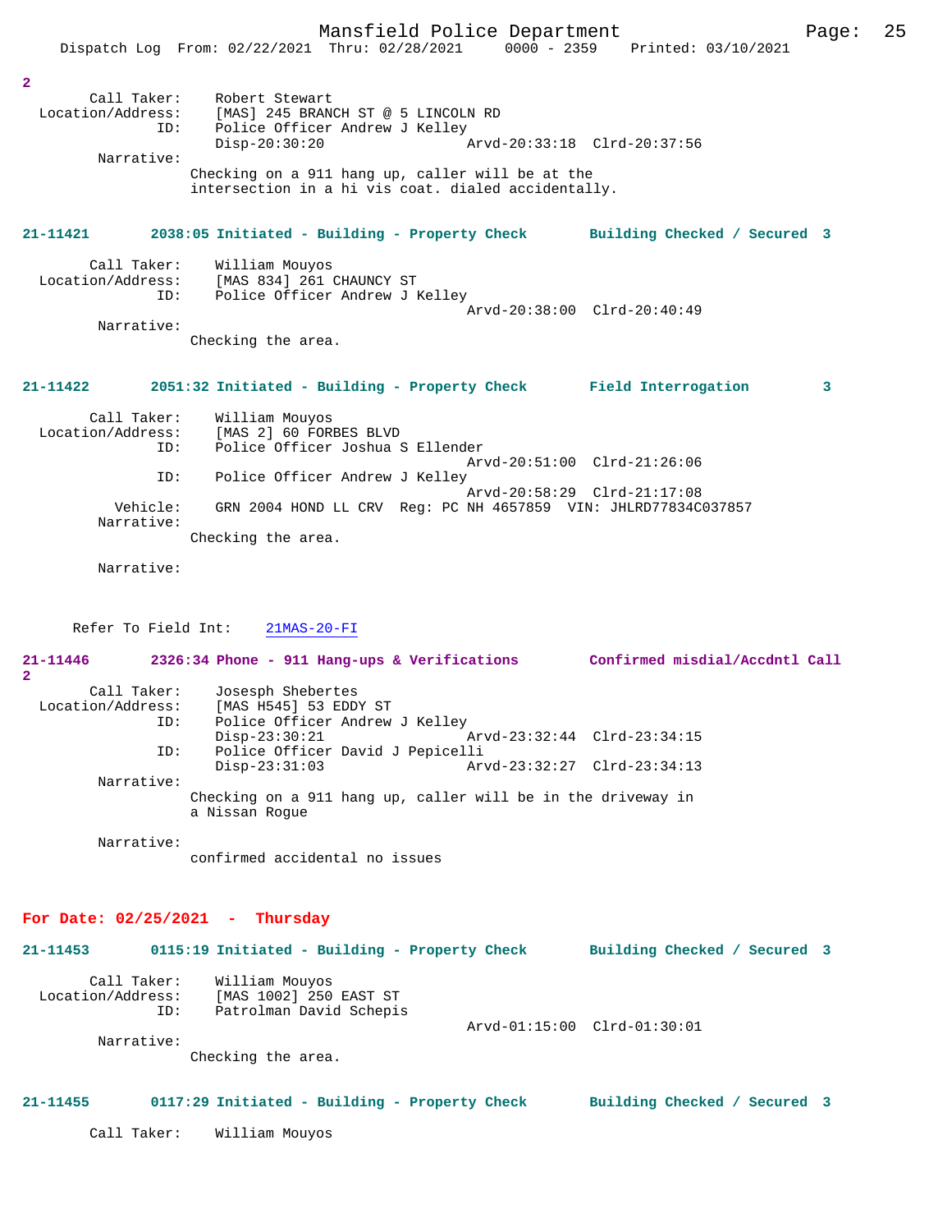2

Call Taker: Robert Stewart
Location/Address: [MAS] 245 BRANCH ST @ 5 LINCOLN RD
ID: Police Officer Andrew J Kelley
Disp-20:30:20 Arvd-20:33:18 Clrd-20:37:56
Narrative:
Checking on a 911 hang up, caller will be at the intersection in a hi vis coat. dialed accidentally.

**21-11421 2038:05 Initiated - Building - Property Check Building Checked / Secured 3**

Call Taker: William Mouyos
Location/Address: [MAS 834] 261 CHAUNCY ST
ID: Police Officer Andrew J Kelley
Arvd-20:38:00 Clrd-20:40:49
Narrative:
Checking the area.

**21-11422 2051:32 Initiated - Building - Property Check Field Interrogation 3**

Call Taker: William Mouyos
Location/Address: [MAS 2] 60 FORBES BLVD
ID: Police Officer Joshua S Ellender
Arvd-20:51:00 Clrd-21:26:06
ID: Police Officer Andrew J Kelley
Arvd-20:58:29 Clrd-21:17:08
Vehicle: GRN 2004 HOND LL CRV Reg: PC NH 4657859 VIN: JHLRD77834C037857
Narrative:
Checking the area.

Narrative:

Refer To Field Int: 21MAS-20-FI

**21-11446 2326:34 Phone - 911 Hang-ups & Verifications Confirmed misdial/Accdntl Call 2**

Call Taker: Josesph Shebertes
Location/Address: [MAS H545] 53 EDDY ST
ID: Police Officer Andrew J Kelley
Disp-23:30:21 Arvd-23:32:44 Clrd-23:34:15
ID: Police Officer David J Pepicelli
Disp-23:31:03 Arvd-23:32:27 Clrd-23:34:13
Narrative:
Checking on a 911 hang up, caller will be in the driveway in a Nissan Rogue

Narrative:
confirmed accidental no issues

## For Date: 02/25/2021 - Thursday

**21-11453 0115:19 Initiated - Building - Property Check Building Checked / Secured 3**

Call Taker: William Mouyos
Location/Address: [MAS 1002] 250 EAST ST
ID: Patrolman David Schepis
Arvd-01:15:00 Clrd-01:30:01
Narrative:
Checking the area.

**21-11455 0117:29 Initiated - Building - Property Check Building Checked / Secured 3**

Call Taker: William Mouyos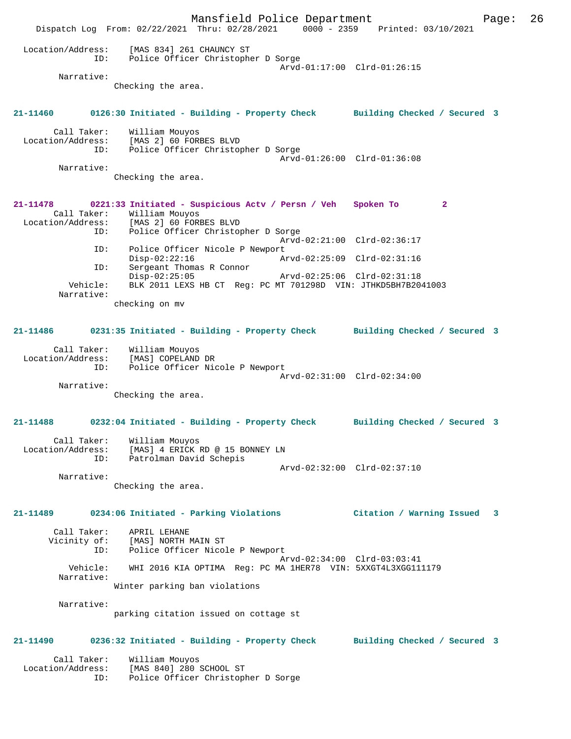```
Location/Address:    [MAS 834] 261 CHAUNCY ST
              ID:    Police Officer Christopher D Sorge
                                          Arvd-01:17:00  Clrd-01:26:15
       Narrative:
                 Checking the area.
```

**21-11460 0126:30 Initiated - Building - Property Check Building Checked / Secured 3**

```
      Call Taker:    William Mouyos
Location/Address:    [MAS 2] 60 FORBES BLVD
              ID:    Police Officer Christopher D Sorge
                                          Arvd-01:26:00  Clrd-01:36:08
       Narrative:
                 Checking the area.
```

**21-11478 0221:33 Initiated - Suspicious Actv / Persn / Veh Spoken To 2**

```
      Call Taker:    William Mouyos
Location/Address:    [MAS 2] 60 FORBES BLVD
              ID:    Police Officer Christopher D Sorge
                                          Arvd-02:21:00  Clrd-02:36:17
              ID:    Police Officer Nicole P Newport
                     Disp-02:22:16        Arvd-02:25:09  Clrd-02:31:16
              ID:    Sergeant Thomas R Connor
                     Disp-02:25:05        Arvd-02:25:06  Clrd-02:31:18
         Vehicle:    BLK 2011 LEXS HB CT  Reg: PC MT 701298D  VIN: JTHKD5BH7B2041003
       Narrative:
                 checking on mv
```

**21-11486 0231:35 Initiated - Building - Property Check Building Checked / Secured 3**

```
      Call Taker:    William Mouyos
Location/Address:    [MAS] COPELAND DR
              ID:    Police Officer Nicole P Newport
                                          Arvd-02:31:00  Clrd-02:34:00
       Narrative:
                 Checking the area.
```

**21-11488 0232:04 Initiated - Building - Property Check Building Checked / Secured 3**

```
      Call Taker:    William Mouyos
Location/Address:    [MAS] 4 ERICK RD @ 15 BONNEY LN
              ID:    Patrolman David Schepis
                                          Arvd-02:32:00  Clrd-02:37:10
       Narrative:
                 Checking the area.
```

**21-11489 0234:06 Initiated - Parking Violations Citation / Warning Issued 3**

```
      Call Taker:    APRIL LEHANE
     Vicinity of:    [MAS] NORTH MAIN ST
              ID:    Police Officer Nicole P Newport
                                          Arvd-02:34:00  Clrd-03:03:41
         Vehicle:    WHI 2016 KIA OPTIMA  Reg: PC MA 1HER78  VIN: 5XXGT4L3XGG111179
       Narrative:
                 Winter parking ban violations

       Narrative:
                 parking citation issued on cottage st
```

**21-11490 0236:32 Initiated - Building - Property Check Building Checked / Secured 3**

```
      Call Taker:    William Mouyos
Location/Address:    [MAS 840] 280 SCHOOL ST
              ID:    Police Officer Christopher D Sorge
```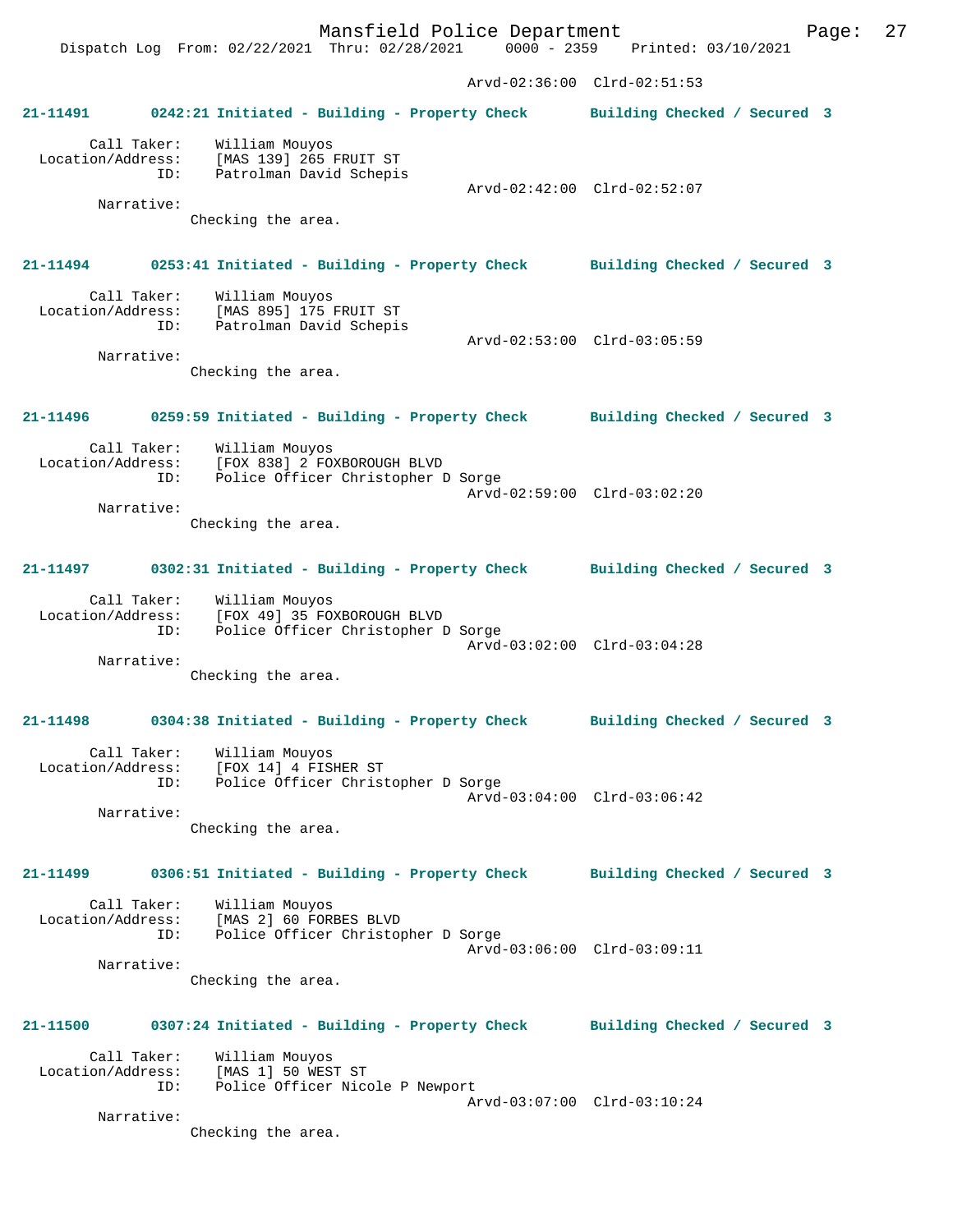Arvd-02:36:00 Clrd-02:51:53

**21-11491 0242:21 Initiated - Building - Property Check Building Checked / Secured 3**

Call Taker: William Mouyos
Location/Address: [MAS 139] 265 FRUIT ST
ID: Patrolman David Schepis
Arvd-02:42:00 Clrd-02:52:07
Narrative:
Checking the area.

**21-11494 0253:41 Initiated - Building - Property Check Building Checked / Secured 3**

Call Taker: William Mouyos
Location/Address: [MAS 895] 175 FRUIT ST
ID: Patrolman David Schepis
Arvd-02:53:00 Clrd-03:05:59
Narrative:
Checking the area.

**21-11496 0259:59 Initiated - Building - Property Check Building Checked / Secured 3**

Call Taker: William Mouyos
Location/Address: [FOX 838] 2 FOXBOROUGH BLVD
ID: Police Officer Christopher D Sorge
Arvd-02:59:00 Clrd-03:02:20
Narrative:
Checking the area.

**21-11497 0302:31 Initiated - Building - Property Check Building Checked / Secured 3**

Call Taker: William Mouyos
Location/Address: [FOX 49] 35 FOXBOROUGH BLVD
ID: Police Officer Christopher D Sorge
Arvd-03:02:00 Clrd-03:04:28
Narrative:
Checking the area.

**21-11498 0304:38 Initiated - Building - Property Check Building Checked / Secured 3**

Call Taker: William Mouyos
Location/Address: [FOX 14] 4 FISHER ST
ID: Police Officer Christopher D Sorge
Arvd-03:04:00 Clrd-03:06:42
Narrative:
Checking the area.

**21-11499 0306:51 Initiated - Building - Property Check Building Checked / Secured 3**

Call Taker: William Mouyos
Location/Address: [MAS 2] 60 FORBES BLVD
ID: Police Officer Christopher D Sorge
Arvd-03:06:00 Clrd-03:09:11
Narrative:
Checking the area.

**21-11500 0307:24 Initiated - Building - Property Check Building Checked / Secured 3**

Call Taker: William Mouyos
Location/Address: [MAS 1] 50 WEST ST
ID: Police Officer Nicole P Newport
Arvd-03:07:00 Clrd-03:10:24
Narrative:
Checking the area.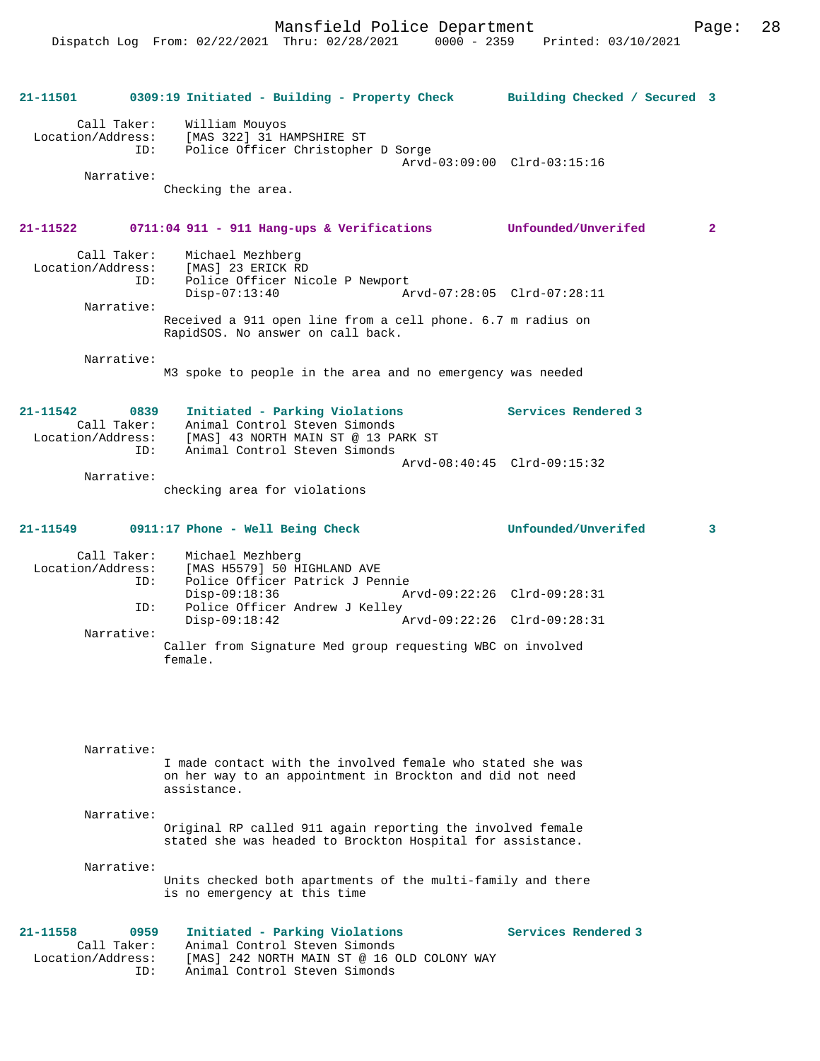**21-11501 0309:19 Initiated - Building - Property Check Building Checked / Secured 3**

```
        Call Taker:    William Mouyos
  Location/Address:    [MAS 322] 31 HAMPSHIRE ST
                ID:    Police Officer Christopher D Sorge
                                             Arvd-03:09:00  Clrd-03:15:16
         Narrative:
                     Checking the area.
```

**21-11522 0711:04 911 - 911 Hang-ups & Verifications Unfounded/Unverifed 2**

```
        Call Taker:    Michael Mezhberg
  Location/Address:    [MAS] 23 ERICK RD
                ID:    Police Officer Nicole P Newport
                       Disp-07:13:40         Arvd-07:28:05  Clrd-07:28:11
         Narrative:
                     Received a 911 open line from a cell phone. 6.7 m radius on
                     RapidSOS. No answer on call back.

         Narrative:
                     M3 spoke to people in the area and no emergency was needed
```

**21-11542 0839 Initiated - Parking Violations Services Rendered 3**

```
        Call Taker:    Animal Control Steven Simonds
  Location/Address:    [MAS] 43 NORTH MAIN ST @ 13 PARK ST
                ID:    Animal Control Steven Simonds
                                             Arvd-08:40:45  Clrd-09:15:32
         Narrative:
                     checking area for violations
```

**21-11549 0911:17 Phone - Well Being Check Unfounded/Unverifed 3**

```
        Call Taker:    Michael Mezhberg
  Location/Address:    [MAS H5579] 50 HIGHLAND AVE
                ID:    Police Officer Patrick J Pennie
                       Disp-09:18:36         Arvd-09:22:26  Clrd-09:28:31
                ID:    Police Officer Andrew J Kelley
                       Disp-09:18:42         Arvd-09:22:26  Clrd-09:28:31
         Narrative:
                     Caller from Signature Med group requesting WBC on involved
                     female.

         Narrative:
                     I made contact with the involved female who stated she was
                     on her way to an appointment in Brockton and did not need
                     assistance.

         Narrative:
                     Original RP called 911 again reporting the involved female
                     stated she was headed to Brockton Hospital for assistance.

         Narrative:
                     Units checked both apartments of the multi-family and there
                     is no emergency at this time
```

**21-11558 0959 Initiated - Parking Violations Services Rendered 3**

```
        Call Taker:    Animal Control Steven Simonds
  Location/Address:    [MAS] 242 NORTH MAIN ST @ 16 OLD COLONY WAY
                ID:    Animal Control Steven Simonds
```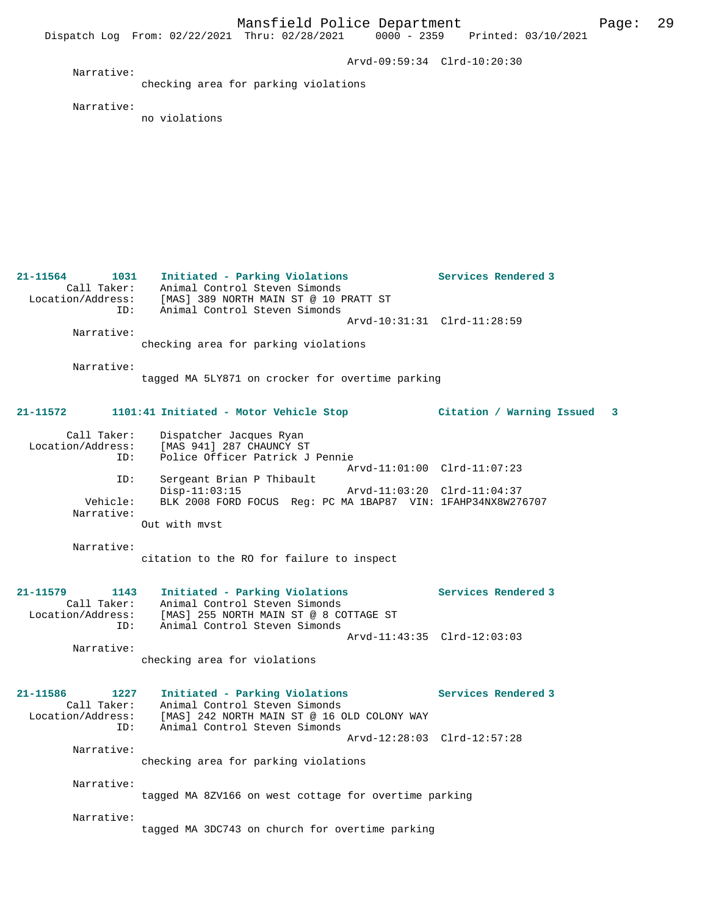Arvd-09:59:34 Clrd-10:20:30

Narrative:
checking area for parking violations

Narrative:
no violations

**21-11564 1031 Initiated - Parking Violations Services Rendered 3**

Call Taker: Animal Control Steven Simonds
Location/Address: [MAS] 389 NORTH MAIN ST @ 10 PRATT ST
ID: Animal Control Steven Simonds
Arvd-10:31:31 Clrd-11:28:59

Narrative:
checking area for parking violations

Narrative:
tagged MA 5LY871 on crocker for overtime parking

**21-11572 1101:41 Initiated - Motor Vehicle Stop Citation / Warning Issued 3**

Call Taker: Dispatcher Jacques Ryan
Location/Address: [MAS 941] 287 CHAUNCY ST
ID: Police Officer Patrick J Pennie
Arvd-11:01:00 Clrd-11:07:23
ID: Sergeant Brian P Thibault
Disp-11:03:15 Arvd-11:03:20 Clrd-11:04:37
Vehicle: BLK 2008 FORD FOCUS Reg: PC MA 1BAP87 VIN: 1FAHP34NX8W276707

Narrative:
Out with mvst

Narrative:
citation to the RO for failure to inspect

**21-11579 1143 Initiated - Parking Violations Services Rendered 3**

Call Taker: Animal Control Steven Simonds
Location/Address: [MAS] 255 NORTH MAIN ST @ 8 COTTAGE ST
ID: Animal Control Steven Simonds
Arvd-11:43:35 Clrd-12:03:03

Narrative:
checking area for violations

**21-11586 1227 Initiated - Parking Violations Services Rendered 3**

Call Taker: Animal Control Steven Simonds
Location/Address: [MAS] 242 NORTH MAIN ST @ 16 OLD COLONY WAY
ID: Animal Control Steven Simonds
Arvd-12:28:03 Clrd-12:57:28

Narrative:
checking area for parking violations

Narrative:
tagged MA 8ZV166 on west cottage for overtime parking

Narrative:
tagged MA 3DC743 on church for overtime parking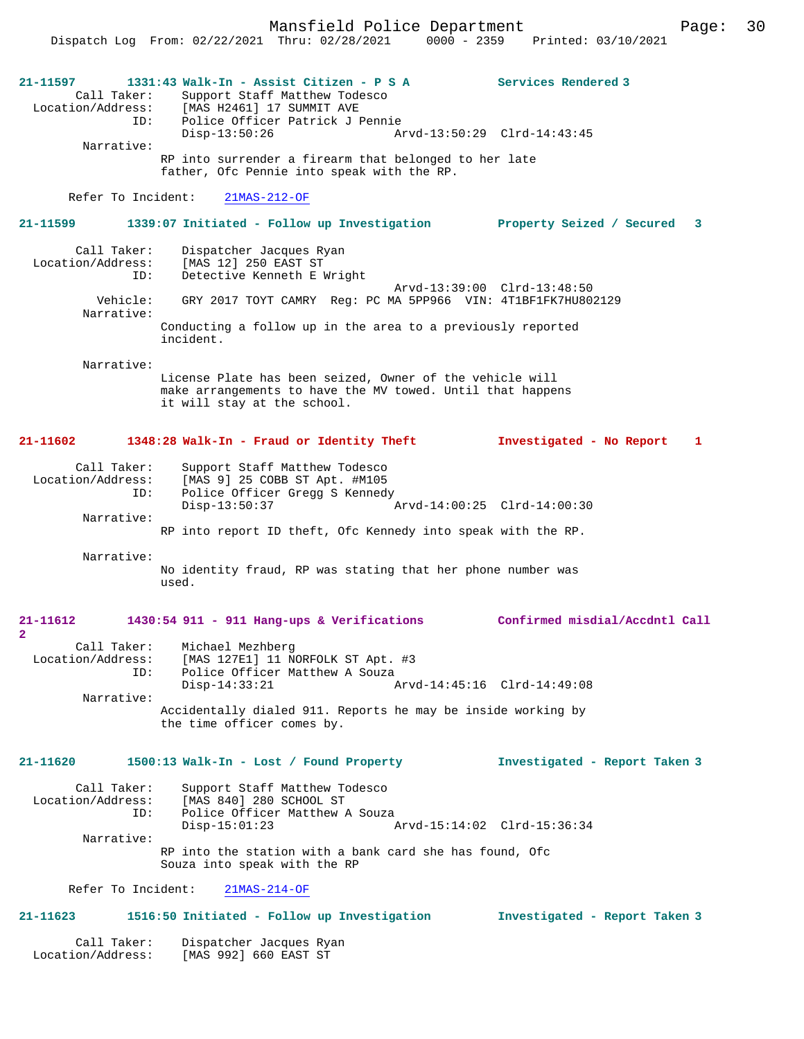**21-11597 1331:43 Walk-In - Assist Citizen - P S A — Services Rendered 3**

Call Taker: Support Staff Matthew Todesco
Location/Address: [MAS H2461] 17 SUMMIT AVE
ID: Police Officer Patrick J Pennie
Disp-13:50:26 Arvd-13:50:29 Clrd-14:43:45

Narrative:
RP into surrender a firearm that belonged to her late father, Ofc Pennie into speak with the RP.

Refer To Incident: 21MAS-212-OF

**21-11599 1339:07 Initiated - Follow up Investigation — Property Seized / Secured 3**

Call Taker: Dispatcher Jacques Ryan
Location/Address: [MAS 12] 250 EAST ST
ID: Detective Kenneth E Wright
Arvd-13:39:00 Clrd-13:48:50
Vehicle: GRY 2017 TOYT CAMRY Reg: PC MA 5PP966 VIN: 4T1BF1FK7HU802129

Narrative:
Conducting a follow up in the area to a previously reported incident.

Narrative:
License Plate has been seized, Owner of the vehicle will make arrangements to have the MV towed. Until that happens it will stay at the school.

**21-11602 1348:28 Walk-In - Fraud or Identity Theft — Investigated - No Report 1**

Call Taker: Support Staff Matthew Todesco
Location/Address: [MAS 9] 25 COBB ST Apt. #M105
ID: Police Officer Gregg S Kennedy
Disp-13:50:37 Arvd-14:00:25 Clrd-14:00:30

Narrative:
RP into report ID theft, Ofc Kennedy into speak with the RP.

Narrative:
No identity fraud, RP was stating that her phone number was used.

**21-11612 1430:54 911 - 911 Hang-ups & Verifications — Confirmed misdial/Accdntl Call 2**

Call Taker: Michael Mezhberg
Location/Address: [MAS 127E1] 11 NORFOLK ST Apt. #3
ID: Police Officer Matthew A Souza
Disp-14:33:21 Arvd-14:45:16 Clrd-14:49:08

Narrative:
Accidentally dialed 911. Reports he may be inside working by the time officer comes by.

**21-11620 1500:13 Walk-In - Lost / Found Property — Investigated - Report Taken 3**

Call Taker: Support Staff Matthew Todesco
Location/Address: [MAS 840] 280 SCHOOL ST
ID: Police Officer Matthew A Souza
Disp-15:01:23 Arvd-15:14:02 Clrd-15:36:34

Narrative:
RP into the station with a bank card she has found, Ofc Souza into speak with the RP

Refer To Incident: 21MAS-214-OF

**21-11623 1516:50 Initiated - Follow up Investigation — Investigated - Report Taken 3**

Call Taker: Dispatcher Jacques Ryan
Location/Address: [MAS 992] 660 EAST ST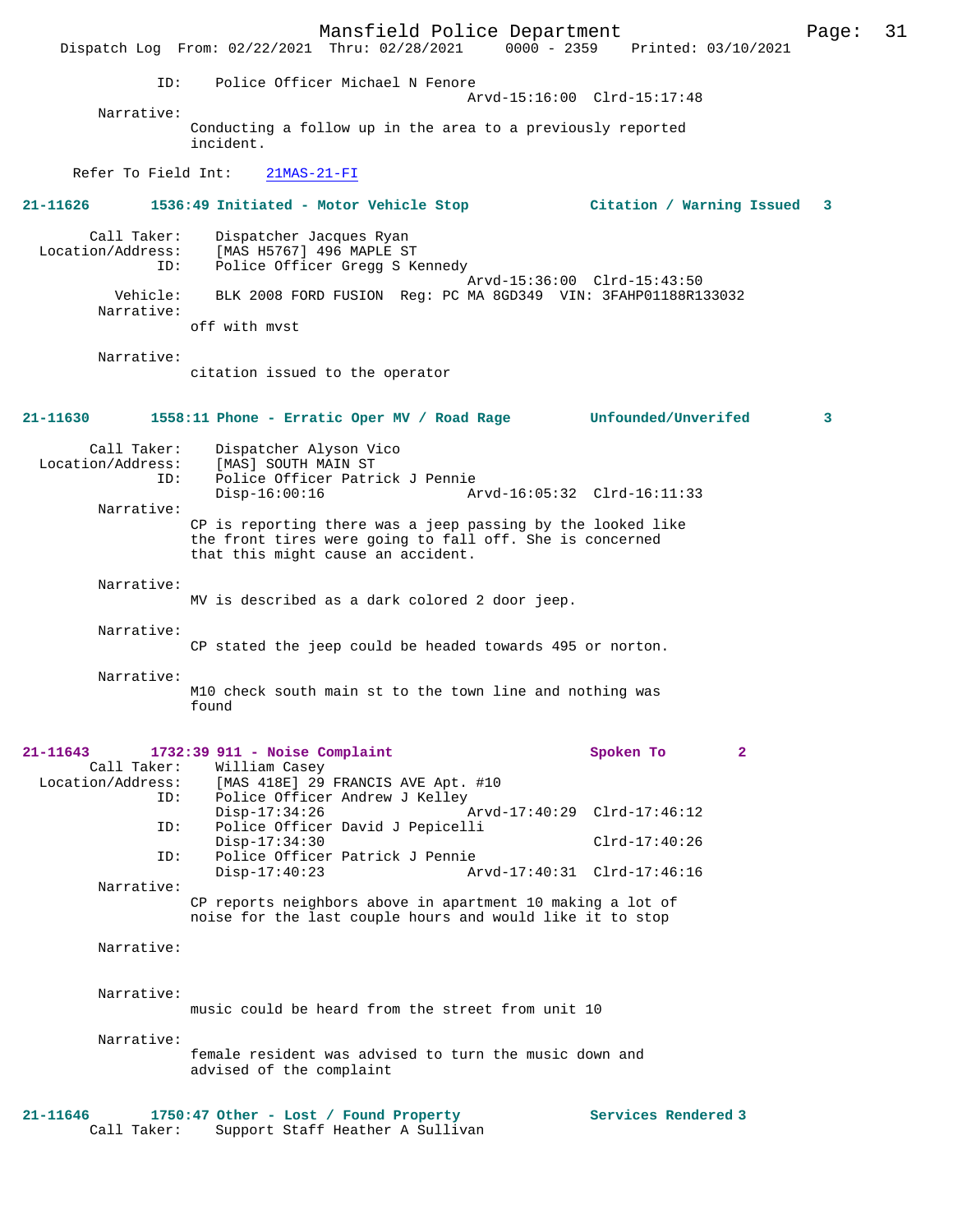ID: Police Officer Michael N Fenore
Arvd-15:16:00 Clrd-15:17:48

Narrative:
Conducting a follow up in the area to a previously reported incident.

Refer To Field Int: 21MAS-21-FI

**21-11626 1536:49 Initiated - Motor Vehicle Stop Citation / Warning Issued 3**

Call Taker: Dispatcher Jacques Ryan
Location/Address: [MAS H5767] 496 MAPLE ST
ID: Police Officer Gregg S Kennedy
Arvd-15:36:00 Clrd-15:43:50
Vehicle: BLK 2008 FORD FUSION Reg: PC MA 8GD349 VIN: 3FAHP01188R133032

Narrative:
off with mvst

Narrative:
citation issued to the operator

**21-11630 1558:11 Phone - Erratic Oper MV / Road Rage Unfounded/Unverifed 3**

Call Taker: Dispatcher Alyson Vico
Location/Address: [MAS] SOUTH MAIN ST
ID: Police Officer Patrick J Pennie
Disp-16:00:16 Arvd-16:05:32 Clrd-16:11:33

Narrative:
CP is reporting there was a jeep passing by the looked like the front tires were going to fall off. She is concerned that this might cause an accident.

Narrative:
MV is described as a dark colored 2 door jeep.

Narrative:
CP stated the jeep could be headed towards 495 or norton.

Narrative:
M10 check south main st to the town line and nothing was found

**21-11643 1732:39 911 - Noise Complaint Spoken To 2**

Call Taker: William Casey
Location/Address: [MAS 418E] 29 FRANCIS AVE Apt. #10
ID: Police Officer Andrew J Kelley
Disp-17:34:26 Arvd-17:40:29 Clrd-17:46:12
ID: Police Officer David J Pepicelli
Disp-17:34:30 Clrd-17:40:26
ID: Police Officer Patrick J Pennie
Disp-17:40:23 Arvd-17:40:31 Clrd-17:46:16

Narrative:
CP reports neighbors above in apartment 10 making a lot of noise for the last couple hours and would like it to stop

Narrative:

Narrative:
music could be heard from the street from unit 10

Narrative:
female resident was advised to turn the music down and advised of the complaint

**21-11646 1750:47 Other - Lost / Found Property Services Rendered 3**

Call Taker: Support Staff Heather A Sullivan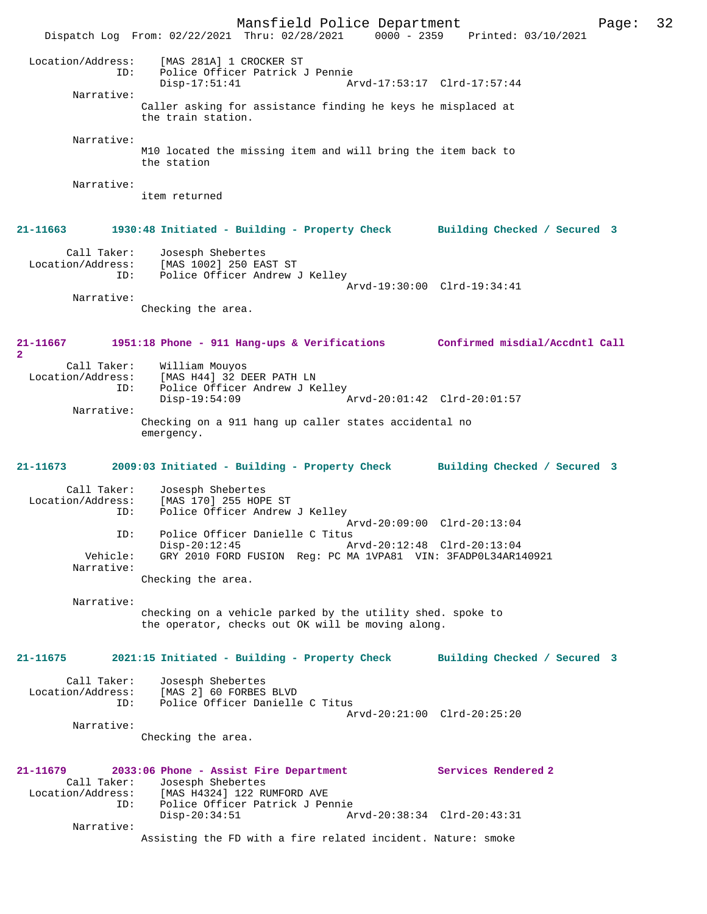Location/Address: [MAS 281A] 1 CROCKER ST
ID: Police Officer Patrick J Pennie
Disp-17:51:41 Arvd-17:53:17 Clrd-17:57:44

Narrative:
Caller asking for assistance finding he keys he misplaced at the train station.

Narrative:
M10 located the missing item and will bring the item back to the station

Narrative:
item returned

**21-11663** 1930:48 Initiated - Building - Property Check — Building Checked / Secured 3

Call Taker: Josesph Shebertes
Location/Address: [MAS 1002] 250 EAST ST
ID: Police Officer Andrew J Kelley
Arvd-19:30:00 Clrd-19:34:41

Narrative:
Checking the area.

**21-11667** 1951:18 Phone - 911 Hang-ups & Verifications — Confirmed misdial/Accdntl Call 2

Call Taker: William Mouyos
Location/Address: [MAS H44] 32 DEER PATH LN
ID: Police Officer Andrew J Kelley
Disp-19:54:09 Arvd-20:01:42 Clrd-20:01:57

Narrative:
Checking on a 911 hang up caller states accidental no emergency.

**21-11673** 2009:03 Initiated - Building - Property Check — Building Checked / Secured 3

Call Taker: Josesph Shebertes
Location/Address: [MAS 170] 255 HOPE ST
ID: Police Officer Andrew J Kelley
Arvd-20:09:00 Clrd-20:13:04
ID: Police Officer Danielle C Titus
Disp-20:12:45 Arvd-20:12:48 Clrd-20:13:04
Vehicle: GRY 2010 FORD FUSION Reg: PC MA 1VPA81 VIN: 3FADP0L34AR140921

Narrative:
Checking the area.

Narrative:
checking on a vehicle parked by the utility shed. spoke to the operator, checks out OK will be moving along.

**21-11675** 2021:15 Initiated - Building - Property Check — Building Checked / Secured 3

Call Taker: Josesph Shebertes
Location/Address: [MAS 2] 60 FORBES BLVD
ID: Police Officer Danielle C Titus
Arvd-20:21:00 Clrd-20:25:20

Narrative:
Checking the area.

**21-11679** 2033:06 Phone - Assist Fire Department — Services Rendered 2

Call Taker: Josesph Shebertes
Location/Address: [MAS H4324] 122 RUMFORD AVE
ID: Police Officer Patrick J Pennie
Disp-20:34:51 Arvd-20:38:34 Clrd-20:43:31

Narrative:
Assisting the FD with a fire related incident. Nature: smoke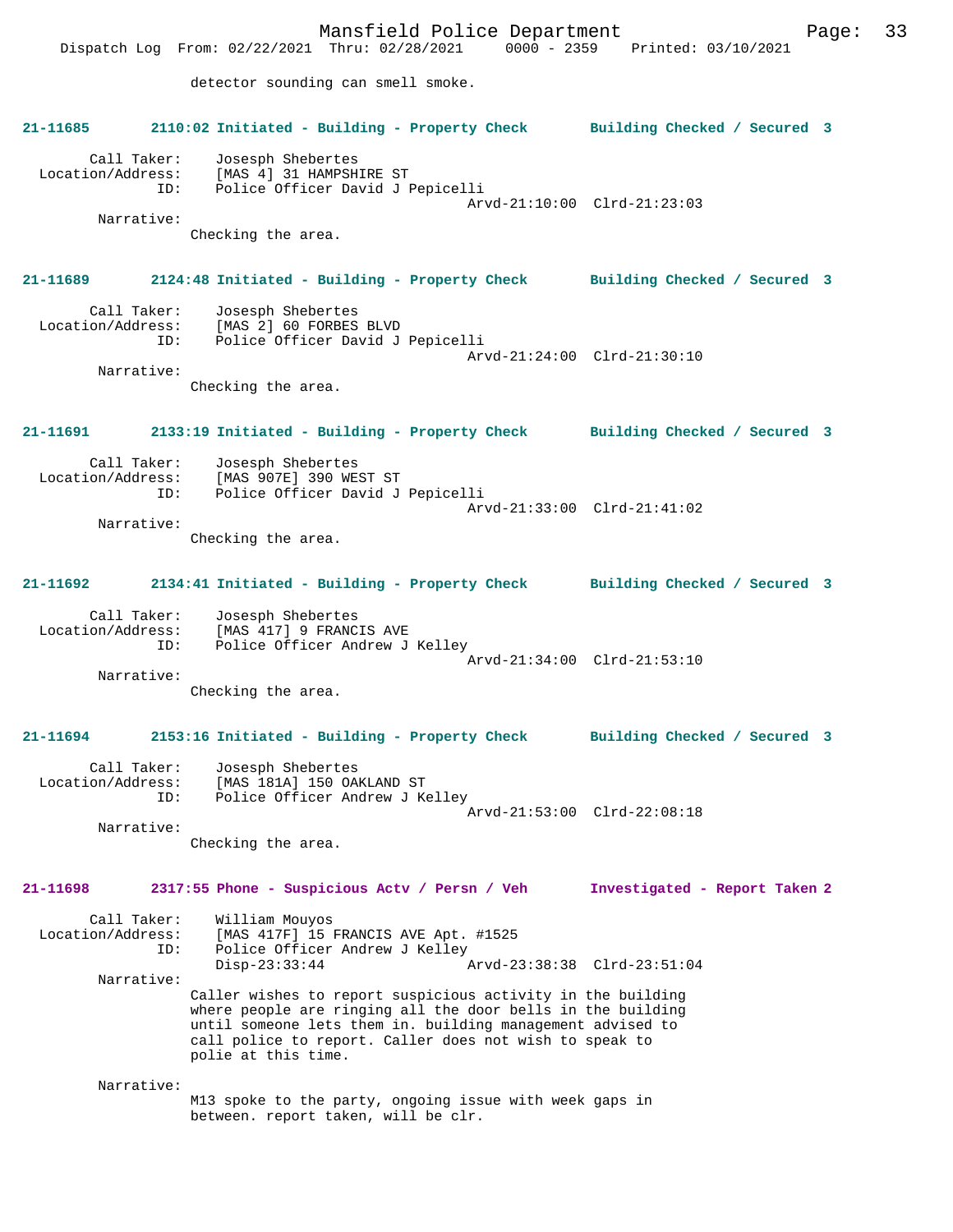detector sounding can smell smoke.

**21-11685 2110:02 Initiated - Building - Property Check Building Checked / Secured 3**

Call Taker: Josesph Shebertes
Location/Address: [MAS 4] 31 HAMPSHIRE ST
ID: Police Officer David J Pepicelli
Arvd-21:10:00 Clrd-21:23:03
Narrative:
Checking the area.

**21-11689 2124:48 Initiated - Building - Property Check Building Checked / Secured 3**

Call Taker: Josesph Shebertes
Location/Address: [MAS 2] 60 FORBES BLVD
ID: Police Officer David J Pepicelli
Arvd-21:24:00 Clrd-21:30:10
Narrative:
Checking the area.

**21-11691 2133:19 Initiated - Building - Property Check Building Checked / Secured 3**

Call Taker: Josesph Shebertes
Location/Address: [MAS 907E] 390 WEST ST
ID: Police Officer David J Pepicelli
Arvd-21:33:00 Clrd-21:41:02
Narrative:
Checking the area.

**21-11692 2134:41 Initiated - Building - Property Check Building Checked / Secured 3**

Call Taker: Josesph Shebertes
Location/Address: [MAS 417] 9 FRANCIS AVE
ID: Police Officer Andrew J Kelley
Arvd-21:34:00 Clrd-21:53:10
Narrative:
Checking the area.

**21-11694 2153:16 Initiated - Building - Property Check Building Checked / Secured 3**

Call Taker: Josesph Shebertes
Location/Address: [MAS 181A] 150 OAKLAND ST
ID: Police Officer Andrew J Kelley
Arvd-21:53:00 Clrd-22:08:18
Narrative:
Checking the area.

**21-11698 2317:55 Phone - Suspicious Actv / Persn / Veh Investigated - Report Taken 2**

Call Taker: William Mouyos
Location/Address: [MAS 417F] 15 FRANCIS AVE Apt. #1525
ID: Police Officer Andrew J Kelley
Disp-23:33:44 Arvd-23:38:38 Clrd-23:51:04
Narrative:
Caller wishes to report suspicious activity in the building where people are ringing all the door bells in the building until someone lets them in. building management advised to call police to report. Caller does not wish to speak to polie at this time.

Narrative:
M13 spoke to the party, ongoing issue with week gaps in between. report taken, will be clr.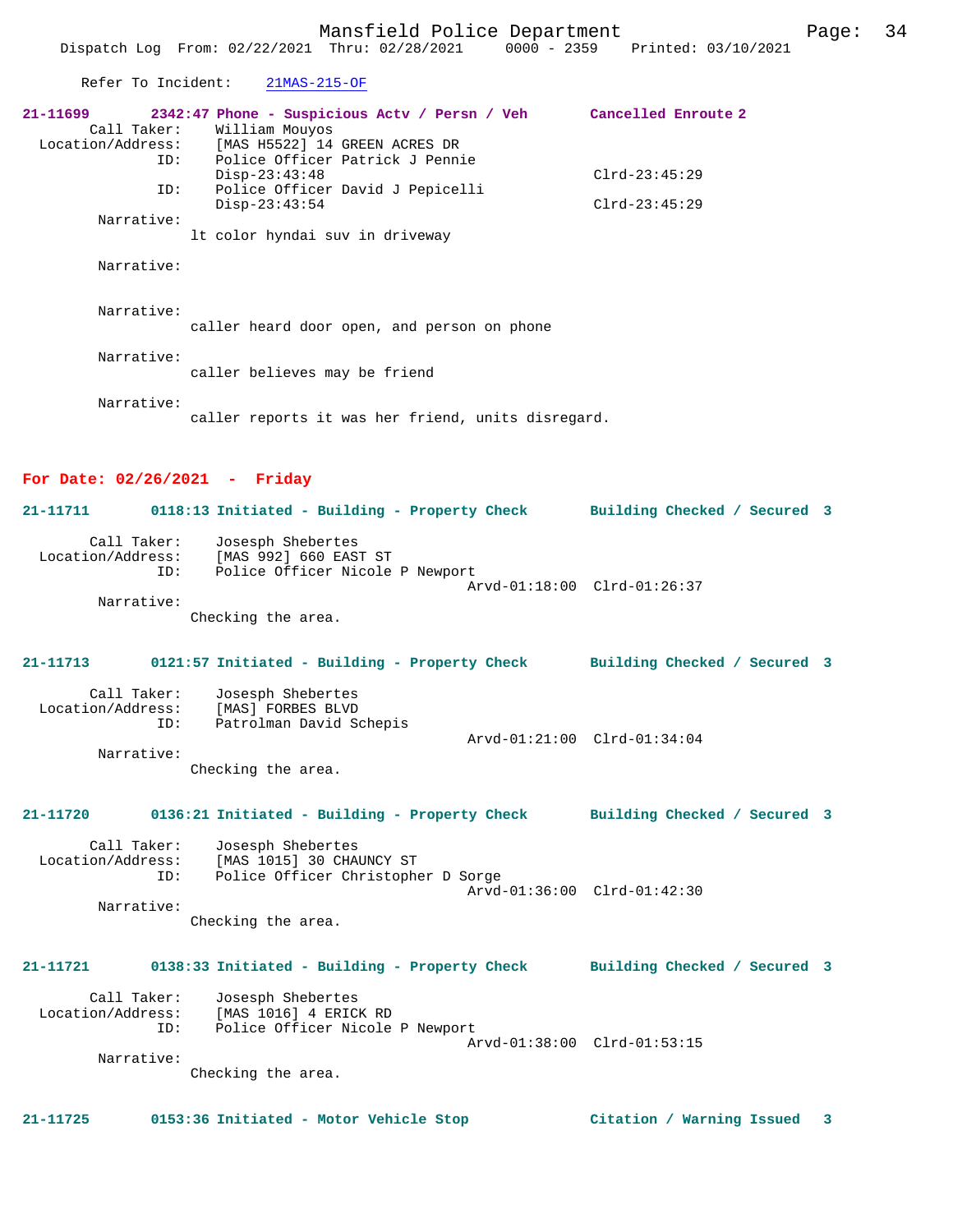Refer To Incident: 21MAS-215-OF

**21-11699 2342:47 Phone - Suspicious Actv / Persn / Veh Cancelled Enroute 2**

Call Taker: William Mouyos
Location/Address: [MAS H5522] 14 GREEN ACRES DR
ID: Police Officer Patrick J Pennie
Disp-23:43:48 Clrd-23:45:29
ID: Police Officer David J Pepicelli
Disp-23:43:54 Clrd-23:45:29

Narrative:
lt color hyndai suv in driveway

Narrative:

Narrative:
caller heard door open, and person on phone

Narrative:
caller believes may be friend

Narrative:
caller reports it was her friend, units disregard.

## For Date: 02/26/2021 - Friday

**21-11711 0118:13 Initiated - Building - Property Check Building Checked / Secured 3**

Call Taker: Josesph Shebertes
Location/Address: [MAS 992] 660 EAST ST
ID: Police Officer Nicole P Newport
Arvd-01:18:00 Clrd-01:26:37

Narrative:
Checking the area.

**21-11713 0121:57 Initiated - Building - Property Check Building Checked / Secured 3**

Call Taker: Josesph Shebertes
Location/Address: [MAS] FORBES BLVD
ID: Patrolman David Schepis
Arvd-01:21:00 Clrd-01:34:04

Narrative:
Checking the area.

**21-11720 0136:21 Initiated - Building - Property Check Building Checked / Secured 3**

Call Taker: Josesph Shebertes
Location/Address: [MAS 1015] 30 CHAUNCY ST
ID: Police Officer Christopher D Sorge
Arvd-01:36:00 Clrd-01:42:30

Narrative:
Checking the area.

**21-11721 0138:33 Initiated - Building - Property Check Building Checked / Secured 3**

Call Taker: Josesph Shebertes
Location/Address: [MAS 1016] 4 ERICK RD
ID: Police Officer Nicole P Newport
Arvd-01:38:00 Clrd-01:53:15

Narrative:
Checking the area.

**21-11725 0153:36 Initiated - Motor Vehicle Stop Citation / Warning Issued 3**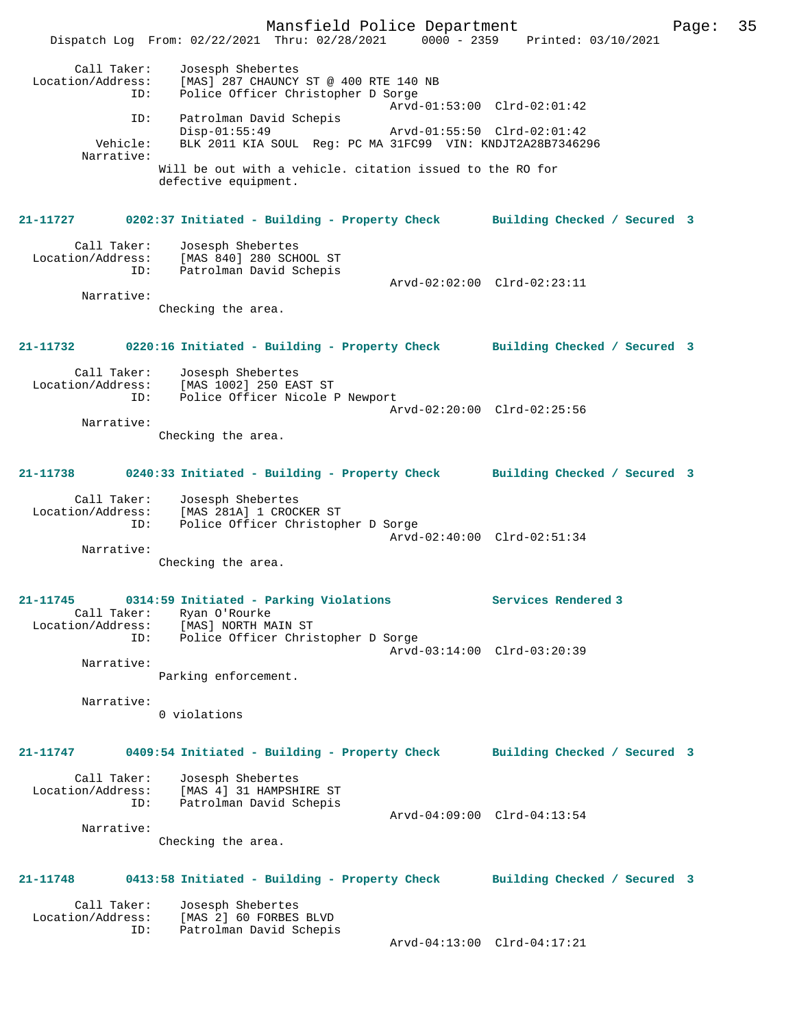```
Call Taker:        Josesph Shebertes
Location/Address:  [MAS] 287 CHAUNCY ST @ 400 RTE 140 NB
            ID:    Police Officer Christopher D Sorge
                                                 Arvd-01:53:00  Clrd-02:01:42
            ID:    Patrolman David Schepis
                   Disp-01:55:49                 Arvd-01:55:50  Clrd-02:01:42
       Vehicle:    BLK 2011 KIA SOUL  Reg: PC MA 31FC99  VIN: KNDJT2A28B7346296
     Narrative:
                   Will be out with a vehicle. citation issued to the RO for
                   defective equipment.
```

**21-11727 0202:37 Initiated - Building - Property Check Building Checked / Secured 3**

```
Call Taker:        Josesph Shebertes
Location/Address:  [MAS 840] 280 SCHOOL ST
            ID:    Patrolman David Schepis
                                                 Arvd-02:02:00  Clrd-02:23:11
     Narrative:
                   Checking the area.
```

**21-11732 0220:16 Initiated - Building - Property Check Building Checked / Secured 3**

```
Call Taker:        Josesph Shebertes
Location/Address:  [MAS 1002] 250 EAST ST
            ID:    Police Officer Nicole P Newport
                                                 Arvd-02:20:00  Clrd-02:25:56
     Narrative:
                   Checking the area.
```

**21-11738 0240:33 Initiated - Building - Property Check Building Checked / Secured 3**

```
Call Taker:        Josesph Shebertes
Location/Address:  [MAS 281A] 1 CROCKER ST
            ID:    Police Officer Christopher D Sorge
                                                 Arvd-02:40:00  Clrd-02:51:34
     Narrative:
                   Checking the area.
```

**21-11745 0314:59 Initiated - Parking Violations Services Rendered 3**

```
Call Taker:        Ryan O'Rourke
Location/Address:  [MAS] NORTH MAIN ST
            ID:    Police Officer Christopher D Sorge
                                                 Arvd-03:14:00  Clrd-03:20:39
     Narrative:
                   Parking enforcement.

     Narrative:
                   0 violations
```

**21-11747 0409:54 Initiated - Building - Property Check Building Checked / Secured 3**

```
Call Taker:        Josesph Shebertes
Location/Address:  [MAS 4] 31 HAMPSHIRE ST
            ID:    Patrolman David Schepis
                                                 Arvd-04:09:00  Clrd-04:13:54
     Narrative:
                   Checking the area.
```

**21-11748 0413:58 Initiated - Building - Property Check Building Checked / Secured 3**

```
Call Taker:        Josesph Shebertes
Location/Address:  [MAS 2] 60 FORBES BLVD
            ID:    Patrolman David Schepis
                                                 Arvd-04:13:00  Clrd-04:17:21
```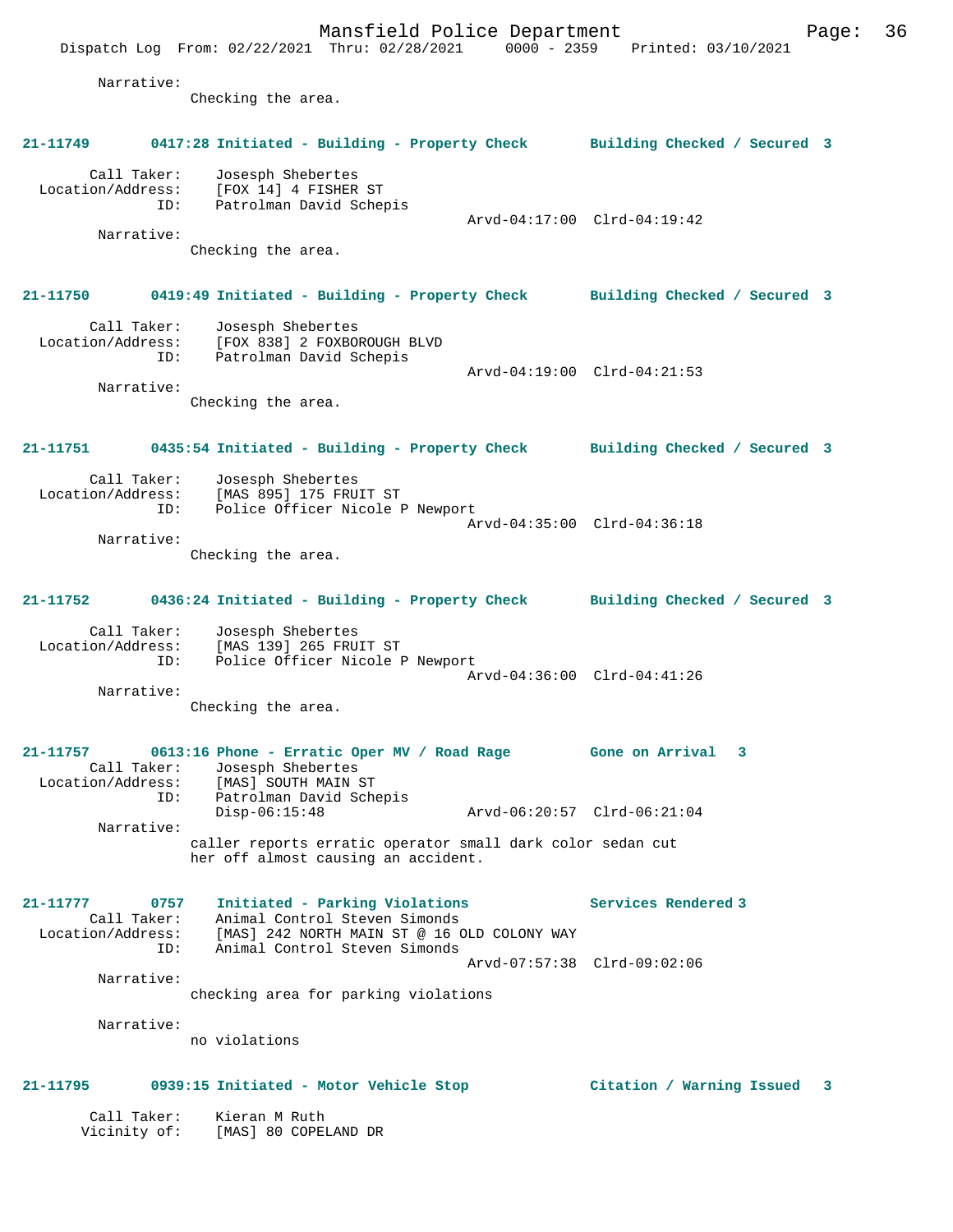Narrative:
Checking the area.

**21-11749 0417:28 Initiated - Building - Property Check Building Checked / Secured 3**

Call Taker: Josesph Shebertes
Location/Address: [FOX 14] 4 FISHER ST
ID: Patrolman David Schepis
Arvd-04:17:00 Clrd-04:19:42
Narrative:
Checking the area.

**21-11750 0419:49 Initiated - Building - Property Check Building Checked / Secured 3**

Call Taker: Josesph Shebertes
Location/Address: [FOX 838] 2 FOXBOROUGH BLVD
ID: Patrolman David Schepis
Arvd-04:19:00 Clrd-04:21:53
Narrative:
Checking the area.

**21-11751 0435:54 Initiated - Building - Property Check Building Checked / Secured 3**

Call Taker: Josesph Shebertes
Location/Address: [MAS 895] 175 FRUIT ST
ID: Police Officer Nicole P Newport
Arvd-04:35:00 Clrd-04:36:18
Narrative:
Checking the area.

**21-11752 0436:24 Initiated - Building - Property Check Building Checked / Secured 3**

Call Taker: Josesph Shebertes
Location/Address: [MAS 139] 265 FRUIT ST
ID: Police Officer Nicole P Newport
Arvd-04:36:00 Clrd-04:41:26
Narrative:
Checking the area.

**21-11757 0613:16 Phone - Erratic Oper MV / Road Rage Gone on Arrival 3**

Call Taker: Josesph Shebertes
Location/Address: [MAS] SOUTH MAIN ST
ID: Patrolman David Schepis
Disp-06:15:48 Arvd-06:20:57 Clrd-06:21:04
Narrative:
caller reports erratic operator small dark color sedan cut her off almost causing an accident.

**21-11777 0757 Initiated - Parking Violations Services Rendered 3**

Call Taker: Animal Control Steven Simonds
Location/Address: [MAS] 242 NORTH MAIN ST @ 16 OLD COLONY WAY
ID: Animal Control Steven Simonds
Arvd-07:57:38 Clrd-09:02:06
Narrative:
checking area for parking violations

Narrative:
no violations

**21-11795 0939:15 Initiated - Motor Vehicle Stop Citation / Warning Issued 3**

Call Taker: Kieran M Ruth
Vicinity of: [MAS] 80 COPELAND DR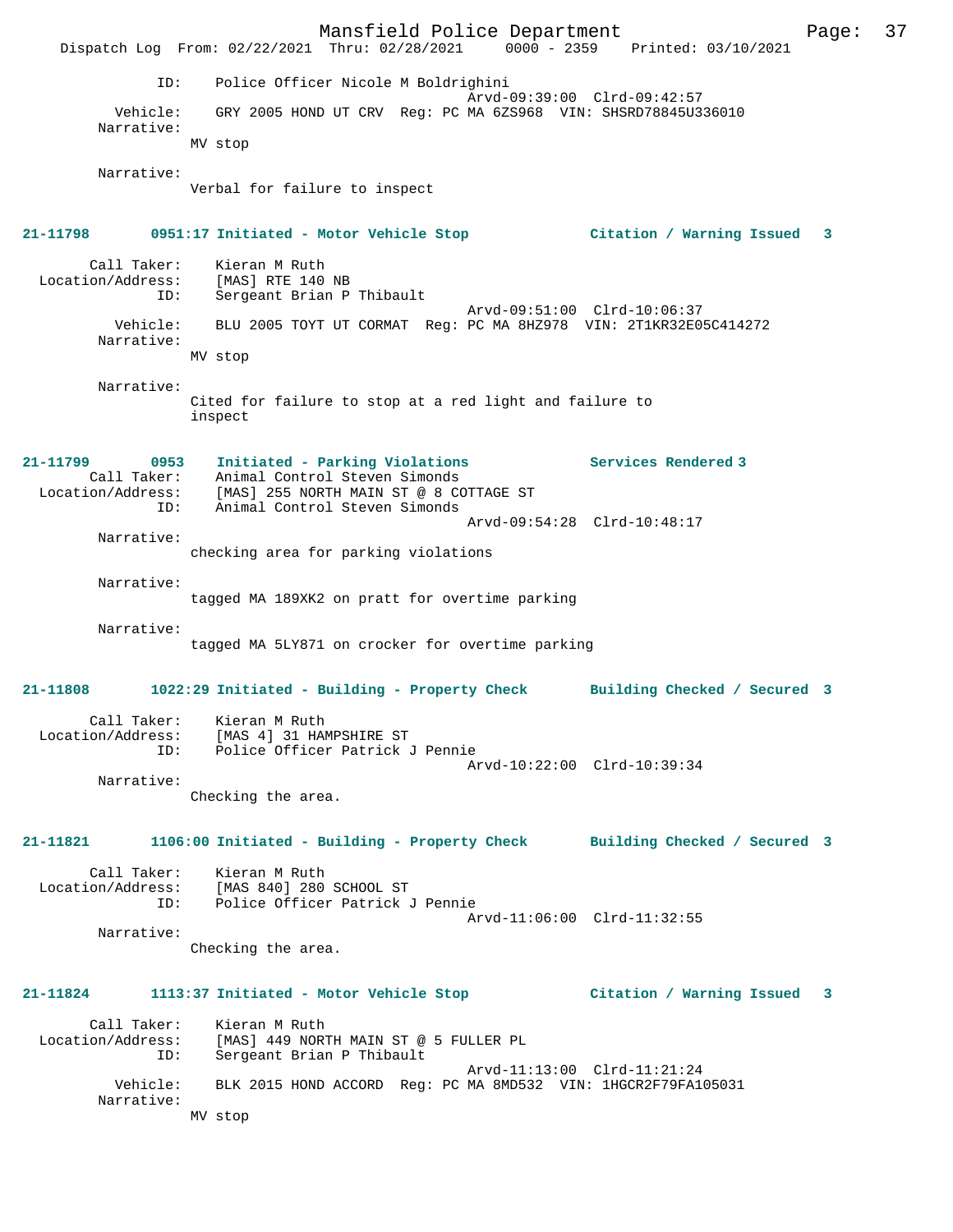ID: Police Officer Nicole M Boldrighini
Arvd-09:39:00 Clrd-09:42:57
Vehicle: GRY 2005 HOND UT CRV Reg: PC MA 6ZS968 VIN: SHSRD78845U336010
Narrative:
MV stop

Narrative:
Verbal for failure to inspect

**21-11798 0951:17 Initiated - Motor Vehicle Stop Citation / Warning Issued 3**

Call Taker: Kieran M Ruth
Location/Address: [MAS] RTE 140 NB
ID: Sergeant Brian P Thibault
Arvd-09:51:00 Clrd-10:06:37
Vehicle: BLU 2005 TOYT UT CORMAT Reg: PC MA 8HZ978 VIN: 2T1KR32E05C414272
Narrative:
MV stop

Narrative:
Cited for failure to stop at a red light and failure to inspect

**21-11799 0953 Initiated - Parking Violations Services Rendered 3**

Call Taker: Animal Control Steven Simonds
Location/Address: [MAS] 255 NORTH MAIN ST @ 8 COTTAGE ST
ID: Animal Control Steven Simonds
Arvd-09:54:28 Clrd-10:48:17
Narrative:
checking area for parking violations

Narrative:
tagged MA 189XK2 on pratt for overtime parking

Narrative:
tagged MA 5LY871 on crocker for overtime parking

**21-11808 1022:29 Initiated - Building - Property Check Building Checked / Secured 3**

Call Taker: Kieran M Ruth
Location/Address: [MAS 4] 31 HAMPSHIRE ST
ID: Police Officer Patrick J Pennie
Arvd-10:22:00 Clrd-10:39:34
Narrative:
Checking the area.

**21-11821 1106:00 Initiated - Building - Property Check Building Checked / Secured 3**

Call Taker: Kieran M Ruth
Location/Address: [MAS 840] 280 SCHOOL ST
ID: Police Officer Patrick J Pennie
Arvd-11:06:00 Clrd-11:32:55
Narrative:
Checking the area.

**21-11824 1113:37 Initiated - Motor Vehicle Stop Citation / Warning Issued 3**

Call Taker: Kieran M Ruth
Location/Address: [MAS] 449 NORTH MAIN ST @ 5 FULLER PL
ID: Sergeant Brian P Thibault
Arvd-11:13:00 Clrd-11:21:24
Vehicle: BLK 2015 HOND ACCORD Reg: PC MA 8MD532 VIN: 1HGCR2F79FA105031
Narrative:
MV stop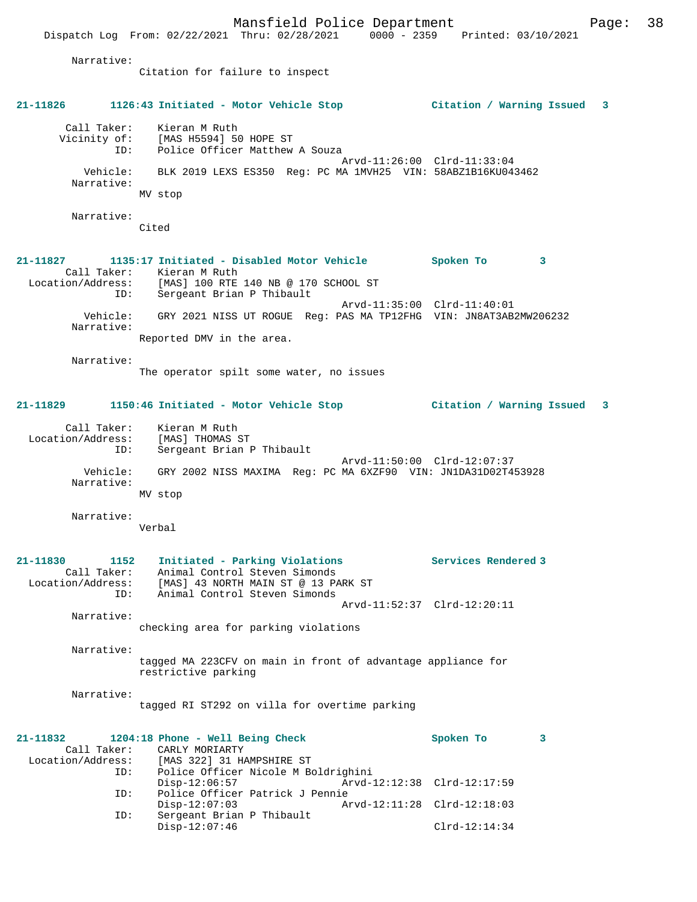Narrative:
Citation for failure to inspect

**21-11826 1126:43 Initiated - Motor Vehicle Stop Citation / Warning Issued 3**

Call Taker: Kieran M Ruth
Vicinity of: [MAS H5594] 50 HOPE ST
ID: Police Officer Matthew A Souza
Arvd-11:26:00 Clrd-11:33:04
Vehicle: BLK 2019 LEXS ES350 Reg: PC MA 1MVH25 VIN: 58ABZ1B16KU043462
Narrative:
MV stop

Narrative:
Cited

**21-11827 1135:17 Initiated - Disabled Motor Vehicle Spoken To 3**

Call Taker: Kieran M Ruth
Location/Address: [MAS] 100 RTE 140 NB @ 170 SCHOOL ST
ID: Sergeant Brian P Thibault
Arvd-11:35:00 Clrd-11:40:01
Vehicle: GRY 2021 NISS UT ROGUE Reg: PAS MA TP12FHG VIN: JN8AT3AB2MW206232
Narrative:
Reported DMV in the area.

Narrative:
The operator spilt some water, no issues

**21-11829 1150:46 Initiated - Motor Vehicle Stop Citation / Warning Issued 3**

Call Taker: Kieran M Ruth
Location/Address: [MAS] THOMAS ST
ID: Sergeant Brian P Thibault
Arvd-11:50:00 Clrd-12:07:37
Vehicle: GRY 2002 NISS MAXIMA Reg: PC MA 6XZF90 VIN: JN1DA31D02T453928
Narrative:
MV stop

Narrative:
Verbal

**21-11830 1152 Initiated - Parking Violations Services Rendered 3**

Call Taker: Animal Control Steven Simonds
Location/Address: [MAS] 43 NORTH MAIN ST @ 13 PARK ST
ID: Animal Control Steven Simonds
Arvd-11:52:37 Clrd-12:20:11
Narrative:
checking area for parking violations

Narrative:
tagged MA 223CFV on main in front of advantage appliance for restrictive parking

Narrative:
tagged RI ST292 on villa for overtime parking

**21-11832 1204:18 Phone - Well Being Check Spoken To 3**

Call Taker: CARLY MORIARTY
Location/Address: [MAS 322] 31 HAMPSHIRE ST
ID: Police Officer Nicole M Boldrighini
Disp-12:06:57 Arvd-12:12:38 Clrd-12:17:59
ID: Police Officer Patrick J Pennie
Disp-12:07:03 Arvd-12:11:28 Clrd-12:18:03
ID: Sergeant Brian P Thibault
Disp-12:07:46 Clrd-12:14:34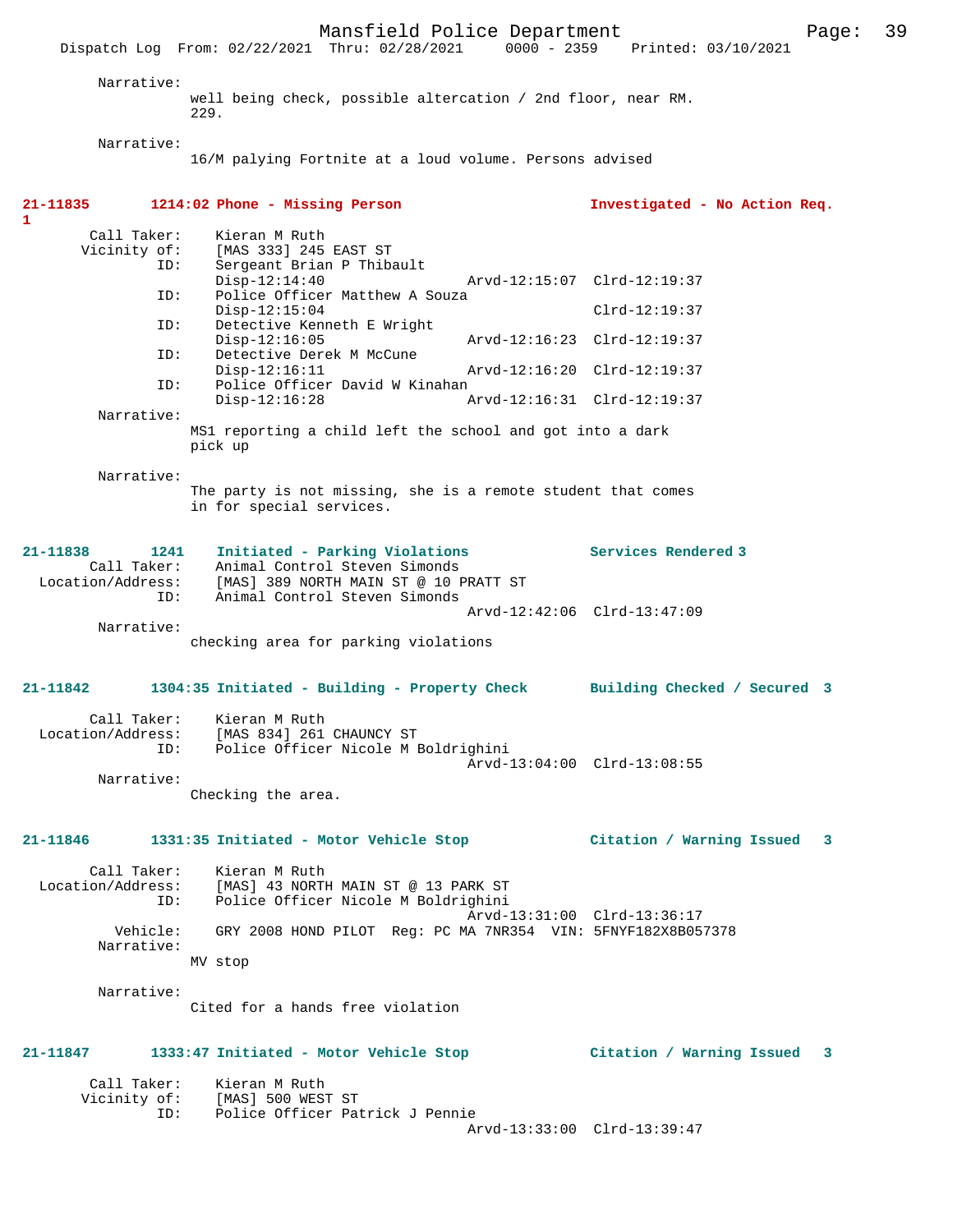Narrative:
well being check, possible altercation / 2nd floor, near RM. 229.

Narrative:
16/M palying Fortnite at a loud volume. Persons advised

**21-11835 1214:02 Phone - Missing Person Investigated - No Action Req. 1**

Call Taker: Kieran M Ruth
Vicinity of: [MAS 333] 245 EAST ST
ID: Sergeant Brian P Thibault
Disp-12:14:40 Arvd-12:15:07 Clrd-12:19:37
ID: Police Officer Matthew A Souza
Disp-12:15:04 Clrd-12:19:37
ID: Detective Kenneth E Wright
Disp-12:16:05 Arvd-12:16:23 Clrd-12:19:37
ID: Detective Derek M McCune
Disp-12:16:11 Arvd-12:16:20 Clrd-12:19:37
ID: Police Officer David W Kinahan
Disp-12:16:28 Arvd-12:16:31 Clrd-12:19:37

Narrative:
MS1 reporting a child left the school and got into a dark pick up

Narrative:
The party is not missing, she is a remote student that comes in for special services.

**21-11838 1241 Initiated - Parking Violations Services Rendered 3**

Call Taker: Animal Control Steven Simonds
Location/Address: [MAS] 389 NORTH MAIN ST @ 10 PRATT ST
ID: Animal Control Steven Simonds
Arvd-12:42:06 Clrd-13:47:09

Narrative:
checking area for parking violations

**21-11842 1304:35 Initiated - Building - Property Check Building Checked / Secured 3**

Call Taker: Kieran M Ruth
Location/Address: [MAS 834] 261 CHAUNCY ST
ID: Police Officer Nicole M Boldrighini
Arvd-13:04:00 Clrd-13:08:55

Narrative:
Checking the area.

**21-11846 1331:35 Initiated - Motor Vehicle Stop Citation / Warning Issued 3**

Call Taker: Kieran M Ruth
Location/Address: [MAS] 43 NORTH MAIN ST @ 13 PARK ST
ID: Police Officer Nicole M Boldrighini
Arvd-13:31:00 Clrd-13:36:17
Vehicle: GRY 2008 HOND PILOT Reg: PC MA 7NR354 VIN: 5FNYF182X8B057378

Narrative:
MV stop

Narrative:
Cited for a hands free violation

**21-11847 1333:47 Initiated - Motor Vehicle Stop Citation / Warning Issued 3**

Call Taker: Kieran M Ruth
Vicinity of: [MAS] 500 WEST ST
ID: Police Officer Patrick J Pennie
Arvd-13:33:00 Clrd-13:39:47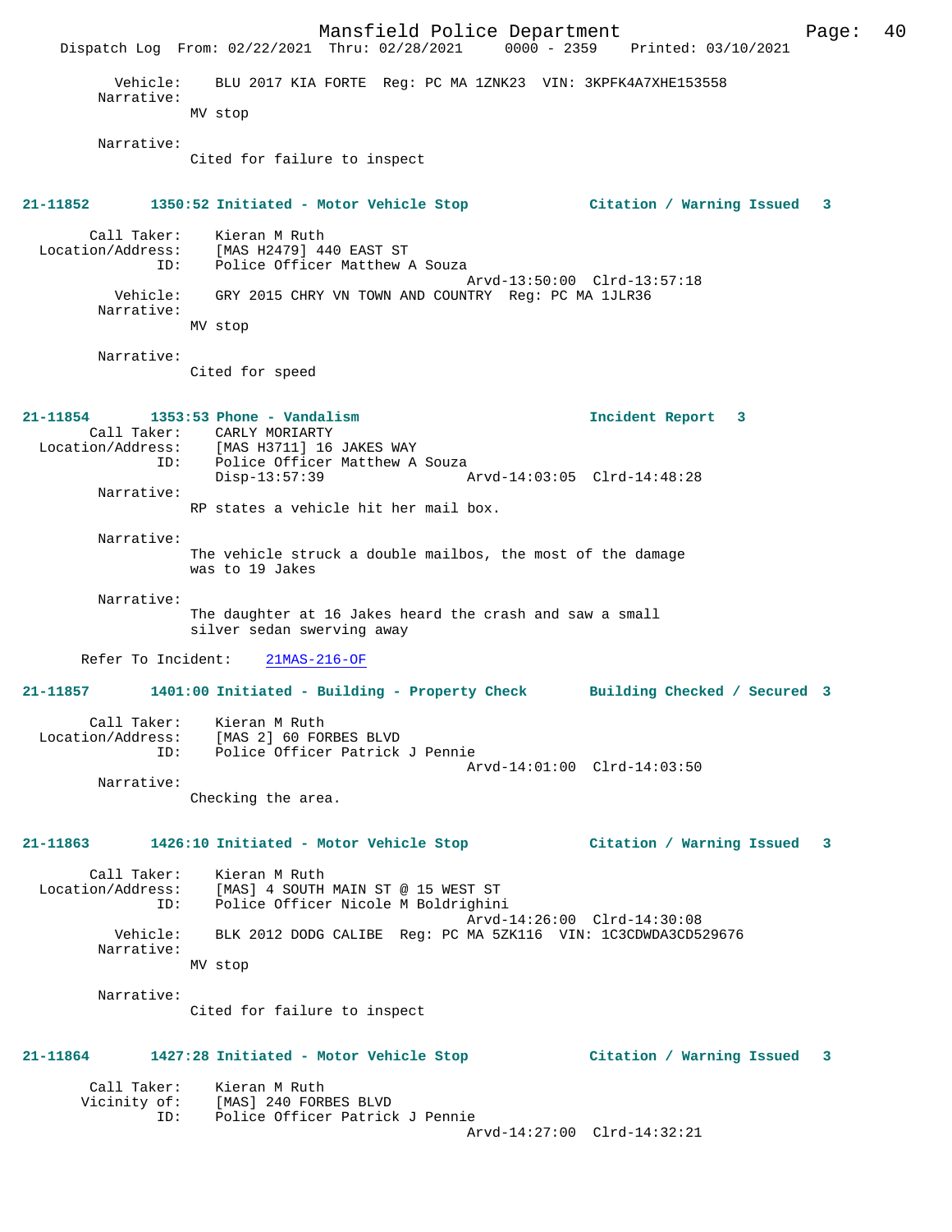Vehicle: BLU 2017 KIA FORTE Reg: PC MA 1ZNK23 VIN: 3KPFK4A7XHE153558
Narrative:
MV stop

Narrative:
Cited for failure to inspect

**21-11852 1350:52 Initiated - Motor Vehicle Stop Citation / Warning Issued 3**

Call Taker: Kieran M Ruth
Location/Address: [MAS H2479] 440 EAST ST
ID: Police Officer Matthew A Souza
Arvd-13:50:00 Clrd-13:57:18
Vehicle: GRY 2015 CHRY VN TOWN AND COUNTRY Reg: PC MA 1JLR36
Narrative:
MV stop

Narrative:
Cited for speed

**21-11854 1353:53 Phone - Vandalism Incident Report 3**

Call Taker: CARLY MORIARTY
Location/Address: [MAS H3711] 16 JAKES WAY
ID: Police Officer Matthew A Souza
Disp-13:57:39 Arvd-14:03:05 Clrd-14:48:28
Narrative:
RP states a vehicle hit her mail box.

Narrative:
The vehicle struck a double mailbos, the most of the damage was to 19 Jakes

Narrative:
The daughter at 16 Jakes heard the crash and saw a small silver sedan swerving away

Refer To Incident: 21MAS-216-OF

**21-11857 1401:00 Initiated - Building - Property Check Building Checked / Secured 3**

Call Taker: Kieran M Ruth
Location/Address: [MAS 2] 60 FORBES BLVD
ID: Police Officer Patrick J Pennie
Arvd-14:01:00 Clrd-14:03:50
Narrative:
Checking the area.

**21-11863 1426:10 Initiated - Motor Vehicle Stop Citation / Warning Issued 3**

Call Taker: Kieran M Ruth
Location/Address: [MAS] 4 SOUTH MAIN ST @ 15 WEST ST
ID: Police Officer Nicole M Boldrighini
Arvd-14:26:00 Clrd-14:30:08
Vehicle: BLK 2012 DODG CALIBE Reg: PC MA 5ZK116 VIN: 1C3CDWDA3CD529676
Narrative:
MV stop

Narrative:
Cited for failure to inspect

**21-11864 1427:28 Initiated - Motor Vehicle Stop Citation / Warning Issued 3**

Call Taker: Kieran M Ruth
Vicinity of: [MAS] 240 FORBES BLVD
ID: Police Officer Patrick J Pennie
Arvd-14:27:00 Clrd-14:32:21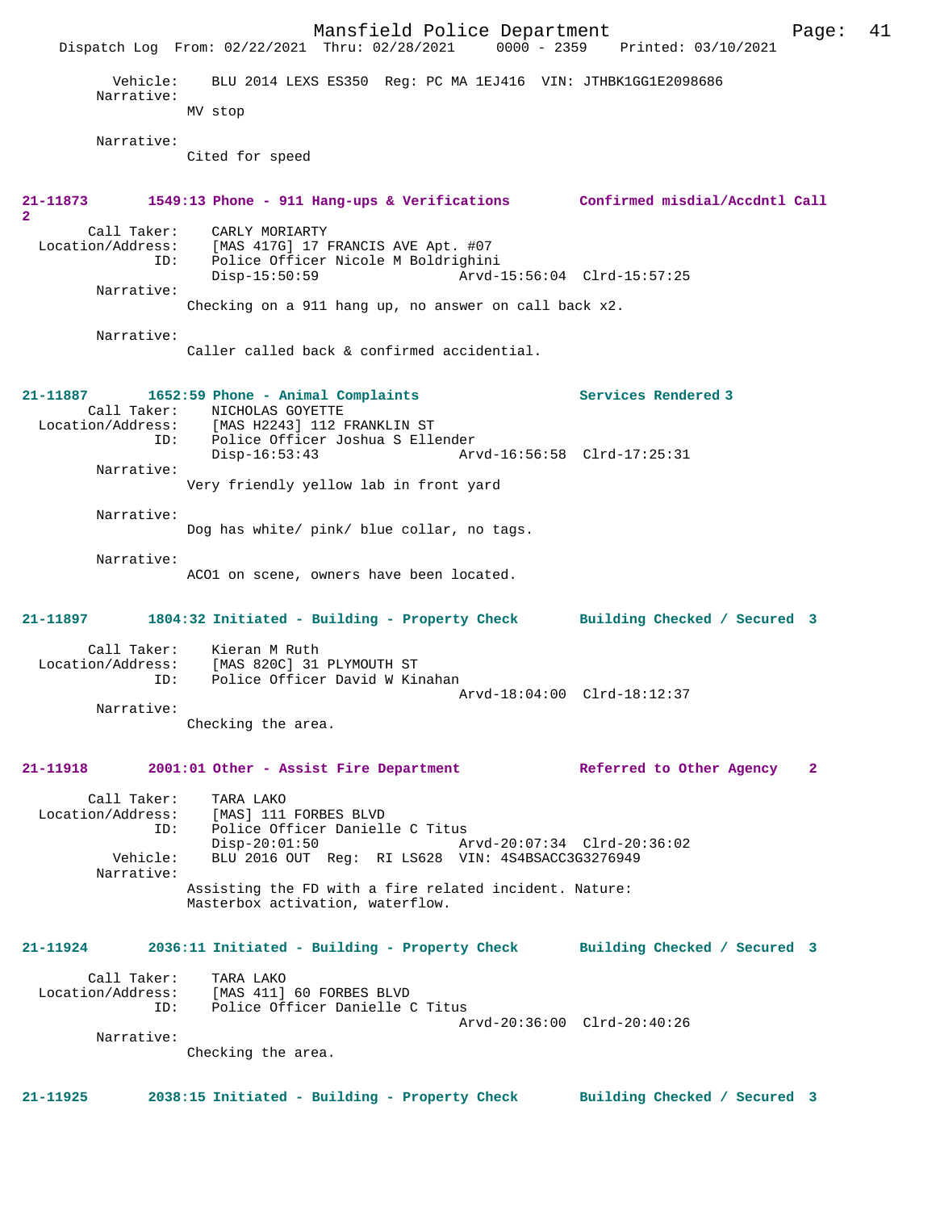Vehicle: BLU 2014 LEXS ES350 Reg: PC MA 1EJ416 VIN: JTHBK1GG1E2098686
Narrative:
MV stop

Narrative:
Cited for speed

**21-11873 1549:13 Phone - 911 Hang-ups & Verifications Confirmed misdial/Accdntl Call 2**

Call Taker: CARLY MORIARTY
Location/Address: [MAS 417G] 17 FRANCIS AVE Apt. #07
ID: Police Officer Nicole M Boldrighini
Disp-15:50:59 Arvd-15:56:04 Clrd-15:57:25
Narrative:
Checking on a 911 hang up, no answer on call back x2.

Narrative:
Caller called back & confirmed accidential.

**21-11887 1652:59 Phone - Animal Complaints Services Rendered 3**

Call Taker: NICHOLAS GOYETTE
Location/Address: [MAS H2243] 112 FRANKLIN ST
ID: Police Officer Joshua S Ellender
Disp-16:53:43 Arvd-16:56:58 Clrd-17:25:31
Narrative:
Very friendly yellow lab in front yard

Narrative:
Dog has white/ pink/ blue collar, no tags.

Narrative:
ACO1 on scene, owners have been located.

**21-11897 1804:32 Initiated - Building - Property Check Building Checked / Secured 3**

Call Taker: Kieran M Ruth
Location/Address: [MAS 820C] 31 PLYMOUTH ST
ID: Police Officer David W Kinahan
Arvd-18:04:00 Clrd-18:12:37
Narrative:
Checking the area.

**21-11918 2001:01 Other - Assist Fire Department Referred to Other Agency 2**

Call Taker: TARA LAKO
Location/Address: [MAS] 111 FORBES BLVD
ID: Police Officer Danielle C Titus
Disp-20:01:50 Arvd-20:07:34 Clrd-20:36:02
Vehicle: BLU 2016 OUT Reg: RI LS628 VIN: 4S4BSACC3G3276949
Narrative:
Assisting the FD with a fire related incident. Nature: Masterbox activation, waterflow.

**21-11924 2036:11 Initiated - Building - Property Check Building Checked / Secured 3**

Call Taker: TARA LAKO
Location/Address: [MAS 411] 60 FORBES BLVD
ID: Police Officer Danielle C Titus
Arvd-20:36:00 Clrd-20:40:26
Narrative:
Checking the area.

**21-11925 2038:15 Initiated - Building - Property Check Building Checked / Secured 3**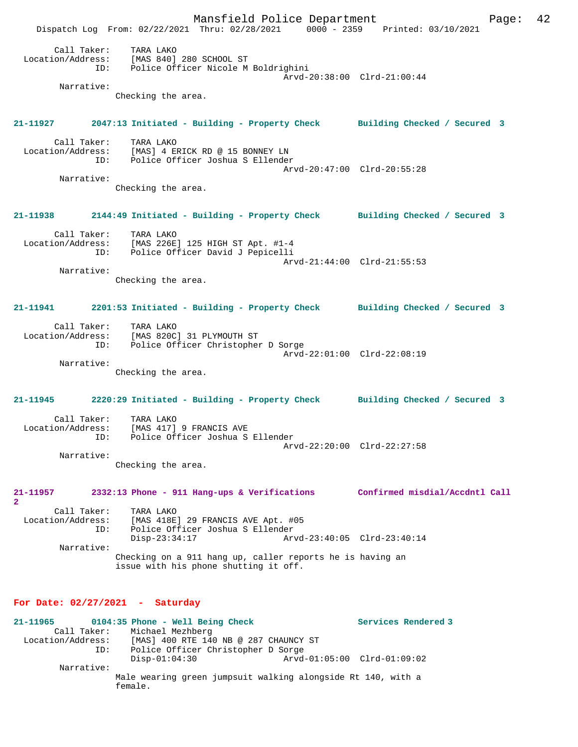```
        Call Taker:    TARA LAKO
  Location/Address:    [MAS 840] 280 SCHOOL ST
                ID:    Police Officer Nicole M Boldrighini
                                             Arvd-20:38:00  Clrd-21:00:44
         Narrative:
                Checking the area.
```

**21-11927        2047:13 Initiated - Building - Property Check        Building Checked / Secured 3**

```
        Call Taker:    TARA LAKO
  Location/Address:    [MAS] 4 ERICK RD @ 15 BONNEY LN
                ID:    Police Officer Joshua S Ellender
                                             Arvd-20:47:00  Clrd-20:55:28
         Narrative:
                Checking the area.
```

**21-11938        2144:49 Initiated - Building - Property Check        Building Checked / Secured 3**

```
        Call Taker:    TARA LAKO
  Location/Address:    [MAS 226E] 125 HIGH ST Apt. #1-4
                ID:    Police Officer David J Pepicelli
                                             Arvd-21:44:00  Clrd-21:55:53
         Narrative:
                Checking the area.
```

**21-11941        2201:53 Initiated - Building - Property Check        Building Checked / Secured 3**

```
        Call Taker:    TARA LAKO
  Location/Address:    [MAS 820C] 31 PLYMOUTH ST
                ID:    Police Officer Christopher D Sorge
                                             Arvd-22:01:00  Clrd-22:08:19
         Narrative:
                Checking the area.
```

**21-11945        2220:29 Initiated - Building - Property Check        Building Checked / Secured 3**

```
        Call Taker:    TARA LAKO
  Location/Address:    [MAS 417] 9 FRANCIS AVE
                ID:    Police Officer Joshua S Ellender
                                             Arvd-22:20:00  Clrd-22:27:58
         Narrative:
                Checking the area.
```

**21-11957        2332:13 Phone - 911 Hang-ups & Verifications        Confirmed misdial/Accdntl Call 2**

```
        Call Taker:    TARA LAKO
  Location/Address:    [MAS 418E] 29 FRANCIS AVE Apt. #05
                ID:    Police Officer Joshua S Ellender
                       Disp-23:34:17         Arvd-23:40:05  Clrd-23:40:14
         Narrative:
                Checking on a 911 hang up, caller reports he is having an
                issue with his phone shutting it off.
```

## For Date: 02/27/2021  -  Saturday

**21-11965        0104:35 Phone - Well Being Check        Services Rendered 3**

```
        Call Taker:    Michael Mezhberg
  Location/Address:    [MAS] 400 RTE 140 NB @ 287 CHAUNCY ST
                ID:    Police Officer Christopher D Sorge
                       Disp-01:04:30         Arvd-01:05:00  Clrd-01:09:02
         Narrative:
                Male wearing green jumpsuit walking alongside Rt 140, with a
                female.
```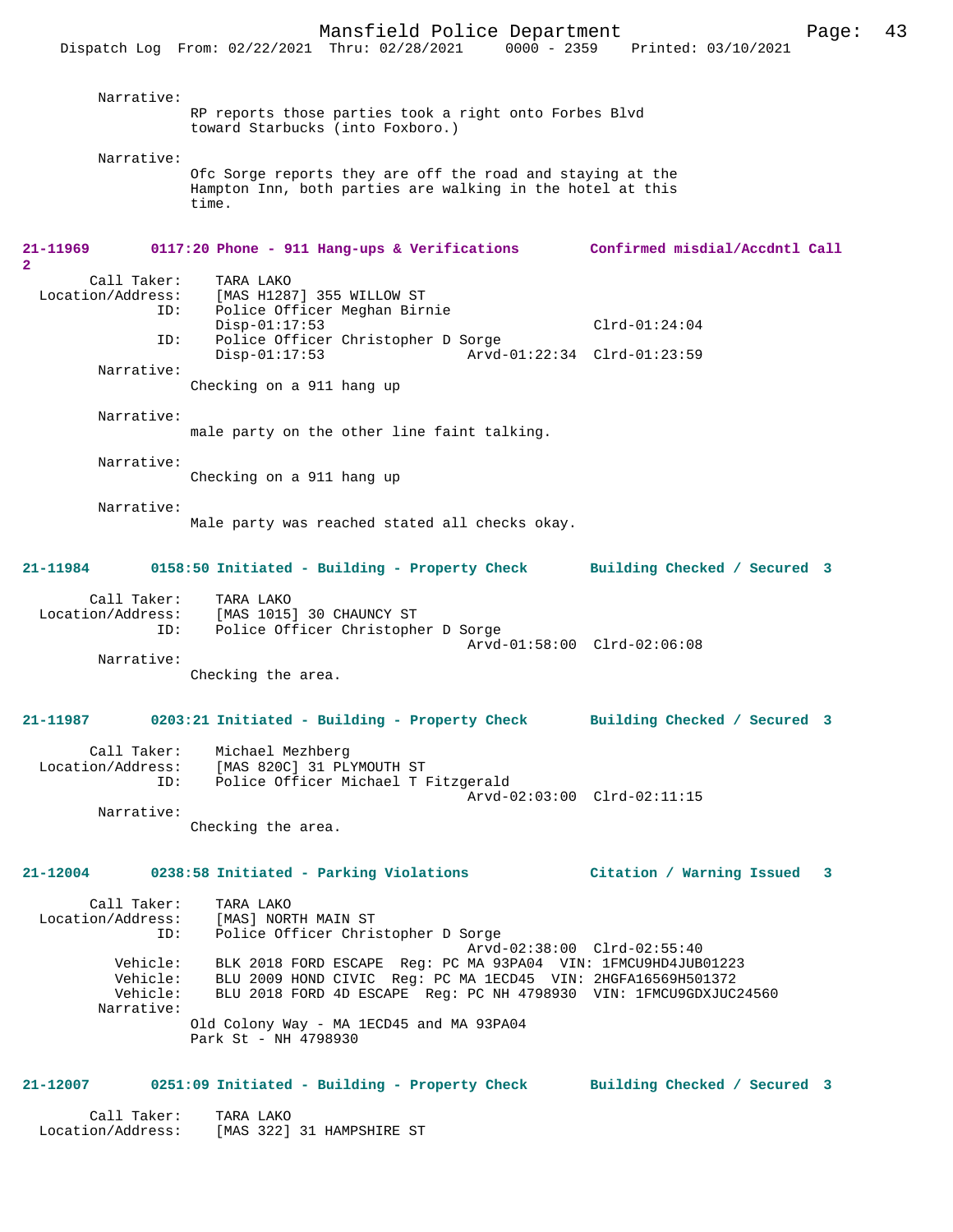Narrative:
RP reports those parties took a right onto Forbes Blvd toward Starbucks (into Foxboro.)

Narrative:
Ofc Sorge reports they are off the road and staying at the Hampton Inn, both parties are walking in the hotel at this time.

**21-11969 0117:20 Phone - 911 Hang-ups & Verifications Confirmed misdial/Accdntl Call 2**

Call Taker: TARA LAKO
Location/Address: [MAS H1287] 355 WILLOW ST
ID: Police Officer Meghan Birnie
Disp-01:17:53 Clrd-01:24:04
ID: Police Officer Christopher D Sorge
Disp-01:17:53 Arvd-01:22:34 Clrd-01:23:59
Narrative:
Checking on a 911 hang up

Narrative:
male party on the other line faint talking.

Narrative:
Checking on a 911 hang up

Narrative:
Male party was reached stated all checks okay.

**21-11984 0158:50 Initiated - Building - Property Check Building Checked / Secured 3**

Call Taker: TARA LAKO
Location/Address: [MAS 1015] 30 CHAUNCY ST
ID: Police Officer Christopher D Sorge
Arvd-01:58:00 Clrd-02:06:08
Narrative:
Checking the area.

**21-11987 0203:21 Initiated - Building - Property Check Building Checked / Secured 3**

Call Taker: Michael Mezhberg
Location/Address: [MAS 820C] 31 PLYMOUTH ST
ID: Police Officer Michael T Fitzgerald
Arvd-02:03:00 Clrd-02:11:15
Narrative:
Checking the area.

**21-12004 0238:58 Initiated - Parking Violations Citation / Warning Issued 3**

Call Taker: TARA LAKO
Location/Address: [MAS] NORTH MAIN ST
ID: Police Officer Christopher D Sorge
Arvd-02:38:00 Clrd-02:55:40
Vehicle: BLK 2018 FORD ESCAPE Reg: PC MA 93PA04 VIN: 1FMCU9HD4JUB01223
Vehicle: BLU 2009 HOND CIVIC Reg: PC MA 1ECD45 VIN: 2HGFA16569H501372
Vehicle: BLU 2018 FORD 4D ESCAPE Reg: PC NH 4798930 VIN: 1FMCU9GDXJUC24560
Narrative:
Old Colony Way - MA 1ECD45 and MA 93PA04
Park St - NH 4798930

**21-12007 0251:09 Initiated - Building - Property Check Building Checked / Secured 3**

Call Taker: TARA LAKO
Location/Address: [MAS 322] 31 HAMPSHIRE ST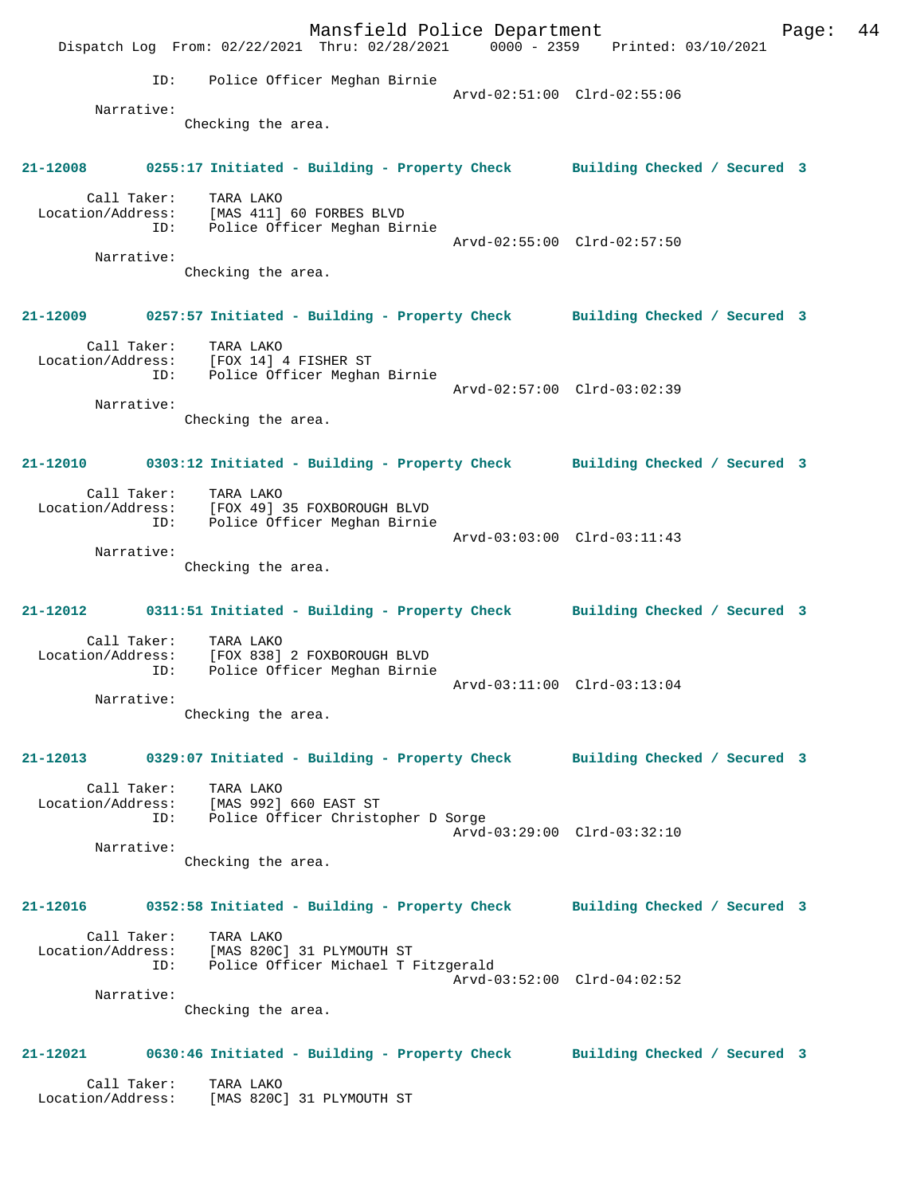ID: Police Officer Meghan Birnie
Arvd-02:51:00 Clrd-02:55:06

Narrative:
Checking the area.

**21-12008 0255:17 Initiated - Building - Property Check Building Checked / Secured 3**

Call Taker: TARA LAKO
Location/Address: [MAS 411] 60 FORBES BLVD
ID: Police Officer Meghan Birnie
Arvd-02:55:00 Clrd-02:57:50

Narrative:
Checking the area.

**21-12009 0257:57 Initiated - Building - Property Check Building Checked / Secured 3**

Call Taker: TARA LAKO
Location/Address: [FOX 14] 4 FISHER ST
ID: Police Officer Meghan Birnie
Arvd-02:57:00 Clrd-03:02:39

Narrative:
Checking the area.

**21-12010 0303:12 Initiated - Building - Property Check Building Checked / Secured 3**

Call Taker: TARA LAKO
Location/Address: [FOX 49] 35 FOXBOROUGH BLVD
ID: Police Officer Meghan Birnie
Arvd-03:03:00 Clrd-03:11:43

Narrative:
Checking the area.

**21-12012 0311:51 Initiated - Building - Property Check Building Checked / Secured 3**

Call Taker: TARA LAKO
Location/Address: [FOX 838] 2 FOXBOROUGH BLVD
ID: Police Officer Meghan Birnie
Arvd-03:11:00 Clrd-03:13:04

Narrative:
Checking the area.

**21-12013 0329:07 Initiated - Building - Property Check Building Checked / Secured 3**

Call Taker: TARA LAKO
Location/Address: [MAS 992] 660 EAST ST
ID: Police Officer Christopher D Sorge
Arvd-03:29:00 Clrd-03:32:10

Narrative:
Checking the area.

**21-12016 0352:58 Initiated - Building - Property Check Building Checked / Secured 3**

Call Taker: TARA LAKO
Location/Address: [MAS 820C] 31 PLYMOUTH ST
ID: Police Officer Michael T Fitzgerald
Arvd-03:52:00 Clrd-04:02:52

Narrative:
Checking the area.

**21-12021 0630:46 Initiated - Building - Property Check Building Checked / Secured 3**

Call Taker: TARA LAKO
Location/Address: [MAS 820C] 31 PLYMOUTH ST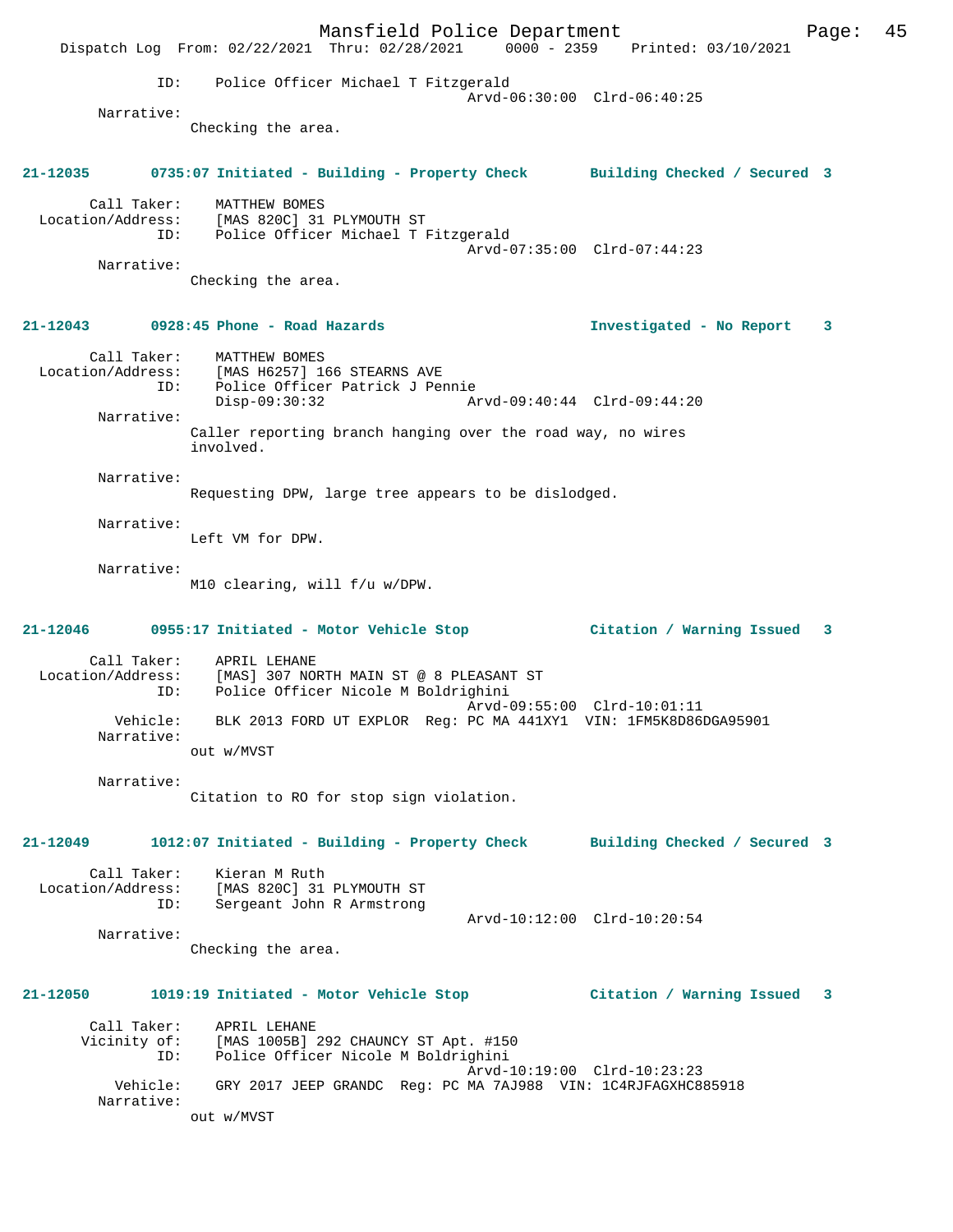ID: Police Officer Michael T Fitzgerald
Arvd-06:30:00 Clrd-06:40:25

Narrative:
Checking the area.

**21-12035 0735:07 Initiated - Building - Property Check Building Checked / Secured 3**

Call Taker: MATTHEW BOMES
Location/Address: [MAS 820C] 31 PLYMOUTH ST
ID: Police Officer Michael T Fitzgerald
Arvd-07:35:00 Clrd-07:44:23

Narrative:
Checking the area.

**21-12043 0928:45 Phone - Road Hazards Investigated - No Report 3**

Call Taker: MATTHEW BOMES
Location/Address: [MAS H6257] 166 STEARNS AVE
ID: Police Officer Patrick J Pennie
Disp-09:30:32 Arvd-09:40:44 Clrd-09:44:20

Narrative:
Caller reporting branch hanging over the road way, no wires involved.

Narrative:
Requesting DPW, large tree appears to be dislodged.

Narrative:
Left VM for DPW.

Narrative:
M10 clearing, will f/u w/DPW.

**21-12046 0955:17 Initiated - Motor Vehicle Stop Citation / Warning Issued 3**

Call Taker: APRIL LEHANE
Location/Address: [MAS] 307 NORTH MAIN ST @ 8 PLEASANT ST
ID: Police Officer Nicole M Boldrighini
Arvd-09:55:00 Clrd-10:01:11
Vehicle: BLK 2013 FORD UT EXPLOR Reg: PC MA 441XY1 VIN: 1FM5K8D86DGA95901

Narrative:
out w/MVST

Narrative:
Citation to RO for stop sign violation.

**21-12049 1012:07 Initiated - Building - Property Check Building Checked / Secured 3**

Call Taker: Kieran M Ruth
Location/Address: [MAS 820C] 31 PLYMOUTH ST
ID: Sergeant John R Armstrong
Arvd-10:12:00 Clrd-10:20:54

Narrative:
Checking the area.

**21-12050 1019:19 Initiated - Motor Vehicle Stop Citation / Warning Issued 3**

Call Taker: APRIL LEHANE
Vicinity of: [MAS 1005B] 292 CHAUNCY ST Apt. #150
ID: Police Officer Nicole M Boldrighini
Arvd-10:19:00 Clrd-10:23:23
Vehicle: GRY 2017 JEEP GRANDC Reg: PC MA 7AJ988 VIN: 1C4RJFAGXHC885918

Narrative:
out w/MVST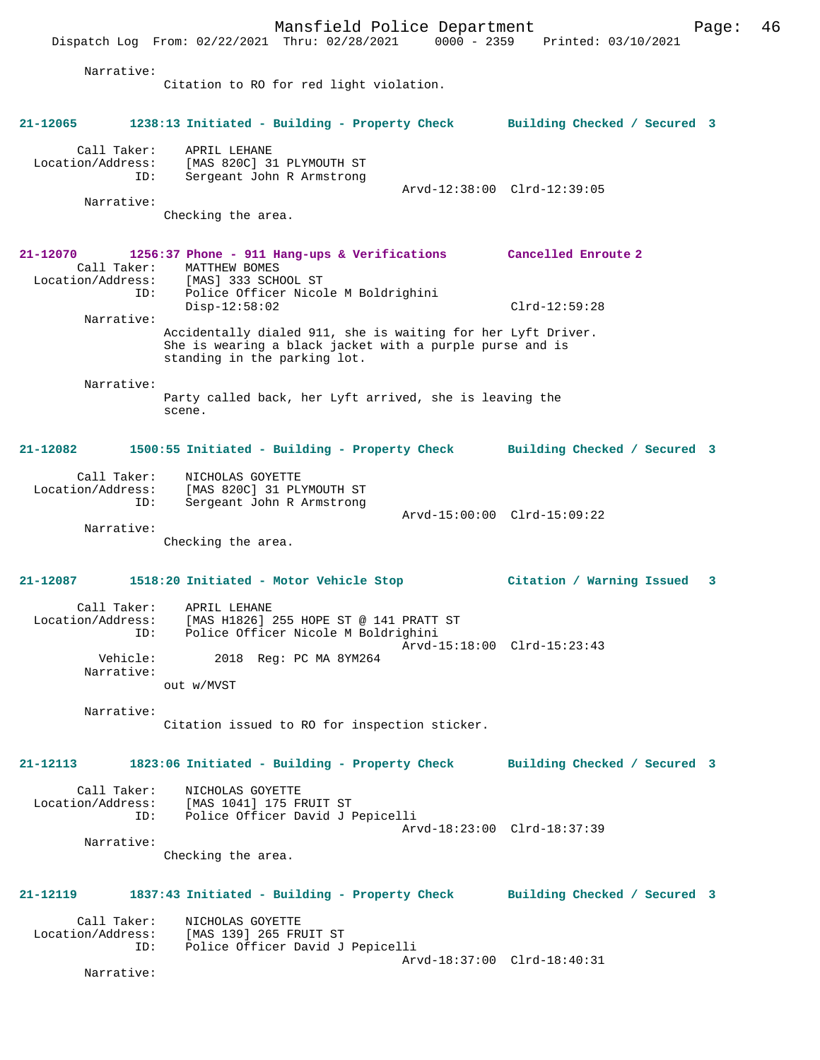Narrative:
Citation to RO for red light violation.

**21-12065** 1238:13 Initiated - Building - Property Check — Building Checked / Secured 3

Call Taker: APRIL LEHANE
Location/Address: [MAS 820C] 31 PLYMOUTH ST
ID: Sergeant John R Armstrong
Arvd-12:38:00 Clrd-12:39:05

Narrative:
Checking the area.

**21-12070** 1256:37 Phone - 911 Hang-ups & Verifications — Cancelled Enroute 2

Call Taker: MATTHEW BOMES
Location/Address: [MAS] 333 SCHOOL ST
ID: Police Officer Nicole M Boldrighini
Disp-12:58:02 Clrd-12:59:28

Narrative:
Accidentally dialed 911, she is waiting for her Lyft Driver. She is wearing a black jacket with a purple purse and is standing in the parking lot.

Narrative:
Party called back, her Lyft arrived, she is leaving the scene.

**21-12082** 1500:55 Initiated - Building - Property Check — Building Checked / Secured 3

Call Taker: NICHOLAS GOYETTE
Location/Address: [MAS 820C] 31 PLYMOUTH ST
ID: Sergeant John R Armstrong
Arvd-15:00:00 Clrd-15:09:22

Narrative:
Checking the area.

**21-12087** 1518:20 Initiated - Motor Vehicle Stop — Citation / Warning Issued 3

Call Taker: APRIL LEHANE
Location/Address: [MAS H1826] 255 HOPE ST @ 141 PRATT ST
ID: Police Officer Nicole M Boldrighini
Arvd-15:18:00 Clrd-15:23:43
Vehicle: 2018 Reg: PC MA 8YM264

Narrative:
out w/MVST

Narrative:
Citation issued to RO for inspection sticker.

**21-12113** 1823:06 Initiated - Building - Property Check — Building Checked / Secured 3

Call Taker: NICHOLAS GOYETTE
Location/Address: [MAS 1041] 175 FRUIT ST
ID: Police Officer David J Pepicelli
Arvd-18:23:00 Clrd-18:37:39

Narrative:
Checking the area.

**21-12119** 1837:43 Initiated - Building - Property Check — Building Checked / Secured 3

Call Taker: NICHOLAS GOYETTE
Location/Address: [MAS 139] 265 FRUIT ST
ID: Police Officer David J Pepicelli
Arvd-18:37:00 Clrd-18:40:31

Narrative: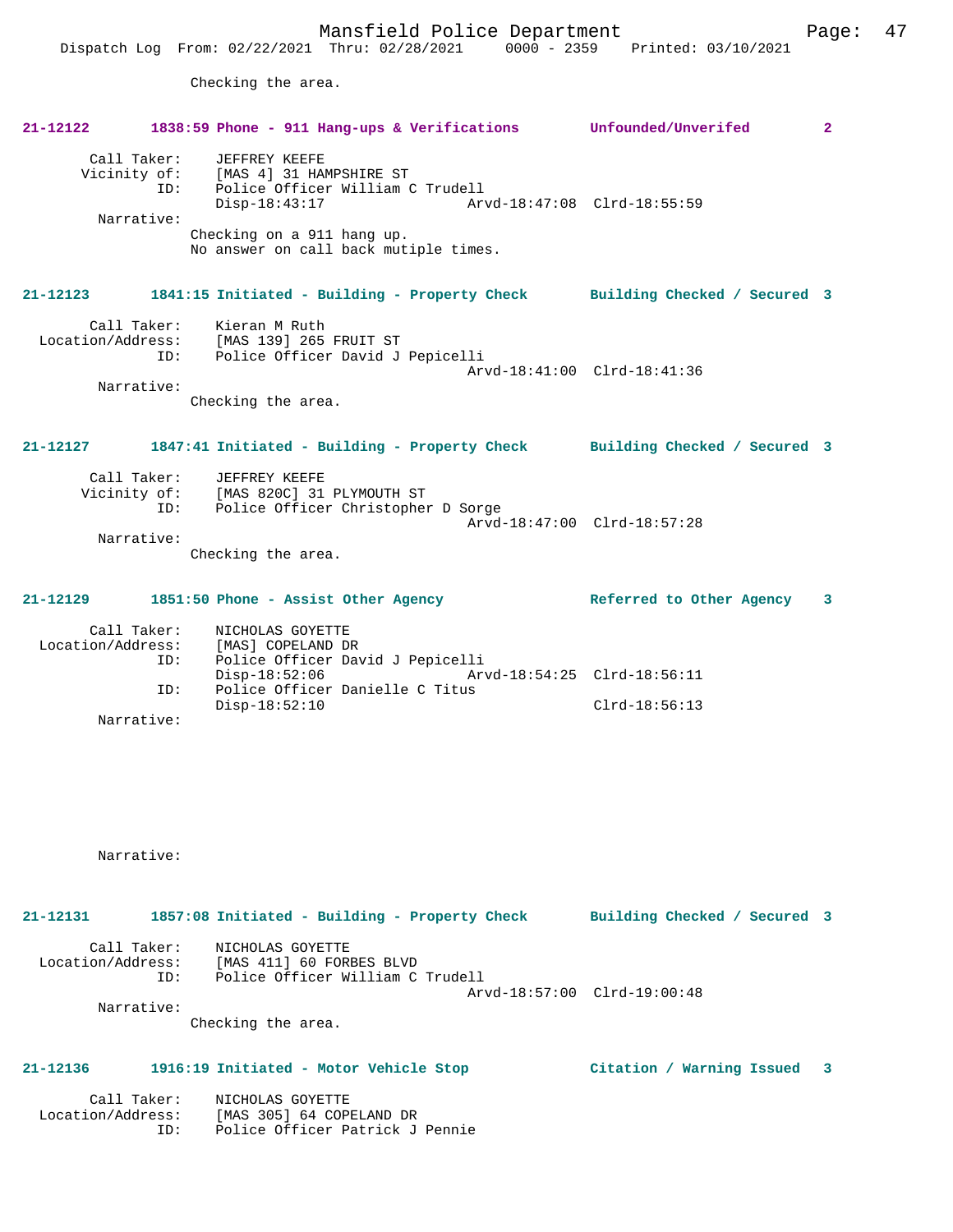Checking the area.

**21-12122 1838:59 Phone - 911 Hang-ups & Verifications Unfounded/Unverifed 2**

```
Call Taker:    JEFFREY KEEFE
Vicinity of:   [MAS 4] 31 HAMPSHIRE ST
ID:            Police Officer William C Trudell
               Disp-18:43:17              Arvd-18:47:08  Clrd-18:55:59
Narrative:
               Checking on a 911 hang up.
               No answer on call back mutiple times.
```

**21-12123 1841:15 Initiated - Building - Property Check Building Checked / Secured 3**

```
Call Taker:        Kieran M Ruth
Location/Address:  [MAS 139] 265 FRUIT ST
ID:                Police Officer David J Pepicelli
                                          Arvd-18:41:00  Clrd-18:41:36
Narrative:
                   Checking the area.
```

**21-12127 1847:41 Initiated - Building - Property Check Building Checked / Secured 3**

```
Call Taker:    JEFFREY KEEFE
Vicinity of:   [MAS 820C] 31 PLYMOUTH ST
ID:            Police Officer Christopher D Sorge
                                          Arvd-18:47:00  Clrd-18:57:28
Narrative:
               Checking the area.
```

**21-12129 1851:50 Phone - Assist Other Agency Referred to Other Agency 3**

```
Call Taker:        NICHOLAS GOYETTE
Location/Address:  [MAS] COPELAND DR
ID:                Police Officer David J Pepicelli
                   Disp-18:52:06          Arvd-18:54:25  Clrd-18:56:11
ID:                Police Officer Danielle C Titus
                   Disp-18:52:10                         Clrd-18:56:13
Narrative:

Narrative:
```

**21-12131 1857:08 Initiated - Building - Property Check Building Checked / Secured 3**

```
Call Taker:        NICHOLAS GOYETTE
Location/Address:  [MAS 411] 60 FORBES BLVD
ID:                Police Officer William C Trudell
                                          Arvd-18:57:00  Clrd-19:00:48
Narrative:
                   Checking the area.
```

**21-12136 1916:19 Initiated - Motor Vehicle Stop Citation / Warning Issued 3**

```
Call Taker:        NICHOLAS GOYETTE
Location/Address:  [MAS 305] 64 COPELAND DR
ID:                Police Officer Patrick J Pennie
```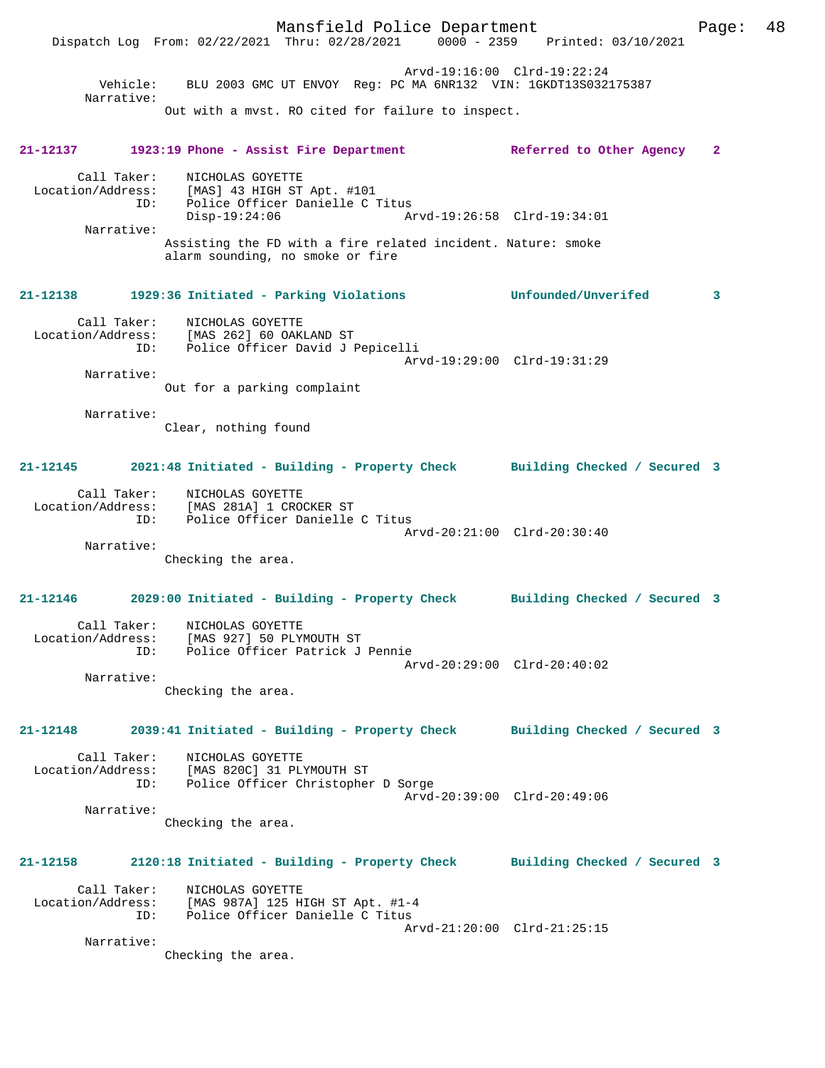Arvd-19:16:00 Clrd-19:22:24
Vehicle: BLU 2003 GMC UT ENVOY Reg: PC MA 6NR132 VIN: 1GKDT13S032175387
Narrative:
Out with a mvst. RO cited for failure to inspect.

**21-12137 1923:19 Phone - Assist Fire Department Referred to Other Agency 2**

Call Taker: NICHOLAS GOYETTE
Location/Address: [MAS] 43 HIGH ST Apt. #101
ID: Police Officer Danielle C Titus
Disp-19:24:06 Arvd-19:26:58 Clrd-19:34:01
Narrative:
Assisting the FD with a fire related incident. Nature: smoke alarm sounding, no smoke or fire

**21-12138 1929:36 Initiated - Parking Violations Unfounded/Unverifed 3**

Call Taker: NICHOLAS GOYETTE
Location/Address: [MAS 262] 60 OAKLAND ST
ID: Police Officer David J Pepicelli
Arvd-19:29:00 Clrd-19:31:29
Narrative:
Out for a parking complaint

Narrative:
Clear, nothing found

**21-12145 2021:48 Initiated - Building - Property Check Building Checked / Secured 3**

Call Taker: NICHOLAS GOYETTE
Location/Address: [MAS 281A] 1 CROCKER ST
ID: Police Officer Danielle C Titus
Arvd-20:21:00 Clrd-20:30:40
Narrative:
Checking the area.

**21-12146 2029:00 Initiated - Building - Property Check Building Checked / Secured 3**

Call Taker: NICHOLAS GOYETTE
Location/Address: [MAS 927] 50 PLYMOUTH ST
ID: Police Officer Patrick J Pennie
Arvd-20:29:00 Clrd-20:40:02
Narrative:
Checking the area.

**21-12148 2039:41 Initiated - Building - Property Check Building Checked / Secured 3**

Call Taker: NICHOLAS GOYETTE
Location/Address: [MAS 820C] 31 PLYMOUTH ST
ID: Police Officer Christopher D Sorge
Arvd-20:39:00 Clrd-20:49:06
Narrative:
Checking the area.

**21-12158 2120:18 Initiated - Building - Property Check Building Checked / Secured 3**

Call Taker: NICHOLAS GOYETTE
Location/Address: [MAS 987A] 125 HIGH ST Apt. #1-4
ID: Police Officer Danielle C Titus
Arvd-21:20:00 Clrd-21:25:15
Narrative:
Checking the area.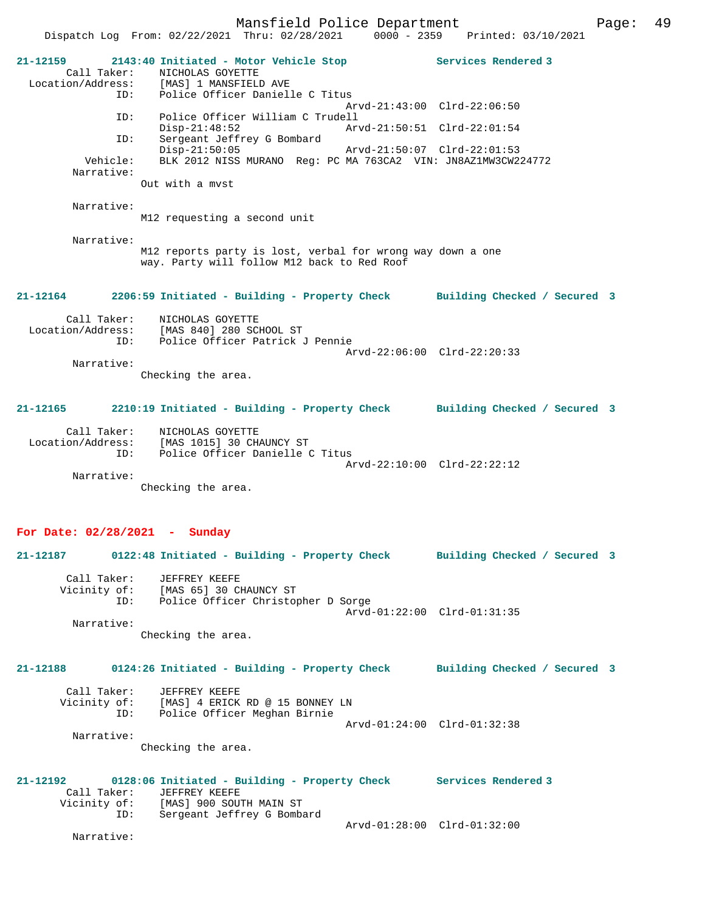**21-12159** 2143:40 Initiated - Motor Vehicle Stop — Services Rendered 3

Call Taker: NICHOLAS GOYETTE
Location/Address: [MAS] 1 MANSFIELD AVE
ID: Police Officer Danielle C Titus
Arvd-21:43:00 Clrd-22:06:50
ID: Police Officer William C Trudell
Disp-21:48:52 Arvd-21:50:51 Clrd-22:01:54
ID: Sergeant Jeffrey G Bombard
Disp-21:50:05 Arvd-21:50:07 Clrd-22:01:53
Vehicle: BLK 2012 NISS MURANO Reg: PC MA 763CA2 VIN: JN8AZ1MW3CW224772

Narrative:
Out with a mvst

Narrative:
M12 requesting a second unit

Narrative:
M12 reports party is lost, verbal for wrong way down a one way. Party will follow M12 back to Red Roof

**21-12164** 2206:59 Initiated - Building - Property Check — Building Checked / Secured 3

Call Taker: NICHOLAS GOYETTE
Location/Address: [MAS 840] 280 SCHOOL ST
ID: Police Officer Patrick J Pennie
Arvd-22:06:00 Clrd-22:20:33

Narrative:
Checking the area.

**21-12165** 2210:19 Initiated - Building - Property Check — Building Checked / Secured 3

Call Taker: NICHOLAS GOYETTE
Location/Address: [MAS 1015] 30 CHAUNCY ST
ID: Police Officer Danielle C Titus
Arvd-22:10:00 Clrd-22:22:12

Narrative:
Checking the area.

## For Date: 02/28/2021 - Sunday

**21-12187** 0122:48 Initiated - Building - Property Check — Building Checked / Secured 3

Call Taker: JEFFREY KEEFE
Vicinity of: [MAS 65] 30 CHAUNCY ST
ID: Police Officer Christopher D Sorge
Arvd-01:22:00 Clrd-01:31:35

Narrative:
Checking the area.

**21-12188** 0124:26 Initiated - Building - Property Check — Building Checked / Secured 3

Call Taker: JEFFREY KEEFE
Vicinity of: [MAS] 4 ERICK RD @ 15 BONNEY LN
ID: Police Officer Meghan Birnie
Arvd-01:24:00 Clrd-01:32:38

Narrative:
Checking the area.

**21-12192** 0128:06 Initiated - Building - Property Check — Services Rendered 3

Call Taker: JEFFREY KEEFE
Vicinity of: [MAS] 900 SOUTH MAIN ST
ID: Sergeant Jeffrey G Bombard
Arvd-01:28:00 Clrd-01:32:00

Narrative: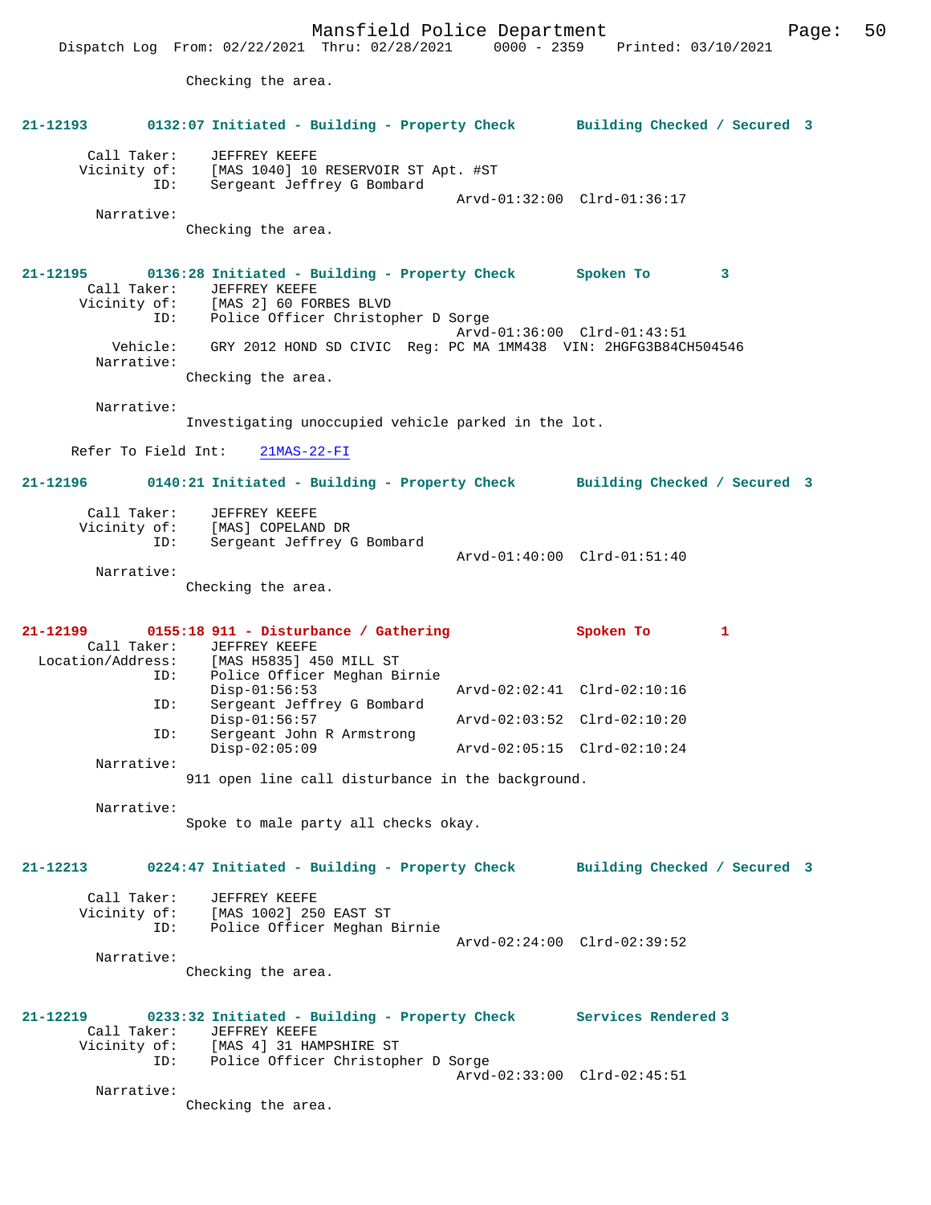Checking the area.

**21-12193 0132:07 Initiated - Building - Property Check Building Checked / Secured 3**

```
        Call Taker:    JEFFREY KEEFE
       Vicinity of:    [MAS 1040] 10 RESERVOIR ST Apt. #ST
               ID:     Sergeant Jeffrey G Bombard
                                             Arvd-01:32:00  Clrd-01:36:17
         Narrative:
                 Checking the area.
```

**21-12195 0136:28 Initiated - Building - Property Check Spoken To 3**

```
        Call Taker:    JEFFREY KEEFE
       Vicinity of:    [MAS 2] 60 FORBES BLVD
               ID:     Police Officer Christopher D Sorge
                                             Arvd-01:36:00  Clrd-01:43:51
           Vehicle:    GRY 2012 HOND SD CIVIC  Reg: PC MA 1MM438  VIN: 2HGFG3B84CH504546
         Narrative:
                 Checking the area.

         Narrative:
                 Investigating unoccupied vehicle parked in the lot.

      Refer To Field Int:    21MAS-22-FI
```

**21-12196 0140:21 Initiated - Building - Property Check Building Checked / Secured 3**

```
        Call Taker:    JEFFREY KEEFE
       Vicinity of:    [MAS] COPELAND DR
               ID:     Sergeant Jeffrey G Bombard
                                             Arvd-01:40:00  Clrd-01:51:40
         Narrative:
                 Checking the area.
```

**21-12199 0155:18 911 - Disturbance / Gathering Spoken To 1**

```
        Call Taker:    JEFFREY KEEFE
  Location/Address:    [MAS H5835] 450 MILL ST
               ID:     Police Officer Meghan Birnie
                       Disp-01:56:53             Arvd-02:02:41  Clrd-02:10:16
               ID:     Sergeant Jeffrey G Bombard
                       Disp-01:56:57             Arvd-02:03:52  Clrd-02:10:20
               ID:     Sergeant John R Armstrong
                       Disp-02:05:09             Arvd-02:05:15  Clrd-02:10:24
         Narrative:
                 911 open line call disturbance in the background.

         Narrative:
                 Spoke to male party all checks okay.
```

**21-12213 0224:47 Initiated - Building - Property Check Building Checked / Secured 3**

```
        Call Taker:    JEFFREY KEEFE
       Vicinity of:    [MAS 1002] 250 EAST ST
               ID:     Police Officer Meghan Birnie
                                             Arvd-02:24:00  Clrd-02:39:52
         Narrative:
                 Checking the area.
```

**21-12219 0233:32 Initiated - Building - Property Check Services Rendered 3**

```
        Call Taker:    JEFFREY KEEFE
       Vicinity of:    [MAS 4] 31 HAMPSHIRE ST
               ID:     Police Officer Christopher D Sorge
                                             Arvd-02:33:00  Clrd-02:45:51
         Narrative:
                 Checking the area.
```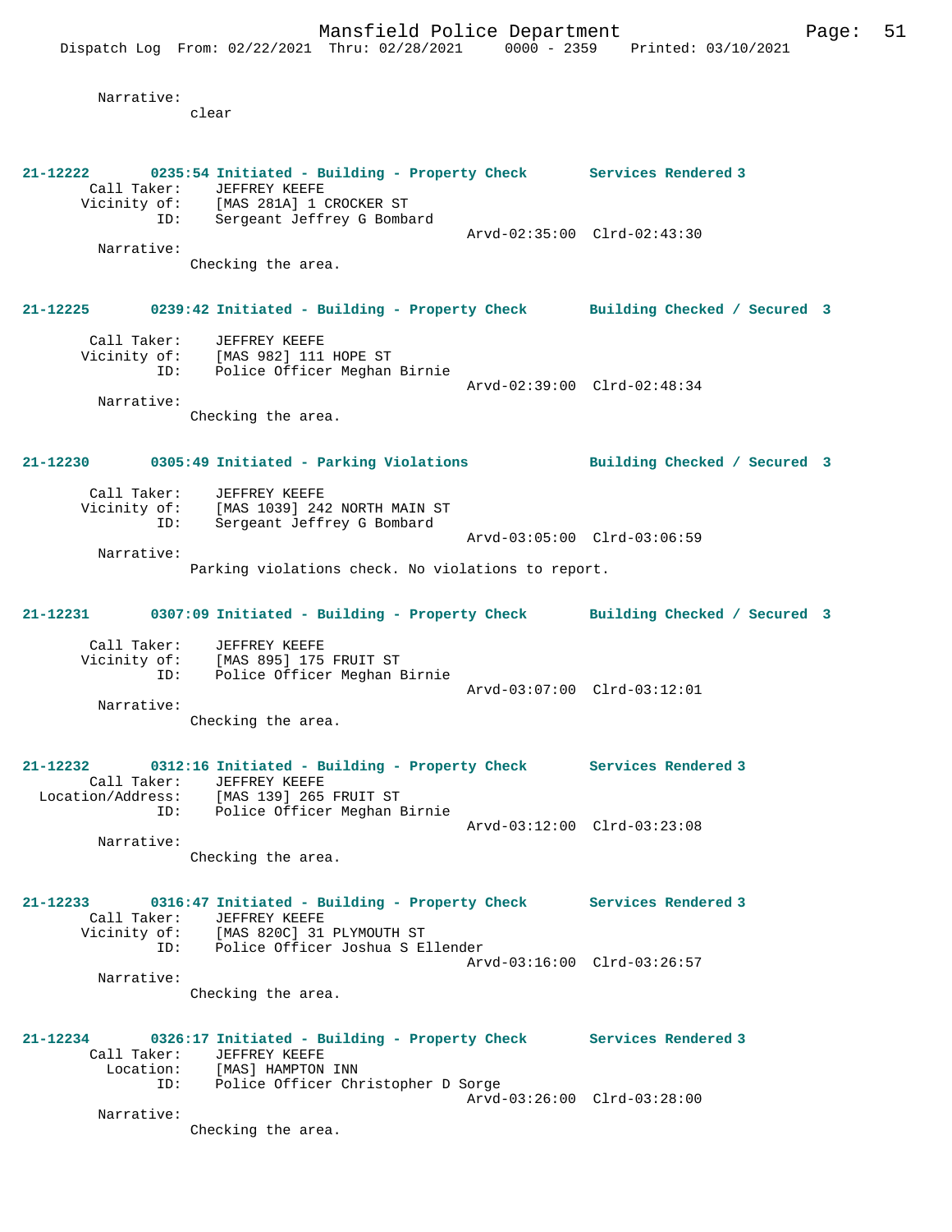Narrative:
clear

**21-12222 0235:54 Initiated - Building - Property Check Services Rendered 3**

Call Taker: JEFFREY KEEFE
Vicinity of: [MAS 281A] 1 CROCKER ST
ID: Sergeant Jeffrey G Bombard
Arvd-02:35:00 Clrd-02:43:30

Narrative:
Checking the area.

**21-12225 0239:42 Initiated - Building - Property Check Building Checked / Secured 3**

Call Taker: JEFFREY KEEFE
Vicinity of: [MAS 982] 111 HOPE ST
ID: Police Officer Meghan Birnie
Arvd-02:39:00 Clrd-02:48:34

Narrative:
Checking the area.

**21-12230 0305:49 Initiated - Parking Violations Building Checked / Secured 3**

Call Taker: JEFFREY KEEFE
Vicinity of: [MAS 1039] 242 NORTH MAIN ST
ID: Sergeant Jeffrey G Bombard
Arvd-03:05:00 Clrd-03:06:59

Narrative:
Parking violations check. No violations to report.

**21-12231 0307:09 Initiated - Building - Property Check Building Checked / Secured 3**

Call Taker: JEFFREY KEEFE
Vicinity of: [MAS 895] 175 FRUIT ST
ID: Police Officer Meghan Birnie
Arvd-03:07:00 Clrd-03:12:01

Narrative:
Checking the area.

**21-12232 0312:16 Initiated - Building - Property Check Services Rendered 3**

Call Taker: JEFFREY KEEFE
Location/Address: [MAS 139] 265 FRUIT ST
ID: Police Officer Meghan Birnie
Arvd-03:12:00 Clrd-03:23:08

Narrative:
Checking the area.

**21-12233 0316:47 Initiated - Building - Property Check Services Rendered 3**

Call Taker: JEFFREY KEEFE
Vicinity of: [MAS 820C] 31 PLYMOUTH ST
ID: Police Officer Joshua S Ellender
Arvd-03:16:00 Clrd-03:26:57

Narrative:
Checking the area.

**21-12234 0326:17 Initiated - Building - Property Check Services Rendered 3**

Call Taker: JEFFREY KEEFE
Location: [MAS] HAMPTON INN
ID: Police Officer Christopher D Sorge
Arvd-03:26:00 Clrd-03:28:00

Narrative:
Checking the area.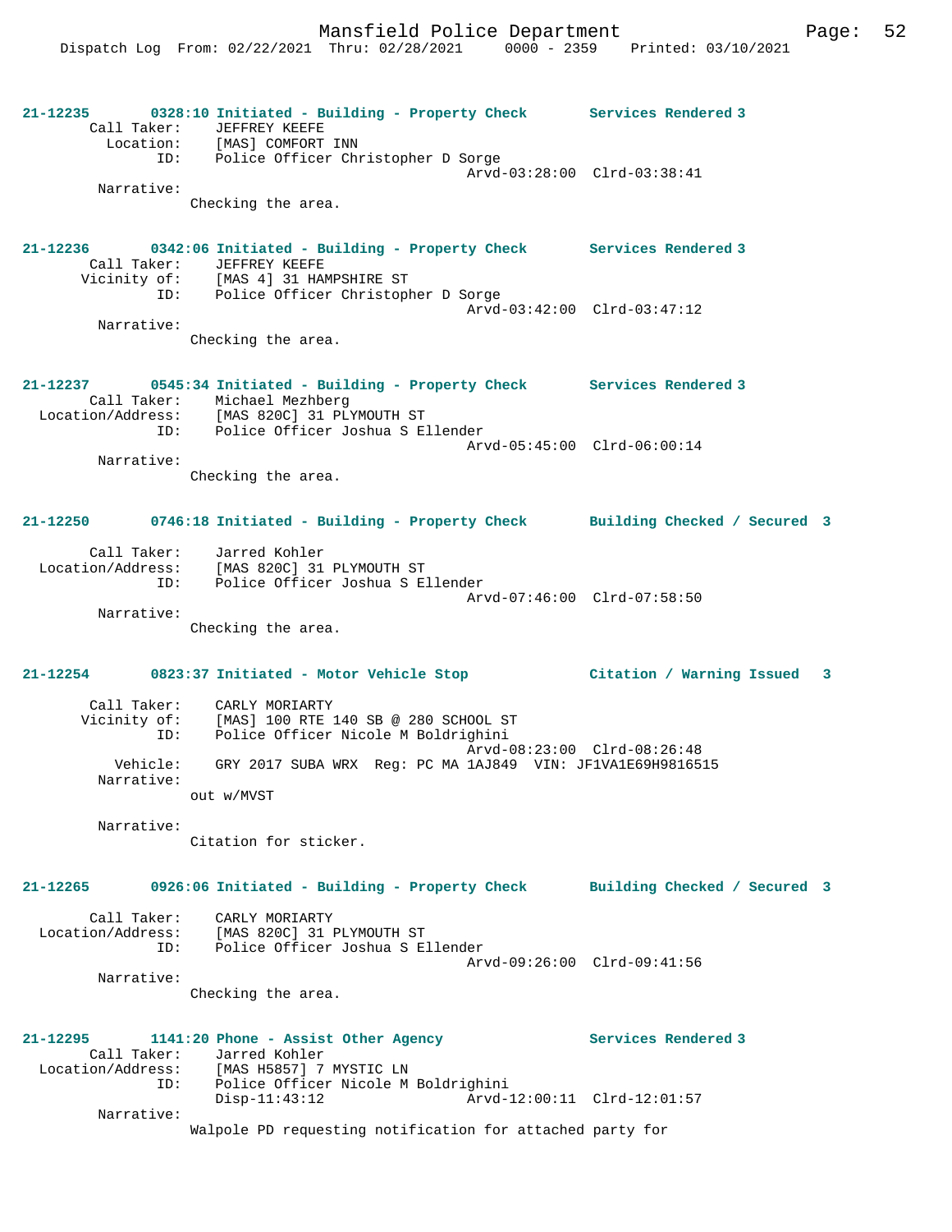**21-12235 0328:10 Initiated - Building - Property Check Services Rendered 3**

Call Taker: JEFFREY KEEFE
Location: [MAS] COMFORT INN
ID: Police Officer Christopher D Sorge
Arvd-03:28:00 Clrd-03:38:41

Narrative:
Checking the area.

**21-12236 0342:06 Initiated - Building - Property Check Services Rendered 3**

Call Taker: JEFFREY KEEFE
Vicinity of: [MAS 4] 31 HAMPSHIRE ST
ID: Police Officer Christopher D Sorge
Arvd-03:42:00 Clrd-03:47:12

Narrative:
Checking the area.

**21-12237 0545:34 Initiated - Building - Property Check Services Rendered 3**

Call Taker: Michael Mezhberg
Location/Address: [MAS 820C] 31 PLYMOUTH ST
ID: Police Officer Joshua S Ellender
Arvd-05:45:00 Clrd-06:00:14

Narrative:
Checking the area.

**21-12250 0746:18 Initiated - Building - Property Check Building Checked / Secured 3**

Call Taker: Jarred Kohler
Location/Address: [MAS 820C] 31 PLYMOUTH ST
ID: Police Officer Joshua S Ellender
Arvd-07:46:00 Clrd-07:58:50

Narrative:
Checking the area.

**21-12254 0823:37 Initiated - Motor Vehicle Stop Citation / Warning Issued 3**

Call Taker: CARLY MORIARTY
Vicinity of: [MAS] 100 RTE 140 SB @ 280 SCHOOL ST
ID: Police Officer Nicole M Boldrighini
Arvd-08:23:00 Clrd-08:26:48
Vehicle: GRY 2017 SUBA WRX Reg: PC MA 1AJ849 VIN: JF1VA1E69H9816515

Narrative:
out w/MVST

Narrative:
Citation for sticker.

**21-12265 0926:06 Initiated - Building - Property Check Building Checked / Secured 3**

Call Taker: CARLY MORIARTY
Location/Address: [MAS 820C] 31 PLYMOUTH ST
ID: Police Officer Joshua S Ellender
Arvd-09:26:00 Clrd-09:41:56

Narrative:
Checking the area.

**21-12295 1141:20 Phone - Assist Other Agency Services Rendered 3**

Call Taker: Jarred Kohler
Location/Address: [MAS H5857] 7 MYSTIC LN
ID: Police Officer Nicole M Boldrighini
Disp-11:43:12 Arvd-12:00:11 Clrd-12:01:57

Narrative:
Walpole PD requesting notification for attached party for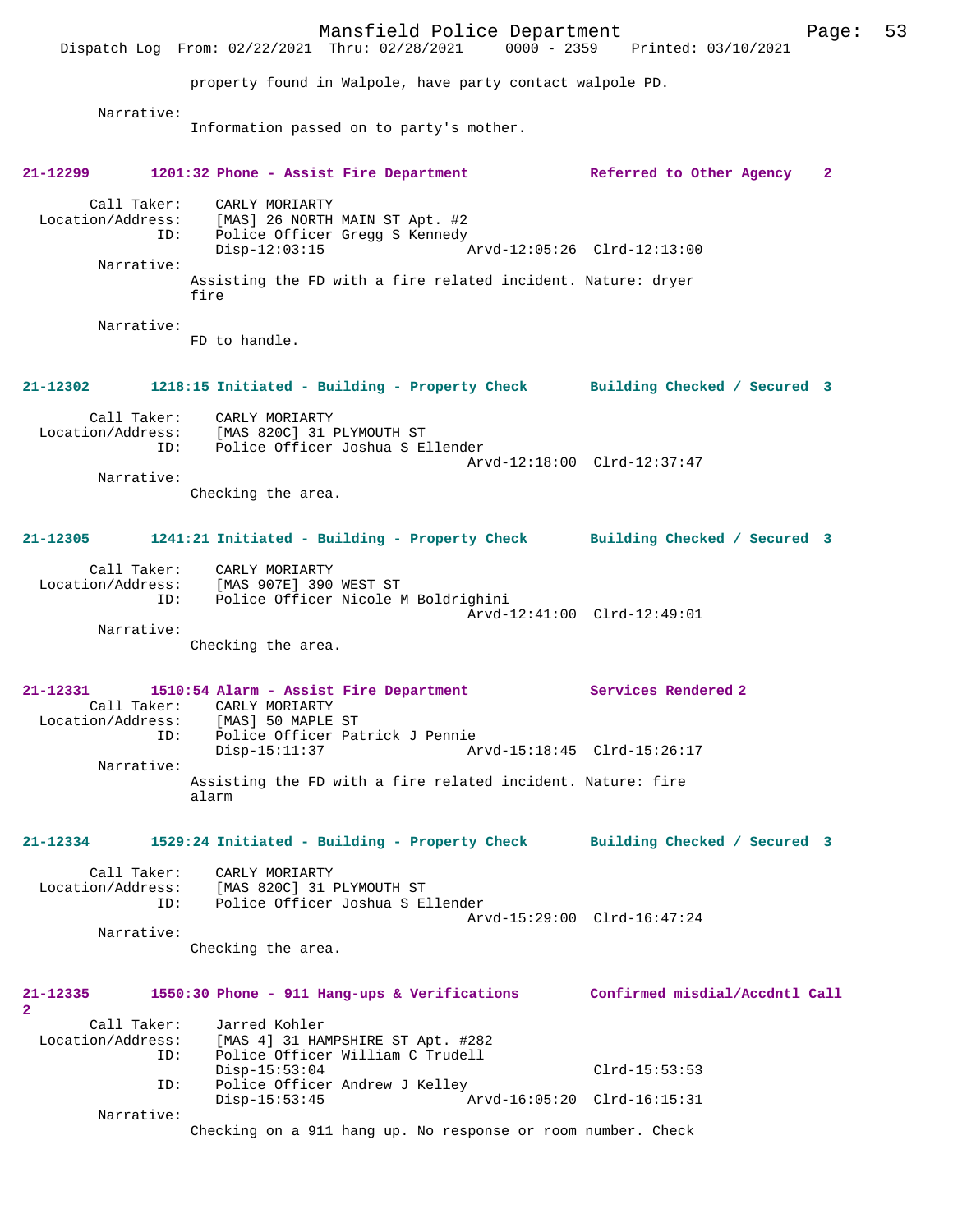property found in Walpole, have party contact walpole PD.

Narrative:
Information passed on to party's mother.

**21-12299 1201:32 Phone - Assist Fire Department — Referred to Other Agency 2**

Call Taker: CARLY MORIARTY
Location/Address: [MAS] 26 NORTH MAIN ST Apt. #2
ID: Police Officer Gregg S Kennedy
Disp-12:03:15 Arvd-12:05:26 Clrd-12:13:00

Narrative:
Assisting the FD with a fire related incident. Nature: dryer fire

Narrative:
FD to handle.

**21-12302 1218:15 Initiated - Building - Property Check — Building Checked / Secured 3**

Call Taker: CARLY MORIARTY
Location/Address: [MAS 820C] 31 PLYMOUTH ST
ID: Police Officer Joshua S Ellender
Arvd-12:18:00 Clrd-12:37:47

Narrative:
Checking the area.

**21-12305 1241:21 Initiated - Building - Property Check — Building Checked / Secured 3**

Call Taker: CARLY MORIARTY
Location/Address: [MAS 907E] 390 WEST ST
ID: Police Officer Nicole M Boldrighini
Arvd-12:41:00 Clrd-12:49:01

Narrative:
Checking the area.

**21-12331 1510:54 Alarm - Assist Fire Department — Services Rendered 2**

Call Taker: CARLY MORIARTY
Location/Address: [MAS] 50 MAPLE ST
ID: Police Officer Patrick J Pennie
Disp-15:11:37 Arvd-15:18:45 Clrd-15:26:17

Narrative:
Assisting the FD with a fire related incident. Nature: fire alarm

**21-12334 1529:24 Initiated - Building - Property Check — Building Checked / Secured 3**

Call Taker: CARLY MORIARTY
Location/Address: [MAS 820C] 31 PLYMOUTH ST
ID: Police Officer Joshua S Ellender
Arvd-15:29:00 Clrd-16:47:24

Narrative:
Checking the area.

**21-12335 1550:30 Phone - 911 Hang-ups & Verifications — Confirmed misdial/Accdntl Call 2**

Call Taker: Jarred Kohler
Location/Address: [MAS 4] 31 HAMPSHIRE ST Apt. #282
ID: Police Officer William C Trudell
Disp-15:53:04 Clrd-15:53:53
ID: Police Officer Andrew J Kelley
Disp-15:53:45 Arvd-16:05:20 Clrd-16:15:31

Narrative:
Checking on a 911 hang up. No response or room number. Check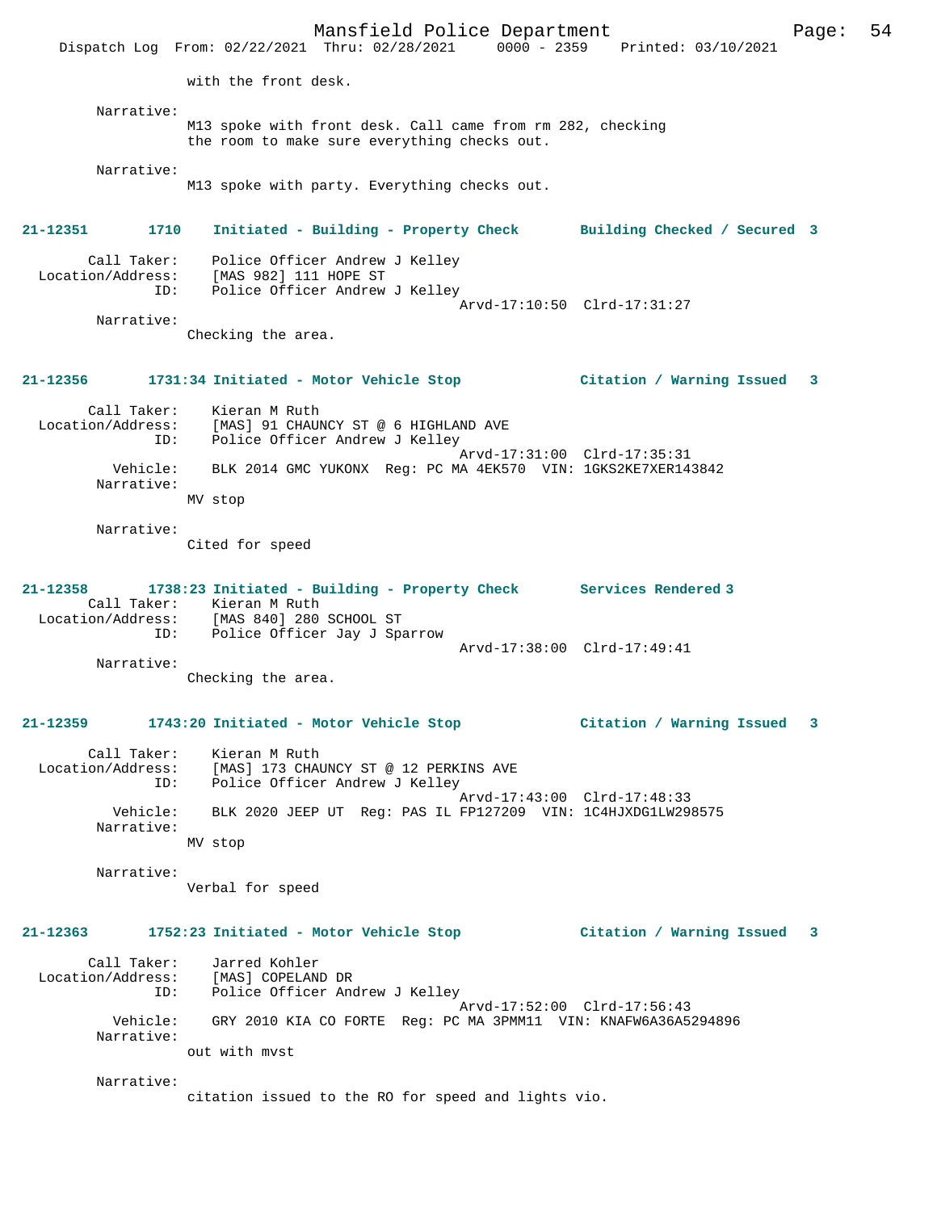with the front desk.

Narrative:
M13 spoke with front desk. Call came from rm 282, checking the room to make sure everything checks out.

Narrative:
M13 spoke with party. Everything checks out.

**21-12351 1710 Initiated - Building - Property Check — Building Checked / Secured 3**

Call Taker: Police Officer Andrew J Kelley
Location/Address: [MAS 982] 111 HOPE ST
ID: Police Officer Andrew J Kelley
Arvd-17:10:50 Clrd-17:31:27

Narrative:
Checking the area.

**21-12356 1731:34 Initiated - Motor Vehicle Stop — Citation / Warning Issued 3**

Call Taker: Kieran M Ruth
Location/Address: [MAS] 91 CHAUNCY ST @ 6 HIGHLAND AVE
ID: Police Officer Andrew J Kelley
Arvd-17:31:00 Clrd-17:35:31
Vehicle: BLK 2014 GMC YUKONX Reg: PC MA 4EK570 VIN: 1GKS2KE7XER143842

Narrative:
MV stop

Narrative:
Cited for speed

**21-12358 1738:23 Initiated - Building - Property Check — Services Rendered 3**

Call Taker: Kieran M Ruth
Location/Address: [MAS 840] 280 SCHOOL ST
ID: Police Officer Jay J Sparrow
Arvd-17:38:00 Clrd-17:49:41

Narrative:
Checking the area.

**21-12359 1743:20 Initiated - Motor Vehicle Stop — Citation / Warning Issued 3**

Call Taker: Kieran M Ruth
Location/Address: [MAS] 173 CHAUNCY ST @ 12 PERKINS AVE
ID: Police Officer Andrew J Kelley
Arvd-17:43:00 Clrd-17:48:33
Vehicle: BLK 2020 JEEP UT Reg: PAS IL FP127209 VIN: 1C4HJXDG1LW298575

Narrative:
MV stop

Narrative:
Verbal for speed

**21-12363 1752:23 Initiated - Motor Vehicle Stop — Citation / Warning Issued 3**

Call Taker: Jarred Kohler
Location/Address: [MAS] COPELAND DR
ID: Police Officer Andrew J Kelley
Arvd-17:52:00 Clrd-17:56:43
Vehicle: GRY 2010 KIA CO FORTE Reg: PC MA 3PMM11 VIN: KNAFW6A36A5294896

Narrative:
out with mvst

Narrative:
citation issued to the RO for speed and lights vio.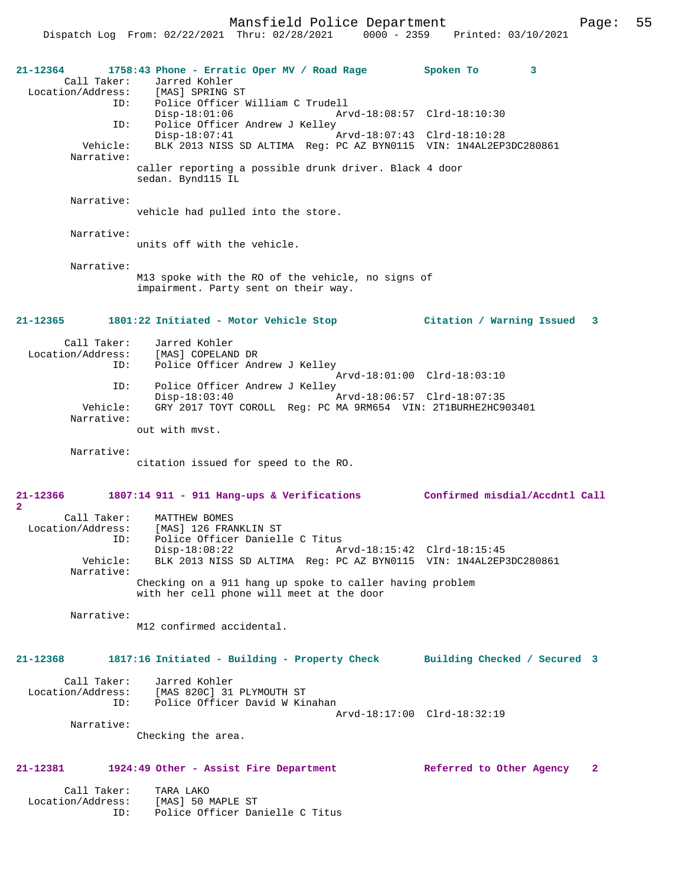**21-12364 1758:43 Phone - Erratic Oper MV / Road Rage — Spoken To — 3**

Call Taker: Jarred Kohler
Location/Address: [MAS] SPRING ST
ID: Police Officer William C Trudell
Disp-18:01:06 Arvd-18:08:57 Clrd-18:10:30
ID: Police Officer Andrew J Kelley
Disp-18:07:41 Arvd-18:07:43 Clrd-18:10:28
Vehicle: BLK 2013 NISS SD ALTIMA Reg: PC AZ BYN0115 VIN: 1N4AL2EP3DC280861
Narrative:
caller reporting a possible drunk driver. Black 4 door sedan. Bynd115 IL

Narrative:
vehicle had pulled into the store.

Narrative:
units off with the vehicle.

Narrative:
M13 spoke with the RO of the vehicle, no signs of impairment. Party sent on their way.

**21-12365 1801:22 Initiated - Motor Vehicle Stop — Citation / Warning Issued — 3**

Call Taker: Jarred Kohler
Location/Address: [MAS] COPELAND DR
ID: Police Officer Andrew J Kelley
Arvd-18:01:00 Clrd-18:03:10
ID: Police Officer Andrew J Kelley
Disp-18:03:40 Arvd-18:06:57 Clrd-18:07:35
Vehicle: GRY 2017 TOYT COROLL Reg: PC MA 9RM654 VIN: 2T1BURHE2HC903401
Narrative:
out with mvst.

Narrative:
citation issued for speed to the RO.

**21-12366 1807:14 911 - 911 Hang-ups & Verifications — Confirmed misdial/Accdntl Call — 2**

Call Taker: MATTHEW BOMES
Location/Address: [MAS] 126 FRANKLIN ST
ID: Police Officer Danielle C Titus
Disp-18:08:22 Arvd-18:15:42 Clrd-18:15:45
Vehicle: BLK 2013 NISS SD ALTIMA Reg: PC AZ BYN0115 VIN: 1N4AL2EP3DC280861
Narrative:
Checking on a 911 hang up spoke to caller having problem with her cell phone will meet at the door

Narrative:
M12 confirmed accidental.

**21-12368 1817:16 Initiated - Building - Property Check — Building Checked / Secured — 3**

Call Taker: Jarred Kohler
Location/Address: [MAS 820C] 31 PLYMOUTH ST
ID: Police Officer David W Kinahan
Arvd-18:17:00 Clrd-18:32:19
Narrative:
Checking the area.

**21-12381 1924:49 Other - Assist Fire Department — Referred to Other Agency — 2**

Call Taker: TARA LAKO
Location/Address: [MAS] 50 MAPLE ST
ID: Police Officer Danielle C Titus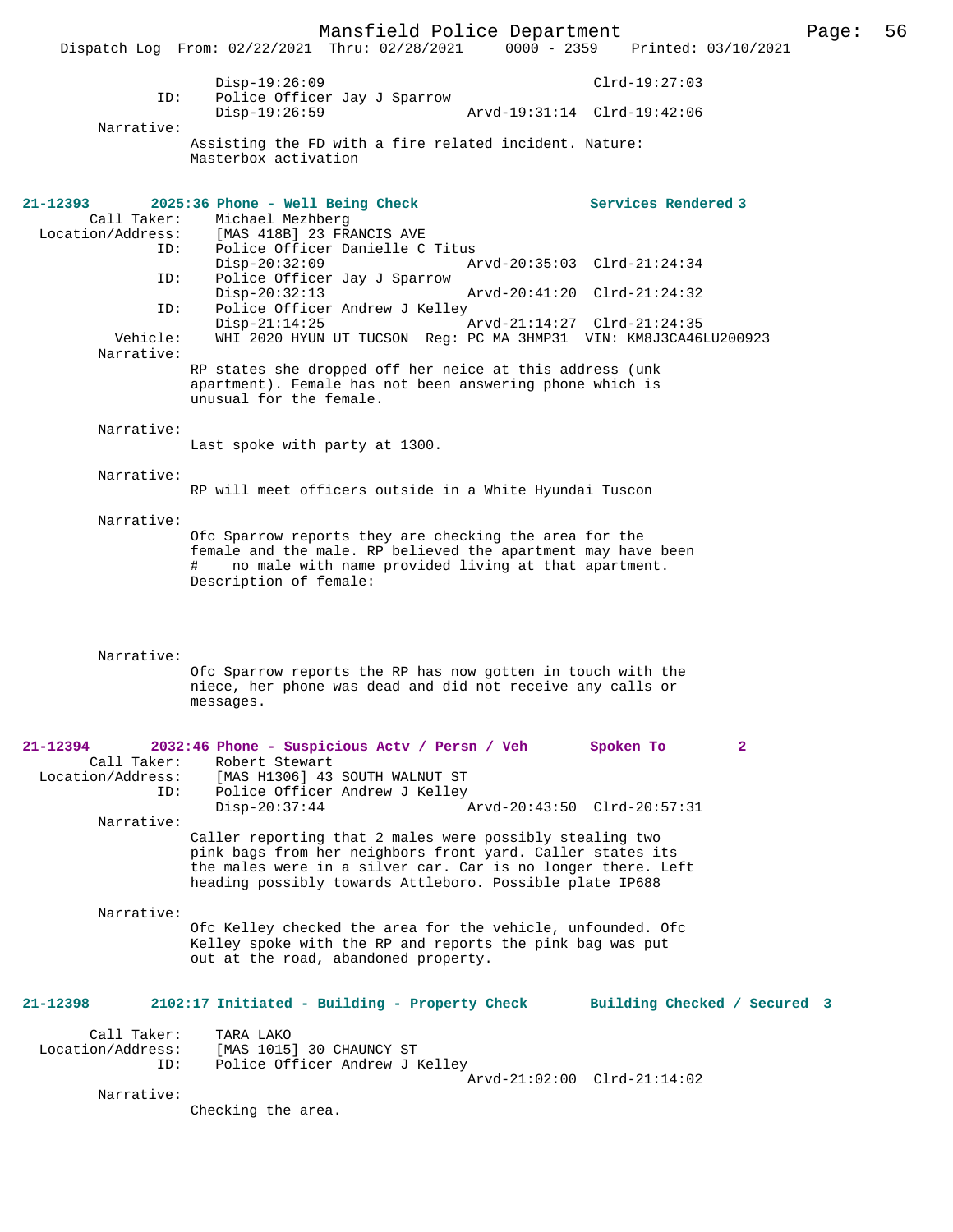```
                Disp-19:26:09                               Clrd-19:27:03
            ID:     Police Officer Jay J Sparrow
                Disp-19:26:59                   Arvd-19:31:14  Clrd-19:42:06
     Narrative:
              Assisting the FD with a fire related incident. Nature:
              Masterbox activation


21-12393        2025:36 Phone - Well Being Check                  Services Rendered 3
        Call Taker:     Michael Mezhberg
  Location/Address:     [MAS 418B] 23 FRANCIS AVE
               ID:      Police Officer Danielle C Titus
                    Disp-20:32:09                   Arvd-20:35:03  Clrd-21:24:34
               ID:      Police Officer Jay J Sparrow
                    Disp-20:32:13                   Arvd-20:41:20  Clrd-21:24:32
               ID:      Police Officer Andrew J Kelley
                    Disp-21:14:25                   Arvd-21:14:27  Clrd-21:24:35
          Vehicle:      WHI 2020 HYUN UT TUCSON  Reg: PC MA 3HMP31  VIN: KM8J3CA46LU200923
        Narrative:
              RP states she dropped off her neice at this address (unk
              apartment). Female has not been answering phone which is
              unusual for the female.

        Narrative:
              Last spoke with party at 1300.

        Narrative:
              RP will meet officers outside in a White Hyundai Tuscon

        Narrative:
              Ofc Sparrow reports they are checking the area for the
              female and the male. RP believed the apartment may have been
              #    no male with name provided living at that apartment.
              Description of female:



        Narrative:
              Ofc Sparrow reports the RP has now gotten in touch with the
              niece, her phone was dead and did not receive any calls or
              messages.


21-12394        2032:46 Phone - Suspicious Actv / Persn / Veh       Spoken To        2
        Call Taker:     Robert Stewart
  Location/Address:     [MAS H1306] 43 SOUTH WALNUT ST
               ID:      Police Officer Andrew J Kelley
                    Disp-20:37:44                   Arvd-20:43:50  Clrd-20:57:31
        Narrative:
              Caller reporting that 2 males were possibly stealing two
              pink bags from her neighbors front yard. Caller states its
              the males were in a silver car. Car is no longer there. Left
              heading possibly towards Attleboro. Possible plate IP688

        Narrative:
              Ofc Kelley checked the area for the vehicle, unfounded. Ofc
              Kelley spoke with the RP and reports the pink bag was put
              out at the road, abandoned property.


21-12398        2102:17 Initiated - Building - Property Check       Building Checked / Secured  3

        Call Taker:     TARA LAKO
  Location/Address:     [MAS 1015] 30 CHAUNCY ST
               ID:      Police Officer Andrew J Kelley
                                                    Arvd-21:02:00  Clrd-21:14:02
        Narrative:
              Checking the area.
```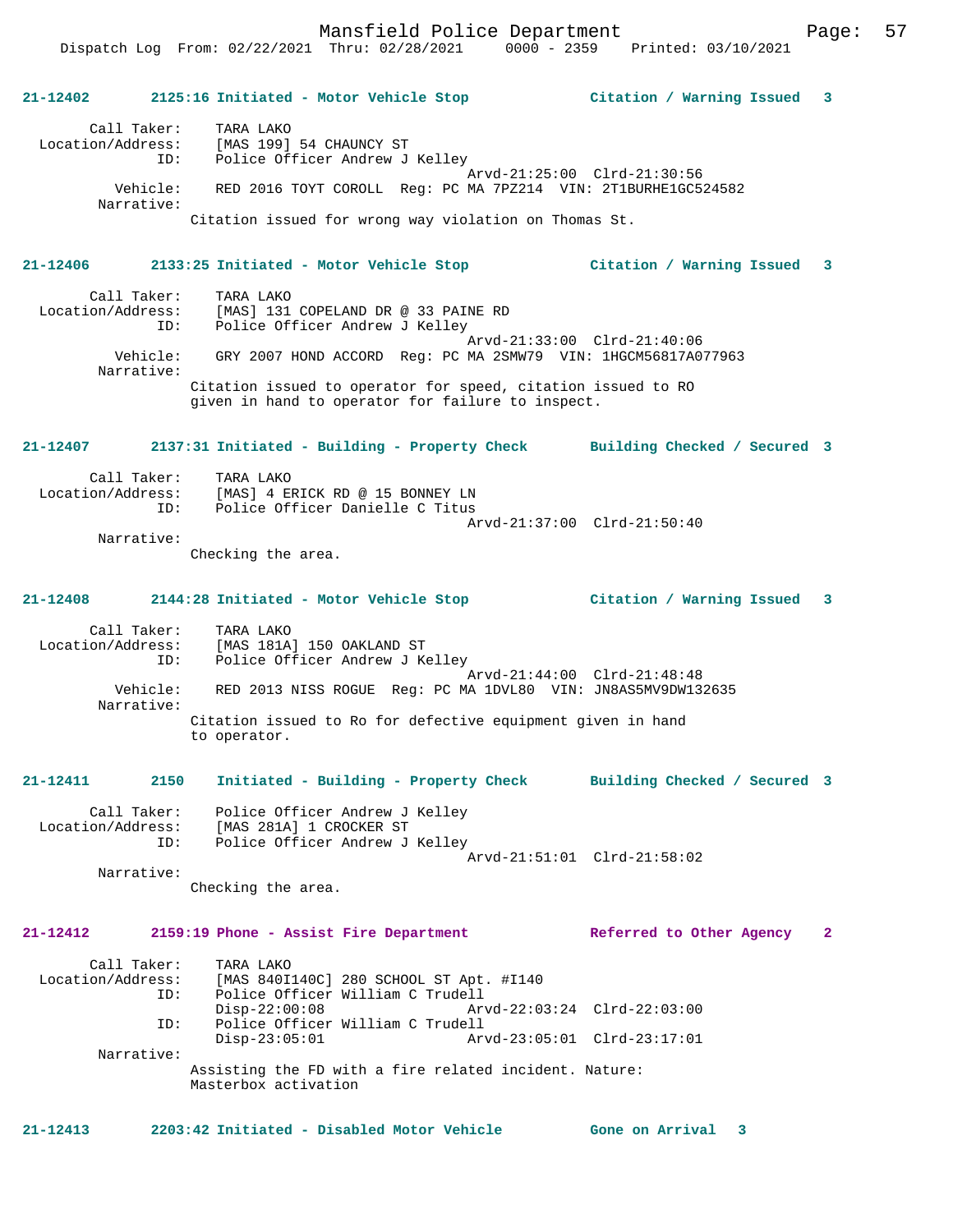**21-12402 2125:16 Initiated - Motor Vehicle Stop — Citation / Warning Issued 3**

Call Taker: TARA LAKO
Location/Address: [MAS 199] 54 CHAUNCY ST
ID: Police Officer Andrew J Kelley
Arvd-21:25:00 Clrd-21:30:56
Vehicle: RED 2016 TOYT COROLL Reg: PC MA 7PZ214 VIN: 2T1BURHE1GC524582
Narrative:
Citation issued for wrong way violation on Thomas St.

**21-12406 2133:25 Initiated - Motor Vehicle Stop — Citation / Warning Issued 3**

Call Taker: TARA LAKO
Location/Address: [MAS] 131 COPELAND DR @ 33 PAINE RD
ID: Police Officer Andrew J Kelley
Arvd-21:33:00 Clrd-21:40:06
Vehicle: GRY 2007 HOND ACCORD Reg: PC MA 2SMW79 VIN: 1HGCM56817A077963
Narrative:
Citation issued to operator for speed, citation issued to RO given in hand to operator for failure to inspect.

**21-12407 2137:31 Initiated - Building - Property Check — Building Checked / Secured 3**

Call Taker: TARA LAKO
Location/Address: [MAS] 4 ERICK RD @ 15 BONNEY LN
ID: Police Officer Danielle C Titus
Arvd-21:37:00 Clrd-21:50:40
Narrative:
Checking the area.

**21-12408 2144:28 Initiated - Motor Vehicle Stop — Citation / Warning Issued 3**

Call Taker: TARA LAKO
Location/Address: [MAS 181A] 150 OAKLAND ST
ID: Police Officer Andrew J Kelley
Arvd-21:44:00 Clrd-21:48:48
Vehicle: RED 2013 NISS ROGUE Reg: PC MA 1DVL80 VIN: JN8AS5MV9DW132635
Narrative:
Citation issued to Ro for defective equipment given in hand to operator.

**21-12411 2150 Initiated - Building - Property Check — Building Checked / Secured 3**

Call Taker: Police Officer Andrew J Kelley
Location/Address: [MAS 281A] 1 CROCKER ST
ID: Police Officer Andrew J Kelley
Arvd-21:51:01 Clrd-21:58:02
Narrative:
Checking the area.

**21-12412 2159:19 Phone - Assist Fire Department — Referred to Other Agency 2**

Call Taker: TARA LAKO
Location/Address: [MAS 840I140C] 280 SCHOOL ST Apt. #I140
ID: Police Officer William C Trudell
Disp-22:00:08 Arvd-22:03:24 Clrd-22:03:00
ID: Police Officer William C Trudell
Disp-23:05:01 Arvd-23:05:01 Clrd-23:17:01
Narrative:
Assisting the FD with a fire related incident. Nature: Masterbox activation

**21-12413 2203:42 Initiated - Disabled Motor Vehicle — Gone on Arrival 3**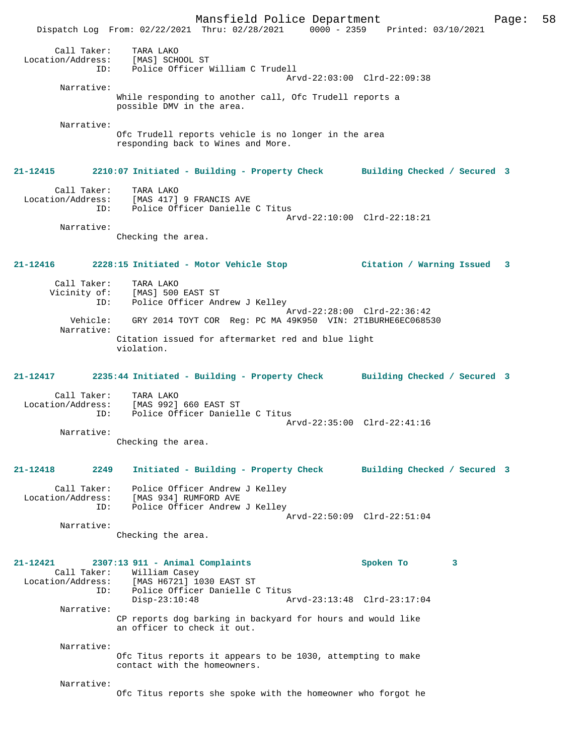```
        Call Taker:    TARA LAKO
  Location/Address:    [MAS] SCHOOL ST
                 ID:    Police Officer William C Trudell
                                              Arvd-22:03:00  Clrd-22:09:38
         Narrative:
                 While responding to another call, Ofc Trudell reports a
                 possible DMV in the area.

         Narrative:
                 Ofc Trudell reports vehicle is no longer in the area
                 responding back to Wines and More.
```

**21-12415        2210:07 Initiated - Building - Property Check        Building Checked / Secured  3**

```
        Call Taker:    TARA LAKO
  Location/Address:    [MAS 417] 9 FRANCIS AVE
                 ID:    Police Officer Danielle C Titus
                                              Arvd-22:10:00  Clrd-22:18:21
         Narrative:
                 Checking the area.
```

**21-12416        2228:15 Initiated - Motor Vehicle Stop        Citation / Warning Issued   3**

```
        Call Taker:    TARA LAKO
       Vicinity of:    [MAS] 500 EAST ST
                 ID:    Police Officer Andrew J Kelley
                                              Arvd-22:28:00  Clrd-22:36:42
           Vehicle:    GRY 2014 TOYT COR  Reg: PC MA 49K950  VIN: 2T1BURHE6EC068530
         Narrative:
                 Citation issued for aftermarket red and blue light
                 violation.
```

**21-12417        2235:44 Initiated - Building - Property Check        Building Checked / Secured  3**

```
        Call Taker:    TARA LAKO
  Location/Address:    [MAS 992] 660 EAST ST
                 ID:    Police Officer Danielle C Titus
                                              Arvd-22:35:00  Clrd-22:41:16
         Narrative:
                 Checking the area.
```

**21-12418        2249    Initiated - Building - Property Check        Building Checked / Secured  3**

```
        Call Taker:    Police Officer Andrew J Kelley
  Location/Address:    [MAS 934] RUMFORD AVE
                 ID:    Police Officer Andrew J Kelley
                                              Arvd-22:50:09  Clrd-22:51:04
         Narrative:
                 Checking the area.
```

**21-12421        2307:13 911 - Animal Complaints        Spoken To        3**

```
        Call Taker:    William Casey
  Location/Address:    [MAS H6721] 1030 EAST ST
                 ID:    Police Officer Danielle C Titus
                        Disp-23:10:48             Arvd-23:13:48  Clrd-23:17:04
         Narrative:
                 CP reports dog barking in backyard for hours and would like
                 an officer to check it out.

         Narrative:
                 Ofc Titus reports it appears to be 1030, attempting to make
                 contact with the homeowners.

         Narrative:
                 Ofc Titus reports she spoke with the homeowner who forgot he
```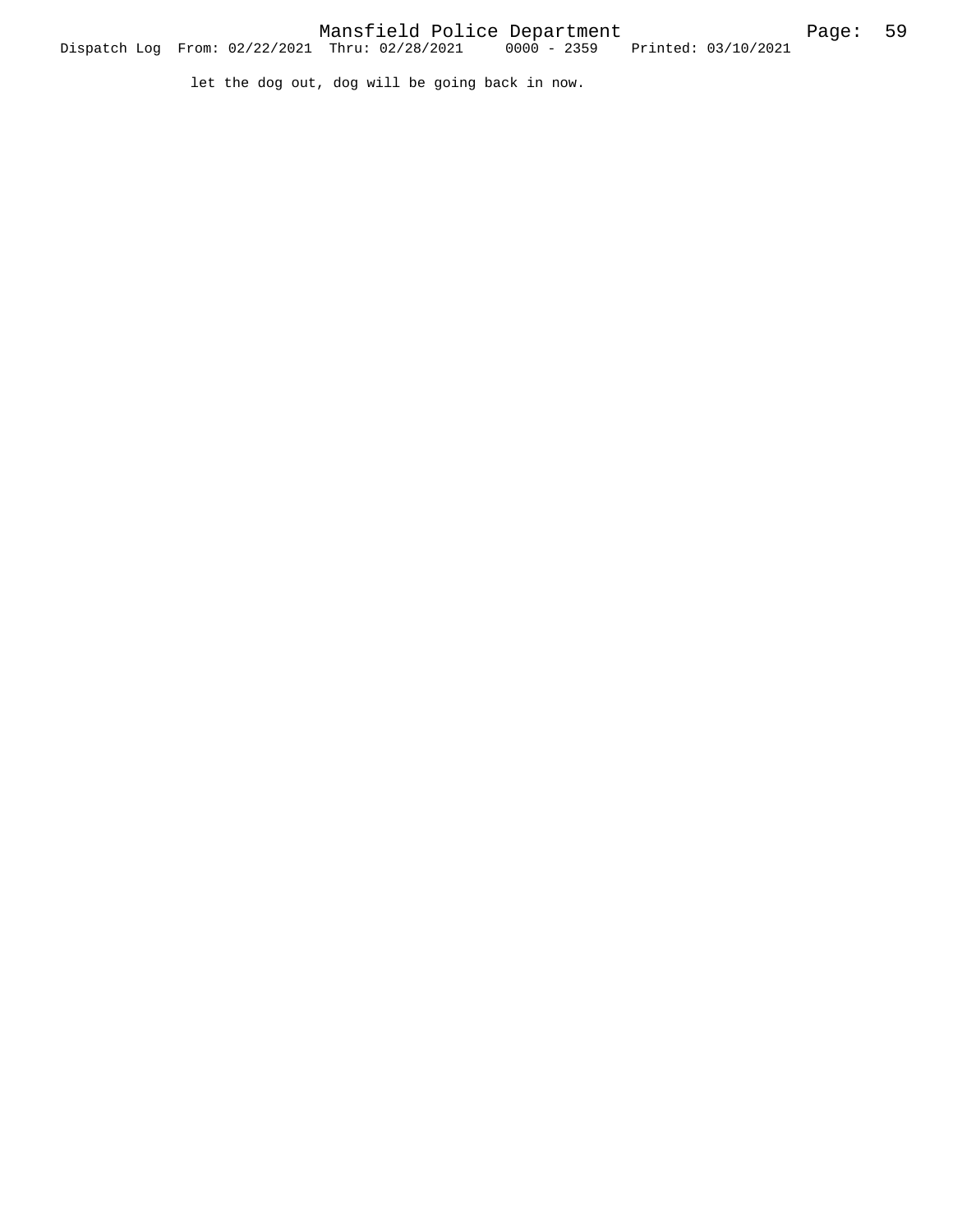let the dog out, dog will be going back in now.